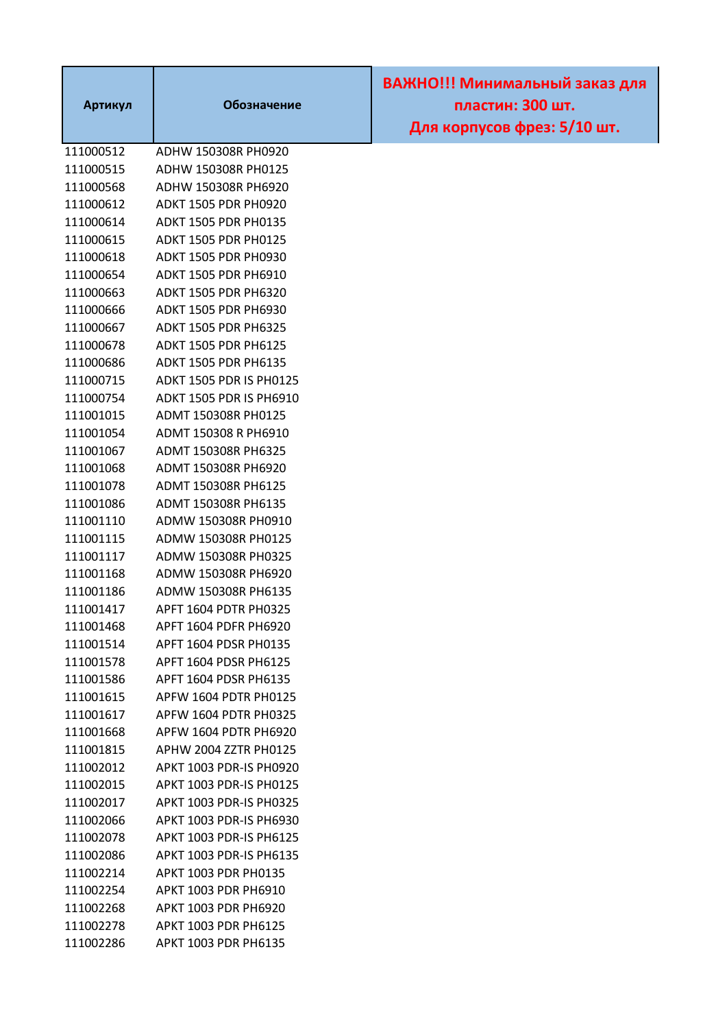| Артикул | Обозначение | ВАЖНО!!! Минимальный заказ для пластин: 300 шт. Для корпусов фрез: 5/10 шт. |
|---|---|---|
| 111000512 | ADHW 150308R PH0920 | |
| 111000515 | ADHW 150308R PH0125 | |
| 111000568 | ADHW 150308R PH6920 | |
| 111000612 | ADKT 1505 PDR PH0920 | |
| 111000614 | ADKT 1505 PDR PH0135 | |
| 111000615 | ADKT 1505 PDR PH0125 | |
| 111000618 | ADKT 1505 PDR PH0930 | |
| 111000654 | ADKT 1505 PDR PH6910 | |
| 111000663 | ADKT 1505 PDR PH6320 | |
| 111000666 | ADKT 1505 PDR PH6930 | |
| 111000667 | ADKT 1505 PDR PH6325 | |
| 111000678 | ADKT 1505 PDR PH6125 | |
| 111000686 | ADKT 1505 PDR PH6135 | |
| 111000715 | ADKT 1505 PDR IS PH0125 | |
| 111000754 | ADKT 1505 PDR IS PH6910 | |
| 111001015 | ADMT 150308R PH0125 | |
| 111001054 | ADMT 150308 R PH6910 | |
| 111001067 | ADMT 150308R PH6325 | |
| 111001068 | ADMT 150308R PH6920 | |
| 111001078 | ADMT 150308R PH6125 | |
| 111001086 | ADMT 150308R PH6135 | |
| 111001110 | ADMW 150308R PH0910 | |
| 111001115 | ADMW 150308R PH0125 | |
| 111001117 | ADMW 150308R PH0325 | |
| 111001168 | ADMW 150308R PH6920 | |
| 111001186 | ADMW 150308R PH6135 | |
| 111001417 | APFT 1604 PDTR PH0325 | |
| 111001468 | APFT 1604 PDFR PH6920 | |
| 111001514 | APFT 1604 PDSR PH0135 | |
| 111001578 | APFT 1604 PDSR PH6125 | |
| 111001586 | APFT 1604 PDSR PH6135 | |
| 111001615 | APFW 1604 PDTR PH0125 | |
| 111001617 | APFW 1604 PDTR PH0325 | |
| 111001668 | APFW 1604 PDTR PH6920 | |
| 111001815 | APHW 2004 ZZTR PH0125 | |
| 111002012 | APKT 1003 PDR-IS PH0920 | |
| 111002015 | APKT 1003 PDR-IS PH0125 | |
| 111002017 | APKT 1003 PDR-IS PH0325 | |
| 111002066 | APKT 1003 PDR-IS PH6930 | |
| 111002078 | APKT 1003 PDR-IS PH6125 | |
| 111002086 | APKT 1003 PDR-IS PH6135 | |
| 111002214 | APKT 1003 PDR PH0135 | |
| 111002254 | APKT 1003 PDR PH6910 | |
| 111002268 | APKT 1003 PDR PH6920 | |
| 111002278 | APKT 1003 PDR PH6125 | |
| 111002286 | APKT 1003 PDR PH6135 | |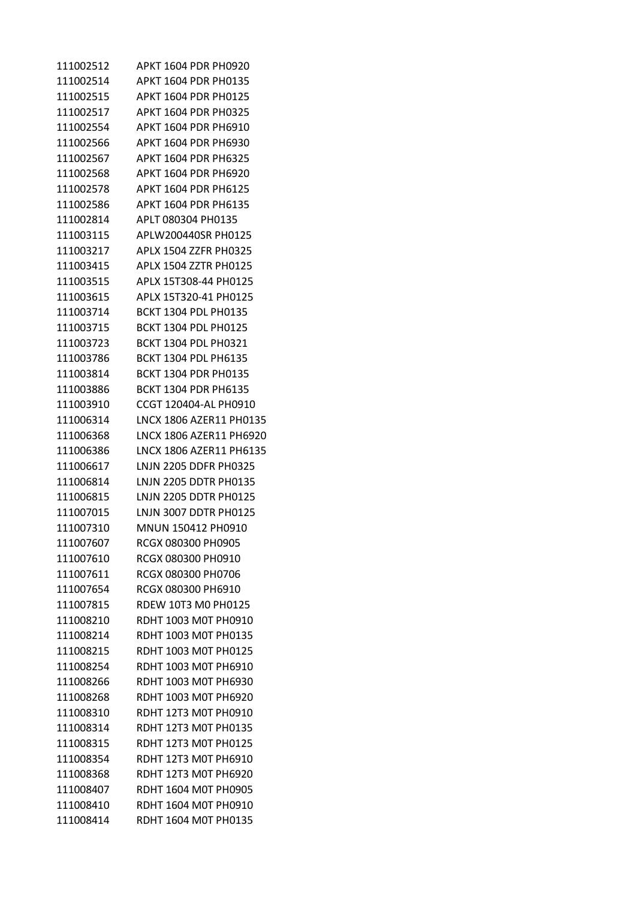| | |
|---|---|
| 111002512 | APKT 1604 PDR PH0920 |
| 111002514 | APKT 1604 PDR PH0135 |
| 111002515 | APKT 1604 PDR PH0125 |
| 111002517 | APKT 1604 PDR PH0325 |
| 111002554 | APKT 1604 PDR PH6910 |
| 111002566 | APKT 1604 PDR PH6930 |
| 111002567 | APKT 1604 PDR PH6325 |
| 111002568 | APKT 1604 PDR PH6920 |
| 111002578 | APKT 1604 PDR PH6125 |
| 111002586 | APKT 1604 PDR PH6135 |
| 111002814 | APLT 080304 PH0135 |
| 111003115 | APLW200440SR PH0125 |
| 111003217 | APLX 1504 ZZFR PH0325 |
| 111003415 | APLX 1504 ZZTR PH0125 |
| 111003515 | APLX 15T308-44 PH0125 |
| 111003615 | APLX 15T320-41 PH0125 |
| 111003714 | BCKT 1304 PDL PH0135 |
| 111003715 | BCKT 1304 PDL PH0125 |
| 111003723 | BCKT 1304 PDL PH0321 |
| 111003786 | BCKT 1304 PDL PH6135 |
| 111003814 | BCKT 1304 PDR PH0135 |
| 111003886 | BCKT 1304 PDR PH6135 |
| 111003910 | CCGT 120404-AL PH0910 |
| 111006314 | LNCX 1806 AZER11 PH0135 |
| 111006368 | LNCX 1806 AZER11 PH6920 |
| 111006386 | LNCX 1806 AZER11 PH6135 |
| 111006617 | LNJN 2205 DDFR PH0325 |
| 111006814 | LNJN 2205 DDTR PH0135 |
| 111006815 | LNJN 2205 DDTR PH0125 |
| 111007015 | LNJN 3007 DDTR PH0125 |
| 111007310 | MNUN 150412 PH0910 |
| 111007607 | RCGX 080300 PH0905 |
| 111007610 | RCGX 080300 PH0910 |
| 111007611 | RCGX 080300 PH0706 |
| 111007654 | RCGX 080300 PH6910 |
| 111007815 | RDEW 10T3 M0 PH0125 |
| 111008210 | RDHT 1003 M0T PH0910 |
| 111008214 | RDHT 1003 M0T PH0135 |
| 111008215 | RDHT 1003 M0T PH0125 |
| 111008254 | RDHT 1003 M0T PH6910 |
| 111008266 | RDHT 1003 M0T PH6930 |
| 111008268 | RDHT 1003 M0T PH6920 |
| 111008310 | RDHT 12T3 M0T PH0910 |
| 111008314 | RDHT 12T3 M0T PH0135 |
| 111008315 | RDHT 12T3 M0T PH0125 |
| 111008354 | RDHT 12T3 M0T PH6910 |
| 111008368 | RDHT 12T3 M0T PH6920 |
| 111008407 | RDHT 1604 M0T PH0905 |
| 111008410 | RDHT 1604 M0T PH0910 |
| 111008414 | RDHT 1604 M0T PH0135 |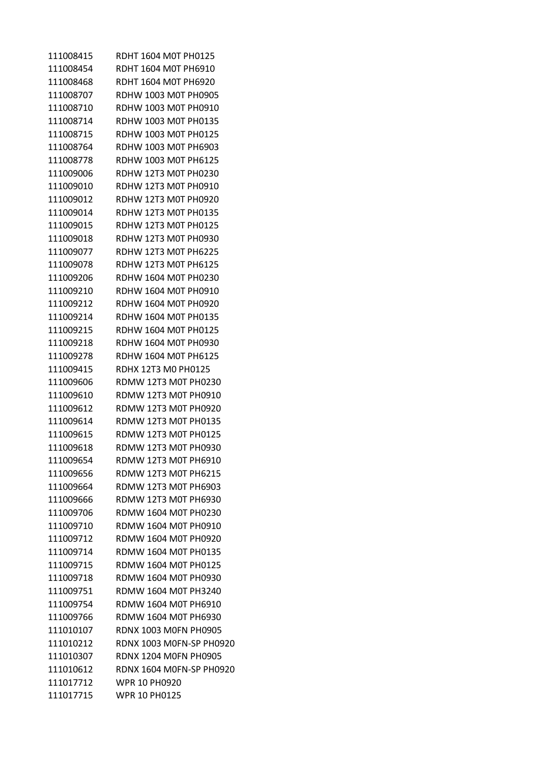| | |
|---|---|
| 111008415 | RDHT 1604 M0T PH0125 |
| 111008454 | RDHT 1604 M0T PH6910 |
| 111008468 | RDHT 1604 M0T PH6920 |
| 111008707 | RDHW 1003 M0T PH0905 |
| 111008710 | RDHW 1003 M0T PH0910 |
| 111008714 | RDHW 1003 M0T PH0135 |
| 111008715 | RDHW 1003 M0T PH0125 |
| 111008764 | RDHW 1003 M0T PH6903 |
| 111008778 | RDHW 1003 M0T PH6125 |
| 111009006 | RDHW 12T3 M0T PH0230 |
| 111009010 | RDHW 12T3 M0T PH0910 |
| 111009012 | RDHW 12T3 M0T PH0920 |
| 111009014 | RDHW 12T3 M0T PH0135 |
| 111009015 | RDHW 12T3 M0T PH0125 |
| 111009018 | RDHW 12T3 M0T PH0930 |
| 111009077 | RDHW 12T3 M0T PH6225 |
| 111009078 | RDHW 12T3 M0T PH6125 |
| 111009206 | RDHW 1604 M0T PH0230 |
| 111009210 | RDHW 1604 M0T PH0910 |
| 111009212 | RDHW 1604 M0T PH0920 |
| 111009214 | RDHW 1604 M0T PH0135 |
| 111009215 | RDHW 1604 M0T PH0125 |
| 111009218 | RDHW 1604 M0T PH0930 |
| 111009278 | RDHW 1604 M0T PH6125 |
| 111009415 | RDHX 12T3 M0 PH0125 |
| 111009606 | RDMW 12T3 M0T PH0230 |
| 111009610 | RDMW 12T3 M0T PH0910 |
| 111009612 | RDMW 12T3 M0T PH0920 |
| 111009614 | RDMW 12T3 M0T PH0135 |
| 111009615 | RDMW 12T3 M0T PH0125 |
| 111009618 | RDMW 12T3 M0T PH0930 |
| 111009654 | RDMW 12T3 M0T PH6910 |
| 111009656 | RDMW 12T3 M0T PH6215 |
| 111009664 | RDMW 12T3 M0T PH6903 |
| 111009666 | RDMW 12T3 M0T PH6930 |
| 111009706 | RDMW 1604 M0T PH0230 |
| 111009710 | RDMW 1604 M0T PH0910 |
| 111009712 | RDMW 1604 M0T PH0920 |
| 111009714 | RDMW 1604 M0T PH0135 |
| 111009715 | RDMW 1604 M0T PH0125 |
| 111009718 | RDMW 1604 M0T PH0930 |
| 111009751 | RDMW 1604 M0T PH3240 |
| 111009754 | RDMW 1604 M0T PH6910 |
| 111009766 | RDMW 1604 M0T PH6930 |
| 111010107 | RDNX 1003 M0FN PH0905 |
| 111010212 | RDNX 1003 M0FN-SP PH0920 |
| 111010307 | RDNX 1204 M0FN PH0905 |
| 111010612 | RDNX 1604 M0FN-SP PH0920 |
| 111017712 | WPR 10 PH0920 |
| 111017715 | WPR 10 PH0125 |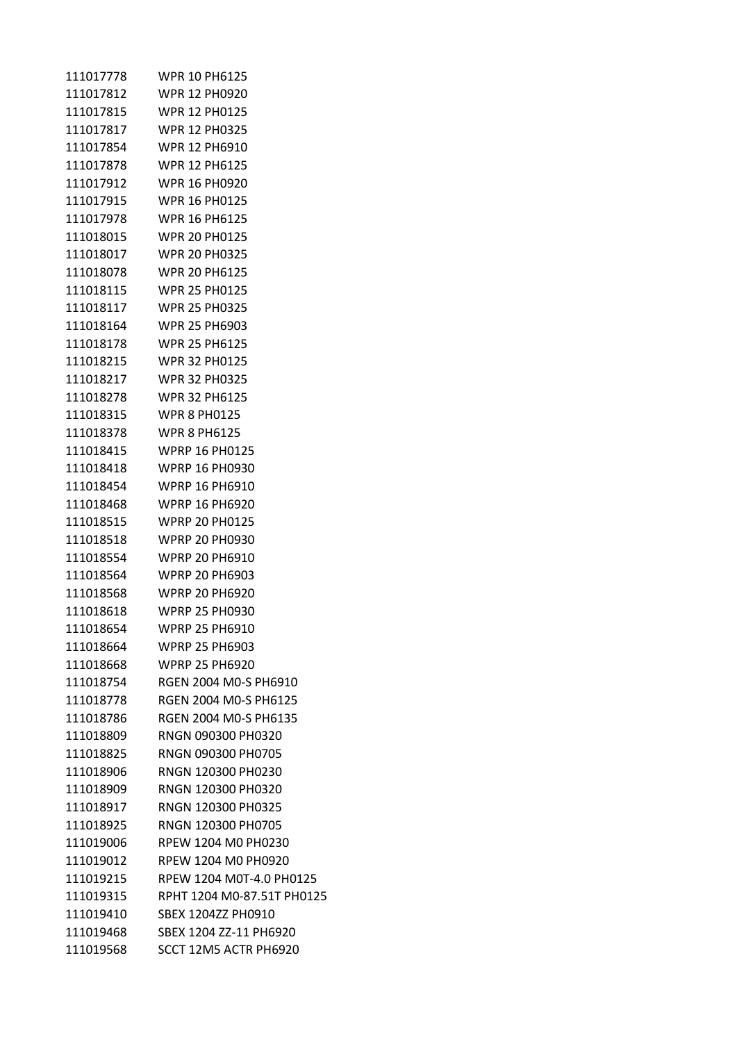| | |
|---|---|
| 111017778 | WPR 10 PH6125 |
| 111017812 | WPR 12 PH0920 |
| 111017815 | WPR 12 PH0125 |
| 111017817 | WPR 12 PH0325 |
| 111017854 | WPR 12 PH6910 |
| 111017878 | WPR 12 PH6125 |
| 111017912 | WPR 16 PH0920 |
| 111017915 | WPR 16 PH0125 |
| 111017978 | WPR 16 PH6125 |
| 111018015 | WPR 20 PH0125 |
| 111018017 | WPR 20 PH0325 |
| 111018078 | WPR 20 PH6125 |
| 111018115 | WPR 25 PH0125 |
| 111018117 | WPR 25 PH0325 |
| 111018164 | WPR 25 PH6903 |
| 111018178 | WPR 25 PH6125 |
| 111018215 | WPR 32 PH0125 |
| 111018217 | WPR 32 PH0325 |
| 111018278 | WPR 32 PH6125 |
| 111018315 | WPR 8 PH0125 |
| 111018378 | WPR 8 PH6125 |
| 111018415 | WPRP 16 PH0125 |
| 111018418 | WPRP 16 PH0930 |
| 111018454 | WPRP 16 PH6910 |
| 111018468 | WPRP 16 PH6920 |
| 111018515 | WPRP 20 PH0125 |
| 111018518 | WPRP 20 PH0930 |
| 111018554 | WPRP 20 PH6910 |
| 111018564 | WPRP 20 PH6903 |
| 111018568 | WPRP 20 PH6920 |
| 111018618 | WPRP 25 PH0930 |
| 111018654 | WPRP 25 PH6910 |
| 111018664 | WPRP 25 PH6903 |
| 111018668 | WPRP 25 PH6920 |
| 111018754 | RGEN 2004 M0-S PH6910 |
| 111018778 | RGEN 2004 M0-S PH6125 |
| 111018786 | RGEN 2004 M0-S PH6135 |
| 111018809 | RNGN 090300 PH0320 |
| 111018825 | RNGN 090300 PH0705 |
| 111018906 | RNGN 120300 PH0230 |
| 111018909 | RNGN 120300 PH0320 |
| 111018917 | RNGN 120300 PH0325 |
| 111018925 | RNGN 120300 PH0705 |
| 111019006 | RPEW 1204 M0 PH0230 |
| 111019012 | RPEW 1204 M0 PH0920 |
| 111019215 | RPEW 1204 M0T-4.0 PH0125 |
| 111019315 | RPHT 1204 M0-87.51T PH0125 |
| 111019410 | SBEX 1204ZZ PH0910 |
| 111019468 | SBEX 1204 ZZ-11 PH6920 |
| 111019568 | SCCT 12M5 ACTR PH6920 |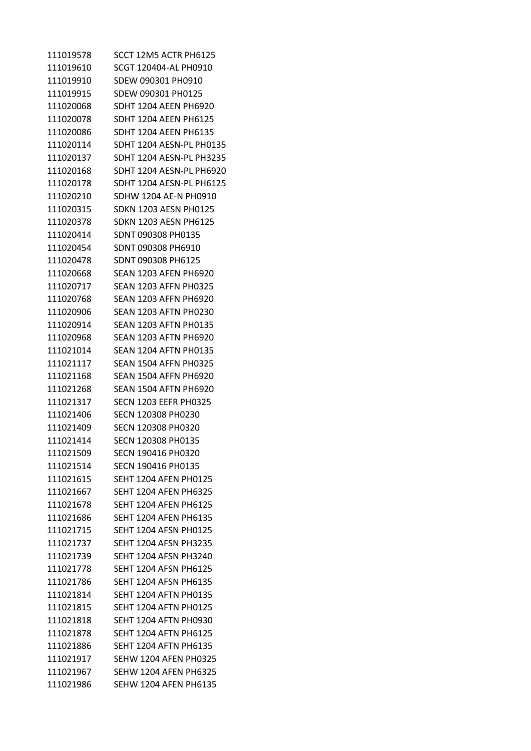| | |
|---|---|
| 111019578 | SCCT 12M5 ACTR PH6125 |
| 111019610 | SCGT 120404-AL PH0910 |
| 111019910 | SDEW 090301 PH0910 |
| 111019915 | SDEW 090301 PH0125 |
| 111020068 | SDHT 1204 AEEN PH6920 |
| 111020078 | SDHT 1204 AEEN PH6125 |
| 111020086 | SDHT 1204 AEEN PH6135 |
| 111020114 | SDHT 1204 AESN-PL PH0135 |
| 111020137 | SDHT 1204 AESN-PL PH3235 |
| 111020168 | SDHT 1204 AESN-PL PH6920 |
| 111020178 | SDHT 1204 AESN-PL PH6125 |
| 111020210 | SDHW 1204 AE-N PH0910 |
| 111020315 | SDKN 1203 AESN PH0125 |
| 111020378 | SDKN 1203 AESN PH6125 |
| 111020414 | SDNT 090308 PH0135 |
| 111020454 | SDNT 090308 PH6910 |
| 111020478 | SDNT 090308 PH6125 |
| 111020668 | SEAN 1203 AFEN PH6920 |
| 111020717 | SEAN 1203 AFFN PH0325 |
| 111020768 | SEAN 1203 AFFN PH6920 |
| 111020906 | SEAN 1203 AFTN PH0230 |
| 111020914 | SEAN 1203 AFTN PH0135 |
| 111020968 | SEAN 1203 AFTN PH6920 |
| 111021014 | SEAN 1204 AFTN PH0135 |
| 111021117 | SEAN 1504 AFFN PH0325 |
| 111021168 | SEAN 1504 AFFN PH6920 |
| 111021268 | SEAN 1504 AFTN PH6920 |
| 111021317 | SECN 1203 EEFR PH0325 |
| 111021406 | SECN 120308 PH0230 |
| 111021409 | SECN 120308 PH0320 |
| 111021414 | SECN 120308 PH0135 |
| 111021509 | SECN 190416 PH0320 |
| 111021514 | SECN 190416 PH0135 |
| 111021615 | SEHT 1204 AFEN PH0125 |
| 111021667 | SEHT 1204 AFEN PH6325 |
| 111021678 | SEHT 1204 AFEN PH6125 |
| 111021686 | SEHT 1204 AFEN PH6135 |
| 111021715 | SEHT 1204 AFSN PH0125 |
| 111021737 | SEHT 1204 AFSN PH3235 |
| 111021739 | SEHT 1204 AFSN PH3240 |
| 111021778 | SEHT 1204 AFSN PH6125 |
| 111021786 | SEHT 1204 AFSN PH6135 |
| 111021814 | SEHT 1204 AFTN PH0135 |
| 111021815 | SEHT 1204 AFTN PH0125 |
| 111021818 | SEHT 1204 AFTN PH0930 |
| 111021878 | SEHT 1204 AFTN PH6125 |
| 111021886 | SEHT 1204 AFTN PH6135 |
| 111021917 | SEHW 1204 AFEN PH0325 |
| 111021967 | SEHW 1204 AFEN PH6325 |
| 111021986 | SEHW 1204 AFEN PH6135 |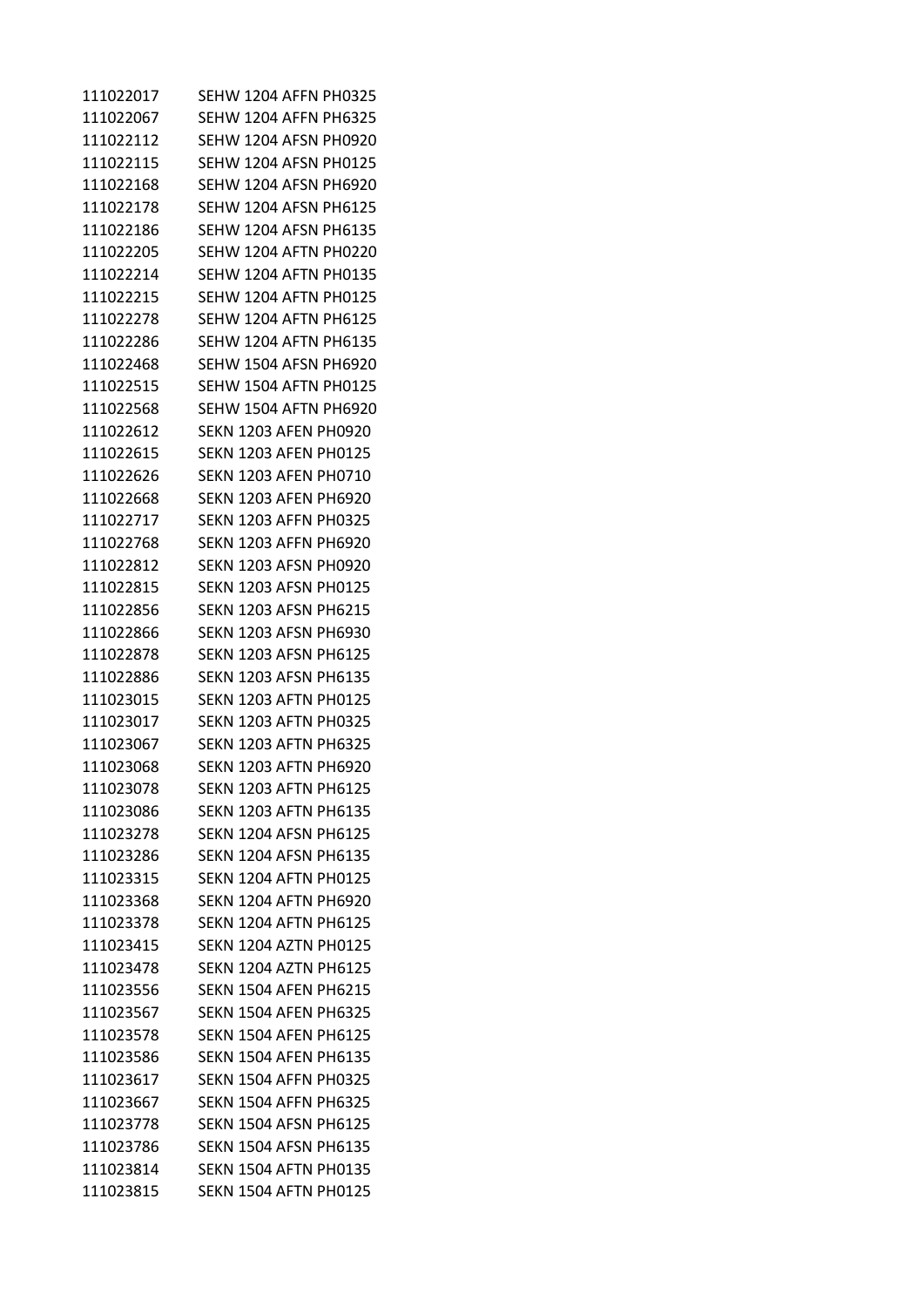| | |
|---|---|
| 111022017 | SEHW 1204 AFFN PH0325 |
| 111022067 | SEHW 1204 AFFN PH6325 |
| 111022112 | SEHW 1204 AFSN PH0920 |
| 111022115 | SEHW 1204 AFSN PH0125 |
| 111022168 | SEHW 1204 AFSN PH6920 |
| 111022178 | SEHW 1204 AFSN PH6125 |
| 111022186 | SEHW 1204 AFSN PH6135 |
| 111022205 | SEHW 1204 AFTN PH0220 |
| 111022214 | SEHW 1204 AFTN PH0135 |
| 111022215 | SEHW 1204 AFTN PH0125 |
| 111022278 | SEHW 1204 AFTN PH6125 |
| 111022286 | SEHW 1204 AFTN PH6135 |
| 111022468 | SEHW 1504 AFSN PH6920 |
| 111022515 | SEHW 1504 AFTN PH0125 |
| 111022568 | SEHW 1504 AFTN PH6920 |
| 111022612 | SEKN 1203 AFEN PH0920 |
| 111022615 | SEKN 1203 AFEN PH0125 |
| 111022626 | SEKN 1203 AFEN PH0710 |
| 111022668 | SEKN 1203 AFEN PH6920 |
| 111022717 | SEKN 1203 AFFN PH0325 |
| 111022768 | SEKN 1203 AFFN PH6920 |
| 111022812 | SEKN 1203 AFSN PH0920 |
| 111022815 | SEKN 1203 AFSN PH0125 |
| 111022856 | SEKN 1203 AFSN PH6215 |
| 111022866 | SEKN 1203 AFSN PH6930 |
| 111022878 | SEKN 1203 AFSN PH6125 |
| 111022886 | SEKN 1203 AFSN PH6135 |
| 111023015 | SEKN 1203 AFTN PH0125 |
| 111023017 | SEKN 1203 AFTN PH0325 |
| 111023067 | SEKN 1203 AFTN PH6325 |
| 111023068 | SEKN 1203 AFTN PH6920 |
| 111023078 | SEKN 1203 AFTN PH6125 |
| 111023086 | SEKN 1203 AFTN PH6135 |
| 111023278 | SEKN 1204 AFSN PH6125 |
| 111023286 | SEKN 1204 AFSN PH6135 |
| 111023315 | SEKN 1204 AFTN PH0125 |
| 111023368 | SEKN 1204 AFTN PH6920 |
| 111023378 | SEKN 1204 AFTN PH6125 |
| 111023415 | SEKN 1204 AZTN PH0125 |
| 111023478 | SEKN 1204 AZTN PH6125 |
| 111023556 | SEKN 1504 AFEN PH6215 |
| 111023567 | SEKN 1504 AFEN PH6325 |
| 111023578 | SEKN 1504 AFEN PH6125 |
| 111023586 | SEKN 1504 AFEN PH6135 |
| 111023617 | SEKN 1504 AFFN PH0325 |
| 111023667 | SEKN 1504 AFFN PH6325 |
| 111023778 | SEKN 1504 AFSN PH6125 |
| 111023786 | SEKN 1504 AFSN PH6135 |
| 111023814 | SEKN 1504 AFTN PH0135 |
| 111023815 | SEKN 1504 AFTN PH0125 |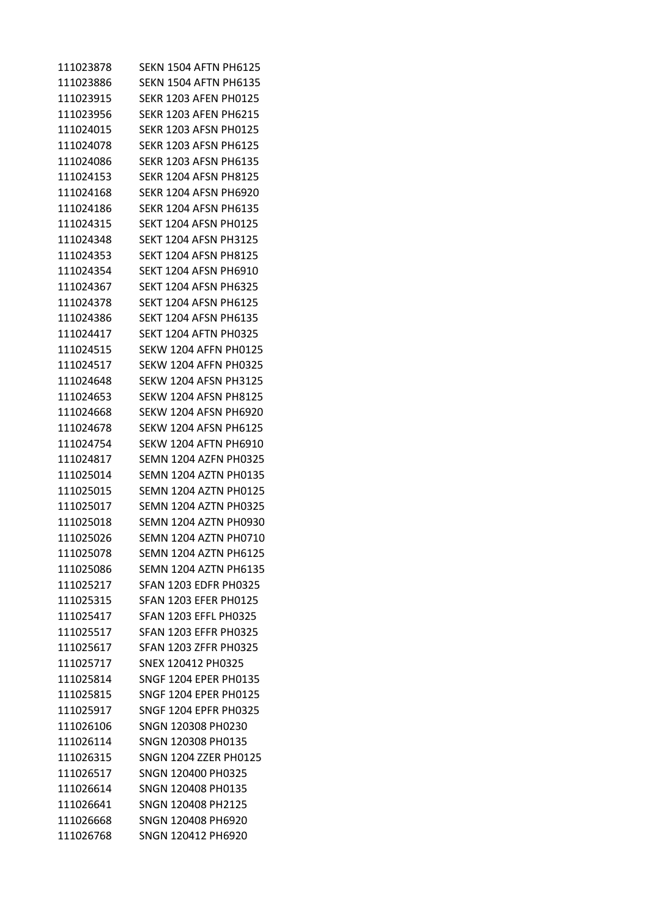| | |
|---|---|
| 111023878 | SEKN 1504 AFTN PH6125 |
| 111023886 | SEKN 1504 AFTN PH6135 |
| 111023915 | SEKR 1203 AFEN PH0125 |
| 111023956 | SEKR 1203 AFEN PH6215 |
| 111024015 | SEKR 1203 AFSN PH0125 |
| 111024078 | SEKR 1203 AFSN PH6125 |
| 111024086 | SEKR 1203 AFSN PH6135 |
| 111024153 | SEKR 1204 AFSN PH8125 |
| 111024168 | SEKR 1204 AFSN PH6920 |
| 111024186 | SEKR 1204 AFSN PH6135 |
| 111024315 | SEKT 1204 AFSN PH0125 |
| 111024348 | SEKT 1204 AFSN PH3125 |
| 111024353 | SEKT 1204 AFSN PH8125 |
| 111024354 | SEKT 1204 AFSN PH6910 |
| 111024367 | SEKT 1204 AFSN PH6325 |
| 111024378 | SEKT 1204 AFSN PH6125 |
| 111024386 | SEKT 1204 AFSN PH6135 |
| 111024417 | SEKT 1204 AFTN PH0325 |
| 111024515 | SEKW 1204 AFFN PH0125 |
| 111024517 | SEKW 1204 AFFN PH0325 |
| 111024648 | SEKW 1204 AFSN PH3125 |
| 111024653 | SEKW 1204 AFSN PH8125 |
| 111024668 | SEKW 1204 AFSN PH6920 |
| 111024678 | SEKW 1204 AFSN PH6125 |
| 111024754 | SEKW 1204 AFTN PH6910 |
| 111024817 | SEMN 1204 AZFN PH0325 |
| 111025014 | SEMN 1204 AZTN PH0135 |
| 111025015 | SEMN 1204 AZTN PH0125 |
| 111025017 | SEMN 1204 AZTN PH0325 |
| 111025018 | SEMN 1204 AZTN PH0930 |
| 111025026 | SEMN 1204 AZTN PH0710 |
| 111025078 | SEMN 1204 AZTN PH6125 |
| 111025086 | SEMN 1204 AZTN PH6135 |
| 111025217 | SFAN 1203 EDFR PH0325 |
| 111025315 | SFAN 1203 EFER PH0125 |
| 111025417 | SFAN 1203 EFFL PH0325 |
| 111025517 | SFAN 1203 EFFR PH0325 |
| 111025617 | SFAN 1203 ZFFR PH0325 |
| 111025717 | SNEX 120412 PH0325 |
| 111025814 | SNGF 1204 EPER PH0135 |
| 111025815 | SNGF 1204 EPER PH0125 |
| 111025917 | SNGF 1204 EPFR PH0325 |
| 111026106 | SNGN 120308 PH0230 |
| 111026114 | SNGN 120308 PH0135 |
| 111026315 | SNGN 1204 ZZER PH0125 |
| 111026517 | SNGN 120400 PH0325 |
| 111026614 | SNGN 120408 PH0135 |
| 111026641 | SNGN 120408 PH2125 |
| 111026668 | SNGN 120408 PH6920 |
| 111026768 | SNGN 120412 PH6920 |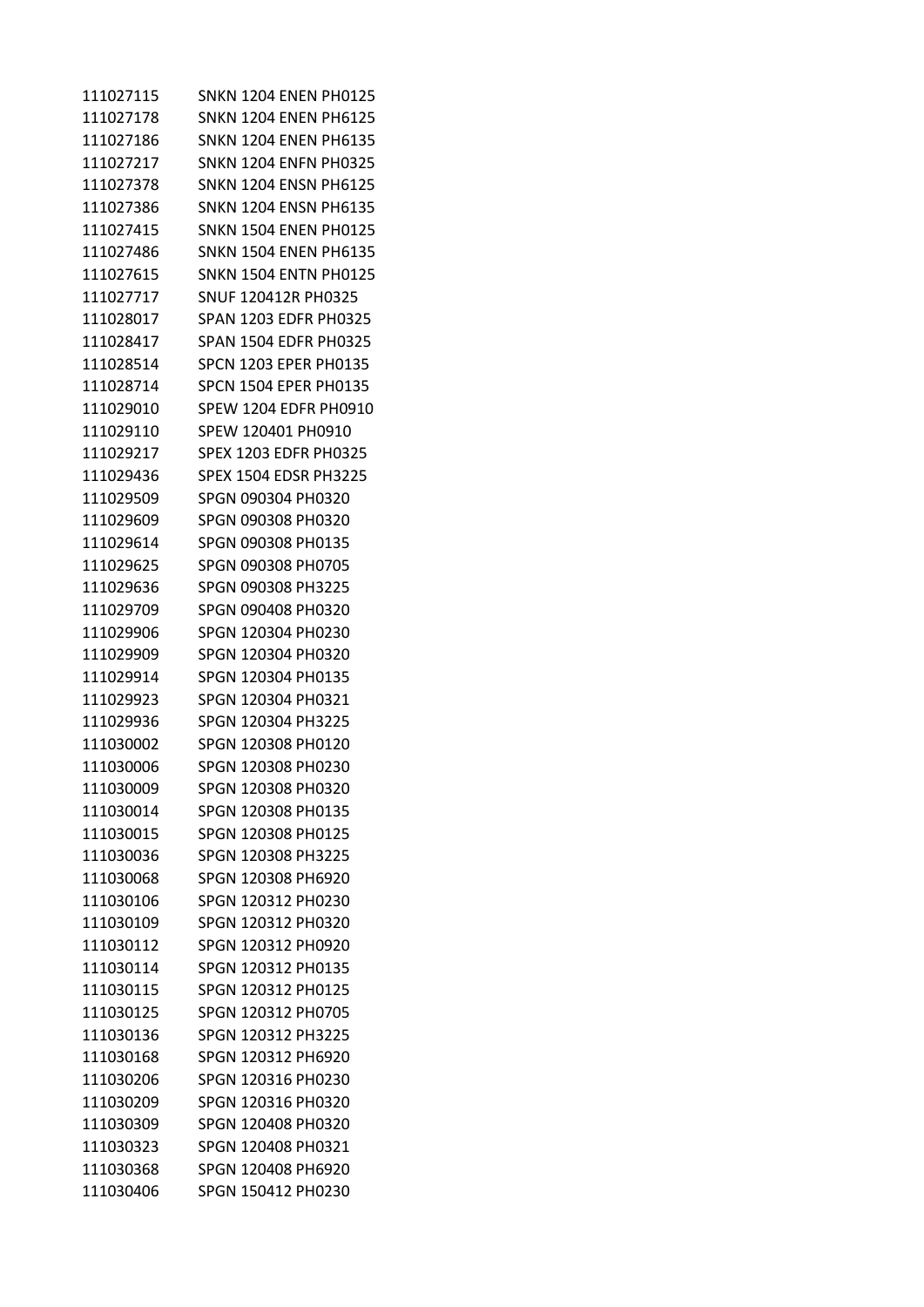| | |
|---|---|
| 111027115 | SNKN 1204 ENEN PH0125 |
| 111027178 | SNKN 1204 ENEN PH6125 |
| 111027186 | SNKN 1204 ENEN PH6135 |
| 111027217 | SNKN 1204 ENFN PH0325 |
| 111027378 | SNKN 1204 ENSN PH6125 |
| 111027386 | SNKN 1204 ENSN PH6135 |
| 111027415 | SNKN 1504 ENEN PH0125 |
| 111027486 | SNKN 1504 ENEN PH6135 |
| 111027615 | SNKN 1504 ENTN PH0125 |
| 111027717 | SNUF 120412R PH0325 |
| 111028017 | SPAN 1203 EDFR PH0325 |
| 111028417 | SPAN 1504 EDFR PH0325 |
| 111028514 | SPCN 1203 EPER PH0135 |
| 111028714 | SPCN 1504 EPER PH0135 |
| 111029010 | SPEW 1204 EDFR PH0910 |
| 111029110 | SPEW 120401 PH0910 |
| 111029217 | SPEX 1203 EDFR PH0325 |
| 111029436 | SPEX 1504 EDSR PH3225 |
| 111029509 | SPGN 090304 PH0320 |
| 111029609 | SPGN 090308 PH0320 |
| 111029614 | SPGN 090308 PH0135 |
| 111029625 | SPGN 090308 PH0705 |
| 111029636 | SPGN 090308 PH3225 |
| 111029709 | SPGN 090408 PH0320 |
| 111029906 | SPGN 120304 PH0230 |
| 111029909 | SPGN 120304 PH0320 |
| 111029914 | SPGN 120304 PH0135 |
| 111029923 | SPGN 120304 PH0321 |
| 111029936 | SPGN 120304 PH3225 |
| 111030002 | SPGN 120308 PH0120 |
| 111030006 | SPGN 120308 PH0230 |
| 111030009 | SPGN 120308 PH0320 |
| 111030014 | SPGN 120308 PH0135 |
| 111030015 | SPGN 120308 PH0125 |
| 111030036 | SPGN 120308 PH3225 |
| 111030068 | SPGN 120308 PH6920 |
| 111030106 | SPGN 120312 PH0230 |
| 111030109 | SPGN 120312 PH0320 |
| 111030112 | SPGN 120312 PH0920 |
| 111030114 | SPGN 120312 PH0135 |
| 111030115 | SPGN 120312 PH0125 |
| 111030125 | SPGN 120312 PH0705 |
| 111030136 | SPGN 120312 PH3225 |
| 111030168 | SPGN 120312 PH6920 |
| 111030206 | SPGN 120316 PH0230 |
| 111030209 | SPGN 120316 PH0320 |
| 111030309 | SPGN 120408 PH0320 |
| 111030323 | SPGN 120408 PH0321 |
| 111030368 | SPGN 120408 PH6920 |
| 111030406 | SPGN 150412 PH0230 |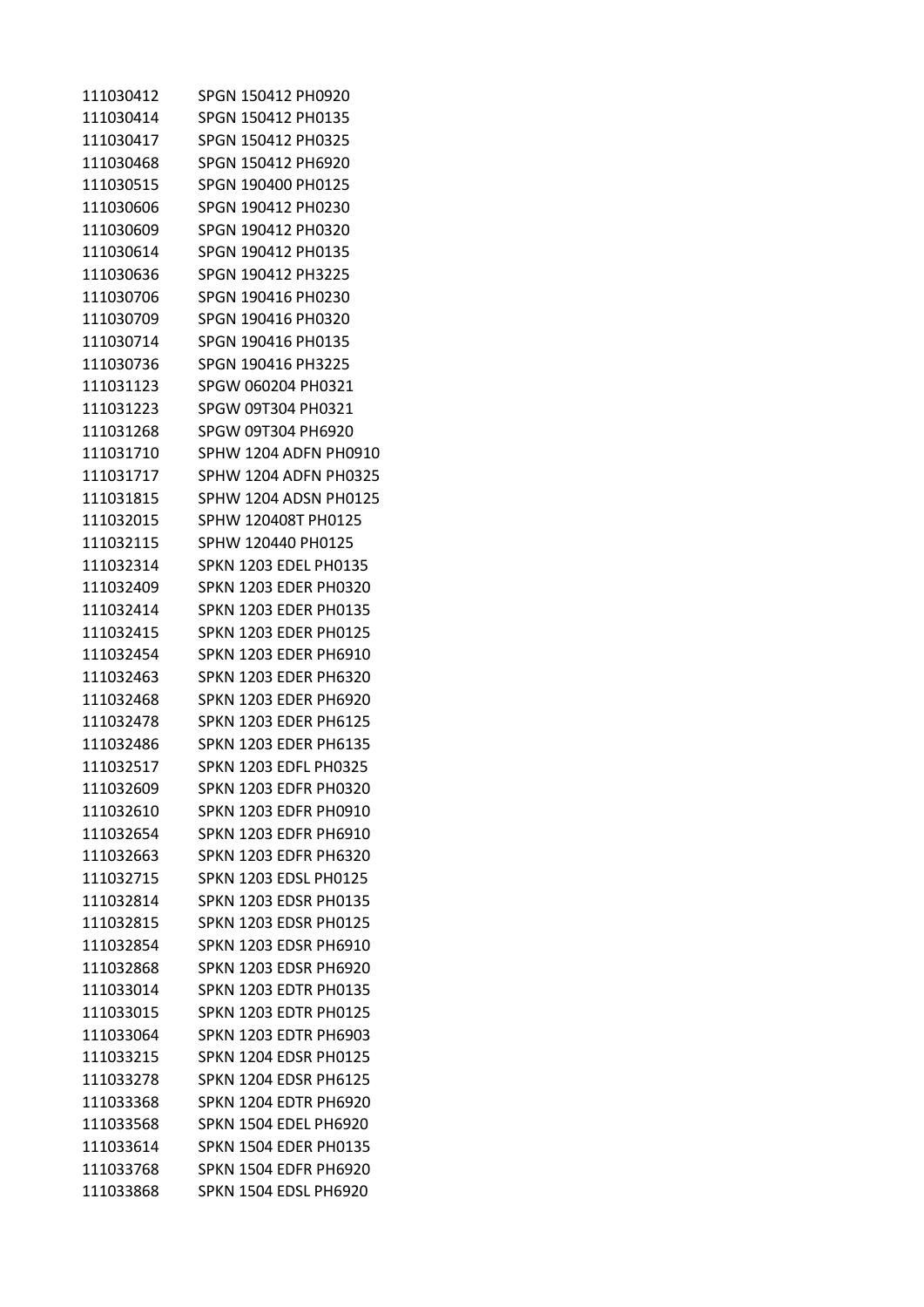| | |
|---|---|
| 111030412 | SPGN 150412 PH0920 |
| 111030414 | SPGN 150412 PH0135 |
| 111030417 | SPGN 150412 PH0325 |
| 111030468 | SPGN 150412 PH6920 |
| 111030515 | SPGN 190400 PH0125 |
| 111030606 | SPGN 190412 PH0230 |
| 111030609 | SPGN 190412 PH0320 |
| 111030614 | SPGN 190412 PH0135 |
| 111030636 | SPGN 190412 PH3225 |
| 111030706 | SPGN 190416 PH0230 |
| 111030709 | SPGN 190416 PH0320 |
| 111030714 | SPGN 190416 PH0135 |
| 111030736 | SPGN 190416 PH3225 |
| 111031123 | SPGW 060204 PH0321 |
| 111031223 | SPGW 09T304 PH0321 |
| 111031268 | SPGW 09T304 PH6920 |
| 111031710 | SPHW 1204 ADFN PH0910 |
| 111031717 | SPHW 1204 ADFN PH0325 |
| 111031815 | SPHW 1204 ADSN PH0125 |
| 111032015 | SPHW 120408T PH0125 |
| 111032115 | SPHW 120440 PH0125 |
| 111032314 | SPKN 1203 EDEL PH0135 |
| 111032409 | SPKN 1203 EDER PH0320 |
| 111032414 | SPKN 1203 EDER PH0135 |
| 111032415 | SPKN 1203 EDER PH0125 |
| 111032454 | SPKN 1203 EDER PH6910 |
| 111032463 | SPKN 1203 EDER PH6320 |
| 111032468 | SPKN 1203 EDER PH6920 |
| 111032478 | SPKN 1203 EDER PH6125 |
| 111032486 | SPKN 1203 EDER PH6135 |
| 111032517 | SPKN 1203 EDFL PH0325 |
| 111032609 | SPKN 1203 EDFR PH0320 |
| 111032610 | SPKN 1203 EDFR PH0910 |
| 111032654 | SPKN 1203 EDFR PH6910 |
| 111032663 | SPKN 1203 EDFR PH6320 |
| 111032715 | SPKN 1203 EDSL PH0125 |
| 111032814 | SPKN 1203 EDSR PH0135 |
| 111032815 | SPKN 1203 EDSR PH0125 |
| 111032854 | SPKN 1203 EDSR PH6910 |
| 111032868 | SPKN 1203 EDSR PH6920 |
| 111033014 | SPKN 1203 EDTR PH0135 |
| 111033015 | SPKN 1203 EDTR PH0125 |
| 111033064 | SPKN 1203 EDTR PH6903 |
| 111033215 | SPKN 1204 EDSR PH0125 |
| 111033278 | SPKN 1204 EDSR PH6125 |
| 111033368 | SPKN 1204 EDTR PH6920 |
| 111033568 | SPKN 1504 EDEL PH6920 |
| 111033614 | SPKN 1504 EDER PH0135 |
| 111033768 | SPKN 1504 EDFR PH6920 |
| 111033868 | SPKN 1504 EDSL PH6920 |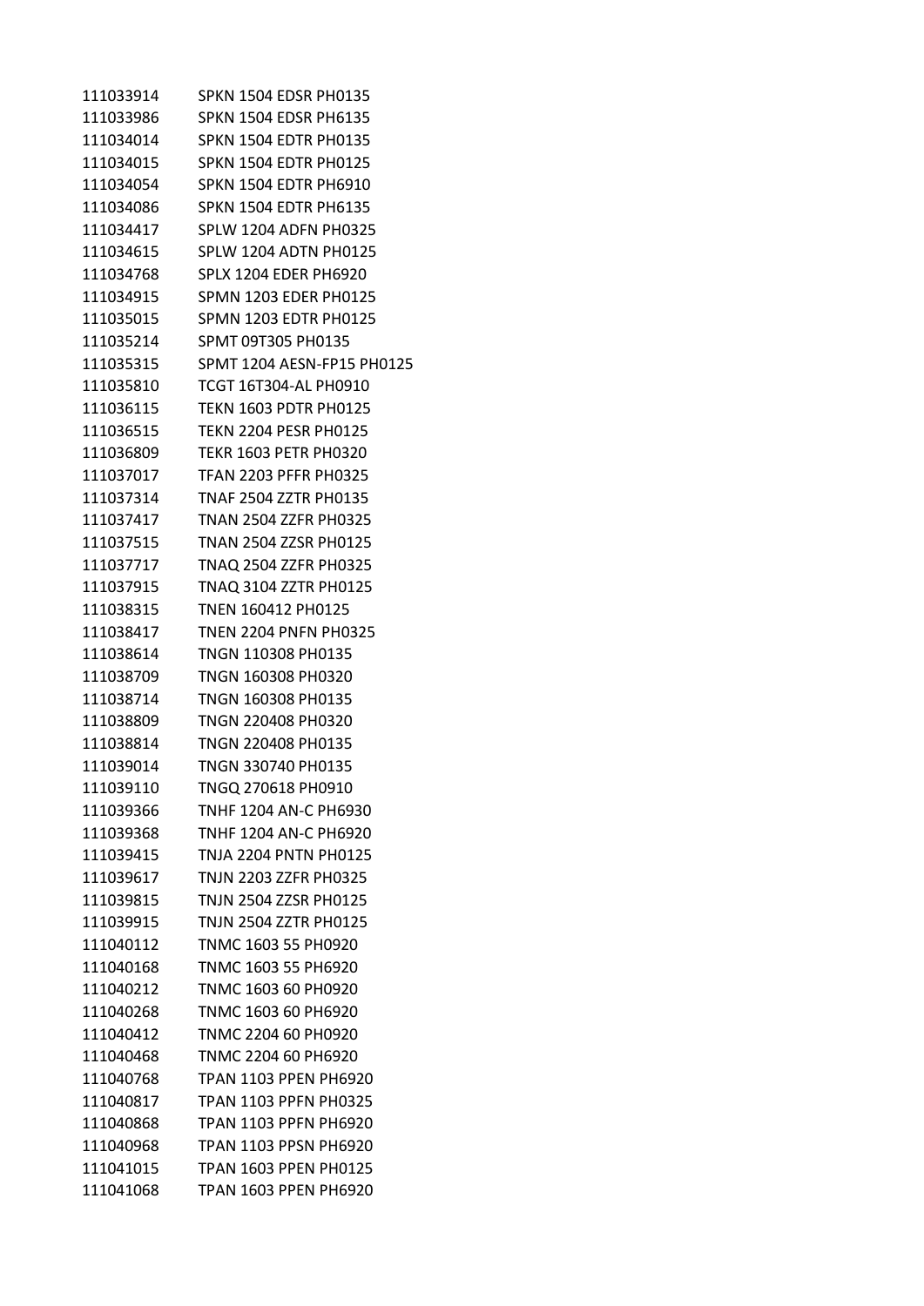| | |
|---|---|
| 111033914 | SPKN 1504 EDSR PH0135 |
| 111033986 | SPKN 1504 EDSR PH6135 |
| 111034014 | SPKN 1504 EDTR PH0135 |
| 111034015 | SPKN 1504 EDTR PH0125 |
| 111034054 | SPKN 1504 EDTR PH6910 |
| 111034086 | SPKN 1504 EDTR PH6135 |
| 111034417 | SPLW 1204 ADFN PH0325 |
| 111034615 | SPLW 1204 ADTN PH0125 |
| 111034768 | SPLX 1204 EDER PH6920 |
| 111034915 | SPMN 1203 EDER PH0125 |
| 111035015 | SPMN 1203 EDTR PH0125 |
| 111035214 | SPMT 09T305 PH0135 |
| 111035315 | SPMT 1204 AESN-FP15 PH0125 |
| 111035810 | TCGT 16T304-AL PH0910 |
| 111036115 | TEKN 1603 PDTR PH0125 |
| 111036515 | TEKN 2204 PESR PH0125 |
| 111036809 | TEKR 1603 PETR PH0320 |
| 111037017 | TFAN 2203 PFFR PH0325 |
| 111037314 | TNAF 2504 ZZTR PH0135 |
| 111037417 | TNAN 2504 ZZFR PH0325 |
| 111037515 | TNAN 2504 ZZSR PH0125 |
| 111037717 | TNAQ 2504 ZZFR PH0325 |
| 111037915 | TNAQ 3104 ZZTR PH0125 |
| 111038315 | TNEN 160412 PH0125 |
| 111038417 | TNEN 2204 PNFN PH0325 |
| 111038614 | TNGN 110308 PH0135 |
| 111038709 | TNGN 160308 PH0320 |
| 111038714 | TNGN 160308 PH0135 |
| 111038809 | TNGN 220408 PH0320 |
| 111038814 | TNGN 220408 PH0135 |
| 111039014 | TNGN 330740 PH0135 |
| 111039110 | TNGQ 270618 PH0910 |
| 111039366 | TNHF 1204 AN-C PH6930 |
| 111039368 | TNHF 1204 AN-C PH6920 |
| 111039415 | TNJA 2204 PNTN PH0125 |
| 111039617 | TNJN 2203 ZZFR PH0325 |
| 111039815 | TNJN 2504 ZZSR PH0125 |
| 111039915 | TNJN 2504 ZZTR PH0125 |
| 111040112 | TNMC 1603 55 PH0920 |
| 111040168 | TNMC 1603 55 PH6920 |
| 111040212 | TNMC 1603 60 PH0920 |
| 111040268 | TNMC 1603 60 PH6920 |
| 111040412 | TNMC 2204 60 PH0920 |
| 111040468 | TNMC 2204 60 PH6920 |
| 111040768 | TPAN 1103 PPEN PH6920 |
| 111040817 | TPAN 1103 PPFN PH0325 |
| 111040868 | TPAN 1103 PPFN PH6920 |
| 111040968 | TPAN 1103 PPSN PH6920 |
| 111041015 | TPAN 1603 PPEN PH0125 |
| 111041068 | TPAN 1603 PPEN PH6920 |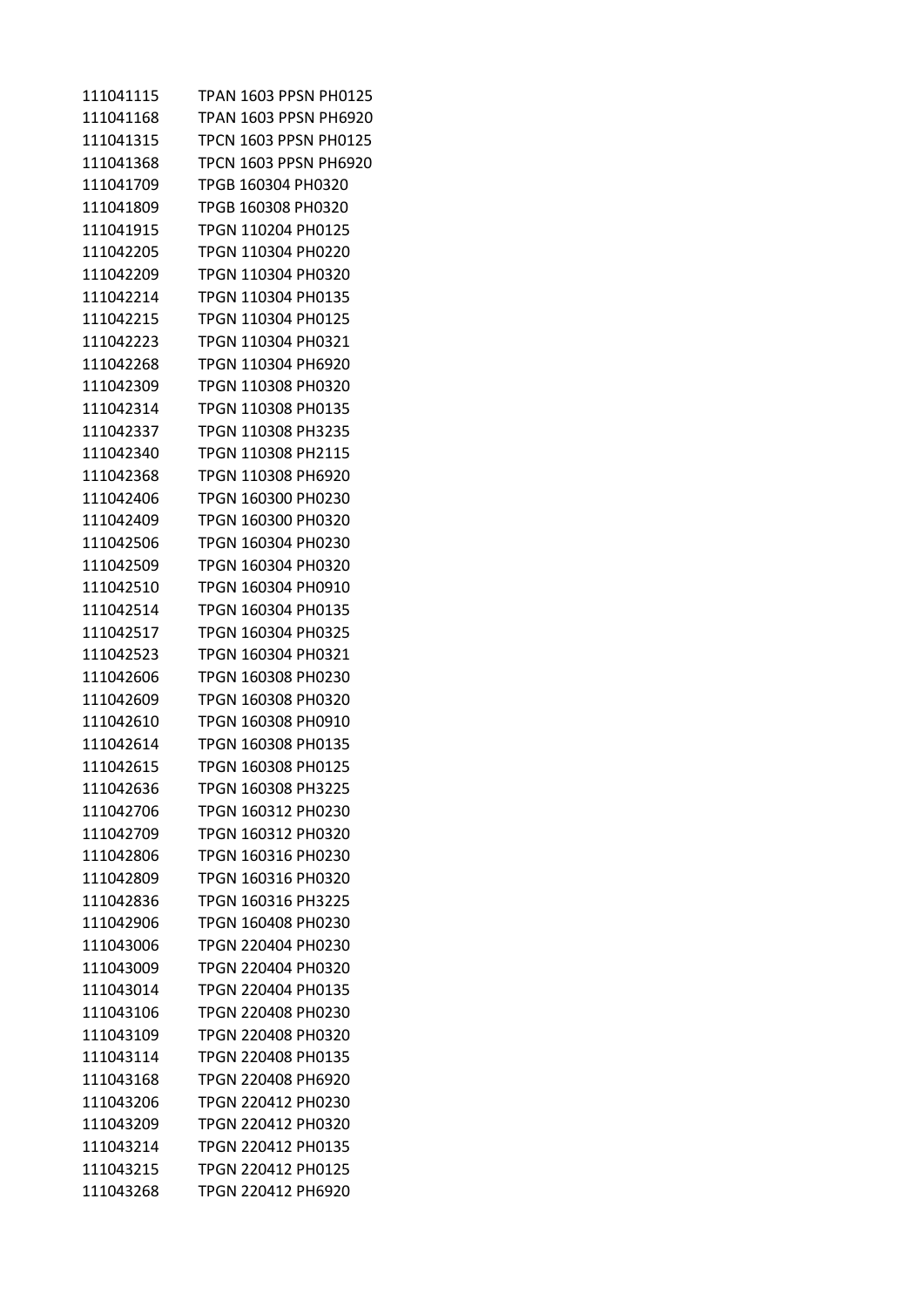| | |
|---|---|
| 111041115 | TPAN 1603 PPSN PH0125 |
| 111041168 | TPAN 1603 PPSN PH6920 |
| 111041315 | TPCN 1603 PPSN PH0125 |
| 111041368 | TPCN 1603 PPSN PH6920 |
| 111041709 | TPGB 160304 PH0320 |
| 111041809 | TPGB 160308 PH0320 |
| 111041915 | TPGN 110204 PH0125 |
| 111042205 | TPGN 110304 PH0220 |
| 111042209 | TPGN 110304 PH0320 |
| 111042214 | TPGN 110304 PH0135 |
| 111042215 | TPGN 110304 PH0125 |
| 111042223 | TPGN 110304 PH0321 |
| 111042268 | TPGN 110304 PH6920 |
| 111042309 | TPGN 110308 PH0320 |
| 111042314 | TPGN 110308 PH0135 |
| 111042337 | TPGN 110308 PH3235 |
| 111042340 | TPGN 110308 PH2115 |
| 111042368 | TPGN 110308 PH6920 |
| 111042406 | TPGN 160300 PH0230 |
| 111042409 | TPGN 160300 PH0320 |
| 111042506 | TPGN 160304 PH0230 |
| 111042509 | TPGN 160304 PH0320 |
| 111042510 | TPGN 160304 PH0910 |
| 111042514 | TPGN 160304 PH0135 |
| 111042517 | TPGN 160304 PH0325 |
| 111042523 | TPGN 160304 PH0321 |
| 111042606 | TPGN 160308 PH0230 |
| 111042609 | TPGN 160308 PH0320 |
| 111042610 | TPGN 160308 PH0910 |
| 111042614 | TPGN 160308 PH0135 |
| 111042615 | TPGN 160308 PH0125 |
| 111042636 | TPGN 160308 PH3225 |
| 111042706 | TPGN 160312 PH0230 |
| 111042709 | TPGN 160312 PH0320 |
| 111042806 | TPGN 160316 PH0230 |
| 111042809 | TPGN 160316 PH0320 |
| 111042836 | TPGN 160316 PH3225 |
| 111042906 | TPGN 160408 PH0230 |
| 111043006 | TPGN 220404 PH0230 |
| 111043009 | TPGN 220404 PH0320 |
| 111043014 | TPGN 220404 PH0135 |
| 111043106 | TPGN 220408 PH0230 |
| 111043109 | TPGN 220408 PH0320 |
| 111043114 | TPGN 220408 PH0135 |
| 111043168 | TPGN 220408 PH6920 |
| 111043206 | TPGN 220412 PH0230 |
| 111043209 | TPGN 220412 PH0320 |
| 111043214 | TPGN 220412 PH0135 |
| 111043215 | TPGN 220412 PH0125 |
| 111043268 | TPGN 220412 PH6920 |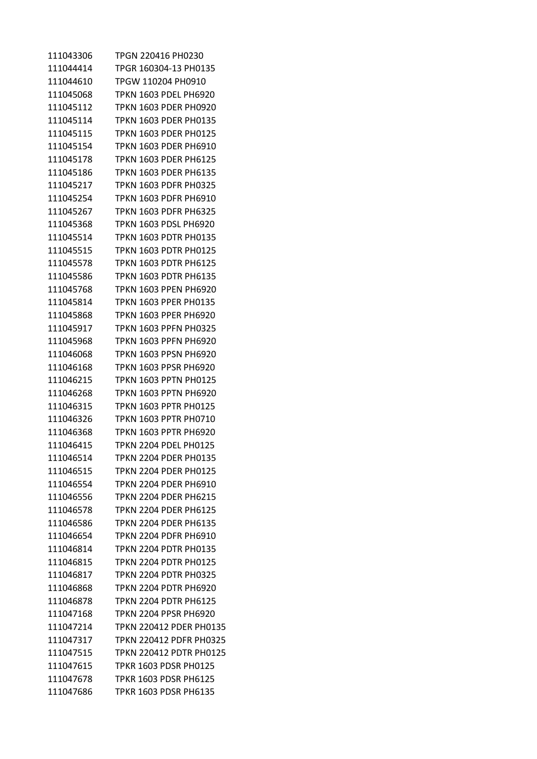| | |
|---|---|
| 111043306 | TPGN 220416 PH0230 |
| 111044414 | TPGR 160304-13 PH0135 |
| 111044610 | TPGW 110204 PH0910 |
| 111045068 | TPKN 1603 PDEL PH6920 |
| 111045112 | TPKN 1603 PDER PH0920 |
| 111045114 | TPKN 1603 PDER PH0135 |
| 111045115 | TPKN 1603 PDER PH0125 |
| 111045154 | TPKN 1603 PDER PH6910 |
| 111045178 | TPKN 1603 PDER PH6125 |
| 111045186 | TPKN 1603 PDER PH6135 |
| 111045217 | TPKN 1603 PDFR PH0325 |
| 111045254 | TPKN 1603 PDFR PH6910 |
| 111045267 | TPKN 1603 PDFR PH6325 |
| 111045368 | TPKN 1603 PDSL PH6920 |
| 111045514 | TPKN 1603 PDTR PH0135 |
| 111045515 | TPKN 1603 PDTR PH0125 |
| 111045578 | TPKN 1603 PDTR PH6125 |
| 111045586 | TPKN 1603 PDTR PH6135 |
| 111045768 | TPKN 1603 PPEN PH6920 |
| 111045814 | TPKN 1603 PPER PH0135 |
| 111045868 | TPKN 1603 PPER PH6920 |
| 111045917 | TPKN 1603 PPFN PH0325 |
| 111045968 | TPKN 1603 PPFN PH6920 |
| 111046068 | TPKN 1603 PPSN PH6920 |
| 111046168 | TPKN 1603 PPSR PH6920 |
| 111046215 | TPKN 1603 PPTN PH0125 |
| 111046268 | TPKN 1603 PPTN PH6920 |
| 111046315 | TPKN 1603 PPTR PH0125 |
| 111046326 | TPKN 1603 PPTR PH0710 |
| 111046368 | TPKN 1603 PPTR PH6920 |
| 111046415 | TPKN 2204 PDEL PH0125 |
| 111046514 | TPKN 2204 PDER PH0135 |
| 111046515 | TPKN 2204 PDER PH0125 |
| 111046554 | TPKN 2204 PDER PH6910 |
| 111046556 | TPKN 2204 PDER PH6215 |
| 111046578 | TPKN 2204 PDER PH6125 |
| 111046586 | TPKN 2204 PDER PH6135 |
| 111046654 | TPKN 2204 PDFR PH6910 |
| 111046814 | TPKN 2204 PDTR PH0135 |
| 111046815 | TPKN 2204 PDTR PH0125 |
| 111046817 | TPKN 2204 PDTR PH0325 |
| 111046868 | TPKN 2204 PDTR PH6920 |
| 111046878 | TPKN 2204 PDTR PH6125 |
| 111047168 | TPKN 2204 PPSR PH6920 |
| 111047214 | TPKN 220412 PDER PH0135 |
| 111047317 | TPKN 220412 PDFR PH0325 |
| 111047515 | TPKN 220412 PDTR PH0125 |
| 111047615 | TPKR 1603 PDSR PH0125 |
| 111047678 | TPKR 1603 PDSR PH6125 |
| 111047686 | TPKR 1603 PDSR PH6135 |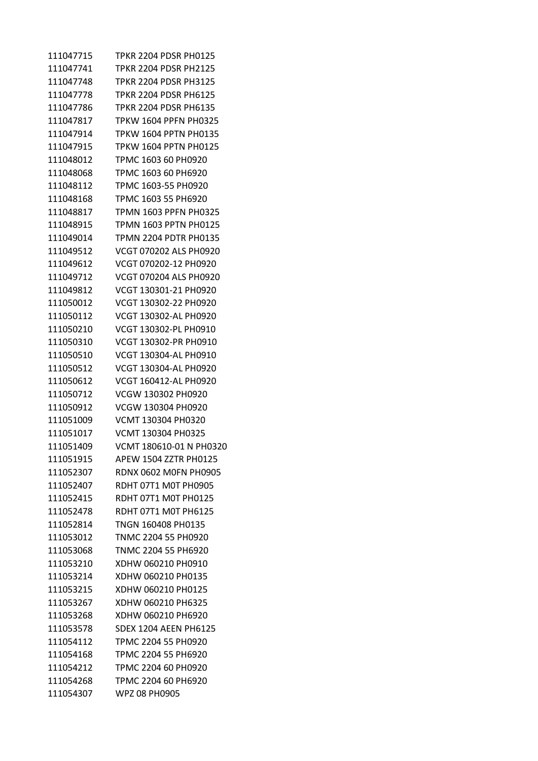| | |
|---|---|
| 111047715 | TPKR 2204 PDSR PH0125 |
| 111047741 | TPKR 2204 PDSR PH2125 |
| 111047748 | TPKR 2204 PDSR PH3125 |
| 111047778 | TPKR 2204 PDSR PH6125 |
| 111047786 | TPKR 2204 PDSR PH6135 |
| 111047817 | TPKW 1604 PPFN PH0325 |
| 111047914 | TPKW 1604 PPTN PH0135 |
| 111047915 | TPKW 1604 PPTN PH0125 |
| 111048012 | TPMC 1603 60 PH0920 |
| 111048068 | TPMC 1603 60 PH6920 |
| 111048112 | TPMC 1603-55 PH0920 |
| 111048168 | TPMC 1603 55 PH6920 |
| 111048817 | TPMN 1603 PPFN PH0325 |
| 111048915 | TPMN 1603 PPTN PH0125 |
| 111049014 | TPMN 2204 PDTR PH0135 |
| 111049512 | VCGT 070202 ALS PH0920 |
| 111049612 | VCGT 070202-12 PH0920 |
| 111049712 | VCGT 070204 ALS PH0920 |
| 111049812 | VCGT 130301-21 PH0920 |
| 111050012 | VCGT 130302-22 PH0920 |
| 111050112 | VCGT 130302-AL PH0920 |
| 111050210 | VCGT 130302-PL PH0910 |
| 111050310 | VCGT 130302-PR PH0910 |
| 111050510 | VCGT 130304-AL PH0910 |
| 111050512 | VCGT 130304-AL PH0920 |
| 111050612 | VCGT 160412-AL PH0920 |
| 111050712 | VCGW 130302 PH0920 |
| 111050912 | VCGW 130304 PH0920 |
| 111051009 | VCMT 130304 PH0320 |
| 111051017 | VCMT 130304 PH0325 |
| 111051409 | VCMT 180610-01 N PH0320 |
| 111051915 | APEW 1504 ZZTR PH0125 |
| 111052307 | RDNX 0602 M0FN PH0905 |
| 111052407 | RDHT 07T1 M0T PH0905 |
| 111052415 | RDHT 07T1 M0T PH0125 |
| 111052478 | RDHT 07T1 M0T PH6125 |
| 111052814 | TNGN 160408 PH0135 |
| 111053012 | TNMC 2204 55 PH0920 |
| 111053068 | TNMC 2204 55 PH6920 |
| 111053210 | XDHW 060210 PH0910 |
| 111053214 | XDHW 060210 PH0135 |
| 111053215 | XDHW 060210 PH0125 |
| 111053267 | XDHW 060210 PH6325 |
| 111053268 | XDHW 060210 PH6920 |
| 111053578 | SDEX 1204 AEEN PH6125 |
| 111054112 | TPMC 2204 55 PH0920 |
| 111054168 | TPMC 2204 55 PH6920 |
| 111054212 | TPMC 2204 60 PH0920 |
| 111054268 | TPMC 2204 60 PH6920 |
| 111054307 | WPZ 08 PH0905 |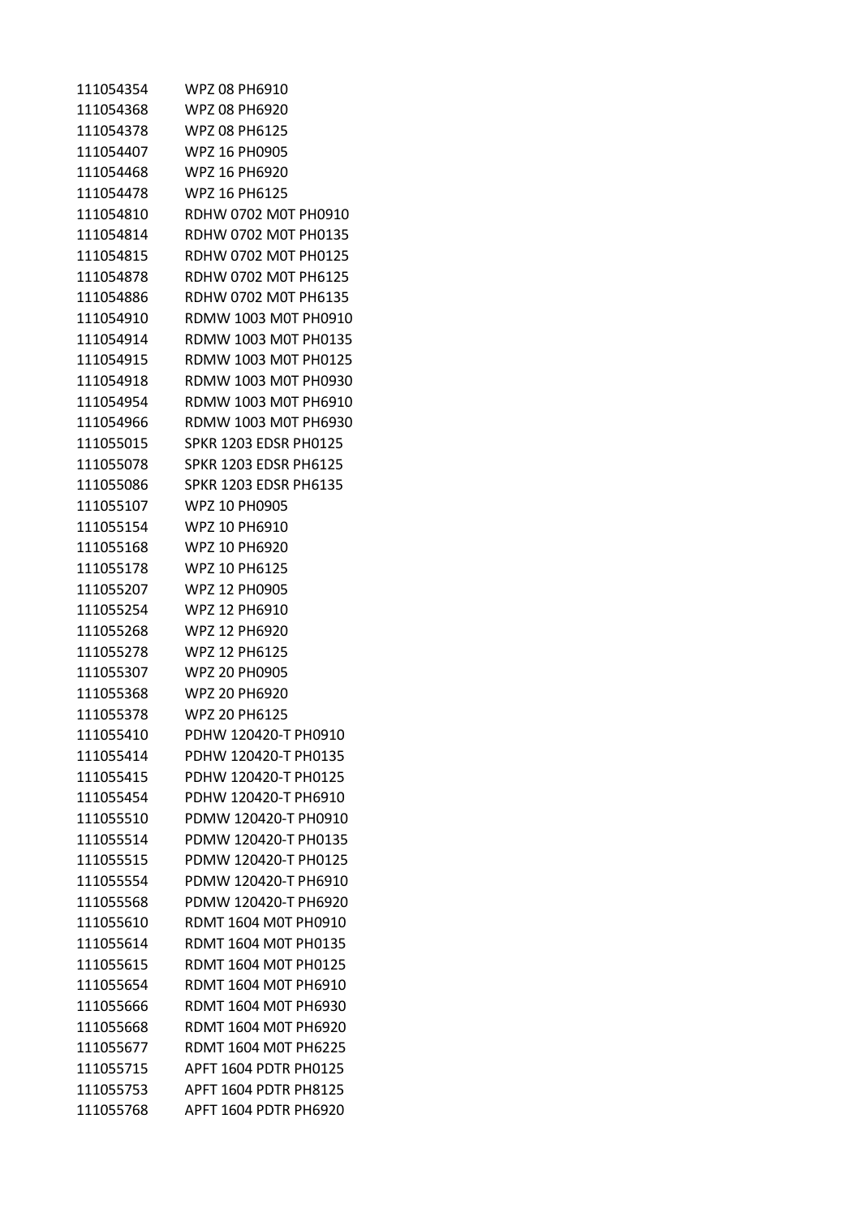| | |
|---|---|
| 111054354 | WPZ 08 PH6910 |
| 111054368 | WPZ 08 PH6920 |
| 111054378 | WPZ 08 PH6125 |
| 111054407 | WPZ 16 PH0905 |
| 111054468 | WPZ 16 PH6920 |
| 111054478 | WPZ 16 PH6125 |
| 111054810 | RDHW 0702 M0T PH0910 |
| 111054814 | RDHW 0702 M0T PH0135 |
| 111054815 | RDHW 0702 M0T PH0125 |
| 111054878 | RDHW 0702 M0T PH6125 |
| 111054886 | RDHW 0702 M0T PH6135 |
| 111054910 | RDMW 1003 M0T PH0910 |
| 111054914 | RDMW 1003 M0T PH0135 |
| 111054915 | RDMW 1003 M0T PH0125 |
| 111054918 | RDMW 1003 M0T PH0930 |
| 111054954 | RDMW 1003 M0T PH6910 |
| 111054966 | RDMW 1003 M0T PH6930 |
| 111055015 | SPKR 1203 EDSR PH0125 |
| 111055078 | SPKR 1203 EDSR PH6125 |
| 111055086 | SPKR 1203 EDSR PH6135 |
| 111055107 | WPZ 10 PH0905 |
| 111055154 | WPZ 10 PH6910 |
| 111055168 | WPZ 10 PH6920 |
| 111055178 | WPZ 10 PH6125 |
| 111055207 | WPZ 12 PH0905 |
| 111055254 | WPZ 12 PH6910 |
| 111055268 | WPZ 12 PH6920 |
| 111055278 | WPZ 12 PH6125 |
| 111055307 | WPZ 20 PH0905 |
| 111055368 | WPZ 20 PH6920 |
| 111055378 | WPZ 20 PH6125 |
| 111055410 | PDHW 120420-T PH0910 |
| 111055414 | PDHW 120420-T PH0135 |
| 111055415 | PDHW 120420-T PH0125 |
| 111055454 | PDHW 120420-T PH6910 |
| 111055510 | PDMW 120420-T PH0910 |
| 111055514 | PDMW 120420-T PH0135 |
| 111055515 | PDMW 120420-T PH0125 |
| 111055554 | PDMW 120420-T PH6910 |
| 111055568 | PDMW 120420-T PH6920 |
| 111055610 | RDMT 1604 M0T PH0910 |
| 111055614 | RDMT 1604 M0T PH0135 |
| 111055615 | RDMT 1604 M0T PH0125 |
| 111055654 | RDMT 1604 M0T PH6910 |
| 111055666 | RDMT 1604 M0T PH6930 |
| 111055668 | RDMT 1604 M0T PH6920 |
| 111055677 | RDMT 1604 M0T PH6225 |
| 111055715 | APFT 1604 PDTR PH0125 |
| 111055753 | APFT 1604 PDTR PH8125 |
| 111055768 | APFT 1604 PDTR PH6920 |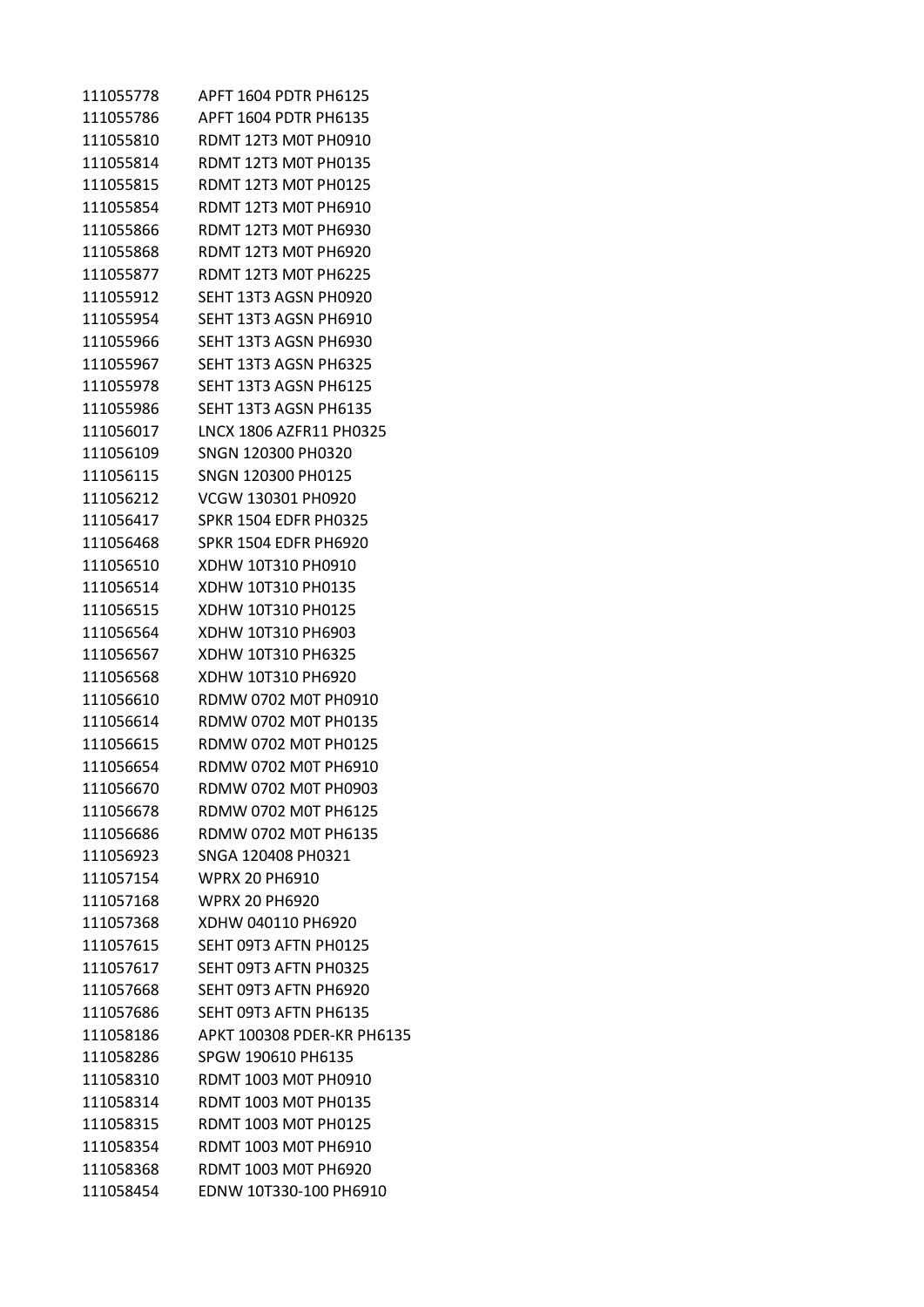| | |
|---|---|
| 111055778 | APFT 1604 PDTR PH6125 |
| 111055786 | APFT 1604 PDTR PH6135 |
| 111055810 | RDMT 12T3 M0T PH0910 |
| 111055814 | RDMT 12T3 M0T PH0135 |
| 111055815 | RDMT 12T3 M0T PH0125 |
| 111055854 | RDMT 12T3 M0T PH6910 |
| 111055866 | RDMT 12T3 M0T PH6930 |
| 111055868 | RDMT 12T3 M0T PH6920 |
| 111055877 | RDMT 12T3 M0T PH6225 |
| 111055912 | SEHT 13T3 AGSN PH0920 |
| 111055954 | SEHT 13T3 AGSN PH6910 |
| 111055966 | SEHT 13T3 AGSN PH6930 |
| 111055967 | SEHT 13T3 AGSN PH6325 |
| 111055978 | SEHT 13T3 AGSN PH6125 |
| 111055986 | SEHT 13T3 AGSN PH6135 |
| 111056017 | LNCX 1806 AZFR11 PH0325 |
| 111056109 | SNGN 120300 PH0320 |
| 111056115 | SNGN 120300 PH0125 |
| 111056212 | VCGW 130301 PH0920 |
| 111056417 | SPKR 1504 EDFR PH0325 |
| 111056468 | SPKR 1504 EDFR PH6920 |
| 111056510 | XDHW 10T310 PH0910 |
| 111056514 | XDHW 10T310 PH0135 |
| 111056515 | XDHW 10T310 PH0125 |
| 111056564 | XDHW 10T310 PH6903 |
| 111056567 | XDHW 10T310 PH6325 |
| 111056568 | XDHW 10T310 PH6920 |
| 111056610 | RDMW 0702 M0T PH0910 |
| 111056614 | RDMW 0702 M0T PH0135 |
| 111056615 | RDMW 0702 M0T PH0125 |
| 111056654 | RDMW 0702 M0T PH6910 |
| 111056670 | RDMW 0702 M0T PH0903 |
| 111056678 | RDMW 0702 M0T PH6125 |
| 111056686 | RDMW 0702 M0T PH6135 |
| 111056923 | SNGA 120408 PH0321 |
| 111057154 | WPRX 20 PH6910 |
| 111057168 | WPRX 20 PH6920 |
| 111057368 | XDHW 040110 PH6920 |
| 111057615 | SEHT 09T3 AFTN PH0125 |
| 111057617 | SEHT 09T3 AFTN PH0325 |
| 111057668 | SEHT 09T3 AFTN PH6920 |
| 111057686 | SEHT 09T3 AFTN PH6135 |
| 111058186 | APKT 100308 PDER-KR PH6135 |
| 111058286 | SPGW 190610 PH6135 |
| 111058310 | RDMT 1003 M0T PH0910 |
| 111058314 | RDMT 1003 M0T PH0135 |
| 111058315 | RDMT 1003 M0T PH0125 |
| 111058354 | RDMT 1003 M0T PH6910 |
| 111058368 | RDMT 1003 M0T PH6920 |
| 111058454 | EDNW 10T330-100 PH6910 |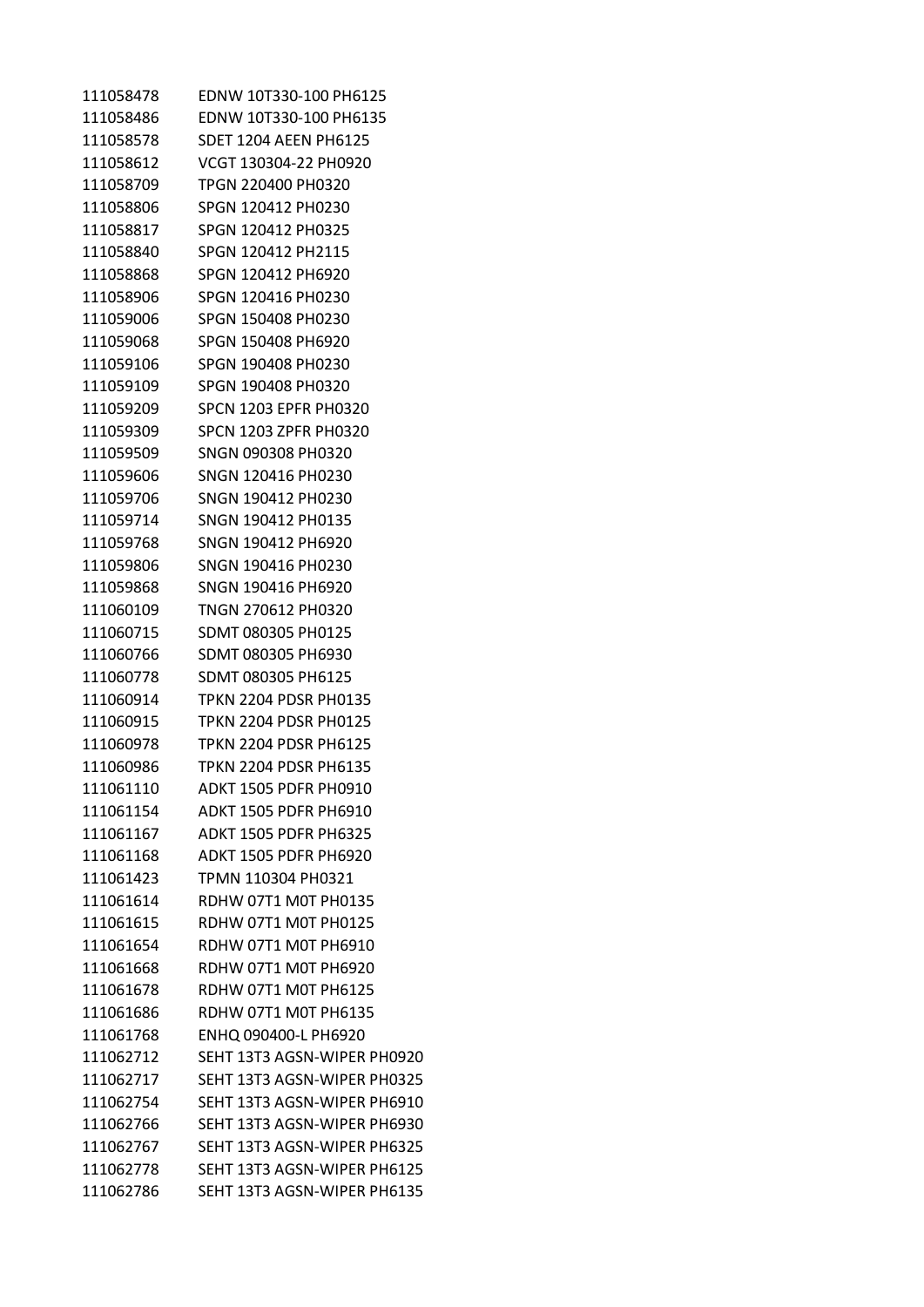| | |
|---|---|
| 111058478 | EDNW 10T330-100 PH6125 |
| 111058486 | EDNW 10T330-100 PH6135 |
| 111058578 | SDET 1204 AEEN PH6125 |
| 111058612 | VCGT 130304-22 PH0920 |
| 111058709 | TPGN 220400 PH0320 |
| 111058806 | SPGN 120412 PH0230 |
| 111058817 | SPGN 120412 PH0325 |
| 111058840 | SPGN 120412 PH2115 |
| 111058868 | SPGN 120412 PH6920 |
| 111058906 | SPGN 120416 PH0230 |
| 111059006 | SPGN 150408 PH0230 |
| 111059068 | SPGN 150408 PH6920 |
| 111059106 | SPGN 190408 PH0230 |
| 111059109 | SPGN 190408 PH0320 |
| 111059209 | SPCN 1203 EPFR PH0320 |
| 111059309 | SPCN 1203 ZPFR PH0320 |
| 111059509 | SNGN 090308 PH0320 |
| 111059606 | SNGN 120416 PH0230 |
| 111059706 | SNGN 190412 PH0230 |
| 111059714 | SNGN 190412 PH0135 |
| 111059768 | SNGN 190412 PH6920 |
| 111059806 | SNGN 190416 PH0230 |
| 111059868 | SNGN 190416 PH6920 |
| 111060109 | TNGN 270612 PH0320 |
| 111060715 | SDMT 080305 PH0125 |
| 111060766 | SDMT 080305 PH6930 |
| 111060778 | SDMT 080305 PH6125 |
| 111060914 | TPKN 2204 PDSR PH0135 |
| 111060915 | TPKN 2204 PDSR PH0125 |
| 111060978 | TPKN 2204 PDSR PH6125 |
| 111060986 | TPKN 2204 PDSR PH6135 |
| 111061110 | ADKT 1505 PDFR PH0910 |
| 111061154 | ADKT 1505 PDFR PH6910 |
| 111061167 | ADKT 1505 PDFR PH6325 |
| 111061168 | ADKT 1505 PDFR PH6920 |
| 111061423 | TPMN 110304 PH0321 |
| 111061614 | RDHW 07T1 M0T PH0135 |
| 111061615 | RDHW 07T1 M0T PH0125 |
| 111061654 | RDHW 07T1 M0T PH6910 |
| 111061668 | RDHW 07T1 M0T PH6920 |
| 111061678 | RDHW 07T1 M0T PH6125 |
| 111061686 | RDHW 07T1 M0T PH6135 |
| 111061768 | ENHQ 090400-L PH6920 |
| 111062712 | SEHT 13T3 AGSN-WIPER PH0920 |
| 111062717 | SEHT 13T3 AGSN-WIPER PH0325 |
| 111062754 | SEHT 13T3 AGSN-WIPER PH6910 |
| 111062766 | SEHT 13T3 AGSN-WIPER PH6930 |
| 111062767 | SEHT 13T3 AGSN-WIPER PH6325 |
| 111062778 | SEHT 13T3 AGSN-WIPER PH6125 |
| 111062786 | SEHT 13T3 AGSN-WIPER PH6135 |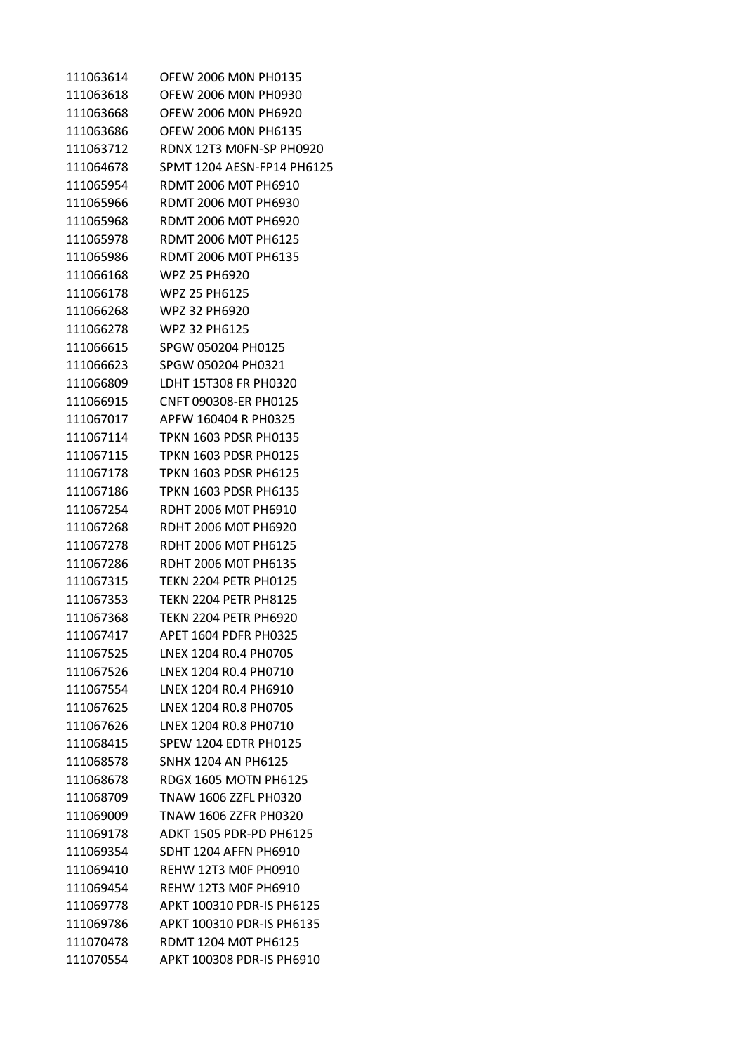| | |
|---|---|
| 111063614 | OFEW 2006 M0N PH0135 |
| 111063618 | OFEW 2006 M0N PH0930 |
| 111063668 | OFEW 2006 M0N PH6920 |
| 111063686 | OFEW 2006 M0N PH6135 |
| 111063712 | RDNX 12T3 M0FN-SP PH0920 |
| 111064678 | SPMT 1204 AESN-FP14 PH6125 |
| 111065954 | RDMT 2006 M0T PH6910 |
| 111065966 | RDMT 2006 M0T PH6930 |
| 111065968 | RDMT 2006 M0T PH6920 |
| 111065978 | RDMT 2006 M0T PH6125 |
| 111065986 | RDMT 2006 M0T PH6135 |
| 111066168 | WPZ 25 PH6920 |
| 111066178 | WPZ 25 PH6125 |
| 111066268 | WPZ 32 PH6920 |
| 111066278 | WPZ 32 PH6125 |
| 111066615 | SPGW 050204 PH0125 |
| 111066623 | SPGW 050204 PH0321 |
| 111066809 | LDHT 15T308 FR PH0320 |
| 111066915 | CNFT 090308-ER PH0125 |
| 111067017 | APFW 160404 R PH0325 |
| 111067114 | TPKN 1603 PDSR PH0135 |
| 111067115 | TPKN 1603 PDSR PH0125 |
| 111067178 | TPKN 1603 PDSR PH6125 |
| 111067186 | TPKN 1603 PDSR PH6135 |
| 111067254 | RDHT 2006 M0T PH6910 |
| 111067268 | RDHT 2006 M0T PH6920 |
| 111067278 | RDHT 2006 M0T PH6125 |
| 111067286 | RDHT 2006 M0T PH6135 |
| 111067315 | TEKN 2204 PETR PH0125 |
| 111067353 | TEKN 2204 PETR PH8125 |
| 111067368 | TEKN 2204 PETR PH6920 |
| 111067417 | APET 1604 PDFR PH0325 |
| 111067525 | LNEX 1204 R0.4 PH0705 |
| 111067526 | LNEX 1204 R0.4 PH0710 |
| 111067554 | LNEX 1204 R0.4 PH6910 |
| 111067625 | LNEX 1204 R0.8 PH0705 |
| 111067626 | LNEX 1204 R0.8 PH0710 |
| 111068415 | SPEW 1204 EDTR PH0125 |
| 111068578 | SNHX 1204 AN PH6125 |
| 111068678 | RDGX 1605 MOTN PH6125 |
| 111068709 | TNAW 1606 ZZFL PH0320 |
| 111069009 | TNAW 1606 ZZFR PH0320 |
| 111069178 | ADKT 1505 PDR-PD PH6125 |
| 111069354 | SDHT 1204 AFFN PH6910 |
| 111069410 | REHW 12T3 M0F PH0910 |
| 111069454 | REHW 12T3 M0F PH6910 |
| 111069778 | APKT 100310 PDR-IS PH6125 |
| 111069786 | APKT 100310 PDR-IS PH6135 |
| 111070478 | RDMT 1204 M0T PH6125 |
| 111070554 | APKT 100308 PDR-IS PH6910 |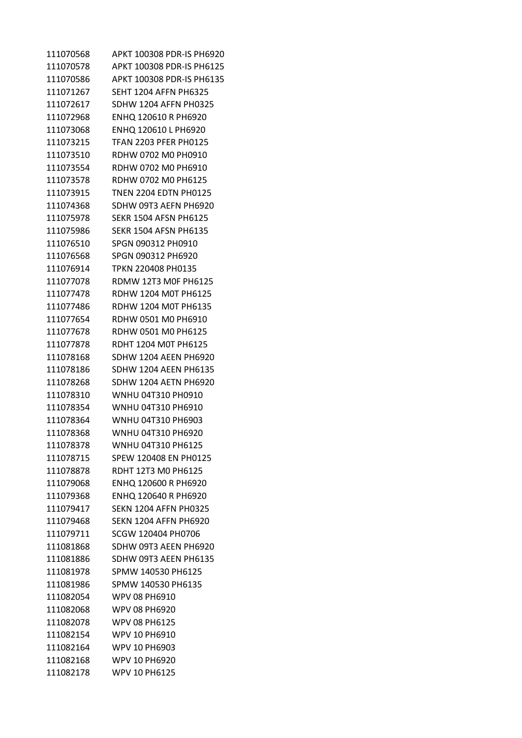| | |
|---|---|
| 111070568 | APKT 100308 PDR-IS PH6920 |
| 111070578 | APKT 100308 PDR-IS PH6125 |
| 111070586 | APKT 100308 PDR-IS PH6135 |
| 111071267 | SEHT 1204 AFFN PH6325 |
| 111072617 | SDHW 1204 AFFN PH0325 |
| 111072968 | ENHQ 120610 R PH6920 |
| 111073068 | ENHQ 120610 L PH6920 |
| 111073215 | TFAN 2203 PFER PH0125 |
| 111073510 | RDHW 0702 M0 PH0910 |
| 111073554 | RDHW 0702 M0 PH6910 |
| 111073578 | RDHW 0702 M0 PH6125 |
| 111073915 | TNEN 2204 EDTN PH0125 |
| 111074368 | SDHW 09T3 AEFN PH6920 |
| 111075978 | SEKR 1504 AFSN PH6125 |
| 111075986 | SEKR 1504 AFSN PH6135 |
| 111076510 | SPGN 090312 PH0910 |
| 111076568 | SPGN 090312 PH6920 |
| 111076914 | TPKN 220408 PH0135 |
| 111077078 | RDMW 12T3 M0F PH6125 |
| 111077478 | RDHW 1204 M0T PH6125 |
| 111077486 | RDHW 1204 M0T PH6135 |
| 111077654 | RDHW 0501 M0 PH6910 |
| 111077678 | RDHW 0501 M0 PH6125 |
| 111077878 | RDHT 1204 M0T PH6125 |
| 111078168 | SDHW 1204 AEEN PH6920 |
| 111078186 | SDHW 1204 AEEN PH6135 |
| 111078268 | SDHW 1204 AETN PH6920 |
| 111078310 | WNHU 04T310 PH0910 |
| 111078354 | WNHU 04T310 PH6910 |
| 111078364 | WNHU 04T310 PH6903 |
| 111078368 | WNHU 04T310 PH6920 |
| 111078378 | WNHU 04T310 PH6125 |
| 111078715 | SPEW 120408 EN PH0125 |
| 111078878 | RDHT 12T3 M0 PH6125 |
| 111079068 | ENHQ 120600 R PH6920 |
| 111079368 | ENHQ 120640 R PH6920 |
| 111079417 | SEKN 1204 AFFN PH0325 |
| 111079468 | SEKN 1204 AFFN PH6920 |
| 111079711 | SCGW 120404 PH0706 |
| 111081868 | SDHW 09T3 AEEN PH6920 |
| 111081886 | SDHW 09T3 AEEN PH6135 |
| 111081978 | SPMW 140530 PH6125 |
| 111081986 | SPMW 140530 PH6135 |
| 111082054 | WPV 08 PH6910 |
| 111082068 | WPV 08 PH6920 |
| 111082078 | WPV 08 PH6125 |
| 111082154 | WPV 10 PH6910 |
| 111082164 | WPV 10 PH6903 |
| 111082168 | WPV 10 PH6920 |
| 111082178 | WPV 10 PH6125 |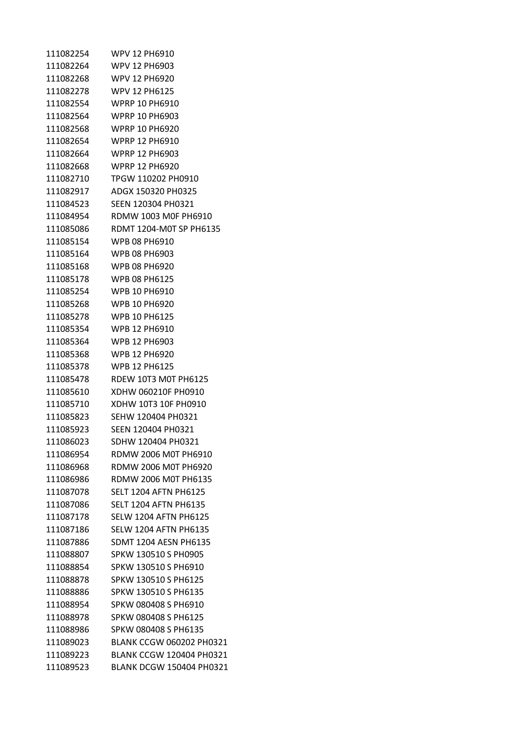| | |
|---|---|
| 111082254 | WPV 12 PH6910 |
| 111082264 | WPV 12 PH6903 |
| 111082268 | WPV 12 PH6920 |
| 111082278 | WPV 12 PH6125 |
| 111082554 | WPRP 10 PH6910 |
| 111082564 | WPRP 10 PH6903 |
| 111082568 | WPRP 10 PH6920 |
| 111082654 | WPRP 12 PH6910 |
| 111082664 | WPRP 12 PH6903 |
| 111082668 | WPRP 12 PH6920 |
| 111082710 | TPGW 110202 PH0910 |
| 111082917 | ADGX 150320 PH0325 |
| 111084523 | SEEN 120304 PH0321 |
| 111084954 | RDMW 1003 M0F PH6910 |
| 111085086 | RDMT 1204-M0T SP PH6135 |
| 111085154 | WPB 08 PH6910 |
| 111085164 | WPB 08 PH6903 |
| 111085168 | WPB 08 PH6920 |
| 111085178 | WPB 08 PH6125 |
| 111085254 | WPB 10 PH6910 |
| 111085268 | WPB 10 PH6920 |
| 111085278 | WPB 10 PH6125 |
| 111085354 | WPB 12 PH6910 |
| 111085364 | WPB 12 PH6903 |
| 111085368 | WPB 12 PH6920 |
| 111085378 | WPB 12 PH6125 |
| 111085478 | RDEW 10T3 M0T PH6125 |
| 111085610 | XDHW 060210F PH0910 |
| 111085710 | XDHW 10T3 10F PH0910 |
| 111085823 | SEHW 120404 PH0321 |
| 111085923 | SEEN 120404 PH0321 |
| 111086023 | SDHW 120404 PH0321 |
| 111086954 | RDMW 2006 M0T PH6910 |
| 111086968 | RDMW 2006 M0T PH6920 |
| 111086986 | RDMW 2006 M0T PH6135 |
| 111087078 | SELT 1204 AFTN PH6125 |
| 111087086 | SELT 1204 AFTN PH6135 |
| 111087178 | SELW 1204 AFTN PH6125 |
| 111087186 | SELW 1204 AFTN PH6135 |
| 111087886 | SDMT 1204 AESN PH6135 |
| 111088807 | SPKW 130510 S PH0905 |
| 111088854 | SPKW 130510 S PH6910 |
| 111088878 | SPKW 130510 S PH6125 |
| 111088886 | SPKW 130510 S PH6135 |
| 111088954 | SPKW 080408 S PH6910 |
| 111088978 | SPKW 080408 S PH6125 |
| 111088986 | SPKW 080408 S PH6135 |
| 111089023 | BLANK CCGW 060202 PH0321 |
| 111089223 | BLANK CCGW 120404 PH0321 |
| 111089523 | BLANK DCGW 150404 PH0321 |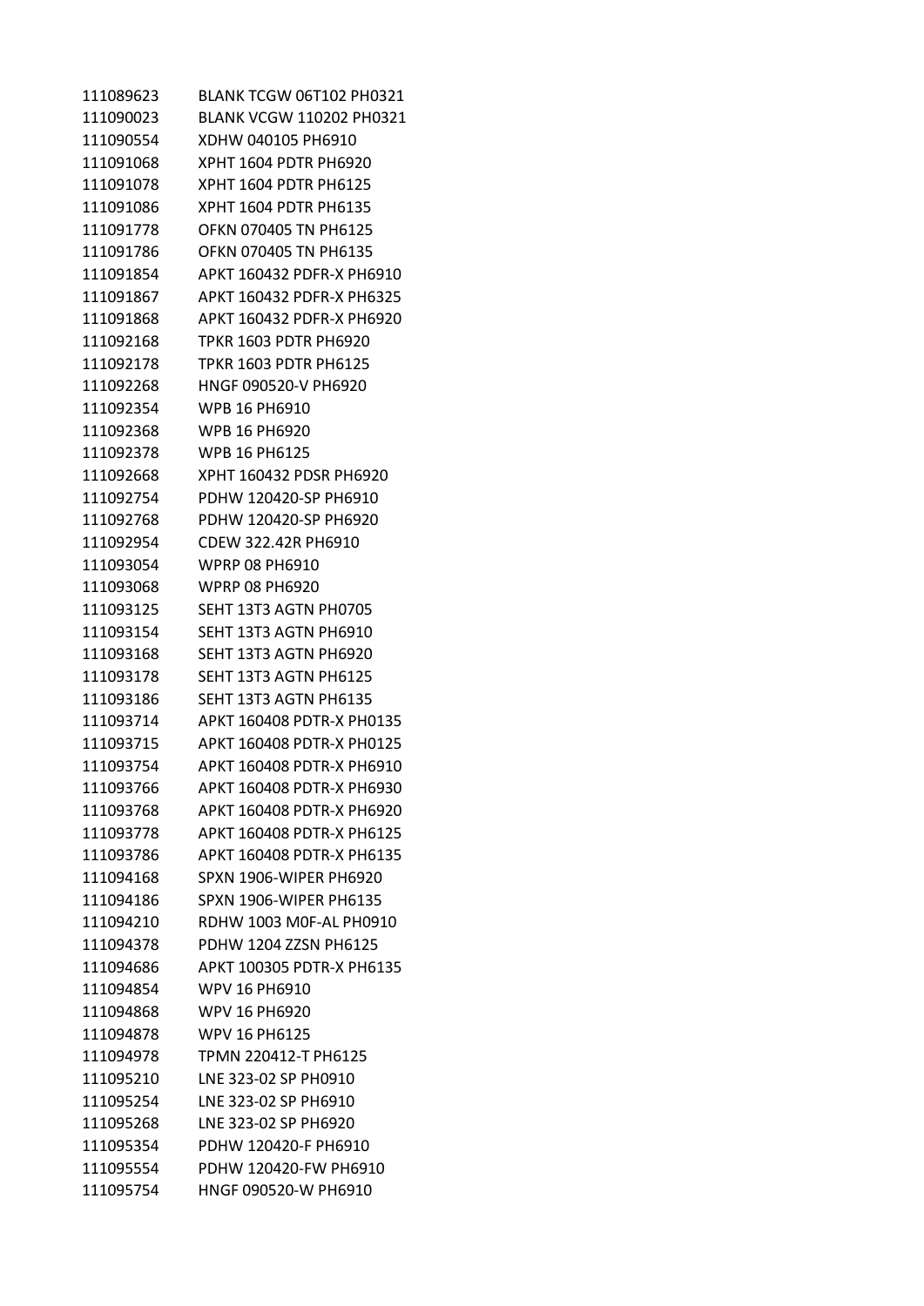| | |
|---|---|
| 111089623 | BLANK TCGW 06T102 PH0321 |
| 111090023 | BLANK VCGW 110202 PH0321 |
| 111090554 | XDHW 040105 PH6910 |
| 111091068 | XPHT 1604 PDTR PH6920 |
| 111091078 | XPHT 1604 PDTR PH6125 |
| 111091086 | XPHT 1604 PDTR PH6135 |
| 111091778 | OFKN 070405 TN PH6125 |
| 111091786 | OFKN 070405 TN PH6135 |
| 111091854 | APKT 160432 PDFR-X PH6910 |
| 111091867 | APKT 160432 PDFR-X PH6325 |
| 111091868 | APKT 160432 PDFR-X PH6920 |
| 111092168 | TPKR 1603 PDTR PH6920 |
| 111092178 | TPKR 1603 PDTR PH6125 |
| 111092268 | HNGF 090520-V PH6920 |
| 111092354 | WPB 16 PH6910 |
| 111092368 | WPB 16 PH6920 |
| 111092378 | WPB 16 PH6125 |
| 111092668 | XPHT 160432 PDSR PH6920 |
| 111092754 | PDHW 120420-SP PH6910 |
| 111092768 | PDHW 120420-SP PH6920 |
| 111092954 | CDEW 322.42R PH6910 |
| 111093054 | WPRP 08 PH6910 |
| 111093068 | WPRP 08 PH6920 |
| 111093125 | SEHT 13T3 AGTN PH0705 |
| 111093154 | SEHT 13T3 AGTN PH6910 |
| 111093168 | SEHT 13T3 AGTN PH6920 |
| 111093178 | SEHT 13T3 AGTN PH6125 |
| 111093186 | SEHT 13T3 AGTN PH6135 |
| 111093714 | APKT 160408 PDTR-X PH0135 |
| 111093715 | APKT 160408 PDTR-X PH0125 |
| 111093754 | APKT 160408 PDTR-X PH6910 |
| 111093766 | APKT 160408 PDTR-X PH6930 |
| 111093768 | APKT 160408 PDTR-X PH6920 |
| 111093778 | APKT 160408 PDTR-X PH6125 |
| 111093786 | APKT 160408 PDTR-X PH6135 |
| 111094168 | SPXN 1906-WIPER PH6920 |
| 111094186 | SPXN 1906-WIPER PH6135 |
| 111094210 | RDHW 1003 M0F-AL PH0910 |
| 111094378 | PDHW 1204 ZZSN PH6125 |
| 111094686 | APKT 100305 PDTR-X PH6135 |
| 111094854 | WPV 16 PH6910 |
| 111094868 | WPV 16 PH6920 |
| 111094878 | WPV 16 PH6125 |
| 111094978 | TPMN 220412-T PH6125 |
| 111095210 | LNE 323-02 SP PH0910 |
| 111095254 | LNE 323-02 SP PH6910 |
| 111095268 | LNE 323-02 SP PH6920 |
| 111095354 | PDHW 120420-F PH6910 |
| 111095554 | PDHW 120420-FW PH6910 |
| 111095754 | HNGF 090520-W PH6910 |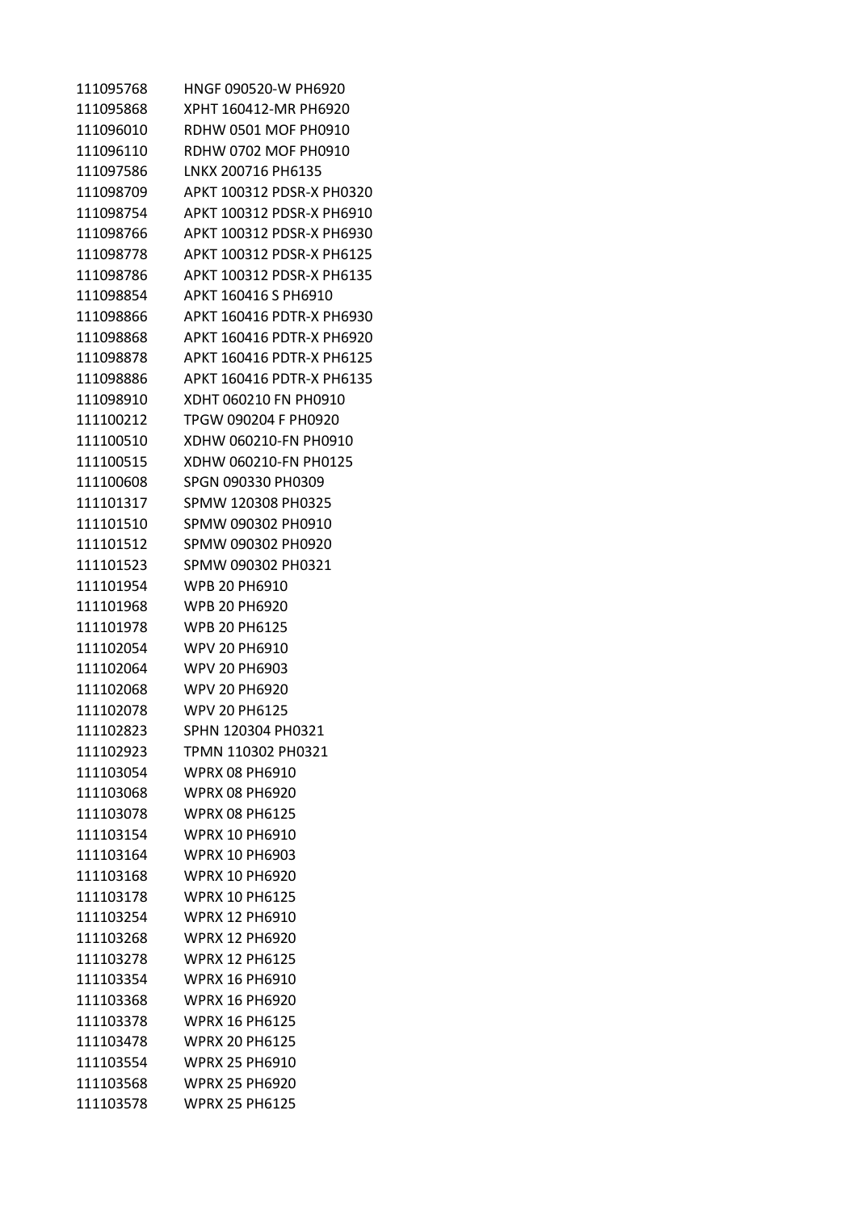| | |
|---|---|
| 111095768 | HNGF 090520-W PH6920 |
| 111095868 | XPHT 160412-MR PH6920 |
| 111096010 | RDHW 0501 MOF PH0910 |
| 111096110 | RDHW 0702 MOF PH0910 |
| 111097586 | LNKX 200716 PH6135 |
| 111098709 | APKT 100312 PDSR-X PH0320 |
| 111098754 | APKT 100312 PDSR-X PH6910 |
| 111098766 | APKT 100312 PDSR-X PH6930 |
| 111098778 | APKT 100312 PDSR-X PH6125 |
| 111098786 | APKT 100312 PDSR-X PH6135 |
| 111098854 | APKT 160416 S PH6910 |
| 111098866 | APKT 160416 PDTR-X PH6930 |
| 111098868 | APKT 160416 PDTR-X PH6920 |
| 111098878 | APKT 160416 PDTR-X PH6125 |
| 111098886 | APKT 160416 PDTR-X PH6135 |
| 111098910 | XDHT 060210 FN PH0910 |
| 111100212 | TPGW 090204 F PH0920 |
| 111100510 | XDHW 060210-FN PH0910 |
| 111100515 | XDHW 060210-FN PH0125 |
| 111100608 | SPGN 090330 PH0309 |
| 111101317 | SPMW 120308 PH0325 |
| 111101510 | SPMW 090302 PH0910 |
| 111101512 | SPMW 090302 PH0920 |
| 111101523 | SPMW 090302 PH0321 |
| 111101954 | WPB 20 PH6910 |
| 111101968 | WPB 20 PH6920 |
| 111101978 | WPB 20 PH6125 |
| 111102054 | WPV 20 PH6910 |
| 111102064 | WPV 20 PH6903 |
| 111102068 | WPV 20 PH6920 |
| 111102078 | WPV 20 PH6125 |
| 111102823 | SPHN 120304 PH0321 |
| 111102923 | TPMN 110302 PH0321 |
| 111103054 | WPRX 08 PH6910 |
| 111103068 | WPRX 08 PH6920 |
| 111103078 | WPRX 08 PH6125 |
| 111103154 | WPRX 10 PH6910 |
| 111103164 | WPRX 10 PH6903 |
| 111103168 | WPRX 10 PH6920 |
| 111103178 | WPRX 10 PH6125 |
| 111103254 | WPRX 12 PH6910 |
| 111103268 | WPRX 12 PH6920 |
| 111103278 | WPRX 12 PH6125 |
| 111103354 | WPRX 16 PH6910 |
| 111103368 | WPRX 16 PH6920 |
| 111103378 | WPRX 16 PH6125 |
| 111103478 | WPRX 20 PH6125 |
| 111103554 | WPRX 25 PH6910 |
| 111103568 | WPRX 25 PH6920 |
| 111103578 | WPRX 25 PH6125 |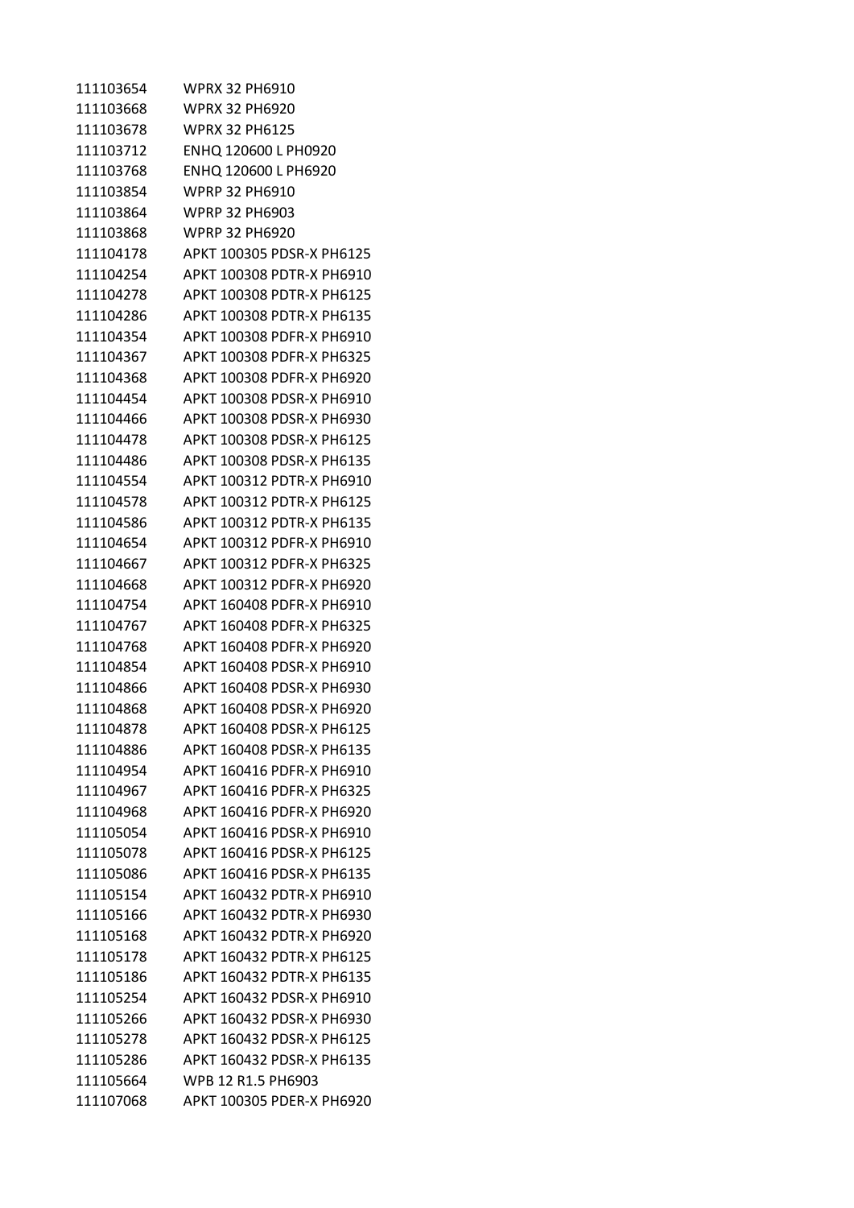| | |
|---|---|
| 111103654 | WPRX 32 PH6910 |
| 111103668 | WPRX 32 PH6920 |
| 111103678 | WPRX 32 PH6125 |
| 111103712 | ENHQ 120600 L PH0920 |
| 111103768 | ENHQ 120600 L PH6920 |
| 111103854 | WPRP 32 PH6910 |
| 111103864 | WPRP 32 PH6903 |
| 111103868 | WPRP 32 PH6920 |
| 111104178 | APKT 100305 PDSR-X PH6125 |
| 111104254 | APKT 100308 PDTR-X PH6910 |
| 111104278 | APKT 100308 PDTR-X PH6125 |
| 111104286 | APKT 100308 PDTR-X PH6135 |
| 111104354 | APKT 100308 PDFR-X PH6910 |
| 111104367 | APKT 100308 PDFR-X PH6325 |
| 111104368 | APKT 100308 PDFR-X PH6920 |
| 111104454 | APKT 100308 PDSR-X PH6910 |
| 111104466 | APKT 100308 PDSR-X PH6930 |
| 111104478 | APKT 100308 PDSR-X PH6125 |
| 111104486 | APKT 100308 PDSR-X PH6135 |
| 111104554 | APKT 100312 PDTR-X PH6910 |
| 111104578 | APKT 100312 PDTR-X PH6125 |
| 111104586 | APKT 100312 PDTR-X PH6135 |
| 111104654 | APKT 100312 PDFR-X PH6910 |
| 111104667 | APKT 100312 PDFR-X PH6325 |
| 111104668 | APKT 100312 PDFR-X PH6920 |
| 111104754 | APKT 160408 PDFR-X PH6910 |
| 111104767 | APKT 160408 PDFR-X PH6325 |
| 111104768 | APKT 160408 PDFR-X PH6920 |
| 111104854 | APKT 160408 PDSR-X PH6910 |
| 111104866 | APKT 160408 PDSR-X PH6930 |
| 111104868 | APKT 160408 PDSR-X PH6920 |
| 111104878 | APKT 160408 PDSR-X PH6125 |
| 111104886 | APKT 160408 PDSR-X PH6135 |
| 111104954 | APKT 160416 PDFR-X PH6910 |
| 111104967 | APKT 160416 PDFR-X PH6325 |
| 111104968 | APKT 160416 PDFR-X PH6920 |
| 111105054 | APKT 160416 PDSR-X PH6910 |
| 111105078 | APKT 160416 PDSR-X PH6125 |
| 111105086 | APKT 160416 PDSR-X PH6135 |
| 111105154 | APKT 160432 PDTR-X PH6910 |
| 111105166 | APKT 160432 PDTR-X PH6930 |
| 111105168 | APKT 160432 PDTR-X PH6920 |
| 111105178 | APKT 160432 PDTR-X PH6125 |
| 111105186 | APKT 160432 PDTR-X PH6135 |
| 111105254 | APKT 160432 PDSR-X PH6910 |
| 111105266 | APKT 160432 PDSR-X PH6930 |
| 111105278 | APKT 160432 PDSR-X PH6125 |
| 111105286 | APKT 160432 PDSR-X PH6135 |
| 111105664 | WPB 12 R1.5 PH6903 |
| 111107068 | APKT 100305 PDER-X PH6920 |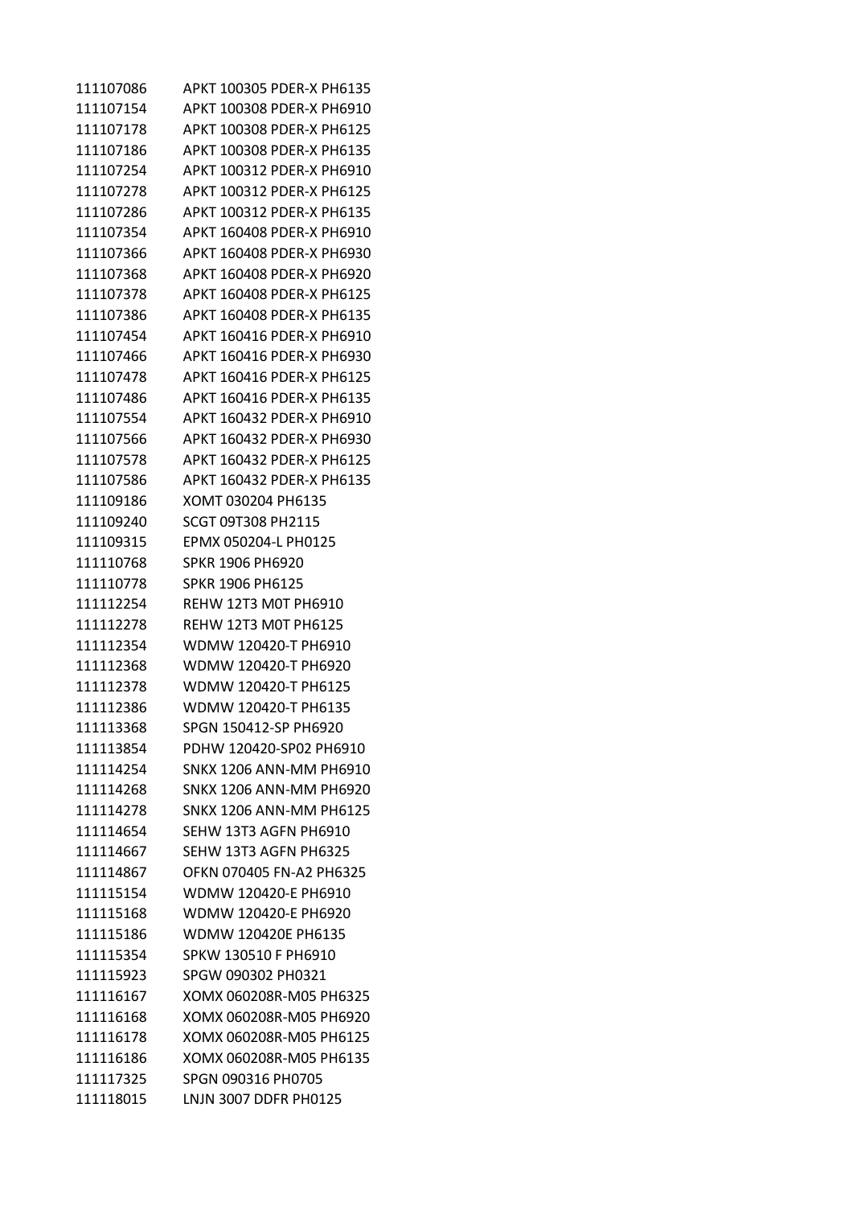| | |
|---|---|
| 111107086 | APKT 100305 PDER-X PH6135 |
| 111107154 | APKT 100308 PDER-X PH6910 |
| 111107178 | APKT 100308 PDER-X PH6125 |
| 111107186 | APKT 100308 PDER-X PH6135 |
| 111107254 | APKT 100312 PDER-X PH6910 |
| 111107278 | APKT 100312 PDER-X PH6125 |
| 111107286 | APKT 100312 PDER-X PH6135 |
| 111107354 | APKT 160408 PDER-X PH6910 |
| 111107366 | APKT 160408 PDER-X PH6930 |
| 111107368 | APKT 160408 PDER-X PH6920 |
| 111107378 | APKT 160408 PDER-X PH6125 |
| 111107386 | APKT 160408 PDER-X PH6135 |
| 111107454 | APKT 160416 PDER-X PH6910 |
| 111107466 | APKT 160416 PDER-X PH6930 |
| 111107478 | APKT 160416 PDER-X PH6125 |
| 111107486 | APKT 160416 PDER-X PH6135 |
| 111107554 | APKT 160432 PDER-X PH6910 |
| 111107566 | APKT 160432 PDER-X PH6930 |
| 111107578 | APKT 160432 PDER-X PH6125 |
| 111107586 | APKT 160432 PDER-X PH6135 |
| 111109186 | XOMT 030204 PH6135 |
| 111109240 | SCGT 09T308 PH2115 |
| 111109315 | EPMX 050204-L PH0125 |
| 111110768 | SPKR 1906 PH6920 |
| 111110778 | SPKR 1906 PH6125 |
| 111112254 | REHW 12T3 M0T PH6910 |
| 111112278 | REHW 12T3 M0T PH6125 |
| 111112354 | WDMW 120420-T PH6910 |
| 111112368 | WDMW 120420-T PH6920 |
| 111112378 | WDMW 120420-T PH6125 |
| 111112386 | WDMW 120420-T PH6135 |
| 111113368 | SPGN 150412-SP PH6920 |
| 111113854 | PDHW 120420-SP02 PH6910 |
| 111114254 | SNKX 1206 ANN-MM PH6910 |
| 111114268 | SNKX 1206 ANN-MM PH6920 |
| 111114278 | SNKX 1206 ANN-MM PH6125 |
| 111114654 | SEHW 13T3 AGFN PH6910 |
| 111114667 | SEHW 13T3 AGFN PH6325 |
| 111114867 | OFKN 070405 FN-A2 PH6325 |
| 111115154 | WDMW 120420-E PH6910 |
| 111115168 | WDMW 120420-E PH6920 |
| 111115186 | WDMW 120420E PH6135 |
| 111115354 | SPKW 130510 F PH6910 |
| 111115923 | SPGW 090302 PH0321 |
| 111116167 | XOMX 060208R-M05 PH6325 |
| 111116168 | XOMX 060208R-M05 PH6920 |
| 111116178 | XOMX 060208R-M05 PH6125 |
| 111116186 | XOMX 060208R-M05 PH6135 |
| 111117325 | SPGN 090316 PH0705 |
| 111118015 | LNJN 3007 DDFR PH0125 |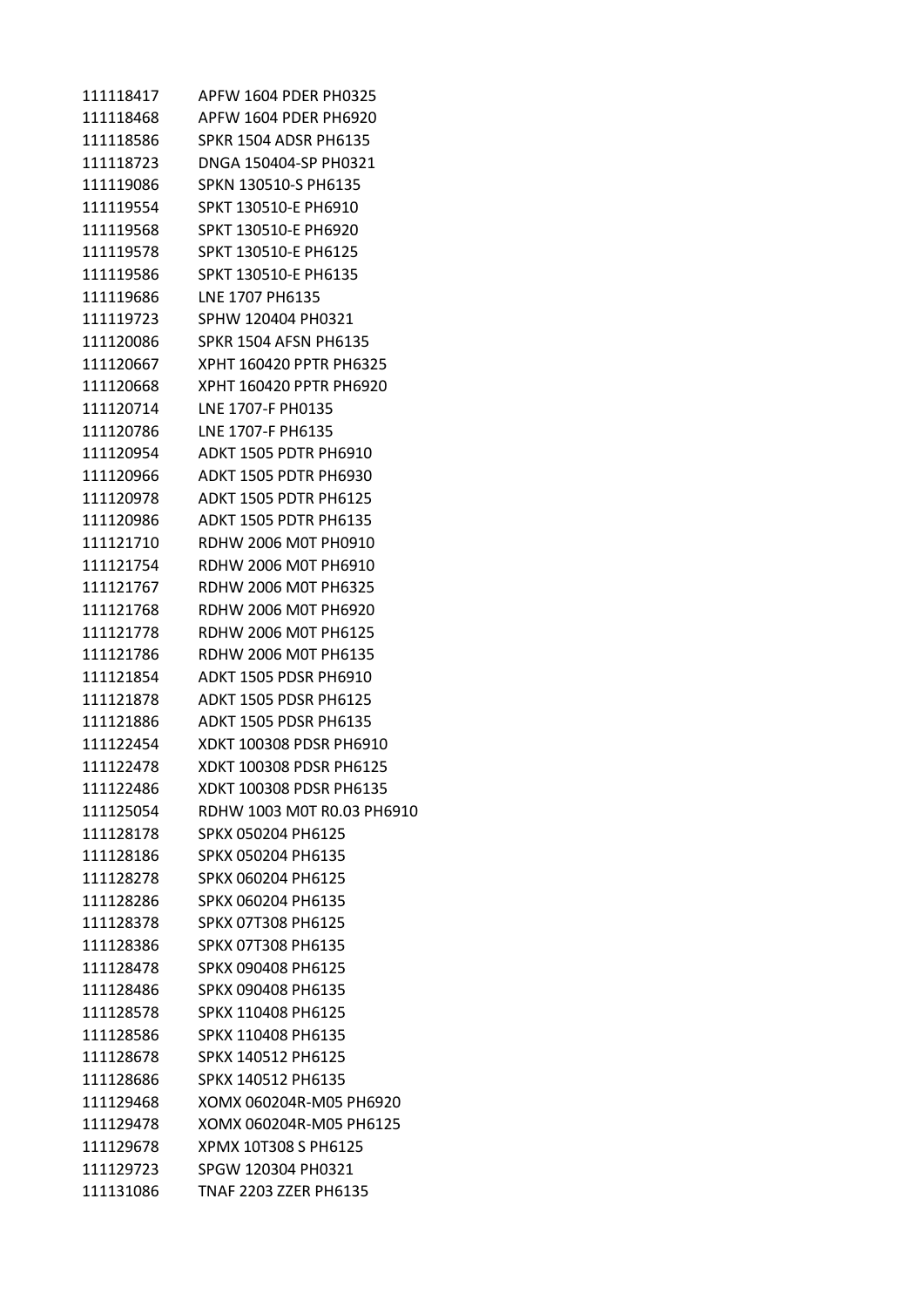| | |
|---|---|
| 111118417 | APFW 1604 PDER PH0325 |
| 111118468 | APFW 1604 PDER PH6920 |
| 111118586 | SPKR 1504 ADSR PH6135 |
| 111118723 | DNGA 150404-SP PH0321 |
| 111119086 | SPKN 130510-S PH6135 |
| 111119554 | SPKT 130510-E PH6910 |
| 111119568 | SPKT 130510-E PH6920 |
| 111119578 | SPKT 130510-E PH6125 |
| 111119586 | SPKT 130510-E PH6135 |
| 111119686 | LNE 1707 PH6135 |
| 111119723 | SPHW 120404 PH0321 |
| 111120086 | SPKR 1504 AFSN PH6135 |
| 111120667 | XPHT 160420 PPTR PH6325 |
| 111120668 | XPHT 160420 PPTR PH6920 |
| 111120714 | LNE 1707-F PH0135 |
| 111120786 | LNE 1707-F PH6135 |
| 111120954 | ADKT 1505 PDTR PH6910 |
| 111120966 | ADKT 1505 PDTR PH6930 |
| 111120978 | ADKT 1505 PDTR PH6125 |
| 111120986 | ADKT 1505 PDTR PH6135 |
| 111121710 | RDHW 2006 M0T PH0910 |
| 111121754 | RDHW 2006 M0T PH6910 |
| 111121767 | RDHW 2006 M0T PH6325 |
| 111121768 | RDHW 2006 M0T PH6920 |
| 111121778 | RDHW 2006 M0T PH6125 |
| 111121786 | RDHW 2006 M0T PH6135 |
| 111121854 | ADKT 1505 PDSR PH6910 |
| 111121878 | ADKT 1505 PDSR PH6125 |
| 111121886 | ADKT 1505 PDSR PH6135 |
| 111122454 | XDKT 100308 PDSR PH6910 |
| 111122478 | XDKT 100308 PDSR PH6125 |
| 111122486 | XDKT 100308 PDSR PH6135 |
| 111125054 | RDHW 1003 M0T R0.03 PH6910 |
| 111128178 | SPKX 050204 PH6125 |
| 111128186 | SPKX 050204 PH6135 |
| 111128278 | SPKX 060204 PH6125 |
| 111128286 | SPKX 060204 PH6135 |
| 111128378 | SPKX 07T308 PH6125 |
| 111128386 | SPKX 07T308 PH6135 |
| 111128478 | SPKX 090408 PH6125 |
| 111128486 | SPKX 090408 PH6135 |
| 111128578 | SPKX 110408 PH6125 |
| 111128586 | SPKX 110408 PH6135 |
| 111128678 | SPKX 140512 PH6125 |
| 111128686 | SPKX 140512 PH6135 |
| 111129468 | XOMX 060204R-M05 PH6920 |
| 111129478 | XOMX 060204R-M05 PH6125 |
| 111129678 | XPMX 10T308 S PH6125 |
| 111129723 | SPGW 120304 PH0321 |
| 111131086 | TNAF 2203 ZZER PH6135 |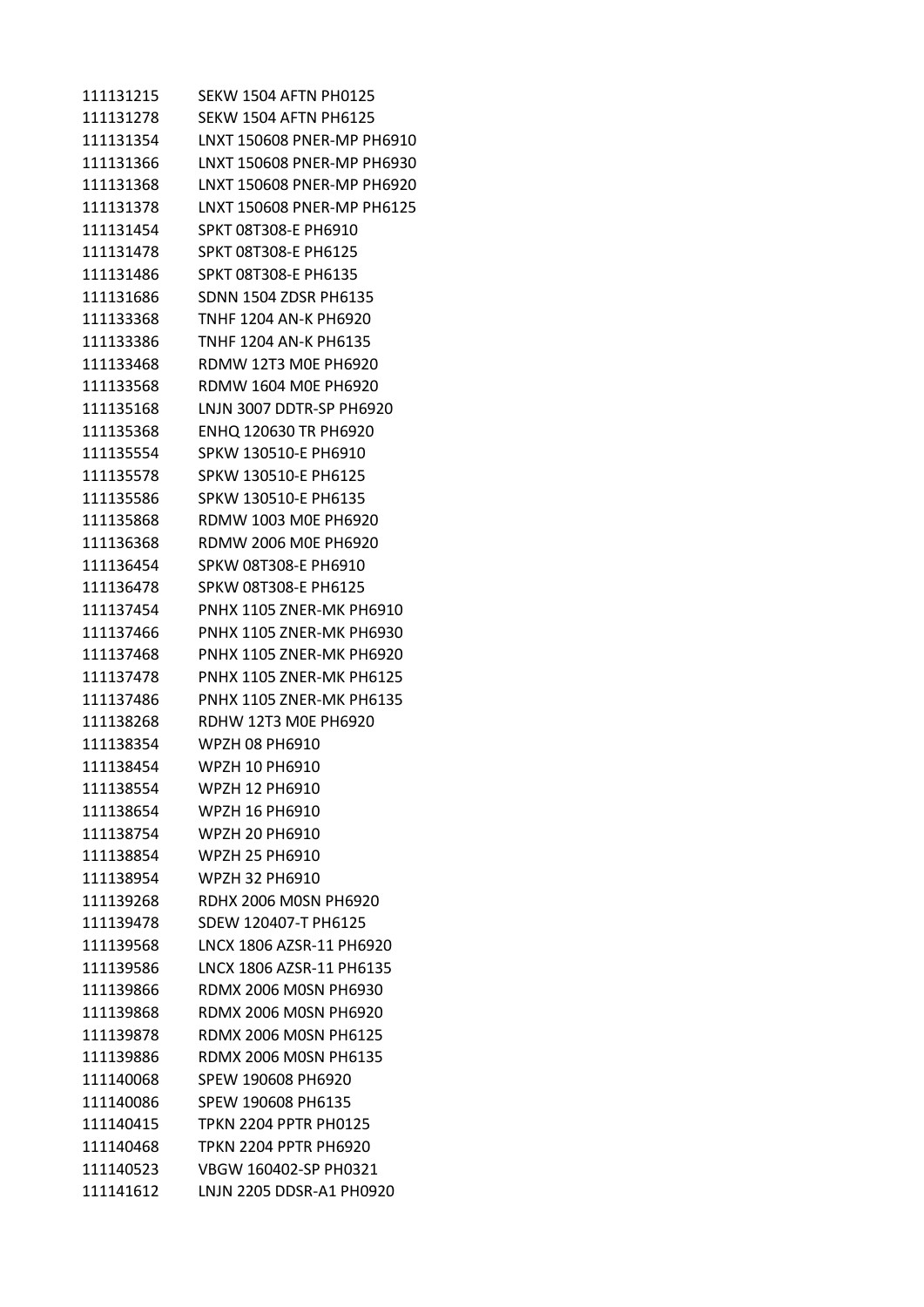| | |
|---|---|
| 111131215 | SEKW 1504 AFTN PH0125 |
| 111131278 | SEKW 1504 AFTN PH6125 |
| 111131354 | LNXT 150608 PNER-MP PH6910 |
| 111131366 | LNXT 150608 PNER-MP PH6930 |
| 111131368 | LNXT 150608 PNER-MP PH6920 |
| 111131378 | LNXT 150608 PNER-MP PH6125 |
| 111131454 | SPKT 08T308-E PH6910 |
| 111131478 | SPKT 08T308-E PH6125 |
| 111131486 | SPKT 08T308-E PH6135 |
| 111131686 | SDNN 1504 ZDSR PH6135 |
| 111133368 | TNHF 1204 AN-K PH6920 |
| 111133386 | TNHF 1204 AN-K PH6135 |
| 111133468 | RDMW 12T3 M0E PH6920 |
| 111133568 | RDMW 1604 M0E PH6920 |
| 111135168 | LNJN 3007 DDTR-SP PH6920 |
| 111135368 | ENHQ 120630 TR PH6920 |
| 111135554 | SPKW 130510-E PH6910 |
| 111135578 | SPKW 130510-E PH6125 |
| 111135586 | SPKW 130510-E PH6135 |
| 111135868 | RDMW 1003 M0E PH6920 |
| 111136368 | RDMW 2006 M0E PH6920 |
| 111136454 | SPKW 08T308-E PH6910 |
| 111136478 | SPKW 08T308-E PH6125 |
| 111137454 | PNHX 1105 ZNER-MK PH6910 |
| 111137466 | PNHX 1105 ZNER-MK PH6930 |
| 111137468 | PNHX 1105 ZNER-MK PH6920 |
| 111137478 | PNHX 1105 ZNER-MK PH6125 |
| 111137486 | PNHX 1105 ZNER-MK PH6135 |
| 111138268 | RDHW 12T3 M0E PH6920 |
| 111138354 | WPZH 08 PH6910 |
| 111138454 | WPZH 10 PH6910 |
| 111138554 | WPZH 12 PH6910 |
| 111138654 | WPZH 16 PH6910 |
| 111138754 | WPZH 20 PH6910 |
| 111138854 | WPZH 25 PH6910 |
| 111138954 | WPZH 32 PH6910 |
| 111139268 | RDHX 2006 M0SN PH6920 |
| 111139478 | SDEW 120407-T PH6125 |
| 111139568 | LNCX 1806 AZSR-11 PH6920 |
| 111139586 | LNCX 1806 AZSR-11 PH6135 |
| 111139866 | RDMX 2006 M0SN PH6930 |
| 111139868 | RDMX 2006 M0SN PH6920 |
| 111139878 | RDMX 2006 M0SN PH6125 |
| 111139886 | RDMX 2006 M0SN PH6135 |
| 111140068 | SPEW 190608 PH6920 |
| 111140086 | SPEW 190608 PH6135 |
| 111140415 | TPKN 2204 PPTR PH0125 |
| 111140468 | TPKN 2204 PPTR PH6920 |
| 111140523 | VBGW 160402-SP PH0321 |
| 111141612 | LNJN 2205 DDSR-A1 PH0920 |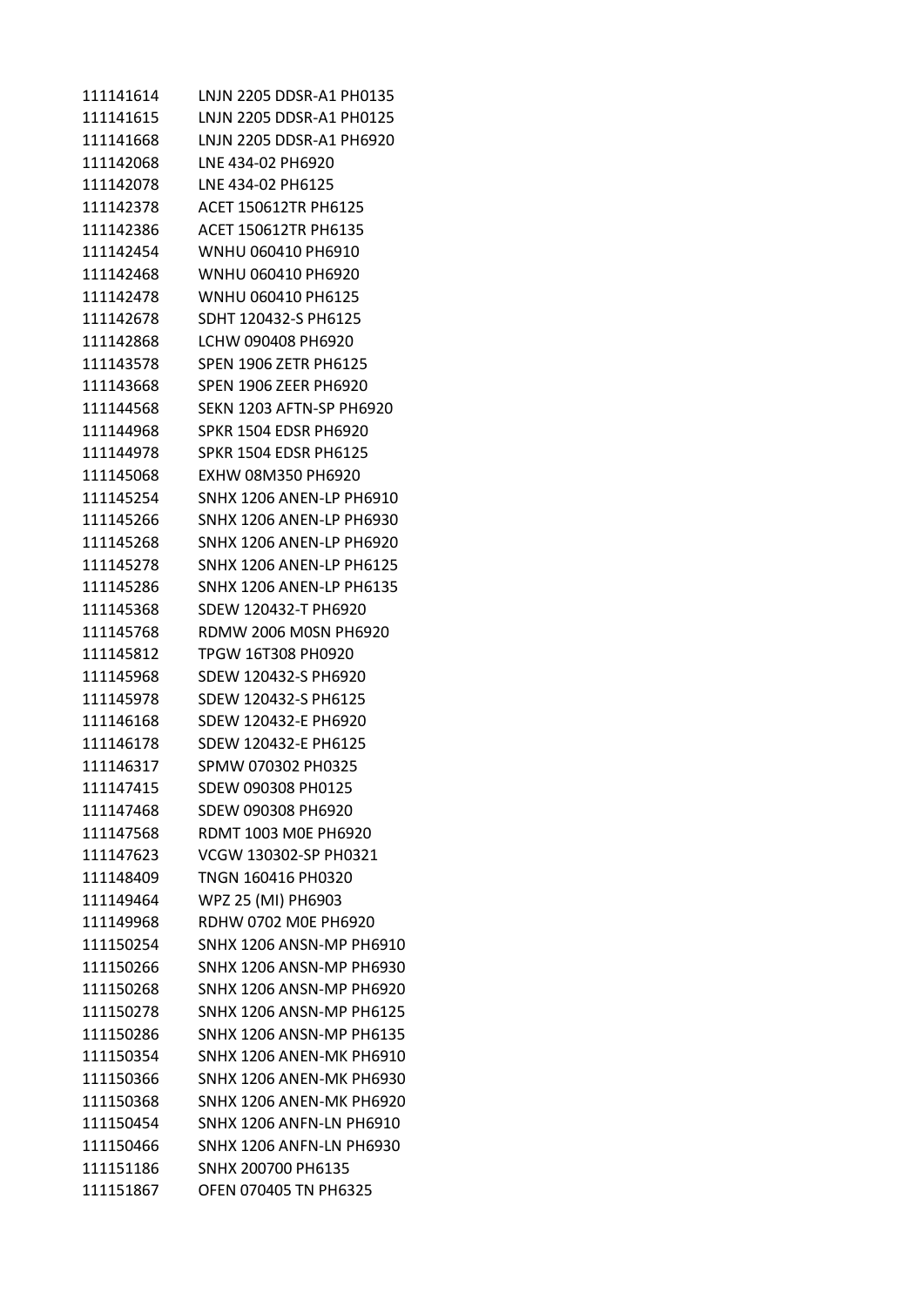| | |
|---|---|
| 111141614 | LNJN 2205 DDSR-A1 PH0135 |
| 111141615 | LNJN 2205 DDSR-A1 PH0125 |
| 111141668 | LNJN 2205 DDSR-A1 PH6920 |
| 111142068 | LNE 434-02 PH6920 |
| 111142078 | LNE 434-02 PH6125 |
| 111142378 | ACET 150612TR PH6125 |
| 111142386 | ACET 150612TR PH6135 |
| 111142454 | WNHU 060410 PH6910 |
| 111142468 | WNHU 060410 PH6920 |
| 111142478 | WNHU 060410 PH6125 |
| 111142678 | SDHT 120432-S PH6125 |
| 111142868 | LCHW 090408 PH6920 |
| 111143578 | SPEN 1906 ZETR PH6125 |
| 111143668 | SPEN 1906 ZEER PH6920 |
| 111144568 | SEKN 1203 AFTN-SP PH6920 |
| 111144968 | SPKR 1504 EDSR PH6920 |
| 111144978 | SPKR 1504 EDSR PH6125 |
| 111145068 | EXHW 08M350 PH6920 |
| 111145254 | SNHX 1206 ANEN-LP PH6910 |
| 111145266 | SNHX 1206 ANEN-LP PH6930 |
| 111145268 | SNHX 1206 ANEN-LP PH6920 |
| 111145278 | SNHX 1206 ANEN-LP PH6125 |
| 111145286 | SNHX 1206 ANEN-LP PH6135 |
| 111145368 | SDEW 120432-T PH6920 |
| 111145768 | RDMW 2006 M0SN PH6920 |
| 111145812 | TPGW 16T308 PH0920 |
| 111145968 | SDEW 120432-S PH6920 |
| 111145978 | SDEW 120432-S PH6125 |
| 111146168 | SDEW 120432-E PH6920 |
| 111146178 | SDEW 120432-E PH6125 |
| 111146317 | SPMW 070302 PH0325 |
| 111147415 | SDEW 090308 PH0125 |
| 111147468 | SDEW 090308 PH6920 |
| 111147568 | RDMT 1003 M0E PH6920 |
| 111147623 | VCGW 130302-SP PH0321 |
| 111148409 | TNGN 160416 PH0320 |
| 111149464 | WPZ 25 (MI) PH6903 |
| 111149968 | RDHW 0702 M0E PH6920 |
| 111150254 | SNHX 1206 ANSN-MP PH6910 |
| 111150266 | SNHX 1206 ANSN-MP PH6930 |
| 111150268 | SNHX 1206 ANSN-MP PH6920 |
| 111150278 | SNHX 1206 ANSN-MP PH6125 |
| 111150286 | SNHX 1206 ANSN-MP PH6135 |
| 111150354 | SNHX 1206 ANEN-MK PH6910 |
| 111150366 | SNHX 1206 ANEN-MK PH6930 |
| 111150368 | SNHX 1206 ANEN-MK PH6920 |
| 111150454 | SNHX 1206 ANFN-LN PH6910 |
| 111150466 | SNHX 1206 ANFN-LN PH6930 |
| 111151186 | SNHX 200700 PH6135 |
| 111151867 | OFEN 070405 TN PH6325 |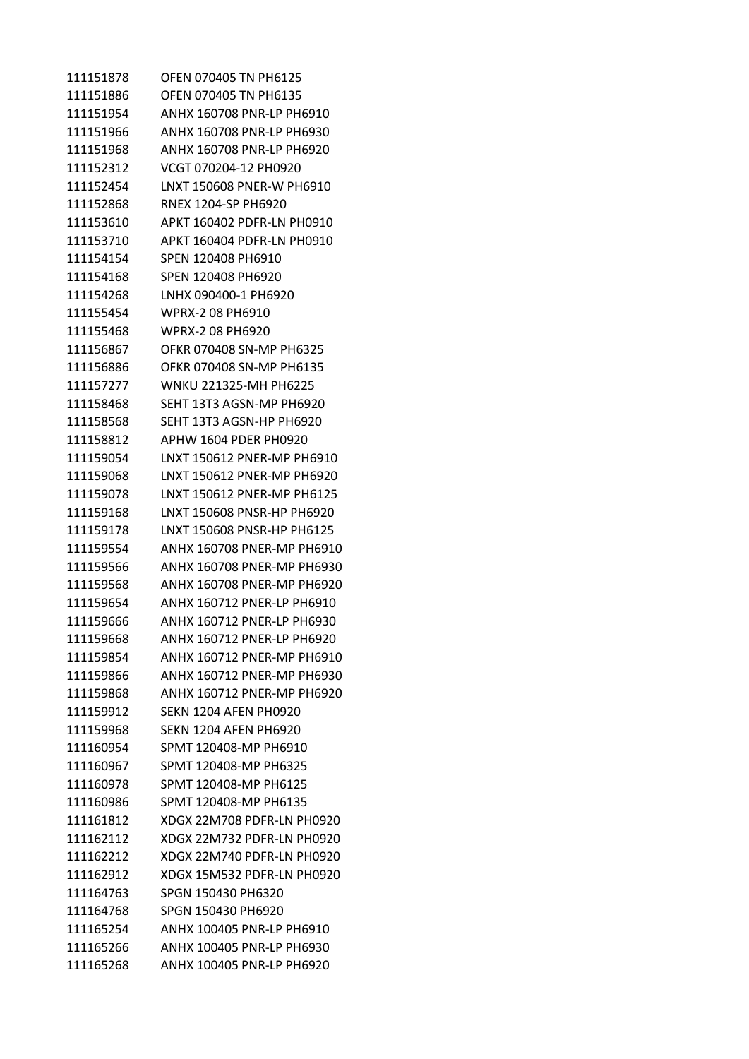| | |
|---|---|
| 111151878 | OFEN 070405 TN PH6125 |
| 111151886 | OFEN 070405 TN PH6135 |
| 111151954 | ANHX 160708 PNR-LP PH6910 |
| 111151966 | ANHX 160708 PNR-LP PH6930 |
| 111151968 | ANHX 160708 PNR-LP PH6920 |
| 111152312 | VCGT 070204-12 PH0920 |
| 111152454 | LNXT 150608 PNER-W PH6910 |
| 111152868 | RNEX 1204-SP PH6920 |
| 111153610 | APKT 160402 PDFR-LN PH0910 |
| 111153710 | APKT 160404 PDFR-LN PH0910 |
| 111154154 | SPEN 120408 PH6910 |
| 111154168 | SPEN 120408 PH6920 |
| 111154268 | LNHX 090400-1 PH6920 |
| 111155454 | WPRX-2 08 PH6910 |
| 111155468 | WPRX-2 08 PH6920 |
| 111156867 | OFKR 070408 SN-MP PH6325 |
| 111156886 | OFKR 070408 SN-MP PH6135 |
| 111157277 | WNKU 221325-MH PH6225 |
| 111158468 | SEHT 13T3 AGSN-MP PH6920 |
| 111158568 | SEHT 13T3 AGSN-HP PH6920 |
| 111158812 | APHW 1604 PDER PH0920 |
| 111159054 | LNXT 150612 PNER-MP PH6910 |
| 111159068 | LNXT 150612 PNER-MP PH6920 |
| 111159078 | LNXT 150612 PNER-MP PH6125 |
| 111159168 | LNXT 150608 PNSR-HP PH6920 |
| 111159178 | LNXT 150608 PNSR-HP PH6125 |
| 111159554 | ANHX 160708 PNER-MP PH6910 |
| 111159566 | ANHX 160708 PNER-MP PH6930 |
| 111159568 | ANHX 160708 PNER-MP PH6920 |
| 111159654 | ANHX 160712 PNER-LP PH6910 |
| 111159666 | ANHX 160712 PNER-LP PH6930 |
| 111159668 | ANHX 160712 PNER-LP PH6920 |
| 111159854 | ANHX 160712 PNER-MP PH6910 |
| 111159866 | ANHX 160712 PNER-MP PH6930 |
| 111159868 | ANHX 160712 PNER-MP PH6920 |
| 111159912 | SEKN 1204 AFEN PH0920 |
| 111159968 | SEKN 1204 AFEN PH6920 |
| 111160954 | SPMT 120408-MP PH6910 |
| 111160967 | SPMT 120408-MP PH6325 |
| 111160978 | SPMT 120408-MP PH6125 |
| 111160986 | SPMT 120408-MP PH6135 |
| 111161812 | XDGX 22M708 PDFR-LN PH0920 |
| 111162112 | XDGX 22M732 PDFR-LN PH0920 |
| 111162212 | XDGX 22M740 PDFR-LN PH0920 |
| 111162912 | XDGX 15M532 PDFR-LN PH0920 |
| 111164763 | SPGN 150430 PH6320 |
| 111164768 | SPGN 150430 PH6920 |
| 111165254 | ANHX 100405 PNR-LP PH6910 |
| 111165266 | ANHX 100405 PNR-LP PH6930 |
| 111165268 | ANHX 100405 PNR-LP PH6920 |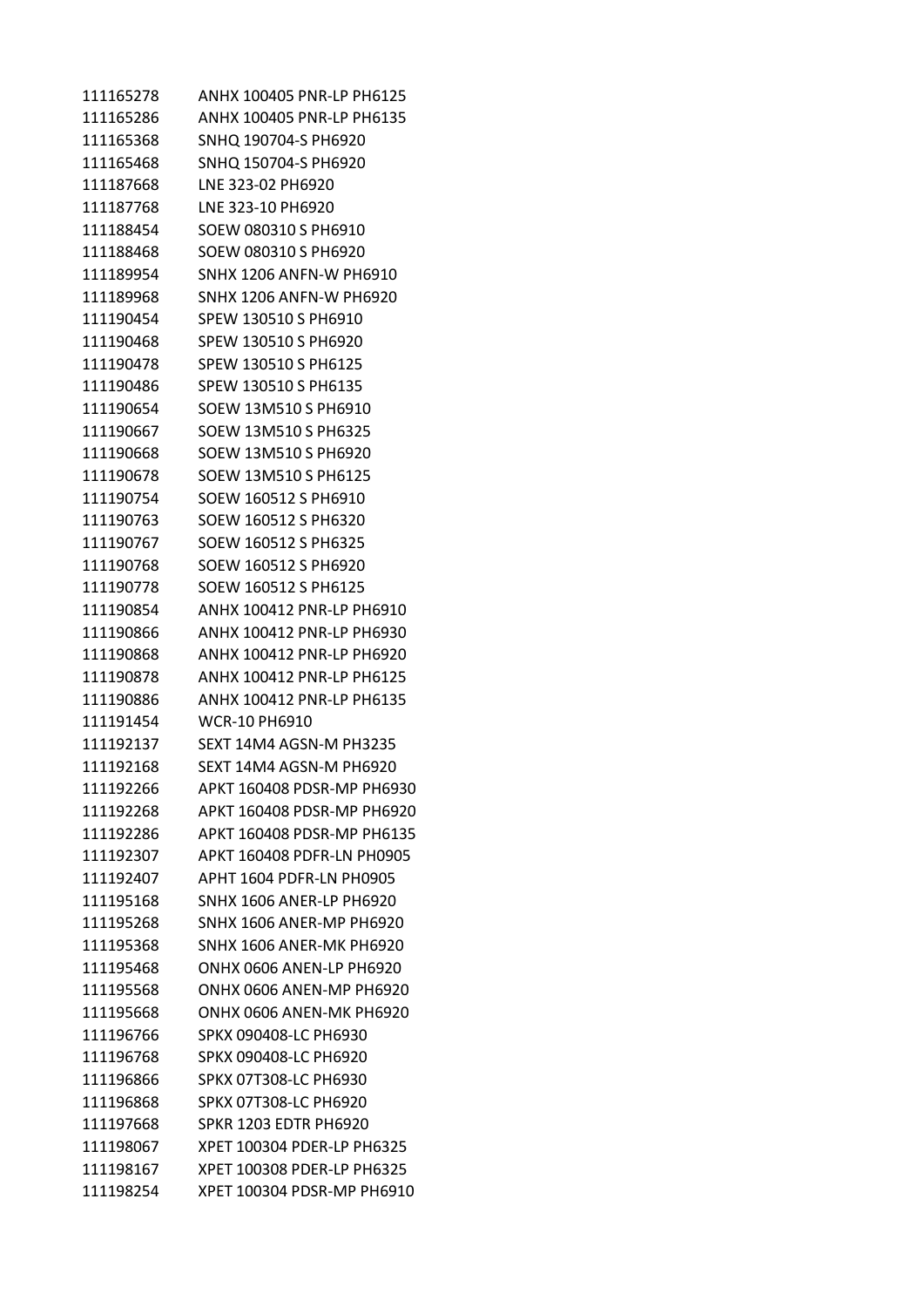| | |
|---|---|
| 111165278 | ANHX 100405 PNR-LP PH6125 |
| 111165286 | ANHX 100405 PNR-LP PH6135 |
| 111165368 | SNHQ 190704-S PH6920 |
| 111165468 | SNHQ 150704-S PH6920 |
| 111187668 | LNE 323-02 PH6920 |
| 111187768 | LNE 323-10 PH6920 |
| 111188454 | SOEW 080310 S PH6910 |
| 111188468 | SOEW 080310 S PH6920 |
| 111189954 | SNHX 1206 ANFN-W PH6910 |
| 111189968 | SNHX 1206 ANFN-W PH6920 |
| 111190454 | SPEW 130510 S PH6910 |
| 111190468 | SPEW 130510 S PH6920 |
| 111190478 | SPEW 130510 S PH6125 |
| 111190486 | SPEW 130510 S PH6135 |
| 111190654 | SOEW 13M510 S PH6910 |
| 111190667 | SOEW 13M510 S PH6325 |
| 111190668 | SOEW 13M510 S PH6920 |
| 111190678 | SOEW 13M510 S PH6125 |
| 111190754 | SOEW 160512 S PH6910 |
| 111190763 | SOEW 160512 S PH6320 |
| 111190767 | SOEW 160512 S PH6325 |
| 111190768 | SOEW 160512 S PH6920 |
| 111190778 | SOEW 160512 S PH6125 |
| 111190854 | ANHX 100412 PNR-LP PH6910 |
| 111190866 | ANHX 100412 PNR-LP PH6930 |
| 111190868 | ANHX 100412 PNR-LP PH6920 |
| 111190878 | ANHX 100412 PNR-LP PH6125 |
| 111190886 | ANHX 100412 PNR-LP PH6135 |
| 111191454 | WCR-10 PH6910 |
| 111192137 | SEXT 14M4 AGSN-M PH3235 |
| 111192168 | SEXT 14M4 AGSN-M PH6920 |
| 111192266 | APKT 160408 PDSR-MP PH6930 |
| 111192268 | APKT 160408 PDSR-MP PH6920 |
| 111192286 | APKT 160408 PDSR-MP PH6135 |
| 111192307 | APKT 160408 PDFR-LN PH0905 |
| 111192407 | APHT 1604 PDFR-LN PH0905 |
| 111195168 | SNHX 1606 ANER-LP PH6920 |
| 111195268 | SNHX 1606 ANER-MP PH6920 |
| 111195368 | SNHX 1606 ANER-MK PH6920 |
| 111195468 | ONHX 0606 ANEN-LP PH6920 |
| 111195568 | ONHX 0606 ANEN-MP PH6920 |
| 111195668 | ONHX 0606 ANEN-MK PH6920 |
| 111196766 | SPKX 090408-LC PH6930 |
| 111196768 | SPKX 090408-LC PH6920 |
| 111196866 | SPKX 07T308-LC PH6930 |
| 111196868 | SPKX 07T308-LC PH6920 |
| 111197668 | SPKR 1203 EDTR PH6920 |
| 111198067 | XPET 100304 PDER-LP PH6325 |
| 111198167 | XPET 100308 PDER-LP PH6325 |
| 111198254 | XPET 100304 PDSR-MP PH6910 |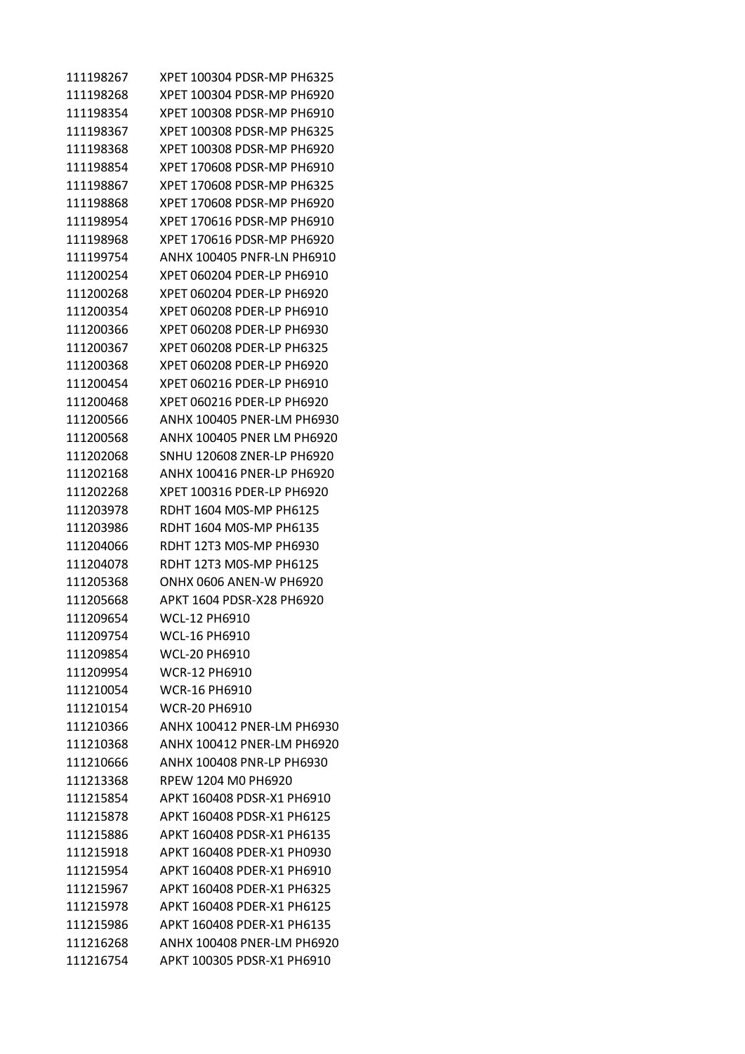| | |
|---|---|
| 111198267 | XPET 100304 PDSR-MP PH6325 |
| 111198268 | XPET 100304 PDSR-MP PH6920 |
| 111198354 | XPET 100308 PDSR-MP PH6910 |
| 111198367 | XPET 100308 PDSR-MP PH6325 |
| 111198368 | XPET 100308 PDSR-MP PH6920 |
| 111198854 | XPET 170608 PDSR-MP PH6910 |
| 111198867 | XPET 170608 PDSR-MP PH6325 |
| 111198868 | XPET 170608 PDSR-MP PH6920 |
| 111198954 | XPET 170616 PDSR-MP PH6910 |
| 111198968 | XPET 170616 PDSR-MP PH6920 |
| 111199754 | ANHX 100405 PNFR-LN PH6910 |
| 111200254 | XPET 060204 PDER-LP PH6910 |
| 111200268 | XPET 060204 PDER-LP PH6920 |
| 111200354 | XPET 060208 PDER-LP PH6910 |
| 111200366 | XPET 060208 PDER-LP PH6930 |
| 111200367 | XPET 060208 PDER-LP PH6325 |
| 111200368 | XPET 060208 PDER-LP PH6920 |
| 111200454 | XPET 060216 PDER-LP PH6910 |
| 111200468 | XPET 060216 PDER-LP PH6920 |
| 111200566 | ANHX 100405 PNER-LM PH6930 |
| 111200568 | ANHX 100405 PNER LM PH6920 |
| 111202068 | SNHU 120608 ZNER-LP PH6920 |
| 111202168 | ANHX 100416 PNER-LP PH6920 |
| 111202268 | XPET 100316 PDER-LP PH6920 |
| 111203978 | RDHT 1604 M0S-MP PH6125 |
| 111203986 | RDHT 1604 M0S-MP PH6135 |
| 111204066 | RDHT 12T3 M0S-MP PH6930 |
| 111204078 | RDHT 12T3 M0S-MP PH6125 |
| 111205368 | ONHX 0606 ANEN-W PH6920 |
| 111205668 | APKT 1604 PDSR-X28 PH6920 |
| 111209654 | WCL-12 PH6910 |
| 111209754 | WCL-16 PH6910 |
| 111209854 | WCL-20 PH6910 |
| 111209954 | WCR-12 PH6910 |
| 111210054 | WCR-16 PH6910 |
| 111210154 | WCR-20 PH6910 |
| 111210366 | ANHX 100412 PNER-LM PH6930 |
| 111210368 | ANHX 100412 PNER-LM PH6920 |
| 111210666 | ANHX 100408 PNR-LP PH6930 |
| 111213368 | RPEW 1204 M0 PH6920 |
| 111215854 | APKT 160408 PDSR-X1 PH6910 |
| 111215878 | APKT 160408 PDSR-X1 PH6125 |
| 111215886 | APKT 160408 PDSR-X1 PH6135 |
| 111215918 | APKT 160408 PDER-X1 PH0930 |
| 111215954 | APKT 160408 PDER-X1 PH6910 |
| 111215967 | APKT 160408 PDER-X1 PH6325 |
| 111215978 | APKT 160408 PDER-X1 PH6125 |
| 111215986 | APKT 160408 PDER-X1 PH6135 |
| 111216268 | ANHX 100408 PNER-LM PH6920 |
| 111216754 | APKT 100305 PDSR-X1 PH6910 |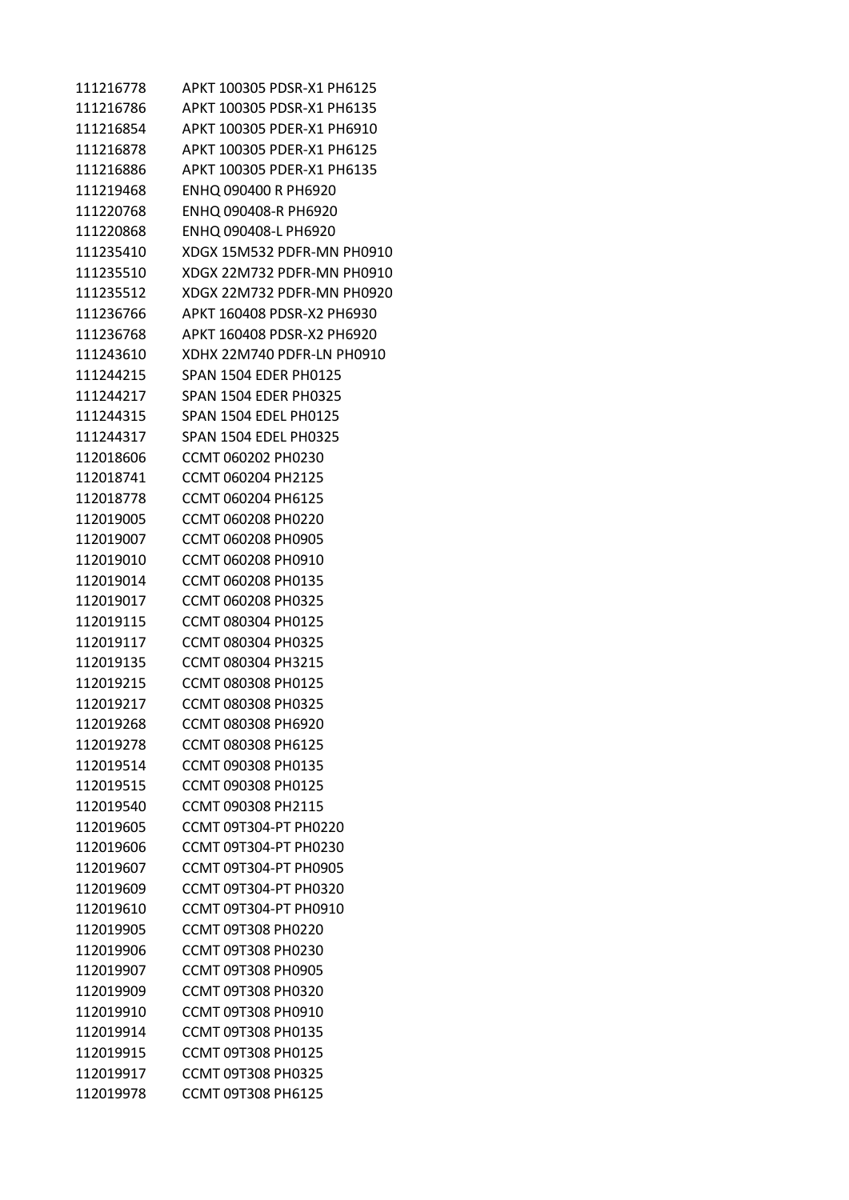| | |
|---|---|
| 111216778 | APKT 100305 PDSR-X1 PH6125 |
| 111216786 | APKT 100305 PDSR-X1 PH6135 |
| 111216854 | APKT 100305 PDER-X1 PH6910 |
| 111216878 | APKT 100305 PDER-X1 PH6125 |
| 111216886 | APKT 100305 PDER-X1 PH6135 |
| 111219468 | ENHQ 090400 R PH6920 |
| 111220768 | ENHQ 090408-R PH6920 |
| 111220868 | ENHQ 090408-L PH6920 |
| 111235410 | XDGX 15M532 PDFR-MN PH0910 |
| 111235510 | XDGX 22M732 PDFR-MN PH0910 |
| 111235512 | XDGX 22M732 PDFR-MN PH0920 |
| 111236766 | APKT 160408 PDSR-X2 PH6930 |
| 111236768 | APKT 160408 PDSR-X2 PH6920 |
| 111243610 | XDHX 22M740 PDFR-LN PH0910 |
| 111244215 | SPAN 1504 EDER PH0125 |
| 111244217 | SPAN 1504 EDER PH0325 |
| 111244315 | SPAN 1504 EDEL PH0125 |
| 111244317 | SPAN 1504 EDEL PH0325 |
| 112018606 | CCMT 060202 PH0230 |
| 112018741 | CCMT 060204 PH2125 |
| 112018778 | CCMT 060204 PH6125 |
| 112019005 | CCMT 060208 PH0220 |
| 112019007 | CCMT 060208 PH0905 |
| 112019010 | CCMT 060208 PH0910 |
| 112019014 | CCMT 060208 PH0135 |
| 112019017 | CCMT 060208 PH0325 |
| 112019115 | CCMT 080304 PH0125 |
| 112019117 | CCMT 080304 PH0325 |
| 112019135 | CCMT 080304 PH3215 |
| 112019215 | CCMT 080308 PH0125 |
| 112019217 | CCMT 080308 PH0325 |
| 112019268 | CCMT 080308 PH6920 |
| 112019278 | CCMT 080308 PH6125 |
| 112019514 | CCMT 090308 PH0135 |
| 112019515 | CCMT 090308 PH0125 |
| 112019540 | CCMT 090308 PH2115 |
| 112019605 | CCMT 09T304-PT PH0220 |
| 112019606 | CCMT 09T304-PT PH0230 |
| 112019607 | CCMT 09T304-PT PH0905 |
| 112019609 | CCMT 09T304-PT PH0320 |
| 112019610 | CCMT 09T304-PT PH0910 |
| 112019905 | CCMT 09T308 PH0220 |
| 112019906 | CCMT 09T308 PH0230 |
| 112019907 | CCMT 09T308 PH0905 |
| 112019909 | CCMT 09T308 PH0320 |
| 112019910 | CCMT 09T308 PH0910 |
| 112019914 | CCMT 09T308 PH0135 |
| 112019915 | CCMT 09T308 PH0125 |
| 112019917 | CCMT 09T308 PH0325 |
| 112019978 | CCMT 09T308 PH6125 |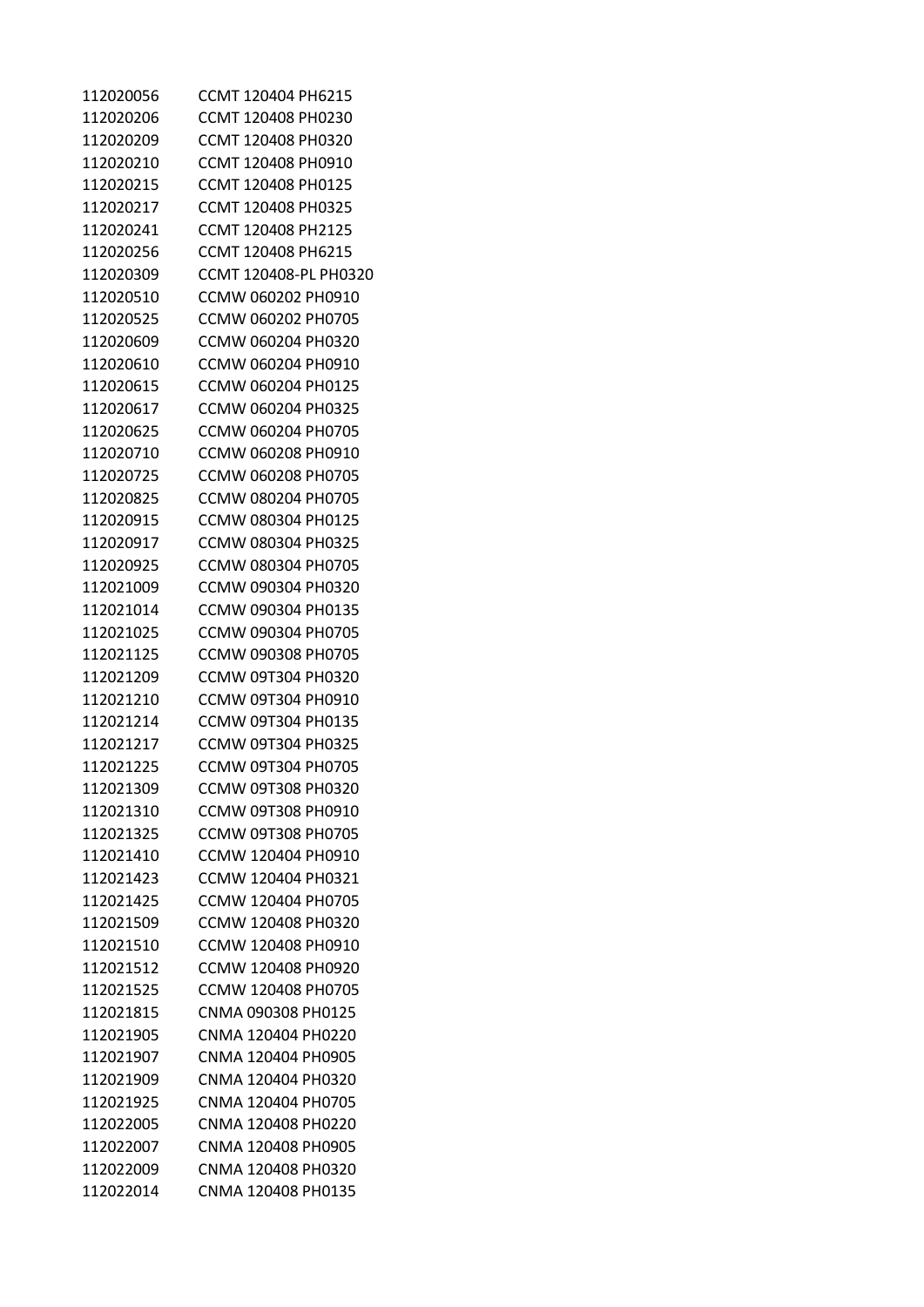| | |
|---|---|
| 112020056 | CCMT 120404 PH6215 |
| 112020206 | CCMT 120408 PH0230 |
| 112020209 | CCMT 120408 PH0320 |
| 112020210 | CCMT 120408 PH0910 |
| 112020215 | CCMT 120408 PH0125 |
| 112020217 | CCMT 120408 PH0325 |
| 112020241 | CCMT 120408 PH2125 |
| 112020256 | CCMT 120408 PH6215 |
| 112020309 | CCMT 120408-PL PH0320 |
| 112020510 | CCMW 060202 PH0910 |
| 112020525 | CCMW 060202 PH0705 |
| 112020609 | CCMW 060204 PH0320 |
| 112020610 | CCMW 060204 PH0910 |
| 112020615 | CCMW 060204 PH0125 |
| 112020617 | CCMW 060204 PH0325 |
| 112020625 | CCMW 060204 PH0705 |
| 112020710 | CCMW 060208 PH0910 |
| 112020725 | CCMW 060208 PH0705 |
| 112020825 | CCMW 080204 PH0705 |
| 112020915 | CCMW 080304 PH0125 |
| 112020917 | CCMW 080304 PH0325 |
| 112020925 | CCMW 080304 PH0705 |
| 112021009 | CCMW 090304 PH0320 |
| 112021014 | CCMW 090304 PH0135 |
| 112021025 | CCMW 090304 PH0705 |
| 112021125 | CCMW 090308 PH0705 |
| 112021209 | CCMW 09T304 PH0320 |
| 112021210 | CCMW 09T304 PH0910 |
| 112021214 | CCMW 09T304 PH0135 |
| 112021217 | CCMW 09T304 PH0325 |
| 112021225 | CCMW 09T304 PH0705 |
| 112021309 | CCMW 09T308 PH0320 |
| 112021310 | CCMW 09T308 PH0910 |
| 112021325 | CCMW 09T308 PH0705 |
| 112021410 | CCMW 120404 PH0910 |
| 112021423 | CCMW 120404 PH0321 |
| 112021425 | CCMW 120404 PH0705 |
| 112021509 | CCMW 120408 PH0320 |
| 112021510 | CCMW 120408 PH0910 |
| 112021512 | CCMW 120408 PH0920 |
| 112021525 | CCMW 120408 PH0705 |
| 112021815 | CNMA 090308 PH0125 |
| 112021905 | CNMA 120404 PH0220 |
| 112021907 | CNMA 120404 PH0905 |
| 112021909 | CNMA 120404 PH0320 |
| 112021925 | CNMA 120404 PH0705 |
| 112022005 | CNMA 120408 PH0220 |
| 112022007 | CNMA 120408 PH0905 |
| 112022009 | CNMA 120408 PH0320 |
| 112022014 | CNMA 120408 PH0135 |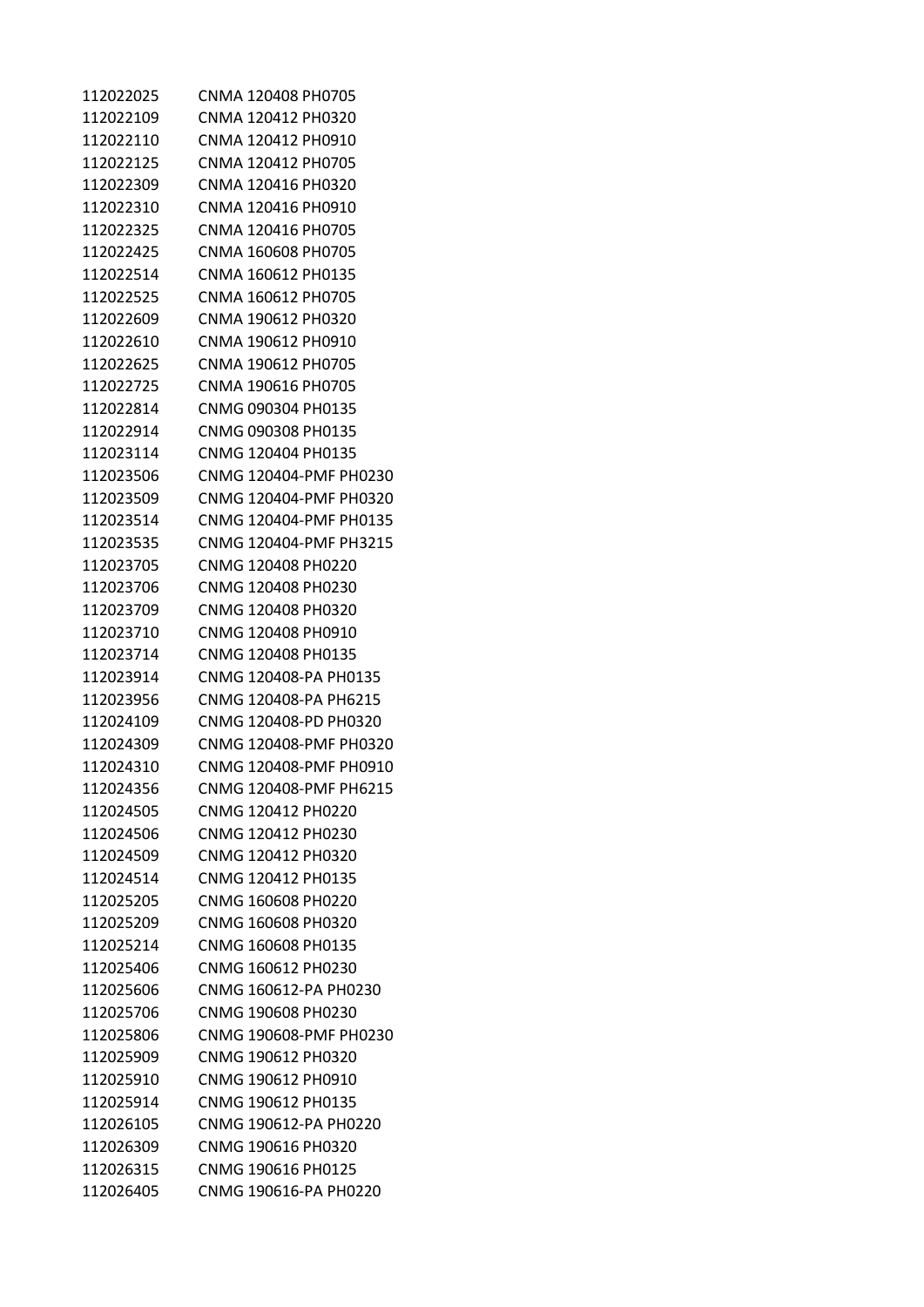| | |
|---|---|
| 112022025 | CNMA 120408 PH0705 |
| 112022109 | CNMA 120412 PH0320 |
| 112022110 | CNMA 120412 PH0910 |
| 112022125 | CNMA 120412 PH0705 |
| 112022309 | CNMA 120416 PH0320 |
| 112022310 | CNMA 120416 PH0910 |
| 112022325 | CNMA 120416 PH0705 |
| 112022425 | CNMA 160608 PH0705 |
| 112022514 | CNMA 160612 PH0135 |
| 112022525 | CNMA 160612 PH0705 |
| 112022609 | CNMA 190612 PH0320 |
| 112022610 | CNMA 190612 PH0910 |
| 112022625 | CNMA 190612 PH0705 |
| 112022725 | CNMA 190616 PH0705 |
| 112022814 | CNMG 090304 PH0135 |
| 112022914 | CNMG 090308 PH0135 |
| 112023114 | CNMG 120404 PH0135 |
| 112023506 | CNMG 120404-PMF PH0230 |
| 112023509 | CNMG 120404-PMF PH0320 |
| 112023514 | CNMG 120404-PMF PH0135 |
| 112023535 | CNMG 120404-PMF PH3215 |
| 112023705 | CNMG 120408 PH0220 |
| 112023706 | CNMG 120408 PH0230 |
| 112023709 | CNMG 120408 PH0320 |
| 112023710 | CNMG 120408 PH0910 |
| 112023714 | CNMG 120408 PH0135 |
| 112023914 | CNMG 120408-PA PH0135 |
| 112023956 | CNMG 120408-PA PH6215 |
| 112024109 | CNMG 120408-PD PH0320 |
| 112024309 | CNMG 120408-PMF PH0320 |
| 112024310 | CNMG 120408-PMF PH0910 |
| 112024356 | CNMG 120408-PMF PH6215 |
| 112024505 | CNMG 120412 PH0220 |
| 112024506 | CNMG 120412 PH0230 |
| 112024509 | CNMG 120412 PH0320 |
| 112024514 | CNMG 120412 PH0135 |
| 112025205 | CNMG 160608 PH0220 |
| 112025209 | CNMG 160608 PH0320 |
| 112025214 | CNMG 160608 PH0135 |
| 112025406 | CNMG 160612 PH0230 |
| 112025606 | CNMG 160612-PA PH0230 |
| 112025706 | CNMG 190608 PH0230 |
| 112025806 | CNMG 190608-PMF PH0230 |
| 112025909 | CNMG 190612 PH0320 |
| 112025910 | CNMG 190612 PH0910 |
| 112025914 | CNMG 190612 PH0135 |
| 112026105 | CNMG 190612-PA PH0220 |
| 112026309 | CNMG 190616 PH0320 |
| 112026315 | CNMG 190616 PH0125 |
| 112026405 | CNMG 190616-PA PH0220 |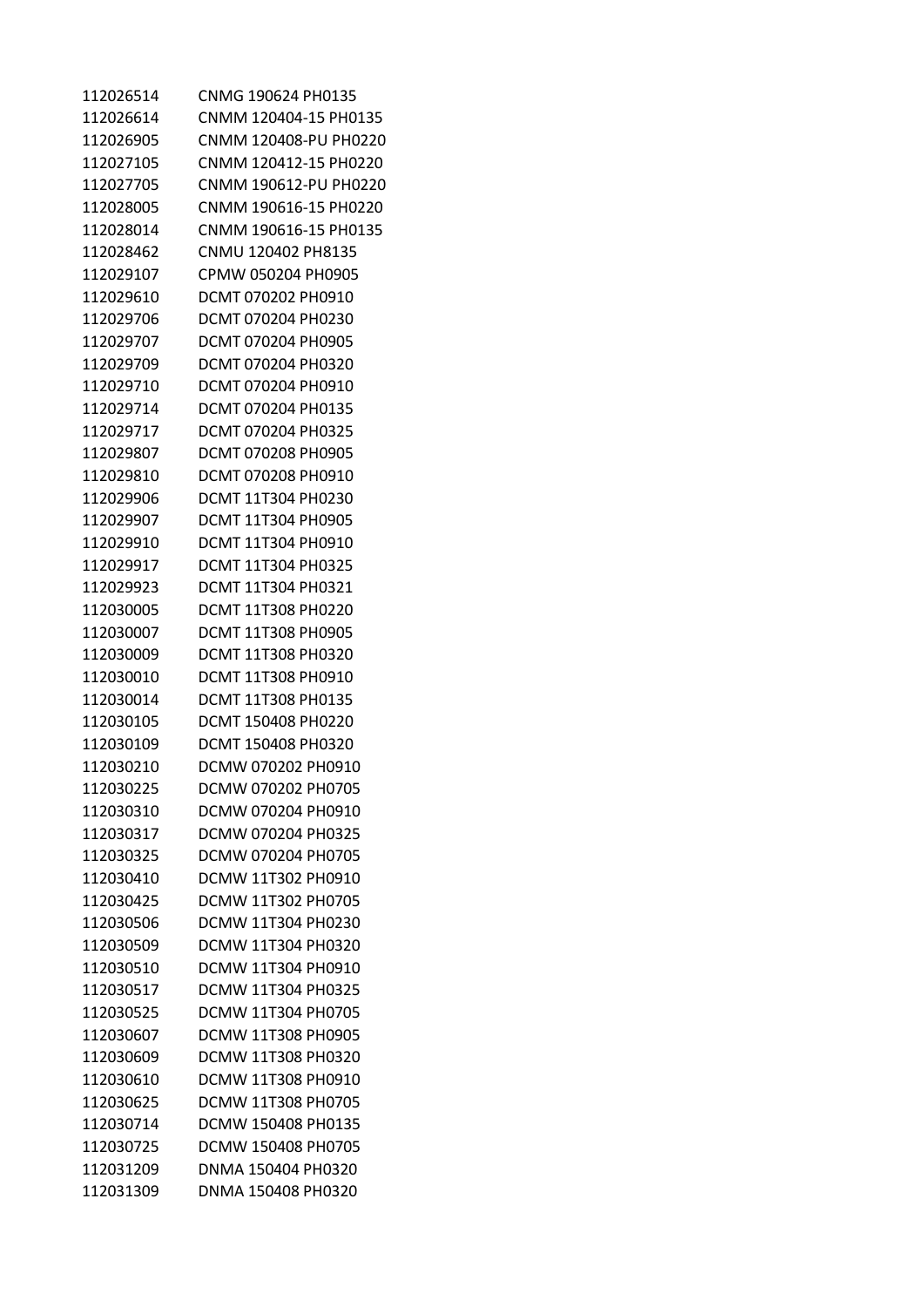| | |
|---|---|
| 112026514 | CNMG 190624 PH0135 |
| 112026614 | CNMM 120404-15 PH0135 |
| 112026905 | CNMM 120408-PU PH0220 |
| 112027105 | CNMM 120412-15 PH0220 |
| 112027705 | CNMM 190612-PU PH0220 |
| 112028005 | CNMM 190616-15 PH0220 |
| 112028014 | CNMM 190616-15 PH0135 |
| 112028462 | CNMU 120402 PH8135 |
| 112029107 | CPMW 050204 PH0905 |
| 112029610 | DCMT 070202 PH0910 |
| 112029706 | DCMT 070204 PH0230 |
| 112029707 | DCMT 070204 PH0905 |
| 112029709 | DCMT 070204 PH0320 |
| 112029710 | DCMT 070204 PH0910 |
| 112029714 | DCMT 070204 PH0135 |
| 112029717 | DCMT 070204 PH0325 |
| 112029807 | DCMT 070208 PH0905 |
| 112029810 | DCMT 070208 PH0910 |
| 112029906 | DCMT 11T304 PH0230 |
| 112029907 | DCMT 11T304 PH0905 |
| 112029910 | DCMT 11T304 PH0910 |
| 112029917 | DCMT 11T304 PH0325 |
| 112029923 | DCMT 11T304 PH0321 |
| 112030005 | DCMT 11T308 PH0220 |
| 112030007 | DCMT 11T308 PH0905 |
| 112030009 | DCMT 11T308 PH0320 |
| 112030010 | DCMT 11T308 PH0910 |
| 112030014 | DCMT 11T308 PH0135 |
| 112030105 | DCMT 150408 PH0220 |
| 112030109 | DCMT 150408 PH0320 |
| 112030210 | DCMW 070202 PH0910 |
| 112030225 | DCMW 070202 PH0705 |
| 112030310 | DCMW 070204 PH0910 |
| 112030317 | DCMW 070204 PH0325 |
| 112030325 | DCMW 070204 PH0705 |
| 112030410 | DCMW 11T302 PH0910 |
| 112030425 | DCMW 11T302 PH0705 |
| 112030506 | DCMW 11T304 PH0230 |
| 112030509 | DCMW 11T304 PH0320 |
| 112030510 | DCMW 11T304 PH0910 |
| 112030517 | DCMW 11T304 PH0325 |
| 112030525 | DCMW 11T304 PH0705 |
| 112030607 | DCMW 11T308 PH0905 |
| 112030609 | DCMW 11T308 PH0320 |
| 112030610 | DCMW 11T308 PH0910 |
| 112030625 | DCMW 11T308 PH0705 |
| 112030714 | DCMW 150408 PH0135 |
| 112030725 | DCMW 150408 PH0705 |
| 112031209 | DNMA 150404 PH0320 |
| 112031309 | DNMA 150408 PH0320 |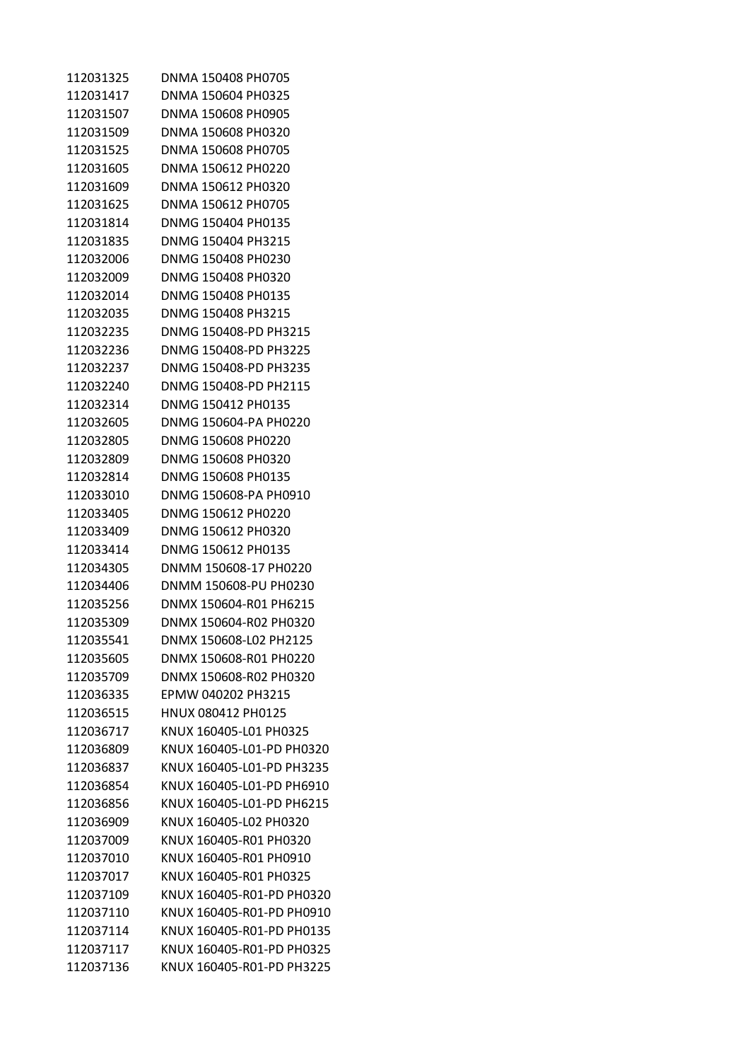| | |
|---|---|
| 112031325 | DNMA 150408 PH0705 |
| 112031417 | DNMA 150604 PH0325 |
| 112031507 | DNMA 150608 PH0905 |
| 112031509 | DNMA 150608 PH0320 |
| 112031525 | DNMA 150608 PH0705 |
| 112031605 | DNMA 150612 PH0220 |
| 112031609 | DNMA 150612 PH0320 |
| 112031625 | DNMA 150612 PH0705 |
| 112031814 | DNMG 150404 PH0135 |
| 112031835 | DNMG 150404 PH3215 |
| 112032006 | DNMG 150408 PH0230 |
| 112032009 | DNMG 150408 PH0320 |
| 112032014 | DNMG 150408 PH0135 |
| 112032035 | DNMG 150408 PH3215 |
| 112032235 | DNMG 150408-PD PH3215 |
| 112032236 | DNMG 150408-PD PH3225 |
| 112032237 | DNMG 150408-PD PH3235 |
| 112032240 | DNMG 150408-PD PH2115 |
| 112032314 | DNMG 150412 PH0135 |
| 112032605 | DNMG 150604-PA PH0220 |
| 112032805 | DNMG 150608 PH0220 |
| 112032809 | DNMG 150608 PH0320 |
| 112032814 | DNMG 150608 PH0135 |
| 112033010 | DNMG 150608-PA PH0910 |
| 112033405 | DNMG 150612 PH0220 |
| 112033409 | DNMG 150612 PH0320 |
| 112033414 | DNMG 150612 PH0135 |
| 112034305 | DNMM 150608-17 PH0220 |
| 112034406 | DNMM 150608-PU PH0230 |
| 112035256 | DNMX 150604-R01 PH6215 |
| 112035309 | DNMX 150604-R02 PH0320 |
| 112035541 | DNMX 150608-L02 PH2125 |
| 112035605 | DNMX 150608-R01 PH0220 |
| 112035709 | DNMX 150608-R02 PH0320 |
| 112036335 | EPMW 040202 PH3215 |
| 112036515 | HNUX 080412 PH0125 |
| 112036717 | KNUX 160405-L01 PH0325 |
| 112036809 | KNUX 160405-L01-PD PH0320 |
| 112036837 | KNUX 160405-L01-PD PH3235 |
| 112036854 | KNUX 160405-L01-PD PH6910 |
| 112036856 | KNUX 160405-L01-PD PH6215 |
| 112036909 | KNUX 160405-L02 PH0320 |
| 112037009 | KNUX 160405-R01 PH0320 |
| 112037010 | KNUX 160405-R01 PH0910 |
| 112037017 | KNUX 160405-R01 PH0325 |
| 112037109 | KNUX 160405-R01-PD PH0320 |
| 112037110 | KNUX 160405-R01-PD PH0910 |
| 112037114 | KNUX 160405-R01-PD PH0135 |
| 112037117 | KNUX 160405-R01-PD PH0325 |
| 112037136 | KNUX 160405-R01-PD PH3225 |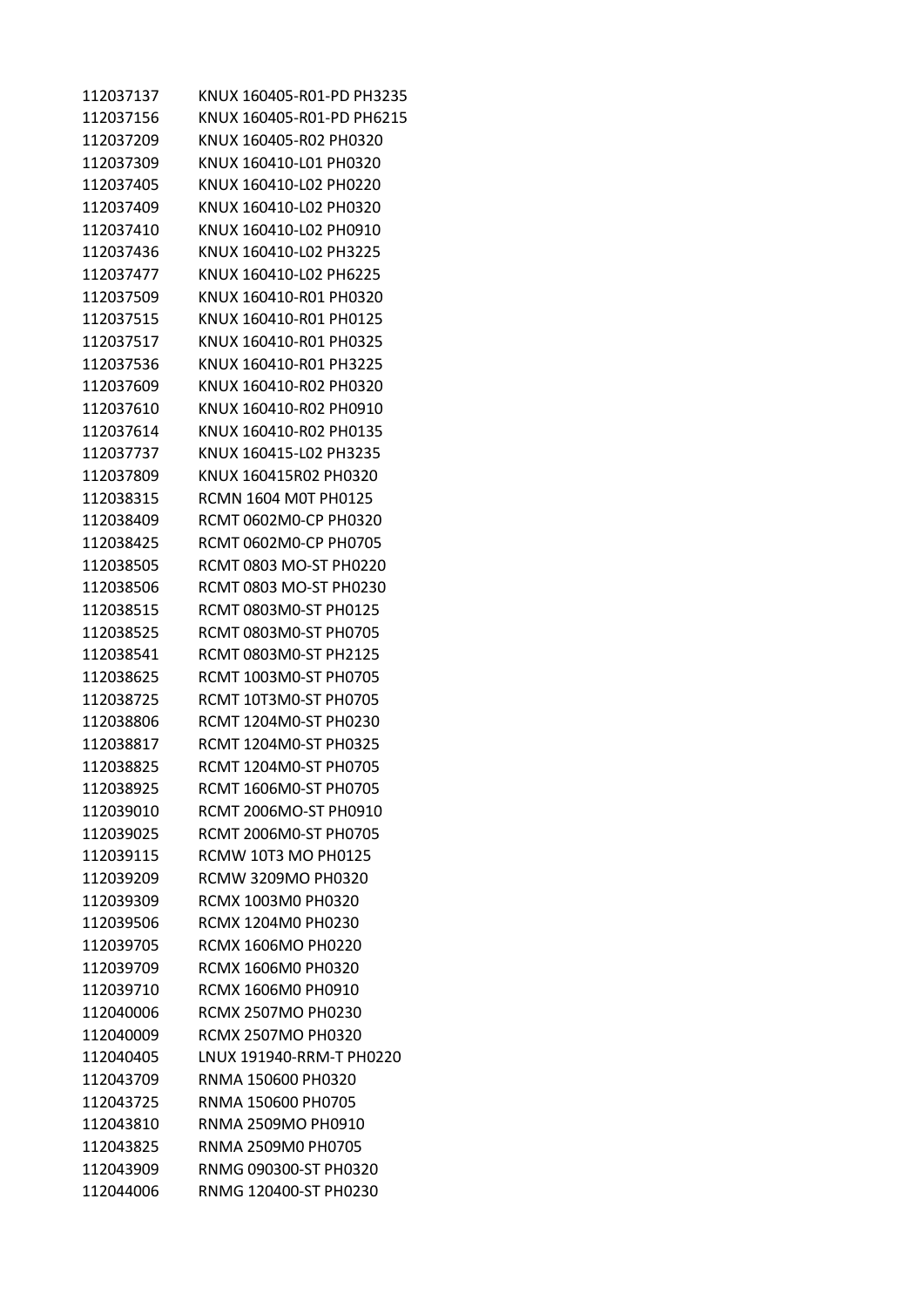| | |
|---|---|
| 112037137 | KNUX 160405-R01-PD PH3235 |
| 112037156 | KNUX 160405-R01-PD PH6215 |
| 112037209 | KNUX 160405-R02 PH0320 |
| 112037309 | KNUX 160410-L01 PH0320 |
| 112037405 | KNUX 160410-L02 PH0220 |
| 112037409 | KNUX 160410-L02 PH0320 |
| 112037410 | KNUX 160410-L02 PH0910 |
| 112037436 | KNUX 160410-L02 PH3225 |
| 112037477 | KNUX 160410-L02 PH6225 |
| 112037509 | KNUX 160410-R01 PH0320 |
| 112037515 | KNUX 160410-R01 PH0125 |
| 112037517 | KNUX 160410-R01 PH0325 |
| 112037536 | KNUX 160410-R01 PH3225 |
| 112037609 | KNUX 160410-R02 PH0320 |
| 112037610 | KNUX 160410-R02 PH0910 |
| 112037614 | KNUX 160410-R02 PH0135 |
| 112037737 | KNUX 160415-L02 PH3235 |
| 112037809 | KNUX 160415R02 PH0320 |
| 112038315 | RCMN 1604 M0T PH0125 |
| 112038409 | RCMT 0602M0-CP PH0320 |
| 112038425 | RCMT 0602M0-CP PH0705 |
| 112038505 | RCMT 0803 MO-ST PH0220 |
| 112038506 | RCMT 0803 MO-ST PH0230 |
| 112038515 | RCMT 0803M0-ST PH0125 |
| 112038525 | RCMT 0803M0-ST PH0705 |
| 112038541 | RCMT 0803M0-ST PH2125 |
| 112038625 | RCMT 1003M0-ST PH0705 |
| 112038725 | RCMT 10T3M0-ST PH0705 |
| 112038806 | RCMT 1204M0-ST PH0230 |
| 112038817 | RCMT 1204M0-ST PH0325 |
| 112038825 | RCMT 1204M0-ST PH0705 |
| 112038925 | RCMT 1606M0-ST PH0705 |
| 112039010 | RCMT 2006MO-ST PH0910 |
| 112039025 | RCMT 2006M0-ST PH0705 |
| 112039115 | RCMW 10T3 MO PH0125 |
| 112039209 | RCMW 3209MO PH0320 |
| 112039309 | RCMX 1003M0 PH0320 |
| 112039506 | RCMX 1204M0 PH0230 |
| 112039705 | RCMX 1606MO PH0220 |
| 112039709 | RCMX 1606M0 PH0320 |
| 112039710 | RCMX 1606M0 PH0910 |
| 112040006 | RCMX 2507MO PH0230 |
| 112040009 | RCMX 2507MO PH0320 |
| 112040405 | LNUX 191940-RRM-T PH0220 |
| 112043709 | RNMA 150600 PH0320 |
| 112043725 | RNMA 150600 PH0705 |
| 112043810 | RNMA 2509MO PH0910 |
| 112043825 | RNMA 2509M0 PH0705 |
| 112043909 | RNMG 090300-ST PH0320 |
| 112044006 | RNMG 120400-ST PH0230 |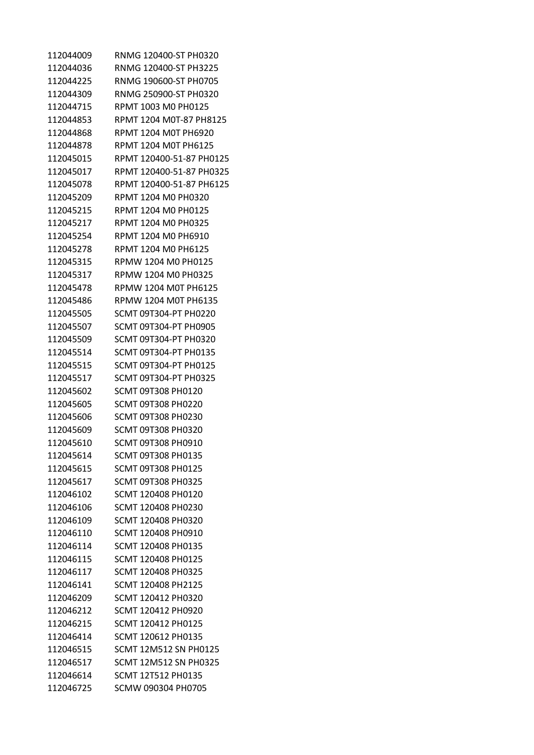| | |
|---|---|
| 112044009 | RNMG 120400-ST PH0320 |
| 112044036 | RNMG 120400-ST PH3225 |
| 112044225 | RNMG 190600-ST PH0705 |
| 112044309 | RNMG 250900-ST PH0320 |
| 112044715 | RPMT 1003 M0 PH0125 |
| 112044853 | RPMT 1204 M0T-87 PH8125 |
| 112044868 | RPMT 1204 M0T PH6920 |
| 112044878 | RPMT 1204 M0T PH6125 |
| 112045015 | RPMT 120400-51-87 PH0125 |
| 112045017 | RPMT 120400-51-87 PH0325 |
| 112045078 | RPMT 120400-51-87 PH6125 |
| 112045209 | RPMT 1204 M0 PH0320 |
| 112045215 | RPMT 1204 M0 PH0125 |
| 112045217 | RPMT 1204 M0 PH0325 |
| 112045254 | RPMT 1204 M0 PH6910 |
| 112045278 | RPMT 1204 M0 PH6125 |
| 112045315 | RPMW 1204 M0 PH0125 |
| 112045317 | RPMW 1204 M0 PH0325 |
| 112045478 | RPMW 1204 M0T PH6125 |
| 112045486 | RPMW 1204 M0T PH6135 |
| 112045505 | SCMT 09T304-PT PH0220 |
| 112045507 | SCMT 09T304-PT PH0905 |
| 112045509 | SCMT 09T304-PT PH0320 |
| 112045514 | SCMT 09T304-PT PH0135 |
| 112045515 | SCMT 09T304-PT PH0125 |
| 112045517 | SCMT 09T304-PT PH0325 |
| 112045602 | SCMT 09T308 PH0120 |
| 112045605 | SCMT 09T308 PH0220 |
| 112045606 | SCMT 09T308 PH0230 |
| 112045609 | SCMT 09T308 PH0320 |
| 112045610 | SCMT 09T308 PH0910 |
| 112045614 | SCMT 09T308 PH0135 |
| 112045615 | SCMT 09T308 PH0125 |
| 112045617 | SCMT 09T308 PH0325 |
| 112046102 | SCMT 120408 PH0120 |
| 112046106 | SCMT 120408 PH0230 |
| 112046109 | SCMT 120408 PH0320 |
| 112046110 | SCMT 120408 PH0910 |
| 112046114 | SCMT 120408 PH0135 |
| 112046115 | SCMT 120408 PH0125 |
| 112046117 | SCMT 120408 PH0325 |
| 112046141 | SCMT 120408 PH2125 |
| 112046209 | SCMT 120412 PH0320 |
| 112046212 | SCMT 120412 PH0920 |
| 112046215 | SCMT 120412 PH0125 |
| 112046414 | SCMT 120612 PH0135 |
| 112046515 | SCMT 12M512 SN PH0125 |
| 112046517 | SCMT 12M512 SN PH0325 |
| 112046614 | SCMT 12T512 PH0135 |
| 112046725 | SCMW 090304 PH0705 |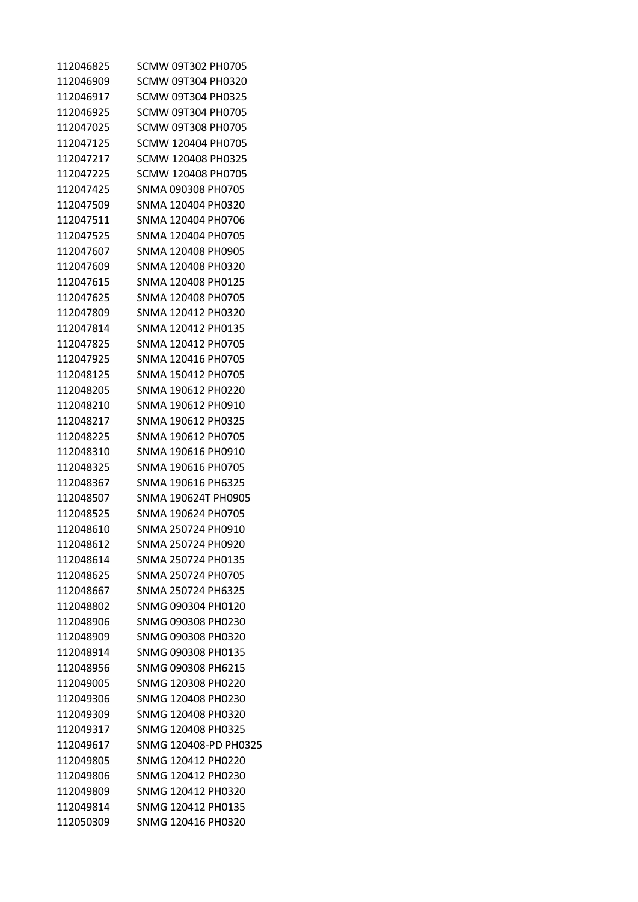| | |
|---|---|
| 112046825 | SCMW 09T302 PH0705 |
| 112046909 | SCMW 09T304 PH0320 |
| 112046917 | SCMW 09T304 PH0325 |
| 112046925 | SCMW 09T304 PH0705 |
| 112047025 | SCMW 09T308 PH0705 |
| 112047125 | SCMW 120404 PH0705 |
| 112047217 | SCMW 120408 PH0325 |
| 112047225 | SCMW 120408 PH0705 |
| 112047425 | SNMA 090308 PH0705 |
| 112047509 | SNMA 120404 PH0320 |
| 112047511 | SNMA 120404 PH0706 |
| 112047525 | SNMA 120404 PH0705 |
| 112047607 | SNMA 120408 PH0905 |
| 112047609 | SNMA 120408 PH0320 |
| 112047615 | SNMA 120408 PH0125 |
| 112047625 | SNMA 120408 PH0705 |
| 112047809 | SNMA 120412 PH0320 |
| 112047814 | SNMA 120412 PH0135 |
| 112047825 | SNMA 120412 PH0705 |
| 112047925 | SNMA 120416 PH0705 |
| 112048125 | SNMA 150412 PH0705 |
| 112048205 | SNMA 190612 PH0220 |
| 112048210 | SNMA 190612 PH0910 |
| 112048217 | SNMA 190612 PH0325 |
| 112048225 | SNMA 190612 PH0705 |
| 112048310 | SNMA 190616 PH0910 |
| 112048325 | SNMA 190616 PH0705 |
| 112048367 | SNMA 190616 PH6325 |
| 112048507 | SNMA 190624T PH0905 |
| 112048525 | SNMA 190624 PH0705 |
| 112048610 | SNMA 250724 PH0910 |
| 112048612 | SNMA 250724 PH0920 |
| 112048614 | SNMA 250724 PH0135 |
| 112048625 | SNMA 250724 PH0705 |
| 112048667 | SNMA 250724 PH6325 |
| 112048802 | SNMG 090304 PH0120 |
| 112048906 | SNMG 090308 PH0230 |
| 112048909 | SNMG 090308 PH0320 |
| 112048914 | SNMG 090308 PH0135 |
| 112048956 | SNMG 090308 PH6215 |
| 112049005 | SNMG 120308 PH0220 |
| 112049306 | SNMG 120408 PH0230 |
| 112049309 | SNMG 120408 PH0320 |
| 112049317 | SNMG 120408 PH0325 |
| 112049617 | SNMG 120408-PD PH0325 |
| 112049805 | SNMG 120412 PH0220 |
| 112049806 | SNMG 120412 PH0230 |
| 112049809 | SNMG 120412 PH0320 |
| 112049814 | SNMG 120412 PH0135 |
| 112050309 | SNMG 120416 PH0320 |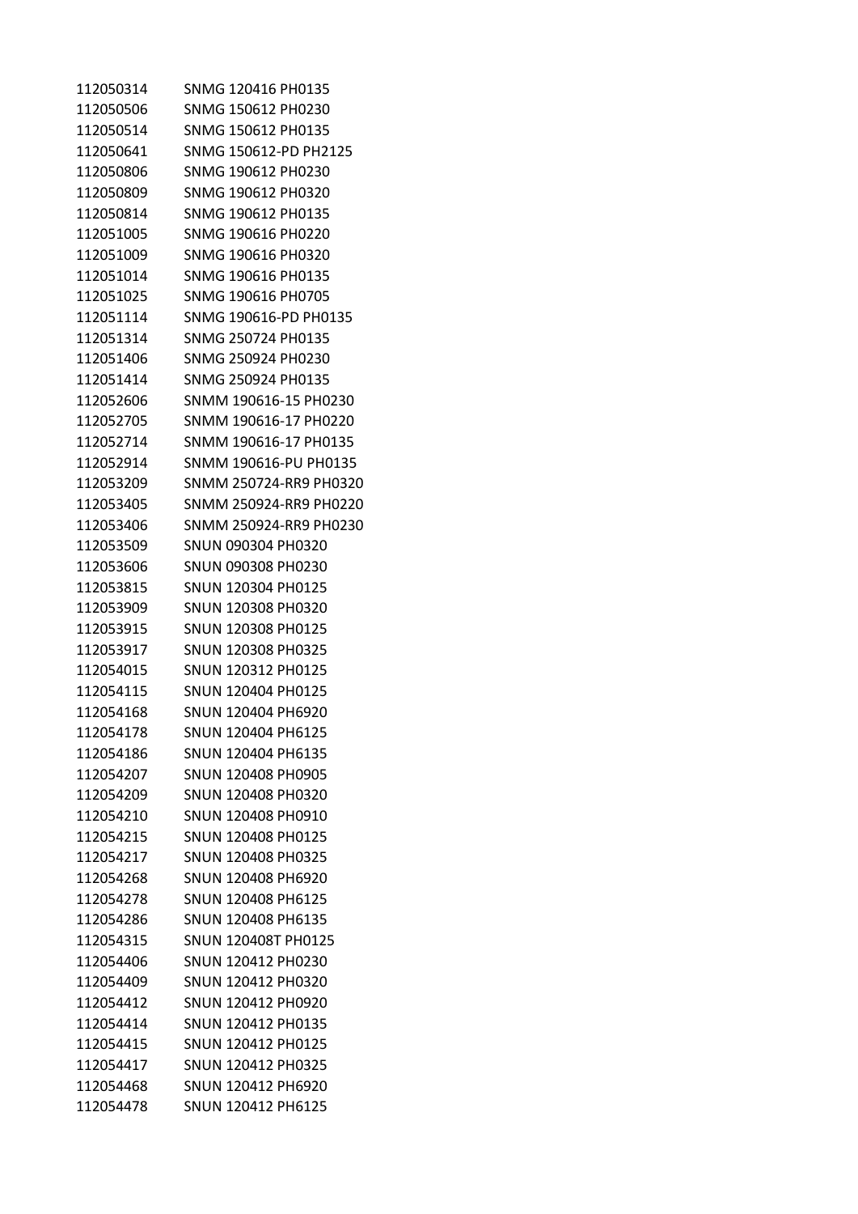| | |
|---|---|
| 112050314 | SNMG 120416 PH0135 |
| 112050506 | SNMG 150612 PH0230 |
| 112050514 | SNMG 150612 PH0135 |
| 112050641 | SNMG 150612-PD PH2125 |
| 112050806 | SNMG 190612 PH0230 |
| 112050809 | SNMG 190612 PH0320 |
| 112050814 | SNMG 190612 PH0135 |
| 112051005 | SNMG 190616 PH0220 |
| 112051009 | SNMG 190616 PH0320 |
| 112051014 | SNMG 190616 PH0135 |
| 112051025 | SNMG 190616 PH0705 |
| 112051114 | SNMG 190616-PD PH0135 |
| 112051314 | SNMG 250724 PH0135 |
| 112051406 | SNMG 250924 PH0230 |
| 112051414 | SNMG 250924 PH0135 |
| 112052606 | SNMM 190616-15 PH0230 |
| 112052705 | SNMM 190616-17 PH0220 |
| 112052714 | SNMM 190616-17 PH0135 |
| 112052914 | SNMM 190616-PU PH0135 |
| 112053209 | SNMM 250724-RR9 PH0320 |
| 112053405 | SNMM 250924-RR9 PH0220 |
| 112053406 | SNMM 250924-RR9 PH0230 |
| 112053509 | SNUN 090304 PH0320 |
| 112053606 | SNUN 090308 PH0230 |
| 112053815 | SNUN 120304 PH0125 |
| 112053909 | SNUN 120308 PH0320 |
| 112053915 | SNUN 120308 PH0125 |
| 112053917 | SNUN 120308 PH0325 |
| 112054015 | SNUN 120312 PH0125 |
| 112054115 | SNUN 120404 PH0125 |
| 112054168 | SNUN 120404 PH6920 |
| 112054178 | SNUN 120404 PH6125 |
| 112054186 | SNUN 120404 PH6135 |
| 112054207 | SNUN 120408 PH0905 |
| 112054209 | SNUN 120408 PH0320 |
| 112054210 | SNUN 120408 PH0910 |
| 112054215 | SNUN 120408 PH0125 |
| 112054217 | SNUN 120408 PH0325 |
| 112054268 | SNUN 120408 PH6920 |
| 112054278 | SNUN 120408 PH6125 |
| 112054286 | SNUN 120408 PH6135 |
| 112054315 | SNUN 120408T PH0125 |
| 112054406 | SNUN 120412 PH0230 |
| 112054409 | SNUN 120412 PH0320 |
| 112054412 | SNUN 120412 PH0920 |
| 112054414 | SNUN 120412 PH0135 |
| 112054415 | SNUN 120412 PH0125 |
| 112054417 | SNUN 120412 PH0325 |
| 112054468 | SNUN 120412 PH6920 |
| 112054478 | SNUN 120412 PH6125 |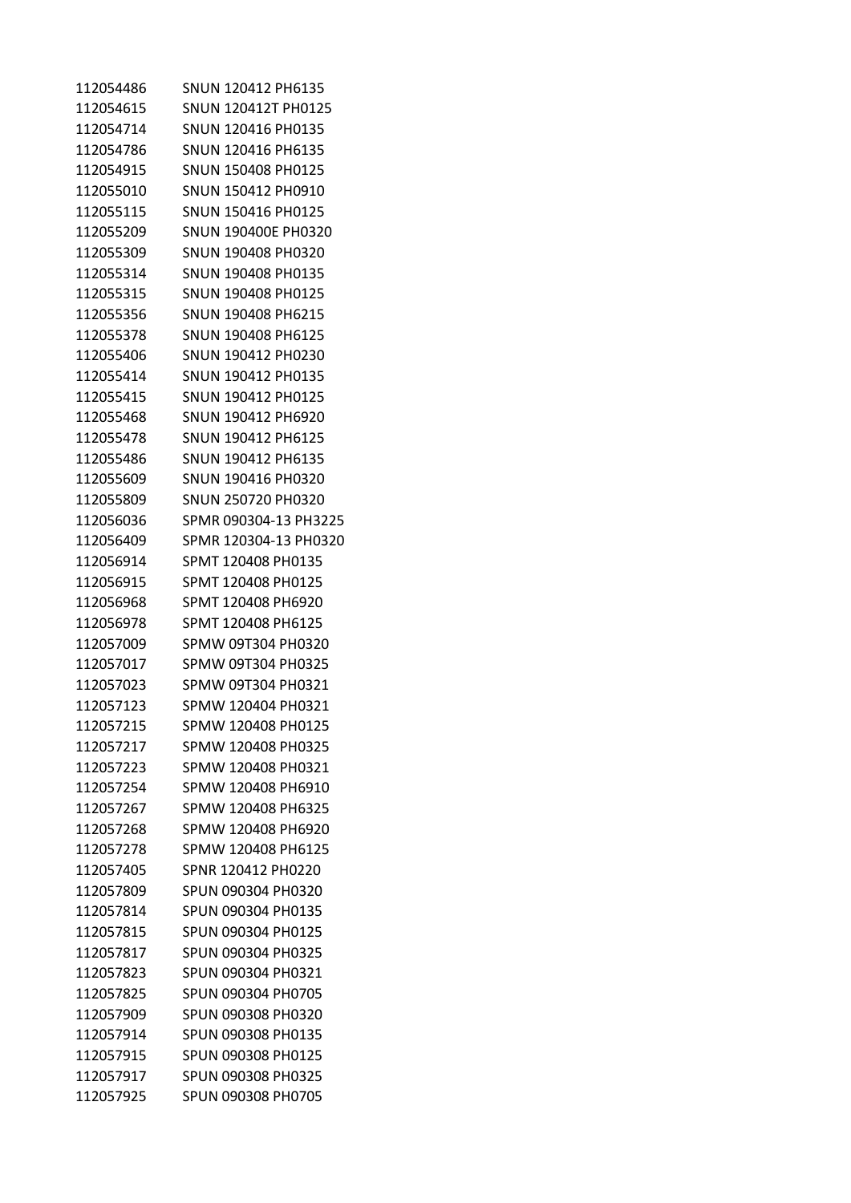| | |
|---|---|
| 112054486 | SNUN 120412 PH6135 |
| 112054615 | SNUN 120412T PH0125 |
| 112054714 | SNUN 120416 PH0135 |
| 112054786 | SNUN 120416 PH6135 |
| 112054915 | SNUN 150408 PH0125 |
| 112055010 | SNUN 150412 PH0910 |
| 112055115 | SNUN 150416 PH0125 |
| 112055209 | SNUN 190400E PH0320 |
| 112055309 | SNUN 190408 PH0320 |
| 112055314 | SNUN 190408 PH0135 |
| 112055315 | SNUN 190408 PH0125 |
| 112055356 | SNUN 190408 PH6215 |
| 112055378 | SNUN 190408 PH6125 |
| 112055406 | SNUN 190412 PH0230 |
| 112055414 | SNUN 190412 PH0135 |
| 112055415 | SNUN 190412 PH0125 |
| 112055468 | SNUN 190412 PH6920 |
| 112055478 | SNUN 190412 PH6125 |
| 112055486 | SNUN 190412 PH6135 |
| 112055609 | SNUN 190416 PH0320 |
| 112055809 | SNUN 250720 PH0320 |
| 112056036 | SPMR 090304-13 PH3225 |
| 112056409 | SPMR 120304-13 PH0320 |
| 112056914 | SPMT 120408 PH0135 |
| 112056915 | SPMT 120408 PH0125 |
| 112056968 | SPMT 120408 PH6920 |
| 112056978 | SPMT 120408 PH6125 |
| 112057009 | SPMW 09T304 PH0320 |
| 112057017 | SPMW 09T304 PH0325 |
| 112057023 | SPMW 09T304 PH0321 |
| 112057123 | SPMW 120404 PH0321 |
| 112057215 | SPMW 120408 PH0125 |
| 112057217 | SPMW 120408 PH0325 |
| 112057223 | SPMW 120408 PH0321 |
| 112057254 | SPMW 120408 PH6910 |
| 112057267 | SPMW 120408 PH6325 |
| 112057268 | SPMW 120408 PH6920 |
| 112057278 | SPMW 120408 PH6125 |
| 112057405 | SPNR 120412 PH0220 |
| 112057809 | SPUN 090304 PH0320 |
| 112057814 | SPUN 090304 PH0135 |
| 112057815 | SPUN 090304 PH0125 |
| 112057817 | SPUN 090304 PH0325 |
| 112057823 | SPUN 090304 PH0321 |
| 112057825 | SPUN 090304 PH0705 |
| 112057909 | SPUN 090308 PH0320 |
| 112057914 | SPUN 090308 PH0135 |
| 112057915 | SPUN 090308 PH0125 |
| 112057917 | SPUN 090308 PH0325 |
| 112057925 | SPUN 090308 PH0705 |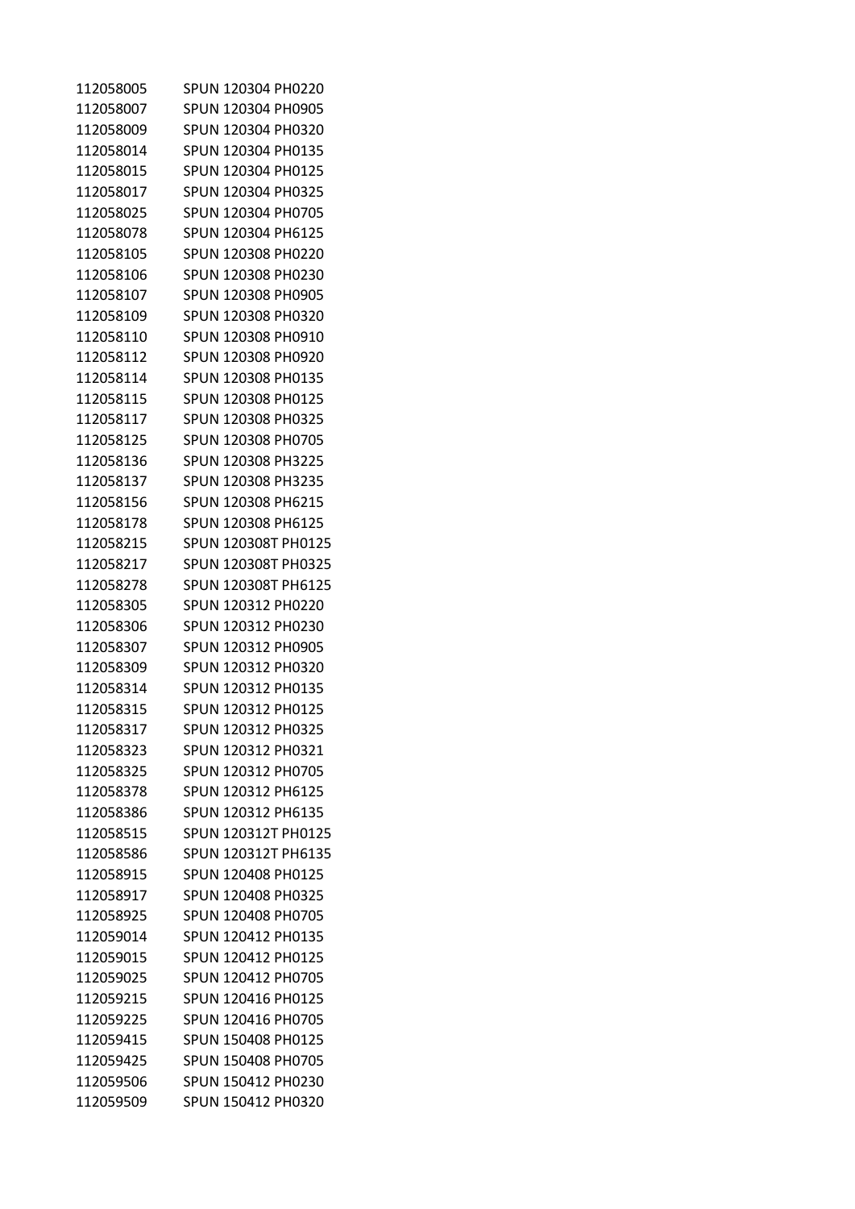| | |
|---|---|
| 112058005 | SPUN 120304 PH0220 |
| 112058007 | SPUN 120304 PH0905 |
| 112058009 | SPUN 120304 PH0320 |
| 112058014 | SPUN 120304 PH0135 |
| 112058015 | SPUN 120304 PH0125 |
| 112058017 | SPUN 120304 PH0325 |
| 112058025 | SPUN 120304 PH0705 |
| 112058078 | SPUN 120304 PH6125 |
| 112058105 | SPUN 120308 PH0220 |
| 112058106 | SPUN 120308 PH0230 |
| 112058107 | SPUN 120308 PH0905 |
| 112058109 | SPUN 120308 PH0320 |
| 112058110 | SPUN 120308 PH0910 |
| 112058112 | SPUN 120308 PH0920 |
| 112058114 | SPUN 120308 PH0135 |
| 112058115 | SPUN 120308 PH0125 |
| 112058117 | SPUN 120308 PH0325 |
| 112058125 | SPUN 120308 PH0705 |
| 112058136 | SPUN 120308 PH3225 |
| 112058137 | SPUN 120308 PH3235 |
| 112058156 | SPUN 120308 PH6215 |
| 112058178 | SPUN 120308 PH6125 |
| 112058215 | SPUN 120308T PH0125 |
| 112058217 | SPUN 120308T PH0325 |
| 112058278 | SPUN 120308T PH6125 |
| 112058305 | SPUN 120312 PH0220 |
| 112058306 | SPUN 120312 PH0230 |
| 112058307 | SPUN 120312 PH0905 |
| 112058309 | SPUN 120312 PH0320 |
| 112058314 | SPUN 120312 PH0135 |
| 112058315 | SPUN 120312 PH0125 |
| 112058317 | SPUN 120312 PH0325 |
| 112058323 | SPUN 120312 PH0321 |
| 112058325 | SPUN 120312 PH0705 |
| 112058378 | SPUN 120312 PH6125 |
| 112058386 | SPUN 120312 PH6135 |
| 112058515 | SPUN 120312T PH0125 |
| 112058586 | SPUN 120312T PH6135 |
| 112058915 | SPUN 120408 PH0125 |
| 112058917 | SPUN 120408 PH0325 |
| 112058925 | SPUN 120408 PH0705 |
| 112059014 | SPUN 120412 PH0135 |
| 112059015 | SPUN 120412 PH0125 |
| 112059025 | SPUN 120412 PH0705 |
| 112059215 | SPUN 120416 PH0125 |
| 112059225 | SPUN 120416 PH0705 |
| 112059415 | SPUN 150408 PH0125 |
| 112059425 | SPUN 150408 PH0705 |
| 112059506 | SPUN 150412 PH0230 |
| 112059509 | SPUN 150412 PH0320 |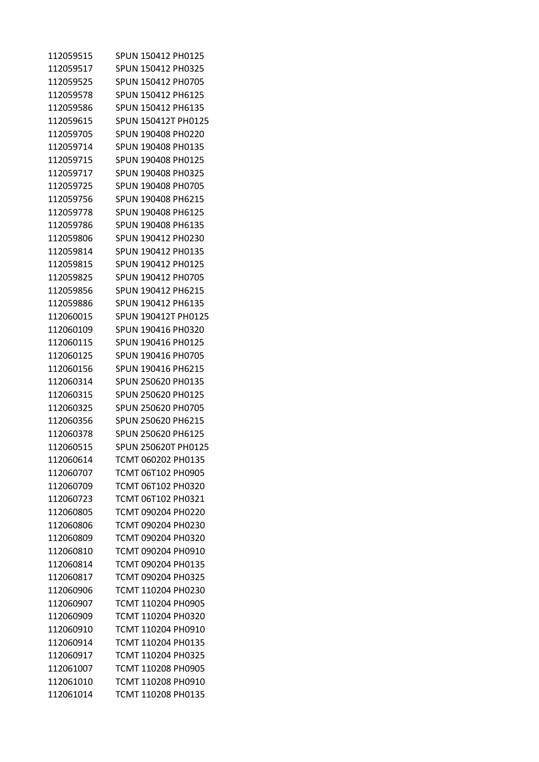| | |
|---|---|
| 112059515 | SPUN 150412 PH0125 |
| 112059517 | SPUN 150412 PH0325 |
| 112059525 | SPUN 150412 PH0705 |
| 112059578 | SPUN 150412 PH6125 |
| 112059586 | SPUN 150412 PH6135 |
| 112059615 | SPUN 150412T PH0125 |
| 112059705 | SPUN 190408 PH0220 |
| 112059714 | SPUN 190408 PH0135 |
| 112059715 | SPUN 190408 PH0125 |
| 112059717 | SPUN 190408 PH0325 |
| 112059725 | SPUN 190408 PH0705 |
| 112059756 | SPUN 190408 PH6215 |
| 112059778 | SPUN 190408 PH6125 |
| 112059786 | SPUN 190408 PH6135 |
| 112059806 | SPUN 190412 PH0230 |
| 112059814 | SPUN 190412 PH0135 |
| 112059815 | SPUN 190412 PH0125 |
| 112059825 | SPUN 190412 PH0705 |
| 112059856 | SPUN 190412 PH6215 |
| 112059886 | SPUN 190412 PH6135 |
| 112060015 | SPUN 190412T PH0125 |
| 112060109 | SPUN 190416 PH0320 |
| 112060115 | SPUN 190416 PH0125 |
| 112060125 | SPUN 190416 PH0705 |
| 112060156 | SPUN 190416 PH6215 |
| 112060314 | SPUN 250620 PH0135 |
| 112060315 | SPUN 250620 PH0125 |
| 112060325 | SPUN 250620 PH0705 |
| 112060356 | SPUN 250620 PH6215 |
| 112060378 | SPUN 250620 PH6125 |
| 112060515 | SPUN 250620T PH0125 |
| 112060614 | TCMT 060202 PH0135 |
| 112060707 | TCMT 06T102 PH0905 |
| 112060709 | TCMT 06T102 PH0320 |
| 112060723 | TCMT 06T102 PH0321 |
| 112060805 | TCMT 090204 PH0220 |
| 112060806 | TCMT 090204 PH0230 |
| 112060809 | TCMT 090204 PH0320 |
| 112060810 | TCMT 090204 PH0910 |
| 112060814 | TCMT 090204 PH0135 |
| 112060817 | TCMT 090204 PH0325 |
| 112060906 | TCMT 110204 PH0230 |
| 112060907 | TCMT 110204 PH0905 |
| 112060909 | TCMT 110204 PH0320 |
| 112060910 | TCMT 110204 PH0910 |
| 112060914 | TCMT 110204 PH0135 |
| 112060917 | TCMT 110204 PH0325 |
| 112061007 | TCMT 110208 PH0905 |
| 112061010 | TCMT 110208 PH0910 |
| 112061014 | TCMT 110208 PH0135 |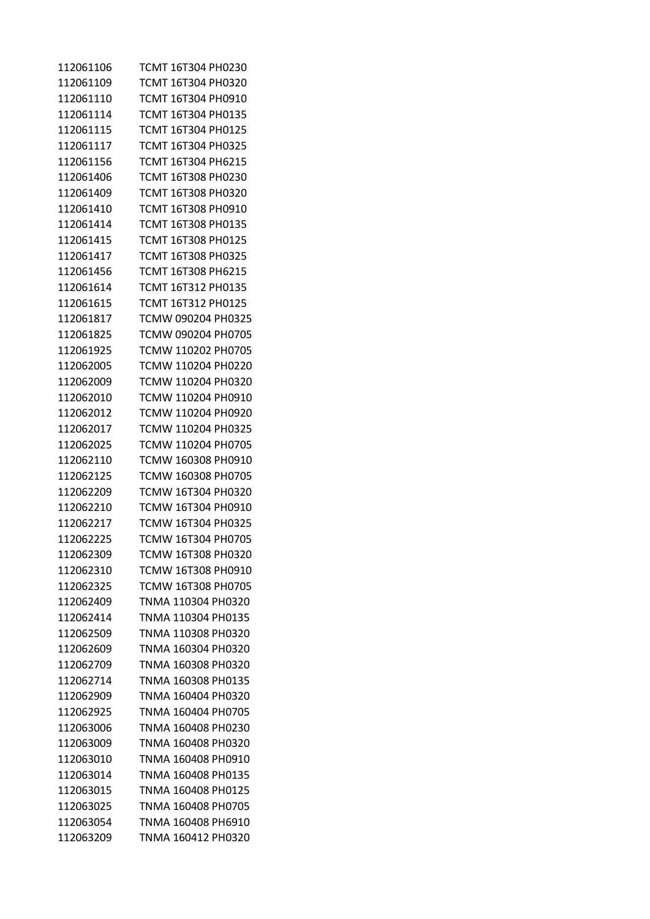| | |
|---|---|
| 112061106 | TCMT 16T304 PH0230 |
| 112061109 | TCMT 16T304 PH0320 |
| 112061110 | TCMT 16T304 PH0910 |
| 112061114 | TCMT 16T304 PH0135 |
| 112061115 | TCMT 16T304 PH0125 |
| 112061117 | TCMT 16T304 PH0325 |
| 112061156 | TCMT 16T304 PH6215 |
| 112061406 | TCMT 16T308 PH0230 |
| 112061409 | TCMT 16T308 PH0320 |
| 112061410 | TCMT 16T308 PH0910 |
| 112061414 | TCMT 16T308 PH0135 |
| 112061415 | TCMT 16T308 PH0125 |
| 112061417 | TCMT 16T308 PH0325 |
| 112061456 | TCMT 16T308 PH6215 |
| 112061614 | TCMT 16T312 PH0135 |
| 112061615 | TCMT 16T312 PH0125 |
| 112061817 | TCMW 090204 PH0325 |
| 112061825 | TCMW 090204 PH0705 |
| 112061925 | TCMW 110202 PH0705 |
| 112062005 | TCMW 110204 PH0220 |
| 112062009 | TCMW 110204 PH0320 |
| 112062010 | TCMW 110204 PH0910 |
| 112062012 | TCMW 110204 PH0920 |
| 112062017 | TCMW 110204 PH0325 |
| 112062025 | TCMW 110204 PH0705 |
| 112062110 | TCMW 160308 PH0910 |
| 112062125 | TCMW 160308 PH0705 |
| 112062209 | TCMW 16T304 PH0320 |
| 112062210 | TCMW 16T304 PH0910 |
| 112062217 | TCMW 16T304 PH0325 |
| 112062225 | TCMW 16T304 PH0705 |
| 112062309 | TCMW 16T308 PH0320 |
| 112062310 | TCMW 16T308 PH0910 |
| 112062325 | TCMW 16T308 PH0705 |
| 112062409 | TNMA 110304 PH0320 |
| 112062414 | TNMA 110304 PH0135 |
| 112062509 | TNMA 110308 PH0320 |
| 112062609 | TNMA 160304 PH0320 |
| 112062709 | TNMA 160308 PH0320 |
| 112062714 | TNMA 160308 PH0135 |
| 112062909 | TNMA 160404 PH0320 |
| 112062925 | TNMA 160404 PH0705 |
| 112063006 | TNMA 160408 PH0230 |
| 112063009 | TNMA 160408 PH0320 |
| 112063010 | TNMA 160408 PH0910 |
| 112063014 | TNMA 160408 PH0135 |
| 112063015 | TNMA 160408 PH0125 |
| 112063025 | TNMA 160408 PH0705 |
| 112063054 | TNMA 160408 PH6910 |
| 112063209 | TNMA 160412 PH0320 |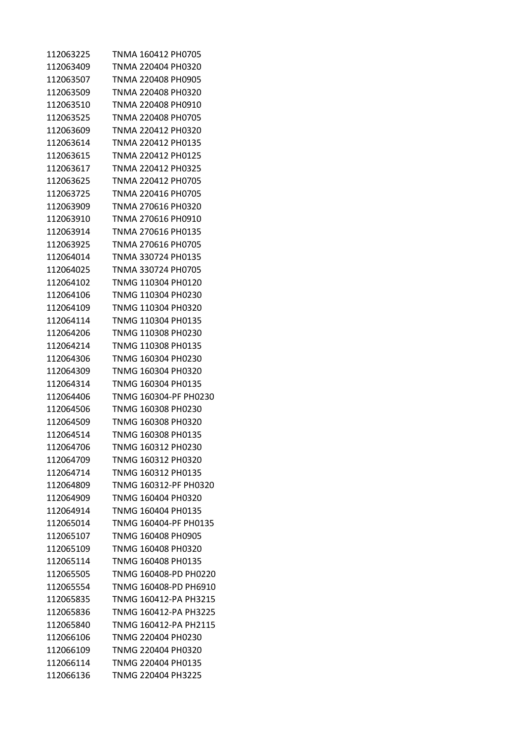| | |
|---|---|
| 112063225 | TNMA 160412 PH0705 |
| 112063409 | TNMA 220404 PH0320 |
| 112063507 | TNMA 220408 PH0905 |
| 112063509 | TNMA 220408 PH0320 |
| 112063510 | TNMA 220408 PH0910 |
| 112063525 | TNMA 220408 PH0705 |
| 112063609 | TNMA 220412 PH0320 |
| 112063614 | TNMA 220412 PH0135 |
| 112063615 | TNMA 220412 PH0125 |
| 112063617 | TNMA 220412 PH0325 |
| 112063625 | TNMA 220412 PH0705 |
| 112063725 | TNMA 220416 PH0705 |
| 112063909 | TNMA 270616 PH0320 |
| 112063910 | TNMA 270616 PH0910 |
| 112063914 | TNMA 270616 PH0135 |
| 112063925 | TNMA 270616 PH0705 |
| 112064014 | TNMA 330724 PH0135 |
| 112064025 | TNMA 330724 PH0705 |
| 112064102 | TNMG 110304 PH0120 |
| 112064106 | TNMG 110304 PH0230 |
| 112064109 | TNMG 110304 PH0320 |
| 112064114 | TNMG 110304 PH0135 |
| 112064206 | TNMG 110308 PH0230 |
| 112064214 | TNMG 110308 PH0135 |
| 112064306 | TNMG 160304 PH0230 |
| 112064309 | TNMG 160304 PH0320 |
| 112064314 | TNMG 160304 PH0135 |
| 112064406 | TNMG 160304-PF PH0230 |
| 112064506 | TNMG 160308 PH0230 |
| 112064509 | TNMG 160308 PH0320 |
| 112064514 | TNMG 160308 PH0135 |
| 112064706 | TNMG 160312 PH0230 |
| 112064709 | TNMG 160312 PH0320 |
| 112064714 | TNMG 160312 PH0135 |
| 112064809 | TNMG 160312-PF PH0320 |
| 112064909 | TNMG 160404 PH0320 |
| 112064914 | TNMG 160404 PH0135 |
| 112065014 | TNMG 160404-PF PH0135 |
| 112065107 | TNMG 160408 PH0905 |
| 112065109 | TNMG 160408 PH0320 |
| 112065114 | TNMG 160408 PH0135 |
| 112065505 | TNMG 160408-PD PH0220 |
| 112065554 | TNMG 160408-PD PH6910 |
| 112065835 | TNMG 160412-PA PH3215 |
| 112065836 | TNMG 160412-PA PH3225 |
| 112065840 | TNMG 160412-PA PH2115 |
| 112066106 | TNMG 220404 PH0230 |
| 112066109 | TNMG 220404 PH0320 |
| 112066114 | TNMG 220404 PH0135 |
| 112066136 | TNMG 220404 PH3225 |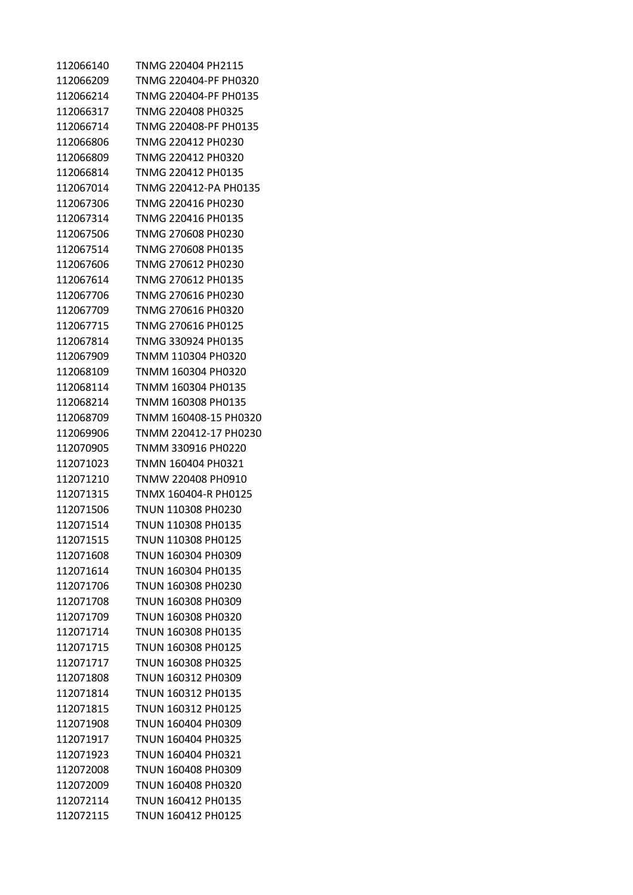| | |
|---|---|
| 112066140 | TNMG 220404 PH2115 |
| 112066209 | TNMG 220404-PF PH0320 |
| 112066214 | TNMG 220404-PF PH0135 |
| 112066317 | TNMG 220408 PH0325 |
| 112066714 | TNMG 220408-PF PH0135 |
| 112066806 | TNMG 220412 PH0230 |
| 112066809 | TNMG 220412 PH0320 |
| 112066814 | TNMG 220412 PH0135 |
| 112067014 | TNMG 220412-PA PH0135 |
| 112067306 | TNMG 220416 PH0230 |
| 112067314 | TNMG 220416 PH0135 |
| 112067506 | TNMG 270608 PH0230 |
| 112067514 | TNMG 270608 PH0135 |
| 112067606 | TNMG 270612 PH0230 |
| 112067614 | TNMG 270612 PH0135 |
| 112067706 | TNMG 270616 PH0230 |
| 112067709 | TNMG 270616 PH0320 |
| 112067715 | TNMG 270616 PH0125 |
| 112067814 | TNMG 330924 PH0135 |
| 112067909 | TNMM 110304 PH0320 |
| 112068109 | TNMM 160304 PH0320 |
| 112068114 | TNMM 160304 PH0135 |
| 112068214 | TNMM 160308 PH0135 |
| 112068709 | TNMM 160408-15 PH0320 |
| 112069906 | TNMM 220412-17 PH0230 |
| 112070905 | TNMM 330916 PH0220 |
| 112071023 | TNMN 160404 PH0321 |
| 112071210 | TNMW 220408 PH0910 |
| 112071315 | TNMX 160404-R PH0125 |
| 112071506 | TNUN 110308 PH0230 |
| 112071514 | TNUN 110308 PH0135 |
| 112071515 | TNUN 110308 PH0125 |
| 112071608 | TNUN 160304 PH0309 |
| 112071614 | TNUN 160304 PH0135 |
| 112071706 | TNUN 160308 PH0230 |
| 112071708 | TNUN 160308 PH0309 |
| 112071709 | TNUN 160308 PH0320 |
| 112071714 | TNUN 160308 PH0135 |
| 112071715 | TNUN 160308 PH0125 |
| 112071717 | TNUN 160308 PH0325 |
| 112071808 | TNUN 160312 PH0309 |
| 112071814 | TNUN 160312 PH0135 |
| 112071815 | TNUN 160312 PH0125 |
| 112071908 | TNUN 160404 PH0309 |
| 112071917 | TNUN 160404 PH0325 |
| 112071923 | TNUN 160404 PH0321 |
| 112072008 | TNUN 160408 PH0309 |
| 112072009 | TNUN 160408 PH0320 |
| 112072114 | TNUN 160412 PH0135 |
| 112072115 | TNUN 160412 PH0125 |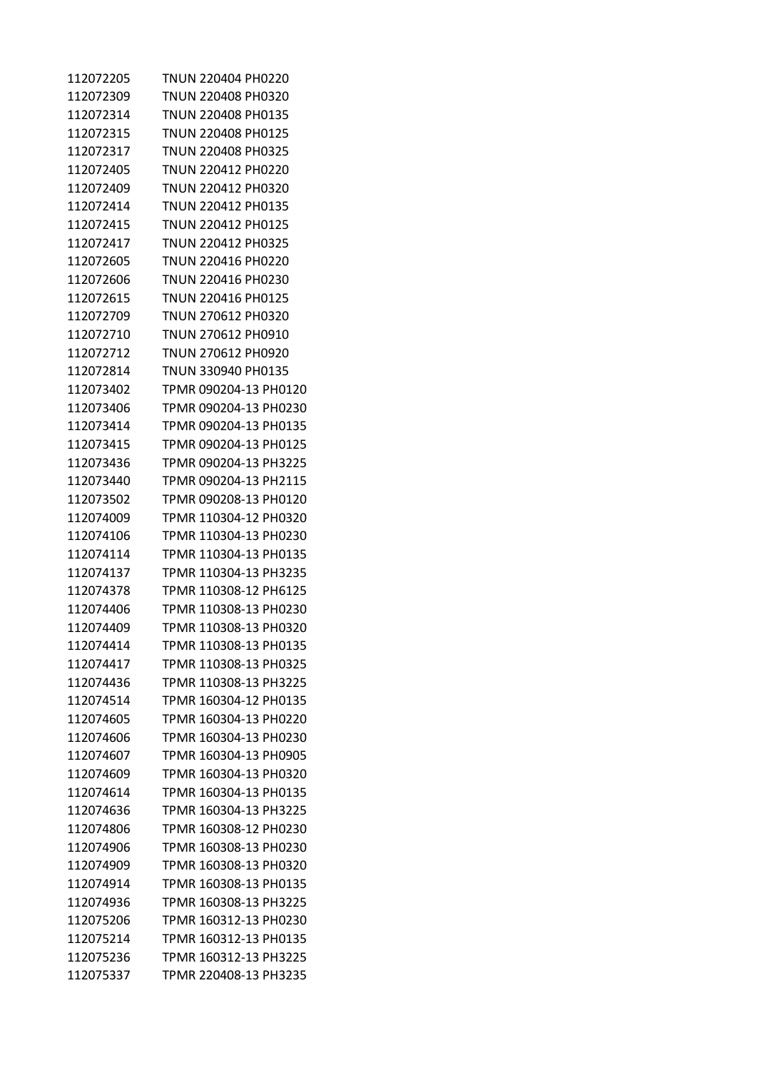| | |
|---|---|
| 112072205 | TNUN 220404 PH0220 |
| 112072309 | TNUN 220408 PH0320 |
| 112072314 | TNUN 220408 PH0135 |
| 112072315 | TNUN 220408 PH0125 |
| 112072317 | TNUN 220408 PH0325 |
| 112072405 | TNUN 220412 PH0220 |
| 112072409 | TNUN 220412 PH0320 |
| 112072414 | TNUN 220412 PH0135 |
| 112072415 | TNUN 220412 PH0125 |
| 112072417 | TNUN 220412 PH0325 |
| 112072605 | TNUN 220416 PH0220 |
| 112072606 | TNUN 220416 PH0230 |
| 112072615 | TNUN 220416 PH0125 |
| 112072709 | TNUN 270612 PH0320 |
| 112072710 | TNUN 270612 PH0910 |
| 112072712 | TNUN 270612 PH0920 |
| 112072814 | TNUN 330940 PH0135 |
| 112073402 | TPMR 090204-13 PH0120 |
| 112073406 | TPMR 090204-13 PH0230 |
| 112073414 | TPMR 090204-13 PH0135 |
| 112073415 | TPMR 090204-13 PH0125 |
| 112073436 | TPMR 090204-13 PH3225 |
| 112073440 | TPMR 090204-13 PH2115 |
| 112073502 | TPMR 090208-13 PH0120 |
| 112074009 | TPMR 110304-12 PH0320 |
| 112074106 | TPMR 110304-13 PH0230 |
| 112074114 | TPMR 110304-13 PH0135 |
| 112074137 | TPMR 110304-13 PH3235 |
| 112074378 | TPMR 110308-12 PH6125 |
| 112074406 | TPMR 110308-13 PH0230 |
| 112074409 | TPMR 110308-13 PH0320 |
| 112074414 | TPMR 110308-13 PH0135 |
| 112074417 | TPMR 110308-13 PH0325 |
| 112074436 | TPMR 110308-13 PH3225 |
| 112074514 | TPMR 160304-12 PH0135 |
| 112074605 | TPMR 160304-13 PH0220 |
| 112074606 | TPMR 160304-13 PH0230 |
| 112074607 | TPMR 160304-13 PH0905 |
| 112074609 | TPMR 160304-13 PH0320 |
| 112074614 | TPMR 160304-13 PH0135 |
| 112074636 | TPMR 160304-13 PH3225 |
| 112074806 | TPMR 160308-12 PH0230 |
| 112074906 | TPMR 160308-13 PH0230 |
| 112074909 | TPMR 160308-13 PH0320 |
| 112074914 | TPMR 160308-13 PH0135 |
| 112074936 | TPMR 160308-13 PH3225 |
| 112075206 | TPMR 160312-13 PH0230 |
| 112075214 | TPMR 160312-13 PH0135 |
| 112075236 | TPMR 160312-13 PH3225 |
| 112075337 | TPMR 220408-13 PH3235 |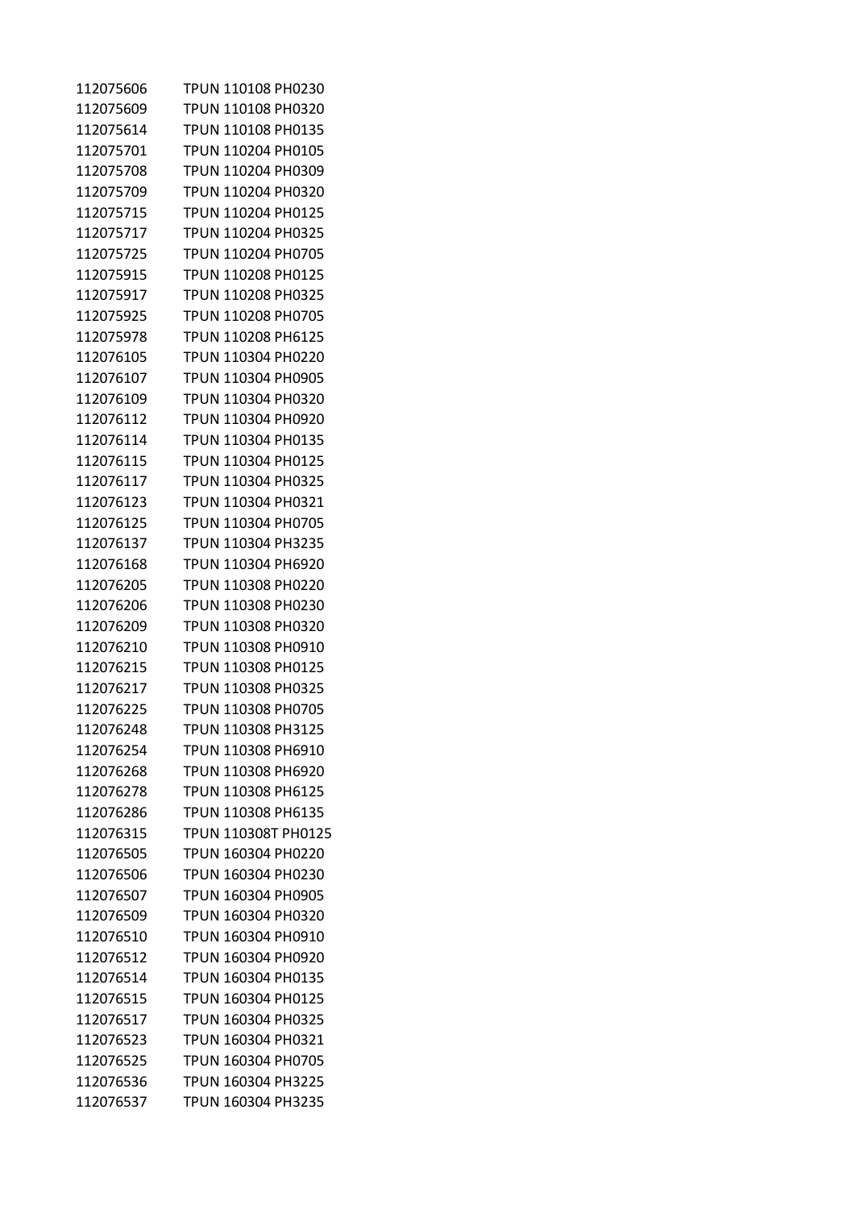| | |
|---|---|
| 112075606 | TPUN 110108 PH0230 |
| 112075609 | TPUN 110108 PH0320 |
| 112075614 | TPUN 110108 PH0135 |
| 112075701 | TPUN 110204 PH0105 |
| 112075708 | TPUN 110204 PH0309 |
| 112075709 | TPUN 110204 PH0320 |
| 112075715 | TPUN 110204 PH0125 |
| 112075717 | TPUN 110204 PH0325 |
| 112075725 | TPUN 110204 PH0705 |
| 112075915 | TPUN 110208 PH0125 |
| 112075917 | TPUN 110208 PH0325 |
| 112075925 | TPUN 110208 PH0705 |
| 112075978 | TPUN 110208 PH6125 |
| 112076105 | TPUN 110304 PH0220 |
| 112076107 | TPUN 110304 PH0905 |
| 112076109 | TPUN 110304 PH0320 |
| 112076112 | TPUN 110304 PH0920 |
| 112076114 | TPUN 110304 PH0135 |
| 112076115 | TPUN 110304 PH0125 |
| 112076117 | TPUN 110304 PH0325 |
| 112076123 | TPUN 110304 PH0321 |
| 112076125 | TPUN 110304 PH0705 |
| 112076137 | TPUN 110304 PH3235 |
| 112076168 | TPUN 110304 PH6920 |
| 112076205 | TPUN 110308 PH0220 |
| 112076206 | TPUN 110308 PH0230 |
| 112076209 | TPUN 110308 PH0320 |
| 112076210 | TPUN 110308 PH0910 |
| 112076215 | TPUN 110308 PH0125 |
| 112076217 | TPUN 110308 PH0325 |
| 112076225 | TPUN 110308 PH0705 |
| 112076248 | TPUN 110308 PH3125 |
| 112076254 | TPUN 110308 PH6910 |
| 112076268 | TPUN 110308 PH6920 |
| 112076278 | TPUN 110308 PH6125 |
| 112076286 | TPUN 110308 PH6135 |
| 112076315 | TPUN 110308T PH0125 |
| 112076505 | TPUN 160304 PH0220 |
| 112076506 | TPUN 160304 PH0230 |
| 112076507 | TPUN 160304 PH0905 |
| 112076509 | TPUN 160304 PH0320 |
| 112076510 | TPUN 160304 PH0910 |
| 112076512 | TPUN 160304 PH0920 |
| 112076514 | TPUN 160304 PH0135 |
| 112076515 | TPUN 160304 PH0125 |
| 112076517 | TPUN 160304 PH0325 |
| 112076523 | TPUN 160304 PH0321 |
| 112076525 | TPUN 160304 PH0705 |
| 112076536 | TPUN 160304 PH3225 |
| 112076537 | TPUN 160304 PH3235 |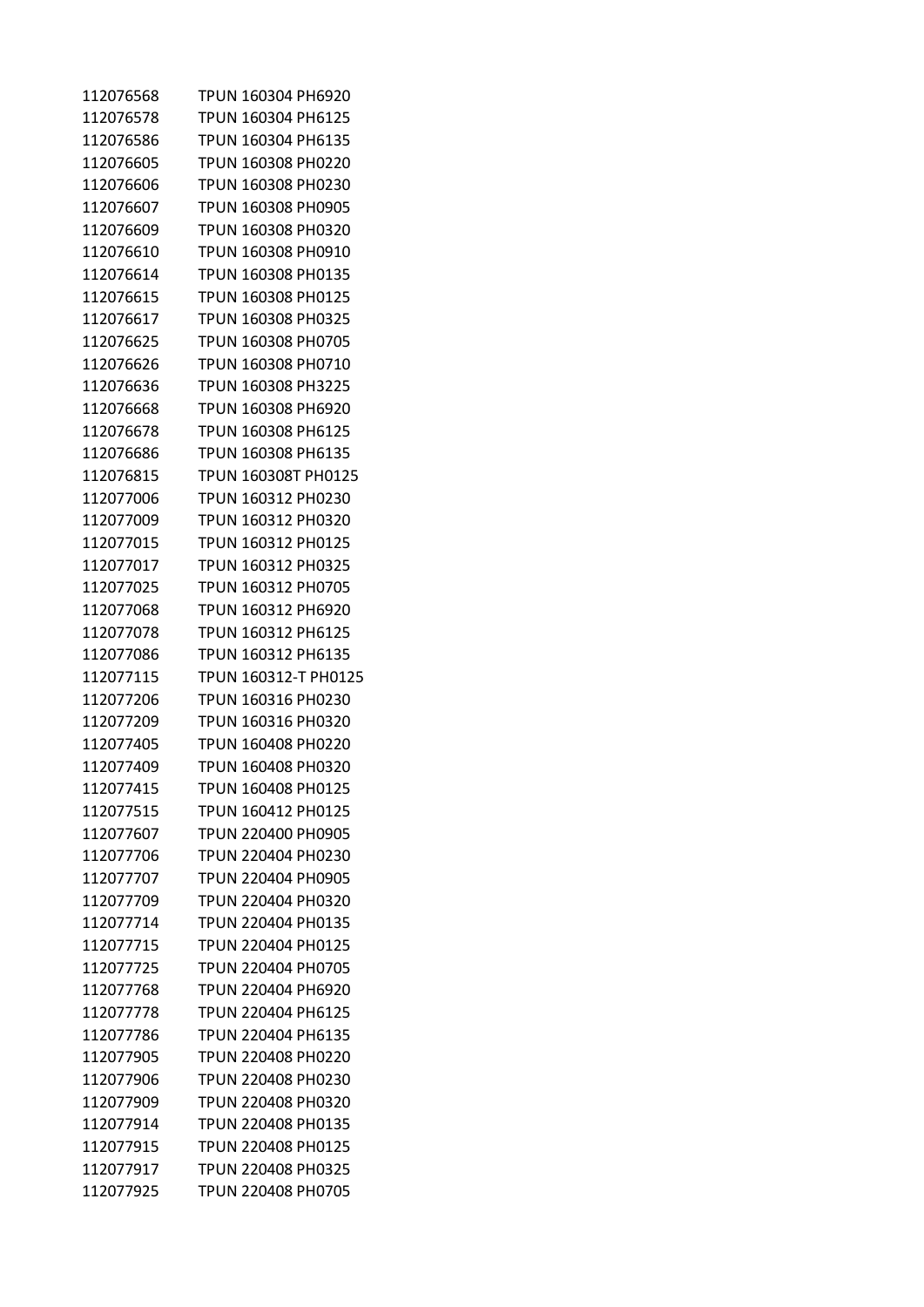| | |
|---|---|
| 112076568 | TPUN 160304 PH6920 |
| 112076578 | TPUN 160304 PH6125 |
| 112076586 | TPUN 160304 PH6135 |
| 112076605 | TPUN 160308 PH0220 |
| 112076606 | TPUN 160308 PH0230 |
| 112076607 | TPUN 160308 PH0905 |
| 112076609 | TPUN 160308 PH0320 |
| 112076610 | TPUN 160308 PH0910 |
| 112076614 | TPUN 160308 PH0135 |
| 112076615 | TPUN 160308 PH0125 |
| 112076617 | TPUN 160308 PH0325 |
| 112076625 | TPUN 160308 PH0705 |
| 112076626 | TPUN 160308 PH0710 |
| 112076636 | TPUN 160308 PH3225 |
| 112076668 | TPUN 160308 PH6920 |
| 112076678 | TPUN 160308 PH6125 |
| 112076686 | TPUN 160308 PH6135 |
| 112076815 | TPUN 160308T PH0125 |
| 112077006 | TPUN 160312 PH0230 |
| 112077009 | TPUN 160312 PH0320 |
| 112077015 | TPUN 160312 PH0125 |
| 112077017 | TPUN 160312 PH0325 |
| 112077025 | TPUN 160312 PH0705 |
| 112077068 | TPUN 160312 PH6920 |
| 112077078 | TPUN 160312 PH6125 |
| 112077086 | TPUN 160312 PH6135 |
| 112077115 | TPUN 160312-T PH0125 |
| 112077206 | TPUN 160316 PH0230 |
| 112077209 | TPUN 160316 PH0320 |
| 112077405 | TPUN 160408 PH0220 |
| 112077409 | TPUN 160408 PH0320 |
| 112077415 | TPUN 160408 PH0125 |
| 112077515 | TPUN 160412 PH0125 |
| 112077607 | TPUN 220400 PH0905 |
| 112077706 | TPUN 220404 PH0230 |
| 112077707 | TPUN 220404 PH0905 |
| 112077709 | TPUN 220404 PH0320 |
| 112077714 | TPUN 220404 PH0135 |
| 112077715 | TPUN 220404 PH0125 |
| 112077725 | TPUN 220404 PH0705 |
| 112077768 | TPUN 220404 PH6920 |
| 112077778 | TPUN 220404 PH6125 |
| 112077786 | TPUN 220404 PH6135 |
| 112077905 | TPUN 220408 PH0220 |
| 112077906 | TPUN 220408 PH0230 |
| 112077909 | TPUN 220408 PH0320 |
| 112077914 | TPUN 220408 PH0135 |
| 112077915 | TPUN 220408 PH0125 |
| 112077917 | TPUN 220408 PH0325 |
| 112077925 | TPUN 220408 PH0705 |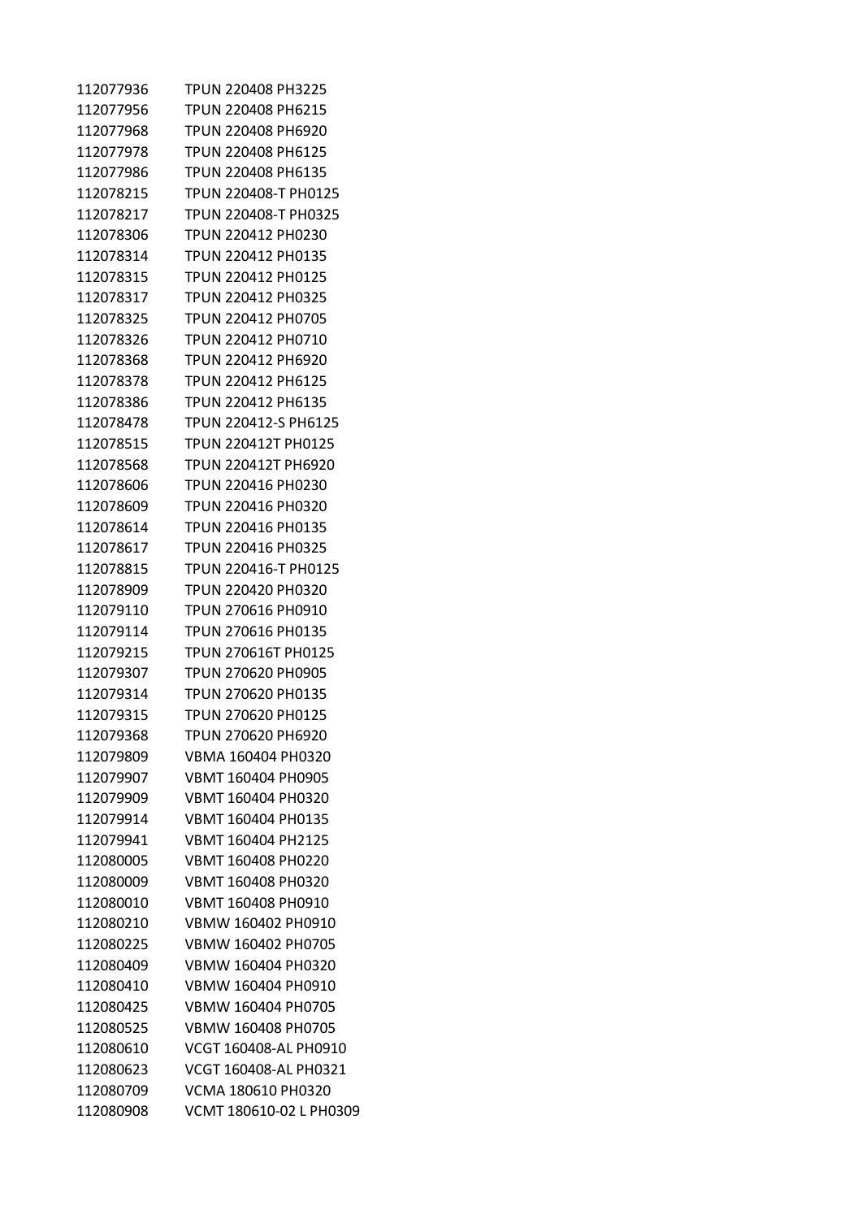| | |
|---|---|
| 112077936 | TPUN 220408 PH3225 |
| 112077956 | TPUN 220408 PH6215 |
| 112077968 | TPUN 220408 PH6920 |
| 112077978 | TPUN 220408 PH6125 |
| 112077986 | TPUN 220408 PH6135 |
| 112078215 | TPUN 220408-T PH0125 |
| 112078217 | TPUN 220408-T PH0325 |
| 112078306 | TPUN 220412 PH0230 |
| 112078314 | TPUN 220412 PH0135 |
| 112078315 | TPUN 220412 PH0125 |
| 112078317 | TPUN 220412 PH0325 |
| 112078325 | TPUN 220412 PH0705 |
| 112078326 | TPUN 220412 PH0710 |
| 112078368 | TPUN 220412 PH6920 |
| 112078378 | TPUN 220412 PH6125 |
| 112078386 | TPUN 220412 PH6135 |
| 112078478 | TPUN 220412-S PH6125 |
| 112078515 | TPUN 220412T PH0125 |
| 112078568 | TPUN 220412T PH6920 |
| 112078606 | TPUN 220416 PH0230 |
| 112078609 | TPUN 220416 PH0320 |
| 112078614 | TPUN 220416 PH0135 |
| 112078617 | TPUN 220416 PH0325 |
| 112078815 | TPUN 220416-T PH0125 |
| 112078909 | TPUN 220420 PH0320 |
| 112079110 | TPUN 270616 PH0910 |
| 112079114 | TPUN 270616 PH0135 |
| 112079215 | TPUN 270616T PH0125 |
| 112079307 | TPUN 270620 PH0905 |
| 112079314 | TPUN 270620 PH0135 |
| 112079315 | TPUN 270620 PH0125 |
| 112079368 | TPUN 270620 PH6920 |
| 112079809 | VBMA 160404 PH0320 |
| 112079907 | VBMT 160404 PH0905 |
| 112079909 | VBMT 160404 PH0320 |
| 112079914 | VBMT 160404 PH0135 |
| 112079941 | VBMT 160404 PH2125 |
| 112080005 | VBMT 160408 PH0220 |
| 112080009 | VBMT 160408 PH0320 |
| 112080010 | VBMT 160408 PH0910 |
| 112080210 | VBMW 160402 PH0910 |
| 112080225 | VBMW 160402 PH0705 |
| 112080409 | VBMW 160404 PH0320 |
| 112080410 | VBMW 160404 PH0910 |
| 112080425 | VBMW 160404 PH0705 |
| 112080525 | VBMW 160408 PH0705 |
| 112080610 | VCGT 160408-AL PH0910 |
| 112080623 | VCGT 160408-AL PH0321 |
| 112080709 | VCMA 180610 PH0320 |
| 112080908 | VCMT 180610-02 L PH0309 |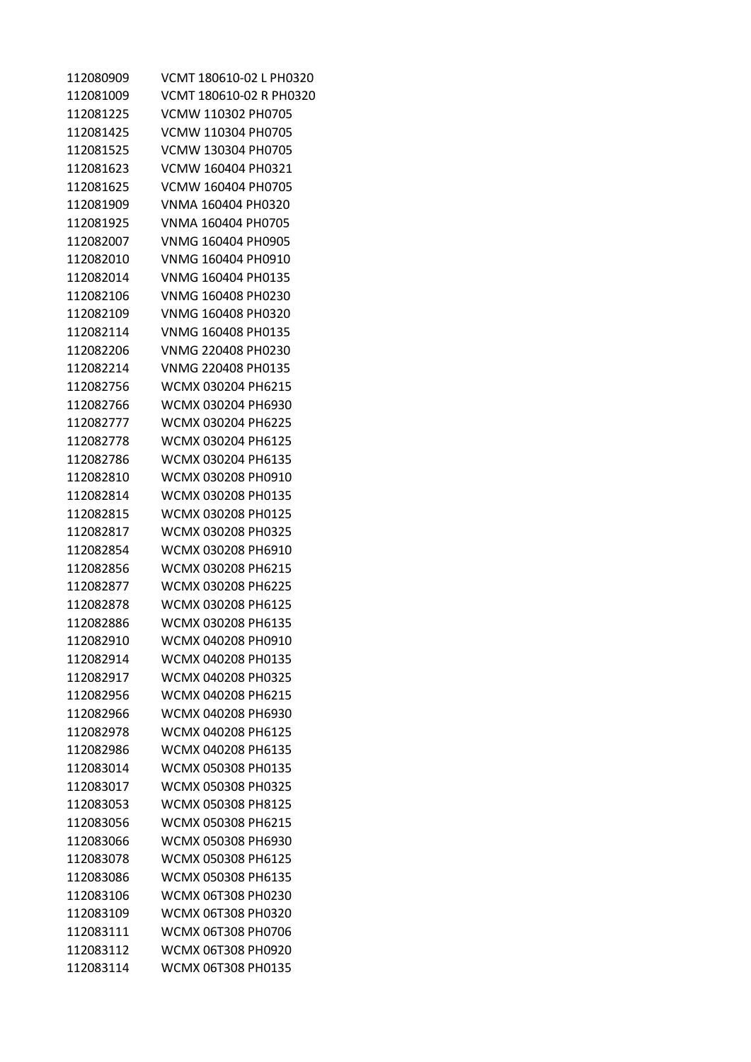| | |
|---|---|
| 112080909 | VCMT 180610-02 L PH0320 |
| 112081009 | VCMT 180610-02 R PH0320 |
| 112081225 | VCMW 110302 PH0705 |
| 112081425 | VCMW 110304 PH0705 |
| 112081525 | VCMW 130304 PH0705 |
| 112081623 | VCMW 160404 PH0321 |
| 112081625 | VCMW 160404 PH0705 |
| 112081909 | VNMA 160404 PH0320 |
| 112081925 | VNMA 160404 PH0705 |
| 112082007 | VNMG 160404 PH0905 |
| 112082010 | VNMG 160404 PH0910 |
| 112082014 | VNMG 160404 PH0135 |
| 112082106 | VNMG 160408 PH0230 |
| 112082109 | VNMG 160408 PH0320 |
| 112082114 | VNMG 160408 PH0135 |
| 112082206 | VNMG 220408 PH0230 |
| 112082214 | VNMG 220408 PH0135 |
| 112082756 | WCMX 030204 PH6215 |
| 112082766 | WCMX 030204 PH6930 |
| 112082777 | WCMX 030204 PH6225 |
| 112082778 | WCMX 030204 PH6125 |
| 112082786 | WCMX 030204 PH6135 |
| 112082810 | WCMX 030208 PH0910 |
| 112082814 | WCMX 030208 PH0135 |
| 112082815 | WCMX 030208 PH0125 |
| 112082817 | WCMX 030208 PH0325 |
| 112082854 | WCMX 030208 PH6910 |
| 112082856 | WCMX 030208 PH6215 |
| 112082877 | WCMX 030208 PH6225 |
| 112082878 | WCMX 030208 PH6125 |
| 112082886 | WCMX 030208 PH6135 |
| 112082910 | WCMX 040208 PH0910 |
| 112082914 | WCMX 040208 PH0135 |
| 112082917 | WCMX 040208 PH0325 |
| 112082956 | WCMX 040208 PH6215 |
| 112082966 | WCMX 040208 PH6930 |
| 112082978 | WCMX 040208 PH6125 |
| 112082986 | WCMX 040208 PH6135 |
| 112083014 | WCMX 050308 PH0135 |
| 112083017 | WCMX 050308 PH0325 |
| 112083053 | WCMX 050308 PH8125 |
| 112083056 | WCMX 050308 PH6215 |
| 112083066 | WCMX 050308 PH6930 |
| 112083078 | WCMX 050308 PH6125 |
| 112083086 | WCMX 050308 PH6135 |
| 112083106 | WCMX 06T308 PH0230 |
| 112083109 | WCMX 06T308 PH0320 |
| 112083111 | WCMX 06T308 PH0706 |
| 112083112 | WCMX 06T308 PH0920 |
| 112083114 | WCMX 06T308 PH0135 |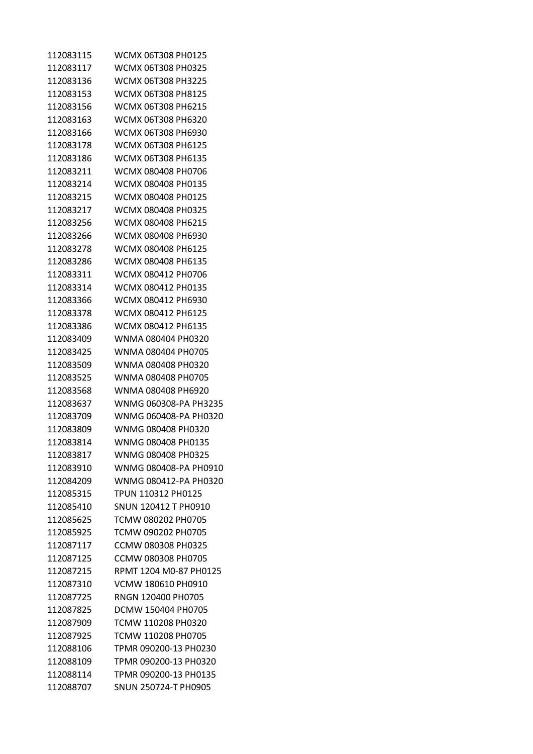| | |
|---|---|
| 112083115 | WCMX 06T308 PH0125 |
| 112083117 | WCMX 06T308 PH0325 |
| 112083136 | WCMX 06T308 PH3225 |
| 112083153 | WCMX 06T308 PH8125 |
| 112083156 | WCMX 06T308 PH6215 |
| 112083163 | WCMX 06T308 PH6320 |
| 112083166 | WCMX 06T308 PH6930 |
| 112083178 | WCMX 06T308 PH6125 |
| 112083186 | WCMX 06T308 PH6135 |
| 112083211 | WCMX 080408 PH0706 |
| 112083214 | WCMX 080408 PH0135 |
| 112083215 | WCMX 080408 PH0125 |
| 112083217 | WCMX 080408 PH0325 |
| 112083256 | WCMX 080408 PH6215 |
| 112083266 | WCMX 080408 PH6930 |
| 112083278 | WCMX 080408 PH6125 |
| 112083286 | WCMX 080408 PH6135 |
| 112083311 | WCMX 080412 PH0706 |
| 112083314 | WCMX 080412 PH0135 |
| 112083366 | WCMX 080412 PH6930 |
| 112083378 | WCMX 080412 PH6125 |
| 112083386 | WCMX 080412 PH6135 |
| 112083409 | WNMA 080404 PH0320 |
| 112083425 | WNMA 080404 PH0705 |
| 112083509 | WNMA 080408 PH0320 |
| 112083525 | WNMA 080408 PH0705 |
| 112083568 | WNMA 080408 PH6920 |
| 112083637 | WNMG 060308-PA PH3235 |
| 112083709 | WNMG 060408-PA PH0320 |
| 112083809 | WNMG 080408 PH0320 |
| 112083814 | WNMG 080408 PH0135 |
| 112083817 | WNMG 080408 PH0325 |
| 112083910 | WNMG 080408-PA PH0910 |
| 112084209 | WNMG 080412-PA PH0320 |
| 112085315 | TPUN 110312 PH0125 |
| 112085410 | SNUN 120412 T PH0910 |
| 112085625 | TCMW 080202 PH0705 |
| 112085925 | TCMW 090202 PH0705 |
| 112087117 | CCMW 080308 PH0325 |
| 112087125 | CCMW 080308 PH0705 |
| 112087215 | RPMT 1204 M0-87 PH0125 |
| 112087310 | VCMW 180610 PH0910 |
| 112087725 | RNGN 120400 PH0705 |
| 112087825 | DCMW 150404 PH0705 |
| 112087909 | TCMW 110208 PH0320 |
| 112087925 | TCMW 110208 PH0705 |
| 112088106 | TPMR 090200-13 PH0230 |
| 112088109 | TPMR 090200-13 PH0320 |
| 112088114 | TPMR 090200-13 PH0135 |
| 112088707 | SNUN 250724-T PH0905 |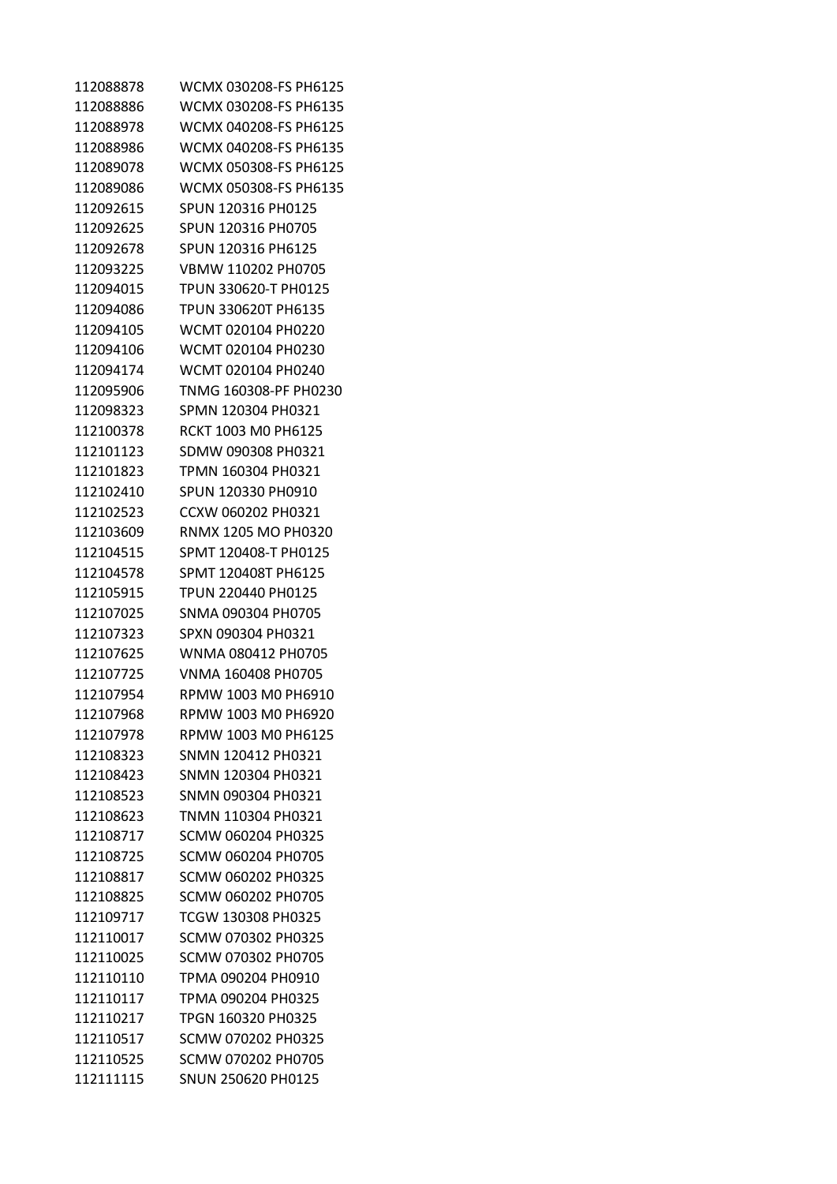| | |
|---|---|
| 112088878 | WCMX 030208-FS PH6125 |
| 112088886 | WCMX 030208-FS PH6135 |
| 112088978 | WCMX 040208-FS PH6125 |
| 112088986 | WCMX 040208-FS PH6135 |
| 112089078 | WCMX 050308-FS PH6125 |
| 112089086 | WCMX 050308-FS PH6135 |
| 112092615 | SPUN 120316 PH0125 |
| 112092625 | SPUN 120316 PH0705 |
| 112092678 | SPUN 120316 PH6125 |
| 112093225 | VBMW 110202 PH0705 |
| 112094015 | TPUN 330620-T PH0125 |
| 112094086 | TPUN 330620T PH6135 |
| 112094105 | WCMT 020104 PH0220 |
| 112094106 | WCMT 020104 PH0230 |
| 112094174 | WCMT 020104 PH0240 |
| 112095906 | TNMG 160308-PF PH0230 |
| 112098323 | SPMN 120304 PH0321 |
| 112100378 | RCKT 1003 M0 PH6125 |
| 112101123 | SDMW 090308 PH0321 |
| 112101823 | TPMN 160304 PH0321 |
| 112102410 | SPUN 120330 PH0910 |
| 112102523 | CCXW 060202 PH0321 |
| 112103609 | RNMX 1205 MO PH0320 |
| 112104515 | SPMT 120408-T PH0125 |
| 112104578 | SPMT 120408T PH6125 |
| 112105915 | TPUN 220440 PH0125 |
| 112107025 | SNMA 090304 PH0705 |
| 112107323 | SPXN 090304 PH0321 |
| 112107625 | WNMA 080412 PH0705 |
| 112107725 | VNMA 160408 PH0705 |
| 112107954 | RPMW 1003 M0 PH6910 |
| 112107968 | RPMW 1003 M0 PH6920 |
| 112107978 | RPMW 1003 M0 PH6125 |
| 112108323 | SNMN 120412 PH0321 |
| 112108423 | SNMN 120304 PH0321 |
| 112108523 | SNMN 090304 PH0321 |
| 112108623 | TNMN 110304 PH0321 |
| 112108717 | SCMW 060204 PH0325 |
| 112108725 | SCMW 060204 PH0705 |
| 112108817 | SCMW 060202 PH0325 |
| 112108825 | SCMW 060202 PH0705 |
| 112109717 | TCGW 130308 PH0325 |
| 112110017 | SCMW 070302 PH0325 |
| 112110025 | SCMW 070302 PH0705 |
| 112110110 | TPMA 090204 PH0910 |
| 112110117 | TPMA 090204 PH0325 |
| 112110217 | TPGN 160320 PH0325 |
| 112110517 | SCMW 070202 PH0325 |
| 112110525 | SCMW 070202 PH0705 |
| 112111115 | SNUN 250620 PH0125 |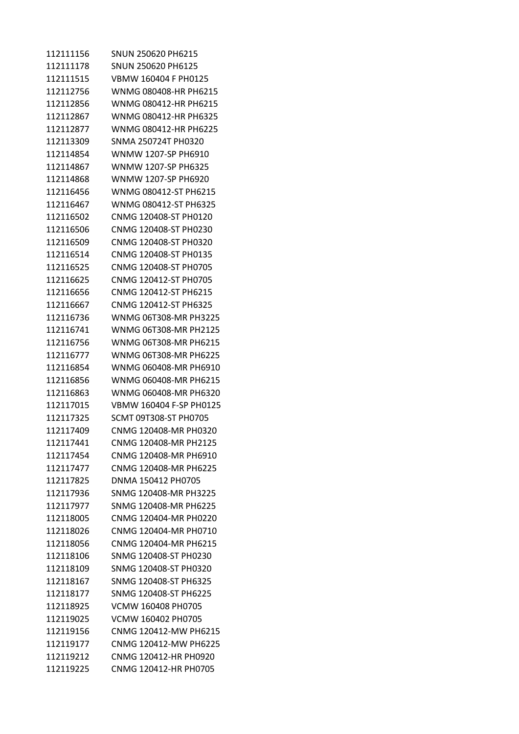| | |
|---|---|
| 112111156 | SNUN 250620 PH6215 |
| 112111178 | SNUN 250620 PH6125 |
| 112111515 | VBMW 160404 F PH0125 |
| 112112756 | WNMG 080408-HR PH6215 |
| 112112856 | WNMG 080412-HR PH6215 |
| 112112867 | WNMG 080412-HR PH6325 |
| 112112877 | WNMG 080412-HR PH6225 |
| 112113309 | SNMA 250724T PH0320 |
| 112114854 | WNMW 1207-SP PH6910 |
| 112114867 | WNMW 1207-SP PH6325 |
| 112114868 | WNMW 1207-SP PH6920 |
| 112116456 | WNMG 080412-ST PH6215 |
| 112116467 | WNMG 080412-ST PH6325 |
| 112116502 | CNMG 120408-ST PH0120 |
| 112116506 | CNMG 120408-ST PH0230 |
| 112116509 | CNMG 120408-ST PH0320 |
| 112116514 | CNMG 120408-ST PH0135 |
| 112116525 | CNMG 120408-ST PH0705 |
| 112116625 | CNMG 120412-ST PH0705 |
| 112116656 | CNMG 120412-ST PH6215 |
| 112116667 | CNMG 120412-ST PH6325 |
| 112116736 | WNMG 06T308-MR PH3225 |
| 112116741 | WNMG 06T308-MR PH2125 |
| 112116756 | WNMG 06T308-MR PH6215 |
| 112116777 | WNMG 06T308-MR PH6225 |
| 112116854 | WNMG 060408-MR PH6910 |
| 112116856 | WNMG 060408-MR PH6215 |
| 112116863 | WNMG 060408-MR PH6320 |
| 112117015 | VBMW 160404 F-SP PH0125 |
| 112117325 | SCMT 09T308-ST PH0705 |
| 112117409 | CNMG 120408-MR PH0320 |
| 112117441 | CNMG 120408-MR PH2125 |
| 112117454 | CNMG 120408-MR PH6910 |
| 112117477 | CNMG 120408-MR PH6225 |
| 112117825 | DNMA 150412 PH0705 |
| 112117936 | SNMG 120408-MR PH3225 |
| 112117977 | SNMG 120408-MR PH6225 |
| 112118005 | CNMG 120404-MR PH0220 |
| 112118026 | CNMG 120404-MR PH0710 |
| 112118056 | CNMG 120404-MR PH6215 |
| 112118106 | SNMG 120408-ST PH0230 |
| 112118109 | SNMG 120408-ST PH0320 |
| 112118167 | SNMG 120408-ST PH6325 |
| 112118177 | SNMG 120408-ST PH6225 |
| 112118925 | VCMW 160408 PH0705 |
| 112119025 | VCMW 160402 PH0705 |
| 112119156 | CNMG 120412-MW PH6215 |
| 112119177 | CNMG 120412-MW PH6225 |
| 112119212 | CNMG 120412-HR PH0920 |
| 112119225 | CNMG 120412-HR PH0705 |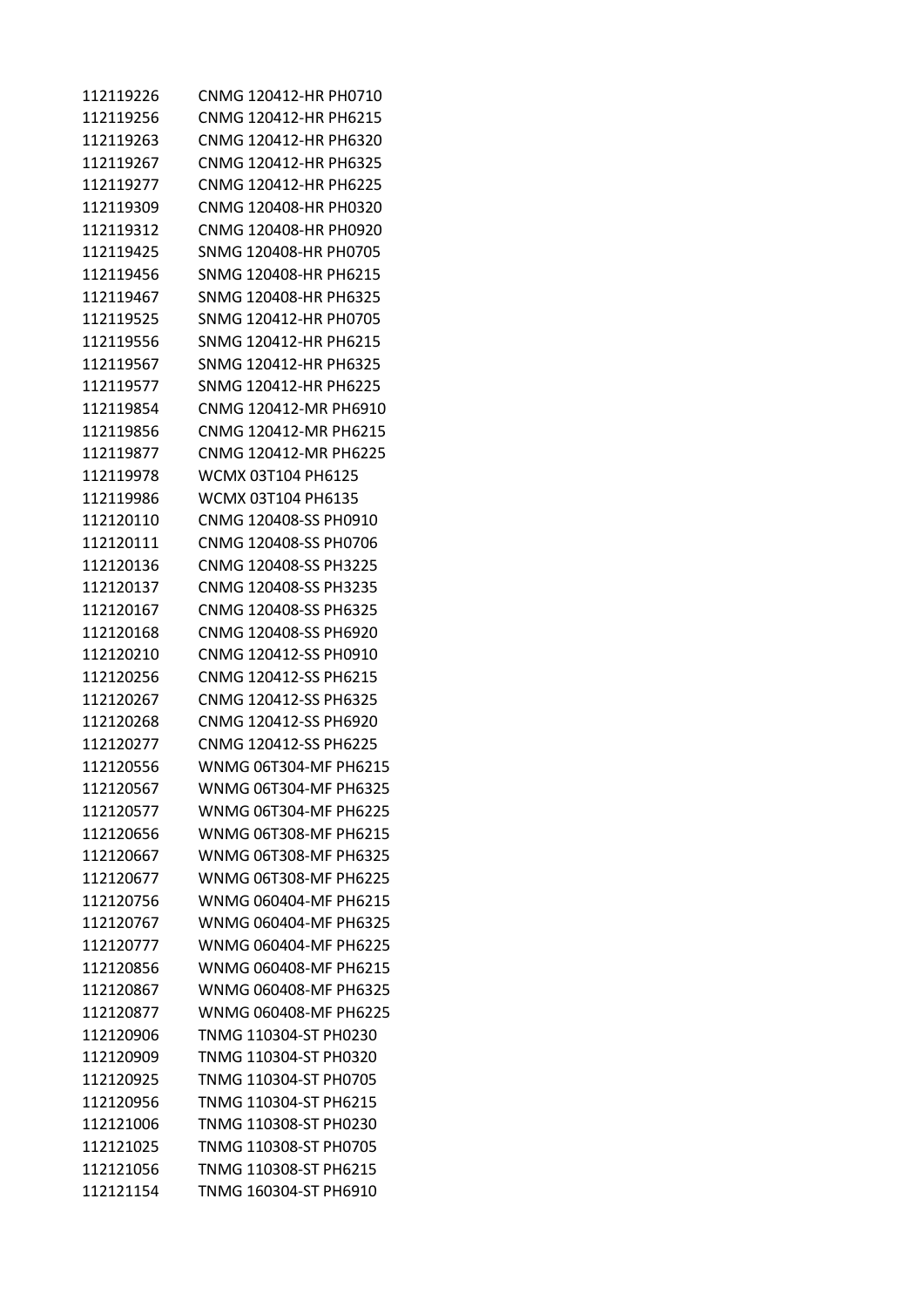| | |
|---|---|
| 112119226 | CNMG 120412-HR PH0710 |
| 112119256 | CNMG 120412-HR PH6215 |
| 112119263 | CNMG 120412-HR PH6320 |
| 112119267 | CNMG 120412-HR PH6325 |
| 112119277 | CNMG 120412-HR PH6225 |
| 112119309 | CNMG 120408-HR PH0320 |
| 112119312 | CNMG 120408-HR PH0920 |
| 112119425 | SNMG 120408-HR PH0705 |
| 112119456 | SNMG 120408-HR PH6215 |
| 112119467 | SNMG 120408-HR PH6325 |
| 112119525 | SNMG 120412-HR PH0705 |
| 112119556 | SNMG 120412-HR PH6215 |
| 112119567 | SNMG 120412-HR PH6325 |
| 112119577 | SNMG 120412-HR PH6225 |
| 112119854 | CNMG 120412-MR PH6910 |
| 112119856 | CNMG 120412-MR PH6215 |
| 112119877 | CNMG 120412-MR PH6225 |
| 112119978 | WCMX 03T104 PH6125 |
| 112119986 | WCMX 03T104 PH6135 |
| 112120110 | CNMG 120408-SS PH0910 |
| 112120111 | CNMG 120408-SS PH0706 |
| 112120136 | CNMG 120408-SS PH3225 |
| 112120137 | CNMG 120408-SS PH3235 |
| 112120167 | CNMG 120408-SS PH6325 |
| 112120168 | CNMG 120408-SS PH6920 |
| 112120210 | CNMG 120412-SS PH0910 |
| 112120256 | CNMG 120412-SS PH6215 |
| 112120267 | CNMG 120412-SS PH6325 |
| 112120268 | CNMG 120412-SS PH6920 |
| 112120277 | CNMG 120412-SS PH6225 |
| 112120556 | WNMG 06T304-MF PH6215 |
| 112120567 | WNMG 06T304-MF PH6325 |
| 112120577 | WNMG 06T304-MF PH6225 |
| 112120656 | WNMG 06T308-MF PH6215 |
| 112120667 | WNMG 06T308-MF PH6325 |
| 112120677 | WNMG 06T308-MF PH6225 |
| 112120756 | WNMG 060404-MF PH6215 |
| 112120767 | WNMG 060404-MF PH6325 |
| 112120777 | WNMG 060404-MF PH6225 |
| 112120856 | WNMG 060408-MF PH6215 |
| 112120867 | WNMG 060408-MF PH6325 |
| 112120877 | WNMG 060408-MF PH6225 |
| 112120906 | TNMG 110304-ST PH0230 |
| 112120909 | TNMG 110304-ST PH0320 |
| 112120925 | TNMG 110304-ST PH0705 |
| 112120956 | TNMG 110304-ST PH6215 |
| 112121006 | TNMG 110308-ST PH0230 |
| 112121025 | TNMG 110308-ST PH0705 |
| 112121056 | TNMG 110308-ST PH6215 |
| 112121154 | TNMG 160304-ST PH6910 |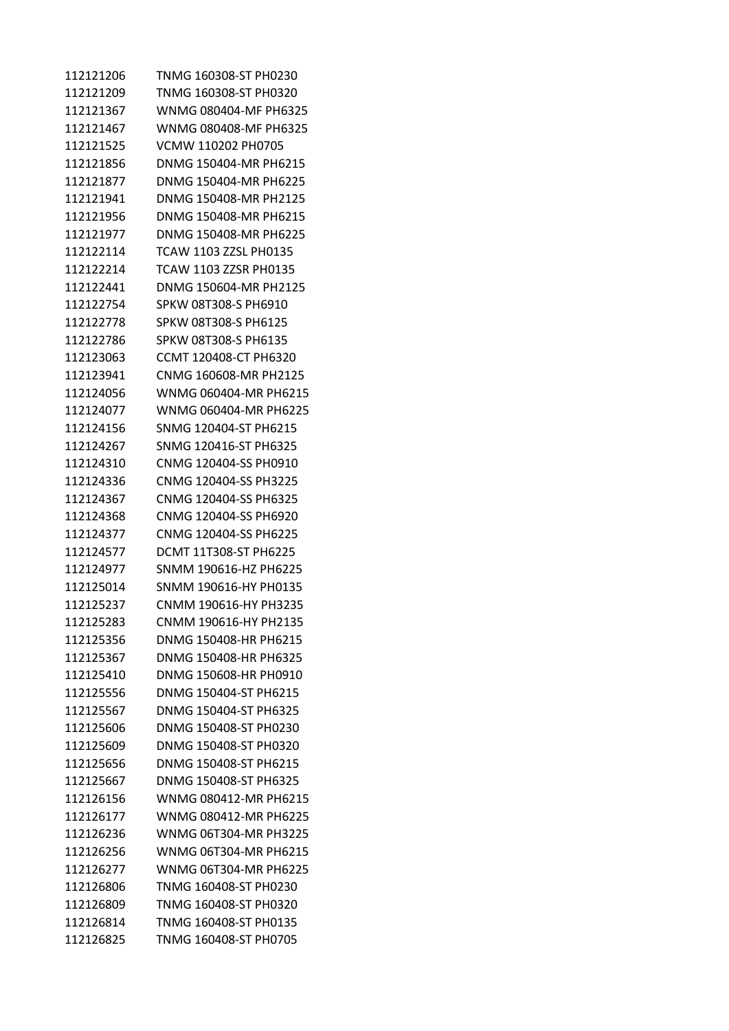| | |
|---|---|
| 112121206 | TNMG 160308-ST PH0230 |
| 112121209 | TNMG 160308-ST PH0320 |
| 112121367 | WNMG 080404-MF PH6325 |
| 112121467 | WNMG 080408-MF PH6325 |
| 112121525 | VCMW 110202 PH0705 |
| 112121856 | DNMG 150404-MR PH6215 |
| 112121877 | DNMG 150404-MR PH6225 |
| 112121941 | DNMG 150408-MR PH2125 |
| 112121956 | DNMG 150408-MR PH6215 |
| 112121977 | DNMG 150408-MR PH6225 |
| 112122114 | TCAW 1103 ZZSL PH0135 |
| 112122214 | TCAW 1103 ZZSR PH0135 |
| 112122441 | DNMG 150604-MR PH2125 |
| 112122754 | SPKW 08T308-S PH6910 |
| 112122778 | SPKW 08T308-S PH6125 |
| 112122786 | SPKW 08T308-S PH6135 |
| 112123063 | CCMT 120408-CT PH6320 |
| 112123941 | CNMG 160608-MR PH2125 |
| 112124056 | WNMG 060404-MR PH6215 |
| 112124077 | WNMG 060404-MR PH6225 |
| 112124156 | SNMG 120404-ST PH6215 |
| 112124267 | SNMG 120416-ST PH6325 |
| 112124310 | CNMG 120404-SS PH0910 |
| 112124336 | CNMG 120404-SS PH3225 |
| 112124367 | CNMG 120404-SS PH6325 |
| 112124368 | CNMG 120404-SS PH6920 |
| 112124377 | CNMG 120404-SS PH6225 |
| 112124577 | DCMT 11T308-ST PH6225 |
| 112124977 | SNMM 190616-HZ PH6225 |
| 112125014 | SNMM 190616-HY PH0135 |
| 112125237 | CNMM 190616-HY PH3235 |
| 112125283 | CNMM 190616-HY PH2135 |
| 112125356 | DNMG 150408-HR PH6215 |
| 112125367 | DNMG 150408-HR PH6325 |
| 112125410 | DNMG 150608-HR PH0910 |
| 112125556 | DNMG 150404-ST PH6215 |
| 112125567 | DNMG 150404-ST PH6325 |
| 112125606 | DNMG 150408-ST PH0230 |
| 112125609 | DNMG 150408-ST PH0320 |
| 112125656 | DNMG 150408-ST PH6215 |
| 112125667 | DNMG 150408-ST PH6325 |
| 112126156 | WNMG 080412-MR PH6215 |
| 112126177 | WNMG 080412-MR PH6225 |
| 112126236 | WNMG 06T304-MR PH3225 |
| 112126256 | WNMG 06T304-MR PH6215 |
| 112126277 | WNMG 06T304-MR PH6225 |
| 112126806 | TNMG 160408-ST PH0230 |
| 112126809 | TNMG 160408-ST PH0320 |
| 112126814 | TNMG 160408-ST PH0135 |
| 112126825 | TNMG 160408-ST PH0705 |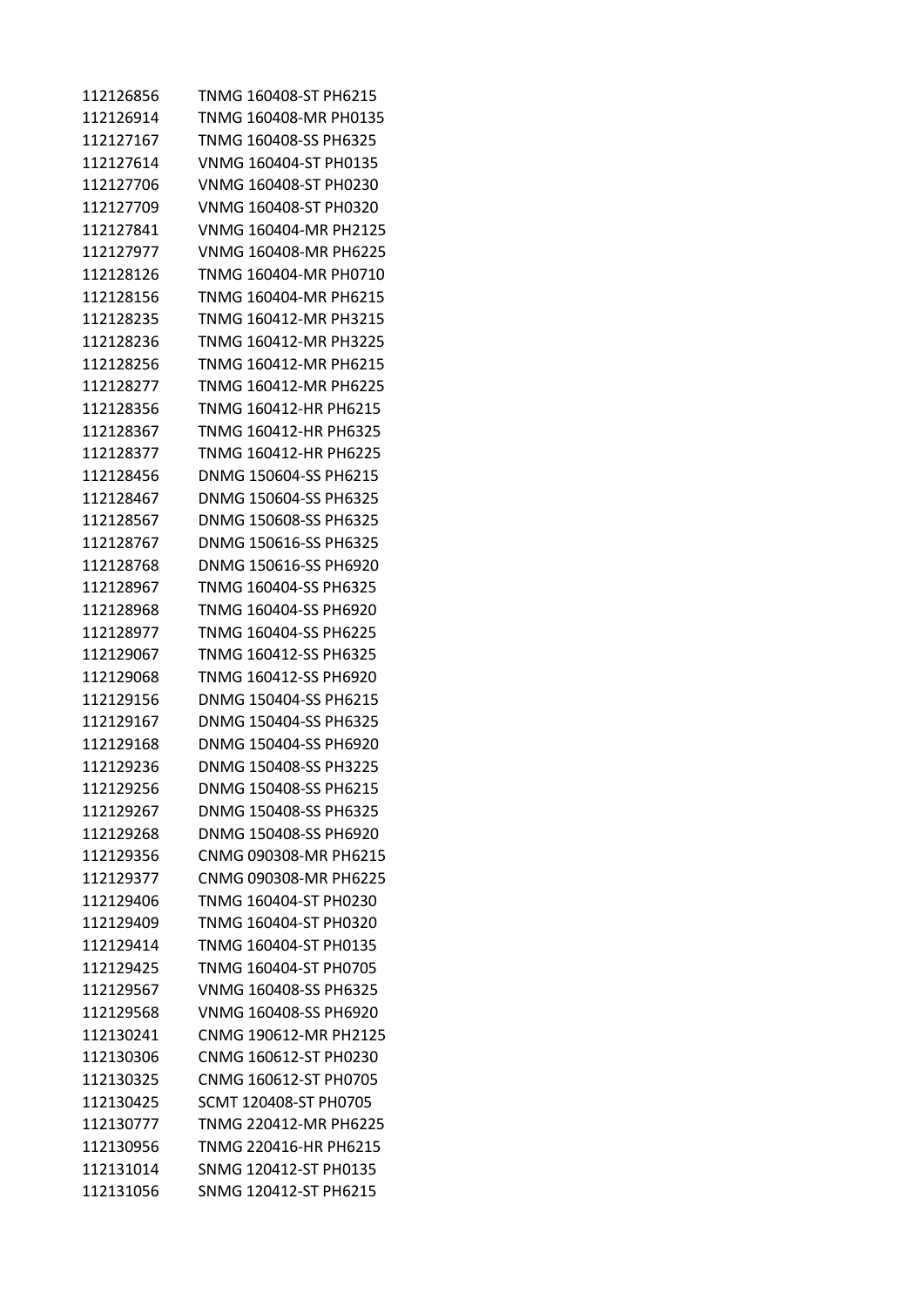| | |
|---|---|
| 112126856 | TNMG 160408-ST PH6215 |
| 112126914 | TNMG 160408-MR PH0135 |
| 112127167 | TNMG 160408-SS PH6325 |
| 112127614 | VNMG 160404-ST PH0135 |
| 112127706 | VNMG 160408-ST PH0230 |
| 112127709 | VNMG 160408-ST PH0320 |
| 112127841 | VNMG 160404-MR PH2125 |
| 112127977 | VNMG 160408-MR PH6225 |
| 112128126 | TNMG 160404-MR PH0710 |
| 112128156 | TNMG 160404-MR PH6215 |
| 112128235 | TNMG 160412-MR PH3215 |
| 112128236 | TNMG 160412-MR PH3225 |
| 112128256 | TNMG 160412-MR PH6215 |
| 112128277 | TNMG 160412-MR PH6225 |
| 112128356 | TNMG 160412-HR PH6215 |
| 112128367 | TNMG 160412-HR PH6325 |
| 112128377 | TNMG 160412-HR PH6225 |
| 112128456 | DNMG 150604-SS PH6215 |
| 112128467 | DNMG 150604-SS PH6325 |
| 112128567 | DNMG 150608-SS PH6325 |
| 112128767 | DNMG 150616-SS PH6325 |
| 112128768 | DNMG 150616-SS PH6920 |
| 112128967 | TNMG 160404-SS PH6325 |
| 112128968 | TNMG 160404-SS PH6920 |
| 112128977 | TNMG 160404-SS PH6225 |
| 112129067 | TNMG 160412-SS PH6325 |
| 112129068 | TNMG 160412-SS PH6920 |
| 112129156 | DNMG 150404-SS PH6215 |
| 112129167 | DNMG 150404-SS PH6325 |
| 112129168 | DNMG 150404-SS PH6920 |
| 112129236 | DNMG 150408-SS PH3225 |
| 112129256 | DNMG 150408-SS PH6215 |
| 112129267 | DNMG 150408-SS PH6325 |
| 112129268 | DNMG 150408-SS PH6920 |
| 112129356 | CNMG 090308-MR PH6215 |
| 112129377 | CNMG 090308-MR PH6225 |
| 112129406 | TNMG 160404-ST PH0230 |
| 112129409 | TNMG 160404-ST PH0320 |
| 112129414 | TNMG 160404-ST PH0135 |
| 112129425 | TNMG 160404-ST PH0705 |
| 112129567 | VNMG 160408-SS PH6325 |
| 112129568 | VNMG 160408-SS PH6920 |
| 112130241 | CNMG 190612-MR PH2125 |
| 112130306 | CNMG 160612-ST PH0230 |
| 112130325 | CNMG 160612-ST PH0705 |
| 112130425 | SCMT 120408-ST PH0705 |
| 112130777 | TNMG 220412-MR PH6225 |
| 112130956 | TNMG 220416-HR PH6215 |
| 112131014 | SNMG 120412-ST PH0135 |
| 112131056 | SNMG 120412-ST PH6215 |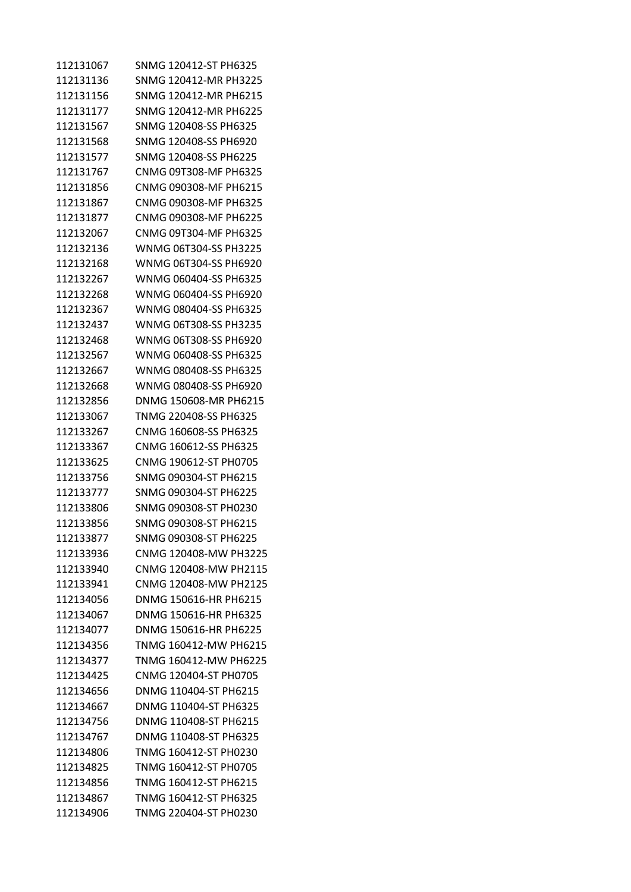| | |
|---|---|
| 112131067 | SNMG 120412-ST PH6325 |
| 112131136 | SNMG 120412-MR PH3225 |
| 112131156 | SNMG 120412-MR PH6215 |
| 112131177 | SNMG 120412-MR PH6225 |
| 112131567 | SNMG 120408-SS PH6325 |
| 112131568 | SNMG 120408-SS PH6920 |
| 112131577 | SNMG 120408-SS PH6225 |
| 112131767 | CNMG 09T308-MF PH6325 |
| 112131856 | CNMG 090308-MF PH6215 |
| 112131867 | CNMG 090308-MF PH6325 |
| 112131877 | CNMG 090308-MF PH6225 |
| 112132067 | CNMG 09T304-MF PH6325 |
| 112132136 | WNMG 06T304-SS PH3225 |
| 112132168 | WNMG 06T304-SS PH6920 |
| 112132267 | WNMG 060404-SS PH6325 |
| 112132268 | WNMG 060404-SS PH6920 |
| 112132367 | WNMG 080404-SS PH6325 |
| 112132437 | WNMG 06T308-SS PH3235 |
| 112132468 | WNMG 06T308-SS PH6920 |
| 112132567 | WNMG 060408-SS PH6325 |
| 112132667 | WNMG 080408-SS PH6325 |
| 112132668 | WNMG 080408-SS PH6920 |
| 112132856 | DNMG 150608-MR PH6215 |
| 112133067 | TNMG 220408-SS PH6325 |
| 112133267 | CNMG 160608-SS PH6325 |
| 112133367 | CNMG 160612-SS PH6325 |
| 112133625 | CNMG 190612-ST PH0705 |
| 112133756 | SNMG 090304-ST PH6215 |
| 112133777 | SNMG 090304-ST PH6225 |
| 112133806 | SNMG 090308-ST PH0230 |
| 112133856 | SNMG 090308-ST PH6215 |
| 112133877 | SNMG 090308-ST PH6225 |
| 112133936 | CNMG 120408-MW PH3225 |
| 112133940 | CNMG 120408-MW PH2115 |
| 112133941 | CNMG 120408-MW PH2125 |
| 112134056 | DNMG 150616-HR PH6215 |
| 112134067 | DNMG 150616-HR PH6325 |
| 112134077 | DNMG 150616-HR PH6225 |
| 112134356 | TNMG 160412-MW PH6215 |
| 112134377 | TNMG 160412-MW PH6225 |
| 112134425 | CNMG 120404-ST PH0705 |
| 112134656 | DNMG 110404-ST PH6215 |
| 112134667 | DNMG 110404-ST PH6325 |
| 112134756 | DNMG 110408-ST PH6215 |
| 112134767 | DNMG 110408-ST PH6325 |
| 112134806 | TNMG 160412-ST PH0230 |
| 112134825 | TNMG 160412-ST PH0705 |
| 112134856 | TNMG 160412-ST PH6215 |
| 112134867 | TNMG 160412-ST PH6325 |
| 112134906 | TNMG 220404-ST PH0230 |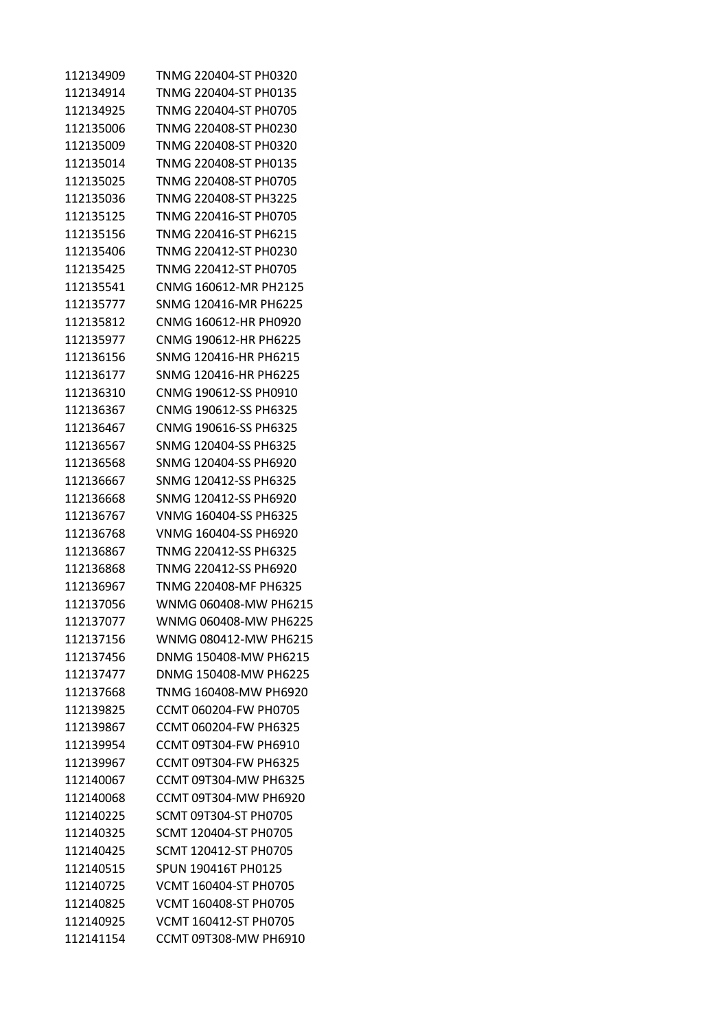| | |
|---|---|
| 112134909 | TNMG 220404-ST PH0320 |
| 112134914 | TNMG 220404-ST PH0135 |
| 112134925 | TNMG 220404-ST PH0705 |
| 112135006 | TNMG 220408-ST PH0230 |
| 112135009 | TNMG 220408-ST PH0320 |
| 112135014 | TNMG 220408-ST PH0135 |
| 112135025 | TNMG 220408-ST PH0705 |
| 112135036 | TNMG 220408-ST PH3225 |
| 112135125 | TNMG 220416-ST PH0705 |
| 112135156 | TNMG 220416-ST PH6215 |
| 112135406 | TNMG 220412-ST PH0230 |
| 112135425 | TNMG 220412-ST PH0705 |
| 112135541 | CNMG 160612-MR PH2125 |
| 112135777 | SNMG 120416-MR PH6225 |
| 112135812 | CNMG 160612-HR PH0920 |
| 112135977 | CNMG 190612-HR PH6225 |
| 112136156 | SNMG 120416-HR PH6215 |
| 112136177 | SNMG 120416-HR PH6225 |
| 112136310 | CNMG 190612-SS PH0910 |
| 112136367 | CNMG 190612-SS PH6325 |
| 112136467 | CNMG 190616-SS PH6325 |
| 112136567 | SNMG 120404-SS PH6325 |
| 112136568 | SNMG 120404-SS PH6920 |
| 112136667 | SNMG 120412-SS PH6325 |
| 112136668 | SNMG 120412-SS PH6920 |
| 112136767 | VNMG 160404-SS PH6325 |
| 112136768 | VNMG 160404-SS PH6920 |
| 112136867 | TNMG 220412-SS PH6325 |
| 112136868 | TNMG 220412-SS PH6920 |
| 112136967 | TNMG 220408-MF PH6325 |
| 112137056 | WNMG 060408-MW PH6215 |
| 112137077 | WNMG 060408-MW PH6225 |
| 112137156 | WNMG 080412-MW PH6215 |
| 112137456 | DNMG 150408-MW PH6215 |
| 112137477 | DNMG 150408-MW PH6225 |
| 112137668 | TNMG 160408-MW PH6920 |
| 112139825 | CCMT 060204-FW PH0705 |
| 112139867 | CCMT 060204-FW PH6325 |
| 112139954 | CCMT 09T304-FW PH6910 |
| 112139967 | CCMT 09T304-FW PH6325 |
| 112140067 | CCMT 09T304-MW PH6325 |
| 112140068 | CCMT 09T304-MW PH6920 |
| 112140225 | SCMT 09T304-ST PH0705 |
| 112140325 | SCMT 120404-ST PH0705 |
| 112140425 | SCMT 120412-ST PH0705 |
| 112140515 | SPUN 190416T PH0125 |
| 112140725 | VCMT 160404-ST PH0705 |
| 112140825 | VCMT 160408-ST PH0705 |
| 112140925 | VCMT 160412-ST PH0705 |
| 112141154 | CCMT 09T308-MW PH6910 |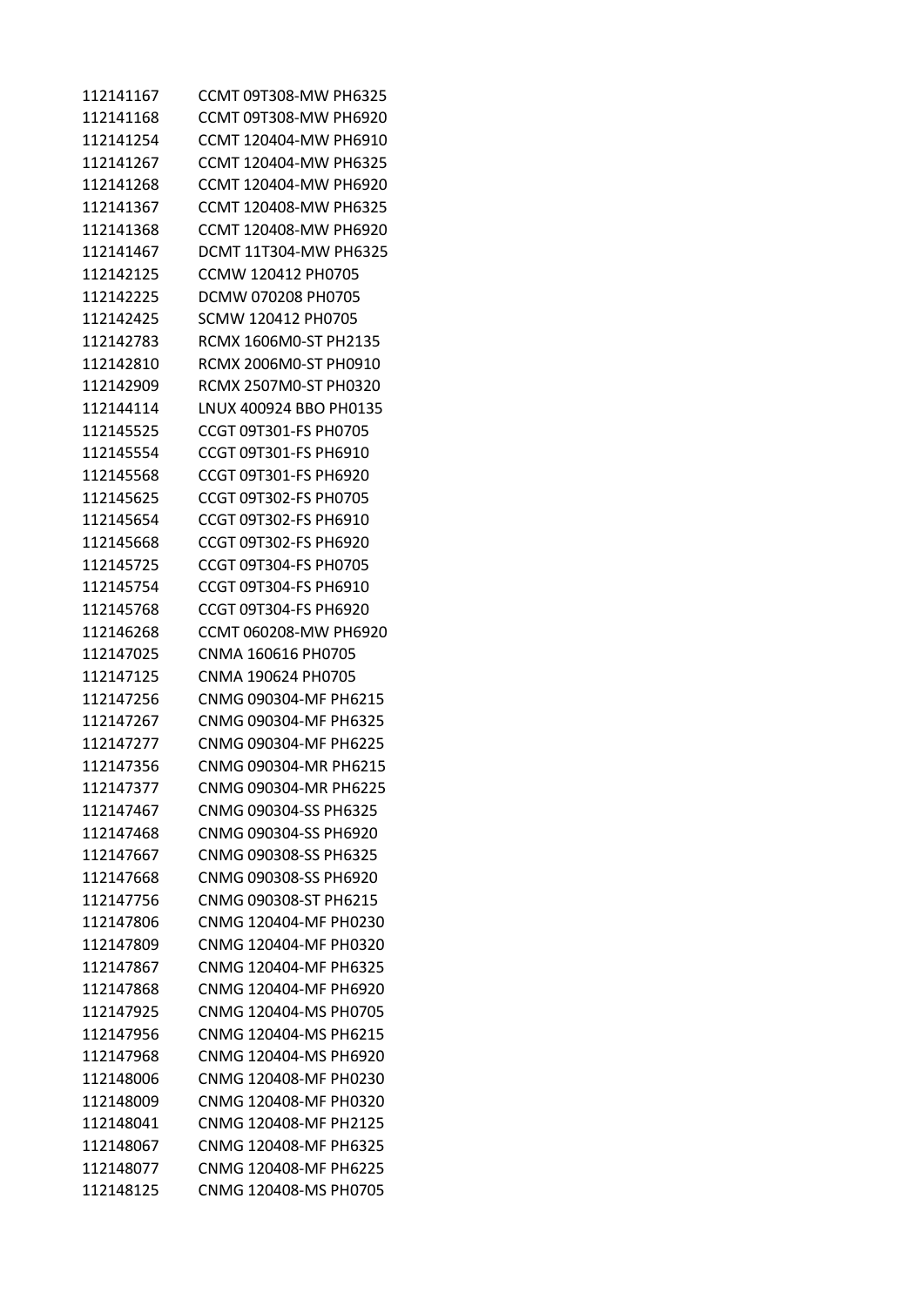| | |
|---|---|
| 112141167 | CCMT 09T308-MW PH6325 |
| 112141168 | CCMT 09T308-MW PH6920 |
| 112141254 | CCMT 120404-MW PH6910 |
| 112141267 | CCMT 120404-MW PH6325 |
| 112141268 | CCMT 120404-MW PH6920 |
| 112141367 | CCMT 120408-MW PH6325 |
| 112141368 | CCMT 120408-MW PH6920 |
| 112141467 | DCMT 11T304-MW PH6325 |
| 112142125 | CCMW 120412 PH0705 |
| 112142225 | DCMW 070208 PH0705 |
| 112142425 | SCMW 120412 PH0705 |
| 112142783 | RCMX 1606M0-ST PH2135 |
| 112142810 | RCMX 2006M0-ST PH0910 |
| 112142909 | RCMX 2507M0-ST PH0320 |
| 112144114 | LNUX 400924 BBO PH0135 |
| 112145525 | CCGT 09T301-FS PH0705 |
| 112145554 | CCGT 09T301-FS PH6910 |
| 112145568 | CCGT 09T301-FS PH6920 |
| 112145625 | CCGT 09T302-FS PH0705 |
| 112145654 | CCGT 09T302-FS PH6910 |
| 112145668 | CCGT 09T302-FS PH6920 |
| 112145725 | CCGT 09T304-FS PH0705 |
| 112145754 | CCGT 09T304-FS PH6910 |
| 112145768 | CCGT 09T304-FS PH6920 |
| 112146268 | CCMT 060208-MW PH6920 |
| 112147025 | CNMA 160616 PH0705 |
| 112147125 | CNMA 190624 PH0705 |
| 112147256 | CNMG 090304-MF PH6215 |
| 112147267 | CNMG 090304-MF PH6325 |
| 112147277 | CNMG 090304-MF PH6225 |
| 112147356 | CNMG 090304-MR PH6215 |
| 112147377 | CNMG 090304-MR PH6225 |
| 112147467 | CNMG 090304-SS PH6325 |
| 112147468 | CNMG 090304-SS PH6920 |
| 112147667 | CNMG 090308-SS PH6325 |
| 112147668 | CNMG 090308-SS PH6920 |
| 112147756 | CNMG 090308-ST PH6215 |
| 112147806 | CNMG 120404-MF PH0230 |
| 112147809 | CNMG 120404-MF PH0320 |
| 112147867 | CNMG 120404-MF PH6325 |
| 112147868 | CNMG 120404-MF PH6920 |
| 112147925 | CNMG 120404-MS PH0705 |
| 112147956 | CNMG 120404-MS PH6215 |
| 112147968 | CNMG 120404-MS PH6920 |
| 112148006 | CNMG 120408-MF PH0230 |
| 112148009 | CNMG 120408-MF PH0320 |
| 112148041 | CNMG 120408-MF PH2125 |
| 112148067 | CNMG 120408-MF PH6325 |
| 112148077 | CNMG 120408-MF PH6225 |
| 112148125 | CNMG 120408-MS PH0705 |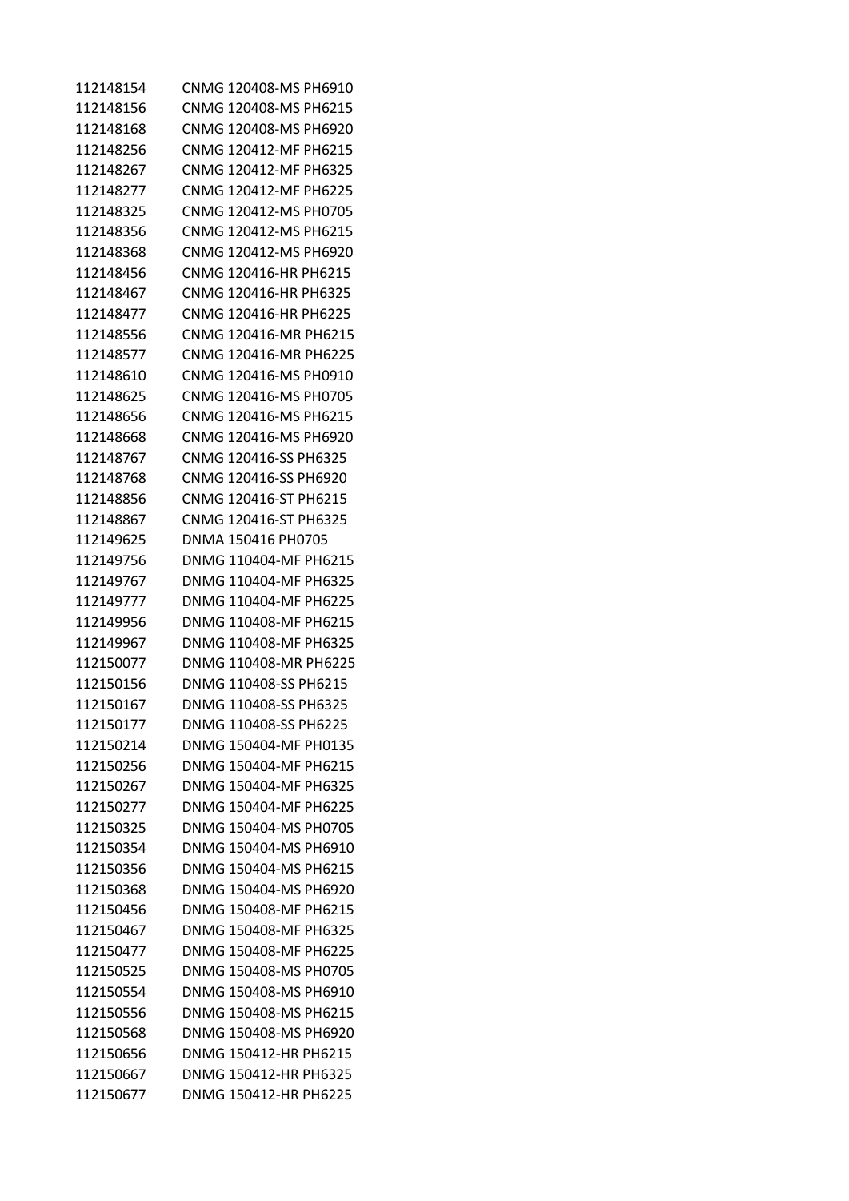| | |
|---|---|
| 112148154 | CNMG 120408-MS PH6910 |
| 112148156 | CNMG 120408-MS PH6215 |
| 112148168 | CNMG 120408-MS PH6920 |
| 112148256 | CNMG 120412-MF PH6215 |
| 112148267 | CNMG 120412-MF PH6325 |
| 112148277 | CNMG 120412-MF PH6225 |
| 112148325 | CNMG 120412-MS PH0705 |
| 112148356 | CNMG 120412-MS PH6215 |
| 112148368 | CNMG 120412-MS PH6920 |
| 112148456 | CNMG 120416-HR PH6215 |
| 112148467 | CNMG 120416-HR PH6325 |
| 112148477 | CNMG 120416-HR PH6225 |
| 112148556 | CNMG 120416-MR PH6215 |
| 112148577 | CNMG 120416-MR PH6225 |
| 112148610 | CNMG 120416-MS PH0910 |
| 112148625 | CNMG 120416-MS PH0705 |
| 112148656 | CNMG 120416-MS PH6215 |
| 112148668 | CNMG 120416-MS PH6920 |
| 112148767 | CNMG 120416-SS PH6325 |
| 112148768 | CNMG 120416-SS PH6920 |
| 112148856 | CNMG 120416-ST PH6215 |
| 112148867 | CNMG 120416-ST PH6325 |
| 112149625 | DNMA 150416 PH0705 |
| 112149756 | DNMG 110404-MF PH6215 |
| 112149767 | DNMG 110404-MF PH6325 |
| 112149777 | DNMG 110404-MF PH6225 |
| 112149956 | DNMG 110408-MF PH6215 |
| 112149967 | DNMG 110408-MF PH6325 |
| 112150077 | DNMG 110408-MR PH6225 |
| 112150156 | DNMG 110408-SS PH6215 |
| 112150167 | DNMG 110408-SS PH6325 |
| 112150177 | DNMG 110408-SS PH6225 |
| 112150214 | DNMG 150404-MF PH0135 |
| 112150256 | DNMG 150404-MF PH6215 |
| 112150267 | DNMG 150404-MF PH6325 |
| 112150277 | DNMG 150404-MF PH6225 |
| 112150325 | DNMG 150404-MS PH0705 |
| 112150354 | DNMG 150404-MS PH6910 |
| 112150356 | DNMG 150404-MS PH6215 |
| 112150368 | DNMG 150404-MS PH6920 |
| 112150456 | DNMG 150408-MF PH6215 |
| 112150467 | DNMG 150408-MF PH6325 |
| 112150477 | DNMG 150408-MF PH6225 |
| 112150525 | DNMG 150408-MS PH0705 |
| 112150554 | DNMG 150408-MS PH6910 |
| 112150556 | DNMG 150408-MS PH6215 |
| 112150568 | DNMG 150408-MS PH6920 |
| 112150656 | DNMG 150412-HR PH6215 |
| 112150667 | DNMG 150412-HR PH6325 |
| 112150677 | DNMG 150412-HR PH6225 |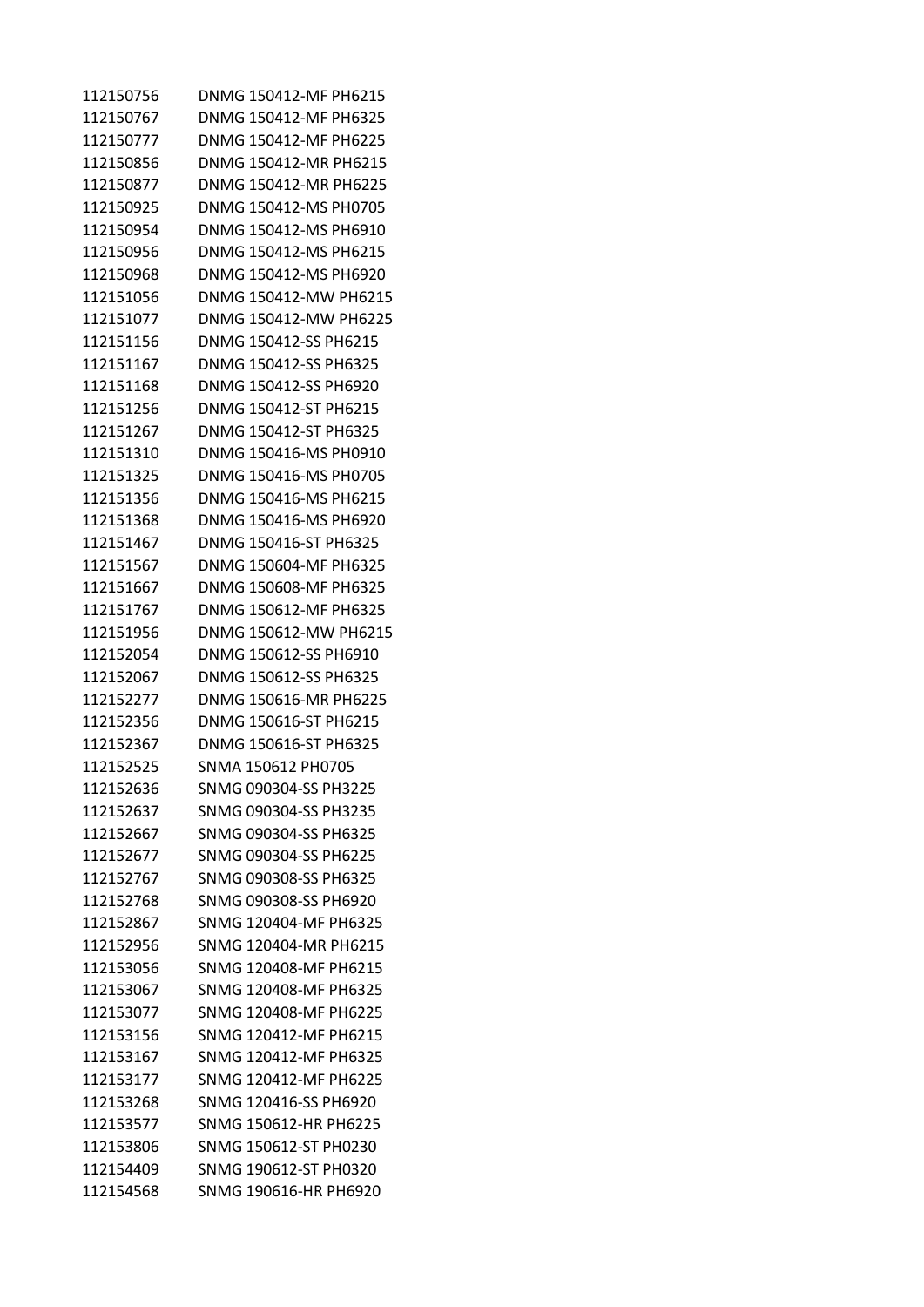| | |
|---|---|
| 112150756 | DNMG 150412-MF PH6215 |
| 112150767 | DNMG 150412-MF PH6325 |
| 112150777 | DNMG 150412-MF PH6225 |
| 112150856 | DNMG 150412-MR PH6215 |
| 112150877 | DNMG 150412-MR PH6225 |
| 112150925 | DNMG 150412-MS PH0705 |
| 112150954 | DNMG 150412-MS PH6910 |
| 112150956 | DNMG 150412-MS PH6215 |
| 112150968 | DNMG 150412-MS PH6920 |
| 112151056 | DNMG 150412-MW PH6215 |
| 112151077 | DNMG 150412-MW PH6225 |
| 112151156 | DNMG 150412-SS PH6215 |
| 112151167 | DNMG 150412-SS PH6325 |
| 112151168 | DNMG 150412-SS PH6920 |
| 112151256 | DNMG 150412-ST PH6215 |
| 112151267 | DNMG 150412-ST PH6325 |
| 112151310 | DNMG 150416-MS PH0910 |
| 112151325 | DNMG 150416-MS PH0705 |
| 112151356 | DNMG 150416-MS PH6215 |
| 112151368 | DNMG 150416-MS PH6920 |
| 112151467 | DNMG 150416-ST PH6325 |
| 112151567 | DNMG 150604-MF PH6325 |
| 112151667 | DNMG 150608-MF PH6325 |
| 112151767 | DNMG 150612-MF PH6325 |
| 112151956 | DNMG 150612-MW PH6215 |
| 112152054 | DNMG 150612-SS PH6910 |
| 112152067 | DNMG 150612-SS PH6325 |
| 112152277 | DNMG 150616-MR PH6225 |
| 112152356 | DNMG 150616-ST PH6215 |
| 112152367 | DNMG 150616-ST PH6325 |
| 112152525 | SNMA 150612 PH0705 |
| 112152636 | SNMG 090304-SS PH3225 |
| 112152637 | SNMG 090304-SS PH3235 |
| 112152667 | SNMG 090304-SS PH6325 |
| 112152677 | SNMG 090304-SS PH6225 |
| 112152767 | SNMG 090308-SS PH6325 |
| 112152768 | SNMG 090308-SS PH6920 |
| 112152867 | SNMG 120404-MF PH6325 |
| 112152956 | SNMG 120404-MR PH6215 |
| 112153056 | SNMG 120408-MF PH6215 |
| 112153067 | SNMG 120408-MF PH6325 |
| 112153077 | SNMG 120408-MF PH6225 |
| 112153156 | SNMG 120412-MF PH6215 |
| 112153167 | SNMG 120412-MF PH6325 |
| 112153177 | SNMG 120412-MF PH6225 |
| 112153268 | SNMG 120416-SS PH6920 |
| 112153577 | SNMG 150612-HR PH6225 |
| 112153806 | SNMG 150612-ST PH0230 |
| 112154409 | SNMG 190612-ST PH0320 |
| 112154568 | SNMG 190616-HR PH6920 |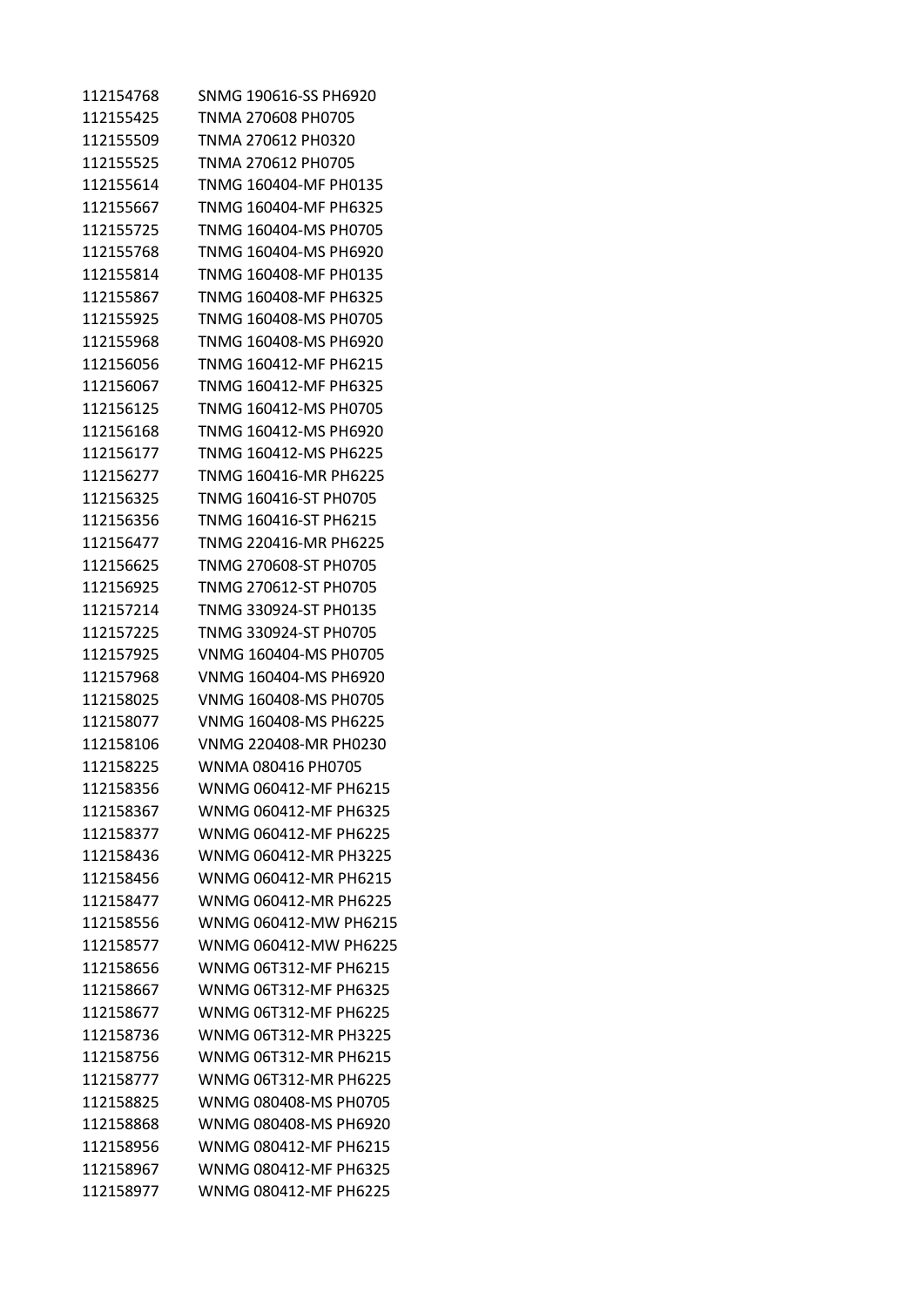| | |
|---|---|
| 112154768 | SNMG 190616-SS PH6920 |
| 112155425 | TNMA 270608 PH0705 |
| 112155509 | TNMA 270612 PH0320 |
| 112155525 | TNMA 270612 PH0705 |
| 112155614 | TNMG 160404-MF PH0135 |
| 112155667 | TNMG 160404-MF PH6325 |
| 112155725 | TNMG 160404-MS PH0705 |
| 112155768 | TNMG 160404-MS PH6920 |
| 112155814 | TNMG 160408-MF PH0135 |
| 112155867 | TNMG 160408-MF PH6325 |
| 112155925 | TNMG 160408-MS PH0705 |
| 112155968 | TNMG 160408-MS PH6920 |
| 112156056 | TNMG 160412-MF PH6215 |
| 112156067 | TNMG 160412-MF PH6325 |
| 112156125 | TNMG 160412-MS PH0705 |
| 112156168 | TNMG 160412-MS PH6920 |
| 112156177 | TNMG 160412-MS PH6225 |
| 112156277 | TNMG 160416-MR PH6225 |
| 112156325 | TNMG 160416-ST PH0705 |
| 112156356 | TNMG 160416-ST PH6215 |
| 112156477 | TNMG 220416-MR PH6225 |
| 112156625 | TNMG 270608-ST PH0705 |
| 112156925 | TNMG 270612-ST PH0705 |
| 112157214 | TNMG 330924-ST PH0135 |
| 112157225 | TNMG 330924-ST PH0705 |
| 112157925 | VNMG 160404-MS PH0705 |
| 112157968 | VNMG 160404-MS PH6920 |
| 112158025 | VNMG 160408-MS PH0705 |
| 112158077 | VNMG 160408-MS PH6225 |
| 112158106 | VNMG 220408-MR PH0230 |
| 112158225 | WNMA 080416 PH0705 |
| 112158356 | WNMG 060412-MF PH6215 |
| 112158367 | WNMG 060412-MF PH6325 |
| 112158377 | WNMG 060412-MF PH6225 |
| 112158436 | WNMG 060412-MR PH3225 |
| 112158456 | WNMG 060412-MR PH6215 |
| 112158477 | WNMG 060412-MR PH6225 |
| 112158556 | WNMG 060412-MW PH6215 |
| 112158577 | WNMG 060412-MW PH6225 |
| 112158656 | WNMG 06T312-MF PH6215 |
| 112158667 | WNMG 06T312-MF PH6325 |
| 112158677 | WNMG 06T312-MF PH6225 |
| 112158736 | WNMG 06T312-MR PH3225 |
| 112158756 | WNMG 06T312-MR PH6215 |
| 112158777 | WNMG 06T312-MR PH6225 |
| 112158825 | WNMG 080408-MS PH0705 |
| 112158868 | WNMG 080408-MS PH6920 |
| 112158956 | WNMG 080412-MF PH6215 |
| 112158967 | WNMG 080412-MF PH6325 |
| 112158977 | WNMG 080412-MF PH6225 |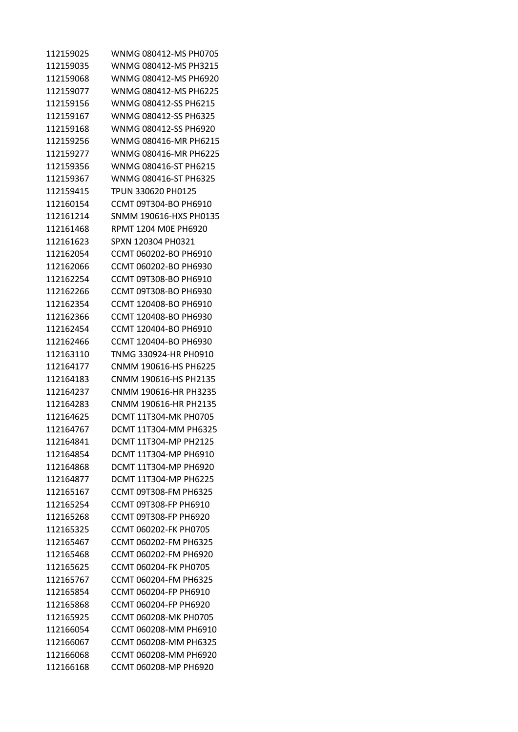| | |
|---|---|
| 112159025 | WNMG 080412-MS PH0705 |
| 112159035 | WNMG 080412-MS PH3215 |
| 112159068 | WNMG 080412-MS PH6920 |
| 112159077 | WNMG 080412-MS PH6225 |
| 112159156 | WNMG 080412-SS PH6215 |
| 112159167 | WNMG 080412-SS PH6325 |
| 112159168 | WNMG 080412-SS PH6920 |
| 112159256 | WNMG 080416-MR PH6215 |
| 112159277 | WNMG 080416-MR PH6225 |
| 112159356 | WNMG 080416-ST PH6215 |
| 112159367 | WNMG 080416-ST PH6325 |
| 112159415 | TPUN 330620 PH0125 |
| 112160154 | CCMT 09T304-BO PH6910 |
| 112161214 | SNMM 190616-HXS PH0135 |
| 112161468 | RPMT 1204 M0E PH6920 |
| 112161623 | SPXN 120304 PH0321 |
| 112162054 | CCMT 060202-BO PH6910 |
| 112162066 | CCMT 060202-BO PH6930 |
| 112162254 | CCMT 09T308-BO PH6910 |
| 112162266 | CCMT 09T308-BO PH6930 |
| 112162354 | CCMT 120408-BO PH6910 |
| 112162366 | CCMT 120408-BO PH6930 |
| 112162454 | CCMT 120404-BO PH6910 |
| 112162466 | CCMT 120404-BO PH6930 |
| 112163110 | TNMG 330924-HR PH0910 |
| 112164177 | CNMM 190616-HS PH6225 |
| 112164183 | CNMM 190616-HS PH2135 |
| 112164237 | CNMM 190616-HR PH3235 |
| 112164283 | CNMM 190616-HR PH2135 |
| 112164625 | DCMT 11T304-MK PH0705 |
| 112164767 | DCMT 11T304-MM PH6325 |
| 112164841 | DCMT 11T304-MP PH2125 |
| 112164854 | DCMT 11T304-MP PH6910 |
| 112164868 | DCMT 11T304-MP PH6920 |
| 112164877 | DCMT 11T304-MP PH6225 |
| 112165167 | CCMT 09T308-FM PH6325 |
| 112165254 | CCMT 09T308-FP PH6910 |
| 112165268 | CCMT 09T308-FP PH6920 |
| 112165325 | CCMT 060202-FK PH0705 |
| 112165467 | CCMT 060202-FM PH6325 |
| 112165468 | CCMT 060202-FM PH6920 |
| 112165625 | CCMT 060204-FK PH0705 |
| 112165767 | CCMT 060204-FM PH6325 |
| 112165854 | CCMT 060204-FP PH6910 |
| 112165868 | CCMT 060204-FP PH6920 |
| 112165925 | CCMT 060208-MK PH0705 |
| 112166054 | CCMT 060208-MM PH6910 |
| 112166067 | CCMT 060208-MM PH6325 |
| 112166068 | CCMT 060208-MM PH6920 |
| 112166168 | CCMT 060208-MP PH6920 |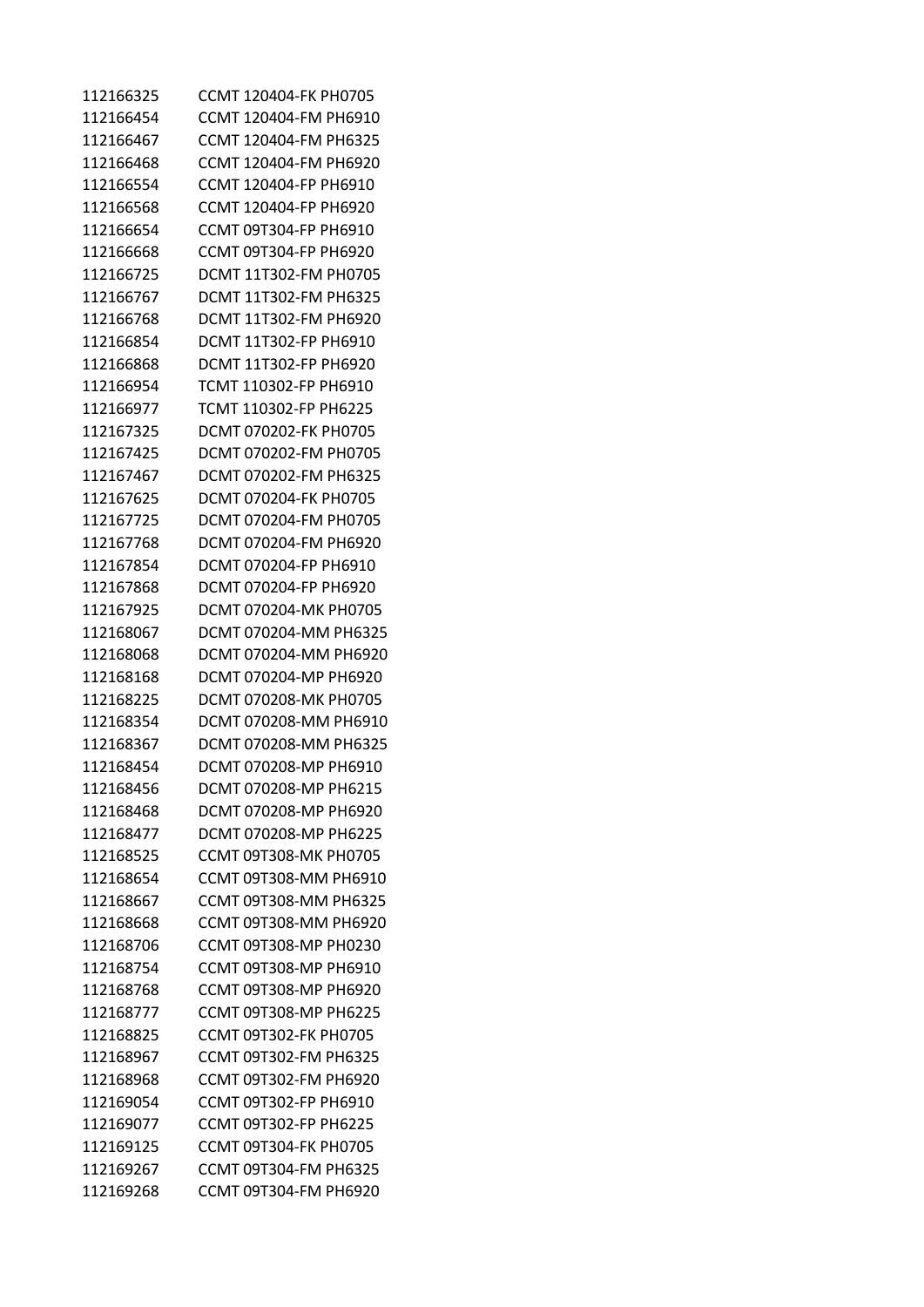| | |
|---|---|
| 112166325 | CCMT 120404-FK PH0705 |
| 112166454 | CCMT 120404-FM PH6910 |
| 112166467 | CCMT 120404-FM PH6325 |
| 112166468 | CCMT 120404-FM PH6920 |
| 112166554 | CCMT 120404-FP PH6910 |
| 112166568 | CCMT 120404-FP PH6920 |
| 112166654 | CCMT 09T304-FP PH6910 |
| 112166668 | CCMT 09T304-FP PH6920 |
| 112166725 | DCMT 11T302-FM PH0705 |
| 112166767 | DCMT 11T302-FM PH6325 |
| 112166768 | DCMT 11T302-FM PH6920 |
| 112166854 | DCMT 11T302-FP PH6910 |
| 112166868 | DCMT 11T302-FP PH6920 |
| 112166954 | TCMT 110302-FP PH6910 |
| 112166977 | TCMT 110302-FP PH6225 |
| 112167325 | DCMT 070202-FK PH0705 |
| 112167425 | DCMT 070202-FM PH0705 |
| 112167467 | DCMT 070202-FM PH6325 |
| 112167625 | DCMT 070204-FK PH0705 |
| 112167725 | DCMT 070204-FM PH0705 |
| 112167768 | DCMT 070204-FM PH6920 |
| 112167854 | DCMT 070204-FP PH6910 |
| 112167868 | DCMT 070204-FP PH6920 |
| 112167925 | DCMT 070204-MK PH0705 |
| 112168067 | DCMT 070204-MM PH6325 |
| 112168068 | DCMT 070204-MM PH6920 |
| 112168168 | DCMT 070204-MP PH6920 |
| 112168225 | DCMT 070208-MK PH0705 |
| 112168354 | DCMT 070208-MM PH6910 |
| 112168367 | DCMT 070208-MM PH6325 |
| 112168454 | DCMT 070208-MP PH6910 |
| 112168456 | DCMT 070208-MP PH6215 |
| 112168468 | DCMT 070208-MP PH6920 |
| 112168477 | DCMT 070208-MP PH6225 |
| 112168525 | CCMT 09T308-MK PH0705 |
| 112168654 | CCMT 09T308-MM PH6910 |
| 112168667 | CCMT 09T308-MM PH6325 |
| 112168668 | CCMT 09T308-MM PH6920 |
| 112168706 | CCMT 09T308-MP PH0230 |
| 112168754 | CCMT 09T308-MP PH6910 |
| 112168768 | CCMT 09T308-MP PH6920 |
| 112168777 | CCMT 09T308-MP PH6225 |
| 112168825 | CCMT 09T302-FK PH0705 |
| 112168967 | CCMT 09T302-FM PH6325 |
| 112168968 | CCMT 09T302-FM PH6920 |
| 112169054 | CCMT 09T302-FP PH6910 |
| 112169077 | CCMT 09T302-FP PH6225 |
| 112169125 | CCMT 09T304-FK PH0705 |
| 112169267 | CCMT 09T304-FM PH6325 |
| 112169268 | CCMT 09T304-FM PH6920 |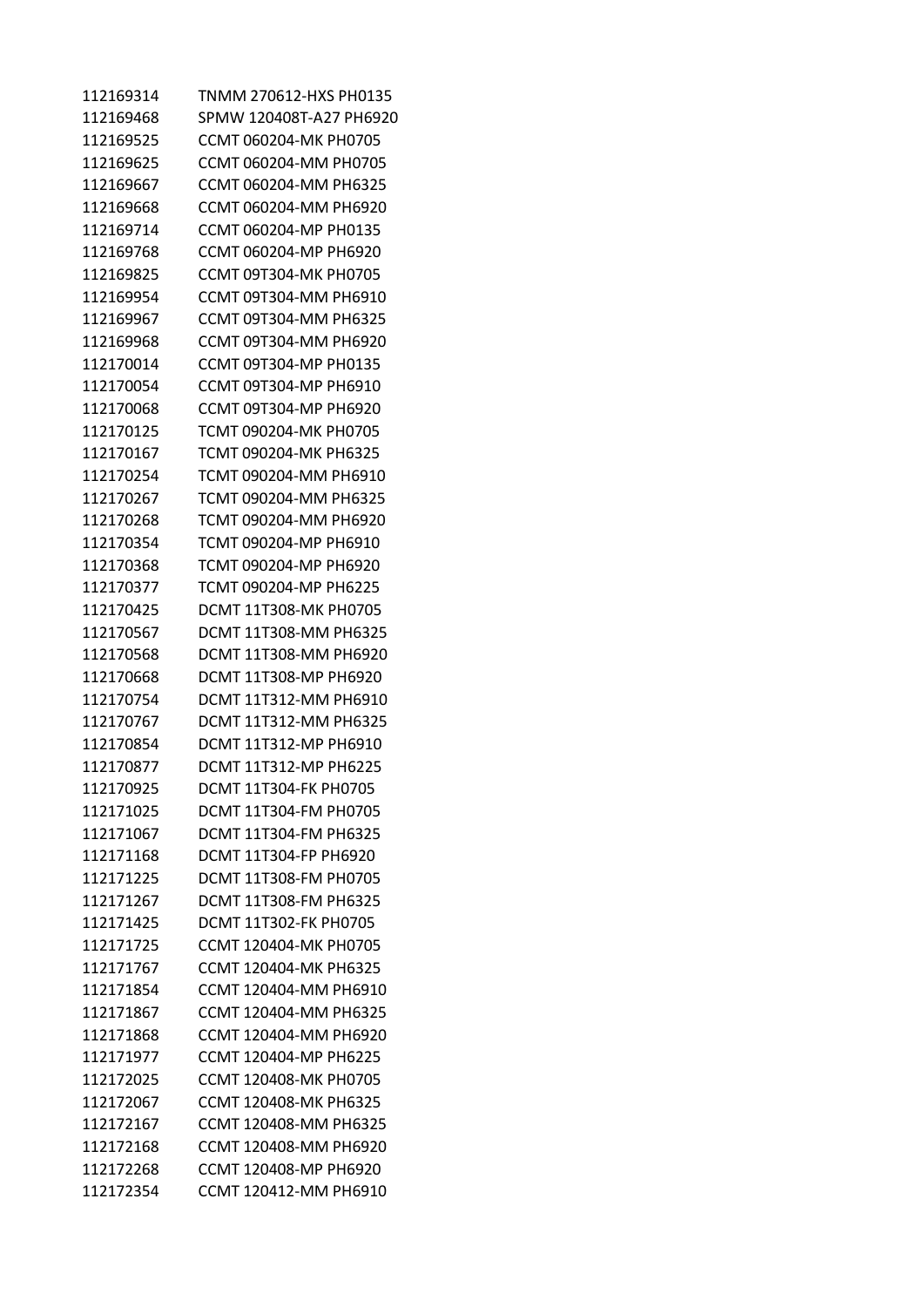| | |
|---|---|
| 112169314 | TNMM 270612-HXS PH0135 |
| 112169468 | SPMW 120408T-A27 PH6920 |
| 112169525 | CCMT 060204-MK PH0705 |
| 112169625 | CCMT 060204-MM PH0705 |
| 112169667 | CCMT 060204-MM PH6325 |
| 112169668 | CCMT 060204-MM PH6920 |
| 112169714 | CCMT 060204-MP PH0135 |
| 112169768 | CCMT 060204-MP PH6920 |
| 112169825 | CCMT 09T304-MK PH0705 |
| 112169954 | CCMT 09T304-MM PH6910 |
| 112169967 | CCMT 09T304-MM PH6325 |
| 112169968 | CCMT 09T304-MM PH6920 |
| 112170014 | CCMT 09T304-MP PH0135 |
| 112170054 | CCMT 09T304-MP PH6910 |
| 112170068 | CCMT 09T304-MP PH6920 |
| 112170125 | TCMT 090204-MK PH0705 |
| 112170167 | TCMT 090204-MK PH6325 |
| 112170254 | TCMT 090204-MM PH6910 |
| 112170267 | TCMT 090204-MM PH6325 |
| 112170268 | TCMT 090204-MM PH6920 |
| 112170354 | TCMT 090204-MP PH6910 |
| 112170368 | TCMT 090204-MP PH6920 |
| 112170377 | TCMT 090204-MP PH6225 |
| 112170425 | DCMT 11T308-MK PH0705 |
| 112170567 | DCMT 11T308-MM PH6325 |
| 112170568 | DCMT 11T308-MM PH6920 |
| 112170668 | DCMT 11T308-MP PH6920 |
| 112170754 | DCMT 11T312-MM PH6910 |
| 112170767 | DCMT 11T312-MM PH6325 |
| 112170854 | DCMT 11T312-MP PH6910 |
| 112170877 | DCMT 11T312-MP PH6225 |
| 112170925 | DCMT 11T304-FK PH0705 |
| 112171025 | DCMT 11T304-FM PH0705 |
| 112171067 | DCMT 11T304-FM PH6325 |
| 112171168 | DCMT 11T304-FP PH6920 |
| 112171225 | DCMT 11T308-FM PH0705 |
| 112171267 | DCMT 11T308-FM PH6325 |
| 112171425 | DCMT 11T302-FK PH0705 |
| 112171725 | CCMT 120404-MK PH0705 |
| 112171767 | CCMT 120404-MK PH6325 |
| 112171854 | CCMT 120404-MM PH6910 |
| 112171867 | CCMT 120404-MM PH6325 |
| 112171868 | CCMT 120404-MM PH6920 |
| 112171977 | CCMT 120404-MP PH6225 |
| 112172025 | CCMT 120408-MK PH0705 |
| 112172067 | CCMT 120408-MK PH6325 |
| 112172167 | CCMT 120408-MM PH6325 |
| 112172168 | CCMT 120408-MM PH6920 |
| 112172268 | CCMT 120408-MP PH6920 |
| 112172354 | CCMT 120412-MM PH6910 |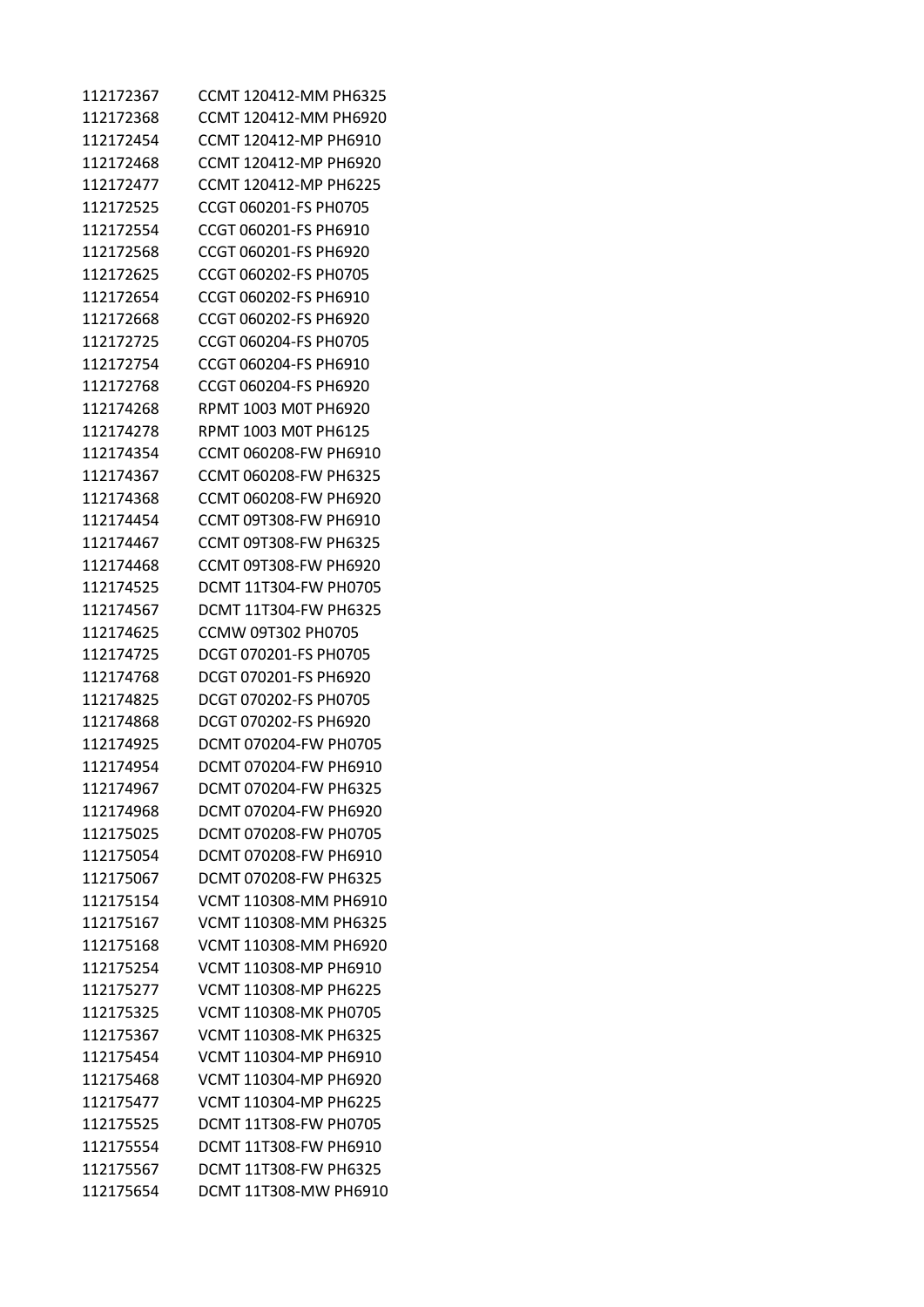| | |
|---|---|
| 112172367 | CCMT 120412-MM PH6325 |
| 112172368 | CCMT 120412-MM PH6920 |
| 112172454 | CCMT 120412-MP PH6910 |
| 112172468 | CCMT 120412-MP PH6920 |
| 112172477 | CCMT 120412-MP PH6225 |
| 112172525 | CCGT 060201-FS PH0705 |
| 112172554 | CCGT 060201-FS PH6910 |
| 112172568 | CCGT 060201-FS PH6920 |
| 112172625 | CCGT 060202-FS PH0705 |
| 112172654 | CCGT 060202-FS PH6910 |
| 112172668 | CCGT 060202-FS PH6920 |
| 112172725 | CCGT 060204-FS PH0705 |
| 112172754 | CCGT 060204-FS PH6910 |
| 112172768 | CCGT 060204-FS PH6920 |
| 112174268 | RPMT 1003 M0T PH6920 |
| 112174278 | RPMT 1003 M0T PH6125 |
| 112174354 | CCMT 060208-FW PH6910 |
| 112174367 | CCMT 060208-FW PH6325 |
| 112174368 | CCMT 060208-FW PH6920 |
| 112174454 | CCMT 09T308-FW PH6910 |
| 112174467 | CCMT 09T308-FW PH6325 |
| 112174468 | CCMT 09T308-FW PH6920 |
| 112174525 | DCMT 11T304-FW PH0705 |
| 112174567 | DCMT 11T304-FW PH6325 |
| 112174625 | CCMW 09T302 PH0705 |
| 112174725 | DCGT 070201-FS PH0705 |
| 112174768 | DCGT 070201-FS PH6920 |
| 112174825 | DCGT 070202-FS PH0705 |
| 112174868 | DCGT 070202-FS PH6920 |
| 112174925 | DCMT 070204-FW PH0705 |
| 112174954 | DCMT 070204-FW PH6910 |
| 112174967 | DCMT 070204-FW PH6325 |
| 112174968 | DCMT 070204-FW PH6920 |
| 112175025 | DCMT 070208-FW PH0705 |
| 112175054 | DCMT 070208-FW PH6910 |
| 112175067 | DCMT 070208-FW PH6325 |
| 112175154 | VCMT 110308-MM PH6910 |
| 112175167 | VCMT 110308-MM PH6325 |
| 112175168 | VCMT 110308-MM PH6920 |
| 112175254 | VCMT 110308-MP PH6910 |
| 112175277 | VCMT 110308-MP PH6225 |
| 112175325 | VCMT 110308-MK PH0705 |
| 112175367 | VCMT 110308-MK PH6325 |
| 112175454 | VCMT 110304-MP PH6910 |
| 112175468 | VCMT 110304-MP PH6920 |
| 112175477 | VCMT 110304-MP PH6225 |
| 112175525 | DCMT 11T308-FW PH0705 |
| 112175554 | DCMT 11T308-FW PH6910 |
| 112175567 | DCMT 11T308-FW PH6325 |
| 112175654 | DCMT 11T308-MW PH6910 |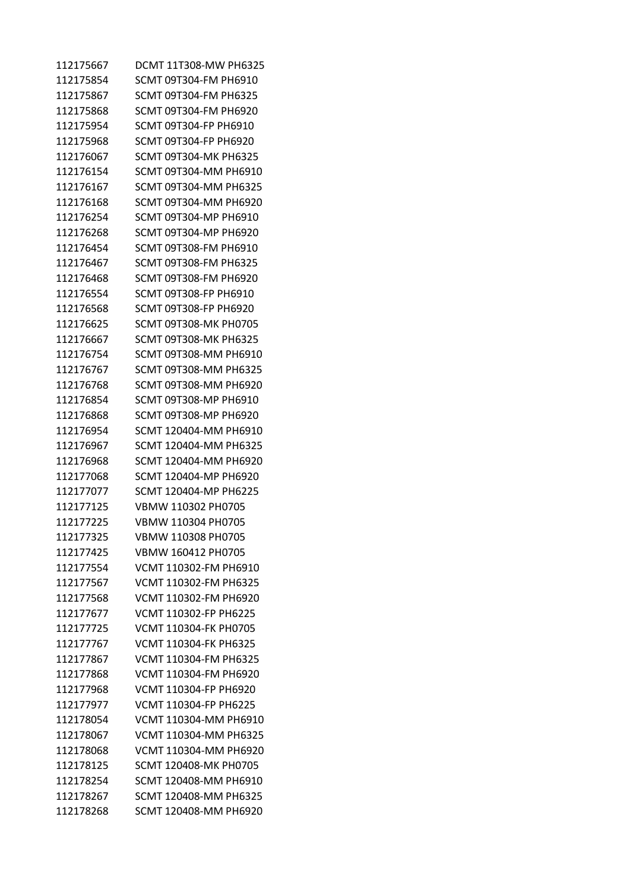| | |
|---|---|
| 112175667 | DCMT 11T308-MW PH6325 |
| 112175854 | SCMT 09T304-FM PH6910 |
| 112175867 | SCMT 09T304-FM PH6325 |
| 112175868 | SCMT 09T304-FM PH6920 |
| 112175954 | SCMT 09T304-FP PH6910 |
| 112175968 | SCMT 09T304-FP PH6920 |
| 112176067 | SCMT 09T304-MK PH6325 |
| 112176154 | SCMT 09T304-MM PH6910 |
| 112176167 | SCMT 09T304-MM PH6325 |
| 112176168 | SCMT 09T304-MM PH6920 |
| 112176254 | SCMT 09T304-MP PH6910 |
| 112176268 | SCMT 09T304-MP PH6920 |
| 112176454 | SCMT 09T308-FM PH6910 |
| 112176467 | SCMT 09T308-FM PH6325 |
| 112176468 | SCMT 09T308-FM PH6920 |
| 112176554 | SCMT 09T308-FP PH6910 |
| 112176568 | SCMT 09T308-FP PH6920 |
| 112176625 | SCMT 09T308-MK PH0705 |
| 112176667 | SCMT 09T308-MK PH6325 |
| 112176754 | SCMT 09T308-MM PH6910 |
| 112176767 | SCMT 09T308-MM PH6325 |
| 112176768 | SCMT 09T308-MM PH6920 |
| 112176854 | SCMT 09T308-MP PH6910 |
| 112176868 | SCMT 09T308-MP PH6920 |
| 112176954 | SCMT 120404-MM PH6910 |
| 112176967 | SCMT 120404-MM PH6325 |
| 112176968 | SCMT 120404-MM PH6920 |
| 112177068 | SCMT 120404-MP PH6920 |
| 112177077 | SCMT 120404-MP PH6225 |
| 112177125 | VBMW 110302 PH0705 |
| 112177225 | VBMW 110304 PH0705 |
| 112177325 | VBMW 110308 PH0705 |
| 112177425 | VBMW 160412 PH0705 |
| 112177554 | VCMT 110302-FM PH6910 |
| 112177567 | VCMT 110302-FM PH6325 |
| 112177568 | VCMT 110302-FM PH6920 |
| 112177677 | VCMT 110302-FP PH6225 |
| 112177725 | VCMT 110304-FK PH0705 |
| 112177767 | VCMT 110304-FK PH6325 |
| 112177867 | VCMT 110304-FM PH6325 |
| 112177868 | VCMT 110304-FM PH6920 |
| 112177968 | VCMT 110304-FP PH6920 |
| 112177977 | VCMT 110304-FP PH6225 |
| 112178054 | VCMT 110304-MM PH6910 |
| 112178067 | VCMT 110304-MM PH6325 |
| 112178068 | VCMT 110304-MM PH6920 |
| 112178125 | SCMT 120408-MK PH0705 |
| 112178254 | SCMT 120408-MM PH6910 |
| 112178267 | SCMT 120408-MM PH6325 |
| 112178268 | SCMT 120408-MM PH6920 |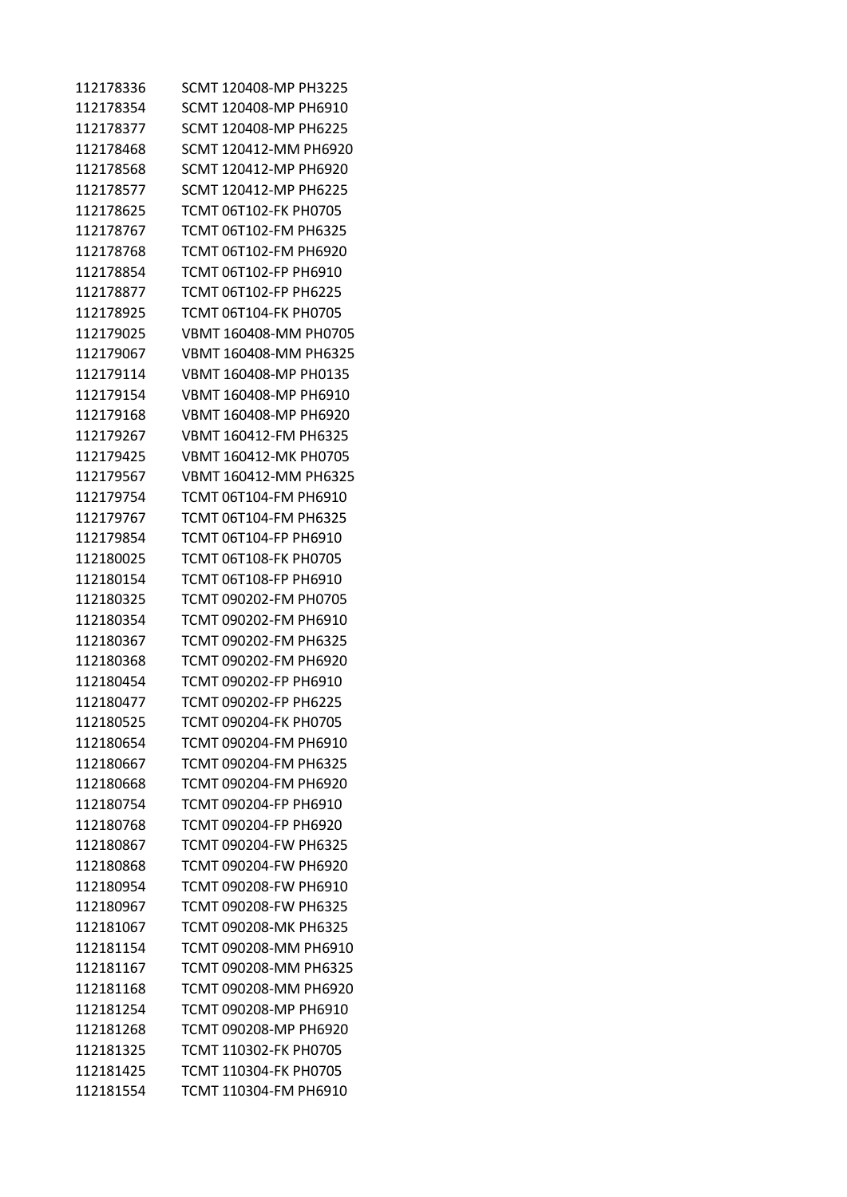| | |
|---|---|
| 112178336 | SCMT 120408-MP PH3225 |
| 112178354 | SCMT 120408-MP PH6910 |
| 112178377 | SCMT 120408-MP PH6225 |
| 112178468 | SCMT 120412-MM PH6920 |
| 112178568 | SCMT 120412-MP PH6920 |
| 112178577 | SCMT 120412-MP PH6225 |
| 112178625 | TCMT 06T102-FK PH0705 |
| 112178767 | TCMT 06T102-FM PH6325 |
| 112178768 | TCMT 06T102-FM PH6920 |
| 112178854 | TCMT 06T102-FP PH6910 |
| 112178877 | TCMT 06T102-FP PH6225 |
| 112178925 | TCMT 06T104-FK PH0705 |
| 112179025 | VBMT 160408-MM PH0705 |
| 112179067 | VBMT 160408-MM PH6325 |
| 112179114 | VBMT 160408-MP PH0135 |
| 112179154 | VBMT 160408-MP PH6910 |
| 112179168 | VBMT 160408-MP PH6920 |
| 112179267 | VBMT 160412-FM PH6325 |
| 112179425 | VBMT 160412-MK PH0705 |
| 112179567 | VBMT 160412-MM PH6325 |
| 112179754 | TCMT 06T104-FM PH6910 |
| 112179767 | TCMT 06T104-FM PH6325 |
| 112179854 | TCMT 06T104-FP PH6910 |
| 112180025 | TCMT 06T108-FK PH0705 |
| 112180154 | TCMT 06T108-FP PH6910 |
| 112180325 | TCMT 090202-FM PH0705 |
| 112180354 | TCMT 090202-FM PH6910 |
| 112180367 | TCMT 090202-FM PH6325 |
| 112180368 | TCMT 090202-FM PH6920 |
| 112180454 | TCMT 090202-FP PH6910 |
| 112180477 | TCMT 090202-FP PH6225 |
| 112180525 | TCMT 090204-FK PH0705 |
| 112180654 | TCMT 090204-FM PH6910 |
| 112180667 | TCMT 090204-FM PH6325 |
| 112180668 | TCMT 090204-FM PH6920 |
| 112180754 | TCMT 090204-FP PH6910 |
| 112180768 | TCMT 090204-FP PH6920 |
| 112180867 | TCMT 090204-FW PH6325 |
| 112180868 | TCMT 090204-FW PH6920 |
| 112180954 | TCMT 090208-FW PH6910 |
| 112180967 | TCMT 090208-FW PH6325 |
| 112181067 | TCMT 090208-MK PH6325 |
| 112181154 | TCMT 090208-MM PH6910 |
| 112181167 | TCMT 090208-MM PH6325 |
| 112181168 | TCMT 090208-MM PH6920 |
| 112181254 | TCMT 090208-MP PH6910 |
| 112181268 | TCMT 090208-MP PH6920 |
| 112181325 | TCMT 110302-FK PH0705 |
| 112181425 | TCMT 110304-FK PH0705 |
| 112181554 | TCMT 110304-FM PH6910 |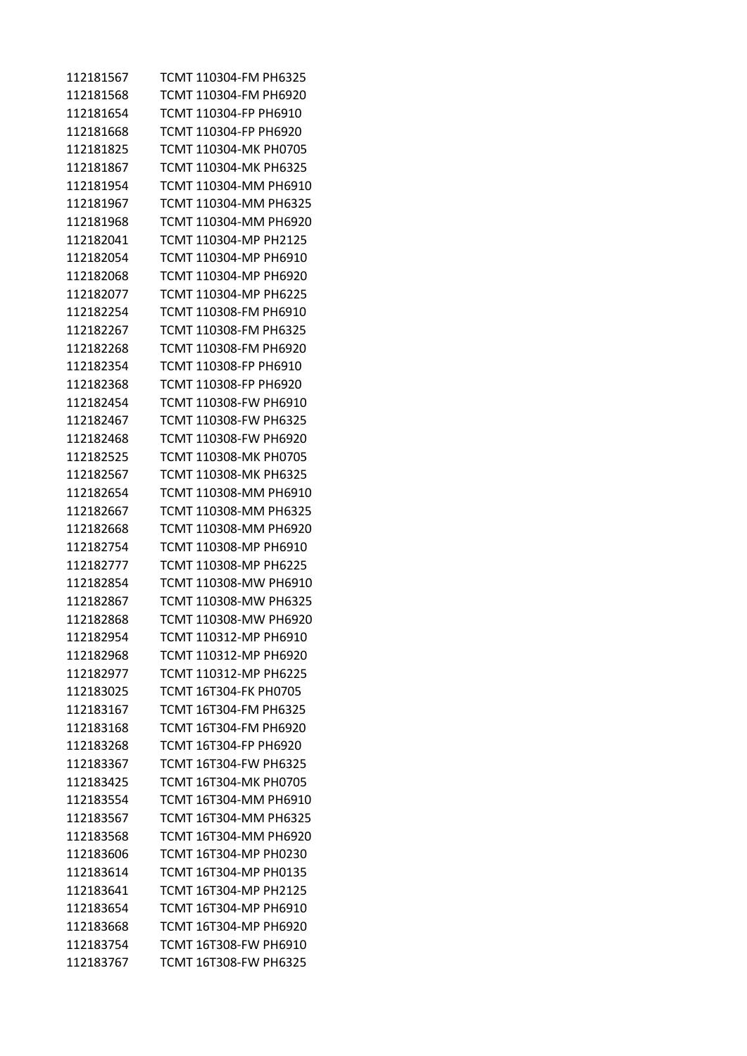| | |
|---|---|
| 112181567 | TCMT 110304-FM PH6325 |
| 112181568 | TCMT 110304-FM PH6920 |
| 112181654 | TCMT 110304-FP PH6910 |
| 112181668 | TCMT 110304-FP PH6920 |
| 112181825 | TCMT 110304-MK PH0705 |
| 112181867 | TCMT 110304-MK PH6325 |
| 112181954 | TCMT 110304-MM PH6910 |
| 112181967 | TCMT 110304-MM PH6325 |
| 112181968 | TCMT 110304-MM PH6920 |
| 112182041 | TCMT 110304-MP PH2125 |
| 112182054 | TCMT 110304-MP PH6910 |
| 112182068 | TCMT 110304-MP PH6920 |
| 112182077 | TCMT 110304-MP PH6225 |
| 112182254 | TCMT 110308-FM PH6910 |
| 112182267 | TCMT 110308-FM PH6325 |
| 112182268 | TCMT 110308-FM PH6920 |
| 112182354 | TCMT 110308-FP PH6910 |
| 112182368 | TCMT 110308-FP PH6920 |
| 112182454 | TCMT 110308-FW PH6910 |
| 112182467 | TCMT 110308-FW PH6325 |
| 112182468 | TCMT 110308-FW PH6920 |
| 112182525 | TCMT 110308-MK PH0705 |
| 112182567 | TCMT 110308-MK PH6325 |
| 112182654 | TCMT 110308-MM PH6910 |
| 112182667 | TCMT 110308-MM PH6325 |
| 112182668 | TCMT 110308-MM PH6920 |
| 112182754 | TCMT 110308-MP PH6910 |
| 112182777 | TCMT 110308-MP PH6225 |
| 112182854 | TCMT 110308-MW PH6910 |
| 112182867 | TCMT 110308-MW PH6325 |
| 112182868 | TCMT 110308-MW PH6920 |
| 112182954 | TCMT 110312-MP PH6910 |
| 112182968 | TCMT 110312-MP PH6920 |
| 112182977 | TCMT 110312-MP PH6225 |
| 112183025 | TCMT 16T304-FK PH0705 |
| 112183167 | TCMT 16T304-FM PH6325 |
| 112183168 | TCMT 16T304-FM PH6920 |
| 112183268 | TCMT 16T304-FP PH6920 |
| 112183367 | TCMT 16T304-FW PH6325 |
| 112183425 | TCMT 16T304-MK PH0705 |
| 112183554 | TCMT 16T304-MM PH6910 |
| 112183567 | TCMT 16T304-MM PH6325 |
| 112183568 | TCMT 16T304-MM PH6920 |
| 112183606 | TCMT 16T304-MP PH0230 |
| 112183614 | TCMT 16T304-MP PH0135 |
| 112183641 | TCMT 16T304-MP PH2125 |
| 112183654 | TCMT 16T304-MP PH6910 |
| 112183668 | TCMT 16T304-MP PH6920 |
| 112183754 | TCMT 16T308-FW PH6910 |
| 112183767 | TCMT 16T308-FW PH6325 |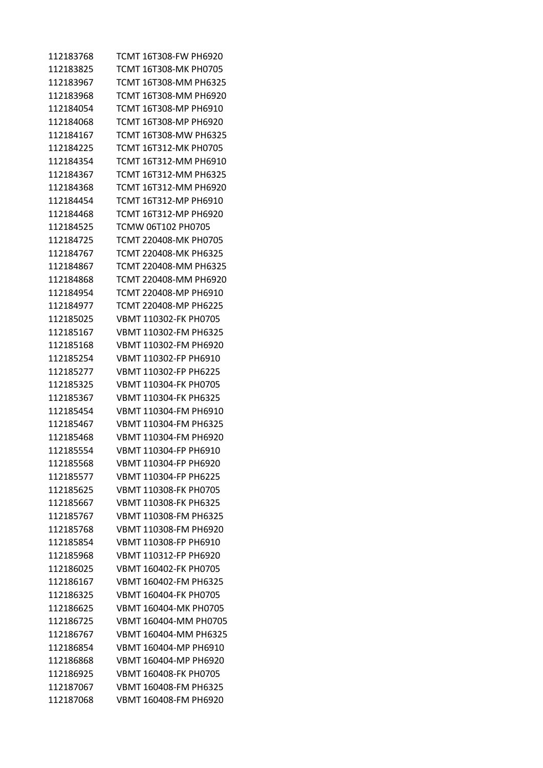| | |
|---|---|
| 112183768 | TCMT 16T308-FW PH6920 |
| 112183825 | TCMT 16T308-MK PH0705 |
| 112183967 | TCMT 16T308-MM PH6325 |
| 112183968 | TCMT 16T308-MM PH6920 |
| 112184054 | TCMT 16T308-MP PH6910 |
| 112184068 | TCMT 16T308-MP PH6920 |
| 112184167 | TCMT 16T308-MW PH6325 |
| 112184225 | TCMT 16T312-MK PH0705 |
| 112184354 | TCMT 16T312-MM PH6910 |
| 112184367 | TCMT 16T312-MM PH6325 |
| 112184368 | TCMT 16T312-MM PH6920 |
| 112184454 | TCMT 16T312-MP PH6910 |
| 112184468 | TCMT 16T312-MP PH6920 |
| 112184525 | TCMW 06T102 PH0705 |
| 112184725 | TCMT 220408-MK PH0705 |
| 112184767 | TCMT 220408-MK PH6325 |
| 112184867 | TCMT 220408-MM PH6325 |
| 112184868 | TCMT 220408-MM PH6920 |
| 112184954 | TCMT 220408-MP PH6910 |
| 112184977 | TCMT 220408-MP PH6225 |
| 112185025 | VBMT 110302-FK PH0705 |
| 112185167 | VBMT 110302-FM PH6325 |
| 112185168 | VBMT 110302-FM PH6920 |
| 112185254 | VBMT 110302-FP PH6910 |
| 112185277 | VBMT 110302-FP PH6225 |
| 112185325 | VBMT 110304-FK PH0705 |
| 112185367 | VBMT 110304-FK PH6325 |
| 112185454 | VBMT 110304-FM PH6910 |
| 112185467 | VBMT 110304-FM PH6325 |
| 112185468 | VBMT 110304-FM PH6920 |
| 112185554 | VBMT 110304-FP PH6910 |
| 112185568 | VBMT 110304-FP PH6920 |
| 112185577 | VBMT 110304-FP PH6225 |
| 112185625 | VBMT 110308-FK PH0705 |
| 112185667 | VBMT 110308-FK PH6325 |
| 112185767 | VBMT 110308-FM PH6325 |
| 112185768 | VBMT 110308-FM PH6920 |
| 112185854 | VBMT 110308-FP PH6910 |
| 112185968 | VBMT 110312-FP PH6920 |
| 112186025 | VBMT 160402-FK PH0705 |
| 112186167 | VBMT 160402-FM PH6325 |
| 112186325 | VBMT 160404-FK PH0705 |
| 112186625 | VBMT 160404-MK PH0705 |
| 112186725 | VBMT 160404-MM PH0705 |
| 112186767 | VBMT 160404-MM PH6325 |
| 112186854 | VBMT 160404-MP PH6910 |
| 112186868 | VBMT 160404-MP PH6920 |
| 112186925 | VBMT 160408-FK PH0705 |
| 112187067 | VBMT 160408-FM PH6325 |
| 112187068 | VBMT 160408-FM PH6920 |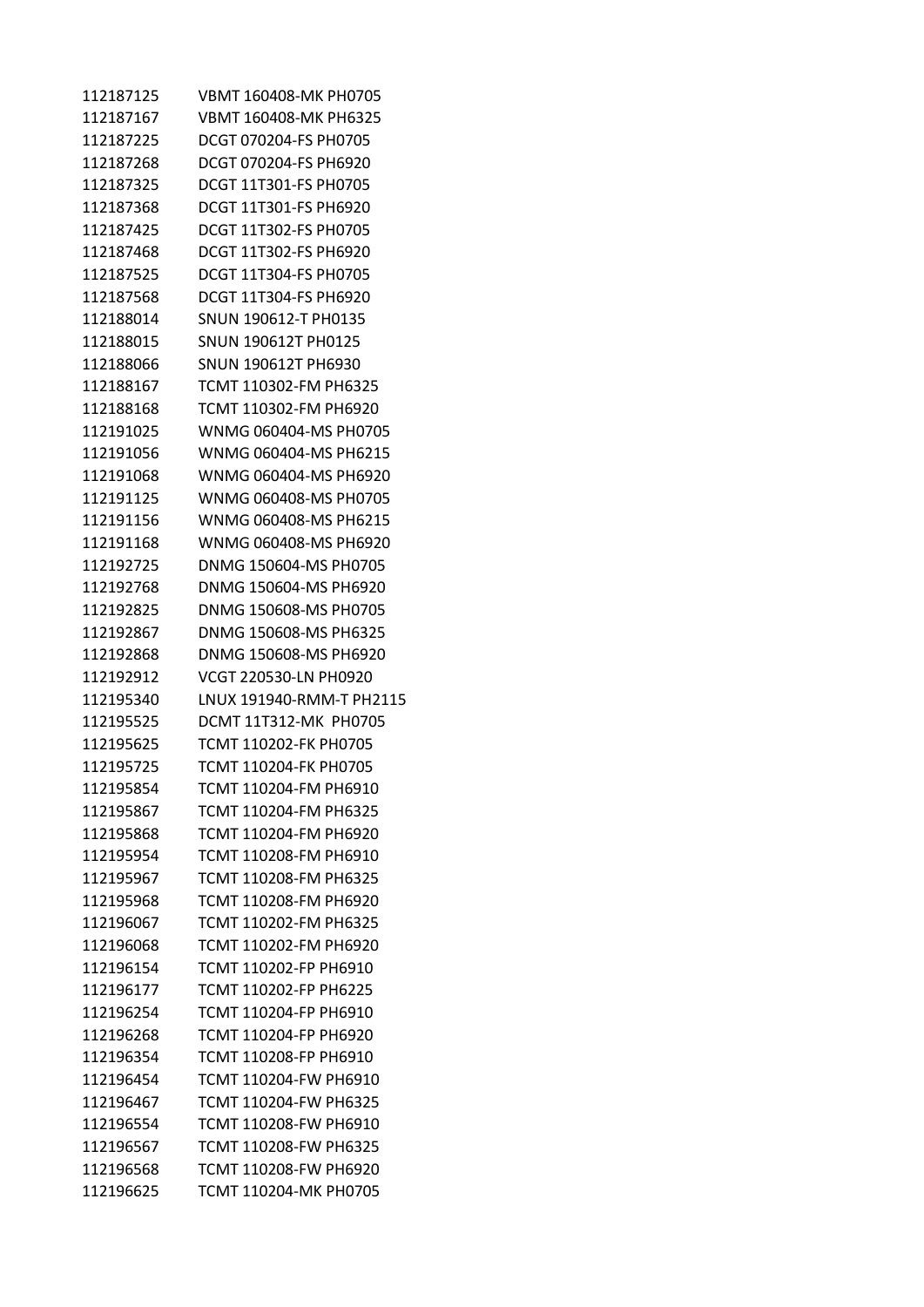| | |
|---|---|
| 112187125 | VBMT 160408-MK PH0705 |
| 112187167 | VBMT 160408-MK PH6325 |
| 112187225 | DCGT 070204-FS PH0705 |
| 112187268 | DCGT 070204-FS PH6920 |
| 112187325 | DCGT 11T301-FS PH0705 |
| 112187368 | DCGT 11T301-FS PH6920 |
| 112187425 | DCGT 11T302-FS PH0705 |
| 112187468 | DCGT 11T302-FS PH6920 |
| 112187525 | DCGT 11T304-FS PH0705 |
| 112187568 | DCGT 11T304-FS PH6920 |
| 112188014 | SNUN 190612-T PH0135 |
| 112188015 | SNUN 190612T PH0125 |
| 112188066 | SNUN 190612T PH6930 |
| 112188167 | TCMT 110302-FM PH6325 |
| 112188168 | TCMT 110302-FM PH6920 |
| 112191025 | WNMG 060404-MS PH0705 |
| 112191056 | WNMG 060404-MS PH6215 |
| 112191068 | WNMG 060404-MS PH6920 |
| 112191125 | WNMG 060408-MS PH0705 |
| 112191156 | WNMG 060408-MS PH6215 |
| 112191168 | WNMG 060408-MS PH6920 |
| 112192725 | DNMG 150604-MS PH0705 |
| 112192768 | DNMG 150604-MS PH6920 |
| 112192825 | DNMG 150608-MS PH0705 |
| 112192867 | DNMG 150608-MS PH6325 |
| 112192868 | DNMG 150608-MS PH6920 |
| 112192912 | VCGT 220530-LN PH0920 |
| 112195340 | LNUX 191940-RMM-T PH2115 |
| 112195525 | DCMT 11T312-MK PH0705 |
| 112195625 | TCMT 110202-FK PH0705 |
| 112195725 | TCMT 110204-FK PH0705 |
| 112195854 | TCMT 110204-FM PH6910 |
| 112195867 | TCMT 110204-FM PH6325 |
| 112195868 | TCMT 110204-FM PH6920 |
| 112195954 | TCMT 110208-FM PH6910 |
| 112195967 | TCMT 110208-FM PH6325 |
| 112195968 | TCMT 110208-FM PH6920 |
| 112196067 | TCMT 110202-FM PH6325 |
| 112196068 | TCMT 110202-FM PH6920 |
| 112196154 | TCMT 110202-FP PH6910 |
| 112196177 | TCMT 110202-FP PH6225 |
| 112196254 | TCMT 110204-FP PH6910 |
| 112196268 | TCMT 110204-FP PH6920 |
| 112196354 | TCMT 110208-FP PH6910 |
| 112196454 | TCMT 110204-FW PH6910 |
| 112196467 | TCMT 110204-FW PH6325 |
| 112196554 | TCMT 110208-FW PH6910 |
| 112196567 | TCMT 110208-FW PH6325 |
| 112196568 | TCMT 110208-FW PH6920 |
| 112196625 | TCMT 110204-MK PH0705 |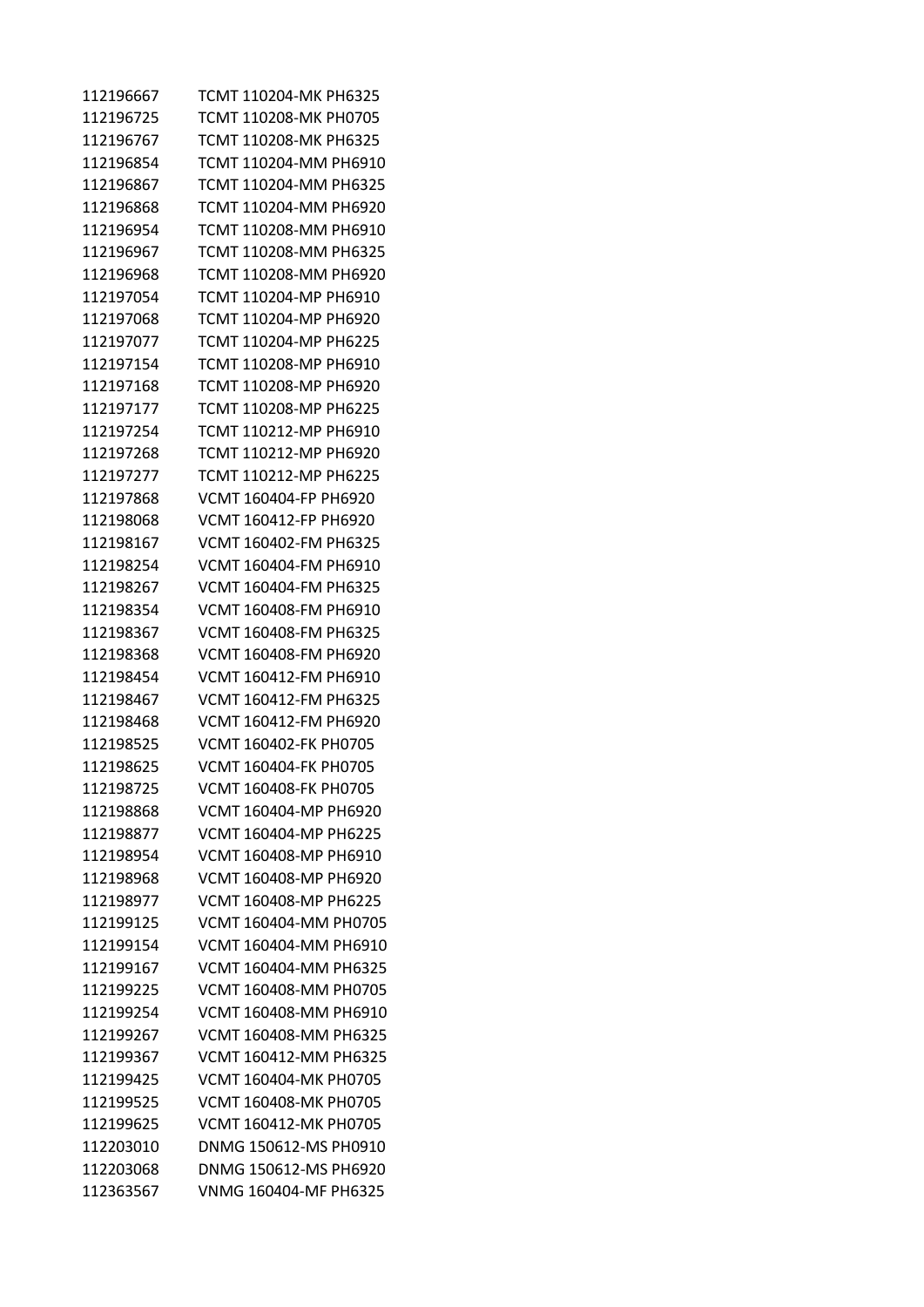| | |
|---|---|
| 112196667 | TCMT 110204-MK PH6325 |
| 112196725 | TCMT 110208-MK PH0705 |
| 112196767 | TCMT 110208-MK PH6325 |
| 112196854 | TCMT 110204-MM PH6910 |
| 112196867 | TCMT 110204-MM PH6325 |
| 112196868 | TCMT 110204-MM PH6920 |
| 112196954 | TCMT 110208-MM PH6910 |
| 112196967 | TCMT 110208-MM PH6325 |
| 112196968 | TCMT 110208-MM PH6920 |
| 112197054 | TCMT 110204-MP PH6910 |
| 112197068 | TCMT 110204-MP PH6920 |
| 112197077 | TCMT 110204-MP PH6225 |
| 112197154 | TCMT 110208-MP PH6910 |
| 112197168 | TCMT 110208-MP PH6920 |
| 112197177 | TCMT 110208-MP PH6225 |
| 112197254 | TCMT 110212-MP PH6910 |
| 112197268 | TCMT 110212-MP PH6920 |
| 112197277 | TCMT 110212-MP PH6225 |
| 112197868 | VCMT 160404-FP PH6920 |
| 112198068 | VCMT 160412-FP PH6920 |
| 112198167 | VCMT 160402-FM PH6325 |
| 112198254 | VCMT 160404-FM PH6910 |
| 112198267 | VCMT 160404-FM PH6325 |
| 112198354 | VCMT 160408-FM PH6910 |
| 112198367 | VCMT 160408-FM PH6325 |
| 112198368 | VCMT 160408-FM PH6920 |
| 112198454 | VCMT 160412-FM PH6910 |
| 112198467 | VCMT 160412-FM PH6325 |
| 112198468 | VCMT 160412-FM PH6920 |
| 112198525 | VCMT 160402-FK PH0705 |
| 112198625 | VCMT 160404-FK PH0705 |
| 112198725 | VCMT 160408-FK PH0705 |
| 112198868 | VCMT 160404-MP PH6920 |
| 112198877 | VCMT 160404-MP PH6225 |
| 112198954 | VCMT 160408-MP PH6910 |
| 112198968 | VCMT 160408-MP PH6920 |
| 112198977 | VCMT 160408-MP PH6225 |
| 112199125 | VCMT 160404-MM PH0705 |
| 112199154 | VCMT 160404-MM PH6910 |
| 112199167 | VCMT 160404-MM PH6325 |
| 112199225 | VCMT 160408-MM PH0705 |
| 112199254 | VCMT 160408-MM PH6910 |
| 112199267 | VCMT 160408-MM PH6325 |
| 112199367 | VCMT 160412-MM PH6325 |
| 112199425 | VCMT 160404-MK PH0705 |
| 112199525 | VCMT 160408-MK PH0705 |
| 112199625 | VCMT 160412-MK PH0705 |
| 112203010 | DNMG 150612-MS PH0910 |
| 112203068 | DNMG 150612-MS PH6920 |
| 112363567 | VNMG 160404-MF PH6325 |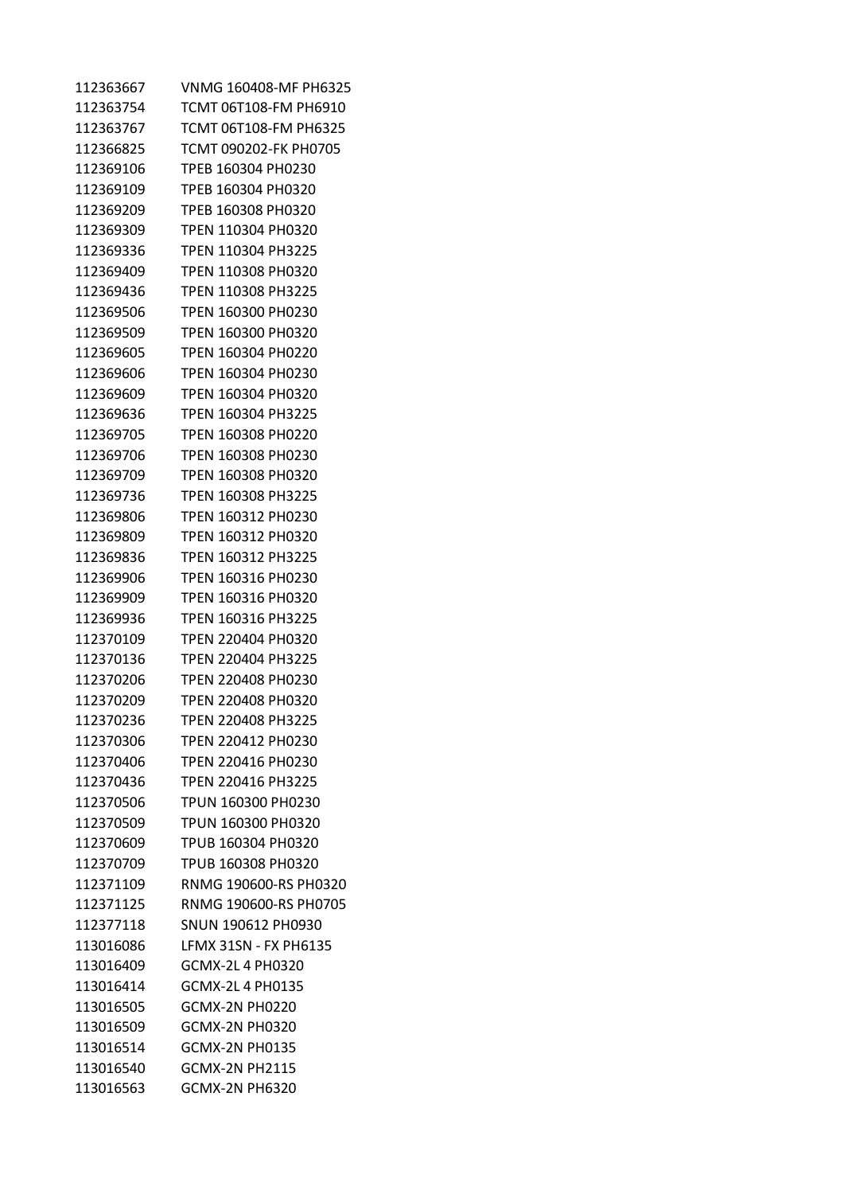| | |
|---|---|
| 112363667 | VNMG 160408-MF PH6325 |
| 112363754 | TCMT 06T108-FM PH6910 |
| 112363767 | TCMT 06T108-FM PH6325 |
| 112366825 | TCMT 090202-FK PH0705 |
| 112369106 | TPEB 160304 PH0230 |
| 112369109 | TPEB 160304 PH0320 |
| 112369209 | TPEB 160308 PH0320 |
| 112369309 | TPEN 110304 PH0320 |
| 112369336 | TPEN 110304 PH3225 |
| 112369409 | TPEN 110308 PH0320 |
| 112369436 | TPEN 110308 PH3225 |
| 112369506 | TPEN 160300 PH0230 |
| 112369509 | TPEN 160300 PH0320 |
| 112369605 | TPEN 160304 PH0220 |
| 112369606 | TPEN 160304 PH0230 |
| 112369609 | TPEN 160304 PH0320 |
| 112369636 | TPEN 160304 PH3225 |
| 112369705 | TPEN 160308 PH0220 |
| 112369706 | TPEN 160308 PH0230 |
| 112369709 | TPEN 160308 PH0320 |
| 112369736 | TPEN 160308 PH3225 |
| 112369806 | TPEN 160312 PH0230 |
| 112369809 | TPEN 160312 PH0320 |
| 112369836 | TPEN 160312 PH3225 |
| 112369906 | TPEN 160316 PH0230 |
| 112369909 | TPEN 160316 PH0320 |
| 112369936 | TPEN 160316 PH3225 |
| 112370109 | TPEN 220404 PH0320 |
| 112370136 | TPEN 220404 PH3225 |
| 112370206 | TPEN 220408 PH0230 |
| 112370209 | TPEN 220408 PH0320 |
| 112370236 | TPEN 220408 PH3225 |
| 112370306 | TPEN 220412 PH0230 |
| 112370406 | TPEN 220416 PH0230 |
| 112370436 | TPEN 220416 PH3225 |
| 112370506 | TPUN 160300 PH0230 |
| 112370509 | TPUN 160300 PH0320 |
| 112370609 | TPUB 160304 PH0320 |
| 112370709 | TPUB 160308 PH0320 |
| 112371109 | RNMG 190600-RS PH0320 |
| 112371125 | RNMG 190600-RS PH0705 |
| 112377118 | SNUN 190612 PH0930 |
| 113016086 | LFMX 31SN - FX PH6135 |
| 113016409 | GCMX-2L 4 PH0320 |
| 113016414 | GCMX-2L 4 PH0135 |
| 113016505 | GCMX-2N PH0220 |
| 113016509 | GCMX-2N PH0320 |
| 113016514 | GCMX-2N PH0135 |
| 113016540 | GCMX-2N PH2115 |
| 113016563 | GCMX-2N PH6320 |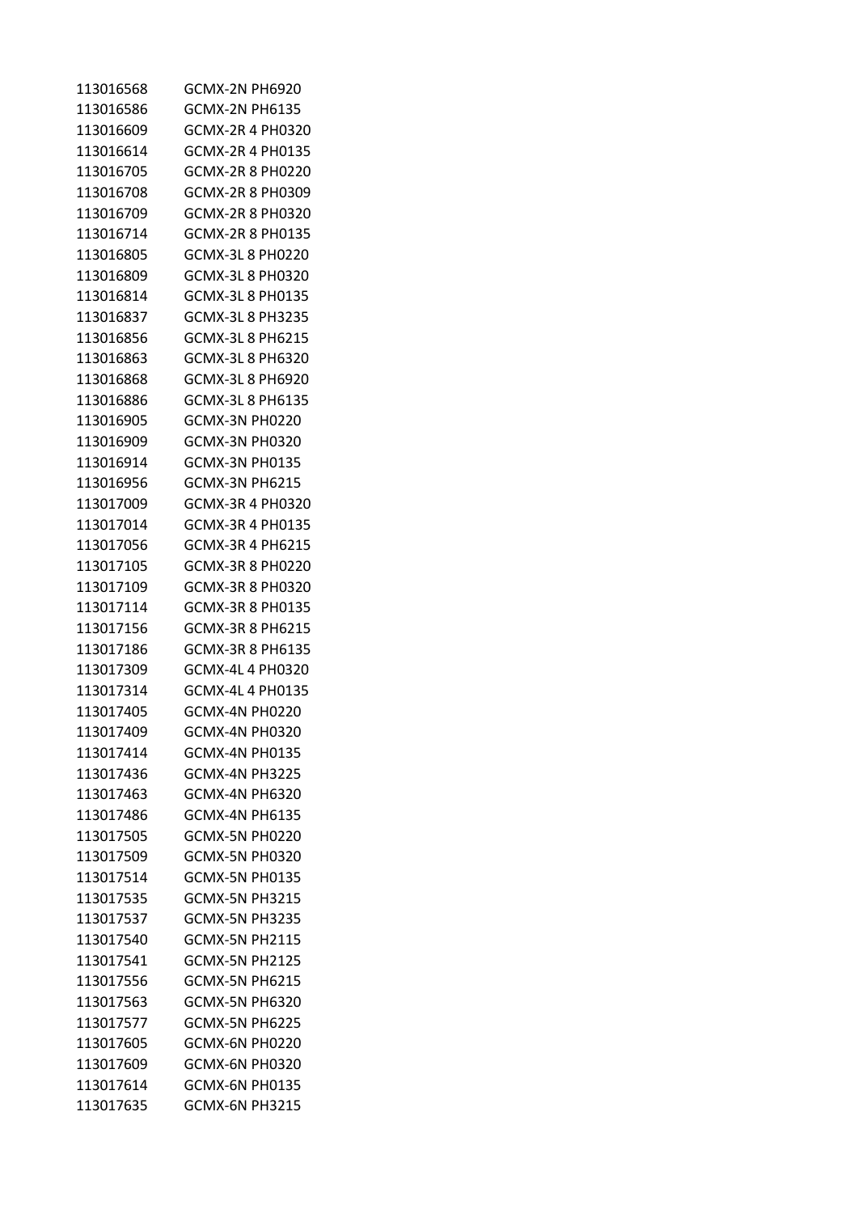| | |
|---|---|
| 113016568 | GCMX-2N PH6920 |
| 113016586 | GCMX-2N PH6135 |
| 113016609 | GCMX-2R 4 PH0320 |
| 113016614 | GCMX-2R 4 PH0135 |
| 113016705 | GCMX-2R 8 PH0220 |
| 113016708 | GCMX-2R 8 PH0309 |
| 113016709 | GCMX-2R 8 PH0320 |
| 113016714 | GCMX-2R 8 PH0135 |
| 113016805 | GCMX-3L 8 PH0220 |
| 113016809 | GCMX-3L 8 PH0320 |
| 113016814 | GCMX-3L 8 PH0135 |
| 113016837 | GCMX-3L 8 PH3235 |
| 113016856 | GCMX-3L 8 PH6215 |
| 113016863 | GCMX-3L 8 PH6320 |
| 113016868 | GCMX-3L 8 PH6920 |
| 113016886 | GCMX-3L 8 PH6135 |
| 113016905 | GCMX-3N PH0220 |
| 113016909 | GCMX-3N PH0320 |
| 113016914 | GCMX-3N PH0135 |
| 113016956 | GCMX-3N PH6215 |
| 113017009 | GCMX-3R 4 PH0320 |
| 113017014 | GCMX-3R 4 PH0135 |
| 113017056 | GCMX-3R 4 PH6215 |
| 113017105 | GCMX-3R 8 PH0220 |
| 113017109 | GCMX-3R 8 PH0320 |
| 113017114 | GCMX-3R 8 PH0135 |
| 113017156 | GCMX-3R 8 PH6215 |
| 113017186 | GCMX-3R 8 PH6135 |
| 113017309 | GCMX-4L 4 PH0320 |
| 113017314 | GCMX-4L 4 PH0135 |
| 113017405 | GCMX-4N PH0220 |
| 113017409 | GCMX-4N PH0320 |
| 113017414 | GCMX-4N PH0135 |
| 113017436 | GCMX-4N PH3225 |
| 113017463 | GCMX-4N PH6320 |
| 113017486 | GCMX-4N PH6135 |
| 113017505 | GCMX-5N PH0220 |
| 113017509 | GCMX-5N PH0320 |
| 113017514 | GCMX-5N PH0135 |
| 113017535 | GCMX-5N PH3215 |
| 113017537 | GCMX-5N PH3235 |
| 113017540 | GCMX-5N PH2115 |
| 113017541 | GCMX-5N PH2125 |
| 113017556 | GCMX-5N PH6215 |
| 113017563 | GCMX-5N PH6320 |
| 113017577 | GCMX-5N PH6225 |
| 113017605 | GCMX-6N PH0220 |
| 113017609 | GCMX-6N PH0320 |
| 113017614 | GCMX-6N PH0135 |
| 113017635 | GCMX-6N PH3215 |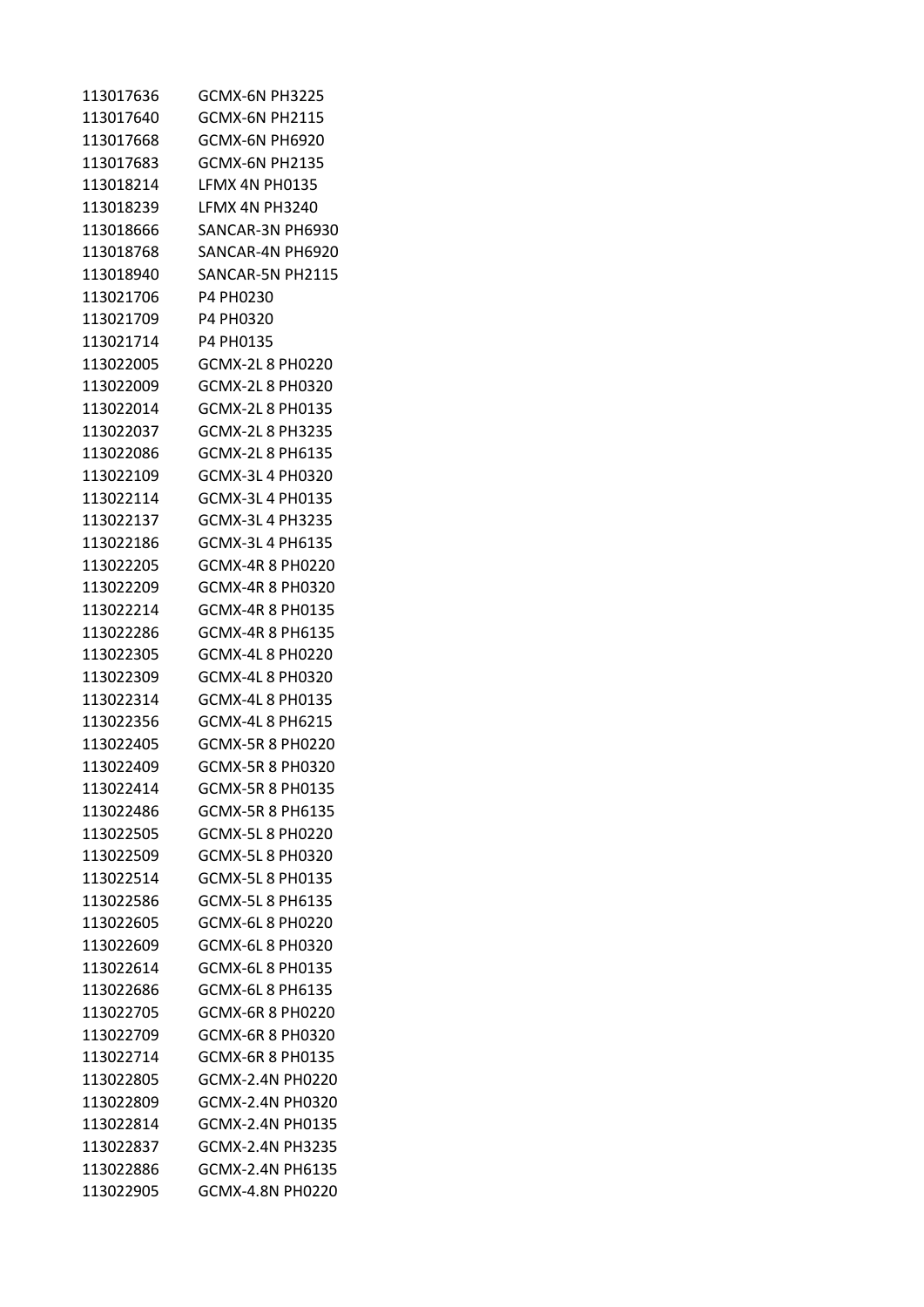| | |
|---|---|
| 113017636 | GCMX-6N PH3225 |
| 113017640 | GCMX-6N PH2115 |
| 113017668 | GCMX-6N PH6920 |
| 113017683 | GCMX-6N PH2135 |
| 113018214 | LFMX 4N PH0135 |
| 113018239 | LFMX 4N PH3240 |
| 113018666 | SANCAR-3N PH6930 |
| 113018768 | SANCAR-4N PH6920 |
| 113018940 | SANCAR-5N PH2115 |
| 113021706 | P4 PH0230 |
| 113021709 | P4 PH0320 |
| 113021714 | P4 PH0135 |
| 113022005 | GCMX-2L 8 PH0220 |
| 113022009 | GCMX-2L 8 PH0320 |
| 113022014 | GCMX-2L 8 PH0135 |
| 113022037 | GCMX-2L 8 PH3235 |
| 113022086 | GCMX-2L 8 PH6135 |
| 113022109 | GCMX-3L 4 PH0320 |
| 113022114 | GCMX-3L 4 PH0135 |
| 113022137 | GCMX-3L 4 PH3235 |
| 113022186 | GCMX-3L 4 PH6135 |
| 113022205 | GCMX-4R 8 PH0220 |
| 113022209 | GCMX-4R 8 PH0320 |
| 113022214 | GCMX-4R 8 PH0135 |
| 113022286 | GCMX-4R 8 PH6135 |
| 113022305 | GCMX-4L 8 PH0220 |
| 113022309 | GCMX-4L 8 PH0320 |
| 113022314 | GCMX-4L 8 PH0135 |
| 113022356 | GCMX-4L 8 PH6215 |
| 113022405 | GCMX-5R 8 PH0220 |
| 113022409 | GCMX-5R 8 PH0320 |
| 113022414 | GCMX-5R 8 PH0135 |
| 113022486 | GCMX-5R 8 PH6135 |
| 113022505 | GCMX-5L 8 PH0220 |
| 113022509 | GCMX-5L 8 PH0320 |
| 113022514 | GCMX-5L 8 PH0135 |
| 113022586 | GCMX-5L 8 PH6135 |
| 113022605 | GCMX-6L 8 PH0220 |
| 113022609 | GCMX-6L 8 PH0320 |
| 113022614 | GCMX-6L 8 PH0135 |
| 113022686 | GCMX-6L 8 PH6135 |
| 113022705 | GCMX-6R 8 PH0220 |
| 113022709 | GCMX-6R 8 PH0320 |
| 113022714 | GCMX-6R 8 PH0135 |
| 113022805 | GCMX-2.4N PH0220 |
| 113022809 | GCMX-2.4N PH0320 |
| 113022814 | GCMX-2.4N PH0135 |
| 113022837 | GCMX-2.4N PH3235 |
| 113022886 | GCMX-2.4N PH6135 |
| 113022905 | GCMX-4.8N PH0220 |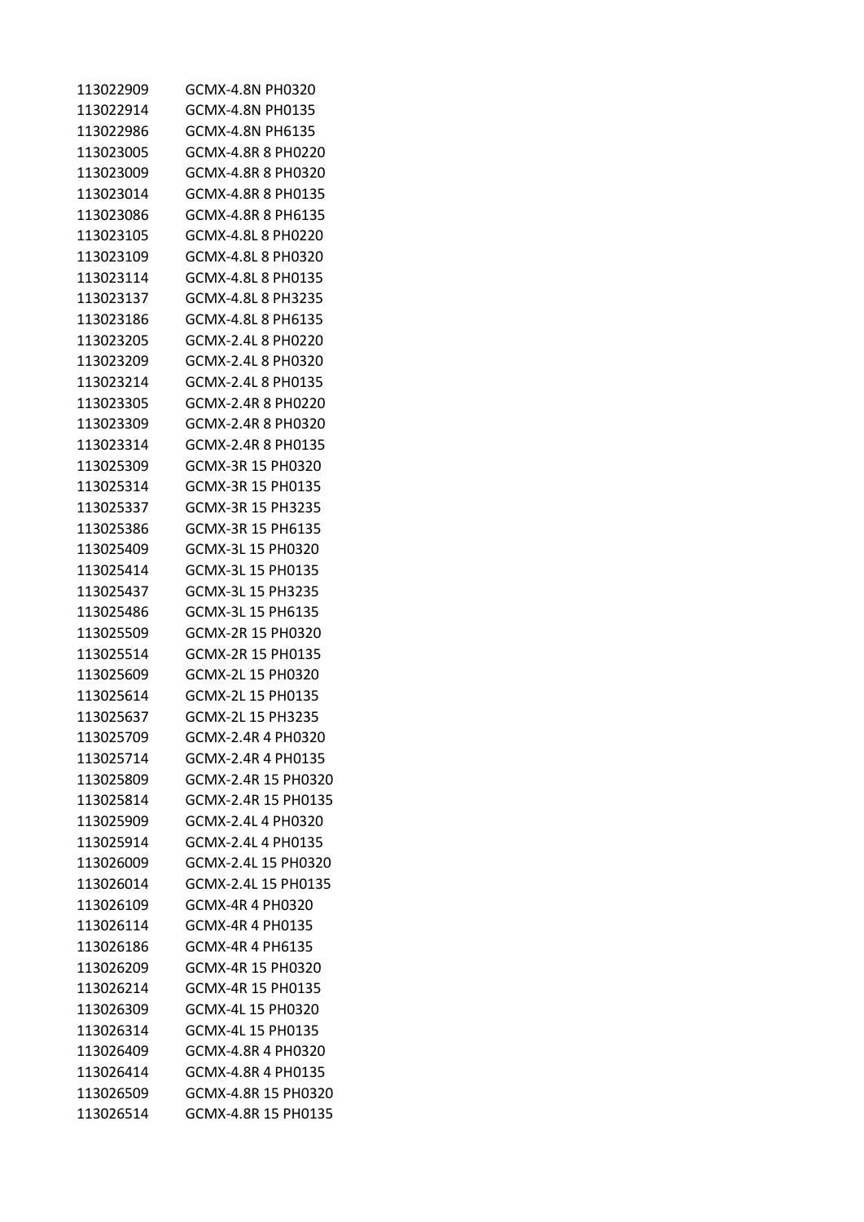| | |
|---|---|
| 113022909 | GCMX-4.8N PH0320 |
| 113022914 | GCMX-4.8N PH0135 |
| 113022986 | GCMX-4.8N PH6135 |
| 113023005 | GCMX-4.8R 8 PH0220 |
| 113023009 | GCMX-4.8R 8 PH0320 |
| 113023014 | GCMX-4.8R 8 PH0135 |
| 113023086 | GCMX-4.8R 8 PH6135 |
| 113023105 | GCMX-4.8L 8 PH0220 |
| 113023109 | GCMX-4.8L 8 PH0320 |
| 113023114 | GCMX-4.8L 8 PH0135 |
| 113023137 | GCMX-4.8L 8 PH3235 |
| 113023186 | GCMX-4.8L 8 PH6135 |
| 113023205 | GCMX-2.4L 8 PH0220 |
| 113023209 | GCMX-2.4L 8 PH0320 |
| 113023214 | GCMX-2.4L 8 PH0135 |
| 113023305 | GCMX-2.4R 8 PH0220 |
| 113023309 | GCMX-2.4R 8 PH0320 |
| 113023314 | GCMX-2.4R 8 PH0135 |
| 113025309 | GCMX-3R 15 PH0320 |
| 113025314 | GCMX-3R 15 PH0135 |
| 113025337 | GCMX-3R 15 PH3235 |
| 113025386 | GCMX-3R 15 PH6135 |
| 113025409 | GCMX-3L 15 PH0320 |
| 113025414 | GCMX-3L 15 PH0135 |
| 113025437 | GCMX-3L 15 PH3235 |
| 113025486 | GCMX-3L 15 PH6135 |
| 113025509 | GCMX-2R 15 PH0320 |
| 113025514 | GCMX-2R 15 PH0135 |
| 113025609 | GCMX-2L 15 PH0320 |
| 113025614 | GCMX-2L 15 PH0135 |
| 113025637 | GCMX-2L 15 PH3235 |
| 113025709 | GCMX-2.4R 4 PH0320 |
| 113025714 | GCMX-2.4R 4 PH0135 |
| 113025809 | GCMX-2.4R 15 PH0320 |
| 113025814 | GCMX-2.4R 15 PH0135 |
| 113025909 | GCMX-2.4L 4 PH0320 |
| 113025914 | GCMX-2.4L 4 PH0135 |
| 113026009 | GCMX-2.4L 15 PH0320 |
| 113026014 | GCMX-2.4L 15 PH0135 |
| 113026109 | GCMX-4R 4 PH0320 |
| 113026114 | GCMX-4R 4 PH0135 |
| 113026186 | GCMX-4R 4 PH6135 |
| 113026209 | GCMX-4R 15 PH0320 |
| 113026214 | GCMX-4R 15 PH0135 |
| 113026309 | GCMX-4L 15 PH0320 |
| 113026314 | GCMX-4L 15 PH0135 |
| 113026409 | GCMX-4.8R 4 PH0320 |
| 113026414 | GCMX-4.8R 4 PH0135 |
| 113026509 | GCMX-4.8R 15 PH0320 |
| 113026514 | GCMX-4.8R 15 PH0135 |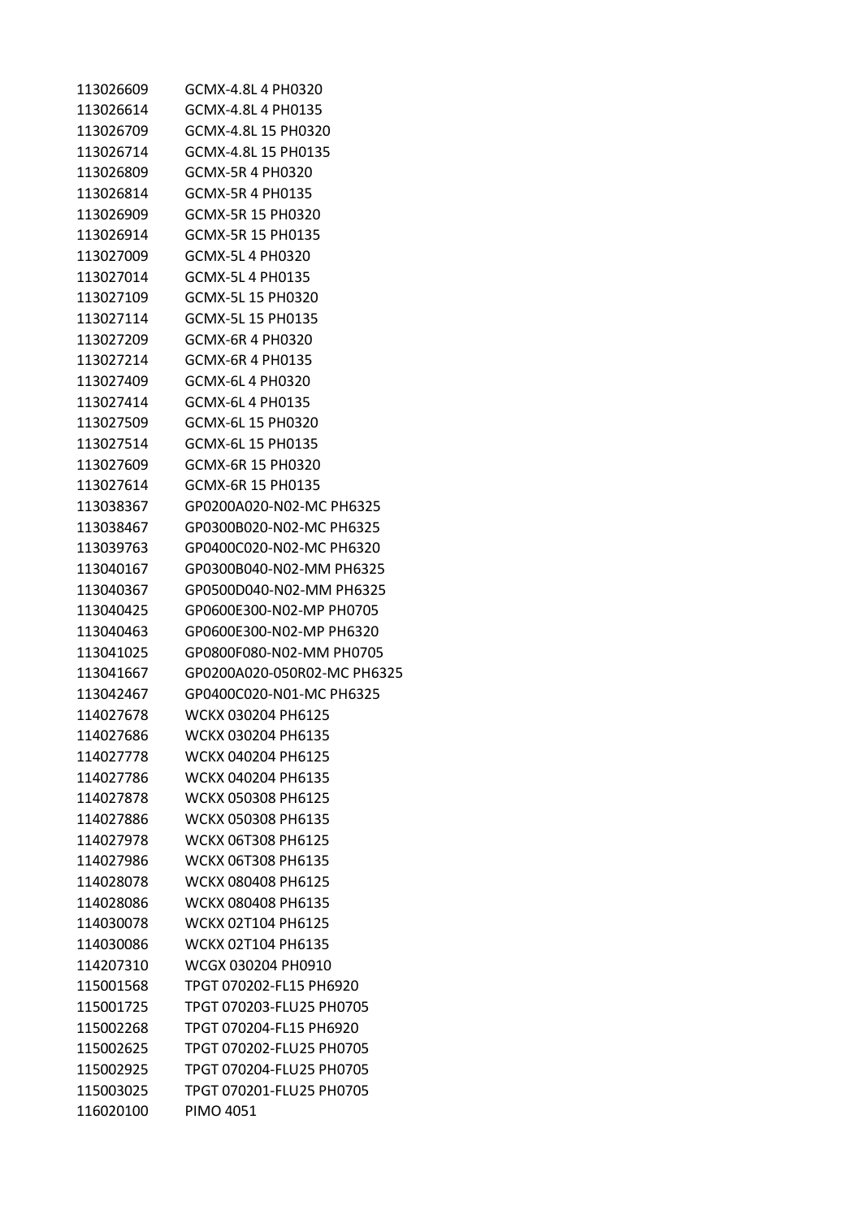| | |
|---|---|
| 113026609 | GCMX-4.8L 4 PH0320 |
| 113026614 | GCMX-4.8L 4 PH0135 |
| 113026709 | GCMX-4.8L 15 PH0320 |
| 113026714 | GCMX-4.8L 15 PH0135 |
| 113026809 | GCMX-5R 4 PH0320 |
| 113026814 | GCMX-5R 4 PH0135 |
| 113026909 | GCMX-5R 15 PH0320 |
| 113026914 | GCMX-5R 15 PH0135 |
| 113027009 | GCMX-5L 4 PH0320 |
| 113027014 | GCMX-5L 4 PH0135 |
| 113027109 | GCMX-5L 15 PH0320 |
| 113027114 | GCMX-5L 15 PH0135 |
| 113027209 | GCMX-6R 4 PH0320 |
| 113027214 | GCMX-6R 4 PH0135 |
| 113027409 | GCMX-6L 4 PH0320 |
| 113027414 | GCMX-6L 4 PH0135 |
| 113027509 | GCMX-6L 15 PH0320 |
| 113027514 | GCMX-6L 15 PH0135 |
| 113027609 | GCMX-6R 15 PH0320 |
| 113027614 | GCMX-6R 15 PH0135 |
| 113038367 | GP0200A020-N02-MC PH6325 |
| 113038467 | GP0300B020-N02-MC PH6325 |
| 113039763 | GP0400C020-N02-MC PH6320 |
| 113040167 | GP0300B040-N02-MM PH6325 |
| 113040367 | GP0500D040-N02-MM PH6325 |
| 113040425 | GP0600E300-N02-MP PH0705 |
| 113040463 | GP0600E300-N02-MP PH6320 |
| 113041025 | GP0800F080-N02-MM PH0705 |
| 113041667 | GP0200A020-050R02-MC PH6325 |
| 113042467 | GP0400C020-N01-MC PH6325 |
| 114027678 | WCKX 030204 PH6125 |
| 114027686 | WCKX 030204 PH6135 |
| 114027778 | WCKX 040204 PH6125 |
| 114027786 | WCKX 040204 PH6135 |
| 114027878 | WCKX 050308 PH6125 |
| 114027886 | WCKX 050308 PH6135 |
| 114027978 | WCKX 06T308 PH6125 |
| 114027986 | WCKX 06T308 PH6135 |
| 114028078 | WCKX 080408 PH6125 |
| 114028086 | WCKX 080408 PH6135 |
| 114030078 | WCKX 02T104 PH6125 |
| 114030086 | WCKX 02T104 PH6135 |
| 114207310 | WCGX 030204 PH0910 |
| 115001568 | TPGT 070202-FL15 PH6920 |
| 115001725 | TPGT 070203-FLU25 PH0705 |
| 115002268 | TPGT 070204-FL15 PH6920 |
| 115002625 | TPGT 070202-FLU25 PH0705 |
| 115002925 | TPGT 070204-FLU25 PH0705 |
| 115003025 | TPGT 070201-FLU25 PH0705 |
| 116020100 | PIMO 4051 |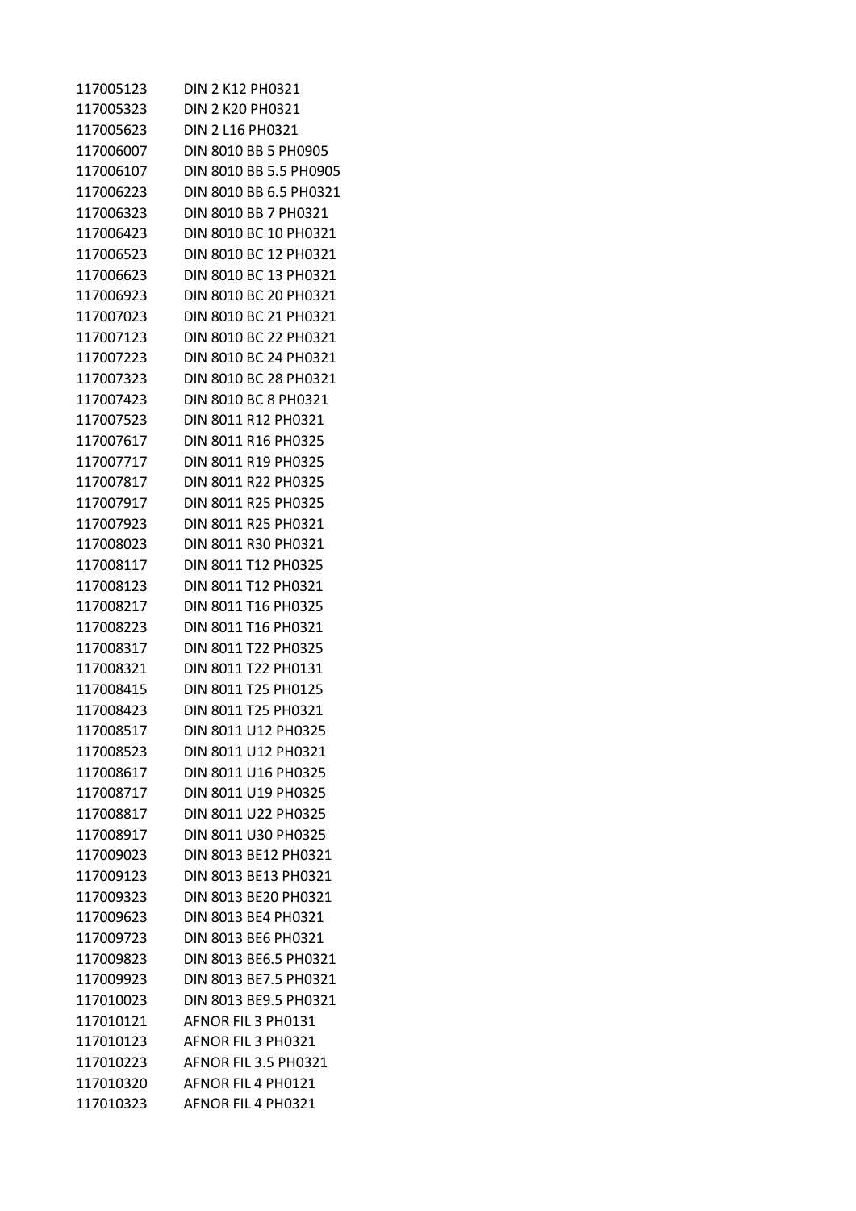| | |
|---|---|
| 117005123 | DIN 2 K12 PH0321 |
| 117005323 | DIN 2 K20 PH0321 |
| 117005623 | DIN 2 L16 PH0321 |
| 117006007 | DIN 8010 BB 5 PH0905 |
| 117006107 | DIN 8010 BB 5.5 PH0905 |
| 117006223 | DIN 8010 BB 6.5 PH0321 |
| 117006323 | DIN 8010 BB 7 PH0321 |
| 117006423 | DIN 8010 BC 10 PH0321 |
| 117006523 | DIN 8010 BC 12 PH0321 |
| 117006623 | DIN 8010 BC 13 PH0321 |
| 117006923 | DIN 8010 BC 20 PH0321 |
| 117007023 | DIN 8010 BC 21 PH0321 |
| 117007123 | DIN 8010 BC 22 PH0321 |
| 117007223 | DIN 8010 BC 24 PH0321 |
| 117007323 | DIN 8010 BC 28 PH0321 |
| 117007423 | DIN 8010 BC 8 PH0321 |
| 117007523 | DIN 8011 R12 PH0321 |
| 117007617 | DIN 8011 R16 PH0325 |
| 117007717 | DIN 8011 R19 PH0325 |
| 117007817 | DIN 8011 R22 PH0325 |
| 117007917 | DIN 8011 R25 PH0325 |
| 117007923 | DIN 8011 R25 PH0321 |
| 117008023 | DIN 8011 R30 PH0321 |
| 117008117 | DIN 8011 T12 PH0325 |
| 117008123 | DIN 8011 T12 PH0321 |
| 117008217 | DIN 8011 T16 PH0325 |
| 117008223 | DIN 8011 T16 PH0321 |
| 117008317 | DIN 8011 T22 PH0325 |
| 117008321 | DIN 8011 T22 PH0131 |
| 117008415 | DIN 8011 T25 PH0125 |
| 117008423 | DIN 8011 T25 PH0321 |
| 117008517 | DIN 8011 U12 PH0325 |
| 117008523 | DIN 8011 U12 PH0321 |
| 117008617 | DIN 8011 U16 PH0325 |
| 117008717 | DIN 8011 U19 PH0325 |
| 117008817 | DIN 8011 U22 PH0325 |
| 117008917 | DIN 8011 U30 PH0325 |
| 117009023 | DIN 8013 BE12 PH0321 |
| 117009123 | DIN 8013 BE13 PH0321 |
| 117009323 | DIN 8013 BE20 PH0321 |
| 117009623 | DIN 8013 BE4 PH0321 |
| 117009723 | DIN 8013 BE6 PH0321 |
| 117009823 | DIN 8013 BE6.5 PH0321 |
| 117009923 | DIN 8013 BE7.5 PH0321 |
| 117010023 | DIN 8013 BE9.5 PH0321 |
| 117010121 | AFNOR FIL 3 PH0131 |
| 117010123 | AFNOR FIL 3 PH0321 |
| 117010223 | AFNOR FIL 3.5 PH0321 |
| 117010320 | AFNOR FIL 4 PH0121 |
| 117010323 | AFNOR FIL 4 PH0321 |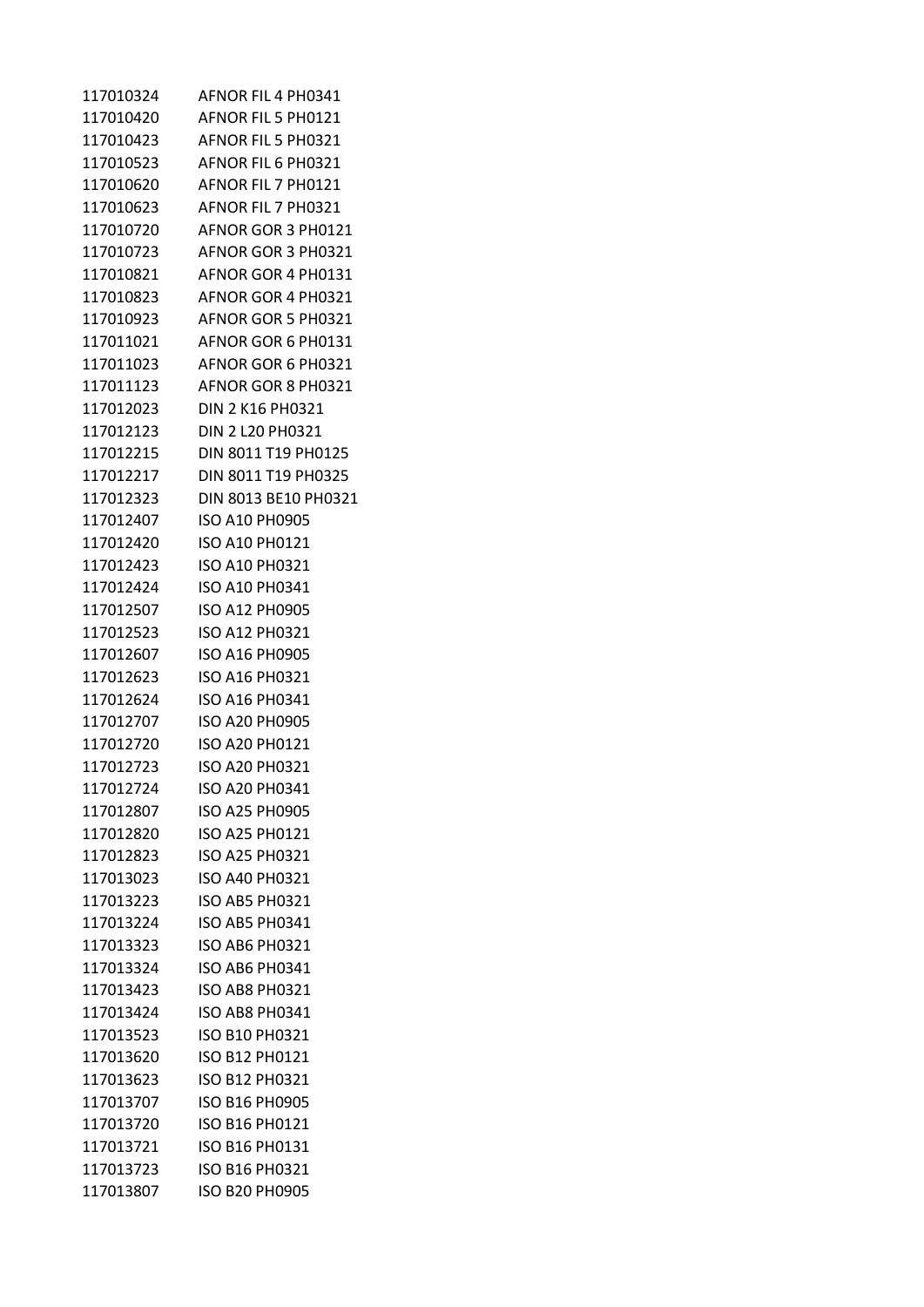| | |
|---|---|
| 117010324 | AFNOR FIL 4 PH0341 |
| 117010420 | AFNOR FIL 5 PH0121 |
| 117010423 | AFNOR FIL 5 PH0321 |
| 117010523 | AFNOR FIL 6 PH0321 |
| 117010620 | AFNOR FIL 7 PH0121 |
| 117010623 | AFNOR FIL 7 PH0321 |
| 117010720 | AFNOR GOR 3 PH0121 |
| 117010723 | AFNOR GOR 3 PH0321 |
| 117010821 | AFNOR GOR 4 PH0131 |
| 117010823 | AFNOR GOR 4 PH0321 |
| 117010923 | AFNOR GOR 5 PH0321 |
| 117011021 | AFNOR GOR 6 PH0131 |
| 117011023 | AFNOR GOR 6 PH0321 |
| 117011123 | AFNOR GOR 8 PH0321 |
| 117012023 | DIN 2 K16 PH0321 |
| 117012123 | DIN 2 L20 PH0321 |
| 117012215 | DIN 8011 T19 PH0125 |
| 117012217 | DIN 8011 T19 PH0325 |
| 117012323 | DIN 8013 BE10 PH0321 |
| 117012407 | ISO A10 PH0905 |
| 117012420 | ISO A10 PH0121 |
| 117012423 | ISO A10 PH0321 |
| 117012424 | ISO A10 PH0341 |
| 117012507 | ISO A12 PH0905 |
| 117012523 | ISO A12 PH0321 |
| 117012607 | ISO A16 PH0905 |
| 117012623 | ISO A16 PH0321 |
| 117012624 | ISO A16 PH0341 |
| 117012707 | ISO A20 PH0905 |
| 117012720 | ISO A20 PH0121 |
| 117012723 | ISO A20 PH0321 |
| 117012724 | ISO A20 PH0341 |
| 117012807 | ISO A25 PH0905 |
| 117012820 | ISO A25 PH0121 |
| 117012823 | ISO A25 PH0321 |
| 117013023 | ISO A40 PH0321 |
| 117013223 | ISO AB5 PH0321 |
| 117013224 | ISO AB5 PH0341 |
| 117013323 | ISO AB6 PH0321 |
| 117013324 | ISO AB6 PH0341 |
| 117013423 | ISO AB8 PH0321 |
| 117013424 | ISO AB8 PH0341 |
| 117013523 | ISO B10 PH0321 |
| 117013620 | ISO B12 PH0121 |
| 117013623 | ISO B12 PH0321 |
| 117013707 | ISO B16 PH0905 |
| 117013720 | ISO B16 PH0121 |
| 117013721 | ISO B16 PH0131 |
| 117013723 | ISO B16 PH0321 |
| 117013807 | ISO B20 PH0905 |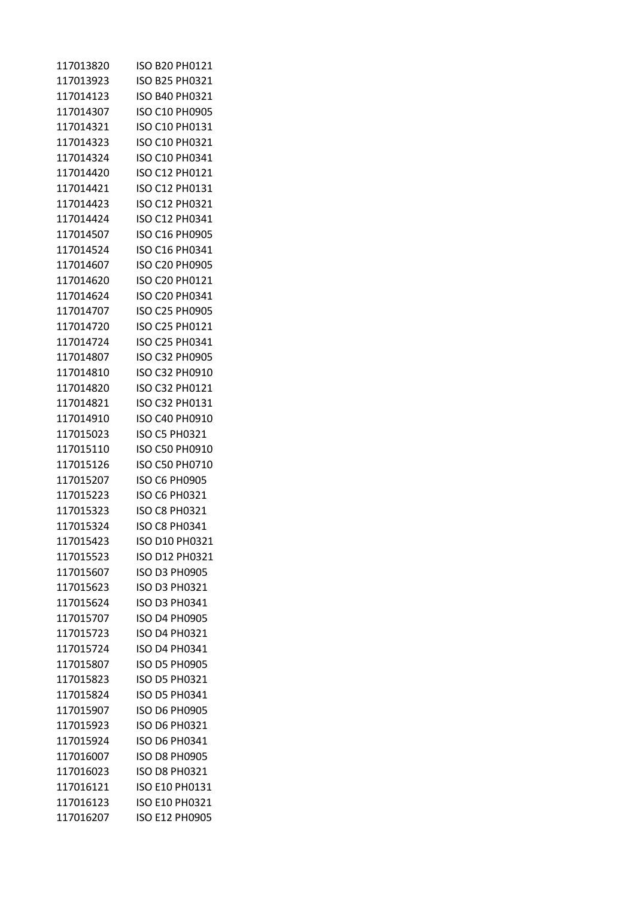| | |
|---|---|
| 117013820 | ISO B20 PH0121 |
| 117013923 | ISO B25 PH0321 |
| 117014123 | ISO B40 PH0321 |
| 117014307 | ISO C10 PH0905 |
| 117014321 | ISO C10 PH0131 |
| 117014323 | ISO C10 PH0321 |
| 117014324 | ISO C10 PH0341 |
| 117014420 | ISO C12 PH0121 |
| 117014421 | ISO C12 PH0131 |
| 117014423 | ISO C12 PH0321 |
| 117014424 | ISO C12 PH0341 |
| 117014507 | ISO C16 PH0905 |
| 117014524 | ISO C16 PH0341 |
| 117014607 | ISO C20 PH0905 |
| 117014620 | ISO C20 PH0121 |
| 117014624 | ISO C20 PH0341 |
| 117014707 | ISO C25 PH0905 |
| 117014720 | ISO C25 PH0121 |
| 117014724 | ISO C25 PH0341 |
| 117014807 | ISO C32 PH0905 |
| 117014810 | ISO C32 PH0910 |
| 117014820 | ISO C32 PH0121 |
| 117014821 | ISO C32 PH0131 |
| 117014910 | ISO C40 PH0910 |
| 117015023 | ISO C5 PH0321 |
| 117015110 | ISO C50 PH0910 |
| 117015126 | ISO C50 PH0710 |
| 117015207 | ISO C6 PH0905 |
| 117015223 | ISO C6 PH0321 |
| 117015323 | ISO C8 PH0321 |
| 117015324 | ISO C8 PH0341 |
| 117015423 | ISO D10 PH0321 |
| 117015523 | ISO D12 PH0321 |
| 117015607 | ISO D3 PH0905 |
| 117015623 | ISO D3 PH0321 |
| 117015624 | ISO D3 PH0341 |
| 117015707 | ISO D4 PH0905 |
| 117015723 | ISO D4 PH0321 |
| 117015724 | ISO D4 PH0341 |
| 117015807 | ISO D5 PH0905 |
| 117015823 | ISO D5 PH0321 |
| 117015824 | ISO D5 PH0341 |
| 117015907 | ISO D6 PH0905 |
| 117015923 | ISO D6 PH0321 |
| 117015924 | ISO D6 PH0341 |
| 117016007 | ISO D8 PH0905 |
| 117016023 | ISO D8 PH0321 |
| 117016121 | ISO E10 PH0131 |
| 117016123 | ISO E10 PH0321 |
| 117016207 | ISO E12 PH0905 |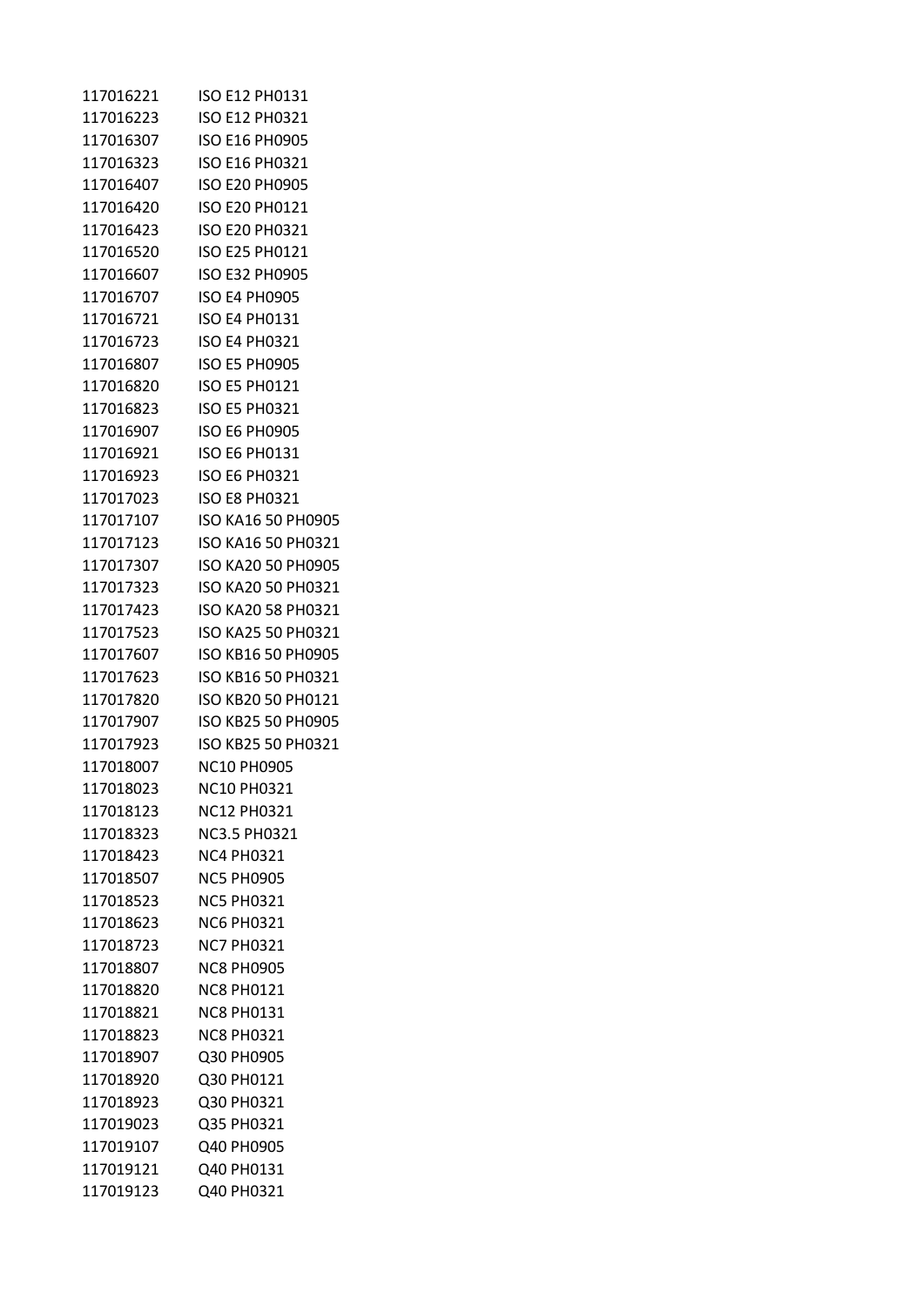| | |
|---|---|
| 117016221 | ISO E12 PH0131 |
| 117016223 | ISO E12 PH0321 |
| 117016307 | ISO E16 PH0905 |
| 117016323 | ISO E16 PH0321 |
| 117016407 | ISO E20 PH0905 |
| 117016420 | ISO E20 PH0121 |
| 117016423 | ISO E20 PH0321 |
| 117016520 | ISO E25 PH0121 |
| 117016607 | ISO E32 PH0905 |
| 117016707 | ISO E4 PH0905 |
| 117016721 | ISO E4 PH0131 |
| 117016723 | ISO E4 PH0321 |
| 117016807 | ISO E5 PH0905 |
| 117016820 | ISO E5 PH0121 |
| 117016823 | ISO E5 PH0321 |
| 117016907 | ISO E6 PH0905 |
| 117016921 | ISO E6 PH0131 |
| 117016923 | ISO E6 PH0321 |
| 117017023 | ISO E8 PH0321 |
| 117017107 | ISO KA16 50 PH0905 |
| 117017123 | ISO KA16 50 PH0321 |
| 117017307 | ISO KA20 50 PH0905 |
| 117017323 | ISO KA20 50 PH0321 |
| 117017423 | ISO KA20 58 PH0321 |
| 117017523 | ISO KA25 50 PH0321 |
| 117017607 | ISO KB16 50 PH0905 |
| 117017623 | ISO KB16 50 PH0321 |
| 117017820 | ISO KB20 50 PH0121 |
| 117017907 | ISO KB25 50 PH0905 |
| 117017923 | ISO KB25 50 PH0321 |
| 117018007 | NC10 PH0905 |
| 117018023 | NC10 PH0321 |
| 117018123 | NC12 PH0321 |
| 117018323 | NC3.5 PH0321 |
| 117018423 | NC4 PH0321 |
| 117018507 | NC5 PH0905 |
| 117018523 | NC5 PH0321 |
| 117018623 | NC6 PH0321 |
| 117018723 | NC7 PH0321 |
| 117018807 | NC8 PH0905 |
| 117018820 | NC8 PH0121 |
| 117018821 | NC8 PH0131 |
| 117018823 | NC8 PH0321 |
| 117018907 | Q30 PH0905 |
| 117018920 | Q30 PH0121 |
| 117018923 | Q30 PH0321 |
| 117019023 | Q35 PH0321 |
| 117019107 | Q40 PH0905 |
| 117019121 | Q40 PH0131 |
| 117019123 | Q40 PH0321 |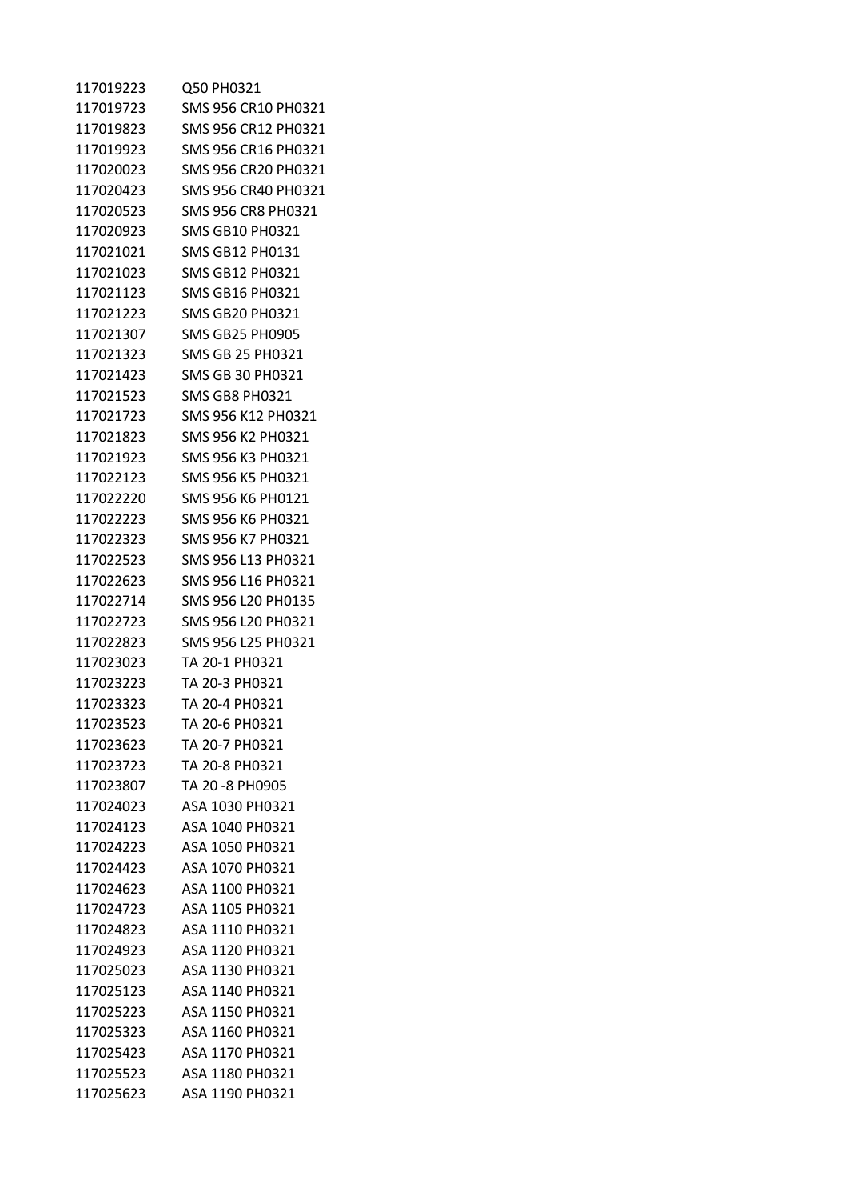| | |
|---|---|
| 117019223 | Q50 PH0321 |
| 117019723 | SMS 956 CR10 PH0321 |
| 117019823 | SMS 956 CR12 PH0321 |
| 117019923 | SMS 956 CR16 PH0321 |
| 117020023 | SMS 956 CR20 PH0321 |
| 117020423 | SMS 956 CR40 PH0321 |
| 117020523 | SMS 956 CR8 PH0321 |
| 117020923 | SMS GB10 PH0321 |
| 117021021 | SMS GB12 PH0131 |
| 117021023 | SMS GB12 PH0321 |
| 117021123 | SMS GB16 PH0321 |
| 117021223 | SMS GB20 PH0321 |
| 117021307 | SMS GB25 PH0905 |
| 117021323 | SMS GB 25 PH0321 |
| 117021423 | SMS GB 30 PH0321 |
| 117021523 | SMS GB8 PH0321 |
| 117021723 | SMS 956 K12 PH0321 |
| 117021823 | SMS 956 K2 PH0321 |
| 117021923 | SMS 956 K3 PH0321 |
| 117022123 | SMS 956 K5 PH0321 |
| 117022220 | SMS 956 K6 PH0121 |
| 117022223 | SMS 956 K6 PH0321 |
| 117022323 | SMS 956 K7 PH0321 |
| 117022523 | SMS 956 L13 PH0321 |
| 117022623 | SMS 956 L16 PH0321 |
| 117022714 | SMS 956 L20 PH0135 |
| 117022723 | SMS 956 L20 PH0321 |
| 117022823 | SMS 956 L25 PH0321 |
| 117023023 | TA 20-1 PH0321 |
| 117023223 | TA 20-3 PH0321 |
| 117023323 | TA 20-4 PH0321 |
| 117023523 | TA 20-6 PH0321 |
| 117023623 | TA 20-7 PH0321 |
| 117023723 | TA 20-8 PH0321 |
| 117023807 | TA 20 -8 PH0905 |
| 117024023 | ASA 1030 PH0321 |
| 117024123 | ASA 1040 PH0321 |
| 117024223 | ASA 1050 PH0321 |
| 117024423 | ASA 1070 PH0321 |
| 117024623 | ASA 1100 PH0321 |
| 117024723 | ASA 1105 PH0321 |
| 117024823 | ASA 1110 PH0321 |
| 117024923 | ASA 1120 PH0321 |
| 117025023 | ASA 1130 PH0321 |
| 117025123 | ASA 1140 PH0321 |
| 117025223 | ASA 1150 PH0321 |
| 117025323 | ASA 1160 PH0321 |
| 117025423 | ASA 1170 PH0321 |
| 117025523 | ASA 1180 PH0321 |
| 117025623 | ASA 1190 PH0321 |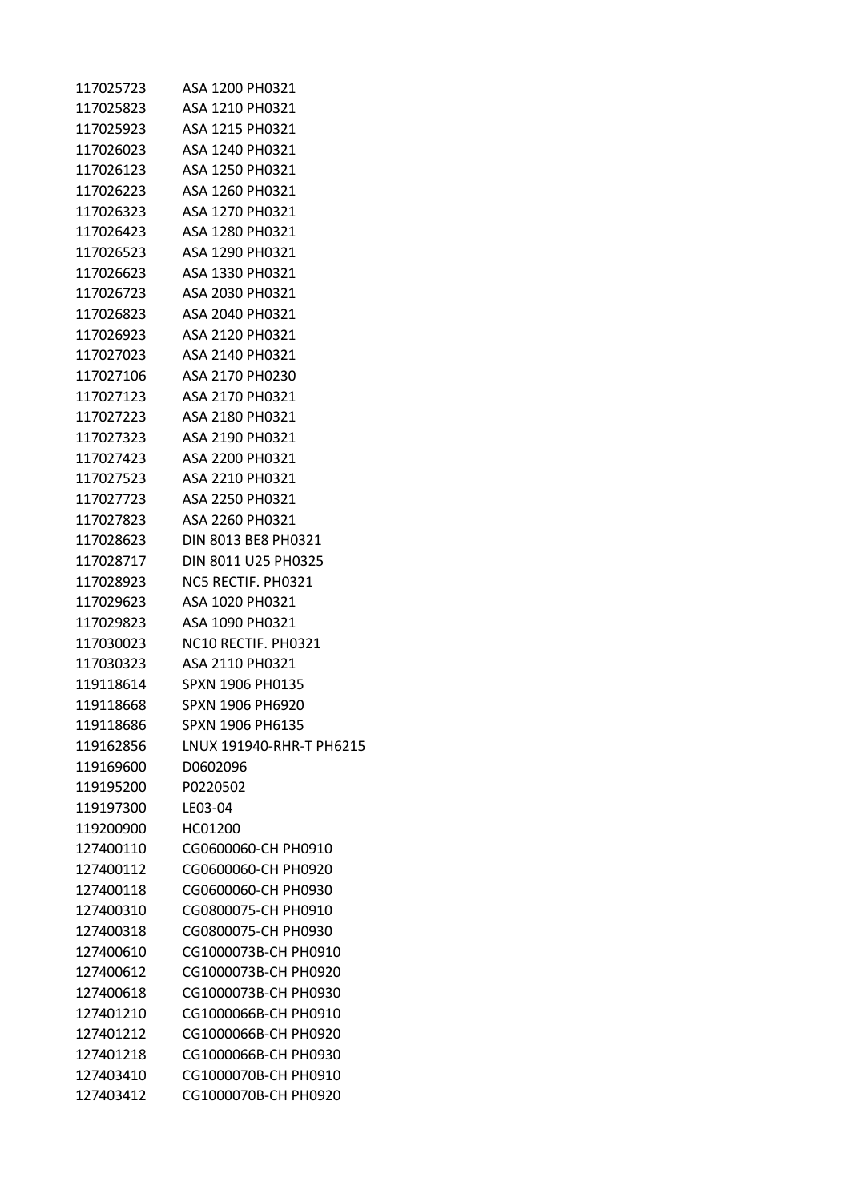| | |
|---|---|
| 117025723 | ASA 1200 PH0321 |
| 117025823 | ASA 1210 PH0321 |
| 117025923 | ASA 1215 PH0321 |
| 117026023 | ASA 1240 PH0321 |
| 117026123 | ASA 1250 PH0321 |
| 117026223 | ASA 1260 PH0321 |
| 117026323 | ASA 1270 PH0321 |
| 117026423 | ASA 1280 PH0321 |
| 117026523 | ASA 1290 PH0321 |
| 117026623 | ASA 1330 PH0321 |
| 117026723 | ASA 2030 PH0321 |
| 117026823 | ASA 2040 PH0321 |
| 117026923 | ASA 2120 PH0321 |
| 117027023 | ASA 2140 PH0321 |
| 117027106 | ASA 2170 PH0230 |
| 117027123 | ASA 2170 PH0321 |
| 117027223 | ASA 2180 PH0321 |
| 117027323 | ASA 2190 PH0321 |
| 117027423 | ASA 2200 PH0321 |
| 117027523 | ASA 2210 PH0321 |
| 117027723 | ASA 2250 PH0321 |
| 117027823 | ASA 2260 PH0321 |
| 117028623 | DIN 8013 BE8 PH0321 |
| 117028717 | DIN 8011 U25 PH0325 |
| 117028923 | NC5 RECTIF. PH0321 |
| 117029623 | ASA 1020 PH0321 |
| 117029823 | ASA 1090 PH0321 |
| 117030023 | NC10 RECTIF. PH0321 |
| 117030323 | ASA 2110 PH0321 |
| 119118614 | SPXN 1906 PH0135 |
| 119118668 | SPXN 1906 PH6920 |
| 119118686 | SPXN 1906 PH6135 |
| 119162856 | LNUX 191940-RHR-T PH6215 |
| 119169600 | D0602096 |
| 119195200 | P0220502 |
| 119197300 | LE03-04 |
| 119200900 | HC01200 |
| 127400110 | CG0600060-CH PH0910 |
| 127400112 | CG0600060-CH PH0920 |
| 127400118 | CG0600060-CH PH0930 |
| 127400310 | CG0800075-CH PH0910 |
| 127400318 | CG0800075-CH PH0930 |
| 127400610 | CG1000073B-CH PH0910 |
| 127400612 | CG1000073B-CH PH0920 |
| 127400618 | CG1000073B-CH PH0930 |
| 127401210 | CG1000066B-CH PH0910 |
| 127401212 | CG1000066B-CH PH0920 |
| 127401218 | CG1000066B-CH PH0930 |
| 127403410 | CG1000070B-CH PH0910 |
| 127403412 | CG1000070B-CH PH0920 |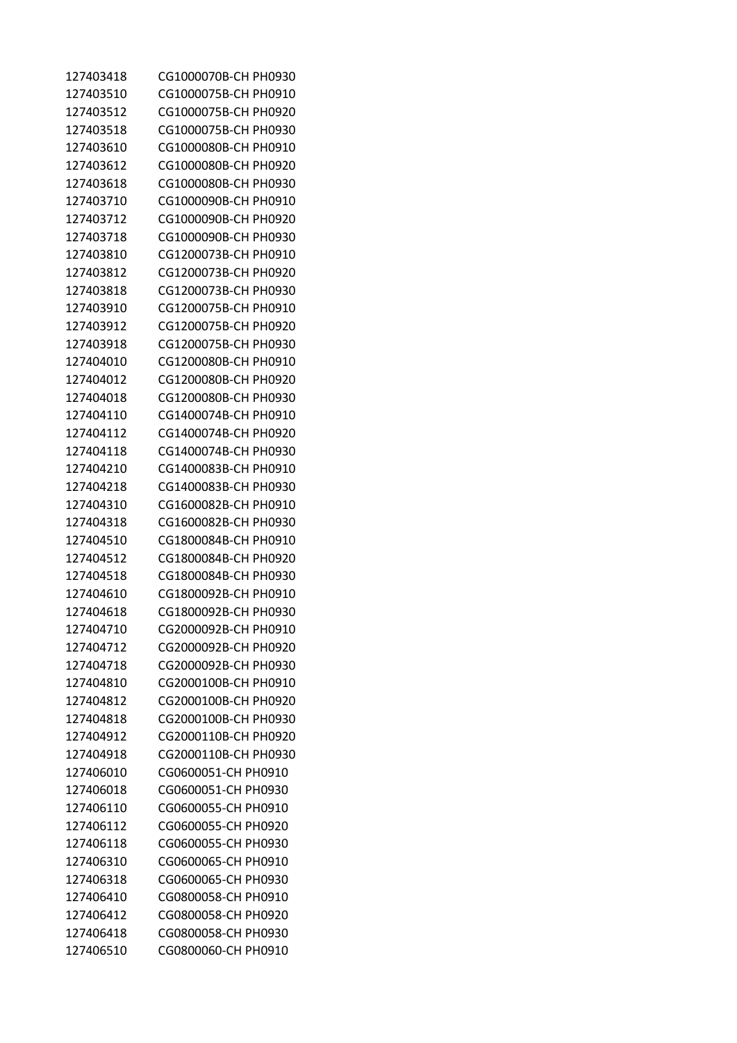| | |
|---|---|
| 127403418 | CG1000070B-CH PH0930 |
| 127403510 | CG1000075B-CH PH0910 |
| 127403512 | CG1000075B-CH PH0920 |
| 127403518 | CG1000075B-CH PH0930 |
| 127403610 | CG1000080B-CH PH0910 |
| 127403612 | CG1000080B-CH PH0920 |
| 127403618 | CG1000080B-CH PH0930 |
| 127403710 | CG1000090B-CH PH0910 |
| 127403712 | CG1000090B-CH PH0920 |
| 127403718 | CG1000090B-CH PH0930 |
| 127403810 | CG1200073B-CH PH0910 |
| 127403812 | CG1200073B-CH PH0920 |
| 127403818 | CG1200073B-CH PH0930 |
| 127403910 | CG1200075B-CH PH0910 |
| 127403912 | CG1200075B-CH PH0920 |
| 127403918 | CG1200075B-CH PH0930 |
| 127404010 | CG1200080B-CH PH0910 |
| 127404012 | CG1200080B-CH PH0920 |
| 127404018 | CG1200080B-CH PH0930 |
| 127404110 | CG1400074B-CH PH0910 |
| 127404112 | CG1400074B-CH PH0920 |
| 127404118 | CG1400074B-CH PH0930 |
| 127404210 | CG1400083B-CH PH0910 |
| 127404218 | CG1400083B-CH PH0930 |
| 127404310 | CG1600082B-CH PH0910 |
| 127404318 | CG1600082B-CH PH0930 |
| 127404510 | CG1800084B-CH PH0910 |
| 127404512 | CG1800084B-CH PH0920 |
| 127404518 | CG1800084B-CH PH0930 |
| 127404610 | CG1800092B-CH PH0910 |
| 127404618 | CG1800092B-CH PH0930 |
| 127404710 | CG2000092B-CH PH0910 |
| 127404712 | CG2000092B-CH PH0920 |
| 127404718 | CG2000092B-CH PH0930 |
| 127404810 | CG2000100B-CH PH0910 |
| 127404812 | CG2000100B-CH PH0920 |
| 127404818 | CG2000100B-CH PH0930 |
| 127404912 | CG2000110B-CH PH0920 |
| 127404918 | CG2000110B-CH PH0930 |
| 127406010 | CG0600051-CH PH0910 |
| 127406018 | CG0600051-CH PH0930 |
| 127406110 | CG0600055-CH PH0910 |
| 127406112 | CG0600055-CH PH0920 |
| 127406118 | CG0600055-CH PH0930 |
| 127406310 | CG0600065-CH PH0910 |
| 127406318 | CG0600065-CH PH0930 |
| 127406410 | CG0800058-CH PH0910 |
| 127406412 | CG0800058-CH PH0920 |
| 127406418 | CG0800058-CH PH0930 |
| 127406510 | CG0800060-CH PH0910 |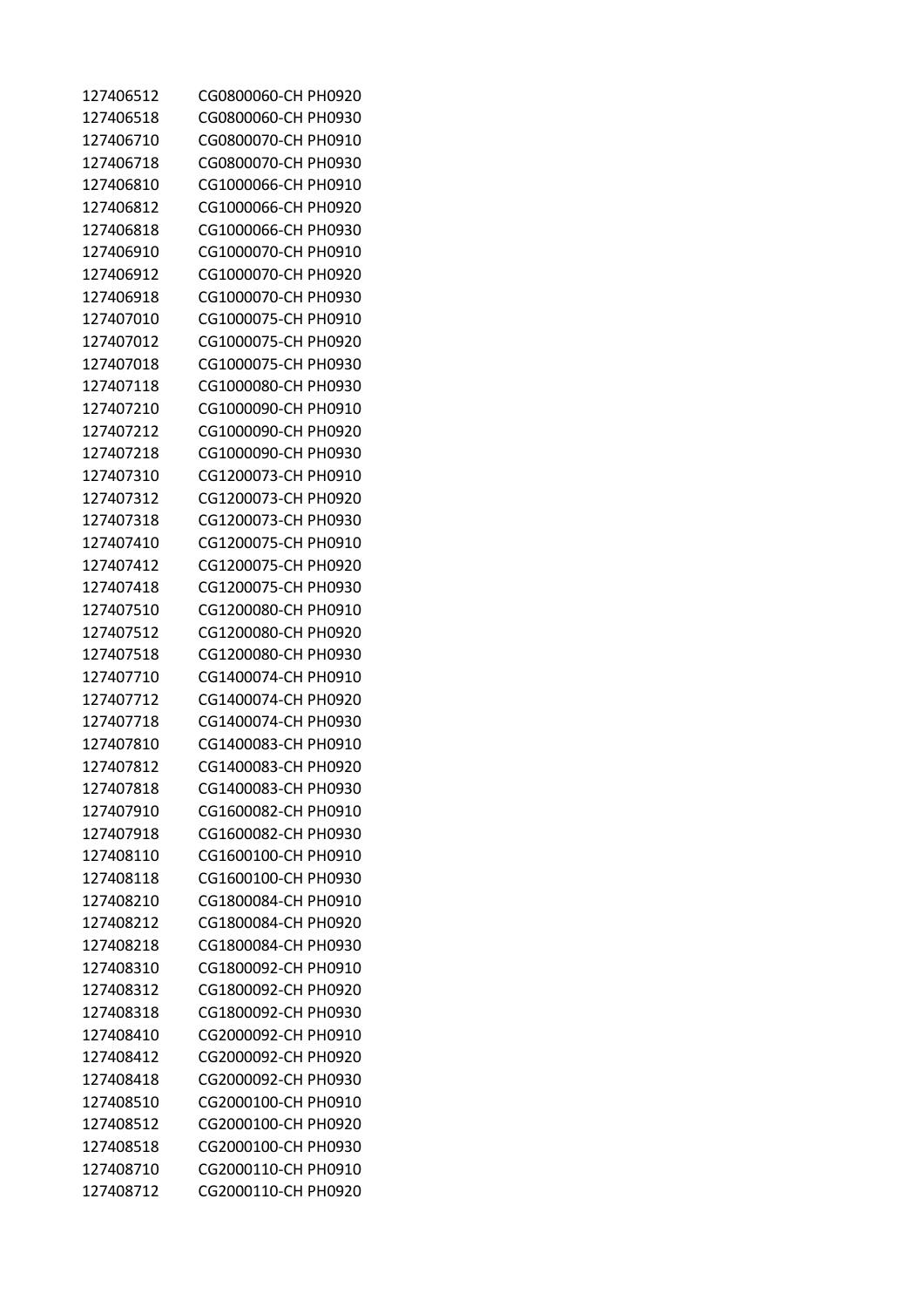| | |
|---|---|
| 127406512 | CG0800060-CH PH0920 |
| 127406518 | CG0800060-CH PH0930 |
| 127406710 | CG0800070-CH PH0910 |
| 127406718 | CG0800070-CH PH0930 |
| 127406810 | CG1000066-CH PH0910 |
| 127406812 | CG1000066-CH PH0920 |
| 127406818 | CG1000066-CH PH0930 |
| 127406910 | CG1000070-CH PH0910 |
| 127406912 | CG1000070-CH PH0920 |
| 127406918 | CG1000070-CH PH0930 |
| 127407010 | CG1000075-CH PH0910 |
| 127407012 | CG1000075-CH PH0920 |
| 127407018 | CG1000075-CH PH0930 |
| 127407118 | CG1000080-CH PH0930 |
| 127407210 | CG1000090-CH PH0910 |
| 127407212 | CG1000090-CH PH0920 |
| 127407218 | CG1000090-CH PH0930 |
| 127407310 | CG1200073-CH PH0910 |
| 127407312 | CG1200073-CH PH0920 |
| 127407318 | CG1200073-CH PH0930 |
| 127407410 | CG1200075-CH PH0910 |
| 127407412 | CG1200075-CH PH0920 |
| 127407418 | CG1200075-CH PH0930 |
| 127407510 | CG1200080-CH PH0910 |
| 127407512 | CG1200080-CH PH0920 |
| 127407518 | CG1200080-CH PH0930 |
| 127407710 | CG1400074-CH PH0910 |
| 127407712 | CG1400074-CH PH0920 |
| 127407718 | CG1400074-CH PH0930 |
| 127407810 | CG1400083-CH PH0910 |
| 127407812 | CG1400083-CH PH0920 |
| 127407818 | CG1400083-CH PH0930 |
| 127407910 | CG1600082-CH PH0910 |
| 127407918 | CG1600082-CH PH0930 |
| 127408110 | CG1600100-CH PH0910 |
| 127408118 | CG1600100-CH PH0930 |
| 127408210 | CG1800084-CH PH0910 |
| 127408212 | CG1800084-CH PH0920 |
| 127408218 | CG1800084-CH PH0930 |
| 127408310 | CG1800092-CH PH0910 |
| 127408312 | CG1800092-CH PH0920 |
| 127408318 | CG1800092-CH PH0930 |
| 127408410 | CG2000092-CH PH0910 |
| 127408412 | CG2000092-CH PH0920 |
| 127408418 | CG2000092-CH PH0930 |
| 127408510 | CG2000100-CH PH0910 |
| 127408512 | CG2000100-CH PH0920 |
| 127408518 | CG2000100-CH PH0930 |
| 127408710 | CG2000110-CH PH0910 |
| 127408712 | CG2000110-CH PH0920 |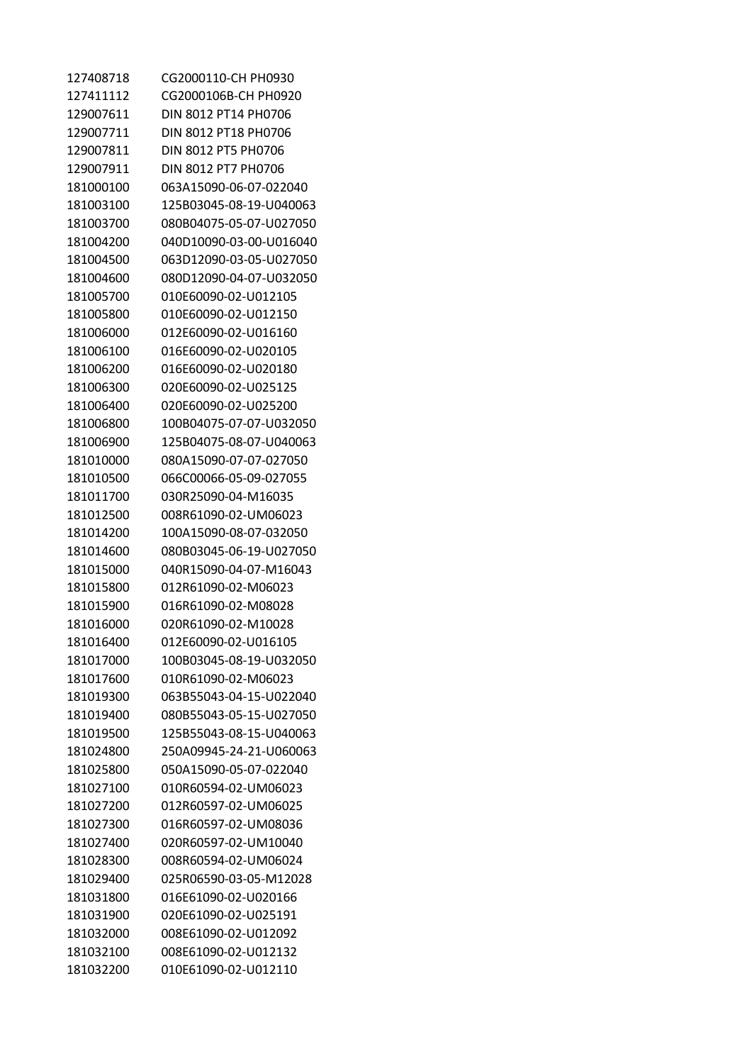| | |
|---|---|
| 127408718 | CG2000110-CH PH0930 |
| 127411112 | CG2000106B-CH PH0920 |
| 129007611 | DIN 8012 PT14 PH0706 |
| 129007711 | DIN 8012 PT18 PH0706 |
| 129007811 | DIN 8012 PT5 PH0706 |
| 129007911 | DIN 8012 PT7 PH0706 |
| 181000100 | 063A15090-06-07-022040 |
| 181003100 | 125B03045-08-19-U040063 |
| 181003700 | 080B04075-05-07-U027050 |
| 181004200 | 040D10090-03-00-U016040 |
| 181004500 | 063D12090-03-05-U027050 |
| 181004600 | 080D12090-04-07-U032050 |
| 181005700 | 010E60090-02-U012105 |
| 181005800 | 010E60090-02-U012150 |
| 181006000 | 012E60090-02-U016160 |
| 181006100 | 016E60090-02-U020105 |
| 181006200 | 016E60090-02-U020180 |
| 181006300 | 020E60090-02-U025125 |
| 181006400 | 020E60090-02-U025200 |
| 181006800 | 100B04075-07-07-U032050 |
| 181006900 | 125B04075-08-07-U040063 |
| 181010000 | 080A15090-07-07-027050 |
| 181010500 | 066C00066-05-09-027055 |
| 181011700 | 030R25090-04-M16035 |
| 181012500 | 008R61090-02-UM06023 |
| 181014200 | 100A15090-08-07-032050 |
| 181014600 | 080B03045-06-19-U027050 |
| 181015000 | 040R15090-04-07-M16043 |
| 181015800 | 012R61090-02-M06023 |
| 181015900 | 016R61090-02-M08028 |
| 181016000 | 020R61090-02-M10028 |
| 181016400 | 012E60090-02-U016105 |
| 181017000 | 100B03045-08-19-U032050 |
| 181017600 | 010R61090-02-M06023 |
| 181019300 | 063B55043-04-15-U022040 |
| 181019400 | 080B55043-05-15-U027050 |
| 181019500 | 125B55043-08-15-U040063 |
| 181024800 | 250A09945-24-21-U060063 |
| 181025800 | 050A15090-05-07-022040 |
| 181027100 | 010R60594-02-UM06023 |
| 181027200 | 012R60597-02-UM06025 |
| 181027300 | 016R60597-02-UM08036 |
| 181027400 | 020R60597-02-UM10040 |
| 181028300 | 008R60594-02-UM06024 |
| 181029400 | 025R06590-03-05-M12028 |
| 181031800 | 016E61090-02-U020166 |
| 181031900 | 020E61090-02-U025191 |
| 181032000 | 008E61090-02-U012092 |
| 181032100 | 008E61090-02-U012132 |
| 181032200 | 010E61090-02-U012110 |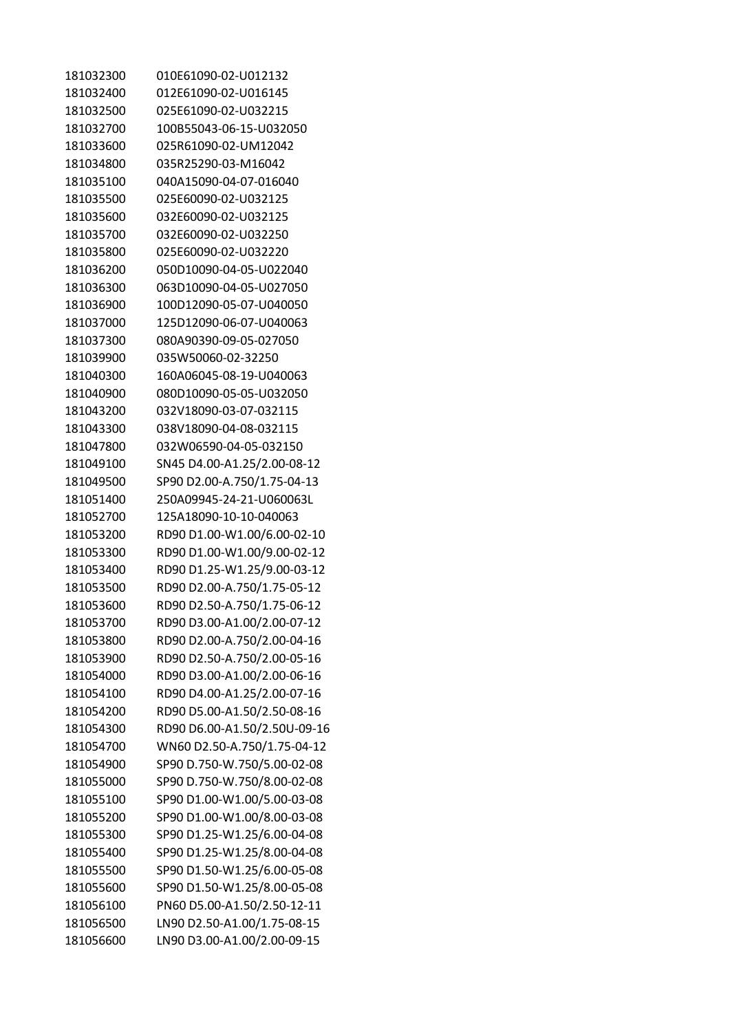| | |
|---|---|
| 181032300 | 010E61090-02-U012132 |
| 181032400 | 012E61090-02-U016145 |
| 181032500 | 025E61090-02-U032215 |
| 181032700 | 100B55043-06-15-U032050 |
| 181033600 | 025R61090-02-UM12042 |
| 181034800 | 035R25290-03-M16042 |
| 181035100 | 040A15090-04-07-016040 |
| 181035500 | 025E60090-02-U032125 |
| 181035600 | 032E60090-02-U032125 |
| 181035700 | 032E60090-02-U032250 |
| 181035800 | 025E60090-02-U032220 |
| 181036200 | 050D10090-04-05-U022040 |
| 181036300 | 063D10090-04-05-U027050 |
| 181036900 | 100D12090-05-07-U040050 |
| 181037000 | 125D12090-06-07-U040063 |
| 181037300 | 080A90390-09-05-027050 |
| 181039900 | 035W50060-02-32250 |
| 181040300 | 160A06045-08-19-U040063 |
| 181040900 | 080D10090-05-05-U032050 |
| 181043200 | 032V18090-03-07-032115 |
| 181043300 | 038V18090-04-08-032115 |
| 181047800 | 032W06590-04-05-032150 |
| 181049100 | SN45 D4.00-A1.25/2.00-08-12 |
| 181049500 | SP90 D2.00-A.750/1.75-04-13 |
| 181051400 | 250A09945-24-21-U060063L |
| 181052700 | 125A18090-10-10-040063 |
| 181053200 | RD90 D1.00-W1.00/6.00-02-10 |
| 181053300 | RD90 D1.00-W1.00/9.00-02-12 |
| 181053400 | RD90 D1.25-W1.25/9.00-03-12 |
| 181053500 | RD90 D2.00-A.750/1.75-05-12 |
| 181053600 | RD90 D2.50-A.750/1.75-06-12 |
| 181053700 | RD90 D3.00-A1.00/2.00-07-12 |
| 181053800 | RD90 D2.00-A.750/2.00-04-16 |
| 181053900 | RD90 D2.50-A.750/2.00-05-16 |
| 181054000 | RD90 D3.00-A1.00/2.00-06-16 |
| 181054100 | RD90 D4.00-A1.25/2.00-07-16 |
| 181054200 | RD90 D5.00-A1.50/2.50-08-16 |
| 181054300 | RD90 D6.00-A1.50/2.50U-09-16 |
| 181054700 | WN60 D2.50-A.750/1.75-04-12 |
| 181054900 | SP90 D.750-W.750/5.00-02-08 |
| 181055000 | SP90 D.750-W.750/8.00-02-08 |
| 181055100 | SP90 D1.00-W1.00/5.00-03-08 |
| 181055200 | SP90 D1.00-W1.00/8.00-03-08 |
| 181055300 | SP90 D1.25-W1.25/6.00-04-08 |
| 181055400 | SP90 D1.25-W1.25/8.00-04-08 |
| 181055500 | SP90 D1.50-W1.25/6.00-05-08 |
| 181055600 | SP90 D1.50-W1.25/8.00-05-08 |
| 181056100 | PN60 D5.00-A1.50/2.50-12-11 |
| 181056500 | LN90 D2.50-A1.00/1.75-08-15 |
| 181056600 | LN90 D3.00-A1.00/2.00-09-15 |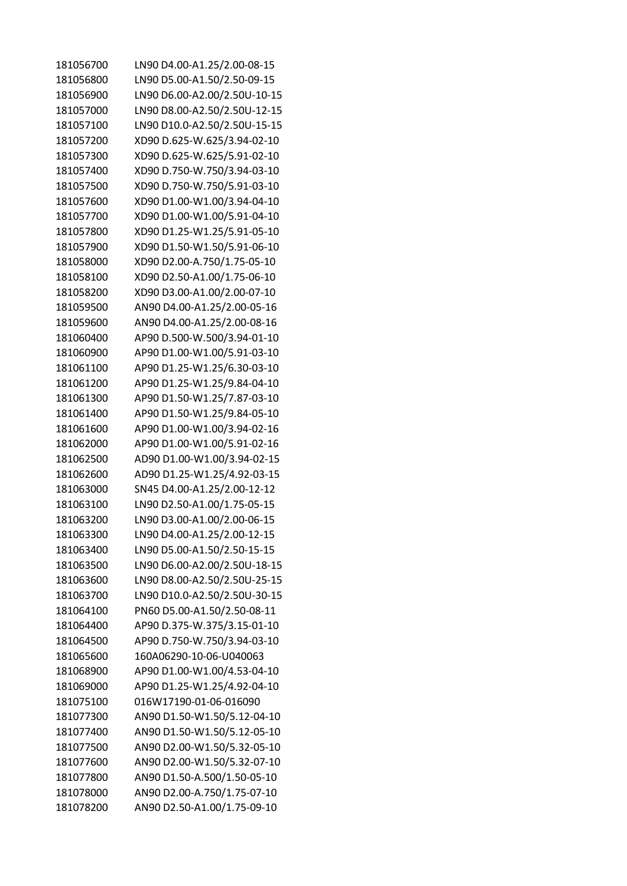| | |
|---|---|
| 181056700 | LN90 D4.00-A1.25/2.00-08-15 |
| 181056800 | LN90 D5.00-A1.50/2.50-09-15 |
| 181056900 | LN90 D6.00-A2.00/2.50U-10-15 |
| 181057000 | LN90 D8.00-A2.50/2.50U-12-15 |
| 181057100 | LN90 D10.0-A2.50/2.50U-15-15 |
| 181057200 | XD90 D.625-W.625/3.94-02-10 |
| 181057300 | XD90 D.625-W.625/5.91-02-10 |
| 181057400 | XD90 D.750-W.750/3.94-03-10 |
| 181057500 | XD90 D.750-W.750/5.91-03-10 |
| 181057600 | XD90 D1.00-W1.00/3.94-04-10 |
| 181057700 | XD90 D1.00-W1.00/5.91-04-10 |
| 181057800 | XD90 D1.25-W1.25/5.91-05-10 |
| 181057900 | XD90 D1.50-W1.50/5.91-06-10 |
| 181058000 | XD90 D2.00-A.750/1.75-05-10 |
| 181058100 | XD90 D2.50-A1.00/1.75-06-10 |
| 181058200 | XD90 D3.00-A1.00/2.00-07-10 |
| 181059500 | AN90 D4.00-A1.25/2.00-05-16 |
| 181059600 | AN90 D4.00-A1.25/2.00-08-16 |
| 181060400 | AP90 D.500-W.500/3.94-01-10 |
| 181060900 | AP90 D1.00-W1.00/5.91-03-10 |
| 181061100 | AP90 D1.25-W1.25/6.30-03-10 |
| 181061200 | AP90 D1.25-W1.25/9.84-04-10 |
| 181061300 | AP90 D1.50-W1.25/7.87-03-10 |
| 181061400 | AP90 D1.50-W1.25/9.84-05-10 |
| 181061600 | AP90 D1.00-W1.00/3.94-02-16 |
| 181062000 | AP90 D1.00-W1.00/5.91-02-16 |
| 181062500 | AD90 D1.00-W1.00/3.94-02-15 |
| 181062600 | AD90 D1.25-W1.25/4.92-03-15 |
| 181063000 | SN45 D4.00-A1.25/2.00-12-12 |
| 181063100 | LN90 D2.50-A1.00/1.75-05-15 |
| 181063200 | LN90 D3.00-A1.00/2.00-06-15 |
| 181063300 | LN90 D4.00-A1.25/2.00-12-15 |
| 181063400 | LN90 D5.00-A1.50/2.50-15-15 |
| 181063500 | LN90 D6.00-A2.00/2.50U-18-15 |
| 181063600 | LN90 D8.00-A2.50/2.50U-25-15 |
| 181063700 | LN90 D10.0-A2.50/2.50U-30-15 |
| 181064100 | PN60 D5.00-A1.50/2.50-08-11 |
| 181064400 | AP90 D.375-W.375/3.15-01-10 |
| 181064500 | AP90 D.750-W.750/3.94-03-10 |
| 181065600 | 160A06290-10-06-U040063 |
| 181068900 | AP90 D1.00-W1.00/4.53-04-10 |
| 181069000 | AP90 D1.25-W1.25/4.92-04-10 |
| 181075100 | 016W17190-01-06-016090 |
| 181077300 | AN90 D1.50-W1.50/5.12-04-10 |
| 181077400 | AN90 D1.50-W1.50/5.12-05-10 |
| 181077500 | AN90 D2.00-W1.50/5.32-05-10 |
| 181077600 | AN90 D2.00-W1.50/5.32-07-10 |
| 181077800 | AN90 D1.50-A.500/1.50-05-10 |
| 181078000 | AN90 D2.00-A.750/1.75-07-10 |
| 181078200 | AN90 D2.50-A1.00/1.75-09-10 |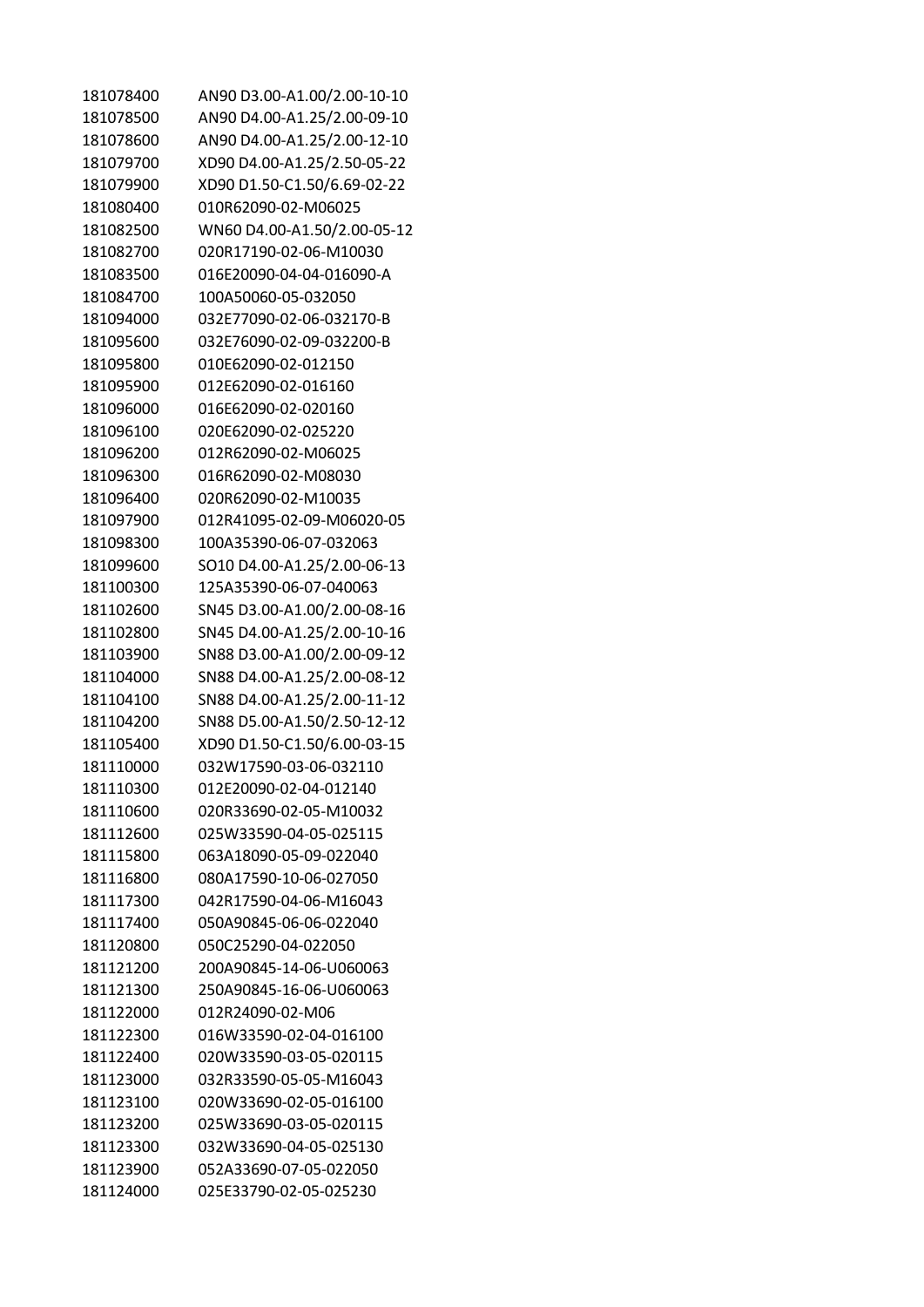| | |
|---|---|
| 181078400 | AN90 D3.00-A1.00/2.00-10-10 |
| 181078500 | AN90 D4.00-A1.25/2.00-09-10 |
| 181078600 | AN90 D4.00-A1.25/2.00-12-10 |
| 181079700 | XD90 D4.00-A1.25/2.50-05-22 |
| 181079900 | XD90 D1.50-C1.50/6.69-02-22 |
| 181080400 | 010R62090-02-M06025 |
| 181082500 | WN60 D4.00-A1.50/2.00-05-12 |
| 181082700 | 020R17190-02-06-M10030 |
| 181083500 | 016E20090-04-04-016090-A |
| 181084700 | 100A50060-05-032050 |
| 181094000 | 032E77090-02-06-032170-B |
| 181095600 | 032E76090-02-09-032200-B |
| 181095800 | 010E62090-02-012150 |
| 181095900 | 012E62090-02-016160 |
| 181096000 | 016E62090-02-020160 |
| 181096100 | 020E62090-02-025220 |
| 181096200 | 012R62090-02-M06025 |
| 181096300 | 016R62090-02-M08030 |
| 181096400 | 020R62090-02-M10035 |
| 181097900 | 012R41095-02-09-M06020-05 |
| 181098300 | 100A35390-06-07-032063 |
| 181099600 | SO10 D4.00-A1.25/2.00-06-13 |
| 181100300 | 125A35390-06-07-040063 |
| 181102600 | SN45 D3.00-A1.00/2.00-08-16 |
| 181102800 | SN45 D4.00-A1.25/2.00-10-16 |
| 181103900 | SN88 D3.00-A1.00/2.00-09-12 |
| 181104000 | SN88 D4.00-A1.25/2.00-08-12 |
| 181104100 | SN88 D4.00-A1.25/2.00-11-12 |
| 181104200 | SN88 D5.00-A1.50/2.50-12-12 |
| 181105400 | XD90 D1.50-C1.50/6.00-03-15 |
| 181110000 | 032W17590-03-06-032110 |
| 181110300 | 012E20090-02-04-012140 |
| 181110600 | 020R33690-02-05-M10032 |
| 181112600 | 025W33590-04-05-025115 |
| 181115800 | 063A18090-05-09-022040 |
| 181116800 | 080A17590-10-06-027050 |
| 181117300 | 042R17590-04-06-M16043 |
| 181117400 | 050A90845-06-06-022040 |
| 181120800 | 050C25290-04-022050 |
| 181121200 | 200A90845-14-06-U060063 |
| 181121300 | 250A90845-16-06-U060063 |
| 181122000 | 012R24090-02-M06 |
| 181122300 | 016W33590-02-04-016100 |
| 181122400 | 020W33590-03-05-020115 |
| 181123000 | 032R33590-05-05-M16043 |
| 181123100 | 020W33690-02-05-016100 |
| 181123200 | 025W33690-03-05-020115 |
| 181123300 | 032W33690-04-05-025130 |
| 181123900 | 052A33690-07-05-022050 |
| 181124000 | 025E33790-02-05-025230 |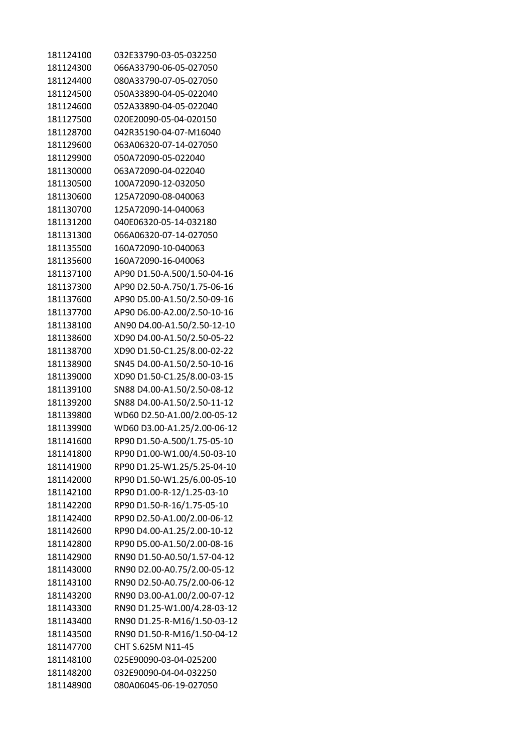| | |
|---|---|
| 181124100 | 032E33790-03-05-032250 |
| 181124300 | 066A33790-06-05-027050 |
| 181124400 | 080A33790-07-05-027050 |
| 181124500 | 050A33890-04-05-022040 |
| 181124600 | 052A33890-04-05-022040 |
| 181127500 | 020E20090-05-04-020150 |
| 181128700 | 042R35190-04-07-M16040 |
| 181129600 | 063A06320-07-14-027050 |
| 181129900 | 050A72090-05-022040 |
| 181130000 | 063A72090-04-022040 |
| 181130500 | 100A72090-12-032050 |
| 181130600 | 125A72090-08-040063 |
| 181130700 | 125A72090-14-040063 |
| 181131200 | 040E06320-05-14-032180 |
| 181131300 | 066A06320-07-14-027050 |
| 181135500 | 160A72090-10-040063 |
| 181135600 | 160A72090-16-040063 |
| 181137100 | AP90 D1.50-A.500/1.50-04-16 |
| 181137300 | AP90 D2.50-A.750/1.75-06-16 |
| 181137600 | AP90 D5.00-A1.50/2.50-09-16 |
| 181137700 | AP90 D6.00-A2.00/2.50-10-16 |
| 181138100 | AN90 D4.00-A1.50/2.50-12-10 |
| 181138600 | XD90 D4.00-A1.50/2.50-05-22 |
| 181138700 | XD90 D1.50-C1.25/8.00-02-22 |
| 181138900 | SN45 D4.00-A1.50/2.50-10-16 |
| 181139000 | XD90 D1.50-C1.25/8.00-03-15 |
| 181139100 | SN88 D4.00-A1.50/2.50-08-12 |
| 181139200 | SN88 D4.00-A1.50/2.50-11-12 |
| 181139800 | WD60 D2.50-A1.00/2.00-05-12 |
| 181139900 | WD60 D3.00-A1.25/2.00-06-12 |
| 181141600 | RP90 D1.50-A.500/1.75-05-10 |
| 181141800 | RP90 D1.00-W1.00/4.50-03-10 |
| 181141900 | RP90 D1.25-W1.25/5.25-04-10 |
| 181142000 | RP90 D1.50-W1.25/6.00-05-10 |
| 181142100 | RP90 D1.00-R-12/1.25-03-10 |
| 181142200 | RP90 D1.50-R-16/1.75-05-10 |
| 181142400 | RP90 D2.50-A1.00/2.00-06-12 |
| 181142600 | RP90 D4.00-A1.25/2.00-10-12 |
| 181142800 | RP90 D5.00-A1.50/2.00-08-16 |
| 181142900 | RN90 D1.50-A0.50/1.57-04-12 |
| 181143000 | RN90 D2.00-A0.75/2.00-05-12 |
| 181143100 | RN90 D2.50-A0.75/2.00-06-12 |
| 181143200 | RN90 D3.00-A1.00/2.00-07-12 |
| 181143300 | RN90 D1.25-W1.00/4.28-03-12 |
| 181143400 | RN90 D1.25-R-M16/1.50-03-12 |
| 181143500 | RN90 D1.50-R-M16/1.50-04-12 |
| 181147700 | CHT S.625M N11-45 |
| 181148100 | 025E90090-03-04-025200 |
| 181148200 | 032E90090-04-04-032250 |
| 181148900 | 080A06045-06-19-027050 |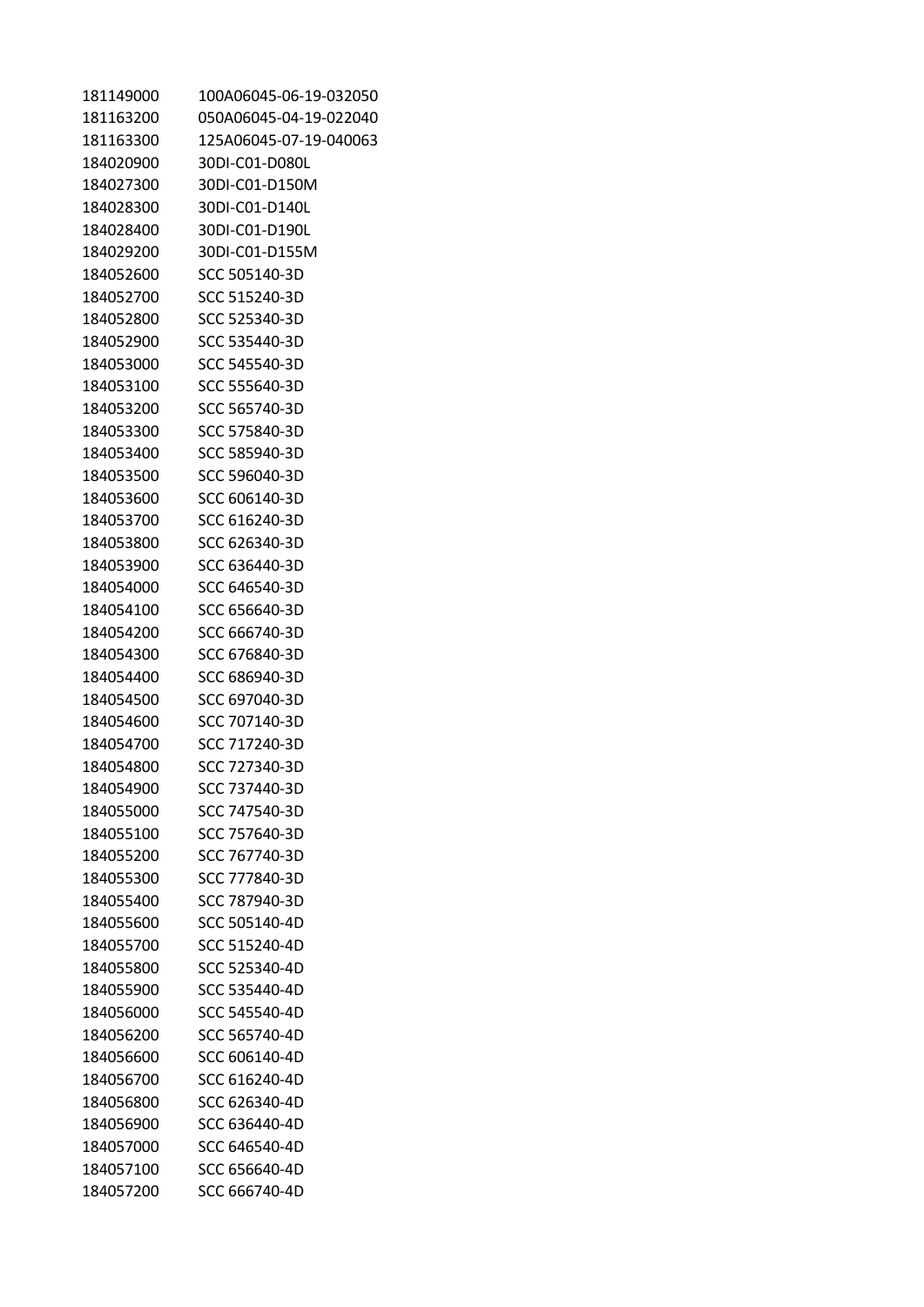| | |
|---|---|
| 181149000 | 100A06045-06-19-032050 |
| 181163200 | 050A06045-04-19-022040 |
| 181163300 | 125A06045-07-19-040063 |
| 184020900 | 30DI-C01-D080L |
| 184027300 | 30DI-C01-D150M |
| 184028300 | 30DI-C01-D140L |
| 184028400 | 30DI-C01-D190L |
| 184029200 | 30DI-C01-D155M |
| 184052600 | SCC 505140-3D |
| 184052700 | SCC 515240-3D |
| 184052800 | SCC 525340-3D |
| 184052900 | SCC 535440-3D |
| 184053000 | SCC 545540-3D |
| 184053100 | SCC 555640-3D |
| 184053200 | SCC 565740-3D |
| 184053300 | SCC 575840-3D |
| 184053400 | SCC 585940-3D |
| 184053500 | SCC 596040-3D |
| 184053600 | SCC 606140-3D |
| 184053700 | SCC 616240-3D |
| 184053800 | SCC 626340-3D |
| 184053900 | SCC 636440-3D |
| 184054000 | SCC 646540-3D |
| 184054100 | SCC 656640-3D |
| 184054200 | SCC 666740-3D |
| 184054300 | SCC 676840-3D |
| 184054400 | SCC 686940-3D |
| 184054500 | SCC 697040-3D |
| 184054600 | SCC 707140-3D |
| 184054700 | SCC 717240-3D |
| 184054800 | SCC 727340-3D |
| 184054900 | SCC 737440-3D |
| 184055000 | SCC 747540-3D |
| 184055100 | SCC 757640-3D |
| 184055200 | SCC 767740-3D |
| 184055300 | SCC 777840-3D |
| 184055400 | SCC 787940-3D |
| 184055600 | SCC 505140-4D |
| 184055700 | SCC 515240-4D |
| 184055800 | SCC 525340-4D |
| 184055900 | SCC 535440-4D |
| 184056000 | SCC 545540-4D |
| 184056200 | SCC 565740-4D |
| 184056600 | SCC 606140-4D |
| 184056700 | SCC 616240-4D |
| 184056800 | SCC 626340-4D |
| 184056900 | SCC 636440-4D |
| 184057000 | SCC 646540-4D |
| 184057100 | SCC 656640-4D |
| 184057200 | SCC 666740-4D |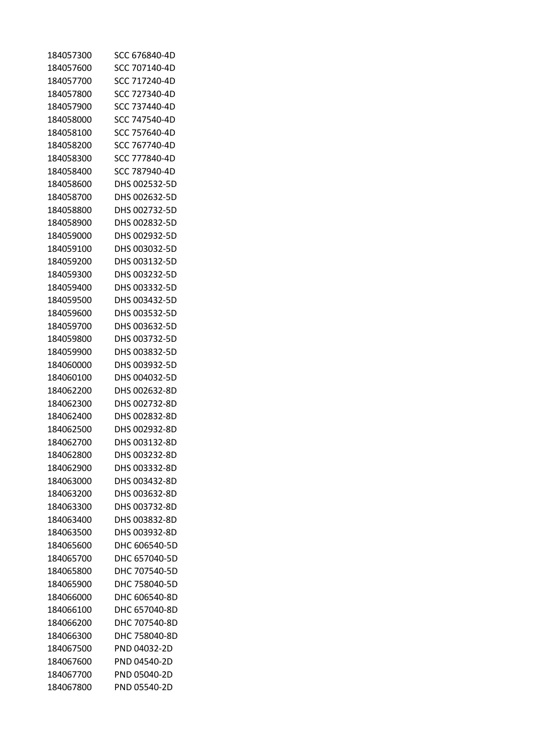| | |
|---|---|
| 184057300 | SCC 676840-4D |
| 184057600 | SCC 707140-4D |
| 184057700 | SCC 717240-4D |
| 184057800 | SCC 727340-4D |
| 184057900 | SCC 737440-4D |
| 184058000 | SCC 747540-4D |
| 184058100 | SCC 757640-4D |
| 184058200 | SCC 767740-4D |
| 184058300 | SCC 777840-4D |
| 184058400 | SCC 787940-4D |
| 184058600 | DHS 002532-5D |
| 184058700 | DHS 002632-5D |
| 184058800 | DHS 002732-5D |
| 184058900 | DHS 002832-5D |
| 184059000 | DHS 002932-5D |
| 184059100 | DHS 003032-5D |
| 184059200 | DHS 003132-5D |
| 184059300 | DHS 003232-5D |
| 184059400 | DHS 003332-5D |
| 184059500 | DHS 003432-5D |
| 184059600 | DHS 003532-5D |
| 184059700 | DHS 003632-5D |
| 184059800 | DHS 003732-5D |
| 184059900 | DHS 003832-5D |
| 184060000 | DHS 003932-5D |
| 184060100 | DHS 004032-5D |
| 184062200 | DHS 002632-8D |
| 184062300 | DHS 002732-8D |
| 184062400 | DHS 002832-8D |
| 184062500 | DHS 002932-8D |
| 184062700 | DHS 003132-8D |
| 184062800 | DHS 003232-8D |
| 184062900 | DHS 003332-8D |
| 184063000 | DHS 003432-8D |
| 184063200 | DHS 003632-8D |
| 184063300 | DHS 003732-8D |
| 184063400 | DHS 003832-8D |
| 184063500 | DHS 003932-8D |
| 184065600 | DHC 606540-5D |
| 184065700 | DHC 657040-5D |
| 184065800 | DHC 707540-5D |
| 184065900 | DHC 758040-5D |
| 184066000 | DHC 606540-8D |
| 184066100 | DHC 657040-8D |
| 184066200 | DHC 707540-8D |
| 184066300 | DHC 758040-8D |
| 184067500 | PND 04032-2D |
| 184067600 | PND 04540-2D |
| 184067700 | PND 05040-2D |
| 184067800 | PND 05540-2D |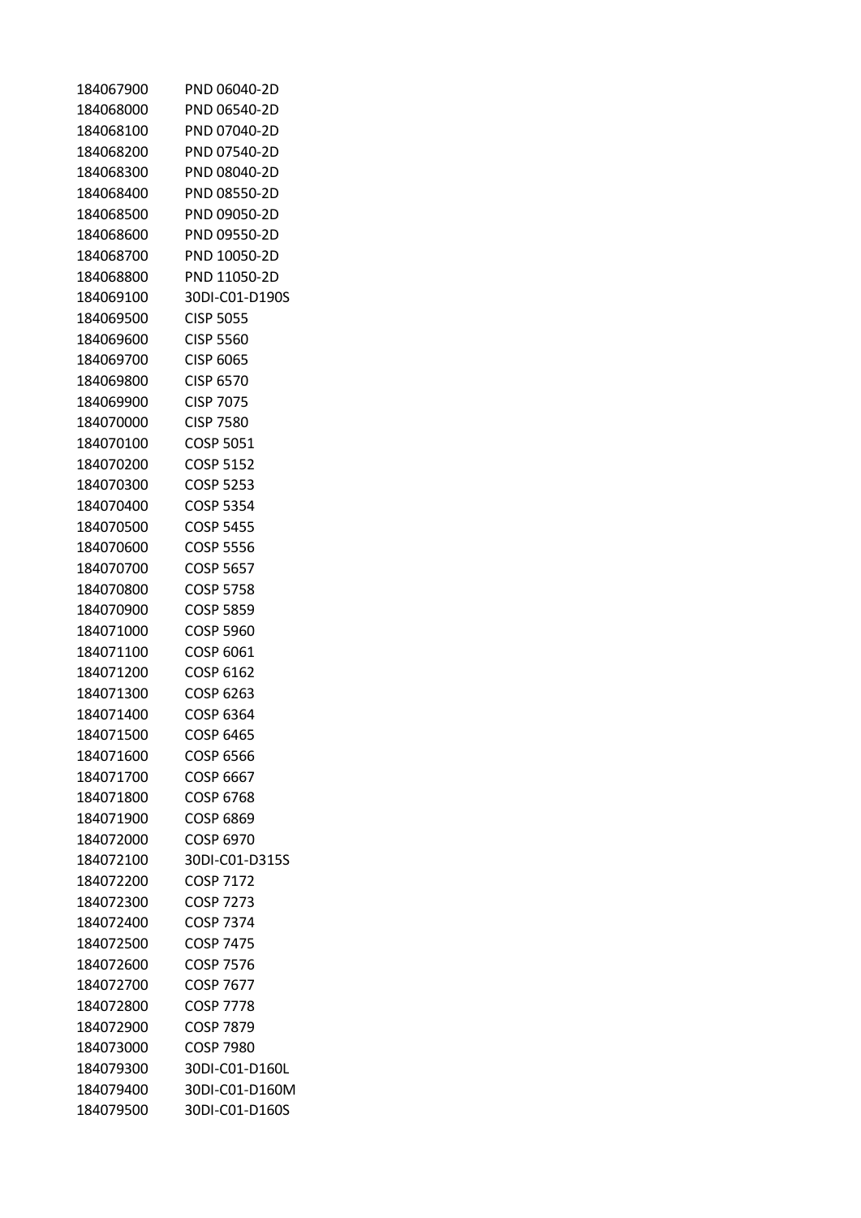| | |
|---|---|
| 184067900 | PND 06040-2D |
| 184068000 | PND 06540-2D |
| 184068100 | PND 07040-2D |
| 184068200 | PND 07540-2D |
| 184068300 | PND 08040-2D |
| 184068400 | PND 08550-2D |
| 184068500 | PND 09050-2D |
| 184068600 | PND 09550-2D |
| 184068700 | PND 10050-2D |
| 184068800 | PND 11050-2D |
| 184069100 | 30DI-C01-D190S |
| 184069500 | CISP 5055 |
| 184069600 | CISP 5560 |
| 184069700 | CISP 6065 |
| 184069800 | CISP 6570 |
| 184069900 | CISP 7075 |
| 184070000 | CISP 7580 |
| 184070100 | COSP 5051 |
| 184070200 | COSP 5152 |
| 184070300 | COSP 5253 |
| 184070400 | COSP 5354 |
| 184070500 | COSP 5455 |
| 184070600 | COSP 5556 |
| 184070700 | COSP 5657 |
| 184070800 | COSP 5758 |
| 184070900 | COSP 5859 |
| 184071000 | COSP 5960 |
| 184071100 | COSP 6061 |
| 184071200 | COSP 6162 |
| 184071300 | COSP 6263 |
| 184071400 | COSP 6364 |
| 184071500 | COSP 6465 |
| 184071600 | COSP 6566 |
| 184071700 | COSP 6667 |
| 184071800 | COSP 6768 |
| 184071900 | COSP 6869 |
| 184072000 | COSP 6970 |
| 184072100 | 30DI-C01-D315S |
| 184072200 | COSP 7172 |
| 184072300 | COSP 7273 |
| 184072400 | COSP 7374 |
| 184072500 | COSP 7475 |
| 184072600 | COSP 7576 |
| 184072700 | COSP 7677 |
| 184072800 | COSP 7778 |
| 184072900 | COSP 7879 |
| 184073000 | COSP 7980 |
| 184079300 | 30DI-C01-D160L |
| 184079400 | 30DI-C01-D160M |
| 184079500 | 30DI-C01-D160S |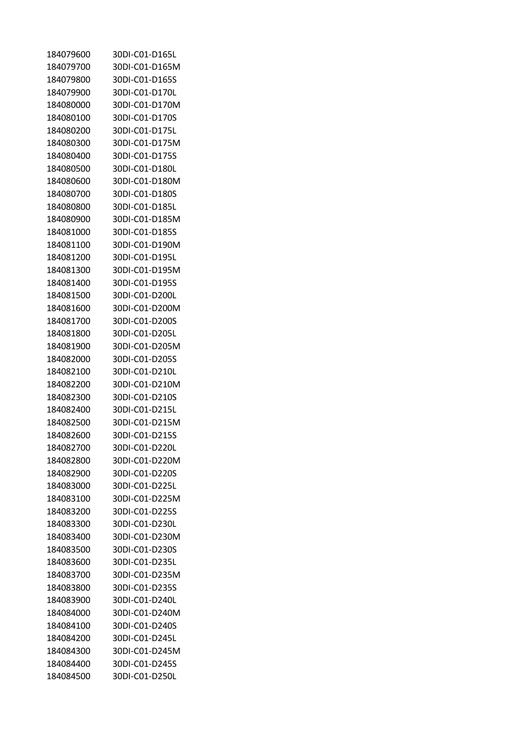| | |
|---|---|
| 184079600 | 30DI-C01-D165L |
| 184079700 | 30DI-C01-D165M |
| 184079800 | 30DI-C01-D165S |
| 184079900 | 30DI-C01-D170L |
| 184080000 | 30DI-C01-D170M |
| 184080100 | 30DI-C01-D170S |
| 184080200 | 30DI-C01-D175L |
| 184080300 | 30DI-C01-D175M |
| 184080400 | 30DI-C01-D175S |
| 184080500 | 30DI-C01-D180L |
| 184080600 | 30DI-C01-D180M |
| 184080700 | 30DI-C01-D180S |
| 184080800 | 30DI-C01-D185L |
| 184080900 | 30DI-C01-D185M |
| 184081000 | 30DI-C01-D185S |
| 184081100 | 30DI-C01-D190M |
| 184081200 | 30DI-C01-D195L |
| 184081300 | 30DI-C01-D195M |
| 184081400 | 30DI-C01-D195S |
| 184081500 | 30DI-C01-D200L |
| 184081600 | 30DI-C01-D200M |
| 184081700 | 30DI-C01-D200S |
| 184081800 | 30DI-C01-D205L |
| 184081900 | 30DI-C01-D205M |
| 184082000 | 30DI-C01-D205S |
| 184082100 | 30DI-C01-D210L |
| 184082200 | 30DI-C01-D210M |
| 184082300 | 30DI-C01-D210S |
| 184082400 | 30DI-C01-D215L |
| 184082500 | 30DI-C01-D215M |
| 184082600 | 30DI-C01-D215S |
| 184082700 | 30DI-C01-D220L |
| 184082800 | 30DI-C01-D220M |
| 184082900 | 30DI-C01-D220S |
| 184083000 | 30DI-C01-D225L |
| 184083100 | 30DI-C01-D225M |
| 184083200 | 30DI-C01-D225S |
| 184083300 | 30DI-C01-D230L |
| 184083400 | 30DI-C01-D230M |
| 184083500 | 30DI-C01-D230S |
| 184083600 | 30DI-C01-D235L |
| 184083700 | 30DI-C01-D235M |
| 184083800 | 30DI-C01-D235S |
| 184083900 | 30DI-C01-D240L |
| 184084000 | 30DI-C01-D240M |
| 184084100 | 30DI-C01-D240S |
| 184084200 | 30DI-C01-D245L |
| 184084300 | 30DI-C01-D245M |
| 184084400 | 30DI-C01-D245S |
| 184084500 | 30DI-C01-D250L |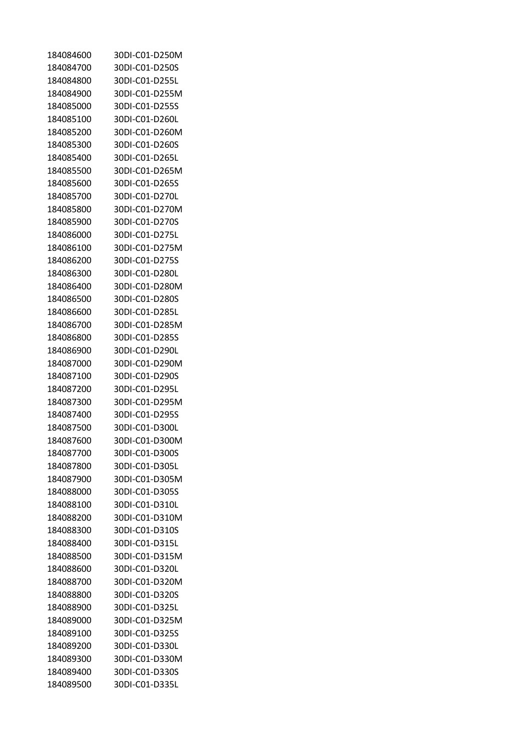| | |
|---|---|
| 184084600 | 30DI-C01-D250M |
| 184084700 | 30DI-C01-D250S |
| 184084800 | 30DI-C01-D255L |
| 184084900 | 30DI-C01-D255M |
| 184085000 | 30DI-C01-D255S |
| 184085100 | 30DI-C01-D260L |
| 184085200 | 30DI-C01-D260M |
| 184085300 | 30DI-C01-D260S |
| 184085400 | 30DI-C01-D265L |
| 184085500 | 30DI-C01-D265M |
| 184085600 | 30DI-C01-D265S |
| 184085700 | 30DI-C01-D270L |
| 184085800 | 30DI-C01-D270M |
| 184085900 | 30DI-C01-D270S |
| 184086000 | 30DI-C01-D275L |
| 184086100 | 30DI-C01-D275M |
| 184086200 | 30DI-C01-D275S |
| 184086300 | 30DI-C01-D280L |
| 184086400 | 30DI-C01-D280M |
| 184086500 | 30DI-C01-D280S |
| 184086600 | 30DI-C01-D285L |
| 184086700 | 30DI-C01-D285M |
| 184086800 | 30DI-C01-D285S |
| 184086900 | 30DI-C01-D290L |
| 184087000 | 30DI-C01-D290M |
| 184087100 | 30DI-C01-D290S |
| 184087200 | 30DI-C01-D295L |
| 184087300 | 30DI-C01-D295M |
| 184087400 | 30DI-C01-D295S |
| 184087500 | 30DI-C01-D300L |
| 184087600 | 30DI-C01-D300M |
| 184087700 | 30DI-C01-D300S |
| 184087800 | 30DI-C01-D305L |
| 184087900 | 30DI-C01-D305M |
| 184088000 | 30DI-C01-D305S |
| 184088100 | 30DI-C01-D310L |
| 184088200 | 30DI-C01-D310M |
| 184088300 | 30DI-C01-D310S |
| 184088400 | 30DI-C01-D315L |
| 184088500 | 30DI-C01-D315M |
| 184088600 | 30DI-C01-D320L |
| 184088700 | 30DI-C01-D320M |
| 184088800 | 30DI-C01-D320S |
| 184088900 | 30DI-C01-D325L |
| 184089000 | 30DI-C01-D325M |
| 184089100 | 30DI-C01-D325S |
| 184089200 | 30DI-C01-D330L |
| 184089300 | 30DI-C01-D330M |
| 184089400 | 30DI-C01-D330S |
| 184089500 | 30DI-C01-D335L |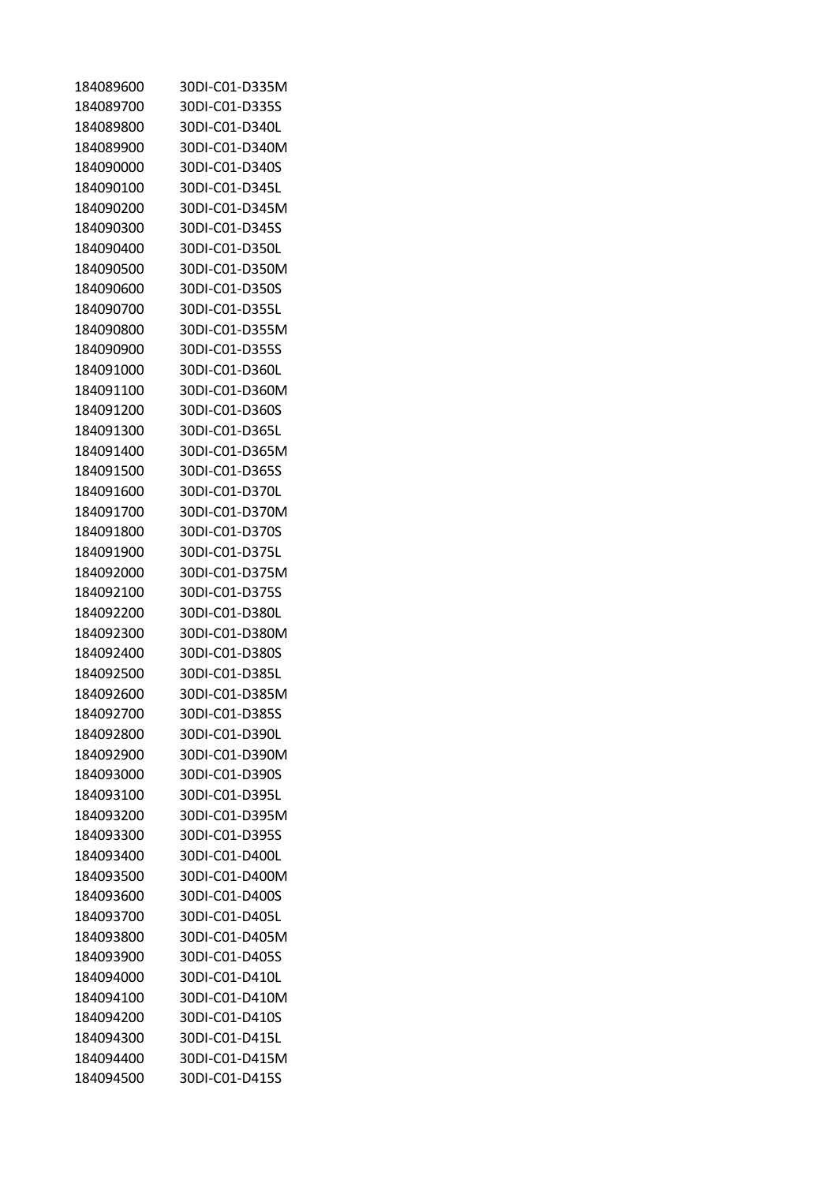| | |
|---|---|
| 184089600 | 30DI-C01-D335M |
| 184089700 | 30DI-C01-D335S |
| 184089800 | 30DI-C01-D340L |
| 184089900 | 30DI-C01-D340M |
| 184090000 | 30DI-C01-D340S |
| 184090100 | 30DI-C01-D345L |
| 184090200 | 30DI-C01-D345M |
| 184090300 | 30DI-C01-D345S |
| 184090400 | 30DI-C01-D350L |
| 184090500 | 30DI-C01-D350M |
| 184090600 | 30DI-C01-D350S |
| 184090700 | 30DI-C01-D355L |
| 184090800 | 30DI-C01-D355M |
| 184090900 | 30DI-C01-D355S |
| 184091000 | 30DI-C01-D360L |
| 184091100 | 30DI-C01-D360M |
| 184091200 | 30DI-C01-D360S |
| 184091300 | 30DI-C01-D365L |
| 184091400 | 30DI-C01-D365M |
| 184091500 | 30DI-C01-D365S |
| 184091600 | 30DI-C01-D370L |
| 184091700 | 30DI-C01-D370M |
| 184091800 | 30DI-C01-D370S |
| 184091900 | 30DI-C01-D375L |
| 184092000 | 30DI-C01-D375M |
| 184092100 | 30DI-C01-D375S |
| 184092200 | 30DI-C01-D380L |
| 184092300 | 30DI-C01-D380M |
| 184092400 | 30DI-C01-D380S |
| 184092500 | 30DI-C01-D385L |
| 184092600 | 30DI-C01-D385M |
| 184092700 | 30DI-C01-D385S |
| 184092800 | 30DI-C01-D390L |
| 184092900 | 30DI-C01-D390M |
| 184093000 | 30DI-C01-D390S |
| 184093100 | 30DI-C01-D395L |
| 184093200 | 30DI-C01-D395M |
| 184093300 | 30DI-C01-D395S |
| 184093400 | 30DI-C01-D400L |
| 184093500 | 30DI-C01-D400M |
| 184093600 | 30DI-C01-D400S |
| 184093700 | 30DI-C01-D405L |
| 184093800 | 30DI-C01-D405M |
| 184093900 | 30DI-C01-D405S |
| 184094000 | 30DI-C01-D410L |
| 184094100 | 30DI-C01-D410M |
| 184094200 | 30DI-C01-D410S |
| 184094300 | 30DI-C01-D415L |
| 184094400 | 30DI-C01-D415M |
| 184094500 | 30DI-C01-D415S |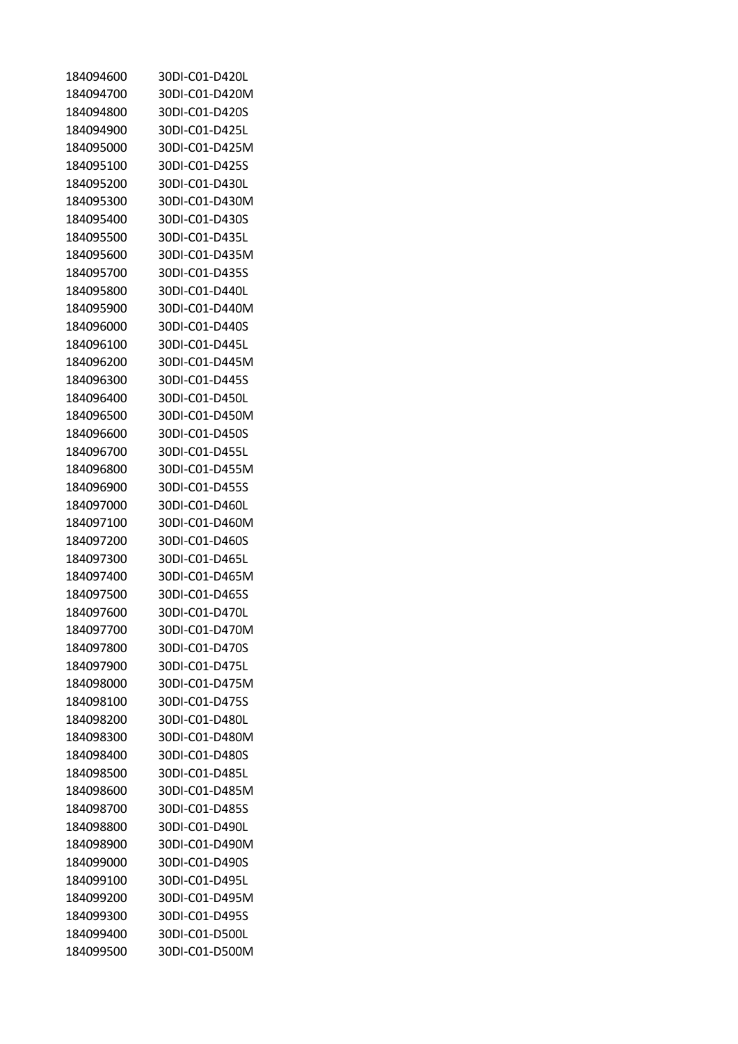| | |
|---|---|
| 184094600 | 30DI-C01-D420L |
| 184094700 | 30DI-C01-D420M |
| 184094800 | 30DI-C01-D420S |
| 184094900 | 30DI-C01-D425L |
| 184095000 | 30DI-C01-D425M |
| 184095100 | 30DI-C01-D425S |
| 184095200 | 30DI-C01-D430L |
| 184095300 | 30DI-C01-D430M |
| 184095400 | 30DI-C01-D430S |
| 184095500 | 30DI-C01-D435L |
| 184095600 | 30DI-C01-D435M |
| 184095700 | 30DI-C01-D435S |
| 184095800 | 30DI-C01-D440L |
| 184095900 | 30DI-C01-D440M |
| 184096000 | 30DI-C01-D440S |
| 184096100 | 30DI-C01-D445L |
| 184096200 | 30DI-C01-D445M |
| 184096300 | 30DI-C01-D445S |
| 184096400 | 30DI-C01-D450L |
| 184096500 | 30DI-C01-D450M |
| 184096600 | 30DI-C01-D450S |
| 184096700 | 30DI-C01-D455L |
| 184096800 | 30DI-C01-D455M |
| 184096900 | 30DI-C01-D455S |
| 184097000 | 30DI-C01-D460L |
| 184097100 | 30DI-C01-D460M |
| 184097200 | 30DI-C01-D460S |
| 184097300 | 30DI-C01-D465L |
| 184097400 | 30DI-C01-D465M |
| 184097500 | 30DI-C01-D465S |
| 184097600 | 30DI-C01-D470L |
| 184097700 | 30DI-C01-D470M |
| 184097800 | 30DI-C01-D470S |
| 184097900 | 30DI-C01-D475L |
| 184098000 | 30DI-C01-D475M |
| 184098100 | 30DI-C01-D475S |
| 184098200 | 30DI-C01-D480L |
| 184098300 | 30DI-C01-D480M |
| 184098400 | 30DI-C01-D480S |
| 184098500 | 30DI-C01-D485L |
| 184098600 | 30DI-C01-D485M |
| 184098700 | 30DI-C01-D485S |
| 184098800 | 30DI-C01-D490L |
| 184098900 | 30DI-C01-D490M |
| 184099000 | 30DI-C01-D490S |
| 184099100 | 30DI-C01-D495L |
| 184099200 | 30DI-C01-D495M |
| 184099300 | 30DI-C01-D495S |
| 184099400 | 30DI-C01-D500L |
| 184099500 | 30DI-C01-D500M |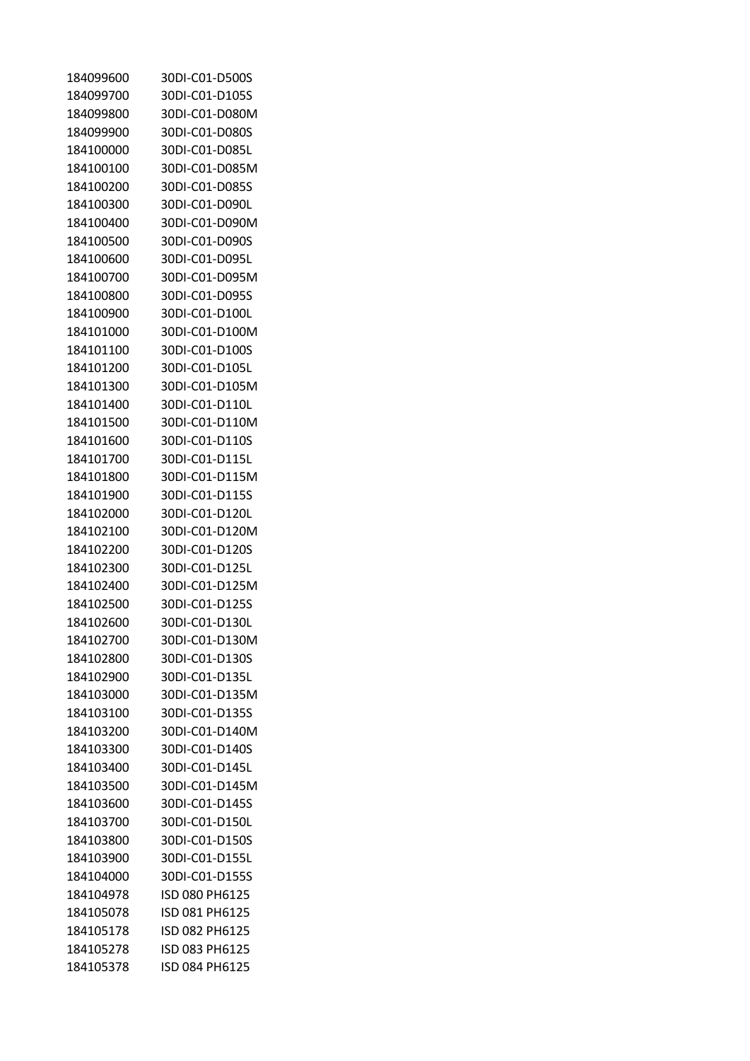| | |
|---|---|
| 184099600 | 30DI-C01-D500S |
| 184099700 | 30DI-C01-D105S |
| 184099800 | 30DI-C01-D080M |
| 184099900 | 30DI-C01-D080S |
| 184100000 | 30DI-C01-D085L |
| 184100100 | 30DI-C01-D085M |
| 184100200 | 30DI-C01-D085S |
| 184100300 | 30DI-C01-D090L |
| 184100400 | 30DI-C01-D090M |
| 184100500 | 30DI-C01-D090S |
| 184100600 | 30DI-C01-D095L |
| 184100700 | 30DI-C01-D095M |
| 184100800 | 30DI-C01-D095S |
| 184100900 | 30DI-C01-D100L |
| 184101000 | 30DI-C01-D100M |
| 184101100 | 30DI-C01-D100S |
| 184101200 | 30DI-C01-D105L |
| 184101300 | 30DI-C01-D105M |
| 184101400 | 30DI-C01-D110L |
| 184101500 | 30DI-C01-D110M |
| 184101600 | 30DI-C01-D110S |
| 184101700 | 30DI-C01-D115L |
| 184101800 | 30DI-C01-D115M |
| 184101900 | 30DI-C01-D115S |
| 184102000 | 30DI-C01-D120L |
| 184102100 | 30DI-C01-D120M |
| 184102200 | 30DI-C01-D120S |
| 184102300 | 30DI-C01-D125L |
| 184102400 | 30DI-C01-D125M |
| 184102500 | 30DI-C01-D125S |
| 184102600 | 30DI-C01-D130L |
| 184102700 | 30DI-C01-D130M |
| 184102800 | 30DI-C01-D130S |
| 184102900 | 30DI-C01-D135L |
| 184103000 | 30DI-C01-D135M |
| 184103100 | 30DI-C01-D135S |
| 184103200 | 30DI-C01-D140M |
| 184103300 | 30DI-C01-D140S |
| 184103400 | 30DI-C01-D145L |
| 184103500 | 30DI-C01-D145M |
| 184103600 | 30DI-C01-D145S |
| 184103700 | 30DI-C01-D150L |
| 184103800 | 30DI-C01-D150S |
| 184103900 | 30DI-C01-D155L |
| 184104000 | 30DI-C01-D155S |
| 184104978 | ISD 080 PH6125 |
| 184105078 | ISD 081 PH6125 |
| 184105178 | ISD 082 PH6125 |
| 184105278 | ISD 083 PH6125 |
| 184105378 | ISD 084 PH6125 |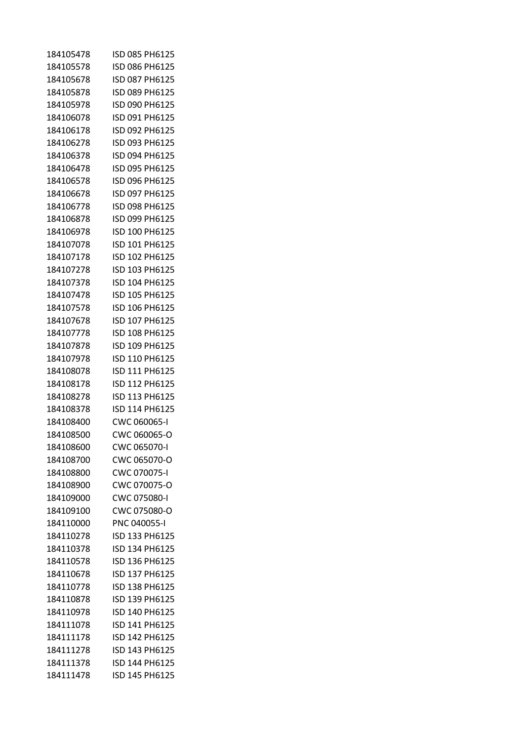| | |
|---|---|
| 184105478 | ISD 085 PH6125 |
| 184105578 | ISD 086 PH6125 |
| 184105678 | ISD 087 PH6125 |
| 184105878 | ISD 089 PH6125 |
| 184105978 | ISD 090 PH6125 |
| 184106078 | ISD 091 PH6125 |
| 184106178 | ISD 092 PH6125 |
| 184106278 | ISD 093 PH6125 |
| 184106378 | ISD 094 PH6125 |
| 184106478 | ISD 095 PH6125 |
| 184106578 | ISD 096 PH6125 |
| 184106678 | ISD 097 PH6125 |
| 184106778 | ISD 098 PH6125 |
| 184106878 | ISD 099 PH6125 |
| 184106978 | ISD 100 PH6125 |
| 184107078 | ISD 101 PH6125 |
| 184107178 | ISD 102 PH6125 |
| 184107278 | ISD 103 PH6125 |
| 184107378 | ISD 104 PH6125 |
| 184107478 | ISD 105 PH6125 |
| 184107578 | ISD 106 PH6125 |
| 184107678 | ISD 107 PH6125 |
| 184107778 | ISD 108 PH6125 |
| 184107878 | ISD 109 PH6125 |
| 184107978 | ISD 110 PH6125 |
| 184108078 | ISD 111 PH6125 |
| 184108178 | ISD 112 PH6125 |
| 184108278 | ISD 113 PH6125 |
| 184108378 | ISD 114 PH6125 |
| 184108400 | CWC 060065-I |
| 184108500 | CWC 060065-O |
| 184108600 | CWC 065070-I |
| 184108700 | CWC 065070-O |
| 184108800 | CWC 070075-I |
| 184108900 | CWC 070075-O |
| 184109000 | CWC 075080-I |
| 184109100 | CWC 075080-O |
| 184110000 | PNC 040055-I |
| 184110278 | ISD 133 PH6125 |
| 184110378 | ISD 134 PH6125 |
| 184110578 | ISD 136 PH6125 |
| 184110678 | ISD 137 PH6125 |
| 184110778 | ISD 138 PH6125 |
| 184110878 | ISD 139 PH6125 |
| 184110978 | ISD 140 PH6125 |
| 184111078 | ISD 141 PH6125 |
| 184111178 | ISD 142 PH6125 |
| 184111278 | ISD 143 PH6125 |
| 184111378 | ISD 144 PH6125 |
| 184111478 | ISD 145 PH6125 |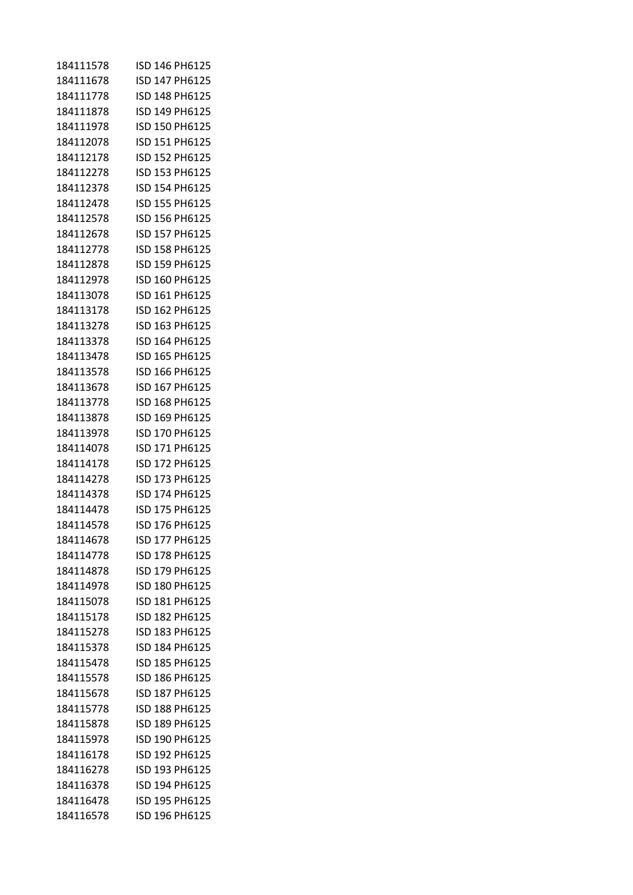184111578 ISD 146 PH6125
184111678 ISD 147 PH6125
184111778 ISD 148 PH6125
184111878 ISD 149 PH6125
184111978 ISD 150 PH6125
184112078 ISD 151 PH6125
184112178 ISD 152 PH6125
184112278 ISD 153 PH6125
184112378 ISD 154 PH6125
184112478 ISD 155 PH6125
184112578 ISD 156 PH6125
184112678 ISD 157 PH6125
184112778 ISD 158 PH6125
184112878 ISD 159 PH6125
184112978 ISD 160 PH6125
184113078 ISD 161 PH6125
184113178 ISD 162 PH6125
184113278 ISD 163 PH6125
184113378 ISD 164 PH6125
184113478 ISD 165 PH6125
184113578 ISD 166 PH6125
184113678 ISD 167 PH6125
184113778 ISD 168 PH6125
184113878 ISD 169 PH6125
184113978 ISD 170 PH6125
184114078 ISD 171 PH6125
184114178 ISD 172 PH6125
184114278 ISD 173 PH6125
184114378 ISD 174 PH6125
184114478 ISD 175 PH6125
184114578 ISD 176 PH6125
184114678 ISD 177 PH6125
184114778 ISD 178 PH6125
184114878 ISD 179 PH6125
184114978 ISD 180 PH6125
184115078 ISD 181 PH6125
184115178 ISD 182 PH6125
184115278 ISD 183 PH6125
184115378 ISD 184 PH6125
184115478 ISD 185 PH6125
184115578 ISD 186 PH6125
184115678 ISD 187 PH6125
184115778 ISD 188 PH6125
184115878 ISD 189 PH6125
184115978 ISD 190 PH6125
184116178 ISD 192 PH6125
184116278 ISD 193 PH6125
184116378 ISD 194 PH6125
184116478 ISD 195 PH6125
184116578 ISD 196 PH6125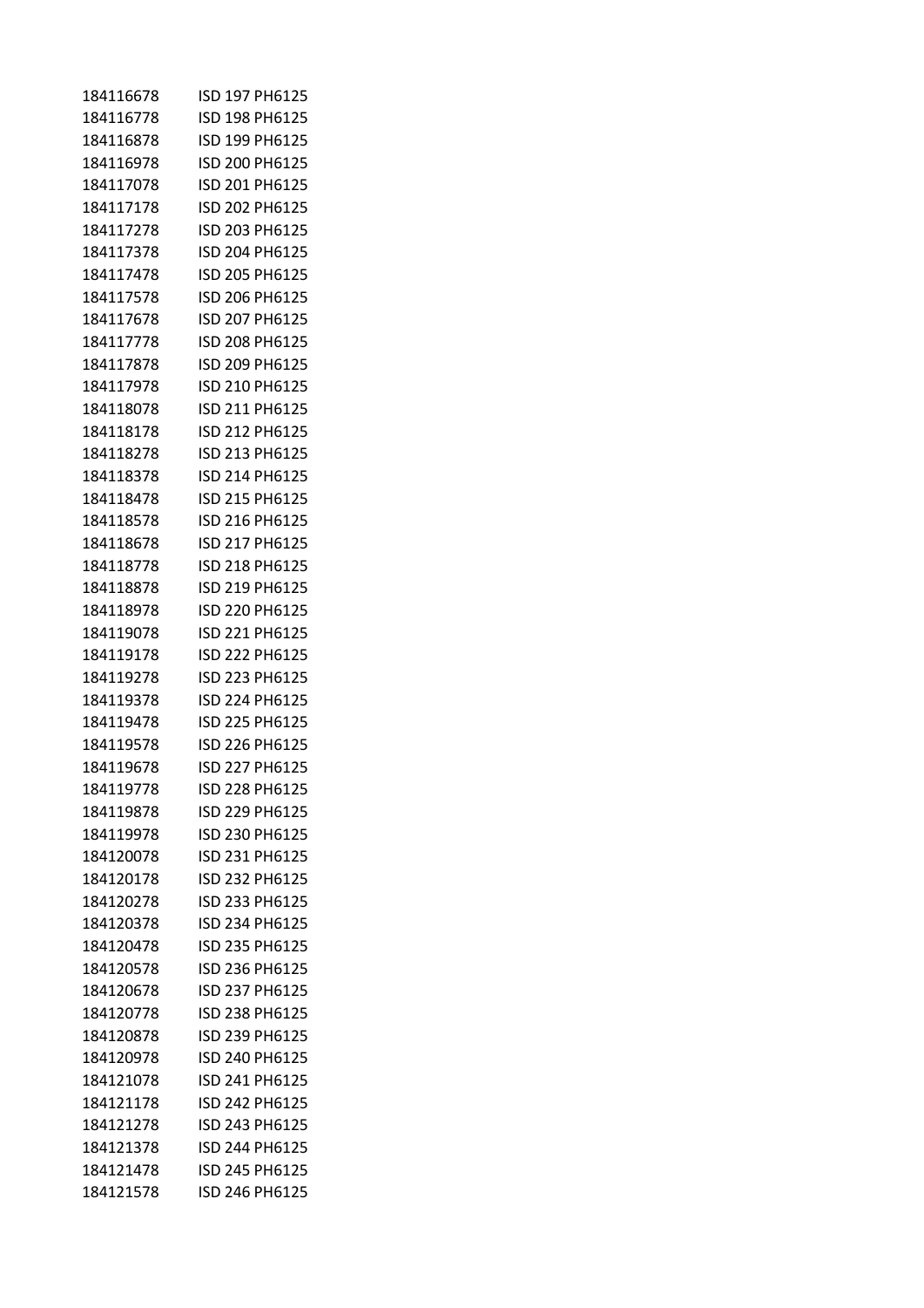| | |
|---|---|
| 184116678 | ISD 197 PH6125 |
| 184116778 | ISD 198 PH6125 |
| 184116878 | ISD 199 PH6125 |
| 184116978 | ISD 200 PH6125 |
| 184117078 | ISD 201 PH6125 |
| 184117178 | ISD 202 PH6125 |
| 184117278 | ISD 203 PH6125 |
| 184117378 | ISD 204 PH6125 |
| 184117478 | ISD 205 PH6125 |
| 184117578 | ISD 206 PH6125 |
| 184117678 | ISD 207 PH6125 |
| 184117778 | ISD 208 PH6125 |
| 184117878 | ISD 209 PH6125 |
| 184117978 | ISD 210 PH6125 |
| 184118078 | ISD 211 PH6125 |
| 184118178 | ISD 212 PH6125 |
| 184118278 | ISD 213 PH6125 |
| 184118378 | ISD 214 PH6125 |
| 184118478 | ISD 215 PH6125 |
| 184118578 | ISD 216 PH6125 |
| 184118678 | ISD 217 PH6125 |
| 184118778 | ISD 218 PH6125 |
| 184118878 | ISD 219 PH6125 |
| 184118978 | ISD 220 PH6125 |
| 184119078 | ISD 221 PH6125 |
| 184119178 | ISD 222 PH6125 |
| 184119278 | ISD 223 PH6125 |
| 184119378 | ISD 224 PH6125 |
| 184119478 | ISD 225 PH6125 |
| 184119578 | ISD 226 PH6125 |
| 184119678 | ISD 227 PH6125 |
| 184119778 | ISD 228 PH6125 |
| 184119878 | ISD 229 PH6125 |
| 184119978 | ISD 230 PH6125 |
| 184120078 | ISD 231 PH6125 |
| 184120178 | ISD 232 PH6125 |
| 184120278 | ISD 233 PH6125 |
| 184120378 | ISD 234 PH6125 |
| 184120478 | ISD 235 PH6125 |
| 184120578 | ISD 236 PH6125 |
| 184120678 | ISD 237 PH6125 |
| 184120778 | ISD 238 PH6125 |
| 184120878 | ISD 239 PH6125 |
| 184120978 | ISD 240 PH6125 |
| 184121078 | ISD 241 PH6125 |
| 184121178 | ISD 242 PH6125 |
| 184121278 | ISD 243 PH6125 |
| 184121378 | ISD 244 PH6125 |
| 184121478 | ISD 245 PH6125 |
| 184121578 | ISD 246 PH6125 |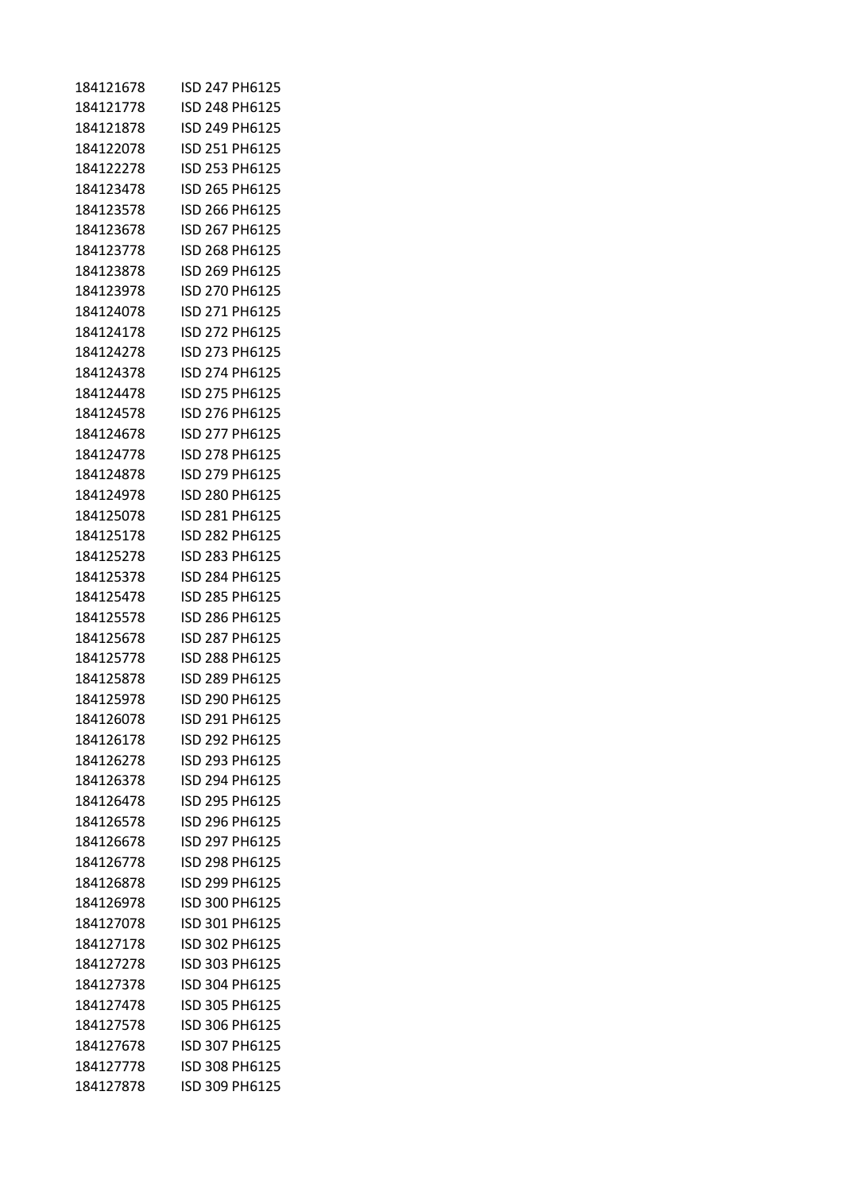| | |
|---|---|
| 184121678 | ISD 247 PH6125 |
| 184121778 | ISD 248 PH6125 |
| 184121878 | ISD 249 PH6125 |
| 184122078 | ISD 251 PH6125 |
| 184122278 | ISD 253 PH6125 |
| 184123478 | ISD 265 PH6125 |
| 184123578 | ISD 266 PH6125 |
| 184123678 | ISD 267 PH6125 |
| 184123778 | ISD 268 PH6125 |
| 184123878 | ISD 269 PH6125 |
| 184123978 | ISD 270 PH6125 |
| 184124078 | ISD 271 PH6125 |
| 184124178 | ISD 272 PH6125 |
| 184124278 | ISD 273 PH6125 |
| 184124378 | ISD 274 PH6125 |
| 184124478 | ISD 275 PH6125 |
| 184124578 | ISD 276 PH6125 |
| 184124678 | ISD 277 PH6125 |
| 184124778 | ISD 278 PH6125 |
| 184124878 | ISD 279 PH6125 |
| 184124978 | ISD 280 PH6125 |
| 184125078 | ISD 281 PH6125 |
| 184125178 | ISD 282 PH6125 |
| 184125278 | ISD 283 PH6125 |
| 184125378 | ISD 284 PH6125 |
| 184125478 | ISD 285 PH6125 |
| 184125578 | ISD 286 PH6125 |
| 184125678 | ISD 287 PH6125 |
| 184125778 | ISD 288 PH6125 |
| 184125878 | ISD 289 PH6125 |
| 184125978 | ISD 290 PH6125 |
| 184126078 | ISD 291 PH6125 |
| 184126178 | ISD 292 PH6125 |
| 184126278 | ISD 293 PH6125 |
| 184126378 | ISD 294 PH6125 |
| 184126478 | ISD 295 PH6125 |
| 184126578 | ISD 296 PH6125 |
| 184126678 | ISD 297 PH6125 |
| 184126778 | ISD 298 PH6125 |
| 184126878 | ISD 299 PH6125 |
| 184126978 | ISD 300 PH6125 |
| 184127078 | ISD 301 PH6125 |
| 184127178 | ISD 302 PH6125 |
| 184127278 | ISD 303 PH6125 |
| 184127378 | ISD 304 PH6125 |
| 184127478 | ISD 305 PH6125 |
| 184127578 | ISD 306 PH6125 |
| 184127678 | ISD 307 PH6125 |
| 184127778 | ISD 308 PH6125 |
| 184127878 | ISD 309 PH6125 |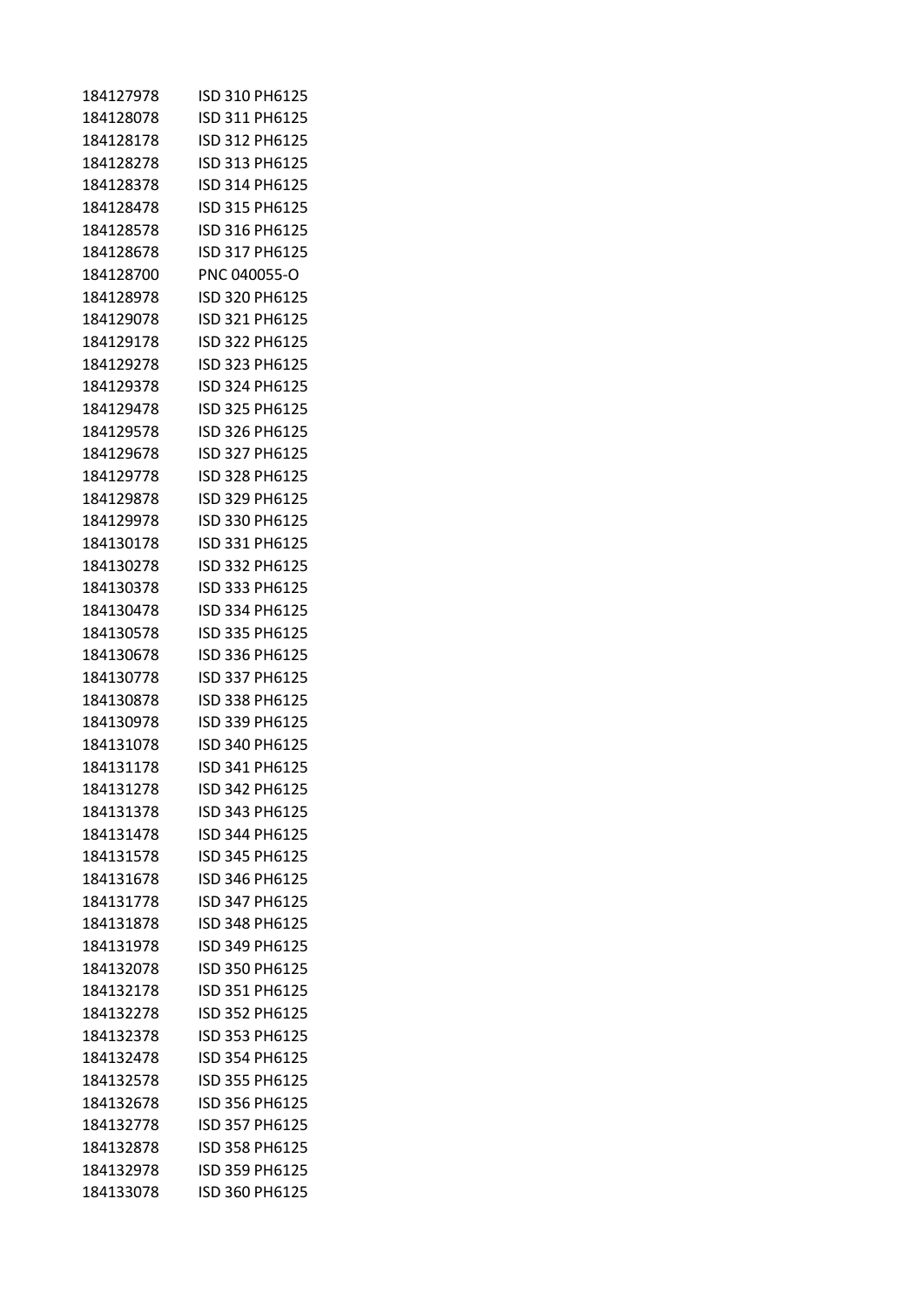| | |
|---|---|
| 184127978 | ISD 310 PH6125 |
| 184128078 | ISD 311 PH6125 |
| 184128178 | ISD 312 PH6125 |
| 184128278 | ISD 313 PH6125 |
| 184128378 | ISD 314 PH6125 |
| 184128478 | ISD 315 PH6125 |
| 184128578 | ISD 316 PH6125 |
| 184128678 | ISD 317 PH6125 |
| 184128700 | PNC 040055-O |
| 184128978 | ISD 320 PH6125 |
| 184129078 | ISD 321 PH6125 |
| 184129178 | ISD 322 PH6125 |
| 184129278 | ISD 323 PH6125 |
| 184129378 | ISD 324 PH6125 |
| 184129478 | ISD 325 PH6125 |
| 184129578 | ISD 326 PH6125 |
| 184129678 | ISD 327 PH6125 |
| 184129778 | ISD 328 PH6125 |
| 184129878 | ISD 329 PH6125 |
| 184129978 | ISD 330 PH6125 |
| 184130178 | ISD 331 PH6125 |
| 184130278 | ISD 332 PH6125 |
| 184130378 | ISD 333 PH6125 |
| 184130478 | ISD 334 PH6125 |
| 184130578 | ISD 335 PH6125 |
| 184130678 | ISD 336 PH6125 |
| 184130778 | ISD 337 PH6125 |
| 184130878 | ISD 338 PH6125 |
| 184130978 | ISD 339 PH6125 |
| 184131078 | ISD 340 PH6125 |
| 184131178 | ISD 341 PH6125 |
| 184131278 | ISD 342 PH6125 |
| 184131378 | ISD 343 PH6125 |
| 184131478 | ISD 344 PH6125 |
| 184131578 | ISD 345 PH6125 |
| 184131678 | ISD 346 PH6125 |
| 184131778 | ISD 347 PH6125 |
| 184131878 | ISD 348 PH6125 |
| 184131978 | ISD 349 PH6125 |
| 184132078 | ISD 350 PH6125 |
| 184132178 | ISD 351 PH6125 |
| 184132278 | ISD 352 PH6125 |
| 184132378 | ISD 353 PH6125 |
| 184132478 | ISD 354 PH6125 |
| 184132578 | ISD 355 PH6125 |
| 184132678 | ISD 356 PH6125 |
| 184132778 | ISD 357 PH6125 |
| 184132878 | ISD 358 PH6125 |
| 184132978 | ISD 359 PH6125 |
| 184133078 | ISD 360 PH6125 |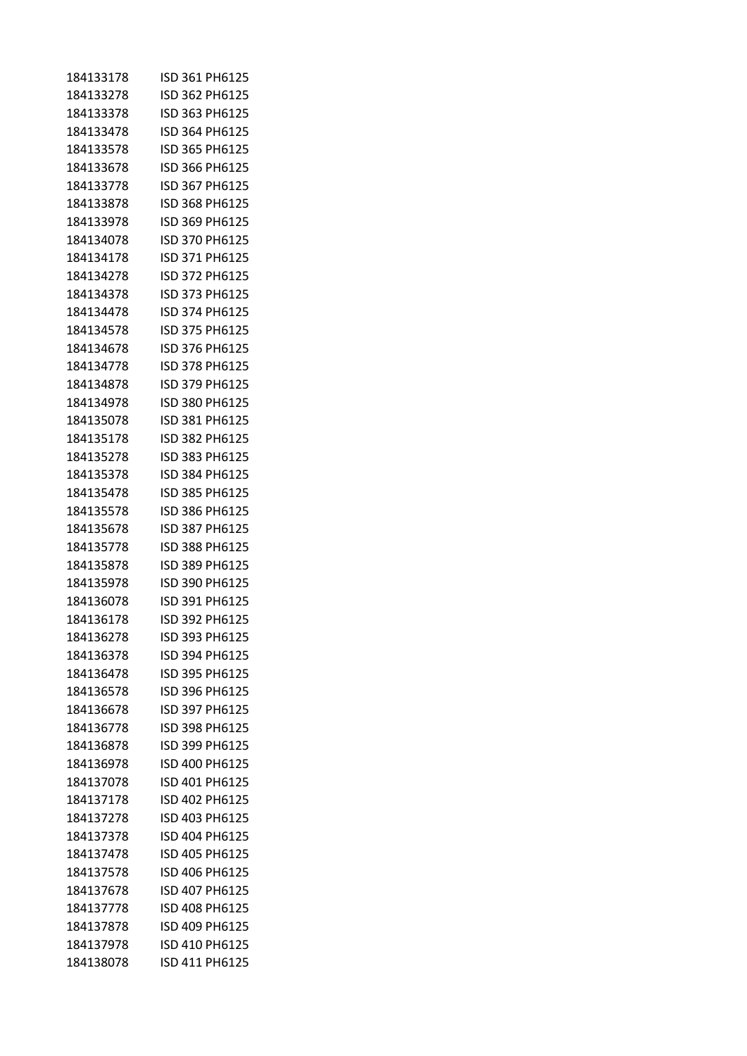| | |
|---|---|
| 184133178 | ISD 361 PH6125 |
| 184133278 | ISD 362 PH6125 |
| 184133378 | ISD 363 PH6125 |
| 184133478 | ISD 364 PH6125 |
| 184133578 | ISD 365 PH6125 |
| 184133678 | ISD 366 PH6125 |
| 184133778 | ISD 367 PH6125 |
| 184133878 | ISD 368 PH6125 |
| 184133978 | ISD 369 PH6125 |
| 184134078 | ISD 370 PH6125 |
| 184134178 | ISD 371 PH6125 |
| 184134278 | ISD 372 PH6125 |
| 184134378 | ISD 373 PH6125 |
| 184134478 | ISD 374 PH6125 |
| 184134578 | ISD 375 PH6125 |
| 184134678 | ISD 376 PH6125 |
| 184134778 | ISD 378 PH6125 |
| 184134878 | ISD 379 PH6125 |
| 184134978 | ISD 380 PH6125 |
| 184135078 | ISD 381 PH6125 |
| 184135178 | ISD 382 PH6125 |
| 184135278 | ISD 383 PH6125 |
| 184135378 | ISD 384 PH6125 |
| 184135478 | ISD 385 PH6125 |
| 184135578 | ISD 386 PH6125 |
| 184135678 | ISD 387 PH6125 |
| 184135778 | ISD 388 PH6125 |
| 184135878 | ISD 389 PH6125 |
| 184135978 | ISD 390 PH6125 |
| 184136078 | ISD 391 PH6125 |
| 184136178 | ISD 392 PH6125 |
| 184136278 | ISD 393 PH6125 |
| 184136378 | ISD 394 PH6125 |
| 184136478 | ISD 395 PH6125 |
| 184136578 | ISD 396 PH6125 |
| 184136678 | ISD 397 PH6125 |
| 184136778 | ISD 398 PH6125 |
| 184136878 | ISD 399 PH6125 |
| 184136978 | ISD 400 PH6125 |
| 184137078 | ISD 401 PH6125 |
| 184137178 | ISD 402 PH6125 |
| 184137278 | ISD 403 PH6125 |
| 184137378 | ISD 404 PH6125 |
| 184137478 | ISD 405 PH6125 |
| 184137578 | ISD 406 PH6125 |
| 184137678 | ISD 407 PH6125 |
| 184137778 | ISD 408 PH6125 |
| 184137878 | ISD 409 PH6125 |
| 184137978 | ISD 410 PH6125 |
| 184138078 | ISD 411 PH6125 |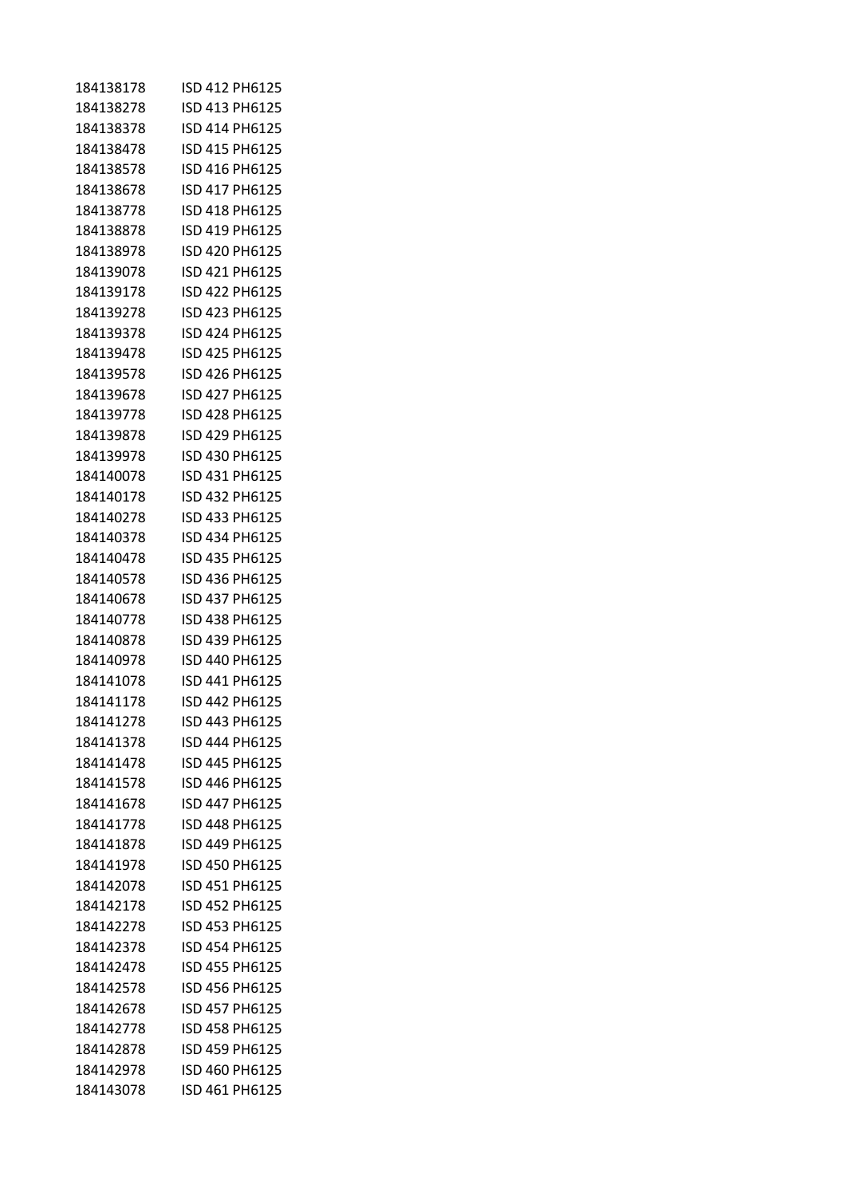| | |
|---|---|
| 184138178 | ISD 412 PH6125 |
| 184138278 | ISD 413 PH6125 |
| 184138378 | ISD 414 PH6125 |
| 184138478 | ISD 415 PH6125 |
| 184138578 | ISD 416 PH6125 |
| 184138678 | ISD 417 PH6125 |
| 184138778 | ISD 418 PH6125 |
| 184138878 | ISD 419 PH6125 |
| 184138978 | ISD 420 PH6125 |
| 184139078 | ISD 421 PH6125 |
| 184139178 | ISD 422 PH6125 |
| 184139278 | ISD 423 PH6125 |
| 184139378 | ISD 424 PH6125 |
| 184139478 | ISD 425 PH6125 |
| 184139578 | ISD 426 PH6125 |
| 184139678 | ISD 427 PH6125 |
| 184139778 | ISD 428 PH6125 |
| 184139878 | ISD 429 PH6125 |
| 184139978 | ISD 430 PH6125 |
| 184140078 | ISD 431 PH6125 |
| 184140178 | ISD 432 PH6125 |
| 184140278 | ISD 433 PH6125 |
| 184140378 | ISD 434 PH6125 |
| 184140478 | ISD 435 PH6125 |
| 184140578 | ISD 436 PH6125 |
| 184140678 | ISD 437 PH6125 |
| 184140778 | ISD 438 PH6125 |
| 184140878 | ISD 439 PH6125 |
| 184140978 | ISD 440 PH6125 |
| 184141078 | ISD 441 PH6125 |
| 184141178 | ISD 442 PH6125 |
| 184141278 | ISD 443 PH6125 |
| 184141378 | ISD 444 PH6125 |
| 184141478 | ISD 445 PH6125 |
| 184141578 | ISD 446 PH6125 |
| 184141678 | ISD 447 PH6125 |
| 184141778 | ISD 448 PH6125 |
| 184141878 | ISD 449 PH6125 |
| 184141978 | ISD 450 PH6125 |
| 184142078 | ISD 451 PH6125 |
| 184142178 | ISD 452 PH6125 |
| 184142278 | ISD 453 PH6125 |
| 184142378 | ISD 454 PH6125 |
| 184142478 | ISD 455 PH6125 |
| 184142578 | ISD 456 PH6125 |
| 184142678 | ISD 457 PH6125 |
| 184142778 | ISD 458 PH6125 |
| 184142878 | ISD 459 PH6125 |
| 184142978 | ISD 460 PH6125 |
| 184143078 | ISD 461 PH6125 |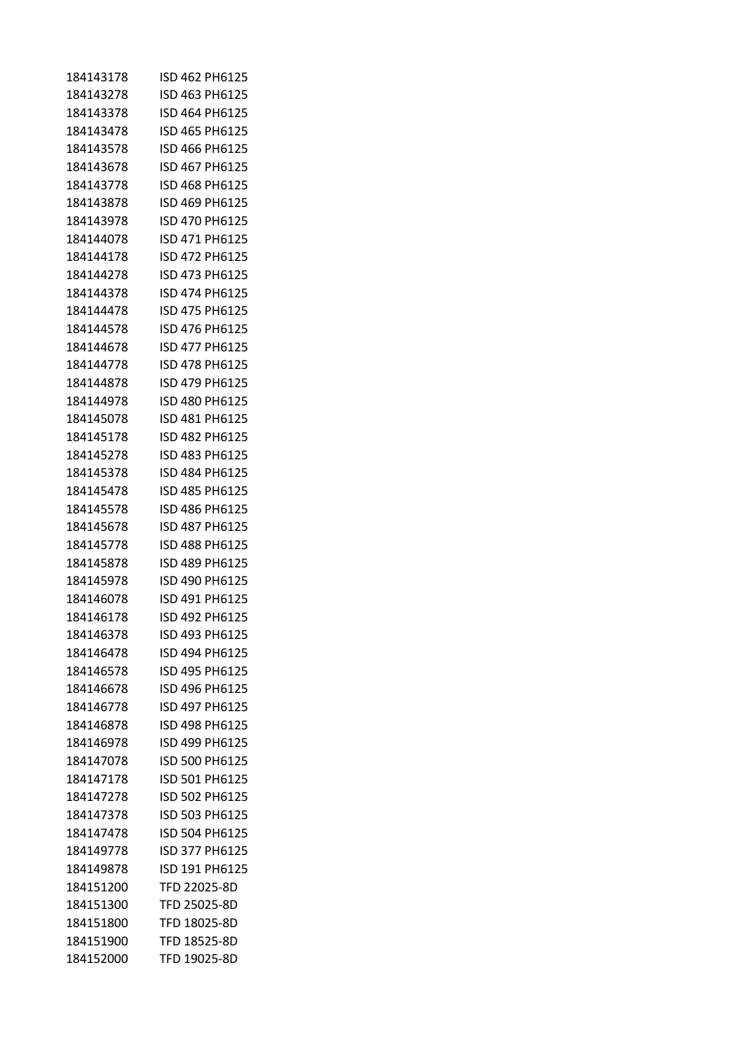| | |
|---|---|
| 184143178 | ISD 462 PH6125 |
| 184143278 | ISD 463 PH6125 |
| 184143378 | ISD 464 PH6125 |
| 184143478 | ISD 465 PH6125 |
| 184143578 | ISD 466 PH6125 |
| 184143678 | ISD 467 PH6125 |
| 184143778 | ISD 468 PH6125 |
| 184143878 | ISD 469 PH6125 |
| 184143978 | ISD 470 PH6125 |
| 184144078 | ISD 471 PH6125 |
| 184144178 | ISD 472 PH6125 |
| 184144278 | ISD 473 PH6125 |
| 184144378 | ISD 474 PH6125 |
| 184144478 | ISD 475 PH6125 |
| 184144578 | ISD 476 PH6125 |
| 184144678 | ISD 477 PH6125 |
| 184144778 | ISD 478 PH6125 |
| 184144878 | ISD 479 PH6125 |
| 184144978 | ISD 480 PH6125 |
| 184145078 | ISD 481 PH6125 |
| 184145178 | ISD 482 PH6125 |
| 184145278 | ISD 483 PH6125 |
| 184145378 | ISD 484 PH6125 |
| 184145478 | ISD 485 PH6125 |
| 184145578 | ISD 486 PH6125 |
| 184145678 | ISD 487 PH6125 |
| 184145778 | ISD 488 PH6125 |
| 184145878 | ISD 489 PH6125 |
| 184145978 | ISD 490 PH6125 |
| 184146078 | ISD 491 PH6125 |
| 184146178 | ISD 492 PH6125 |
| 184146378 | ISD 493 PH6125 |
| 184146478 | ISD 494 PH6125 |
| 184146578 | ISD 495 PH6125 |
| 184146678 | ISD 496 PH6125 |
| 184146778 | ISD 497 PH6125 |
| 184146878 | ISD 498 PH6125 |
| 184146978 | ISD 499 PH6125 |
| 184147078 | ISD 500 PH6125 |
| 184147178 | ISD 501 PH6125 |
| 184147278 | ISD 502 PH6125 |
| 184147378 | ISD 503 PH6125 |
| 184147478 | ISD 504 PH6125 |
| 184149778 | ISD 377 PH6125 |
| 184149878 | ISD 191 PH6125 |
| 184151200 | TFD 22025-8D |
| 184151300 | TFD 25025-8D |
| 184151800 | TFD 18025-8D |
| 184151900 | TFD 18525-8D |
| 184152000 | TFD 19025-8D |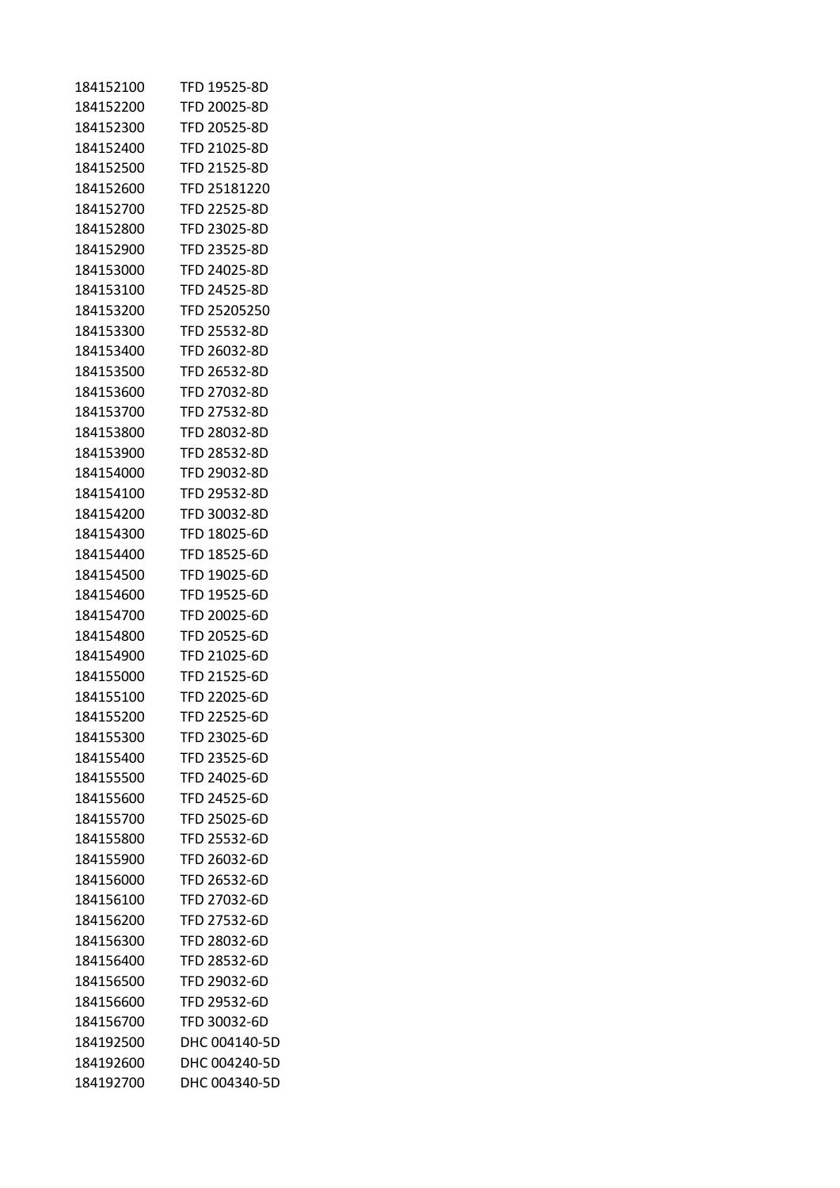| | |
|---|---|
| 184152100 | TFD 19525-8D |
| 184152200 | TFD 20025-8D |
| 184152300 | TFD 20525-8D |
| 184152400 | TFD 21025-8D |
| 184152500 | TFD 21525-8D |
| 184152600 | TFD 25181220 |
| 184152700 | TFD 22525-8D |
| 184152800 | TFD 23025-8D |
| 184152900 | TFD 23525-8D |
| 184153000 | TFD 24025-8D |
| 184153100 | TFD 24525-8D |
| 184153200 | TFD 25205250 |
| 184153300 | TFD 25532-8D |
| 184153400 | TFD 26032-8D |
| 184153500 | TFD 26532-8D |
| 184153600 | TFD 27032-8D |
| 184153700 | TFD 27532-8D |
| 184153800 | TFD 28032-8D |
| 184153900 | TFD 28532-8D |
| 184154000 | TFD 29032-8D |
| 184154100 | TFD 29532-8D |
| 184154200 | TFD 30032-8D |
| 184154300 | TFD 18025-6D |
| 184154400 | TFD 18525-6D |
| 184154500 | TFD 19025-6D |
| 184154600 | TFD 19525-6D |
| 184154700 | TFD 20025-6D |
| 184154800 | TFD 20525-6D |
| 184154900 | TFD 21025-6D |
| 184155000 | TFD 21525-6D |
| 184155100 | TFD 22025-6D |
| 184155200 | TFD 22525-6D |
| 184155300 | TFD 23025-6D |
| 184155400 | TFD 23525-6D |
| 184155500 | TFD 24025-6D |
| 184155600 | TFD 24525-6D |
| 184155700 | TFD 25025-6D |
| 184155800 | TFD 25532-6D |
| 184155900 | TFD 26032-6D |
| 184156000 | TFD 26532-6D |
| 184156100 | TFD 27032-6D |
| 184156200 | TFD 27532-6D |
| 184156300 | TFD 28032-6D |
| 184156400 | TFD 28532-6D |
| 184156500 | TFD 29032-6D |
| 184156600 | TFD 29532-6D |
| 184156700 | TFD 30032-6D |
| 184192500 | DHC 004140-5D |
| 184192600 | DHC 004240-5D |
| 184192700 | DHC 004340-5D |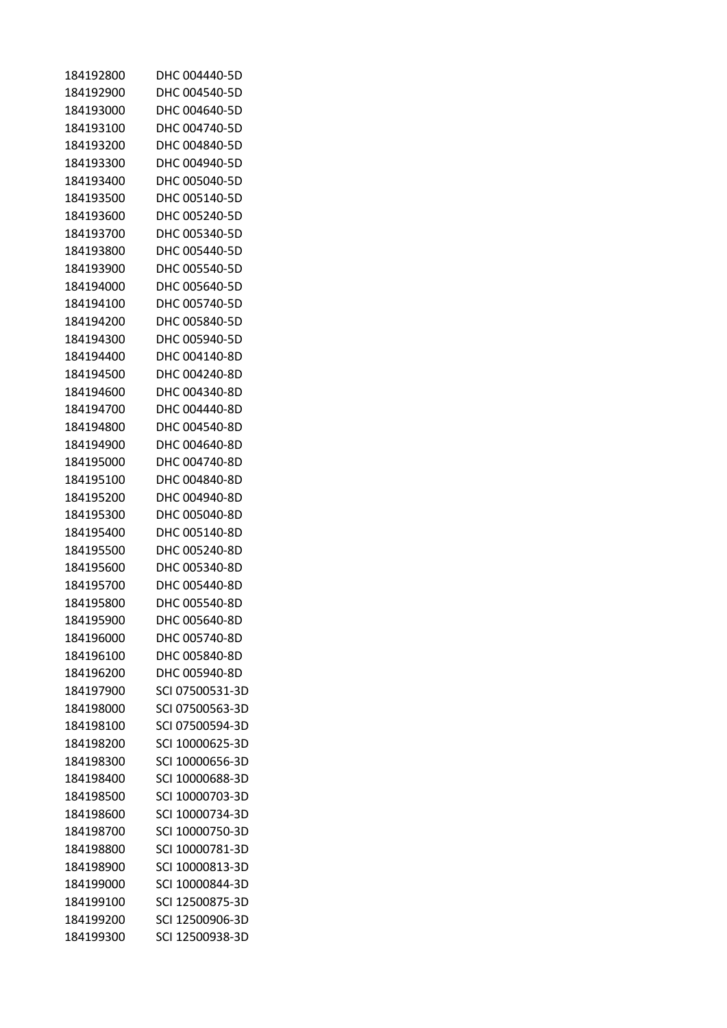| | |
|---|---|
| 184192800 | DHC 004440-5D |
| 184192900 | DHC 004540-5D |
| 184193000 | DHC 004640-5D |
| 184193100 | DHC 004740-5D |
| 184193200 | DHC 004840-5D |
| 184193300 | DHC 004940-5D |
| 184193400 | DHC 005040-5D |
| 184193500 | DHC 005140-5D |
| 184193600 | DHC 005240-5D |
| 184193700 | DHC 005340-5D |
| 184193800 | DHC 005440-5D |
| 184193900 | DHC 005540-5D |
| 184194000 | DHC 005640-5D |
| 184194100 | DHC 005740-5D |
| 184194200 | DHC 005840-5D |
| 184194300 | DHC 005940-5D |
| 184194400 | DHC 004140-8D |
| 184194500 | DHC 004240-8D |
| 184194600 | DHC 004340-8D |
| 184194700 | DHC 004440-8D |
| 184194800 | DHC 004540-8D |
| 184194900 | DHC 004640-8D |
| 184195000 | DHC 004740-8D |
| 184195100 | DHC 004840-8D |
| 184195200 | DHC 004940-8D |
| 184195300 | DHC 005040-8D |
| 184195400 | DHC 005140-8D |
| 184195500 | DHC 005240-8D |
| 184195600 | DHC 005340-8D |
| 184195700 | DHC 005440-8D |
| 184195800 | DHC 005540-8D |
| 184195900 | DHC 005640-8D |
| 184196000 | DHC 005740-8D |
| 184196100 | DHC 005840-8D |
| 184196200 | DHC 005940-8D |
| 184197900 | SCI 07500531-3D |
| 184198000 | SCI 07500563-3D |
| 184198100 | SCI 07500594-3D |
| 184198200 | SCI 10000625-3D |
| 184198300 | SCI 10000656-3D |
| 184198400 | SCI 10000688-3D |
| 184198500 | SCI 10000703-3D |
| 184198600 | SCI 10000734-3D |
| 184198700 | SCI 10000750-3D |
| 184198800 | SCI 10000781-3D |
| 184198900 | SCI 10000813-3D |
| 184199000 | SCI 10000844-3D |
| 184199100 | SCI 12500875-3D |
| 184199200 | SCI 12500906-3D |
| 184199300 | SCI 12500938-3D |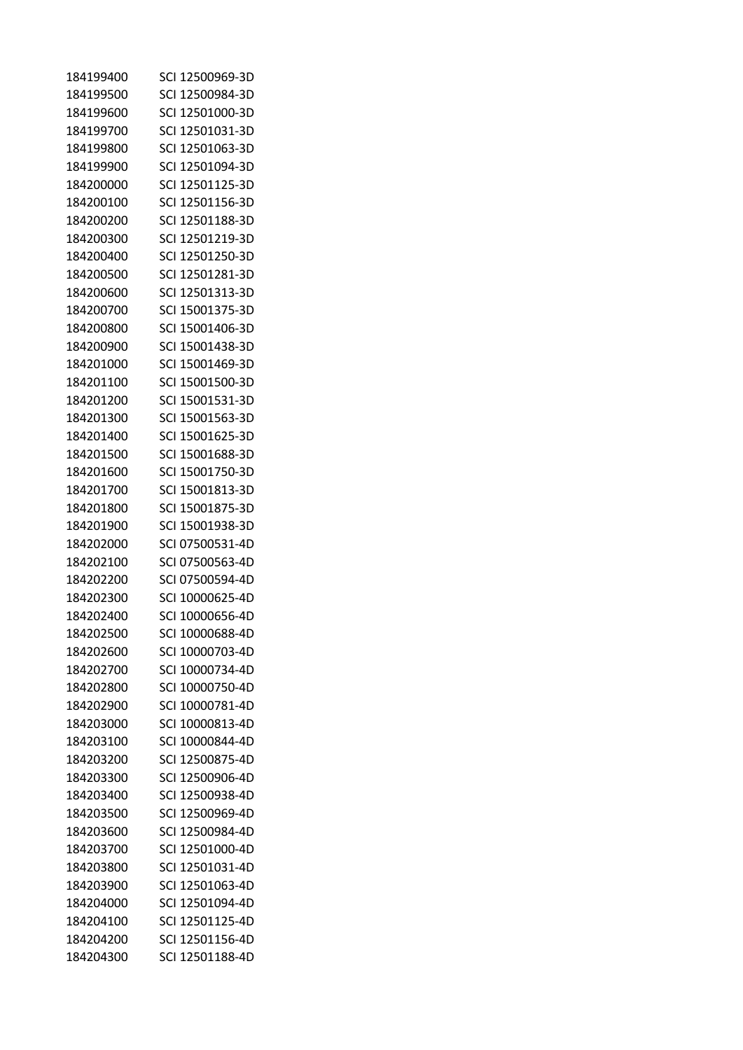| | |
|---|---|
| 184199400 | SCI 12500969-3D |
| 184199500 | SCI 12500984-3D |
| 184199600 | SCI 12501000-3D |
| 184199700 | SCI 12501031-3D |
| 184199800 | SCI 12501063-3D |
| 184199900 | SCI 12501094-3D |
| 184200000 | SCI 12501125-3D |
| 184200100 | SCI 12501156-3D |
| 184200200 | SCI 12501188-3D |
| 184200300 | SCI 12501219-3D |
| 184200400 | SCI 12501250-3D |
| 184200500 | SCI 12501281-3D |
| 184200600 | SCI 12501313-3D |
| 184200700 | SCI 15001375-3D |
| 184200800 | SCI 15001406-3D |
| 184200900 | SCI 15001438-3D |
| 184201000 | SCI 15001469-3D |
| 184201100 | SCI 15001500-3D |
| 184201200 | SCI 15001531-3D |
| 184201300 | SCI 15001563-3D |
| 184201400 | SCI 15001625-3D |
| 184201500 | SCI 15001688-3D |
| 184201600 | SCI 15001750-3D |
| 184201700 | SCI 15001813-3D |
| 184201800 | SCI 15001875-3D |
| 184201900 | SCI 15001938-3D |
| 184202000 | SCI 07500531-4D |
| 184202100 | SCI 07500563-4D |
| 184202200 | SCI 07500594-4D |
| 184202300 | SCI 10000625-4D |
| 184202400 | SCI 10000656-4D |
| 184202500 | SCI 10000688-4D |
| 184202600 | SCI 10000703-4D |
| 184202700 | SCI 10000734-4D |
| 184202800 | SCI 10000750-4D |
| 184202900 | SCI 10000781-4D |
| 184203000 | SCI 10000813-4D |
| 184203100 | SCI 10000844-4D |
| 184203200 | SCI 12500875-4D |
| 184203300 | SCI 12500906-4D |
| 184203400 | SCI 12500938-4D |
| 184203500 | SCI 12500969-4D |
| 184203600 | SCI 12500984-4D |
| 184203700 | SCI 12501000-4D |
| 184203800 | SCI 12501031-4D |
| 184203900 | SCI 12501063-4D |
| 184204000 | SCI 12501094-4D |
| 184204100 | SCI 12501125-4D |
| 184204200 | SCI 12501156-4D |
| 184204300 | SCI 12501188-4D |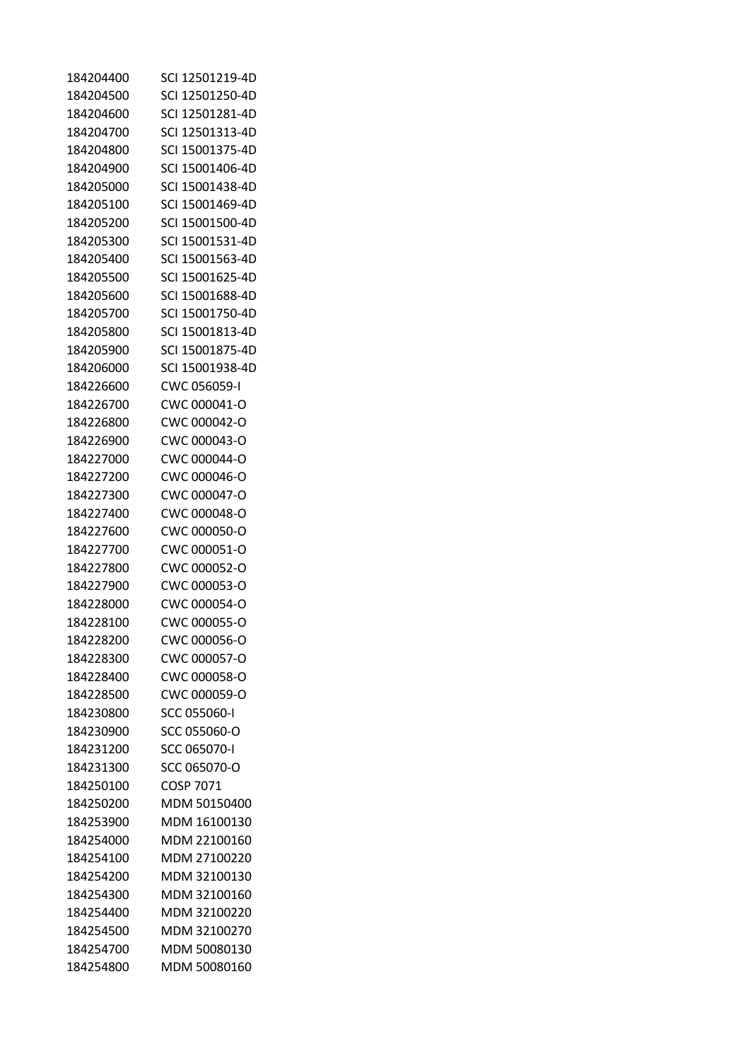| | |
|---|---|
| 184204400 | SCI 12501219-4D |
| 184204500 | SCI 12501250-4D |
| 184204600 | SCI 12501281-4D |
| 184204700 | SCI 12501313-4D |
| 184204800 | SCI 15001375-4D |
| 184204900 | SCI 15001406-4D |
| 184205000 | SCI 15001438-4D |
| 184205100 | SCI 15001469-4D |
| 184205200 | SCI 15001500-4D |
| 184205300 | SCI 15001531-4D |
| 184205400 | SCI 15001563-4D |
| 184205500 | SCI 15001625-4D |
| 184205600 | SCI 15001688-4D |
| 184205700 | SCI 15001750-4D |
| 184205800 | SCI 15001813-4D |
| 184205900 | SCI 15001875-4D |
| 184206000 | SCI 15001938-4D |
| 184226600 | CWC 056059-I |
| 184226700 | CWC 000041-O |
| 184226800 | CWC 000042-O |
| 184226900 | CWC 000043-O |
| 184227000 | CWC 000044-O |
| 184227200 | CWC 000046-O |
| 184227300 | CWC 000047-O |
| 184227400 | CWC 000048-O |
| 184227600 | CWC 000050-O |
| 184227700 | CWC 000051-O |
| 184227800 | CWC 000052-O |
| 184227900 | CWC 000053-O |
| 184228000 | CWC 000054-O |
| 184228100 | CWC 000055-O |
| 184228200 | CWC 000056-O |
| 184228300 | CWC 000057-O |
| 184228400 | CWC 000058-O |
| 184228500 | CWC 000059-O |
| 184230800 | SCC 055060-I |
| 184230900 | SCC 055060-O |
| 184231200 | SCC 065070-I |
| 184231300 | SCC 065070-O |
| 184250100 | COSP 7071 |
| 184250200 | MDM 50150400 |
| 184253900 | MDM 16100130 |
| 184254000 | MDM 22100160 |
| 184254100 | MDM 27100220 |
| 184254200 | MDM 32100130 |
| 184254300 | MDM 32100160 |
| 184254400 | MDM 32100220 |
| 184254500 | MDM 32100270 |
| 184254700 | MDM 50080130 |
| 184254800 | MDM 50080160 |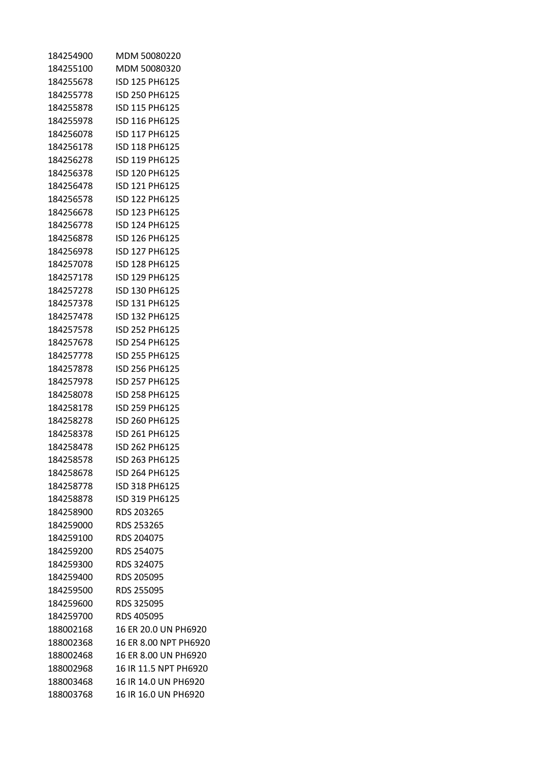| | |
|---|---|
| 184254900 | MDM 50080220 |
| 184255100 | MDM 50080320 |
| 184255678 | ISD 125 PH6125 |
| 184255778 | ISD 250 PH6125 |
| 184255878 | ISD 115 PH6125 |
| 184255978 | ISD 116 PH6125 |
| 184256078 | ISD 117 PH6125 |
| 184256178 | ISD 118 PH6125 |
| 184256278 | ISD 119 PH6125 |
| 184256378 | ISD 120 PH6125 |
| 184256478 | ISD 121 PH6125 |
| 184256578 | ISD 122 PH6125 |
| 184256678 | ISD 123 PH6125 |
| 184256778 | ISD 124 PH6125 |
| 184256878 | ISD 126 PH6125 |
| 184256978 | ISD 127 PH6125 |
| 184257078 | ISD 128 PH6125 |
| 184257178 | ISD 129 PH6125 |
| 184257278 | ISD 130 PH6125 |
| 184257378 | ISD 131 PH6125 |
| 184257478 | ISD 132 PH6125 |
| 184257578 | ISD 252 PH6125 |
| 184257678 | ISD 254 PH6125 |
| 184257778 | ISD 255 PH6125 |
| 184257878 | ISD 256 PH6125 |
| 184257978 | ISD 257 PH6125 |
| 184258078 | ISD 258 PH6125 |
| 184258178 | ISD 259 PH6125 |
| 184258278 | ISD 260 PH6125 |
| 184258378 | ISD 261 PH6125 |
| 184258478 | ISD 262 PH6125 |
| 184258578 | ISD 263 PH6125 |
| 184258678 | ISD 264 PH6125 |
| 184258778 | ISD 318 PH6125 |
| 184258878 | ISD 319 PH6125 |
| 184258900 | RDS 203265 |
| 184259000 | RDS 253265 |
| 184259100 | RDS 204075 |
| 184259200 | RDS 254075 |
| 184259300 | RDS 324075 |
| 184259400 | RDS 205095 |
| 184259500 | RDS 255095 |
| 184259600 | RDS 325095 |
| 184259700 | RDS 405095 |
| 188002168 | 16 ER 20.0 UN PH6920 |
| 188002368 | 16 ER 8.00 NPT PH6920 |
| 188002468 | 16 ER 8.00 UN PH6920 |
| 188002968 | 16 IR 11.5 NPT PH6920 |
| 188003468 | 16 IR 14.0 UN PH6920 |
| 188003768 | 16 IR 16.0 UN PH6920 |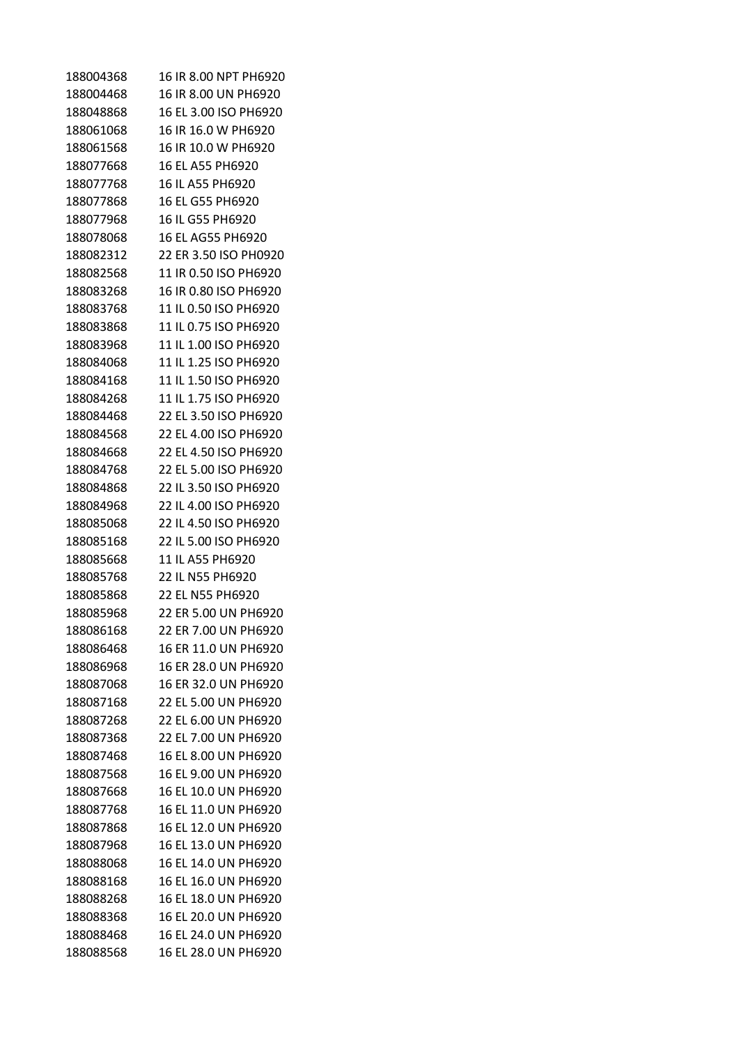| | |
|---|---|
| 188004368 | 16 IR 8.00 NPT PH6920 |
| 188004468 | 16 IR 8.00 UN PH6920 |
| 188048868 | 16 EL 3.00 ISO PH6920 |
| 188061068 | 16 IR 16.0 W PH6920 |
| 188061568 | 16 IR 10.0 W PH6920 |
| 188077668 | 16 EL A55 PH6920 |
| 188077768 | 16 IL A55 PH6920 |
| 188077868 | 16 EL G55 PH6920 |
| 188077968 | 16 IL G55 PH6920 |
| 188078068 | 16 EL AG55 PH6920 |
| 188082312 | 22 ER 3.50 ISO PH0920 |
| 188082568 | 11 IR 0.50 ISO PH6920 |
| 188083268 | 16 IR 0.80 ISO PH6920 |
| 188083768 | 11 IL 0.50 ISO PH6920 |
| 188083868 | 11 IL 0.75 ISO PH6920 |
| 188083968 | 11 IL 1.00 ISO PH6920 |
| 188084068 | 11 IL 1.25 ISO PH6920 |
| 188084168 | 11 IL 1.50 ISO PH6920 |
| 188084268 | 11 IL 1.75 ISO PH6920 |
| 188084468 | 22 EL 3.50 ISO PH6920 |
| 188084568 | 22 EL 4.00 ISO PH6920 |
| 188084668 | 22 EL 4.50 ISO PH6920 |
| 188084768 | 22 EL 5.00 ISO PH6920 |
| 188084868 | 22 IL 3.50 ISO PH6920 |
| 188084968 | 22 IL 4.00 ISO PH6920 |
| 188085068 | 22 IL 4.50 ISO PH6920 |
| 188085168 | 22 IL 5.00 ISO PH6920 |
| 188085668 | 11 IL A55 PH6920 |
| 188085768 | 22 IL N55 PH6920 |
| 188085868 | 22 EL N55 PH6920 |
| 188085968 | 22 ER 5.00 UN PH6920 |
| 188086168 | 22 ER 7.00 UN PH6920 |
| 188086468 | 16 ER 11.0 UN PH6920 |
| 188086968 | 16 ER 28.0 UN PH6920 |
| 188087068 | 16 ER 32.0 UN PH6920 |
| 188087168 | 22 EL 5.00 UN PH6920 |
| 188087268 | 22 EL 6.00 UN PH6920 |
| 188087368 | 22 EL 7.00 UN PH6920 |
| 188087468 | 16 EL 8.00 UN PH6920 |
| 188087568 | 16 EL 9.00 UN PH6920 |
| 188087668 | 16 EL 10.0 UN PH6920 |
| 188087768 | 16 EL 11.0 UN PH6920 |
| 188087868 | 16 EL 12.0 UN PH6920 |
| 188087968 | 16 EL 13.0 UN PH6920 |
| 188088068 | 16 EL 14.0 UN PH6920 |
| 188088168 | 16 EL 16.0 UN PH6920 |
| 188088268 | 16 EL 18.0 UN PH6920 |
| 188088368 | 16 EL 20.0 UN PH6920 |
| 188088468 | 16 EL 24.0 UN PH6920 |
| 188088568 | 16 EL 28.0 UN PH6920 |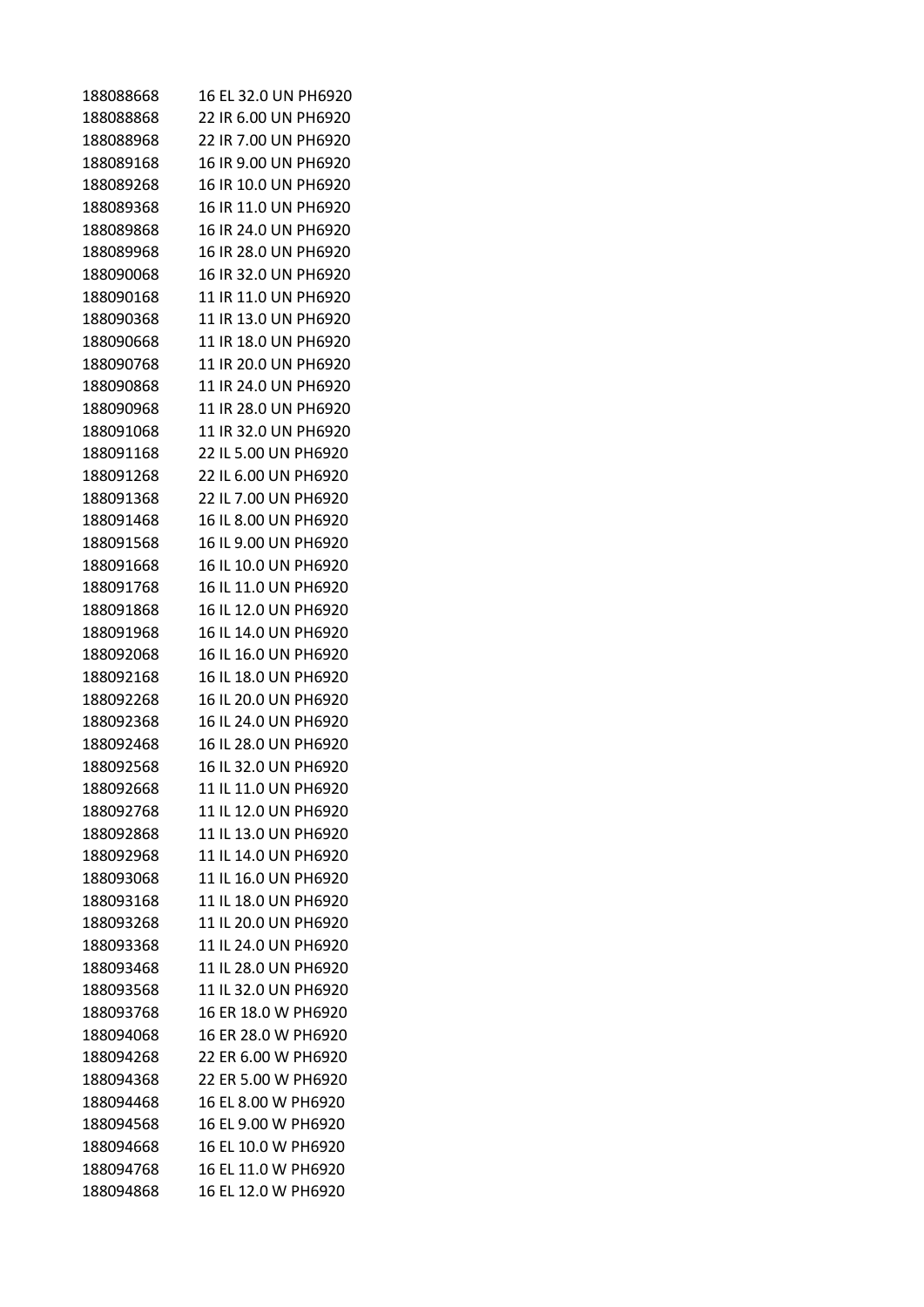| | |
|---|---|
| 188088668 | 16 EL 32.0 UN PH6920 |
| 188088868 | 22 IR 6.00 UN PH6920 |
| 188088968 | 22 IR 7.00 UN PH6920 |
| 188089168 | 16 IR 9.00 UN PH6920 |
| 188089268 | 16 IR 10.0 UN PH6920 |
| 188089368 | 16 IR 11.0 UN PH6920 |
| 188089868 | 16 IR 24.0 UN PH6920 |
| 188089968 | 16 IR 28.0 UN PH6920 |
| 188090068 | 16 IR 32.0 UN PH6920 |
| 188090168 | 11 IR 11.0 UN PH6920 |
| 188090368 | 11 IR 13.0 UN PH6920 |
| 188090668 | 11 IR 18.0 UN PH6920 |
| 188090768 | 11 IR 20.0 UN PH6920 |
| 188090868 | 11 IR 24.0 UN PH6920 |
| 188090968 | 11 IR 28.0 UN PH6920 |
| 188091068 | 11 IR 32.0 UN PH6920 |
| 188091168 | 22 IL 5.00 UN PH6920 |
| 188091268 | 22 IL 6.00 UN PH6920 |
| 188091368 | 22 IL 7.00 UN PH6920 |
| 188091468 | 16 IL 8.00 UN PH6920 |
| 188091568 | 16 IL 9.00 UN PH6920 |
| 188091668 | 16 IL 10.0 UN PH6920 |
| 188091768 | 16 IL 11.0 UN PH6920 |
| 188091868 | 16 IL 12.0 UN PH6920 |
| 188091968 | 16 IL 14.0 UN PH6920 |
| 188092068 | 16 IL 16.0 UN PH6920 |
| 188092168 | 16 IL 18.0 UN PH6920 |
| 188092268 | 16 IL 20.0 UN PH6920 |
| 188092368 | 16 IL 24.0 UN PH6920 |
| 188092468 | 16 IL 28.0 UN PH6920 |
| 188092568 | 16 IL 32.0 UN PH6920 |
| 188092668 | 11 IL 11.0 UN PH6920 |
| 188092768 | 11 IL 12.0 UN PH6920 |
| 188092868 | 11 IL 13.0 UN PH6920 |
| 188092968 | 11 IL 14.0 UN PH6920 |
| 188093068 | 11 IL 16.0 UN PH6920 |
| 188093168 | 11 IL 18.0 UN PH6920 |
| 188093268 | 11 IL 20.0 UN PH6920 |
| 188093368 | 11 IL 24.0 UN PH6920 |
| 188093468 | 11 IL 28.0 UN PH6920 |
| 188093568 | 11 IL 32.0 UN PH6920 |
| 188093768 | 16 ER 18.0 W PH6920 |
| 188094068 | 16 ER 28.0 W PH6920 |
| 188094268 | 22 ER 6.00 W PH6920 |
| 188094368 | 22 ER 5.00 W PH6920 |
| 188094468 | 16 EL 8.00 W PH6920 |
| 188094568 | 16 EL 9.00 W PH6920 |
| 188094668 | 16 EL 10.0 W PH6920 |
| 188094768 | 16 EL 11.0 W PH6920 |
| 188094868 | 16 EL 12.0 W PH6920 |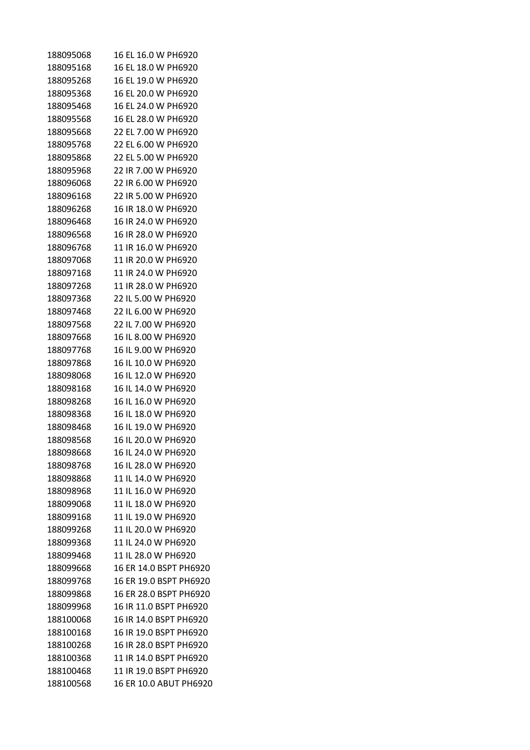| | |
|---|---|
| 188095068 | 16 EL 16.0 W PH6920 |
| 188095168 | 16 EL 18.0 W PH6920 |
| 188095268 | 16 EL 19.0 W PH6920 |
| 188095368 | 16 EL 20.0 W PH6920 |
| 188095468 | 16 EL 24.0 W PH6920 |
| 188095568 | 16 EL 28.0 W PH6920 |
| 188095668 | 22 EL 7.00 W PH6920 |
| 188095768 | 22 EL 6.00 W PH6920 |
| 188095868 | 22 EL 5.00 W PH6920 |
| 188095968 | 22 IR 7.00 W PH6920 |
| 188096068 | 22 IR 6.00 W PH6920 |
| 188096168 | 22 IR 5.00 W PH6920 |
| 188096268 | 16 IR 18.0 W PH6920 |
| 188096468 | 16 IR 24.0 W PH6920 |
| 188096568 | 16 IR 28.0 W PH6920 |
| 188096768 | 11 IR 16.0 W PH6920 |
| 188097068 | 11 IR 20.0 W PH6920 |
| 188097168 | 11 IR 24.0 W PH6920 |
| 188097268 | 11 IR 28.0 W PH6920 |
| 188097368 | 22 IL 5.00 W PH6920 |
| 188097468 | 22 IL 6.00 W PH6920 |
| 188097568 | 22 IL 7.00 W PH6920 |
| 188097668 | 16 IL 8.00 W PH6920 |
| 188097768 | 16 IL 9.00 W PH6920 |
| 188097868 | 16 IL 10.0 W PH6920 |
| 188098068 | 16 IL 12.0 W PH6920 |
| 188098168 | 16 IL 14.0 W PH6920 |
| 188098268 | 16 IL 16.0 W PH6920 |
| 188098368 | 16 IL 18.0 W PH6920 |
| 188098468 | 16 IL 19.0 W PH6920 |
| 188098568 | 16 IL 20.0 W PH6920 |
| 188098668 | 16 IL 24.0 W PH6920 |
| 188098768 | 16 IL 28.0 W PH6920 |
| 188098868 | 11 IL 14.0 W PH6920 |
| 188098968 | 11 IL 16.0 W PH6920 |
| 188099068 | 11 IL 18.0 W PH6920 |
| 188099168 | 11 IL 19.0 W PH6920 |
| 188099268 | 11 IL 20.0 W PH6920 |
| 188099368 | 11 IL 24.0 W PH6920 |
| 188099468 | 11 IL 28.0 W PH6920 |
| 188099668 | 16 ER 14.0 BSPT PH6920 |
| 188099768 | 16 ER 19.0 BSPT PH6920 |
| 188099868 | 16 ER 28.0 BSPT PH6920 |
| 188099968 | 16 IR 11.0 BSPT PH6920 |
| 188100068 | 16 IR 14.0 BSPT PH6920 |
| 188100168 | 16 IR 19.0 BSPT PH6920 |
| 188100268 | 16 IR 28.0 BSPT PH6920 |
| 188100368 | 11 IR 14.0 BSPT PH6920 |
| 188100468 | 11 IR 19.0 BSPT PH6920 |
| 188100568 | 16 ER 10.0 ABUT PH6920 |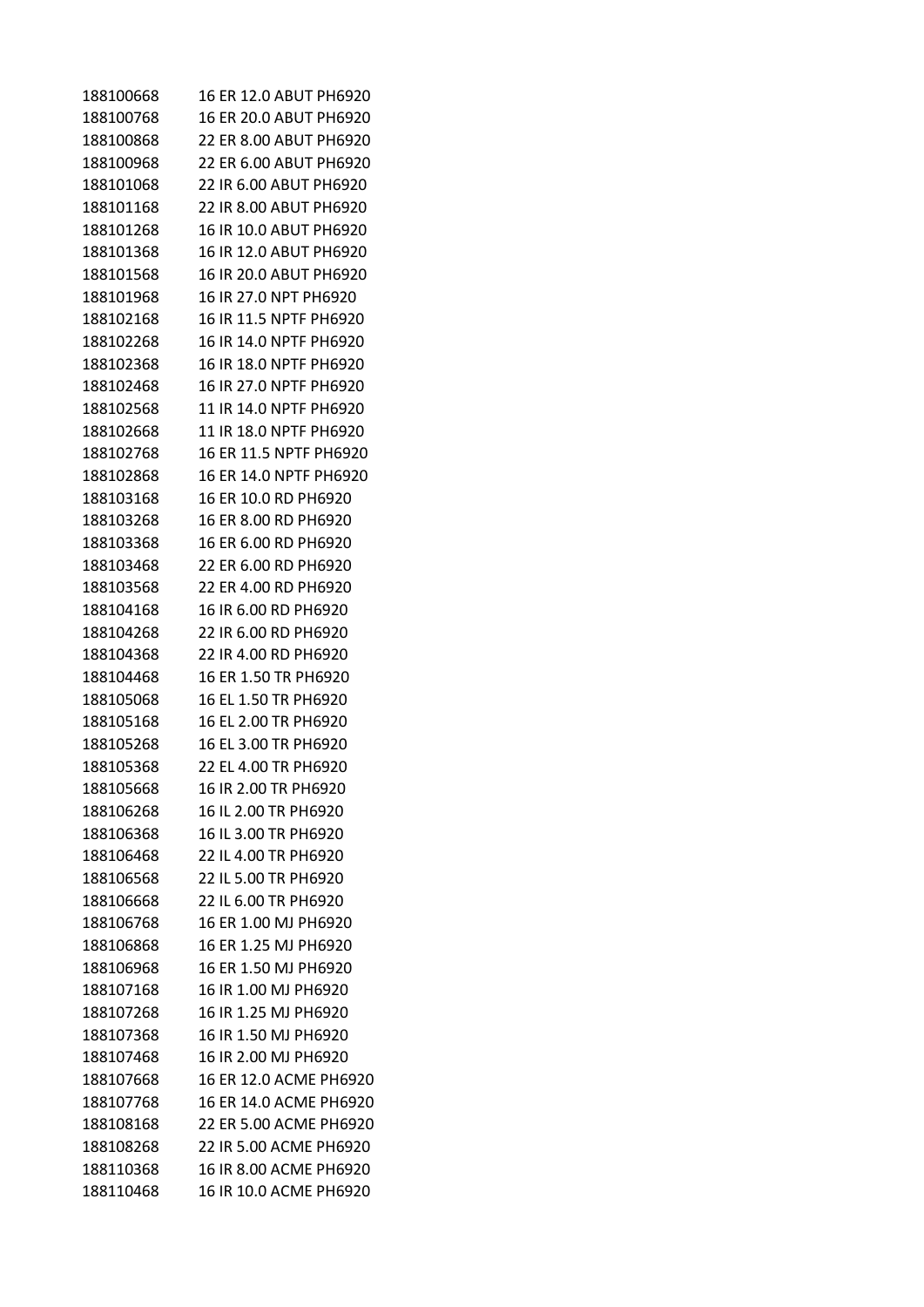| | |
|---|---|
| 188100668 | 16 ER 12.0 ABUT PH6920 |
| 188100768 | 16 ER 20.0 ABUT PH6920 |
| 188100868 | 22 ER 8.00 ABUT PH6920 |
| 188100968 | 22 ER 6.00 ABUT PH6920 |
| 188101068 | 22 IR 6.00 ABUT PH6920 |
| 188101168 | 22 IR 8.00 ABUT PH6920 |
| 188101268 | 16 IR 10.0 ABUT PH6920 |
| 188101368 | 16 IR 12.0 ABUT PH6920 |
| 188101568 | 16 IR 20.0 ABUT PH6920 |
| 188101968 | 16 IR 27.0 NPT PH6920 |
| 188102168 | 16 IR 11.5 NPTF PH6920 |
| 188102268 | 16 IR 14.0 NPTF PH6920 |
| 188102368 | 16 IR 18.0 NPTF PH6920 |
| 188102468 | 16 IR 27.0 NPTF PH6920 |
| 188102568 | 11 IR 14.0 NPTF PH6920 |
| 188102668 | 11 IR 18.0 NPTF PH6920 |
| 188102768 | 16 ER 11.5 NPTF PH6920 |
| 188102868 | 16 ER 14.0 NPTF PH6920 |
| 188103168 | 16 ER 10.0 RD PH6920 |
| 188103268 | 16 ER 8.00 RD PH6920 |
| 188103368 | 16 ER 6.00 RD PH6920 |
| 188103468 | 22 ER 6.00 RD PH6920 |
| 188103568 | 22 ER 4.00 RD PH6920 |
| 188104168 | 16 IR 6.00 RD PH6920 |
| 188104268 | 22 IR 6.00 RD PH6920 |
| 188104368 | 22 IR 4.00 RD PH6920 |
| 188104468 | 16 ER 1.50 TR PH6920 |
| 188105068 | 16 EL 1.50 TR PH6920 |
| 188105168 | 16 EL 2.00 TR PH6920 |
| 188105268 | 16 EL 3.00 TR PH6920 |
| 188105368 | 22 EL 4.00 TR PH6920 |
| 188105668 | 16 IR 2.00 TR PH6920 |
| 188106268 | 16 IL 2.00 TR PH6920 |
| 188106368 | 16 IL 3.00 TR PH6920 |
| 188106468 | 22 IL 4.00 TR PH6920 |
| 188106568 | 22 IL 5.00 TR PH6920 |
| 188106668 | 22 IL 6.00 TR PH6920 |
| 188106768 | 16 ER 1.00 MJ PH6920 |
| 188106868 | 16 ER 1.25 MJ PH6920 |
| 188106968 | 16 ER 1.50 MJ PH6920 |
| 188107168 | 16 IR 1.00 MJ PH6920 |
| 188107268 | 16 IR 1.25 MJ PH6920 |
| 188107368 | 16 IR 1.50 MJ PH6920 |
| 188107468 | 16 IR 2.00 MJ PH6920 |
| 188107668 | 16 ER 12.0 ACME PH6920 |
| 188107768 | 16 ER 14.0 ACME PH6920 |
| 188108168 | 22 ER 5.00 ACME PH6920 |
| 188108268 | 22 IR 5.00 ACME PH6920 |
| 188110368 | 16 IR 8.00 ACME PH6920 |
| 188110468 | 16 IR 10.0 ACME PH6920 |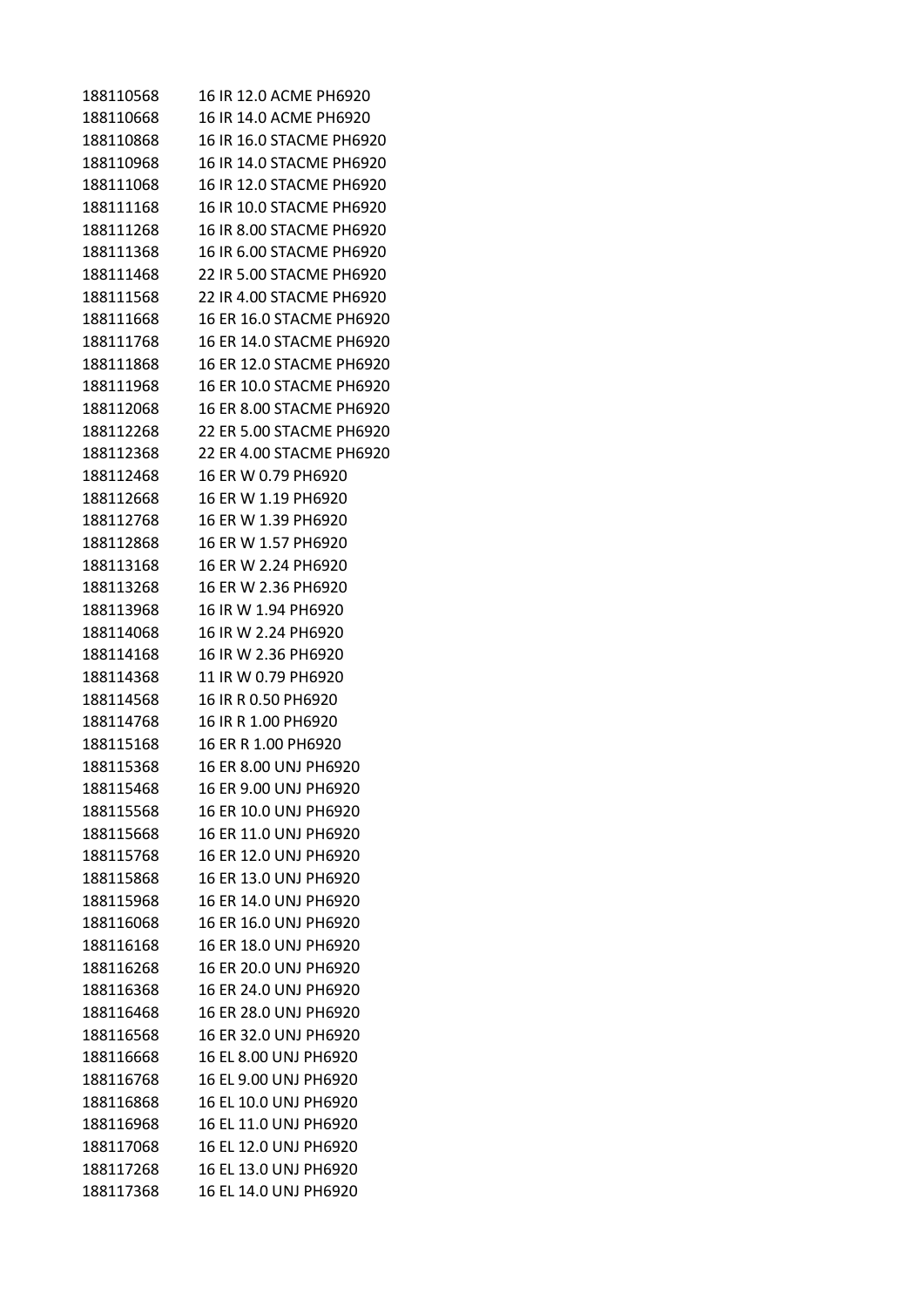| | |
|---|---|
| 188110568 | 16 IR 12.0 ACME PH6920 |
| 188110668 | 16 IR 14.0 ACME PH6920 |
| 188110868 | 16 IR 16.0 STACME PH6920 |
| 188110968 | 16 IR 14.0 STACME PH6920 |
| 188111068 | 16 IR 12.0 STACME PH6920 |
| 188111168 | 16 IR 10.0 STACME PH6920 |
| 188111268 | 16 IR 8.00 STACME PH6920 |
| 188111368 | 16 IR 6.00 STACME PH6920 |
| 188111468 | 22 IR 5.00 STACME PH6920 |
| 188111568 | 22 IR 4.00 STACME PH6920 |
| 188111668 | 16 ER 16.0 STACME PH6920 |
| 188111768 | 16 ER 14.0 STACME PH6920 |
| 188111868 | 16 ER 12.0 STACME PH6920 |
| 188111968 | 16 ER 10.0 STACME PH6920 |
| 188112068 | 16 ER 8.00 STACME PH6920 |
| 188112268 | 22 ER 5.00 STACME PH6920 |
| 188112368 | 22 ER 4.00 STACME PH6920 |
| 188112468 | 16 ER W 0.79 PH6920 |
| 188112668 | 16 ER W 1.19 PH6920 |
| 188112768 | 16 ER W 1.39 PH6920 |
| 188112868 | 16 ER W 1.57 PH6920 |
| 188113168 | 16 ER W 2.24 PH6920 |
| 188113268 | 16 ER W 2.36 PH6920 |
| 188113968 | 16 IR W 1.94 PH6920 |
| 188114068 | 16 IR W 2.24 PH6920 |
| 188114168 | 16 IR W 2.36 PH6920 |
| 188114368 | 11 IR W 0.79 PH6920 |
| 188114568 | 16 IR R 0.50 PH6920 |
| 188114768 | 16 IR R 1.00 PH6920 |
| 188115168 | 16 ER R 1.00 PH6920 |
| 188115368 | 16 ER 8.00 UNJ PH6920 |
| 188115468 | 16 ER 9.00 UNJ PH6920 |
| 188115568 | 16 ER 10.0 UNJ PH6920 |
| 188115668 | 16 ER 11.0 UNJ PH6920 |
| 188115768 | 16 ER 12.0 UNJ PH6920 |
| 188115868 | 16 ER 13.0 UNJ PH6920 |
| 188115968 | 16 ER 14.0 UNJ PH6920 |
| 188116068 | 16 ER 16.0 UNJ PH6920 |
| 188116168 | 16 ER 18.0 UNJ PH6920 |
| 188116268 | 16 ER 20.0 UNJ PH6920 |
| 188116368 | 16 ER 24.0 UNJ PH6920 |
| 188116468 | 16 ER 28.0 UNJ PH6920 |
| 188116568 | 16 ER 32.0 UNJ PH6920 |
| 188116668 | 16 EL 8.00 UNJ PH6920 |
| 188116768 | 16 EL 9.00 UNJ PH6920 |
| 188116868 | 16 EL 10.0 UNJ PH6920 |
| 188116968 | 16 EL 11.0 UNJ PH6920 |
| 188117068 | 16 EL 12.0 UNJ PH6920 |
| 188117268 | 16 EL 13.0 UNJ PH6920 |
| 188117368 | 16 EL 14.0 UNJ PH6920 |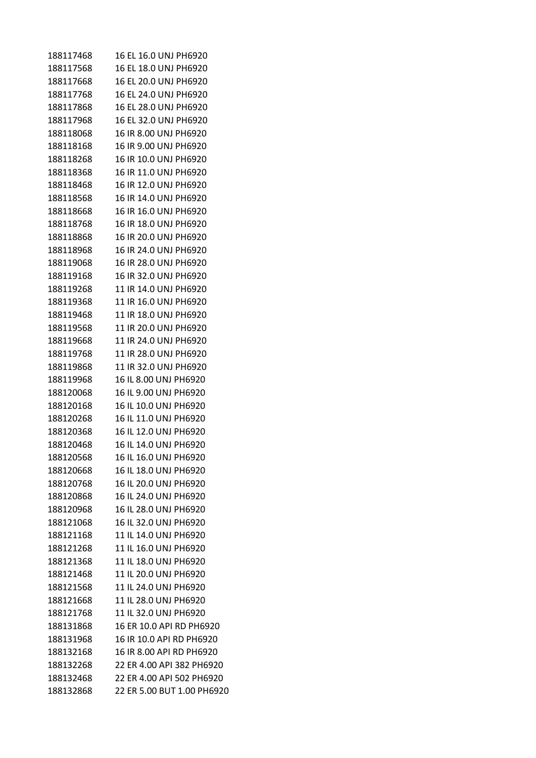| | |
|---|---|
| 188117468 | 16 EL 16.0 UNJ PH6920 |
| 188117568 | 16 EL 18.0 UNJ PH6920 |
| 188117668 | 16 EL 20.0 UNJ PH6920 |
| 188117768 | 16 EL 24.0 UNJ PH6920 |
| 188117868 | 16 EL 28.0 UNJ PH6920 |
| 188117968 | 16 EL 32.0 UNJ PH6920 |
| 188118068 | 16 IR 8.00 UNJ PH6920 |
| 188118168 | 16 IR 9.00 UNJ PH6920 |
| 188118268 | 16 IR 10.0 UNJ PH6920 |
| 188118368 | 16 IR 11.0 UNJ PH6920 |
| 188118468 | 16 IR 12.0 UNJ PH6920 |
| 188118568 | 16 IR 14.0 UNJ PH6920 |
| 188118668 | 16 IR 16.0 UNJ PH6920 |
| 188118768 | 16 IR 18.0 UNJ PH6920 |
| 188118868 | 16 IR 20.0 UNJ PH6920 |
| 188118968 | 16 IR 24.0 UNJ PH6920 |
| 188119068 | 16 IR 28.0 UNJ PH6920 |
| 188119168 | 16 IR 32.0 UNJ PH6920 |
| 188119268 | 11 IR 14.0 UNJ PH6920 |
| 188119368 | 11 IR 16.0 UNJ PH6920 |
| 188119468 | 11 IR 18.0 UNJ PH6920 |
| 188119568 | 11 IR 20.0 UNJ PH6920 |
| 188119668 | 11 IR 24.0 UNJ PH6920 |
| 188119768 | 11 IR 28.0 UNJ PH6920 |
| 188119868 | 11 IR 32.0 UNJ PH6920 |
| 188119968 | 16 IL 8.00 UNJ PH6920 |
| 188120068 | 16 IL 9.00 UNJ PH6920 |
| 188120168 | 16 IL 10.0 UNJ PH6920 |
| 188120268 | 16 IL 11.0 UNJ PH6920 |
| 188120368 | 16 IL 12.0 UNJ PH6920 |
| 188120468 | 16 IL 14.0 UNJ PH6920 |
| 188120568 | 16 IL 16.0 UNJ PH6920 |
| 188120668 | 16 IL 18.0 UNJ PH6920 |
| 188120768 | 16 IL 20.0 UNJ PH6920 |
| 188120868 | 16 IL 24.0 UNJ PH6920 |
| 188120968 | 16 IL 28.0 UNJ PH6920 |
| 188121068 | 16 IL 32.0 UNJ PH6920 |
| 188121168 | 11 IL 14.0 UNJ PH6920 |
| 188121268 | 11 IL 16.0 UNJ PH6920 |
| 188121368 | 11 IL 18.0 UNJ PH6920 |
| 188121468 | 11 IL 20.0 UNJ PH6920 |
| 188121568 | 11 IL 24.0 UNJ PH6920 |
| 188121668 | 11 IL 28.0 UNJ PH6920 |
| 188121768 | 11 IL 32.0 UNJ PH6920 |
| 188131868 | 16 ER 10.0 API RD PH6920 |
| 188131968 | 16 IR 10.0 API RD PH6920 |
| 188132168 | 16 IR 8.00 API RD PH6920 |
| 188132268 | 22 ER 4.00 API 382 PH6920 |
| 188132468 | 22 ER 4.00 API 502 PH6920 |
| 188132868 | 22 ER 5.00 BUT 1.00 PH6920 |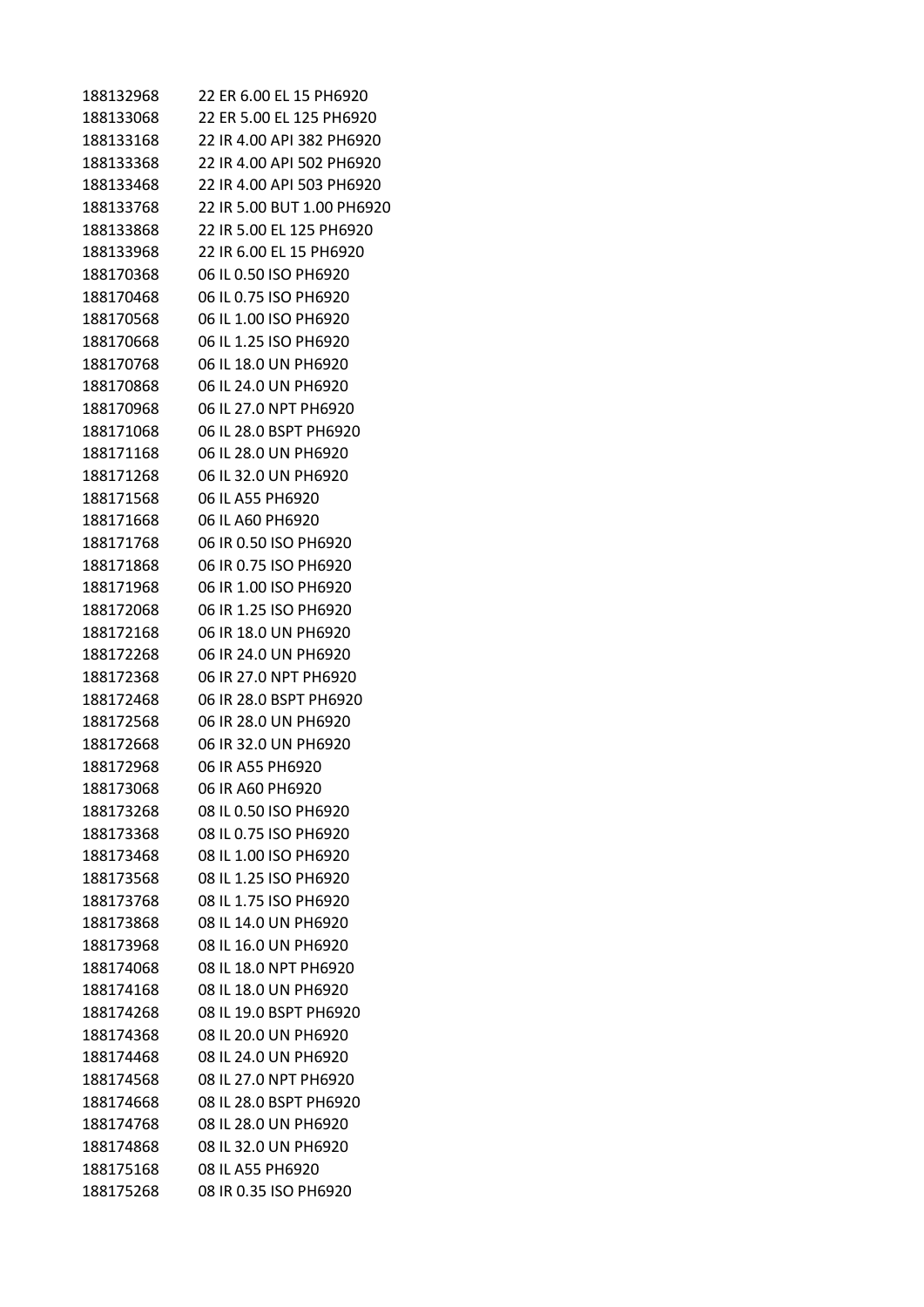| | |
|---|---|
| 188132968 | 22 ER 6.00 EL 15 PH6920 |
| 188133068 | 22 ER 5.00 EL 125 PH6920 |
| 188133168 | 22 IR 4.00 API 382 PH6920 |
| 188133368 | 22 IR 4.00 API 502 PH6920 |
| 188133468 | 22 IR 4.00 API 503 PH6920 |
| 188133768 | 22 IR 5.00 BUT 1.00 PH6920 |
| 188133868 | 22 IR 5.00 EL 125 PH6920 |
| 188133968 | 22 IR 6.00 EL 15 PH6920 |
| 188170368 | 06 IL 0.50 ISO PH6920 |
| 188170468 | 06 IL 0.75 ISO PH6920 |
| 188170568 | 06 IL 1.00 ISO PH6920 |
| 188170668 | 06 IL 1.25 ISO PH6920 |
| 188170768 | 06 IL 18.0 UN PH6920 |
| 188170868 | 06 IL 24.0 UN PH6920 |
| 188170968 | 06 IL 27.0 NPT PH6920 |
| 188171068 | 06 IL 28.0 BSPT PH6920 |
| 188171168 | 06 IL 28.0 UN PH6920 |
| 188171268 | 06 IL 32.0 UN PH6920 |
| 188171568 | 06 IL A55 PH6920 |
| 188171668 | 06 IL A60 PH6920 |
| 188171768 | 06 IR 0.50 ISO PH6920 |
| 188171868 | 06 IR 0.75 ISO PH6920 |
| 188171968 | 06 IR 1.00 ISO PH6920 |
| 188172068 | 06 IR 1.25 ISO PH6920 |
| 188172168 | 06 IR 18.0 UN PH6920 |
| 188172268 | 06 IR 24.0 UN PH6920 |
| 188172368 | 06 IR 27.0 NPT PH6920 |
| 188172468 | 06 IR 28.0 BSPT PH6920 |
| 188172568 | 06 IR 28.0 UN PH6920 |
| 188172668 | 06 IR 32.0 UN PH6920 |
| 188172968 | 06 IR A55 PH6920 |
| 188173068 | 06 IR A60 PH6920 |
| 188173268 | 08 IL 0.50 ISO PH6920 |
| 188173368 | 08 IL 0.75 ISO PH6920 |
| 188173468 | 08 IL 1.00 ISO PH6920 |
| 188173568 | 08 IL 1.25 ISO PH6920 |
| 188173768 | 08 IL 1.75 ISO PH6920 |
| 188173868 | 08 IL 14.0 UN PH6920 |
| 188173968 | 08 IL 16.0 UN PH6920 |
| 188174068 | 08 IL 18.0 NPT PH6920 |
| 188174168 | 08 IL 18.0 UN PH6920 |
| 188174268 | 08 IL 19.0 BSPT PH6920 |
| 188174368 | 08 IL 20.0 UN PH6920 |
| 188174468 | 08 IL 24.0 UN PH6920 |
| 188174568 | 08 IL 27.0 NPT PH6920 |
| 188174668 | 08 IL 28.0 BSPT PH6920 |
| 188174768 | 08 IL 28.0 UN PH6920 |
| 188174868 | 08 IL 32.0 UN PH6920 |
| 188175168 | 08 IL A55 PH6920 |
| 188175268 | 08 IR 0.35 ISO PH6920 |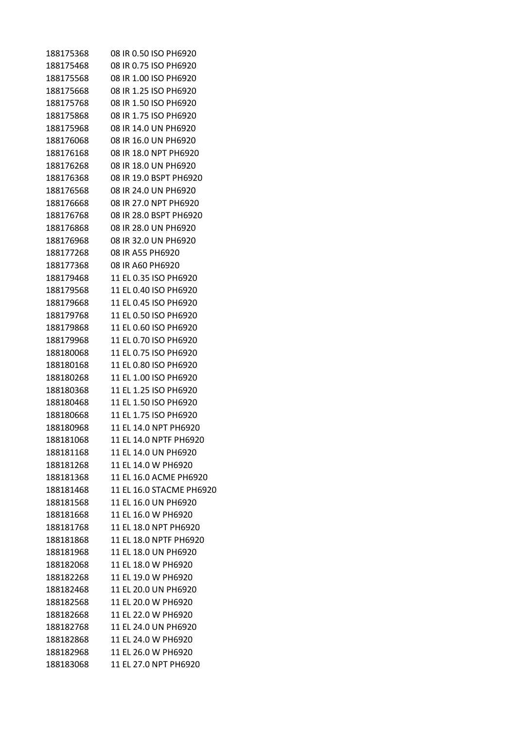| | |
|---|---|
| 188175368 | 08 IR 0.50 ISO PH6920 |
| 188175468 | 08 IR 0.75 ISO PH6920 |
| 188175568 | 08 IR 1.00 ISO PH6920 |
| 188175668 | 08 IR 1.25 ISO PH6920 |
| 188175768 | 08 IR 1.50 ISO PH6920 |
| 188175868 | 08 IR 1.75 ISO PH6920 |
| 188175968 | 08 IR 14.0 UN PH6920 |
| 188176068 | 08 IR 16.0 UN PH6920 |
| 188176168 | 08 IR 18.0 NPT PH6920 |
| 188176268 | 08 IR 18.0 UN PH6920 |
| 188176368 | 08 IR 19.0 BSPT PH6920 |
| 188176568 | 08 IR 24.0 UN PH6920 |
| 188176668 | 08 IR 27.0 NPT PH6920 |
| 188176768 | 08 IR 28.0 BSPT PH6920 |
| 188176868 | 08 IR 28.0 UN PH6920 |
| 188176968 | 08 IR 32.0 UN PH6920 |
| 188177268 | 08 IR A55 PH6920 |
| 188177368 | 08 IR A60 PH6920 |
| 188179468 | 11 EL 0.35 ISO PH6920 |
| 188179568 | 11 EL 0.40 ISO PH6920 |
| 188179668 | 11 EL 0.45 ISO PH6920 |
| 188179768 | 11 EL 0.50 ISO PH6920 |
| 188179868 | 11 EL 0.60 ISO PH6920 |
| 188179968 | 11 EL 0.70 ISO PH6920 |
| 188180068 | 11 EL 0.75 ISO PH6920 |
| 188180168 | 11 EL 0.80 ISO PH6920 |
| 188180268 | 11 EL 1.00 ISO PH6920 |
| 188180368 | 11 EL 1.25 ISO PH6920 |
| 188180468 | 11 EL 1.50 ISO PH6920 |
| 188180668 | 11 EL 1.75 ISO PH6920 |
| 188180968 | 11 EL 14.0 NPT PH6920 |
| 188181068 | 11 EL 14.0 NPTF PH6920 |
| 188181168 | 11 EL 14.0 UN PH6920 |
| 188181268 | 11 EL 14.0 W PH6920 |
| 188181368 | 11 EL 16.0 ACME PH6920 |
| 188181468 | 11 EL 16.0 STACME PH6920 |
| 188181568 | 11 EL 16.0 UN PH6920 |
| 188181668 | 11 EL 16.0 W PH6920 |
| 188181768 | 11 EL 18.0 NPT PH6920 |
| 188181868 | 11 EL 18.0 NPTF PH6920 |
| 188181968 | 11 EL 18.0 UN PH6920 |
| 188182068 | 11 EL 18.0 W PH6920 |
| 188182268 | 11 EL 19.0 W PH6920 |
| 188182468 | 11 EL 20.0 UN PH6920 |
| 188182568 | 11 EL 20.0 W PH6920 |
| 188182668 | 11 EL 22.0 W PH6920 |
| 188182768 | 11 EL 24.0 UN PH6920 |
| 188182868 | 11 EL 24.0 W PH6920 |
| 188182968 | 11 EL 26.0 W PH6920 |
| 188183068 | 11 EL 27.0 NPT PH6920 |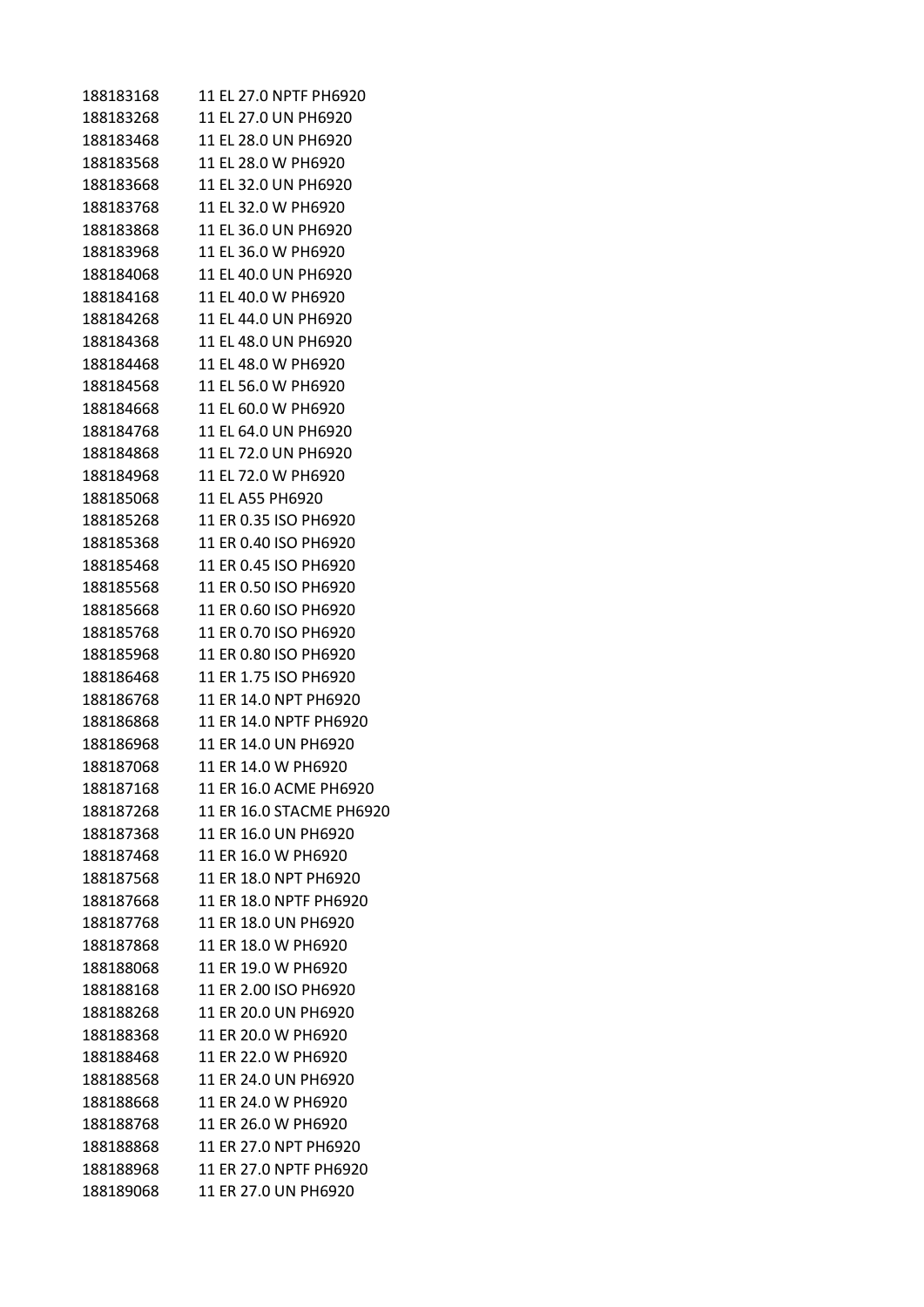| | |
|---|---|
| 188183168 | 11 EL 27.0 NPTF PH6920 |
| 188183268 | 11 EL 27.0 UN PH6920 |
| 188183468 | 11 EL 28.0 UN PH6920 |
| 188183568 | 11 EL 28.0 W PH6920 |
| 188183668 | 11 EL 32.0 UN PH6920 |
| 188183768 | 11 EL 32.0 W PH6920 |
| 188183868 | 11 EL 36.0 UN PH6920 |
| 188183968 | 11 EL 36.0 W PH6920 |
| 188184068 | 11 EL 40.0 UN PH6920 |
| 188184168 | 11 EL 40.0 W PH6920 |
| 188184268 | 11 EL 44.0 UN PH6920 |
| 188184368 | 11 EL 48.0 UN PH6920 |
| 188184468 | 11 EL 48.0 W PH6920 |
| 188184568 | 11 EL 56.0 W PH6920 |
| 188184668 | 11 EL 60.0 W PH6920 |
| 188184768 | 11 EL 64.0 UN PH6920 |
| 188184868 | 11 EL 72.0 UN PH6920 |
| 188184968 | 11 EL 72.0 W PH6920 |
| 188185068 | 11 EL A55 PH6920 |
| 188185268 | 11 ER 0.35 ISO PH6920 |
| 188185368 | 11 ER 0.40 ISO PH6920 |
| 188185468 | 11 ER 0.45 ISO PH6920 |
| 188185568 | 11 ER 0.50 ISO PH6920 |
| 188185668 | 11 ER 0.60 ISO PH6920 |
| 188185768 | 11 ER 0.70 ISO PH6920 |
| 188185968 | 11 ER 0.80 ISO PH6920 |
| 188186468 | 11 ER 1.75 ISO PH6920 |
| 188186768 | 11 ER 14.0 NPT PH6920 |
| 188186868 | 11 ER 14.0 NPTF PH6920 |
| 188186968 | 11 ER 14.0 UN PH6920 |
| 188187068 | 11 ER 14.0 W PH6920 |
| 188187168 | 11 ER 16.0 ACME PH6920 |
| 188187268 | 11 ER 16.0 STACME PH6920 |
| 188187368 | 11 ER 16.0 UN PH6920 |
| 188187468 | 11 ER 16.0 W PH6920 |
| 188187568 | 11 ER 18.0 NPT PH6920 |
| 188187668 | 11 ER 18.0 NPTF PH6920 |
| 188187768 | 11 ER 18.0 UN PH6920 |
| 188187868 | 11 ER 18.0 W PH6920 |
| 188188068 | 11 ER 19.0 W PH6920 |
| 188188168 | 11 ER 2.00 ISO PH6920 |
| 188188268 | 11 ER 20.0 UN PH6920 |
| 188188368 | 11 ER 20.0 W PH6920 |
| 188188468 | 11 ER 22.0 W PH6920 |
| 188188568 | 11 ER 24.0 UN PH6920 |
| 188188668 | 11 ER 24.0 W PH6920 |
| 188188768 | 11 ER 26.0 W PH6920 |
| 188188868 | 11 ER 27.0 NPT PH6920 |
| 188188968 | 11 ER 27.0 NPTF PH6920 |
| 188189068 | 11 ER 27.0 UN PH6920 |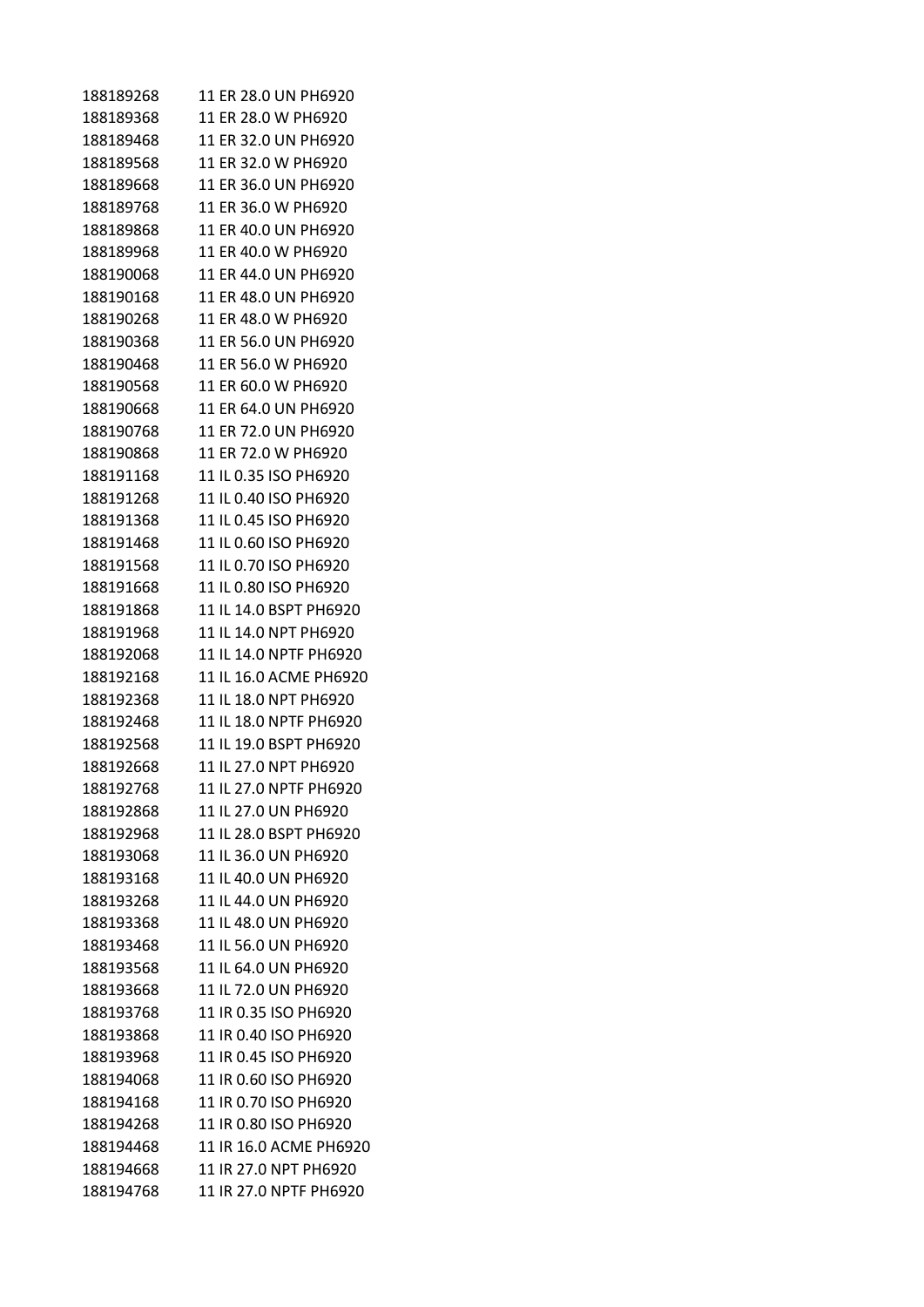| | |
|---|---|
| 188189268 | 11 ER 28.0 UN PH6920 |
| 188189368 | 11 ER 28.0 W PH6920 |
| 188189468 | 11 ER 32.0 UN PH6920 |
| 188189568 | 11 ER 32.0 W PH6920 |
| 188189668 | 11 ER 36.0 UN PH6920 |
| 188189768 | 11 ER 36.0 W PH6920 |
| 188189868 | 11 ER 40.0 UN PH6920 |
| 188189968 | 11 ER 40.0 W PH6920 |
| 188190068 | 11 ER 44.0 UN PH6920 |
| 188190168 | 11 ER 48.0 UN PH6920 |
| 188190268 | 11 ER 48.0 W PH6920 |
| 188190368 | 11 ER 56.0 UN PH6920 |
| 188190468 | 11 ER 56.0 W PH6920 |
| 188190568 | 11 ER 60.0 W PH6920 |
| 188190668 | 11 ER 64.0 UN PH6920 |
| 188190768 | 11 ER 72.0 UN PH6920 |
| 188190868 | 11 ER 72.0 W PH6920 |
| 188191168 | 11 IL 0.35 ISO PH6920 |
| 188191268 | 11 IL 0.40 ISO PH6920 |
| 188191368 | 11 IL 0.45 ISO PH6920 |
| 188191468 | 11 IL 0.60 ISO PH6920 |
| 188191568 | 11 IL 0.70 ISO PH6920 |
| 188191668 | 11 IL 0.80 ISO PH6920 |
| 188191868 | 11 IL 14.0 BSPT PH6920 |
| 188191968 | 11 IL 14.0 NPT PH6920 |
| 188192068 | 11 IL 14.0 NPTF PH6920 |
| 188192168 | 11 IL 16.0 ACME PH6920 |
| 188192368 | 11 IL 18.0 NPT PH6920 |
| 188192468 | 11 IL 18.0 NPTF PH6920 |
| 188192568 | 11 IL 19.0 BSPT PH6920 |
| 188192668 | 11 IL 27.0 NPT PH6920 |
| 188192768 | 11 IL 27.0 NPTF PH6920 |
| 188192868 | 11 IL 27.0 UN PH6920 |
| 188192968 | 11 IL 28.0 BSPT PH6920 |
| 188193068 | 11 IL 36.0 UN PH6920 |
| 188193168 | 11 IL 40.0 UN PH6920 |
| 188193268 | 11 IL 44.0 UN PH6920 |
| 188193368 | 11 IL 48.0 UN PH6920 |
| 188193468 | 11 IL 56.0 UN PH6920 |
| 188193568 | 11 IL 64.0 UN PH6920 |
| 188193668 | 11 IL 72.0 UN PH6920 |
| 188193768 | 11 IR 0.35 ISO PH6920 |
| 188193868 | 11 IR 0.40 ISO PH6920 |
| 188193968 | 11 IR 0.45 ISO PH6920 |
| 188194068 | 11 IR 0.60 ISO PH6920 |
| 188194168 | 11 IR 0.70 ISO PH6920 |
| 188194268 | 11 IR 0.80 ISO PH6920 |
| 188194468 | 11 IR 16.0 ACME PH6920 |
| 188194668 | 11 IR 27.0 NPT PH6920 |
| 188194768 | 11 IR 27.0 NPTF PH6920 |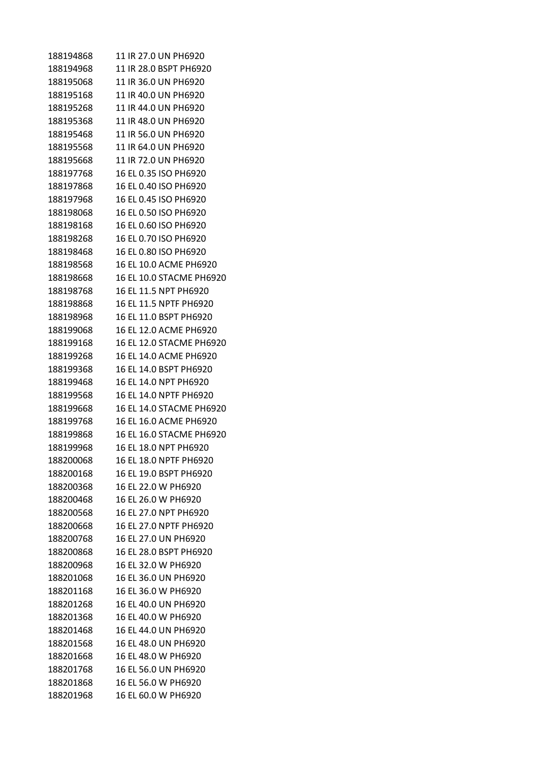| | |
|---|---|
| 188194868 | 11 IR 27.0 UN PH6920 |
| 188194968 | 11 IR 28.0 BSPT PH6920 |
| 188195068 | 11 IR 36.0 UN PH6920 |
| 188195168 | 11 IR 40.0 UN PH6920 |
| 188195268 | 11 IR 44.0 UN PH6920 |
| 188195368 | 11 IR 48.0 UN PH6920 |
| 188195468 | 11 IR 56.0 UN PH6920 |
| 188195568 | 11 IR 64.0 UN PH6920 |
| 188195668 | 11 IR 72.0 UN PH6920 |
| 188197768 | 16 EL 0.35 ISO PH6920 |
| 188197868 | 16 EL 0.40 ISO PH6920 |
| 188197968 | 16 EL 0.45 ISO PH6920 |
| 188198068 | 16 EL 0.50 ISO PH6920 |
| 188198168 | 16 EL 0.60 ISO PH6920 |
| 188198268 | 16 EL 0.70 ISO PH6920 |
| 188198468 | 16 EL 0.80 ISO PH6920 |
| 188198568 | 16 EL 10.0 ACME PH6920 |
| 188198668 | 16 EL 10.0 STACME PH6920 |
| 188198768 | 16 EL 11.5 NPT PH6920 |
| 188198868 | 16 EL 11.5 NPTF PH6920 |
| 188198968 | 16 EL 11.0 BSPT PH6920 |
| 188199068 | 16 EL 12.0 ACME PH6920 |
| 188199168 | 16 EL 12.0 STACME PH6920 |
| 188199268 | 16 EL 14.0 ACME PH6920 |
| 188199368 | 16 EL 14.0 BSPT PH6920 |
| 188199468 | 16 EL 14.0 NPT PH6920 |
| 188199568 | 16 EL 14.0 NPTF PH6920 |
| 188199668 | 16 EL 14.0 STACME PH6920 |
| 188199768 | 16 EL 16.0 ACME PH6920 |
| 188199868 | 16 EL 16.0 STACME PH6920 |
| 188199968 | 16 EL 18.0 NPT PH6920 |
| 188200068 | 16 EL 18.0 NPTF PH6920 |
| 188200168 | 16 EL 19.0 BSPT PH6920 |
| 188200368 | 16 EL 22.0 W PH6920 |
| 188200468 | 16 EL 26.0 W PH6920 |
| 188200568 | 16 EL 27.0 NPT PH6920 |
| 188200668 | 16 EL 27.0 NPTF PH6920 |
| 188200768 | 16 EL 27.0 UN PH6920 |
| 188200868 | 16 EL 28.0 BSPT PH6920 |
| 188200968 | 16 EL 32.0 W PH6920 |
| 188201068 | 16 EL 36.0 UN PH6920 |
| 188201168 | 16 EL 36.0 W PH6920 |
| 188201268 | 16 EL 40.0 UN PH6920 |
| 188201368 | 16 EL 40.0 W PH6920 |
| 188201468 | 16 EL 44.0 UN PH6920 |
| 188201568 | 16 EL 48.0 UN PH6920 |
| 188201668 | 16 EL 48.0 W PH6920 |
| 188201768 | 16 EL 56.0 UN PH6920 |
| 188201868 | 16 EL 56.0 W PH6920 |
| 188201968 | 16 EL 60.0 W PH6920 |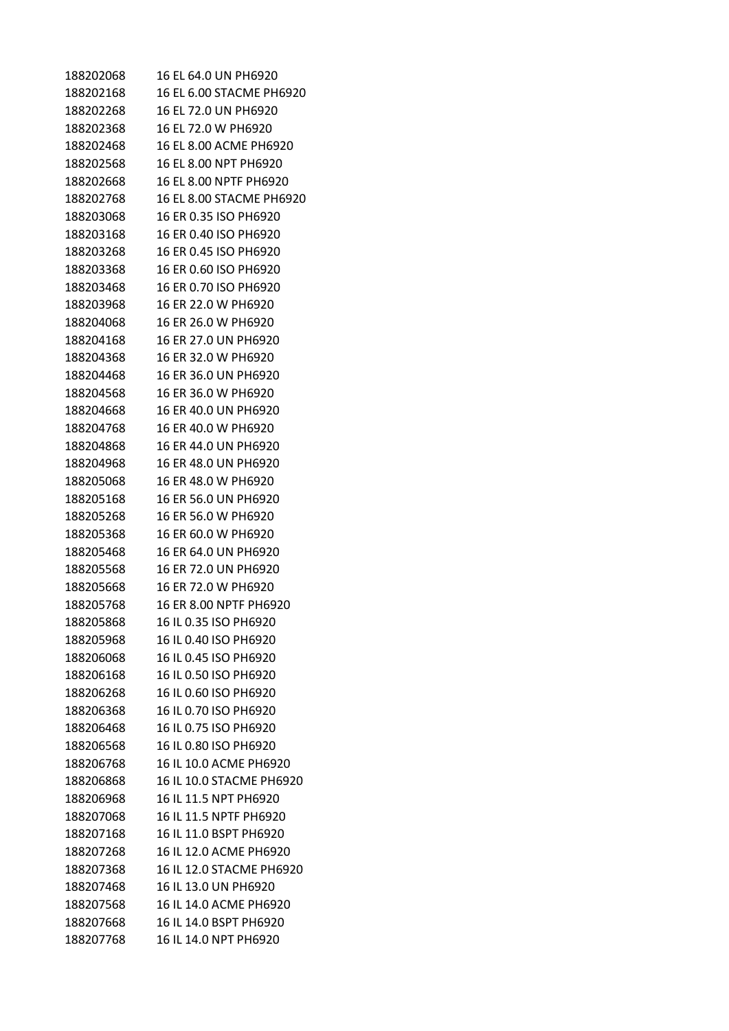| | |
|---|---|
| 188202068 | 16 EL 64.0 UN PH6920 |
| 188202168 | 16 EL 6.00 STACME PH6920 |
| 188202268 | 16 EL 72.0 UN PH6920 |
| 188202368 | 16 EL 72.0 W PH6920 |
| 188202468 | 16 EL 8.00 ACME PH6920 |
| 188202568 | 16 EL 8.00 NPT PH6920 |
| 188202668 | 16 EL 8.00 NPTF PH6920 |
| 188202768 | 16 EL 8.00 STACME PH6920 |
| 188203068 | 16 ER 0.35 ISO PH6920 |
| 188203168 | 16 ER 0.40 ISO PH6920 |
| 188203268 | 16 ER 0.45 ISO PH6920 |
| 188203368 | 16 ER 0.60 ISO PH6920 |
| 188203468 | 16 ER 0.70 ISO PH6920 |
| 188203968 | 16 ER 22.0 W PH6920 |
| 188204068 | 16 ER 26.0 W PH6920 |
| 188204168 | 16 ER 27.0 UN PH6920 |
| 188204368 | 16 ER 32.0 W PH6920 |
| 188204468 | 16 ER 36.0 UN PH6920 |
| 188204568 | 16 ER 36.0 W PH6920 |
| 188204668 | 16 ER 40.0 UN PH6920 |
| 188204768 | 16 ER 40.0 W PH6920 |
| 188204868 | 16 ER 44.0 UN PH6920 |
| 188204968 | 16 ER 48.0 UN PH6920 |
| 188205068 | 16 ER 48.0 W PH6920 |
| 188205168 | 16 ER 56.0 UN PH6920 |
| 188205268 | 16 ER 56.0 W PH6920 |
| 188205368 | 16 ER 60.0 W PH6920 |
| 188205468 | 16 ER 64.0 UN PH6920 |
| 188205568 | 16 ER 72.0 UN PH6920 |
| 188205668 | 16 ER 72.0 W PH6920 |
| 188205768 | 16 ER 8.00 NPTF PH6920 |
| 188205868 | 16 IL 0.35 ISO PH6920 |
| 188205968 | 16 IL 0.40 ISO PH6920 |
| 188206068 | 16 IL 0.45 ISO PH6920 |
| 188206168 | 16 IL 0.50 ISO PH6920 |
| 188206268 | 16 IL 0.60 ISO PH6920 |
| 188206368 | 16 IL 0.70 ISO PH6920 |
| 188206468 | 16 IL 0.75 ISO PH6920 |
| 188206568 | 16 IL 0.80 ISO PH6920 |
| 188206768 | 16 IL 10.0 ACME PH6920 |
| 188206868 | 16 IL 10.0 STACME PH6920 |
| 188206968 | 16 IL 11.5 NPT PH6920 |
| 188207068 | 16 IL 11.5 NPTF PH6920 |
| 188207168 | 16 IL 11.0 BSPT PH6920 |
| 188207268 | 16 IL 12.0 ACME PH6920 |
| 188207368 | 16 IL 12.0 STACME PH6920 |
| 188207468 | 16 IL 13.0 UN PH6920 |
| 188207568 | 16 IL 14.0 ACME PH6920 |
| 188207668 | 16 IL 14.0 BSPT PH6920 |
| 188207768 | 16 IL 14.0 NPT PH6920 |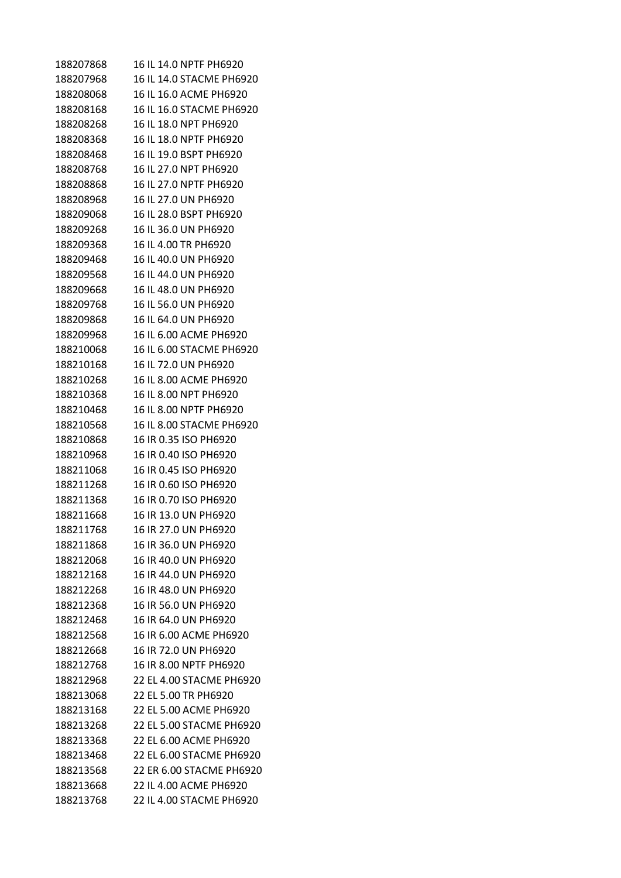| | |
|---|---|
| 188207868 | 16 IL 14.0 NPTF PH6920 |
| 188207968 | 16 IL 14.0 STACME PH6920 |
| 188208068 | 16 IL 16.0 ACME PH6920 |
| 188208168 | 16 IL 16.0 STACME PH6920 |
| 188208268 | 16 IL 18.0 NPT PH6920 |
| 188208368 | 16 IL 18.0 NPTF PH6920 |
| 188208468 | 16 IL 19.0 BSPT PH6920 |
| 188208768 | 16 IL 27.0 NPT PH6920 |
| 188208868 | 16 IL 27.0 NPTF PH6920 |
| 188208968 | 16 IL 27.0 UN PH6920 |
| 188209068 | 16 IL 28.0 BSPT PH6920 |
| 188209268 | 16 IL 36.0 UN PH6920 |
| 188209368 | 16 IL 4.00 TR PH6920 |
| 188209468 | 16 IL 40.0 UN PH6920 |
| 188209568 | 16 IL 44.0 UN PH6920 |
| 188209668 | 16 IL 48.0 UN PH6920 |
| 188209768 | 16 IL 56.0 UN PH6920 |
| 188209868 | 16 IL 64.0 UN PH6920 |
| 188209968 | 16 IL 6.00 ACME PH6920 |
| 188210068 | 16 IL 6.00 STACME PH6920 |
| 188210168 | 16 IL 72.0 UN PH6920 |
| 188210268 | 16 IL 8.00 ACME PH6920 |
| 188210368 | 16 IL 8.00 NPT PH6920 |
| 188210468 | 16 IL 8.00 NPTF PH6920 |
| 188210568 | 16 IL 8.00 STACME PH6920 |
| 188210868 | 16 IR 0.35 ISO PH6920 |
| 188210968 | 16 IR 0.40 ISO PH6920 |
| 188211068 | 16 IR 0.45 ISO PH6920 |
| 188211268 | 16 IR 0.60 ISO PH6920 |
| 188211368 | 16 IR 0.70 ISO PH6920 |
| 188211668 | 16 IR 13.0 UN PH6920 |
| 188211768 | 16 IR 27.0 UN PH6920 |
| 188211868 | 16 IR 36.0 UN PH6920 |
| 188212068 | 16 IR 40.0 UN PH6920 |
| 188212168 | 16 IR 44.0 UN PH6920 |
| 188212268 | 16 IR 48.0 UN PH6920 |
| 188212368 | 16 IR 56.0 UN PH6920 |
| 188212468 | 16 IR 64.0 UN PH6920 |
| 188212568 | 16 IR 6.00 ACME PH6920 |
| 188212668 | 16 IR 72.0 UN PH6920 |
| 188212768 | 16 IR 8.00 NPTF PH6920 |
| 188212968 | 22 EL 4.00 STACME PH6920 |
| 188213068 | 22 EL 5.00 TR PH6920 |
| 188213168 | 22 EL 5.00 ACME PH6920 |
| 188213268 | 22 EL 5.00 STACME PH6920 |
| 188213368 | 22 EL 6.00 ACME PH6920 |
| 188213468 | 22 EL 6.00 STACME PH6920 |
| 188213568 | 22 ER 6.00 STACME PH6920 |
| 188213668 | 22 IL 4.00 ACME PH6920 |
| 188213768 | 22 IL 4.00 STACME PH6920 |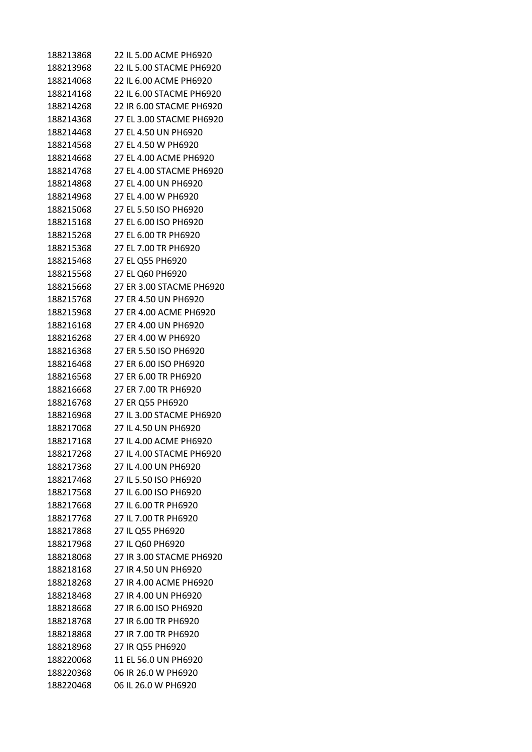| | |
|---|---|
| 188213868 | 22 IL 5.00 ACME PH6920 |
| 188213968 | 22 IL 5.00 STACME PH6920 |
| 188214068 | 22 IL 6.00 ACME PH6920 |
| 188214168 | 22 IL 6.00 STACME PH6920 |
| 188214268 | 22 IR 6.00 STACME PH6920 |
| 188214368 | 27 EL 3.00 STACME PH6920 |
| 188214468 | 27 EL 4.50 UN PH6920 |
| 188214568 | 27 EL 4.50 W PH6920 |
| 188214668 | 27 EL 4.00 ACME PH6920 |
| 188214768 | 27 EL 4.00 STACME PH6920 |
| 188214868 | 27 EL 4.00 UN PH6920 |
| 188214968 | 27 EL 4.00 W PH6920 |
| 188215068 | 27 EL 5.50 ISO PH6920 |
| 188215168 | 27 EL 6.00 ISO PH6920 |
| 188215268 | 27 EL 6.00 TR PH6920 |
| 188215368 | 27 EL 7.00 TR PH6920 |
| 188215468 | 27 EL Q55 PH6920 |
| 188215568 | 27 EL Q60 PH6920 |
| 188215668 | 27 ER 3.00 STACME PH6920 |
| 188215768 | 27 ER 4.50 UN PH6920 |
| 188215968 | 27 ER 4.00 ACME PH6920 |
| 188216168 | 27 ER 4.00 UN PH6920 |
| 188216268 | 27 ER 4.00 W PH6920 |
| 188216368 | 27 ER 5.50 ISO PH6920 |
| 188216468 | 27 ER 6.00 ISO PH6920 |
| 188216568 | 27 ER 6.00 TR PH6920 |
| 188216668 | 27 ER 7.00 TR PH6920 |
| 188216768 | 27 ER Q55 PH6920 |
| 188216968 | 27 IL 3.00 STACME PH6920 |
| 188217068 | 27 IL 4.50 UN PH6920 |
| 188217168 | 27 IL 4.00 ACME PH6920 |
| 188217268 | 27 IL 4.00 STACME PH6920 |
| 188217368 | 27 IL 4.00 UN PH6920 |
| 188217468 | 27 IL 5.50 ISO PH6920 |
| 188217568 | 27 IL 6.00 ISO PH6920 |
| 188217668 | 27 IL 6.00 TR PH6920 |
| 188217768 | 27 IL 7.00 TR PH6920 |
| 188217868 | 27 IL Q55 PH6920 |
| 188217968 | 27 IL Q60 PH6920 |
| 188218068 | 27 IR 3.00 STACME PH6920 |
| 188218168 | 27 IR 4.50 UN PH6920 |
| 188218268 | 27 IR 4.00 ACME PH6920 |
| 188218468 | 27 IR 4.00 UN PH6920 |
| 188218668 | 27 IR 6.00 ISO PH6920 |
| 188218768 | 27 IR 6.00 TR PH6920 |
| 188218868 | 27 IR 7.00 TR PH6920 |
| 188218968 | 27 IR Q55 PH6920 |
| 188220068 | 11 EL 56.0 UN PH6920 |
| 188220368 | 06 IR 26.0 W PH6920 |
| 188220468 | 06 IL 26.0 W PH6920 |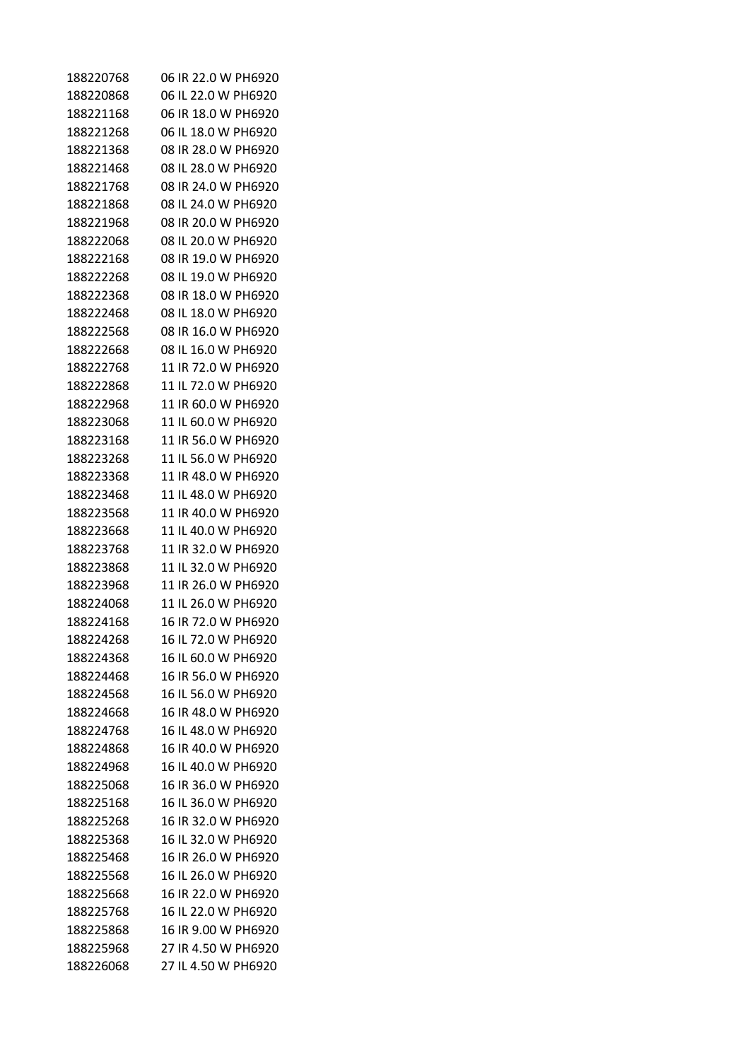| | |
|---|---|
| 188220768 | 06 IR 22.0 W PH6920 |
| 188220868 | 06 IL 22.0 W PH6920 |
| 188221168 | 06 IR 18.0 W PH6920 |
| 188221268 | 06 IL 18.0 W PH6920 |
| 188221368 | 08 IR 28.0 W PH6920 |
| 188221468 | 08 IL 28.0 W PH6920 |
| 188221768 | 08 IR 24.0 W PH6920 |
| 188221868 | 08 IL 24.0 W PH6920 |
| 188221968 | 08 IR 20.0 W PH6920 |
| 188222068 | 08 IL 20.0 W PH6920 |
| 188222168 | 08 IR 19.0 W PH6920 |
| 188222268 | 08 IL 19.0 W PH6920 |
| 188222368 | 08 IR 18.0 W PH6920 |
| 188222468 | 08 IL 18.0 W PH6920 |
| 188222568 | 08 IR 16.0 W PH6920 |
| 188222668 | 08 IL 16.0 W PH6920 |
| 188222768 | 11 IR 72.0 W PH6920 |
| 188222868 | 11 IL 72.0 W PH6920 |
| 188222968 | 11 IR 60.0 W PH6920 |
| 188223068 | 11 IL 60.0 W PH6920 |
| 188223168 | 11 IR 56.0 W PH6920 |
| 188223268 | 11 IL 56.0 W PH6920 |
| 188223368 | 11 IR 48.0 W PH6920 |
| 188223468 | 11 IL 48.0 W PH6920 |
| 188223568 | 11 IR 40.0 W PH6920 |
| 188223668 | 11 IL 40.0 W PH6920 |
| 188223768 | 11 IR 32.0 W PH6920 |
| 188223868 | 11 IL 32.0 W PH6920 |
| 188223968 | 11 IR 26.0 W PH6920 |
| 188224068 | 11 IL 26.0 W PH6920 |
| 188224168 | 16 IR 72.0 W PH6920 |
| 188224268 | 16 IL 72.0 W PH6920 |
| 188224368 | 16 IL 60.0 W PH6920 |
| 188224468 | 16 IR 56.0 W PH6920 |
| 188224568 | 16 IL 56.0 W PH6920 |
| 188224668 | 16 IR 48.0 W PH6920 |
| 188224768 | 16 IL 48.0 W PH6920 |
| 188224868 | 16 IR 40.0 W PH6920 |
| 188224968 | 16 IL 40.0 W PH6920 |
| 188225068 | 16 IR 36.0 W PH6920 |
| 188225168 | 16 IL 36.0 W PH6920 |
| 188225268 | 16 IR 32.0 W PH6920 |
| 188225368 | 16 IL 32.0 W PH6920 |
| 188225468 | 16 IR 26.0 W PH6920 |
| 188225568 | 16 IL 26.0 W PH6920 |
| 188225668 | 16 IR 22.0 W PH6920 |
| 188225768 | 16 IL 22.0 W PH6920 |
| 188225868 | 16 IR 9.00 W PH6920 |
| 188225968 | 27 IR 4.50 W PH6920 |
| 188226068 | 27 IL 4.50 W PH6920 |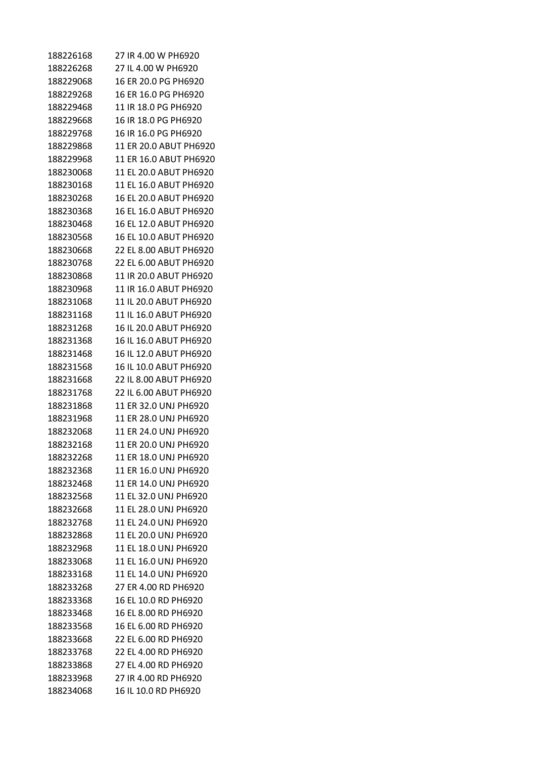| | |
|---|---|
| 188226168 | 27 IR 4.00 W PH6920 |
| 188226268 | 27 IL 4.00 W PH6920 |
| 188229068 | 16 ER 20.0 PG PH6920 |
| 188229268 | 16 ER 16.0 PG PH6920 |
| 188229468 | 11 IR 18.0 PG PH6920 |
| 188229668 | 16 IR 18.0 PG PH6920 |
| 188229768 | 16 IR 16.0 PG PH6920 |
| 188229868 | 11 ER 20.0 ABUT PH6920 |
| 188229968 | 11 ER 16.0 ABUT PH6920 |
| 188230068 | 11 EL 20.0 ABUT PH6920 |
| 188230168 | 11 EL 16.0 ABUT PH6920 |
| 188230268 | 16 EL 20.0 ABUT PH6920 |
| 188230368 | 16 EL 16.0 ABUT PH6920 |
| 188230468 | 16 EL 12.0 ABUT PH6920 |
| 188230568 | 16 EL 10.0 ABUT PH6920 |
| 188230668 | 22 EL 8.00 ABUT PH6920 |
| 188230768 | 22 EL 6.00 ABUT PH6920 |
| 188230868 | 11 IR 20.0 ABUT PH6920 |
| 188230968 | 11 IR 16.0 ABUT PH6920 |
| 188231068 | 11 IL 20.0 ABUT PH6920 |
| 188231168 | 11 IL 16.0 ABUT PH6920 |
| 188231268 | 16 IL 20.0 ABUT PH6920 |
| 188231368 | 16 IL 16.0 ABUT PH6920 |
| 188231468 | 16 IL 12.0 ABUT PH6920 |
| 188231568 | 16 IL 10.0 ABUT PH6920 |
| 188231668 | 22 IL 8.00 ABUT PH6920 |
| 188231768 | 22 IL 6.00 ABUT PH6920 |
| 188231868 | 11 ER 32.0 UNJ PH6920 |
| 188231968 | 11 ER 28.0 UNJ PH6920 |
| 188232068 | 11 ER 24.0 UNJ PH6920 |
| 188232168 | 11 ER 20.0 UNJ PH6920 |
| 188232268 | 11 ER 18.0 UNJ PH6920 |
| 188232368 | 11 ER 16.0 UNJ PH6920 |
| 188232468 | 11 ER 14.0 UNJ PH6920 |
| 188232568 | 11 EL 32.0 UNJ PH6920 |
| 188232668 | 11 EL 28.0 UNJ PH6920 |
| 188232768 | 11 EL 24.0 UNJ PH6920 |
| 188232868 | 11 EL 20.0 UNJ PH6920 |
| 188232968 | 11 EL 18.0 UNJ PH6920 |
| 188233068 | 11 EL 16.0 UNJ PH6920 |
| 188233168 | 11 EL 14.0 UNJ PH6920 |
| 188233268 | 27 ER 4.00 RD PH6920 |
| 188233368 | 16 EL 10.0 RD PH6920 |
| 188233468 | 16 EL 8.00 RD PH6920 |
| 188233568 | 16 EL 6.00 RD PH6920 |
| 188233668 | 22 EL 6.00 RD PH6920 |
| 188233768 | 22 EL 4.00 RD PH6920 |
| 188233868 | 27 EL 4.00 RD PH6920 |
| 188233968 | 27 IR 4.00 RD PH6920 |
| 188234068 | 16 IL 10.0 RD PH6920 |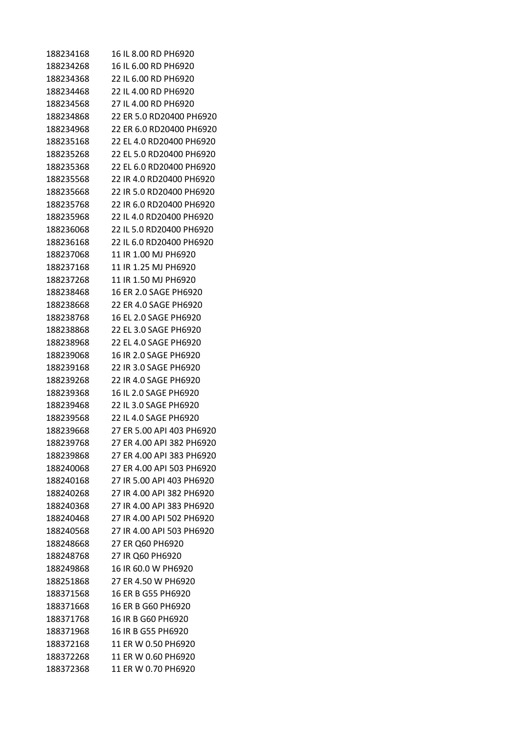| | |
|---|---|
| 188234168 | 16 IL 8.00 RD PH6920 |
| 188234268 | 16 IL 6.00 RD PH6920 |
| 188234368 | 22 IL 6.00 RD PH6920 |
| 188234468 | 22 IL 4.00 RD PH6920 |
| 188234568 | 27 IL 4.00 RD PH6920 |
| 188234868 | 22 ER 5.0 RD20400 PH6920 |
| 188234968 | 22 ER 6.0 RD20400 PH6920 |
| 188235168 | 22 EL 4.0 RD20400 PH6920 |
| 188235268 | 22 EL 5.0 RD20400 PH6920 |
| 188235368 | 22 EL 6.0 RD20400 PH6920 |
| 188235568 | 22 IR 4.0 RD20400 PH6920 |
| 188235668 | 22 IR 5.0 RD20400 PH6920 |
| 188235768 | 22 IR 6.0 RD20400 PH6920 |
| 188235968 | 22 IL 4.0 RD20400 PH6920 |
| 188236068 | 22 IL 5.0 RD20400 PH6920 |
| 188236168 | 22 IL 6.0 RD20400 PH6920 |
| 188237068 | 11 IR 1.00 MJ PH6920 |
| 188237168 | 11 IR 1.25 MJ PH6920 |
| 188237268 | 11 IR 1.50 MJ PH6920 |
| 188238468 | 16 ER 2.0 SAGE PH6920 |
| 188238668 | 22 ER 4.0 SAGE PH6920 |
| 188238768 | 16 EL 2.0 SAGE PH6920 |
| 188238868 | 22 EL 3.0 SAGE PH6920 |
| 188238968 | 22 EL 4.0 SAGE PH6920 |
| 188239068 | 16 IR 2.0 SAGE PH6920 |
| 188239168 | 22 IR 3.0 SAGE PH6920 |
| 188239268 | 22 IR 4.0 SAGE PH6920 |
| 188239368 | 16 IL 2.0 SAGE PH6920 |
| 188239468 | 22 IL 3.0 SAGE PH6920 |
| 188239568 | 22 IL 4.0 SAGE PH6920 |
| 188239668 | 27 ER 5.00 API 403 PH6920 |
| 188239768 | 27 ER 4.00 API 382 PH6920 |
| 188239868 | 27 ER 4.00 API 383 PH6920 |
| 188240068 | 27 ER 4.00 API 503 PH6920 |
| 188240168 | 27 IR 5.00 API 403 PH6920 |
| 188240268 | 27 IR 4.00 API 382 PH6920 |
| 188240368 | 27 IR 4.00 API 383 PH6920 |
| 188240468 | 27 IR 4.00 API 502 PH6920 |
| 188240568 | 27 IR 4.00 API 503 PH6920 |
| 188248668 | 27 ER Q60 PH6920 |
| 188248768 | 27 IR Q60 PH6920 |
| 188249868 | 16 IR 60.0 W PH6920 |
| 188251868 | 27 ER 4.50 W PH6920 |
| 188371568 | 16 ER B G55 PH6920 |
| 188371668 | 16 ER B G60 PH6920 |
| 188371768 | 16 IR B G60 PH6920 |
| 188371968 | 16 IR B G55 PH6920 |
| 188372168 | 11 ER W 0.50 PH6920 |
| 188372268 | 11 ER W 0.60 PH6920 |
| 188372368 | 11 ER W 0.70 PH6920 |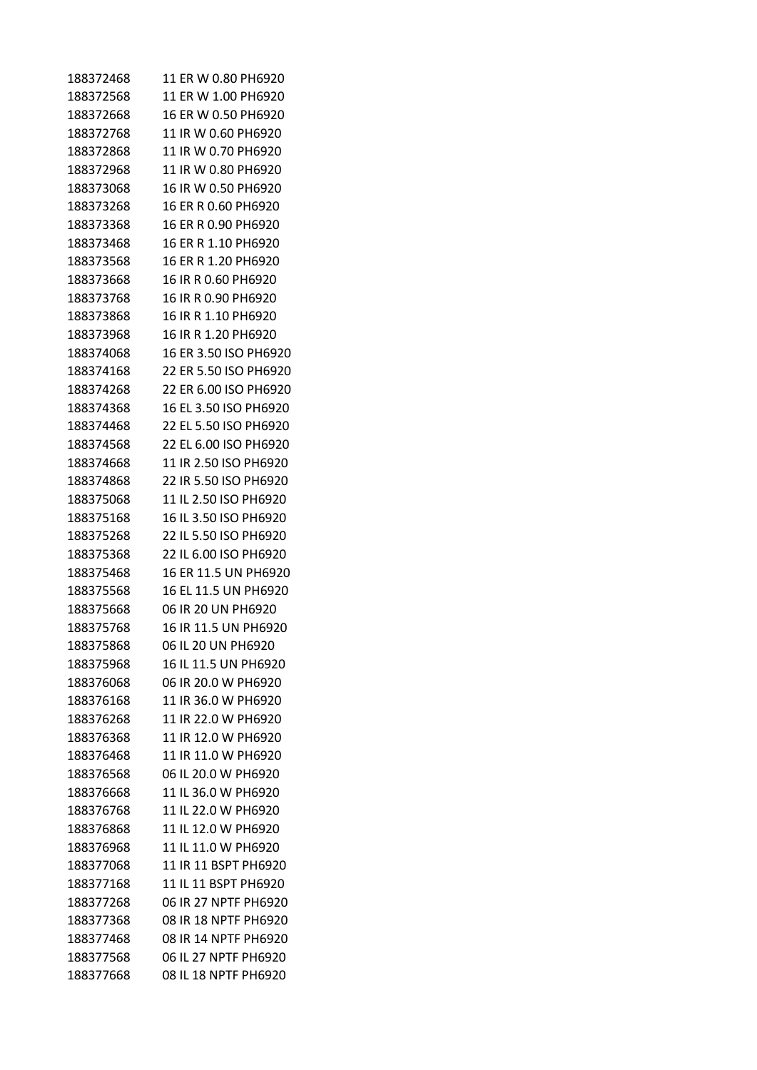| | |
|---|---|
| 188372468 | 11 ER W 0.80 PH6920 |
| 188372568 | 11 ER W 1.00 PH6920 |
| 188372668 | 16 ER W 0.50 PH6920 |
| 188372768 | 11 IR W 0.60 PH6920 |
| 188372868 | 11 IR W 0.70 PH6920 |
| 188372968 | 11 IR W 0.80 PH6920 |
| 188373068 | 16 IR W 0.50 PH6920 |
| 188373268 | 16 ER R 0.60 PH6920 |
| 188373368 | 16 ER R 0.90 PH6920 |
| 188373468 | 16 ER R 1.10 PH6920 |
| 188373568 | 16 ER R 1.20 PH6920 |
| 188373668 | 16 IR R 0.60 PH6920 |
| 188373768 | 16 IR R 0.90 PH6920 |
| 188373868 | 16 IR R 1.10 PH6920 |
| 188373968 | 16 IR R 1.20 PH6920 |
| 188374068 | 16 ER 3.50 ISO PH6920 |
| 188374168 | 22 ER 5.50 ISO PH6920 |
| 188374268 | 22 ER 6.00 ISO PH6920 |
| 188374368 | 16 EL 3.50 ISO PH6920 |
| 188374468 | 22 EL 5.50 ISO PH6920 |
| 188374568 | 22 EL 6.00 ISO PH6920 |
| 188374668 | 11 IR 2.50 ISO PH6920 |
| 188374868 | 22 IR 5.50 ISO PH6920 |
| 188375068 | 11 IL 2.50 ISO PH6920 |
| 188375168 | 16 IL 3.50 ISO PH6920 |
| 188375268 | 22 IL 5.50 ISO PH6920 |
| 188375368 | 22 IL 6.00 ISO PH6920 |
| 188375468 | 16 ER 11.5 UN PH6920 |
| 188375568 | 16 EL 11.5 UN PH6920 |
| 188375668 | 06 IR 20 UN PH6920 |
| 188375768 | 16 IR 11.5 UN PH6920 |
| 188375868 | 06 IL 20 UN PH6920 |
| 188375968 | 16 IL 11.5 UN PH6920 |
| 188376068 | 06 IR 20.0 W PH6920 |
| 188376168 | 11 IR 36.0 W PH6920 |
| 188376268 | 11 IR 22.0 W PH6920 |
| 188376368 | 11 IR 12.0 W PH6920 |
| 188376468 | 11 IR 11.0 W PH6920 |
| 188376568 | 06 IL 20.0 W PH6920 |
| 188376668 | 11 IL 36.0 W PH6920 |
| 188376768 | 11 IL 22.0 W PH6920 |
| 188376868 | 11 IL 12.0 W PH6920 |
| 188376968 | 11 IL 11.0 W PH6920 |
| 188377068 | 11 IR 11 BSPT PH6920 |
| 188377168 | 11 IL 11 BSPT PH6920 |
| 188377268 | 06 IR 27 NPTF PH6920 |
| 188377368 | 08 IR 18 NPTF PH6920 |
| 188377468 | 08 IR 14 NPTF PH6920 |
| 188377568 | 06 IL 27 NPTF PH6920 |
| 188377668 | 08 IL 18 NPTF PH6920 |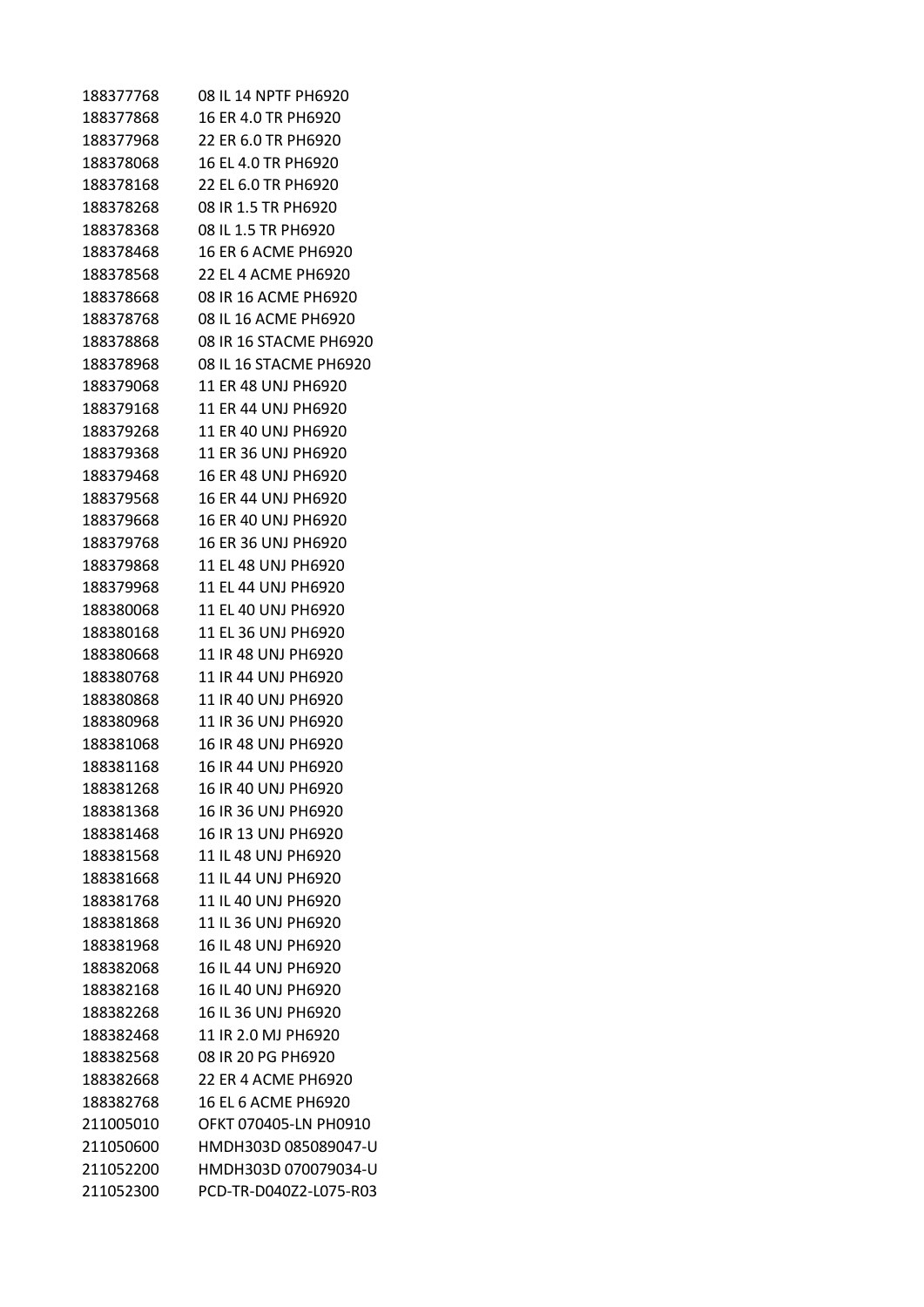| | |
|---|---|
| 188377768 | 08 IL 14 NPTF PH6920 |
| 188377868 | 16 ER 4.0 TR PH6920 |
| 188377968 | 22 ER 6.0 TR PH6920 |
| 188378068 | 16 EL 4.0 TR PH6920 |
| 188378168 | 22 EL 6.0 TR PH6920 |
| 188378268 | 08 IR 1.5 TR PH6920 |
| 188378368 | 08 IL 1.5 TR PH6920 |
| 188378468 | 16 ER 6 ACME PH6920 |
| 188378568 | 22 EL 4 ACME PH6920 |
| 188378668 | 08 IR 16 ACME PH6920 |
| 188378768 | 08 IL 16 ACME PH6920 |
| 188378868 | 08 IR 16 STACME PH6920 |
| 188378968 | 08 IL 16 STACME PH6920 |
| 188379068 | 11 ER 48 UNJ PH6920 |
| 188379168 | 11 ER 44 UNJ PH6920 |
| 188379268 | 11 ER 40 UNJ PH6920 |
| 188379368 | 11 ER 36 UNJ PH6920 |
| 188379468 | 16 ER 48 UNJ PH6920 |
| 188379568 | 16 ER 44 UNJ PH6920 |
| 188379668 | 16 ER 40 UNJ PH6920 |
| 188379768 | 16 ER 36 UNJ PH6920 |
| 188379868 | 11 EL 48 UNJ PH6920 |
| 188379968 | 11 EL 44 UNJ PH6920 |
| 188380068 | 11 EL 40 UNJ PH6920 |
| 188380168 | 11 EL 36 UNJ PH6920 |
| 188380668 | 11 IR 48 UNJ PH6920 |
| 188380768 | 11 IR 44 UNJ PH6920 |
| 188380868 | 11 IR 40 UNJ PH6920 |
| 188380968 | 11 IR 36 UNJ PH6920 |
| 188381068 | 16 IR 48 UNJ PH6920 |
| 188381168 | 16 IR 44 UNJ PH6920 |
| 188381268 | 16 IR 40 UNJ PH6920 |
| 188381368 | 16 IR 36 UNJ PH6920 |
| 188381468 | 16 IR 13 UNJ PH6920 |
| 188381568 | 11 IL 48 UNJ PH6920 |
| 188381668 | 11 IL 44 UNJ PH6920 |
| 188381768 | 11 IL 40 UNJ PH6920 |
| 188381868 | 11 IL 36 UNJ PH6920 |
| 188381968 | 16 IL 48 UNJ PH6920 |
| 188382068 | 16 IL 44 UNJ PH6920 |
| 188382168 | 16 IL 40 UNJ PH6920 |
| 188382268 | 16 IL 36 UNJ PH6920 |
| 188382468 | 11 IR 2.0 MJ PH6920 |
| 188382568 | 08 IR 20 PG PH6920 |
| 188382668 | 22 ER 4 ACME PH6920 |
| 188382768 | 16 EL 6 ACME PH6920 |
| 211005010 | OFKT 070405-LN PH0910 |
| 211050600 | HMDH303D 085089047-U |
| 211052200 | HMDH303D 070079034-U |
| 211052300 | PCD-TR-D040Z2-L075-R03 |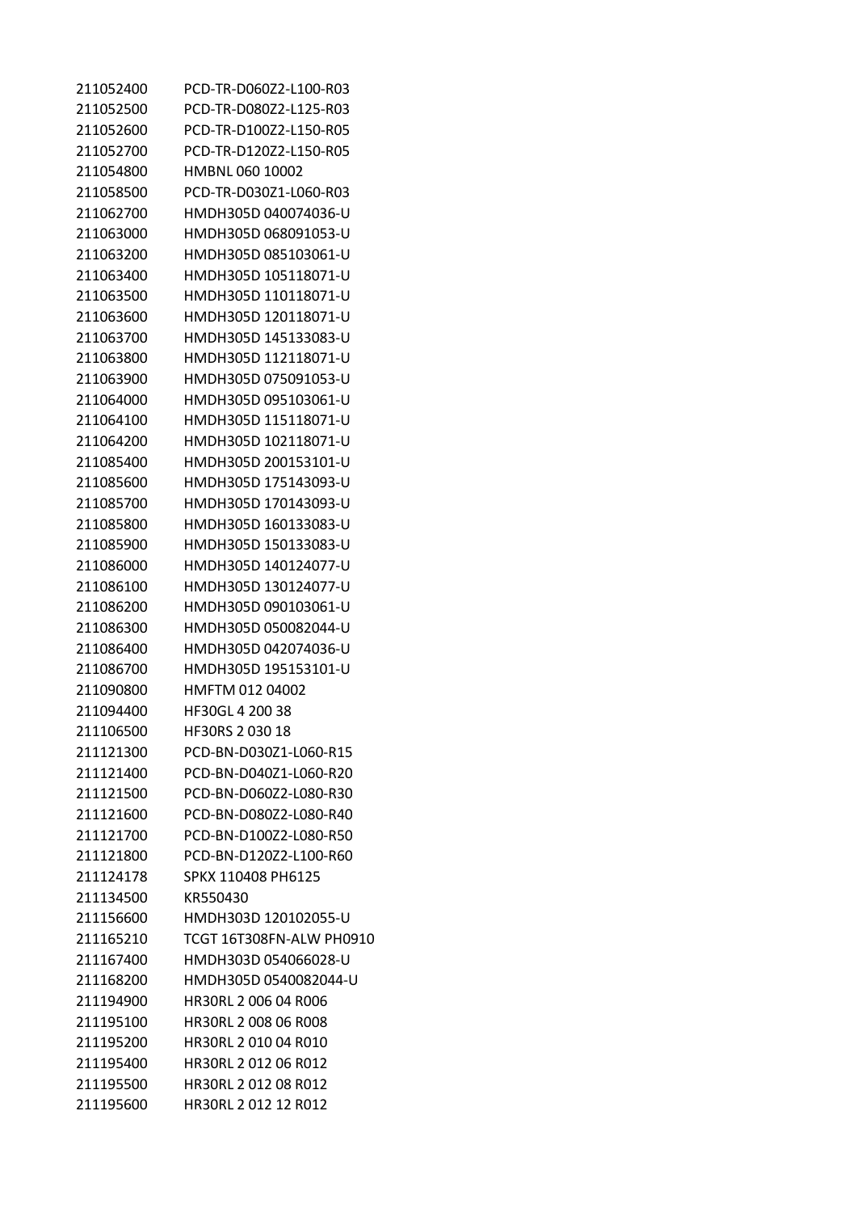| | |
|---|---|
| 211052400 | PCD-TR-D060Z2-L100-R03 |
| 211052500 | PCD-TR-D080Z2-L125-R03 |
| 211052600 | PCD-TR-D100Z2-L150-R05 |
| 211052700 | PCD-TR-D120Z2-L150-R05 |
| 211054800 | HMBNL 060 10002 |
| 211058500 | PCD-TR-D030Z1-L060-R03 |
| 211062700 | HMDH305D 040074036-U |
| 211063000 | HMDH305D 068091053-U |
| 211063200 | HMDH305D 085103061-U |
| 211063400 | HMDH305D 105118071-U |
| 211063500 | HMDH305D 110118071-U |
| 211063600 | HMDH305D 120118071-U |
| 211063700 | HMDH305D 145133083-U |
| 211063800 | HMDH305D 112118071-U |
| 211063900 | HMDH305D 075091053-U |
| 211064000 | HMDH305D 095103061-U |
| 211064100 | HMDH305D 115118071-U |
| 211064200 | HMDH305D 102118071-U |
| 211085400 | HMDH305D 200153101-U |
| 211085600 | HMDH305D 175143093-U |
| 211085700 | HMDH305D 170143093-U |
| 211085800 | HMDH305D 160133083-U |
| 211085900 | HMDH305D 150133083-U |
| 211086000 | HMDH305D 140124077-U |
| 211086100 | HMDH305D 130124077-U |
| 211086200 | HMDH305D 090103061-U |
| 211086300 | HMDH305D 050082044-U |
| 211086400 | HMDH305D 042074036-U |
| 211086700 | HMDH305D 195153101-U |
| 211090800 | HMFTM 012 04002 |
| 211094400 | HF30GL 4 200 38 |
| 211106500 | HF30RS 2 030 18 |
| 211121300 | PCD-BN-D030Z1-L060-R15 |
| 211121400 | PCD-BN-D040Z1-L060-R20 |
| 211121500 | PCD-BN-D060Z2-L080-R30 |
| 211121600 | PCD-BN-D080Z2-L080-R40 |
| 211121700 | PCD-BN-D100Z2-L080-R50 |
| 211121800 | PCD-BN-D120Z2-L100-R60 |
| 211124178 | SPKX 110408 PH6125 |
| 211134500 | KR550430 |
| 211156600 | HMDH303D 120102055-U |
| 211165210 | TCGT 16T308FN-ALW PH0910 |
| 211167400 | HMDH303D 054066028-U |
| 211168200 | HMDH305D 0540082044-U |
| 211194900 | HR30RL 2 006 04 R006 |
| 211195100 | HR30RL 2 008 06 R008 |
| 211195200 | HR30RL 2 010 04 R010 |
| 211195400 | HR30RL 2 012 06 R012 |
| 211195500 | HR30RL 2 012 08 R012 |
| 211195600 | HR30RL 2 012 12 R012 |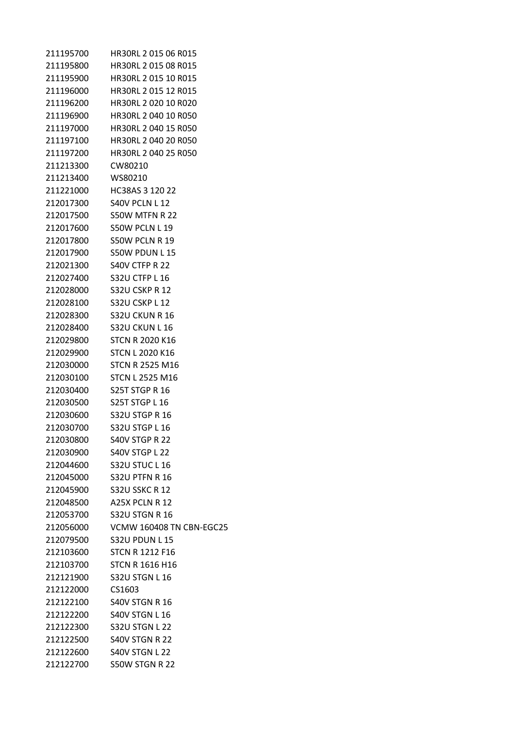| | |
|---|---|
| 211195700 | HR30RL 2 015 06 R015 |
| 211195800 | HR30RL 2 015 08 R015 |
| 211195900 | HR30RL 2 015 10 R015 |
| 211196000 | HR30RL 2 015 12 R015 |
| 211196200 | HR30RL 2 020 10 R020 |
| 211196900 | HR30RL 2 040 10 R050 |
| 211197000 | HR30RL 2 040 15 R050 |
| 211197100 | HR30RL 2 040 20 R050 |
| 211197200 | HR30RL 2 040 25 R050 |
| 211213300 | CW80210 |
| 211213400 | WS80210 |
| 211221000 | HC38AS 3 120 22 |
| 212017300 | S40V PCLN L 12 |
| 212017500 | S50W MTFN R 22 |
| 212017600 | S50W PCLN L 19 |
| 212017800 | S50W PCLN R 19 |
| 212017900 | S50W PDUN L 15 |
| 212021300 | S40V CTFP R 22 |
| 212027400 | S32U CTFP L 16 |
| 212028000 | S32U CSKP R 12 |
| 212028100 | S32U CSKP L 12 |
| 212028300 | S32U CKUN R 16 |
| 212028400 | S32U CKUN L 16 |
| 212029800 | STCN R 2020 K16 |
| 212029900 | STCN L 2020 K16 |
| 212030000 | STCN R 2525 M16 |
| 212030100 | STCN L 2525 M16 |
| 212030400 | S25T STGP R 16 |
| 212030500 | S25T STGP L 16 |
| 212030600 | S32U STGP R 16 |
| 212030700 | S32U STGP L 16 |
| 212030800 | S40V STGP R 22 |
| 212030900 | S40V STGP L 22 |
| 212044600 | S32U STUC L 16 |
| 212045000 | S32U PTFN R 16 |
| 212045900 | S32U SSKC R 12 |
| 212048500 | A25X PCLN R 12 |
| 212053700 | S32U STGN R 16 |
| 212056000 | VCMW 160408 TN CBN-EGC25 |
| 212079500 | S32U PDUN L 15 |
| 212103600 | STCN R 1212 F16 |
| 212103700 | STCN R 1616 H16 |
| 212121900 | S32U STGN L 16 |
| 212122000 | CS1603 |
| 212122100 | S40V STGN R 16 |
| 212122200 | S40V STGN L 16 |
| 212122300 | S32U STGN L 22 |
| 212122500 | S40V STGN R 22 |
| 212122600 | S40V STGN L 22 |
| 212122700 | S50W STGN R 22 |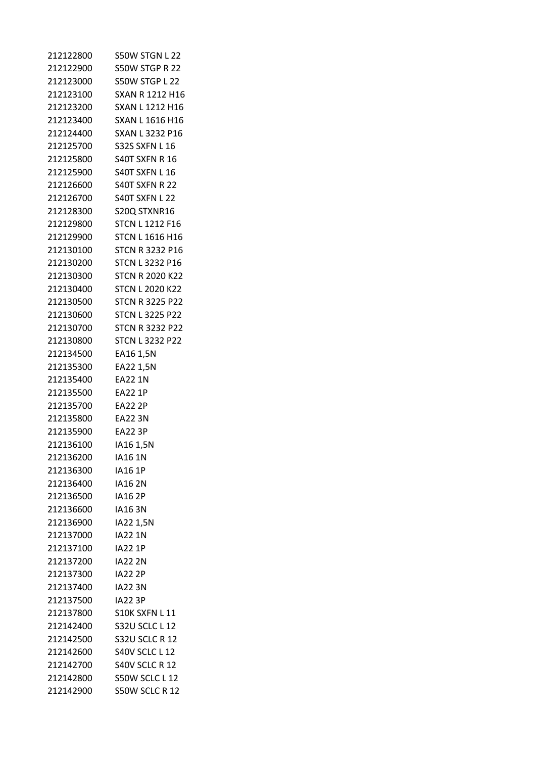| | |
|---|---|
| 212122800 | S50W STGN L 22 |
| 212122900 | S50W STGP R 22 |
| 212123000 | S50W STGP L 22 |
| 212123100 | SXAN R 1212 H16 |
| 212123200 | SXAN L 1212 H16 |
| 212123400 | SXAN L 1616 H16 |
| 212124400 | SXAN L 3232 P16 |
| 212125700 | S32S SXFN L 16 |
| 212125800 | S40T SXFN R 16 |
| 212125900 | S40T SXFN L 16 |
| 212126600 | S40T SXFN R 22 |
| 212126700 | S40T SXFN L 22 |
| 212128300 | S20Q STXNR16 |
| 212129800 | STCN L 1212 F16 |
| 212129900 | STCN L 1616 H16 |
| 212130100 | STCN R 3232 P16 |
| 212130200 | STCN L 3232 P16 |
| 212130300 | STCN R 2020 K22 |
| 212130400 | STCN L 2020 K22 |
| 212130500 | STCN R 3225 P22 |
| 212130600 | STCN L 3225 P22 |
| 212130700 | STCN R 3232 P22 |
| 212130800 | STCN L 3232 P22 |
| 212134500 | EA16 1,5N |
| 212135300 | EA22 1,5N |
| 212135400 | EA22 1N |
| 212135500 | EA22 1P |
| 212135700 | EA22 2P |
| 212135800 | EA22 3N |
| 212135900 | EA22 3P |
| 212136100 | IA16 1,5N |
| 212136200 | IA16 1N |
| 212136300 | IA16 1P |
| 212136400 | IA16 2N |
| 212136500 | IA16 2P |
| 212136600 | IA16 3N |
| 212136900 | IA22 1,5N |
| 212137000 | IA22 1N |
| 212137100 | IA22 1P |
| 212137200 | IA22 2N |
| 212137300 | IA22 2P |
| 212137400 | IA22 3N |
| 212137500 | IA22 3P |
| 212137800 | S10K SXFN L 11 |
| 212142400 | S32U SCLC L 12 |
| 212142500 | S32U SCLC R 12 |
| 212142600 | S40V SCLC L 12 |
| 212142700 | S40V SCLC R 12 |
| 212142800 | S50W SCLC L 12 |
| 212142900 | S50W SCLC R 12 |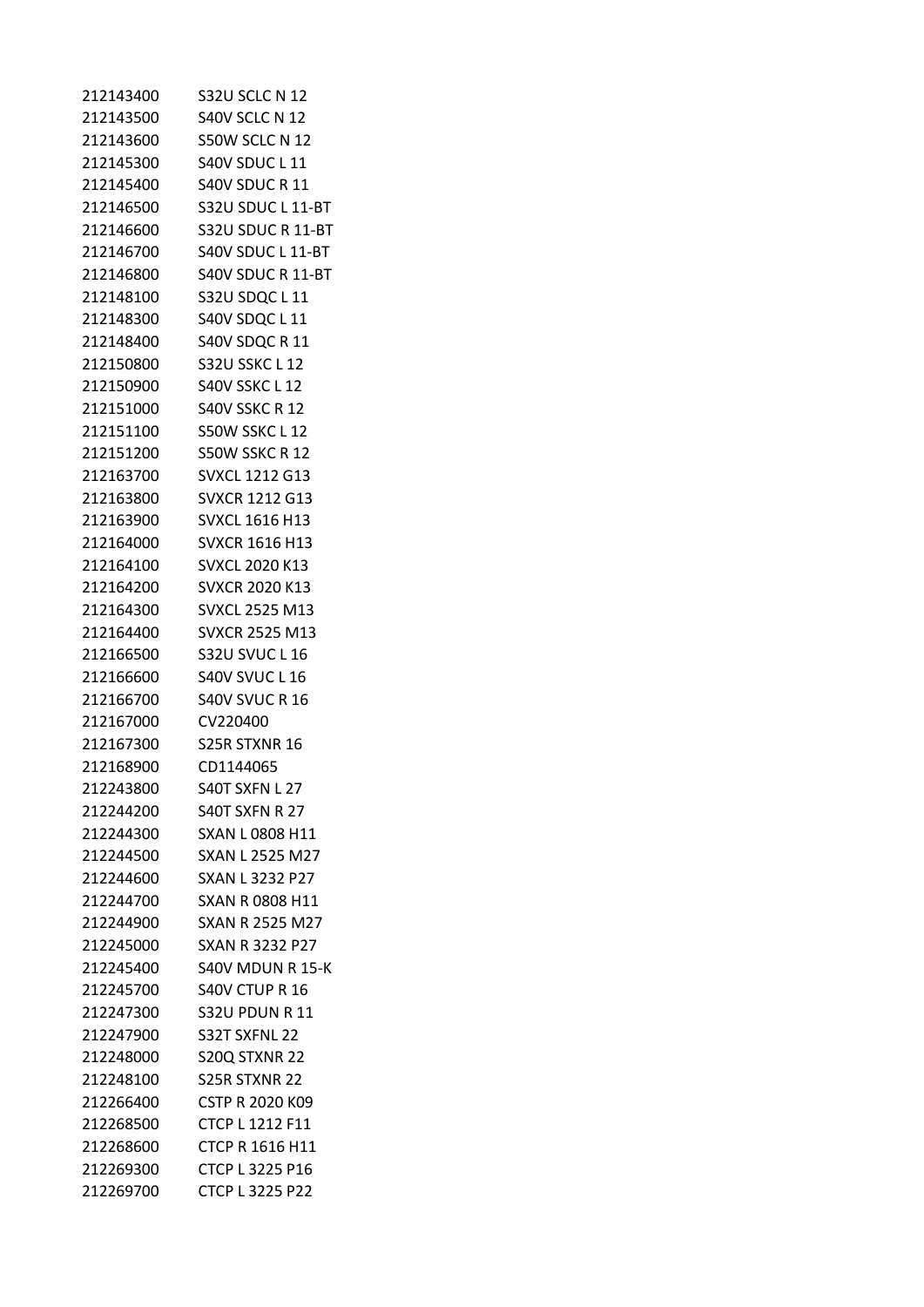| | |
|---|---|
| 212143400 | S32U SCLC N 12 |
| 212143500 | S40V SCLC N 12 |
| 212143600 | S50W SCLC N 12 |
| 212145300 | S40V SDUC L 11 |
| 212145400 | S40V SDUC R 11 |
| 212146500 | S32U SDUC L 11-BT |
| 212146600 | S32U SDUC R 11-BT |
| 212146700 | S40V SDUC L 11-BT |
| 212146800 | S40V SDUC R 11-BT |
| 212148100 | S32U SDQC L 11 |
| 212148300 | S40V SDQC L 11 |
| 212148400 | S40V SDQC R 11 |
| 212150800 | S32U SSKC L 12 |
| 212150900 | S40V SSKC L 12 |
| 212151000 | S40V SSKC R 12 |
| 212151100 | S50W SSKC L 12 |
| 212151200 | S50W SSKC R 12 |
| 212163700 | SVXCL 1212 G13 |
| 212163800 | SVXCR 1212 G13 |
| 212163900 | SVXCL 1616 H13 |
| 212164000 | SVXCR 1616 H13 |
| 212164100 | SVXCL 2020 K13 |
| 212164200 | SVXCR 2020 K13 |
| 212164300 | SVXCL 2525 M13 |
| 212164400 | SVXCR 2525 M13 |
| 212166500 | S32U SVUC L 16 |
| 212166600 | S40V SVUC L 16 |
| 212166700 | S40V SVUC R 16 |
| 212167000 | CV220400 |
| 212167300 | S25R STXNR 16 |
| 212168900 | CD1144065 |
| 212243800 | S40T SXFN L 27 |
| 212244200 | S40T SXFN R 27 |
| 212244300 | SXAN L 0808 H11 |
| 212244500 | SXAN L 2525 M27 |
| 212244600 | SXAN L 3232 P27 |
| 212244700 | SXAN R 0808 H11 |
| 212244900 | SXAN R 2525 M27 |
| 212245000 | SXAN R 3232 P27 |
| 212245400 | S40V MDUN R 15-K |
| 212245700 | S40V CTUP R 16 |
| 212247300 | S32U PDUN R 11 |
| 212247900 | S32T SXFNL 22 |
| 212248000 | S20Q STXNR 22 |
| 212248100 | S25R STXNR 22 |
| 212266400 | CSTP R 2020 K09 |
| 212268500 | CTCP L 1212 F11 |
| 212268600 | CTCP R 1616 H11 |
| 212269300 | CTCP L 3225 P16 |
| 212269700 | CTCP L 3225 P22 |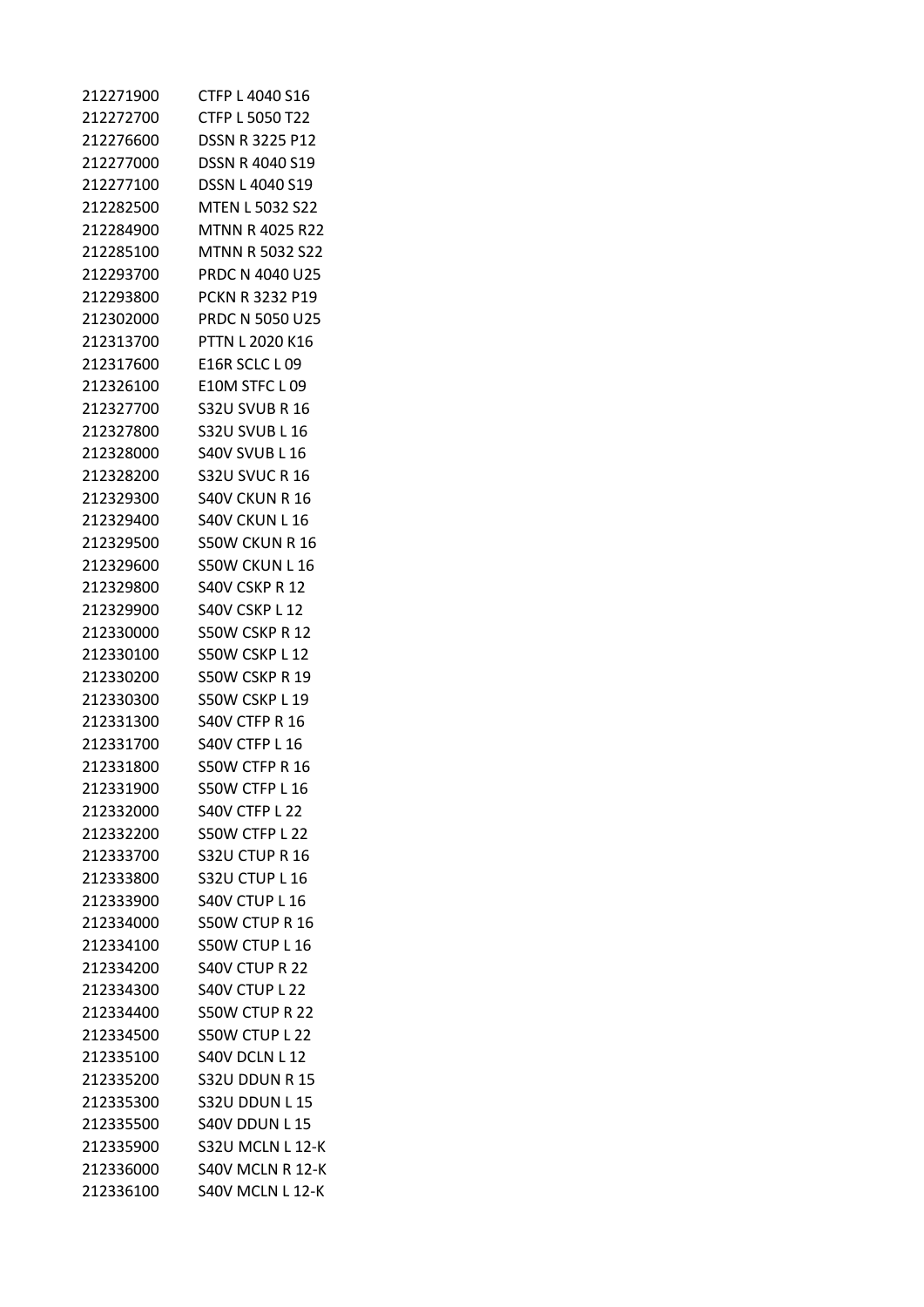| | |
|---|---|
| 212271900 | CTFP L 4040 S16 |
| 212272700 | CTFP L 5050 T22 |
| 212276600 | DSSN R 3225 P12 |
| 212277000 | DSSN R 4040 S19 |
| 212277100 | DSSN L 4040 S19 |
| 212282500 | MTEN L 5032 S22 |
| 212284900 | MTNN R 4025 R22 |
| 212285100 | MTNN R 5032 S22 |
| 212293700 | PRDC N 4040 U25 |
| 212293800 | PCKN R 3232 P19 |
| 212302000 | PRDC N 5050 U25 |
| 212313700 | PTTN L 2020 K16 |
| 212317600 | E16R SCLC L 09 |
| 212326100 | E10M STFC L 09 |
| 212327700 | S32U SVUB R 16 |
| 212327800 | S32U SVUB L 16 |
| 212328000 | S40V SVUB L 16 |
| 212328200 | S32U SVUC R 16 |
| 212329300 | S40V CKUN R 16 |
| 212329400 | S40V CKUN L 16 |
| 212329500 | S50W CKUN R 16 |
| 212329600 | S50W CKUN L 16 |
| 212329800 | S40V CSKP R 12 |
| 212329900 | S40V CSKP L 12 |
| 212330000 | S50W CSKP R 12 |
| 212330100 | S50W CSKP L 12 |
| 212330200 | S50W CSKP R 19 |
| 212330300 | S50W CSKP L 19 |
| 212331300 | S40V CTFP R 16 |
| 212331700 | S40V CTFP L 16 |
| 212331800 | S50W CTFP R 16 |
| 212331900 | S50W CTFP L 16 |
| 212332000 | S40V CTFP L 22 |
| 212332200 | S50W CTFP L 22 |
| 212333700 | S32U CTUP R 16 |
| 212333800 | S32U CTUP L 16 |
| 212333900 | S40V CTUP L 16 |
| 212334000 | S50W CTUP R 16 |
| 212334100 | S50W CTUP L 16 |
| 212334200 | S40V CTUP R 22 |
| 212334300 | S40V CTUP L 22 |
| 212334400 | S50W CTUP R 22 |
| 212334500 | S50W CTUP L 22 |
| 212335100 | S40V DCLN L 12 |
| 212335200 | S32U DDUN R 15 |
| 212335300 | S32U DDUN L 15 |
| 212335500 | S40V DDUN L 15 |
| 212335900 | S32U MCLN L 12-K |
| 212336000 | S40V MCLN R 12-K |
| 212336100 | S40V MCLN L 12-K |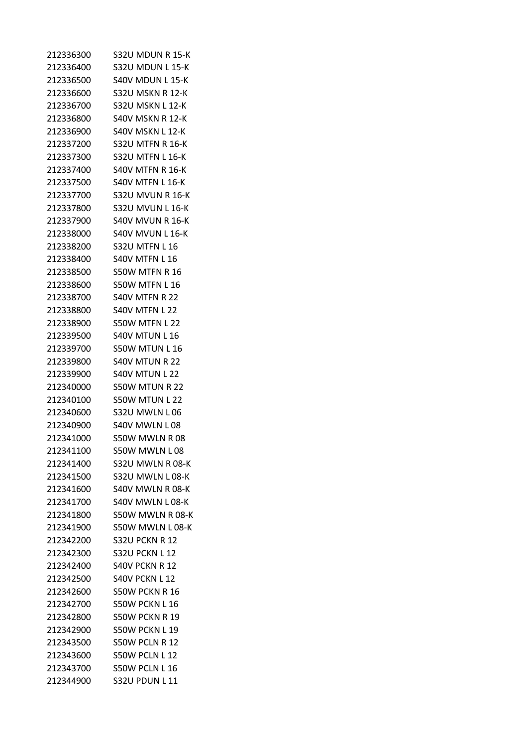| | |
|---|---|
| 212336300 | S32U MDUN R 15-K |
| 212336400 | S32U MDUN L 15-K |
| 212336500 | S40V MDUN L 15-K |
| 212336600 | S32U MSKN R 12-K |
| 212336700 | S32U MSKN L 12-K |
| 212336800 | S40V MSKN R 12-K |
| 212336900 | S40V MSKN L 12-K |
| 212337200 | S32U MTFN R 16-K |
| 212337300 | S32U MTFN L 16-K |
| 212337400 | S40V MTFN R 16-K |
| 212337500 | S40V MTFN L 16-K |
| 212337700 | S32U MVUN R 16-K |
| 212337800 | S32U MVUN L 16-K |
| 212337900 | S40V MVUN R 16-K |
| 212338000 | S40V MVUN L 16-K |
| 212338200 | S32U MTFN L 16 |
| 212338400 | S40V MTFN L 16 |
| 212338500 | S50W MTFN R 16 |
| 212338600 | S50W MTFN L 16 |
| 212338700 | S40V MTFN R 22 |
| 212338800 | S40V MTFN L 22 |
| 212338900 | S50W MTFN L 22 |
| 212339500 | S40V MTUN L 16 |
| 212339700 | S50W MTUN L 16 |
| 212339800 | S40V MTUN R 22 |
| 212339900 | S40V MTUN L 22 |
| 212340000 | S50W MTUN R 22 |
| 212340100 | S50W MTUN L 22 |
| 212340600 | S32U MWLN L 06 |
| 212340900 | S40V MWLN L 08 |
| 212341000 | S50W MWLN R 08 |
| 212341100 | S50W MWLN L 08 |
| 212341400 | S32U MWLN R 08-K |
| 212341500 | S32U MWLN L 08-K |
| 212341600 | S40V MWLN R 08-K |
| 212341700 | S40V MWLN L 08-K |
| 212341800 | S50W MWLN R 08-K |
| 212341900 | S50W MWLN L 08-K |
| 212342200 | S32U PCKN R 12 |
| 212342300 | S32U PCKN L 12 |
| 212342400 | S40V PCKN R 12 |
| 212342500 | S40V PCKN L 12 |
| 212342600 | S50W PCKN R 16 |
| 212342700 | S50W PCKN L 16 |
| 212342800 | S50W PCKN R 19 |
| 212342900 | S50W PCKN L 19 |
| 212343500 | S50W PCLN R 12 |
| 212343600 | S50W PCLN L 12 |
| 212343700 | S50W PCLN L 16 |
| 212344900 | S32U PDUN L 11 |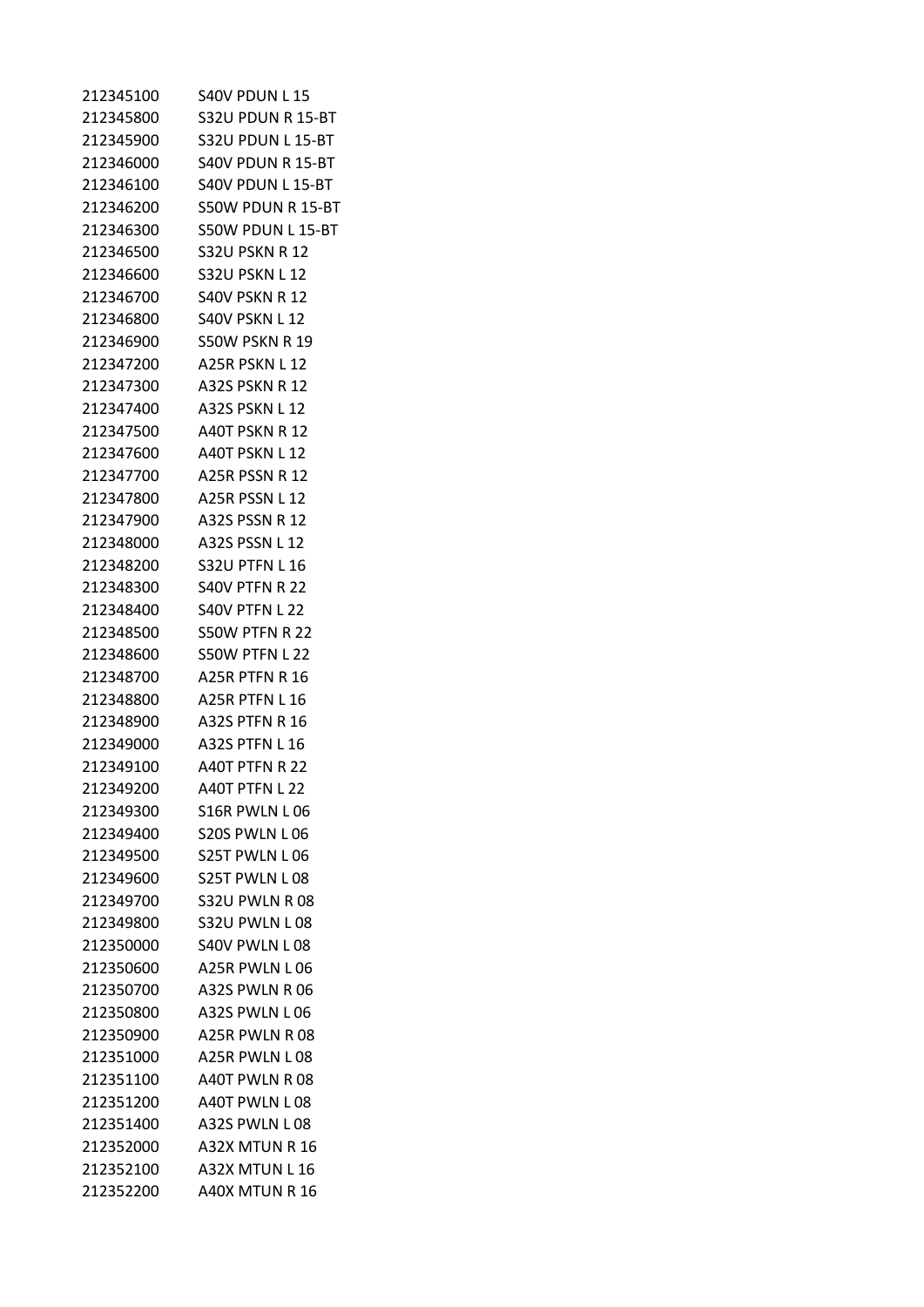| | |
|---|---|
| 212345100 | S40V PDUN L 15 |
| 212345800 | S32U PDUN R 15-BT |
| 212345900 | S32U PDUN L 15-BT |
| 212346000 | S40V PDUN R 15-BT |
| 212346100 | S40V PDUN L 15-BT |
| 212346200 | S50W PDUN R 15-BT |
| 212346300 | S50W PDUN L 15-BT |
| 212346500 | S32U PSKN R 12 |
| 212346600 | S32U PSKN L 12 |
| 212346700 | S40V PSKN R 12 |
| 212346800 | S40V PSKN L 12 |
| 212346900 | S50W PSKN R 19 |
| 212347200 | A25R PSKN L 12 |
| 212347300 | A32S PSKN R 12 |
| 212347400 | A32S PSKN L 12 |
| 212347500 | A40T PSKN R 12 |
| 212347600 | A40T PSKN L 12 |
| 212347700 | A25R PSSN R 12 |
| 212347800 | A25R PSSN L 12 |
| 212347900 | A32S PSSN R 12 |
| 212348000 | A32S PSSN L 12 |
| 212348200 | S32U PTFN L 16 |
| 212348300 | S40V PTFN R 22 |
| 212348400 | S40V PTFN L 22 |
| 212348500 | S50W PTFN R 22 |
| 212348600 | S50W PTFN L 22 |
| 212348700 | A25R PTFN R 16 |
| 212348800 | A25R PTFN L 16 |
| 212348900 | A32S PTFN R 16 |
| 212349000 | A32S PTFN L 16 |
| 212349100 | A40T PTFN R 22 |
| 212349200 | A40T PTFN L 22 |
| 212349300 | S16R PWLN L 06 |
| 212349400 | S20S PWLN L 06 |
| 212349500 | S25T PWLN L 06 |
| 212349600 | S25T PWLN L 08 |
| 212349700 | S32U PWLN R 08 |
| 212349800 | S32U PWLN L 08 |
| 212350000 | S40V PWLN L 08 |
| 212350600 | A25R PWLN L 06 |
| 212350700 | A32S PWLN R 06 |
| 212350800 | A32S PWLN L 06 |
| 212350900 | A25R PWLN R 08 |
| 212351000 | A25R PWLN L 08 |
| 212351100 | A40T PWLN R 08 |
| 212351200 | A40T PWLN L 08 |
| 212351400 | A32S PWLN L 08 |
| 212352000 | A32X MTUN R 16 |
| 212352100 | A32X MTUN L 16 |
| 212352200 | A40X MTUN R 16 |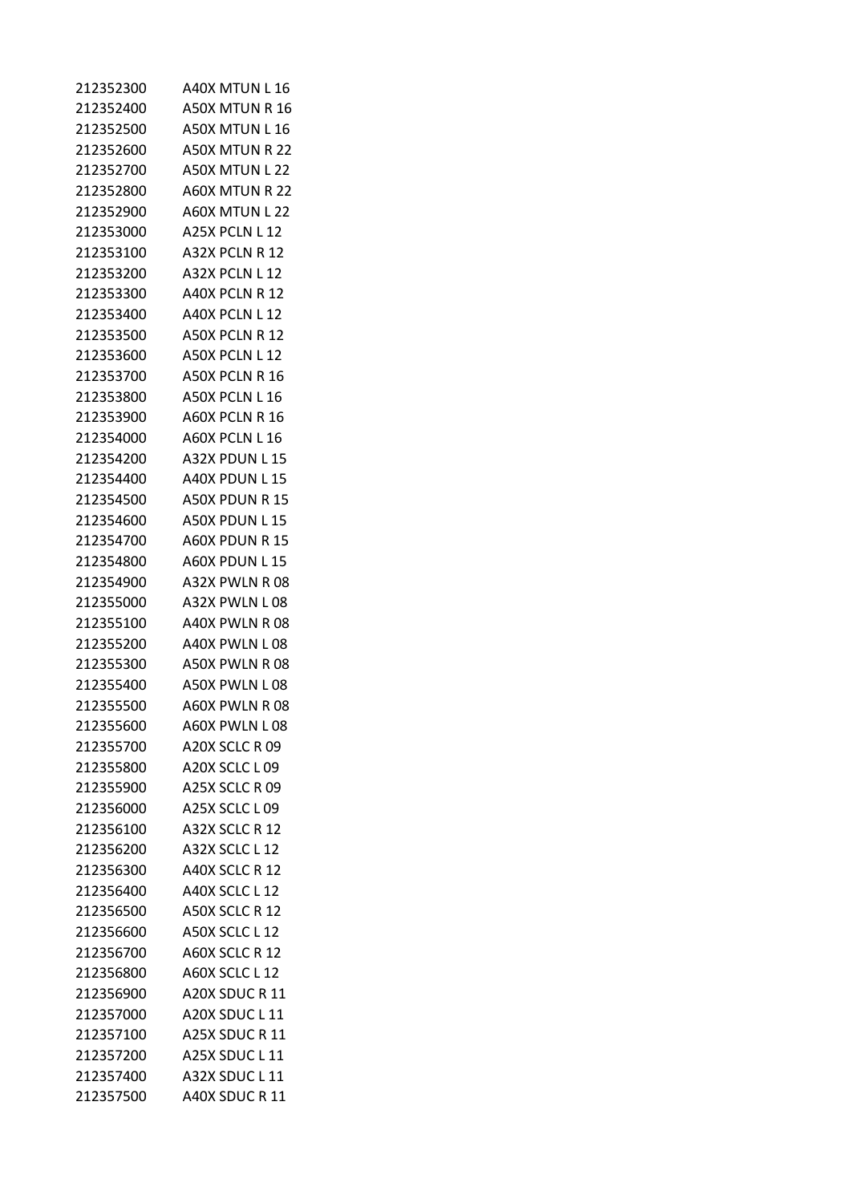| | |
|---|---|
| 212352300 | A40X MTUN L 16 |
| 212352400 | A50X MTUN R 16 |
| 212352500 | A50X MTUN L 16 |
| 212352600 | A50X MTUN R 22 |
| 212352700 | A50X MTUN L 22 |
| 212352800 | A60X MTUN R 22 |
| 212352900 | A60X MTUN L 22 |
| 212353000 | A25X PCLN L 12 |
| 212353100 | A32X PCLN R 12 |
| 212353200 | A32X PCLN L 12 |
| 212353300 | A40X PCLN R 12 |
| 212353400 | A40X PCLN L 12 |
| 212353500 | A50X PCLN R 12 |
| 212353600 | A50X PCLN L 12 |
| 212353700 | A50X PCLN R 16 |
| 212353800 | A50X PCLN L 16 |
| 212353900 | A60X PCLN R 16 |
| 212354000 | A60X PCLN L 16 |
| 212354200 | A32X PDUN L 15 |
| 212354400 | A40X PDUN L 15 |
| 212354500 | A50X PDUN R 15 |
| 212354600 | A50X PDUN L 15 |
| 212354700 | A60X PDUN R 15 |
| 212354800 | A60X PDUN L 15 |
| 212354900 | A32X PWLN R 08 |
| 212355000 | A32X PWLN L 08 |
| 212355100 | A40X PWLN R 08 |
| 212355200 | A40X PWLN L 08 |
| 212355300 | A50X PWLN R 08 |
| 212355400 | A50X PWLN L 08 |
| 212355500 | A60X PWLN R 08 |
| 212355600 | A60X PWLN L 08 |
| 212355700 | A20X SCLC R 09 |
| 212355800 | A20X SCLC L 09 |
| 212355900 | A25X SCLC R 09 |
| 212356000 | A25X SCLC L 09 |
| 212356100 | A32X SCLC R 12 |
| 212356200 | A32X SCLC L 12 |
| 212356300 | A40X SCLC R 12 |
| 212356400 | A40X SCLC L 12 |
| 212356500 | A50X SCLC R 12 |
| 212356600 | A50X SCLC L 12 |
| 212356700 | A60X SCLC R 12 |
| 212356800 | A60X SCLC L 12 |
| 212356900 | A20X SDUC R 11 |
| 212357000 | A20X SDUC L 11 |
| 212357100 | A25X SDUC R 11 |
| 212357200 | A25X SDUC L 11 |
| 212357400 | A32X SDUC L 11 |
| 212357500 | A40X SDUC R 11 |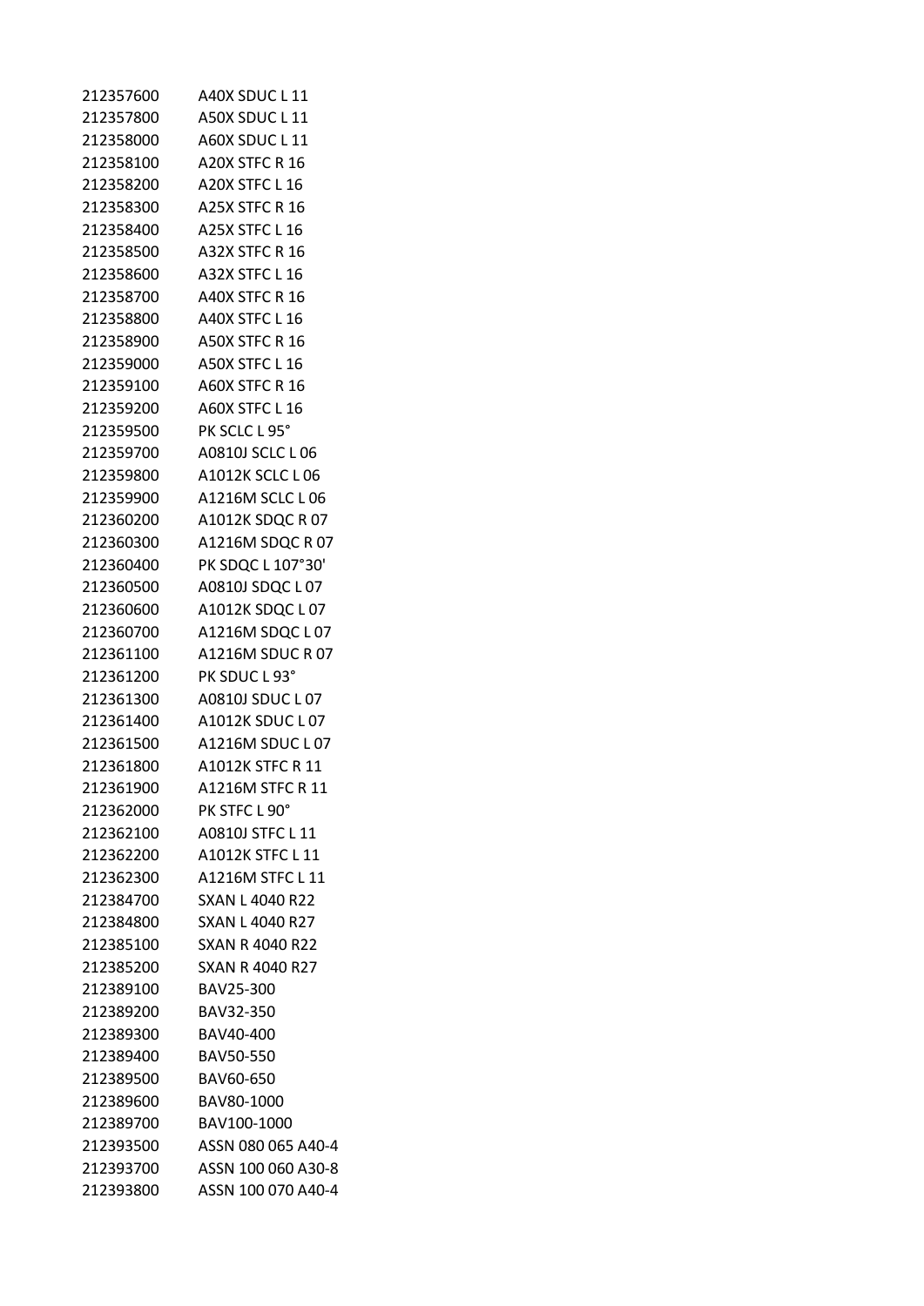| | |
|---|---|
| 212357600 | A40X SDUC L 11 |
| 212357800 | A50X SDUC L 11 |
| 212358000 | A60X SDUC L 11 |
| 212358100 | A20X STFC R 16 |
| 212358200 | A20X STFC L 16 |
| 212358300 | A25X STFC R 16 |
| 212358400 | A25X STFC L 16 |
| 212358500 | A32X STFC R 16 |
| 212358600 | A32X STFC L 16 |
| 212358700 | A40X STFC R 16 |
| 212358800 | A40X STFC L 16 |
| 212358900 | A50X STFC R 16 |
| 212359000 | A50X STFC L 16 |
| 212359100 | A60X STFC R 16 |
| 212359200 | A60X STFC L 16 |
| 212359500 | PK SCLC L 95° |
| 212359700 | A0810J SCLC L 06 |
| 212359800 | A1012K SCLC L 06 |
| 212359900 | A1216M SCLC L 06 |
| 212360200 | A1012K SDQC R 07 |
| 212360300 | A1216M SDQC R 07 |
| 212360400 | PK SDQC L 107°30' |
| 212360500 | A0810J SDQC L 07 |
| 212360600 | A1012K SDQC L 07 |
| 212360700 | A1216M SDQC L 07 |
| 212361100 | A1216M SDUC R 07 |
| 212361200 | PK SDUC L 93° |
| 212361300 | A0810J SDUC L 07 |
| 212361400 | A1012K SDUC L 07 |
| 212361500 | A1216M SDUC L 07 |
| 212361800 | A1012K STFC R 11 |
| 212361900 | A1216M STFC R 11 |
| 212362000 | PK STFC L 90° |
| 212362100 | A0810J STFC L 11 |
| 212362200 | A1012K STFC L 11 |
| 212362300 | A1216M STFC L 11 |
| 212384700 | SXAN L 4040 R22 |
| 212384800 | SXAN L 4040 R27 |
| 212385100 | SXAN R 4040 R22 |
| 212385200 | SXAN R 4040 R27 |
| 212389100 | BAV25-300 |
| 212389200 | BAV32-350 |
| 212389300 | BAV40-400 |
| 212389400 | BAV50-550 |
| 212389500 | BAV60-650 |
| 212389600 | BAV80-1000 |
| 212389700 | BAV100-1000 |
| 212393500 | ASSN 080 065 A40-4 |
| 212393700 | ASSN 100 060 A30-8 |
| 212393800 | ASSN 100 070 A40-4 |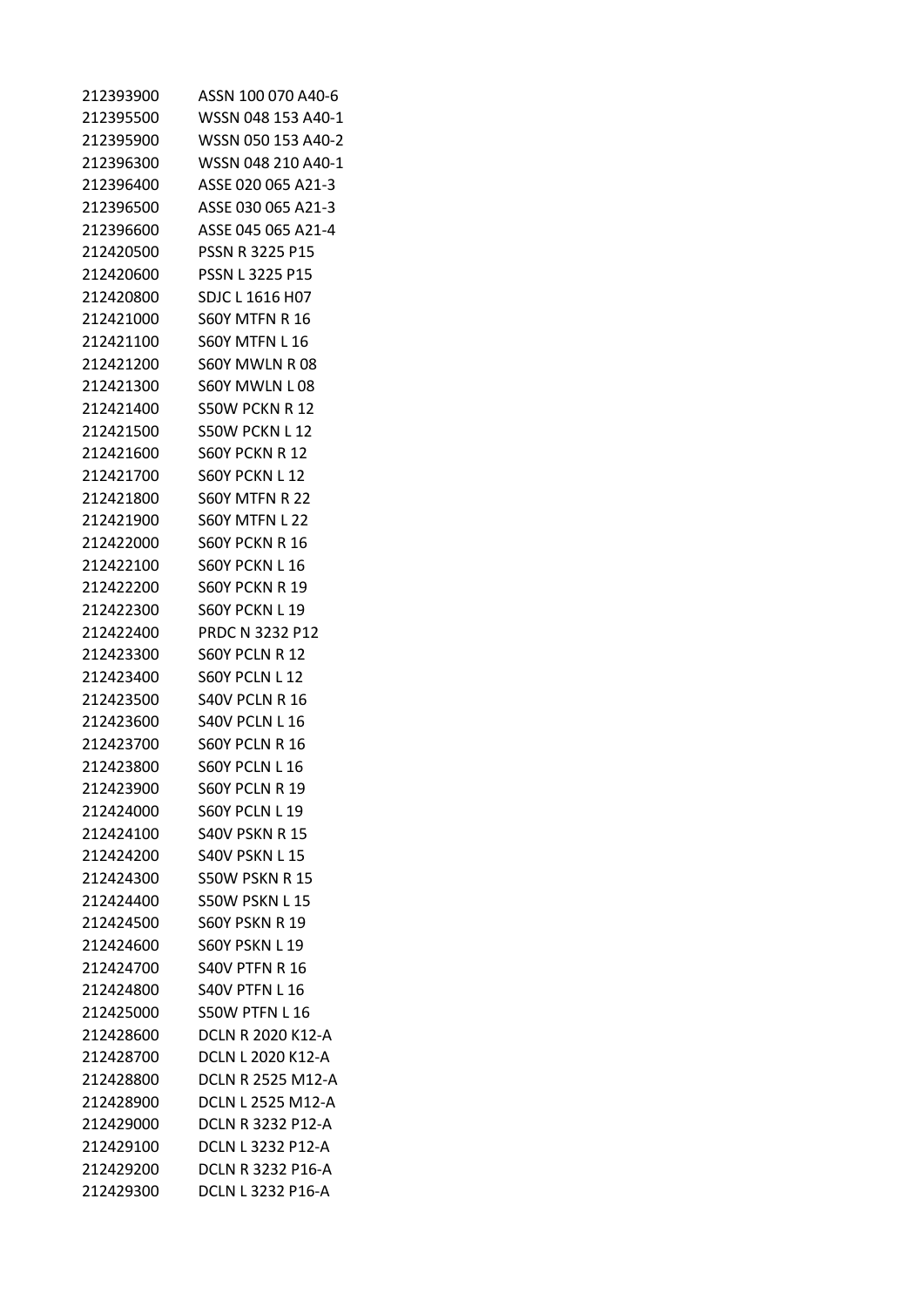| | |
|---|---|
| 212393900 | ASSN 100 070 A40-6 |
| 212395500 | WSSN 048 153 A40-1 |
| 212395900 | WSSN 050 153 A40-2 |
| 212396300 | WSSN 048 210 A40-1 |
| 212396400 | ASSE 020 065 A21-3 |
| 212396500 | ASSE 030 065 A21-3 |
| 212396600 | ASSE 045 065 A21-4 |
| 212420500 | PSSN R 3225 P15 |
| 212420600 | PSSN L 3225 P15 |
| 212420800 | SDJC L 1616 H07 |
| 212421000 | S60Y MTFN R 16 |
| 212421100 | S60Y MTFN L 16 |
| 212421200 | S60Y MWLN R 08 |
| 212421300 | S60Y MWLN L 08 |
| 212421400 | S50W PCKN R 12 |
| 212421500 | S50W PCKN L 12 |
| 212421600 | S60Y PCKN R 12 |
| 212421700 | S60Y PCKN L 12 |
| 212421800 | S60Y MTFN R 22 |
| 212421900 | S60Y MTFN L 22 |
| 212422000 | S60Y PCKN R 16 |
| 212422100 | S60Y PCKN L 16 |
| 212422200 | S60Y PCKN R 19 |
| 212422300 | S60Y PCKN L 19 |
| 212422400 | PRDC N 3232 P12 |
| 212423300 | S60Y PCLN R 12 |
| 212423400 | S60Y PCLN L 12 |
| 212423500 | S40V PCLN R 16 |
| 212423600 | S40V PCLN L 16 |
| 212423700 | S60Y PCLN R 16 |
| 212423800 | S60Y PCLN L 16 |
| 212423900 | S60Y PCLN R 19 |
| 212424000 | S60Y PCLN L 19 |
| 212424100 | S40V PSKN R 15 |
| 212424200 | S40V PSKN L 15 |
| 212424300 | S50W PSKN R 15 |
| 212424400 | S50W PSKN L 15 |
| 212424500 | S60Y PSKN R 19 |
| 212424600 | S60Y PSKN L 19 |
| 212424700 | S40V PTFN R 16 |
| 212424800 | S40V PTFN L 16 |
| 212425000 | S50W PTFN L 16 |
| 212428600 | DCLN R 2020 K12-A |
| 212428700 | DCLN L 2020 K12-A |
| 212428800 | DCLN R 2525 M12-A |
| 212428900 | DCLN L 2525 M12-A |
| 212429000 | DCLN R 3232 P12-A |
| 212429100 | DCLN L 3232 P12-A |
| 212429200 | DCLN R 3232 P16-A |
| 212429300 | DCLN L 3232 P16-A |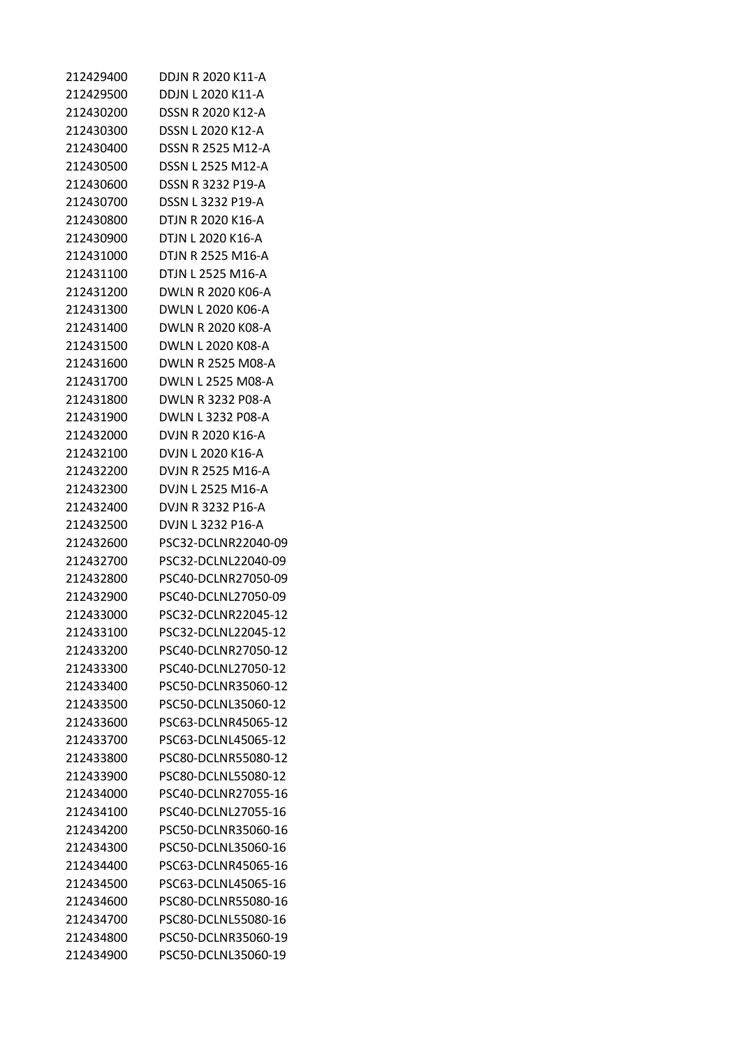| | |
|---|---|
| 212429400 | DDJN R 2020 K11-A |
| 212429500 | DDJN L 2020 K11-A |
| 212430200 | DSSN R 2020 K12-A |
| 212430300 | DSSN L 2020 K12-A |
| 212430400 | DSSN R 2525 M12-A |
| 212430500 | DSSN L 2525 M12-A |
| 212430600 | DSSN R 3232 P19-A |
| 212430700 | DSSN L 3232 P19-A |
| 212430800 | DTJN R 2020 K16-A |
| 212430900 | DTJN L 2020 K16-A |
| 212431000 | DTJN R 2525 M16-A |
| 212431100 | DTJN L 2525 M16-A |
| 212431200 | DWLN R 2020 K06-A |
| 212431300 | DWLN L 2020 K06-A |
| 212431400 | DWLN R 2020 K08-A |
| 212431500 | DWLN L 2020 K08-A |
| 212431600 | DWLN R 2525 M08-A |
| 212431700 | DWLN L 2525 M08-A |
| 212431800 | DWLN R 3232 P08-A |
| 212431900 | DWLN L 3232 P08-A |
| 212432000 | DVJN R 2020 K16-A |
| 212432100 | DVJN L 2020 K16-A |
| 212432200 | DVJN R 2525 M16-A |
| 212432300 | DVJN L 2525 M16-A |
| 212432400 | DVJN R 3232 P16-A |
| 212432500 | DVJN L 3232 P16-A |
| 212432600 | PSC32-DCLNR22040-09 |
| 212432700 | PSC32-DCLNL22040-09 |
| 212432800 | PSC40-DCLNR27050-09 |
| 212432900 | PSC40-DCLNL27050-09 |
| 212433000 | PSC32-DCLNR22045-12 |
| 212433100 | PSC32-DCLNL22045-12 |
| 212433200 | PSC40-DCLNR27050-12 |
| 212433300 | PSC40-DCLNL27050-12 |
| 212433400 | PSC50-DCLNR35060-12 |
| 212433500 | PSC50-DCLNL35060-12 |
| 212433600 | PSC63-DCLNR45065-12 |
| 212433700 | PSC63-DCLNL45065-12 |
| 212433800 | PSC80-DCLNR55080-12 |
| 212433900 | PSC80-DCLNL55080-12 |
| 212434000 | PSC40-DCLNR27055-16 |
| 212434100 | PSC40-DCLNL27055-16 |
| 212434200 | PSC50-DCLNR35060-16 |
| 212434300 | PSC50-DCLNL35060-16 |
| 212434400 | PSC63-DCLNR45065-16 |
| 212434500 | PSC63-DCLNL45065-16 |
| 212434600 | PSC80-DCLNR55080-16 |
| 212434700 | PSC80-DCLNL55080-16 |
| 212434800 | PSC50-DCLNR35060-19 |
| 212434900 | PSC50-DCLNL35060-19 |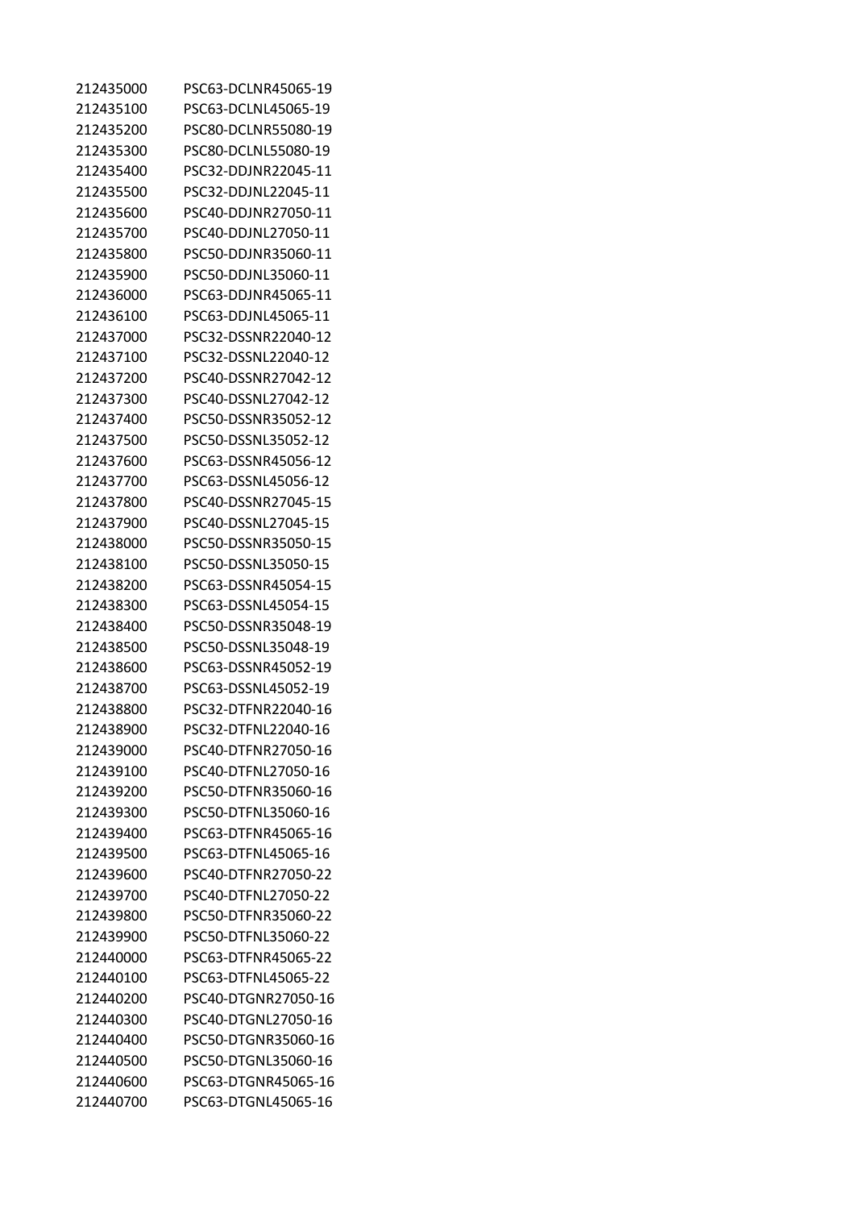| | |
|---|---|
| 212435000 | PSC63-DCLNR45065-19 |
| 212435100 | PSC63-DCLNL45065-19 |
| 212435200 | PSC80-DCLNR55080-19 |
| 212435300 | PSC80-DCLNL55080-19 |
| 212435400 | PSC32-DDJNR22045-11 |
| 212435500 | PSC32-DDJNL22045-11 |
| 212435600 | PSC40-DDJNR27050-11 |
| 212435700 | PSC40-DDJNL27050-11 |
| 212435800 | PSC50-DDJNR35060-11 |
| 212435900 | PSC50-DDJNL35060-11 |
| 212436000 | PSC63-DDJNR45065-11 |
| 212436100 | PSC63-DDJNL45065-11 |
| 212437000 | PSC32-DSSNR22040-12 |
| 212437100 | PSC32-DSSNL22040-12 |
| 212437200 | PSC40-DSSNR27042-12 |
| 212437300 | PSC40-DSSNL27042-12 |
| 212437400 | PSC50-DSSNR35052-12 |
| 212437500 | PSC50-DSSNL35052-12 |
| 212437600 | PSC63-DSSNR45056-12 |
| 212437700 | PSC63-DSSNL45056-12 |
| 212437800 | PSC40-DSSNR27045-15 |
| 212437900 | PSC40-DSSNL27045-15 |
| 212438000 | PSC50-DSSNR35050-15 |
| 212438100 | PSC50-DSSNL35050-15 |
| 212438200 | PSC63-DSSNR45054-15 |
| 212438300 | PSC63-DSSNL45054-15 |
| 212438400 | PSC50-DSSNR35048-19 |
| 212438500 | PSC50-DSSNL35048-19 |
| 212438600 | PSC63-DSSNR45052-19 |
| 212438700 | PSC63-DSSNL45052-19 |
| 212438800 | PSC32-DTFNR22040-16 |
| 212438900 | PSC32-DTFNL22040-16 |
| 212439000 | PSC40-DTFNR27050-16 |
| 212439100 | PSC40-DTFNL27050-16 |
| 212439200 | PSC50-DTFNR35060-16 |
| 212439300 | PSC50-DTFNL35060-16 |
| 212439400 | PSC63-DTFNR45065-16 |
| 212439500 | PSC63-DTFNL45065-16 |
| 212439600 | PSC40-DTFNR27050-22 |
| 212439700 | PSC40-DTFNL27050-22 |
| 212439800 | PSC50-DTFNR35060-22 |
| 212439900 | PSC50-DTFNL35060-22 |
| 212440000 | PSC63-DTFNR45065-22 |
| 212440100 | PSC63-DTFNL45065-22 |
| 212440200 | PSC40-DTGNR27050-16 |
| 212440300 | PSC40-DTGNL27050-16 |
| 212440400 | PSC50-DTGNR35060-16 |
| 212440500 | PSC50-DTGNL35060-16 |
| 212440600 | PSC63-DTGNR45065-16 |
| 212440700 | PSC63-DTGNL45065-16 |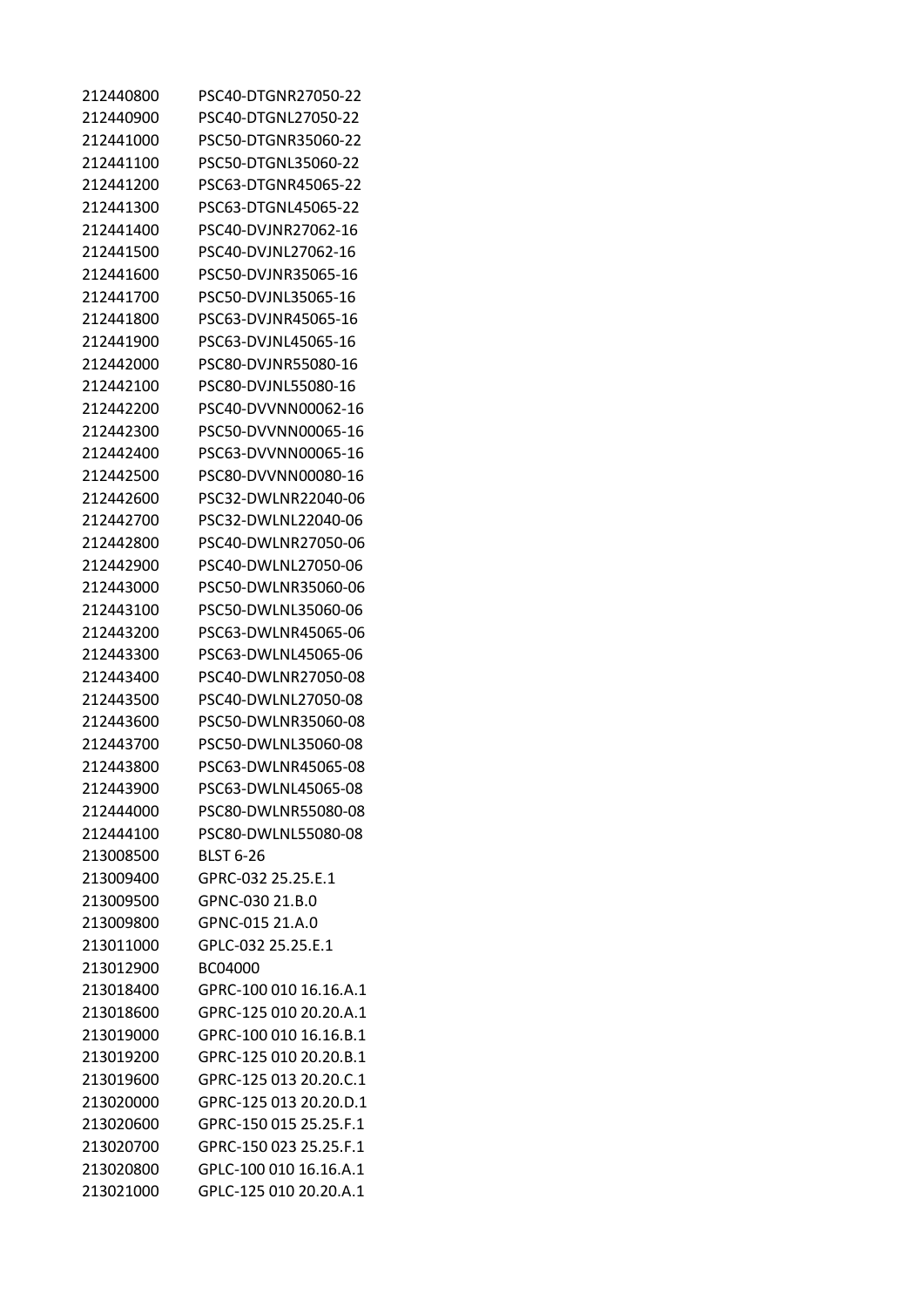| | |
|---|---|
| 212440800 | PSC40-DTGNR27050-22 |
| 212440900 | PSC40-DTGNL27050-22 |
| 212441000 | PSC50-DTGNR35060-22 |
| 212441100 | PSC50-DTGNL35060-22 |
| 212441200 | PSC63-DTGNR45065-22 |
| 212441300 | PSC63-DTGNL45065-22 |
| 212441400 | PSC40-DVJNR27062-16 |
| 212441500 | PSC40-DVJNL27062-16 |
| 212441600 | PSC50-DVJNR35065-16 |
| 212441700 | PSC50-DVJNL35065-16 |
| 212441800 | PSC63-DVJNR45065-16 |
| 212441900 | PSC63-DVJNL45065-16 |
| 212442000 | PSC80-DVJNR55080-16 |
| 212442100 | PSC80-DVJNL55080-16 |
| 212442200 | PSC40-DVVNN00062-16 |
| 212442300 | PSC50-DVVNN00065-16 |
| 212442400 | PSC63-DVVNN00065-16 |
| 212442500 | PSC80-DVVNN00080-16 |
| 212442600 | PSC32-DWLNR22040-06 |
| 212442700 | PSC32-DWLNL22040-06 |
| 212442800 | PSC40-DWLNR27050-06 |
| 212442900 | PSC40-DWLNL27050-06 |
| 212443000 | PSC50-DWLNR35060-06 |
| 212443100 | PSC50-DWLNL35060-06 |
| 212443200 | PSC63-DWLNR45065-06 |
| 212443300 | PSC63-DWLNL45065-06 |
| 212443400 | PSC40-DWLNR27050-08 |
| 212443500 | PSC40-DWLNL27050-08 |
| 212443600 | PSC50-DWLNR35060-08 |
| 212443700 | PSC50-DWLNL35060-08 |
| 212443800 | PSC63-DWLNR45065-08 |
| 212443900 | PSC63-DWLNL45065-08 |
| 212444000 | PSC80-DWLNR55080-08 |
| 212444100 | PSC80-DWLNL55080-08 |
| 213008500 | BLST 6-26 |
| 213009400 | GPRC-032 25.25.E.1 |
| 213009500 | GPNC-030 21.B.0 |
| 213009800 | GPNC-015 21.A.0 |
| 213011000 | GPLC-032 25.25.E.1 |
| 213012900 | BC04000 |
| 213018400 | GPRC-100 010 16.16.A.1 |
| 213018600 | GPRC-125 010 20.20.A.1 |
| 213019000 | GPRC-100 010 16.16.B.1 |
| 213019200 | GPRC-125 010 20.20.B.1 |
| 213019600 | GPRC-125 013 20.20.C.1 |
| 213020000 | GPRC-125 013 20.20.D.1 |
| 213020600 | GPRC-150 015 25.25.F.1 |
| 213020700 | GPRC-150 023 25.25.F.1 |
| 213020800 | GPLC-100 010 16.16.A.1 |
| 213021000 | GPLC-125 010 20.20.A.1 |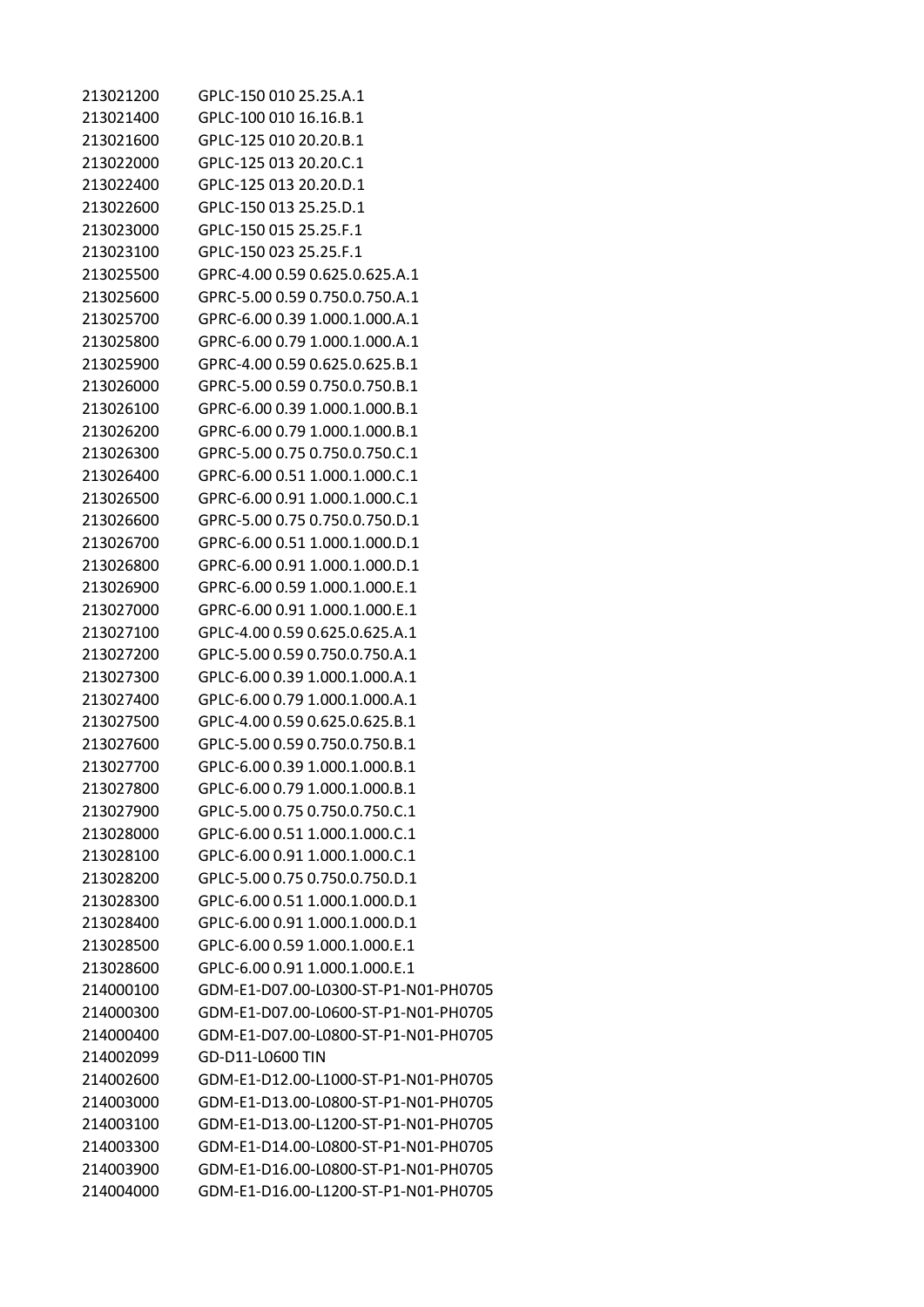| | |
|---|---|
| 213021200 | GPLC-150 010 25.25.A.1 |
| 213021400 | GPLC-100 010 16.16.B.1 |
| 213021600 | GPLC-125 010 20.20.B.1 |
| 213022000 | GPLC-125 013 20.20.C.1 |
| 213022400 | GPLC-125 013 20.20.D.1 |
| 213022600 | GPLC-150 013 25.25.D.1 |
| 213023000 | GPLC-150 015 25.25.F.1 |
| 213023100 | GPLC-150 023 25.25.F.1 |
| 213025500 | GPRC-4.00 0.59 0.625.0.625.A.1 |
| 213025600 | GPRC-5.00 0.59 0.750.0.750.A.1 |
| 213025700 | GPRC-6.00 0.39 1.000.1.000.A.1 |
| 213025800 | GPRC-6.00 0.79 1.000.1.000.A.1 |
| 213025900 | GPRC-4.00 0.59 0.625.0.625.B.1 |
| 213026000 | GPRC-5.00 0.59 0.750.0.750.B.1 |
| 213026100 | GPRC-6.00 0.39 1.000.1.000.B.1 |
| 213026200 | GPRC-6.00 0.79 1.000.1.000.B.1 |
| 213026300 | GPRC-5.00 0.75 0.750.0.750.C.1 |
| 213026400 | GPRC-6.00 0.51 1.000.1.000.C.1 |
| 213026500 | GPRC-6.00 0.91 1.000.1.000.C.1 |
| 213026600 | GPRC-5.00 0.75 0.750.0.750.D.1 |
| 213026700 | GPRC-6.00 0.51 1.000.1.000.D.1 |
| 213026800 | GPRC-6.00 0.91 1.000.1.000.D.1 |
| 213026900 | GPRC-6.00 0.59 1.000.1.000.E.1 |
| 213027000 | GPRC-6.00 0.91 1.000.1.000.E.1 |
| 213027100 | GPLC-4.00 0.59 0.625.0.625.A.1 |
| 213027200 | GPLC-5.00 0.59 0.750.0.750.A.1 |
| 213027300 | GPLC-6.00 0.39 1.000.1.000.A.1 |
| 213027400 | GPLC-6.00 0.79 1.000.1.000.A.1 |
| 213027500 | GPLC-4.00 0.59 0.625.0.625.B.1 |
| 213027600 | GPLC-5.00 0.59 0.750.0.750.B.1 |
| 213027700 | GPLC-6.00 0.39 1.000.1.000.B.1 |
| 213027800 | GPLC-6.00 0.79 1.000.1.000.B.1 |
| 213027900 | GPLC-5.00 0.75 0.750.0.750.C.1 |
| 213028000 | GPLC-6.00 0.51 1.000.1.000.C.1 |
| 213028100 | GPLC-6.00 0.91 1.000.1.000.C.1 |
| 213028200 | GPLC-5.00 0.75 0.750.0.750.D.1 |
| 213028300 | GPLC-6.00 0.51 1.000.1.000.D.1 |
| 213028400 | GPLC-6.00 0.91 1.000.1.000.D.1 |
| 213028500 | GPLC-6.00 0.59 1.000.1.000.E.1 |
| 213028600 | GPLC-6.00 0.91 1.000.1.000.E.1 |
| 214000100 | GDM-E1-D07.00-L0300-ST-P1-N01-PH0705 |
| 214000300 | GDM-E1-D07.00-L0600-ST-P1-N01-PH0705 |
| 214000400 | GDM-E1-D07.00-L0800-ST-P1-N01-PH0705 |
| 214002099 | GD-D11-L0600 TIN |
| 214002600 | GDM-E1-D12.00-L1000-ST-P1-N01-PH0705 |
| 214003000 | GDM-E1-D13.00-L0800-ST-P1-N01-PH0705 |
| 214003100 | GDM-E1-D13.00-L1200-ST-P1-N01-PH0705 |
| 214003300 | GDM-E1-D14.00-L0800-ST-P1-N01-PH0705 |
| 214003900 | GDM-E1-D16.00-L0800-ST-P1-N01-PH0705 |
| 214004000 | GDM-E1-D16.00-L1200-ST-P1-N01-PH0705 |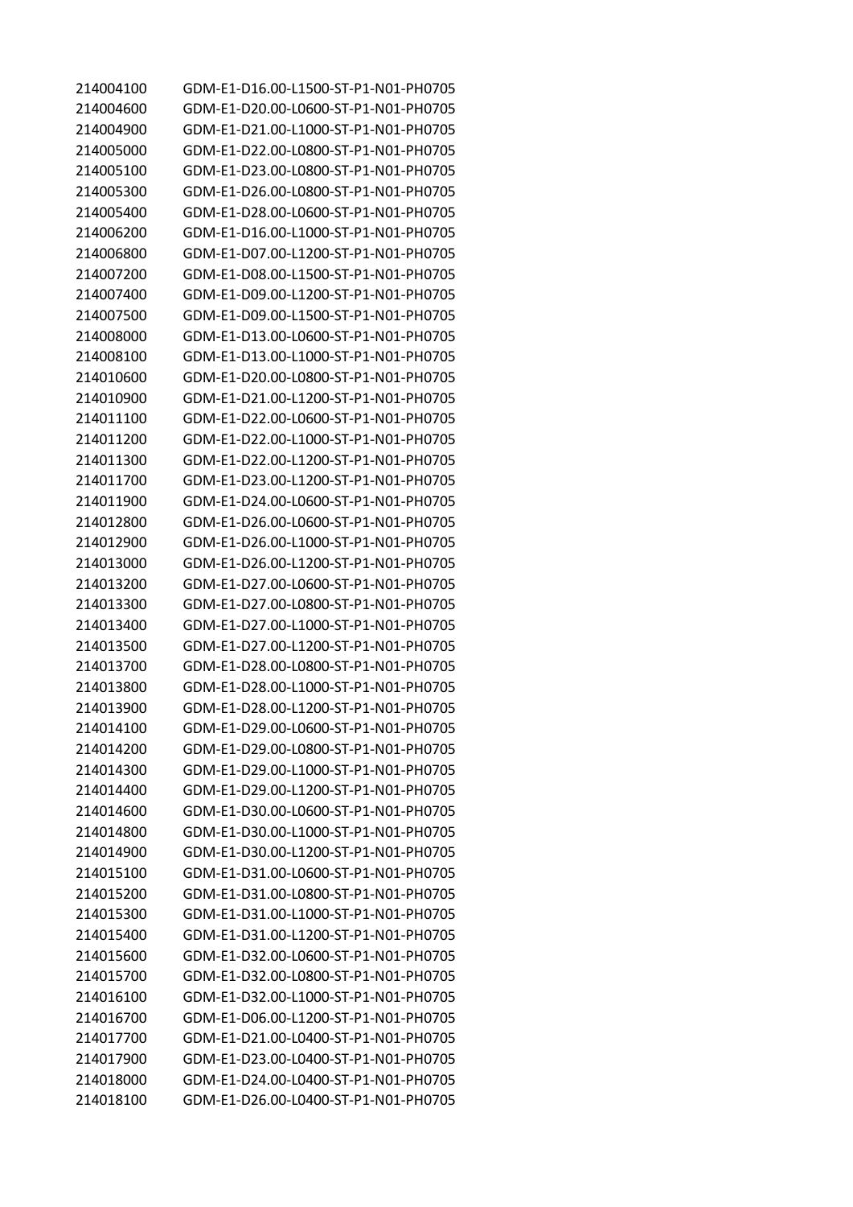| | |
|---|---|
| 214004100 | GDM-E1-D16.00-L1500-ST-P1-N01-PH0705 |
| 214004600 | GDM-E1-D20.00-L0600-ST-P1-N01-PH0705 |
| 214004900 | GDM-E1-D21.00-L1000-ST-P1-N01-PH0705 |
| 214005000 | GDM-E1-D22.00-L0800-ST-P1-N01-PH0705 |
| 214005100 | GDM-E1-D23.00-L0800-ST-P1-N01-PH0705 |
| 214005300 | GDM-E1-D26.00-L0800-ST-P1-N01-PH0705 |
| 214005400 | GDM-E1-D28.00-L0600-ST-P1-N01-PH0705 |
| 214006200 | GDM-E1-D16.00-L1000-ST-P1-N01-PH0705 |
| 214006800 | GDM-E1-D07.00-L1200-ST-P1-N01-PH0705 |
| 214007200 | GDM-E1-D08.00-L1500-ST-P1-N01-PH0705 |
| 214007400 | GDM-E1-D09.00-L1200-ST-P1-N01-PH0705 |
| 214007500 | GDM-E1-D09.00-L1500-ST-P1-N01-PH0705 |
| 214008000 | GDM-E1-D13.00-L0600-ST-P1-N01-PH0705 |
| 214008100 | GDM-E1-D13.00-L1000-ST-P1-N01-PH0705 |
| 214010600 | GDM-E1-D20.00-L0800-ST-P1-N01-PH0705 |
| 214010900 | GDM-E1-D21.00-L1200-ST-P1-N01-PH0705 |
| 214011100 | GDM-E1-D22.00-L0600-ST-P1-N01-PH0705 |
| 214011200 | GDM-E1-D22.00-L1000-ST-P1-N01-PH0705 |
| 214011300 | GDM-E1-D22.00-L1200-ST-P1-N01-PH0705 |
| 214011700 | GDM-E1-D23.00-L1200-ST-P1-N01-PH0705 |
| 214011900 | GDM-E1-D24.00-L0600-ST-P1-N01-PH0705 |
| 214012800 | GDM-E1-D26.00-L0600-ST-P1-N01-PH0705 |
| 214012900 | GDM-E1-D26.00-L1000-ST-P1-N01-PH0705 |
| 214013000 | GDM-E1-D26.00-L1200-ST-P1-N01-PH0705 |
| 214013200 | GDM-E1-D27.00-L0600-ST-P1-N01-PH0705 |
| 214013300 | GDM-E1-D27.00-L0800-ST-P1-N01-PH0705 |
| 214013400 | GDM-E1-D27.00-L1000-ST-P1-N01-PH0705 |
| 214013500 | GDM-E1-D27.00-L1200-ST-P1-N01-PH0705 |
| 214013700 | GDM-E1-D28.00-L0800-ST-P1-N01-PH0705 |
| 214013800 | GDM-E1-D28.00-L1000-ST-P1-N01-PH0705 |
| 214013900 | GDM-E1-D28.00-L1200-ST-P1-N01-PH0705 |
| 214014100 | GDM-E1-D29.00-L0600-ST-P1-N01-PH0705 |
| 214014200 | GDM-E1-D29.00-L0800-ST-P1-N01-PH0705 |
| 214014300 | GDM-E1-D29.00-L1000-ST-P1-N01-PH0705 |
| 214014400 | GDM-E1-D29.00-L1200-ST-P1-N01-PH0705 |
| 214014600 | GDM-E1-D30.00-L0600-ST-P1-N01-PH0705 |
| 214014800 | GDM-E1-D30.00-L1000-ST-P1-N01-PH0705 |
| 214014900 | GDM-E1-D30.00-L1200-ST-P1-N01-PH0705 |
| 214015100 | GDM-E1-D31.00-L0600-ST-P1-N01-PH0705 |
| 214015200 | GDM-E1-D31.00-L0800-ST-P1-N01-PH0705 |
| 214015300 | GDM-E1-D31.00-L1000-ST-P1-N01-PH0705 |
| 214015400 | GDM-E1-D31.00-L1200-ST-P1-N01-PH0705 |
| 214015600 | GDM-E1-D32.00-L0600-ST-P1-N01-PH0705 |
| 214015700 | GDM-E1-D32.00-L0800-ST-P1-N01-PH0705 |
| 214016100 | GDM-E1-D32.00-L1000-ST-P1-N01-PH0705 |
| 214016700 | GDM-E1-D06.00-L1200-ST-P1-N01-PH0705 |
| 214017700 | GDM-E1-D21.00-L0400-ST-P1-N01-PH0705 |
| 214017900 | GDM-E1-D23.00-L0400-ST-P1-N01-PH0705 |
| 214018000 | GDM-E1-D24.00-L0400-ST-P1-N01-PH0705 |
| 214018100 | GDM-E1-D26.00-L0400-ST-P1-N01-PH0705 |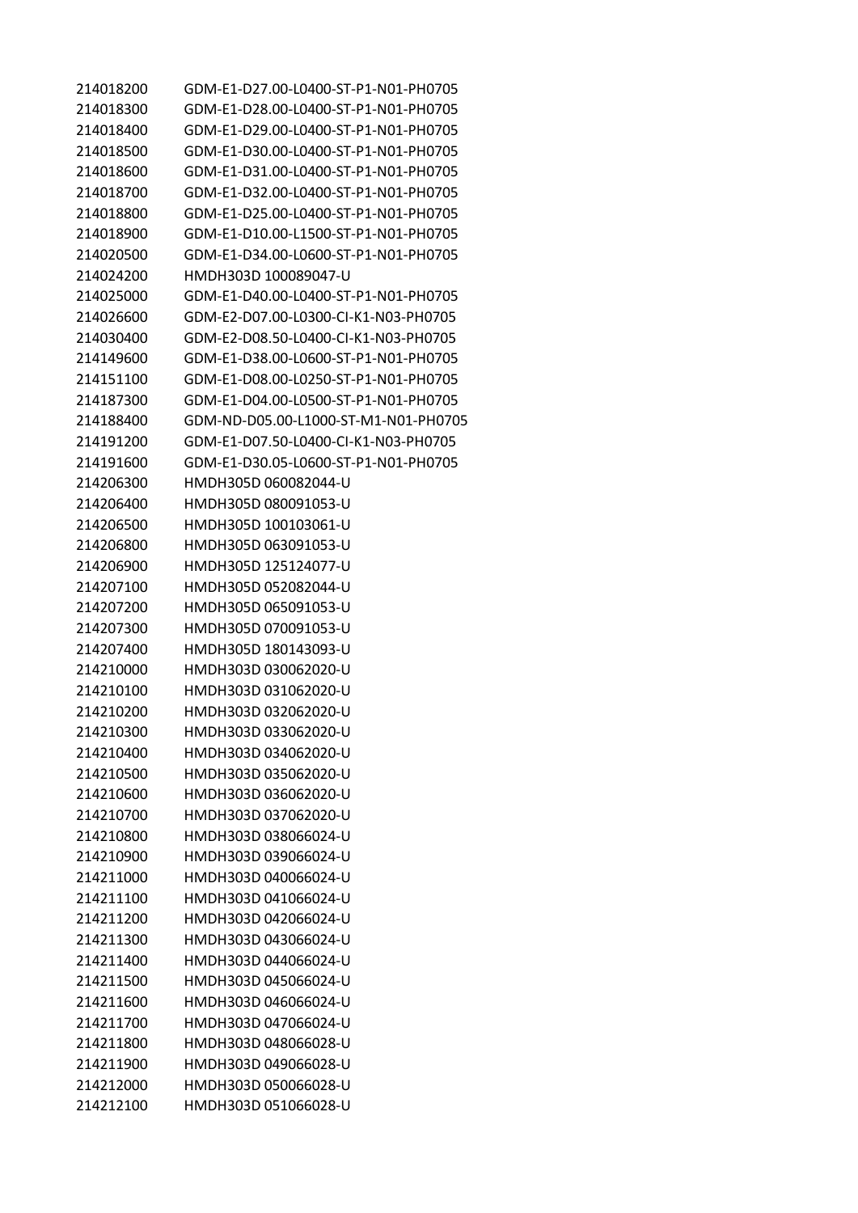| | |
|---|---|
| 214018200 | GDM-E1-D27.00-L0400-ST-P1-N01-PH0705 |
| 214018300 | GDM-E1-D28.00-L0400-ST-P1-N01-PH0705 |
| 214018400 | GDM-E1-D29.00-L0400-ST-P1-N01-PH0705 |
| 214018500 | GDM-E1-D30.00-L0400-ST-P1-N01-PH0705 |
| 214018600 | GDM-E1-D31.00-L0400-ST-P1-N01-PH0705 |
| 214018700 | GDM-E1-D32.00-L0400-ST-P1-N01-PH0705 |
| 214018800 | GDM-E1-D25.00-L0400-ST-P1-N01-PH0705 |
| 214018900 | GDM-E1-D10.00-L1500-ST-P1-N01-PH0705 |
| 214020500 | GDM-E1-D34.00-L0600-ST-P1-N01-PH0705 |
| 214024200 | HMDH303D 100089047-U |
| 214025000 | GDM-E1-D40.00-L0400-ST-P1-N01-PH0705 |
| 214026600 | GDM-E2-D07.00-L0300-CI-K1-N03-PH0705 |
| 214030400 | GDM-E2-D08.50-L0400-CI-K1-N03-PH0705 |
| 214149600 | GDM-E1-D38.00-L0600-ST-P1-N01-PH0705 |
| 214151100 | GDM-E1-D08.00-L0250-ST-P1-N01-PH0705 |
| 214187300 | GDM-E1-D04.00-L0500-ST-P1-N01-PH0705 |
| 214188400 | GDM-ND-D05.00-L1000-ST-M1-N01-PH0705 |
| 214191200 | GDM-E1-D07.50-L0400-CI-K1-N03-PH0705 |
| 214191600 | GDM-E1-D30.05-L0600-ST-P1-N01-PH0705 |
| 214206300 | HMDH305D 060082044-U |
| 214206400 | HMDH305D 080091053-U |
| 214206500 | HMDH305D 100103061-U |
| 214206800 | HMDH305D 063091053-U |
| 214206900 | HMDH305D 125124077-U |
| 214207100 | HMDH305D 052082044-U |
| 214207200 | HMDH305D 065091053-U |
| 214207300 | HMDH305D 070091053-U |
| 214207400 | HMDH305D 180143093-U |
| 214210000 | HMDH303D 030062020-U |
| 214210100 | HMDH303D 031062020-U |
| 214210200 | HMDH303D 032062020-U |
| 214210300 | HMDH303D 033062020-U |
| 214210400 | HMDH303D 034062020-U |
| 214210500 | HMDH303D 035062020-U |
| 214210600 | HMDH303D 036062020-U |
| 214210700 | HMDH303D 037062020-U |
| 214210800 | HMDH303D 038066024-U |
| 214210900 | HMDH303D 039066024-U |
| 214211000 | HMDH303D 040066024-U |
| 214211100 | HMDH303D 041066024-U |
| 214211200 | HMDH303D 042066024-U |
| 214211300 | HMDH303D 043066024-U |
| 214211400 | HMDH303D 044066024-U |
| 214211500 | HMDH303D 045066024-U |
| 214211600 | HMDH303D 046066024-U |
| 214211700 | HMDH303D 047066024-U |
| 214211800 | HMDH303D 048066028-U |
| 214211900 | HMDH303D 049066028-U |
| 214212000 | HMDH303D 050066028-U |
| 214212100 | HMDH303D 051066028-U |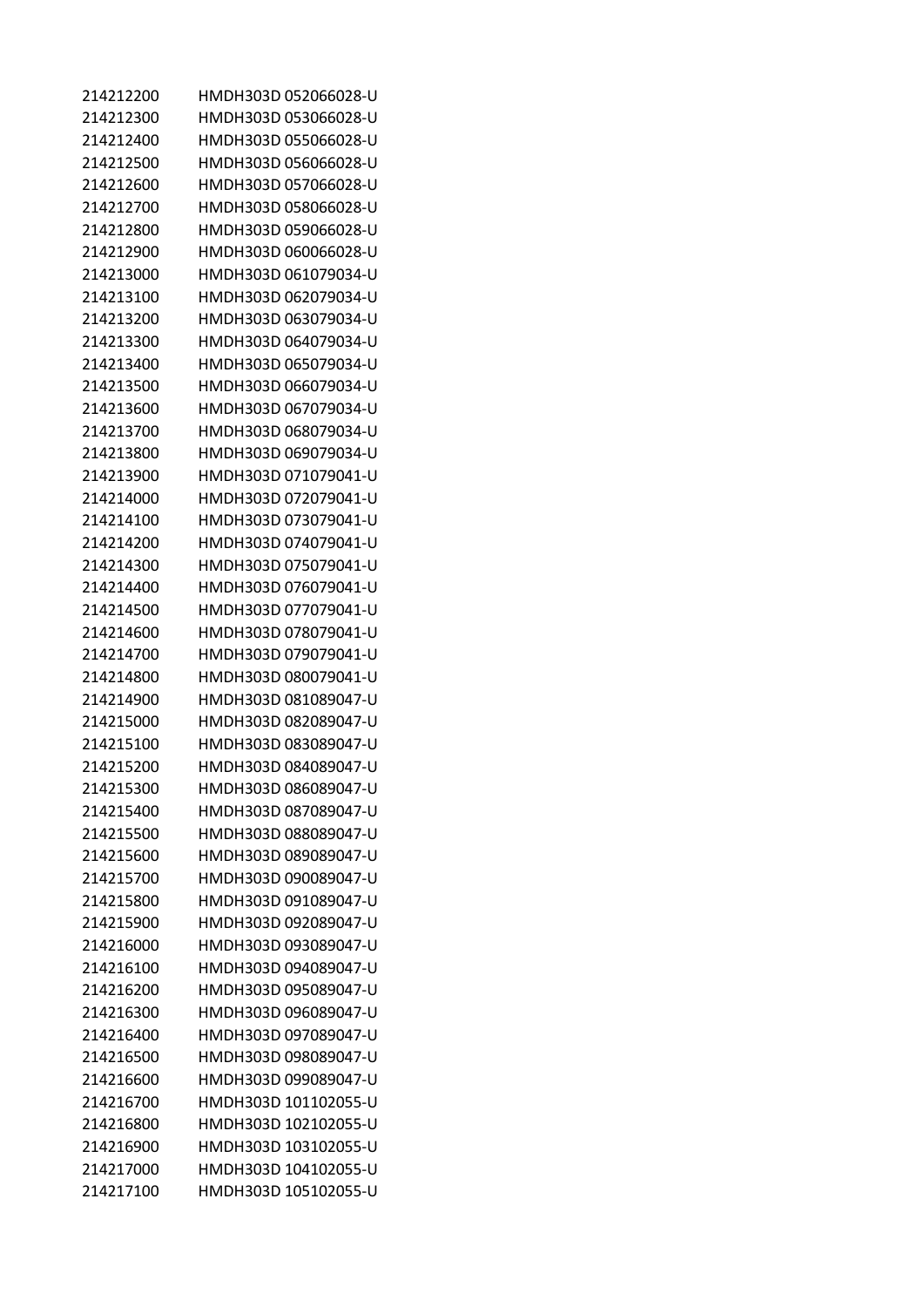| | |
|---|---|
| 214212200 | HMDH303D 052066028-U |
| 214212300 | HMDH303D 053066028-U |
| 214212400 | HMDH303D 055066028-U |
| 214212500 | HMDH303D 056066028-U |
| 214212600 | HMDH303D 057066028-U |
| 214212700 | HMDH303D 058066028-U |
| 214212800 | HMDH303D 059066028-U |
| 214212900 | HMDH303D 060066028-U |
| 214213000 | HMDH303D 061079034-U |
| 214213100 | HMDH303D 062079034-U |
| 214213200 | HMDH303D 063079034-U |
| 214213300 | HMDH303D 064079034-U |
| 214213400 | HMDH303D 065079034-U |
| 214213500 | HMDH303D 066079034-U |
| 214213600 | HMDH303D 067079034-U |
| 214213700 | HMDH303D 068079034-U |
| 214213800 | HMDH303D 069079034-U |
| 214213900 | HMDH303D 071079041-U |
| 214214000 | HMDH303D 072079041-U |
| 214214100 | HMDH303D 073079041-U |
| 214214200 | HMDH303D 074079041-U |
| 214214300 | HMDH303D 075079041-U |
| 214214400 | HMDH303D 076079041-U |
| 214214500 | HMDH303D 077079041-U |
| 214214600 | HMDH303D 078079041-U |
| 214214700 | HMDH303D 079079041-U |
| 214214800 | HMDH303D 080079041-U |
| 214214900 | HMDH303D 081089047-U |
| 214215000 | HMDH303D 082089047-U |
| 214215100 | HMDH303D 083089047-U |
| 214215200 | HMDH303D 084089047-U |
| 214215300 | HMDH303D 086089047-U |
| 214215400 | HMDH303D 087089047-U |
| 214215500 | HMDH303D 088089047-U |
| 214215600 | HMDH303D 089089047-U |
| 214215700 | HMDH303D 090089047-U |
| 214215800 | HMDH303D 091089047-U |
| 214215900 | HMDH303D 092089047-U |
| 214216000 | HMDH303D 093089047-U |
| 214216100 | HMDH303D 094089047-U |
| 214216200 | HMDH303D 095089047-U |
| 214216300 | HMDH303D 096089047-U |
| 214216400 | HMDH303D 097089047-U |
| 214216500 | HMDH303D 098089047-U |
| 214216600 | HMDH303D 099089047-U |
| 214216700 | HMDH303D 101102055-U |
| 214216800 | HMDH303D 102102055-U |
| 214216900 | HMDH303D 103102055-U |
| 214217000 | HMDH303D 104102055-U |
| 214217100 | HMDH303D 105102055-U |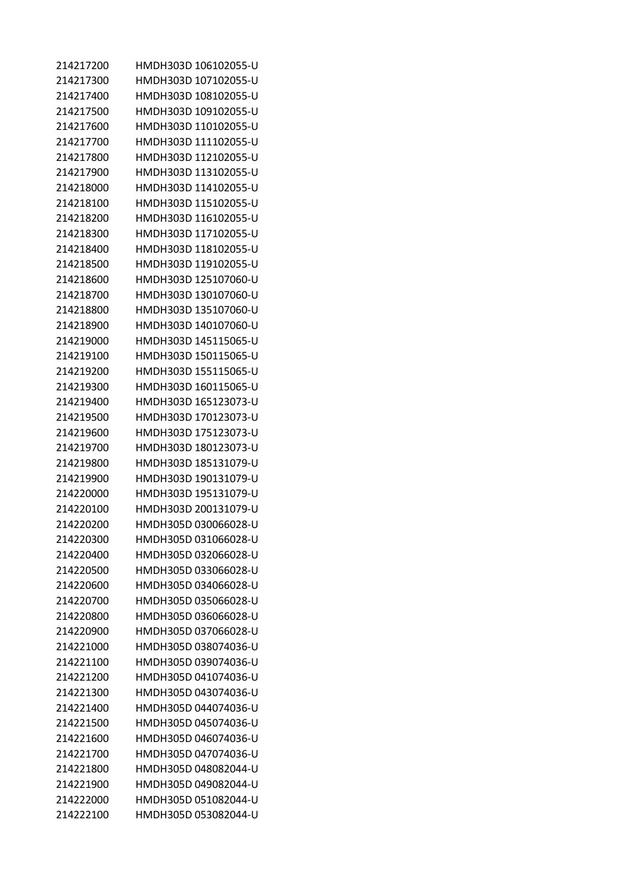| | |
|---|---|
| 214217200 | HMDH303D 106102055-U |
| 214217300 | HMDH303D 107102055-U |
| 214217400 | HMDH303D 108102055-U |
| 214217500 | HMDH303D 109102055-U |
| 214217600 | HMDH303D 110102055-U |
| 214217700 | HMDH303D 111102055-U |
| 214217800 | HMDH303D 112102055-U |
| 214217900 | HMDH303D 113102055-U |
| 214218000 | HMDH303D 114102055-U |
| 214218100 | HMDH303D 115102055-U |
| 214218200 | HMDH303D 116102055-U |
| 214218300 | HMDH303D 117102055-U |
| 214218400 | HMDH303D 118102055-U |
| 214218500 | HMDH303D 119102055-U |
| 214218600 | HMDH303D 125107060-U |
| 214218700 | HMDH303D 130107060-U |
| 214218800 | HMDH303D 135107060-U |
| 214218900 | HMDH303D 140107060-U |
| 214219000 | HMDH303D 145115065-U |
| 214219100 | HMDH303D 150115065-U |
| 214219200 | HMDH303D 155115065-U |
| 214219300 | HMDH303D 160115065-U |
| 214219400 | HMDH303D 165123073-U |
| 214219500 | HMDH303D 170123073-U |
| 214219600 | HMDH303D 175123073-U |
| 214219700 | HMDH303D 180123073-U |
| 214219800 | HMDH303D 185131079-U |
| 214219900 | HMDH303D 190131079-U |
| 214220000 | HMDH303D 195131079-U |
| 214220100 | HMDH303D 200131079-U |
| 214220200 | HMDH305D 030066028-U |
| 214220300 | HMDH305D 031066028-U |
| 214220400 | HMDH305D 032066028-U |
| 214220500 | HMDH305D 033066028-U |
| 214220600 | HMDH305D 034066028-U |
| 214220700 | HMDH305D 035066028-U |
| 214220800 | HMDH305D 036066028-U |
| 214220900 | HMDH305D 037066028-U |
| 214221000 | HMDH305D 038074036-U |
| 214221100 | HMDH305D 039074036-U |
| 214221200 | HMDH305D 041074036-U |
| 214221300 | HMDH305D 043074036-U |
| 214221400 | HMDH305D 044074036-U |
| 214221500 | HMDH305D 045074036-U |
| 214221600 | HMDH305D 046074036-U |
| 214221700 | HMDH305D 047074036-U |
| 214221800 | HMDH305D 048082044-U |
| 214221900 | HMDH305D 049082044-U |
| 214222000 | HMDH305D 051082044-U |
| 214222100 | HMDH305D 053082044-U |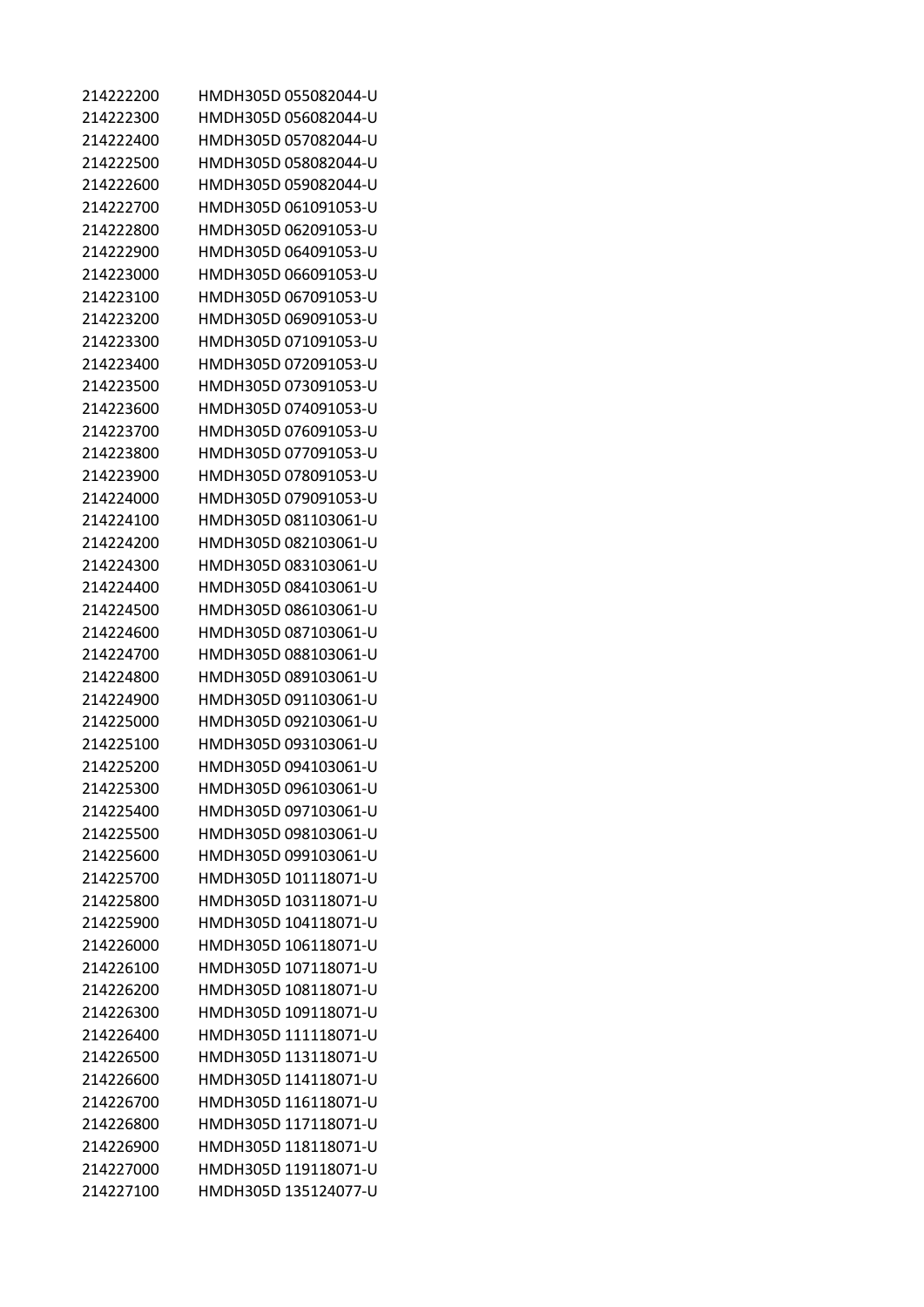| | |
|---|---|
| 214222200 | HMDH305D 055082044-U |
| 214222300 | HMDH305D 056082044-U |
| 214222400 | HMDH305D 057082044-U |
| 214222500 | HMDH305D 058082044-U |
| 214222600 | HMDH305D 059082044-U |
| 214222700 | HMDH305D 061091053-U |
| 214222800 | HMDH305D 062091053-U |
| 214222900 | HMDH305D 064091053-U |
| 214223000 | HMDH305D 066091053-U |
| 214223100 | HMDH305D 067091053-U |
| 214223200 | HMDH305D 069091053-U |
| 214223300 | HMDH305D 071091053-U |
| 214223400 | HMDH305D 072091053-U |
| 214223500 | HMDH305D 073091053-U |
| 214223600 | HMDH305D 074091053-U |
| 214223700 | HMDH305D 076091053-U |
| 214223800 | HMDH305D 077091053-U |
| 214223900 | HMDH305D 078091053-U |
| 214224000 | HMDH305D 079091053-U |
| 214224100 | HMDH305D 081103061-U |
| 214224200 | HMDH305D 082103061-U |
| 214224300 | HMDH305D 083103061-U |
| 214224400 | HMDH305D 084103061-U |
| 214224500 | HMDH305D 086103061-U |
| 214224600 | HMDH305D 087103061-U |
| 214224700 | HMDH305D 088103061-U |
| 214224800 | HMDH305D 089103061-U |
| 214224900 | HMDH305D 091103061-U |
| 214225000 | HMDH305D 092103061-U |
| 214225100 | HMDH305D 093103061-U |
| 214225200 | HMDH305D 094103061-U |
| 214225300 | HMDH305D 096103061-U |
| 214225400 | HMDH305D 097103061-U |
| 214225500 | HMDH305D 098103061-U |
| 214225600 | HMDH305D 099103061-U |
| 214225700 | HMDH305D 101118071-U |
| 214225800 | HMDH305D 103118071-U |
| 214225900 | HMDH305D 104118071-U |
| 214226000 | HMDH305D 106118071-U |
| 214226100 | HMDH305D 107118071-U |
| 214226200 | HMDH305D 108118071-U |
| 214226300 | HMDH305D 109118071-U |
| 214226400 | HMDH305D 111118071-U |
| 214226500 | HMDH305D 113118071-U |
| 214226600 | HMDH305D 114118071-U |
| 214226700 | HMDH305D 116118071-U |
| 214226800 | HMDH305D 117118071-U |
| 214226900 | HMDH305D 118118071-U |
| 214227000 | HMDH305D 119118071-U |
| 214227100 | HMDH305D 135124077-U |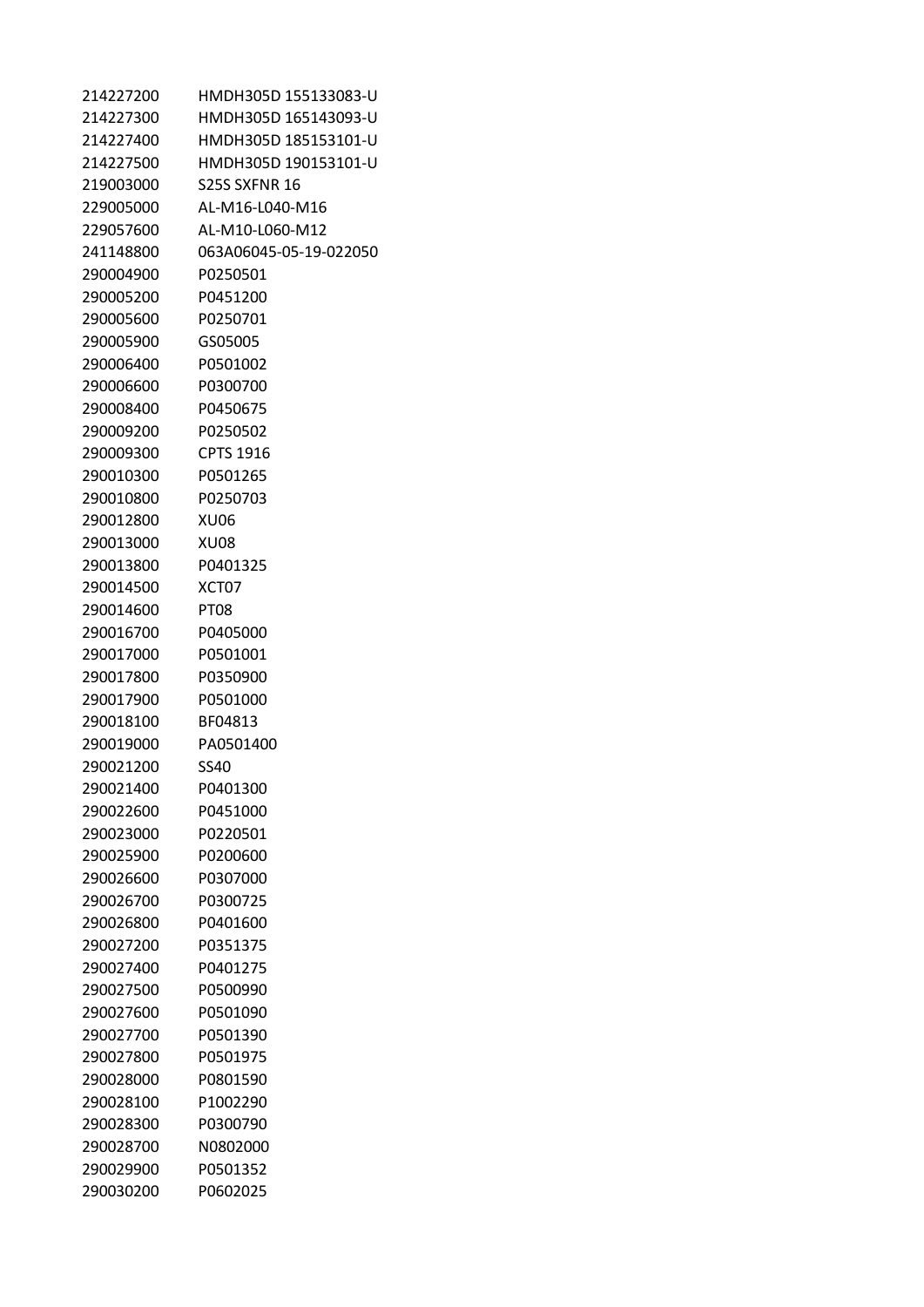| | |
|---|---|
| 214227200 | HMDH305D 155133083-U |
| 214227300 | HMDH305D 165143093-U |
| 214227400 | HMDH305D 185153101-U |
| 214227500 | HMDH305D 190153101-U |
| 219003000 | S25S SXFNR 16 |
| 229005000 | AL-M16-L040-M16 |
| 229057600 | AL-M10-L060-M12 |
| 241148800 | 063A06045-05-19-022050 |
| 290004900 | P0250501 |
| 290005200 | P0451200 |
| 290005600 | P0250701 |
| 290005900 | GS05005 |
| 290006400 | P0501002 |
| 290006600 | P0300700 |
| 290008400 | P0450675 |
| 290009200 | P0250502 |
| 290009300 | CPTS 1916 |
| 290010300 | P0501265 |
| 290010800 | P0250703 |
| 290012800 | XU06 |
| 290013000 | XU08 |
| 290013800 | P0401325 |
| 290014500 | XCT07 |
| 290014600 | PT08 |
| 290016700 | P0405000 |
| 290017000 | P0501001 |
| 290017800 | P0350900 |
| 290017900 | P0501000 |
| 290018100 | BF04813 |
| 290019000 | PA0501400 |
| 290021200 | SS40 |
| 290021400 | P0401300 |
| 290022600 | P0451000 |
| 290023000 | P0220501 |
| 290025900 | P0200600 |
| 290026600 | P0307000 |
| 290026700 | P0300725 |
| 290026800 | P0401600 |
| 290027200 | P0351375 |
| 290027400 | P0401275 |
| 290027500 | P0500990 |
| 290027600 | P0501090 |
| 290027700 | P0501390 |
| 290027800 | P0501975 |
| 290028000 | P0801590 |
| 290028100 | P1002290 |
| 290028300 | P0300790 |
| 290028700 | N0802000 |
| 290029900 | P0501352 |
| 290030200 | P0602025 |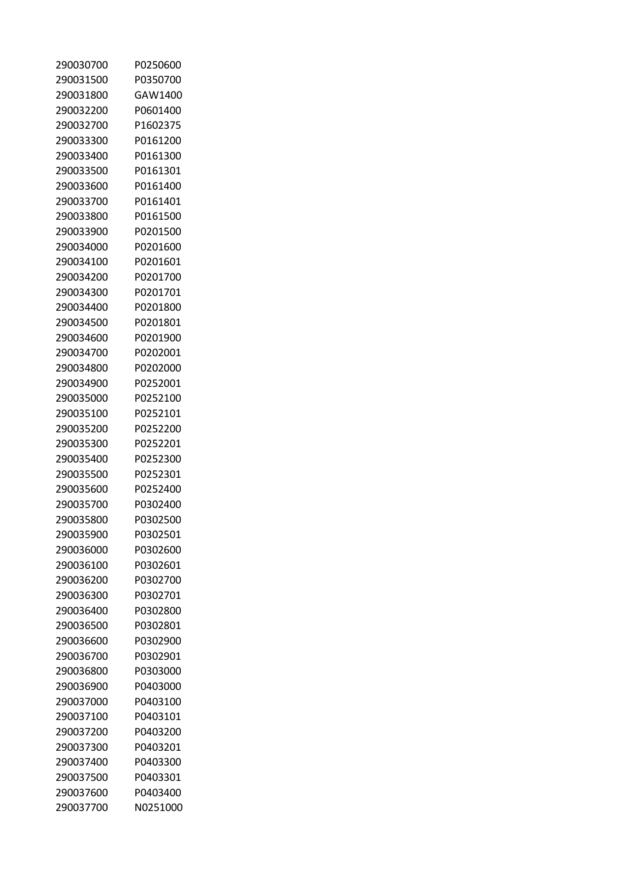| | |
|---|---|
| 290030700 | P0250600 |
| 290031500 | P0350700 |
| 290031800 | GAW1400 |
| 290032200 | P0601400 |
| 290032700 | P1602375 |
| 290033300 | P0161200 |
| 290033400 | P0161300 |
| 290033500 | P0161301 |
| 290033600 | P0161400 |
| 290033700 | P0161401 |
| 290033800 | P0161500 |
| 290033900 | P0201500 |
| 290034000 | P0201600 |
| 290034100 | P0201601 |
| 290034200 | P0201700 |
| 290034300 | P0201701 |
| 290034400 | P0201800 |
| 290034500 | P0201801 |
| 290034600 | P0201900 |
| 290034700 | P0202001 |
| 290034800 | P0202000 |
| 290034900 | P0252001 |
| 290035000 | P0252100 |
| 290035100 | P0252101 |
| 290035200 | P0252200 |
| 290035300 | P0252201 |
| 290035400 | P0252300 |
| 290035500 | P0252301 |
| 290035600 | P0252400 |
| 290035700 | P0302400 |
| 290035800 | P0302500 |
| 290035900 | P0302501 |
| 290036000 | P0302600 |
| 290036100 | P0302601 |
| 290036200 | P0302700 |
| 290036300 | P0302701 |
| 290036400 | P0302800 |
| 290036500 | P0302801 |
| 290036600 | P0302900 |
| 290036700 | P0302901 |
| 290036800 | P0303000 |
| 290036900 | P0403000 |
| 290037000 | P0403100 |
| 290037100 | P0403101 |
| 290037200 | P0403200 |
| 290037300 | P0403201 |
| 290037400 | P0403300 |
| 290037500 | P0403301 |
| 290037600 | P0403400 |
| 290037700 | N0251000 |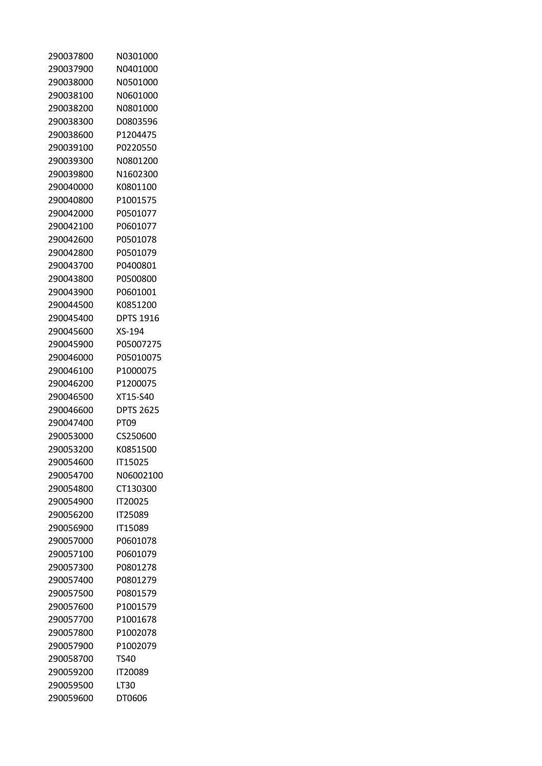| | |
|---|---|
| 290037800 | N0301000 |
| 290037900 | N0401000 |
| 290038000 | N0501000 |
| 290038100 | N0601000 |
| 290038200 | N0801000 |
| 290038300 | D0803596 |
| 290038600 | P1204475 |
| 290039100 | P0220550 |
| 290039300 | N0801200 |
| 290039800 | N1602300 |
| 290040000 | K0801100 |
| 290040800 | P1001575 |
| 290042000 | P0501077 |
| 290042100 | P0601077 |
| 290042600 | P0501078 |
| 290042800 | P0501079 |
| 290043700 | P0400801 |
| 290043800 | P0500800 |
| 290043900 | P0601001 |
| 290044500 | K0851200 |
| 290045400 | DPTS 1916 |
| 290045600 | XS-194 |
| 290045900 | P05007275 |
| 290046000 | P05010075 |
| 290046100 | P1000075 |
| 290046200 | P1200075 |
| 290046500 | XT15-S40 |
| 290046600 | DPTS 2625 |
| 290047400 | PT09 |
| 290053000 | CS250600 |
| 290053200 | K0851500 |
| 290054600 | IT15025 |
| 290054700 | N06002100 |
| 290054800 | CT130300 |
| 290054900 | IT20025 |
| 290056200 | IT25089 |
| 290056900 | IT15089 |
| 290057000 | P0601078 |
| 290057100 | P0601079 |
| 290057300 | P0801278 |
| 290057400 | P0801279 |
| 290057500 | P0801579 |
| 290057600 | P1001579 |
| 290057700 | P1001678 |
| 290057800 | P1002078 |
| 290057900 | P1002079 |
| 290058700 | TS40 |
| 290059200 | IT20089 |
| 290059500 | LT30 |
| 290059600 | DT0606 |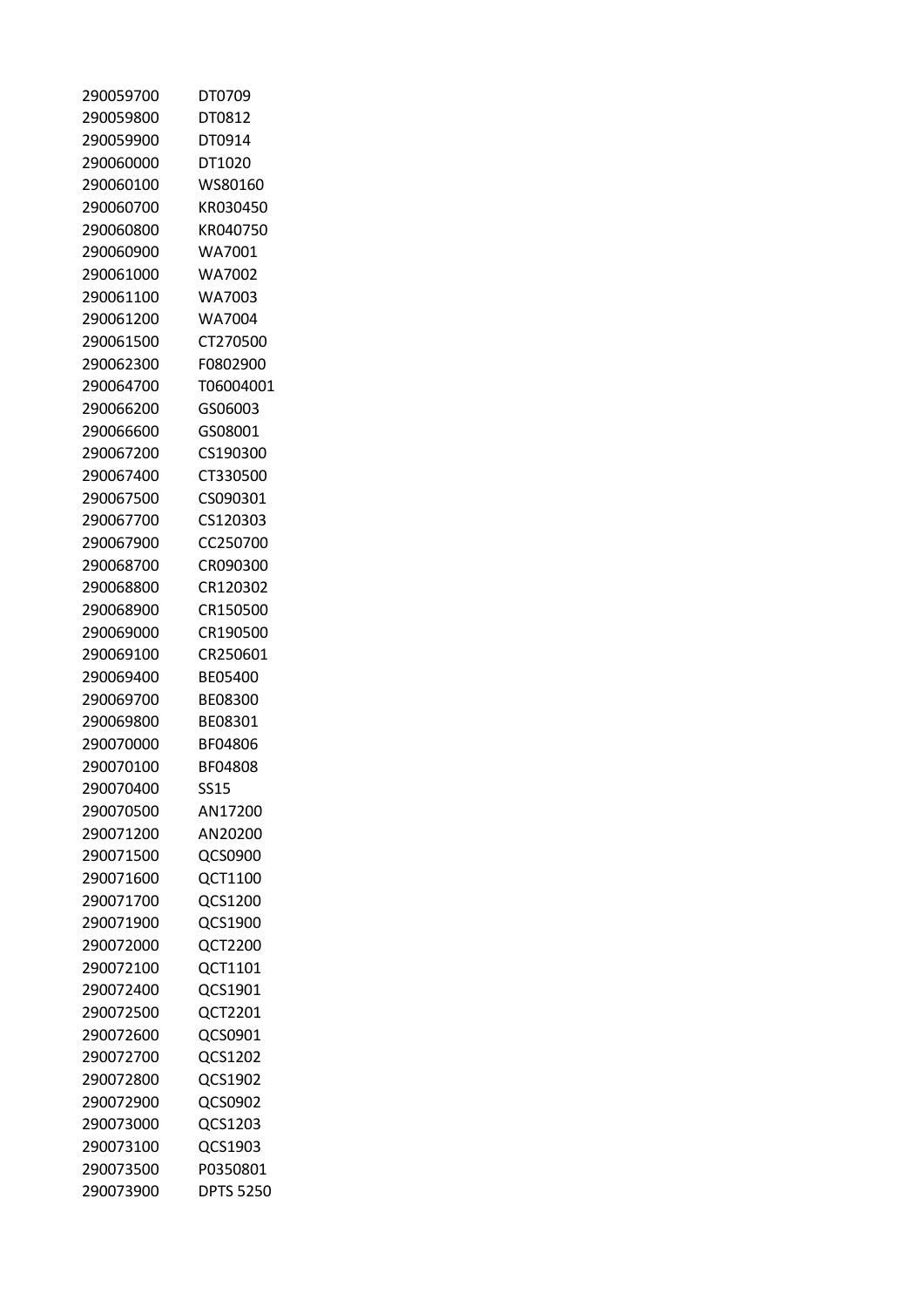| | |
|---|---|
| 290059700 | DT0709 |
| 290059800 | DT0812 |
| 290059900 | DT0914 |
| 290060000 | DT1020 |
| 290060100 | WS80160 |
| 290060700 | KR030450 |
| 290060800 | KR040750 |
| 290060900 | WA7001 |
| 290061000 | WA7002 |
| 290061100 | WA7003 |
| 290061200 | WA7004 |
| 290061500 | CT270500 |
| 290062300 | F0802900 |
| 290064700 | T06004001 |
| 290066200 | GS06003 |
| 290066600 | GS08001 |
| 290067200 | CS190300 |
| 290067400 | CT330500 |
| 290067500 | CS090301 |
| 290067700 | CS120303 |
| 290067900 | CC250700 |
| 290068700 | CR090300 |
| 290068800 | CR120302 |
| 290068900 | CR150500 |
| 290069000 | CR190500 |
| 290069100 | CR250601 |
| 290069400 | BE05400 |
| 290069700 | BE08300 |
| 290069800 | BE08301 |
| 290070000 | BF04806 |
| 290070100 | BF04808 |
| 290070400 | SS15 |
| 290070500 | AN17200 |
| 290071200 | AN20200 |
| 290071500 | QCS0900 |
| 290071600 | QCT1100 |
| 290071700 | QCS1200 |
| 290071900 | QCS1900 |
| 290072000 | QCT2200 |
| 290072100 | QCT1101 |
| 290072400 | QCS1901 |
| 290072500 | QCT2201 |
| 290072600 | QCS0901 |
| 290072700 | QCS1202 |
| 290072800 | QCS1902 |
| 290072900 | QCS0902 |
| 290073000 | QCS1203 |
| 290073100 | QCS1903 |
| 290073500 | P0350801 |
| 290073900 | DPTS 5250 |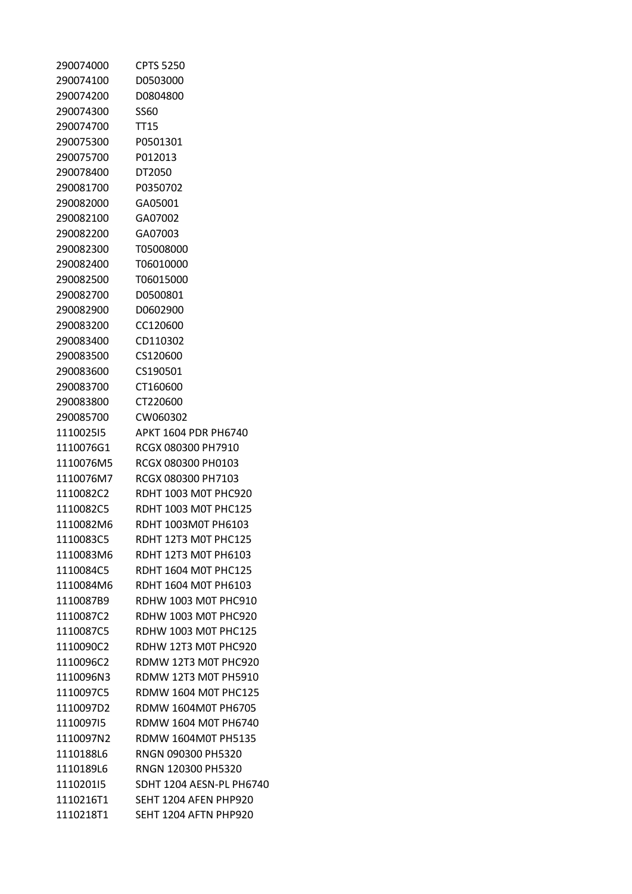| | |
|---|---|
| 290074000 | CPTS 5250 |
| 290074100 | D0503000 |
| 290074200 | D0804800 |
| 290074300 | SS60 |
| 290074700 | TT15 |
| 290075300 | P0501301 |
| 290075700 | P012013 |
| 290078400 | DT2050 |
| 290081700 | P0350702 |
| 290082000 | GA05001 |
| 290082100 | GA07002 |
| 290082200 | GA07003 |
| 290082300 | T05008000 |
| 290082400 | T06010000 |
| 290082500 | T06015000 |
| 290082700 | D0500801 |
| 290082900 | D0602900 |
| 290083200 | CC120600 |
| 290083400 | CD110302 |
| 290083500 | CS120600 |
| 290083600 | CS190501 |
| 290083700 | CT160600 |
| 290083800 | CT220600 |
| 290085700 | CW060302 |
| 1110025I5 | APKT 1604 PDR PH6740 |
| 1110076G1 | RCGX 080300 PH7910 |
| 1110076M5 | RCGX 080300 PH0103 |
| 1110076M7 | RCGX 080300 PH7103 |
| 1110082C2 | RDHT 1003 M0T PHC920 |
| 1110082C5 | RDHT 1003 M0T PHC125 |
| 1110082M6 | RDHT 1003M0T PH6103 |
| 1110083C5 | RDHT 12T3 M0T PHC125 |
| 1110083M6 | RDHT 12T3 M0T PH6103 |
| 1110084C5 | RDHT 1604 M0T PHC125 |
| 1110084M6 | RDHT 1604 M0T PH6103 |
| 1110087B9 | RDHW 1003 M0T PHC910 |
| 1110087C2 | RDHW 1003 M0T PHC920 |
| 1110087C5 | RDHW 1003 M0T PHC125 |
| 1110090C2 | RDHW 12T3 M0T PHC920 |
| 1110096C2 | RDMW 12T3 M0T PHC920 |
| 1110096N3 | RDMW 12T3 M0T PH5910 |
| 1110097C5 | RDMW 1604 M0T PHC125 |
| 1110097D2 | RDMW 1604M0T PH6705 |
| 1110097I5 | RDMW 1604 M0T PH6740 |
| 1110097N2 | RDMW 1604M0T PH5135 |
| 1110188L6 | RNGN 090300 PH5320 |
| 1110189L6 | RNGN 120300 PH5320 |
| 1110201I5 | SDHT 1204 AESN-PL PH6740 |
| 1110216T1 | SEHT 1204 AFEN PHP920 |
| 1110218T1 | SEHT 1204 AFTN PHP920 |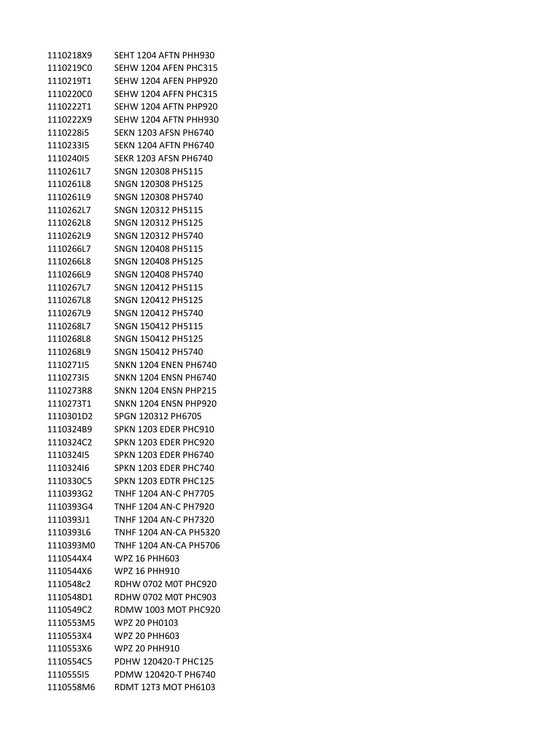| | |
|---|---|
| 1110218X9 | SEHT 1204 AFTN PHH930 |
| 1110219C0 | SEHW 1204 AFEN PHC315 |
| 1110219T1 | SEHW 1204 AFEN PHP920 |
| 1110220C0 | SEHW 1204 AFFN PHC315 |
| 1110222T1 | SEHW 1204 AFTN PHP920 |
| 1110222X9 | SEHW 1204 AFTN PHH930 |
| 1110228i5 | SEKN 1203 AFSN PH6740 |
| 1110233I5 | SEKN 1204 AFTN PH6740 |
| 1110240I5 | SEKR 1203 AFSN PH6740 |
| 1110261L7 | SNGN 120308 PH5115 |
| 1110261L8 | SNGN 120308 PH5125 |
| 1110261L9 | SNGN 120308 PH5740 |
| 1110262L7 | SNGN 120312 PH5115 |
| 1110262L8 | SNGN 120312 PH5125 |
| 1110262L9 | SNGN 120312 PH5740 |
| 1110266L7 | SNGN 120408 PH5115 |
| 1110266L8 | SNGN 120408 PH5125 |
| 1110266L9 | SNGN 120408 PH5740 |
| 1110267L7 | SNGN 120412 PH5115 |
| 1110267L8 | SNGN 120412 PH5125 |
| 1110267L9 | SNGN 120412 PH5740 |
| 1110268L7 | SNGN 150412 PH5115 |
| 1110268L8 | SNGN 150412 PH5125 |
| 1110268L9 | SNGN 150412 PH5740 |
| 1110271I5 | SNKN 1204 ENEN PH6740 |
| 1110273I5 | SNKN 1204 ENSN PH6740 |
| 1110273R8 | SNKN 1204 ENSN PHP215 |
| 1110273T1 | SNKN 1204 ENSN PHP920 |
| 1110301D2 | SPGN 120312 PH6705 |
| 1110324B9 | SPKN 1203 EDER PHC910 |
| 1110324C2 | SPKN 1203 EDER PHC920 |
| 1110324I5 | SPKN 1203 EDER PH6740 |
| 1110324I6 | SPKN 1203 EDER PHC740 |
| 1110330C5 | SPKN 1203 EDTR PHC125 |
| 1110393G2 | TNHF 1204 AN-C PH7705 |
| 1110393G4 | TNHF 1204 AN-C PH7920 |
| 1110393J1 | TNHF 1204 AN-C PH7320 |
| 1110393L6 | TNHF 1204 AN-CA PH5320 |
| 1110393M0 | TNHF 1204 AN-CA PH5706 |
| 1110544X4 | WPZ 16 PHH603 |
| 1110544X6 | WPZ 16 PHH910 |
| 1110548c2 | RDHW 0702 M0T PHC920 |
| 1110548D1 | RDHW 0702 M0T PHC903 |
| 1110549C2 | RDMW 1003 MOT PHC920 |
| 1110553M5 | WPZ 20 PH0103 |
| 1110553X4 | WPZ 20 PHH603 |
| 1110553X6 | WPZ 20 PHH910 |
| 1110554C5 | PDHW 120420-T PHC125 |
| 1110555I5 | PDMW 120420-T PH6740 |
| 1110558M6 | RDMT 12T3 MOT PH6103 |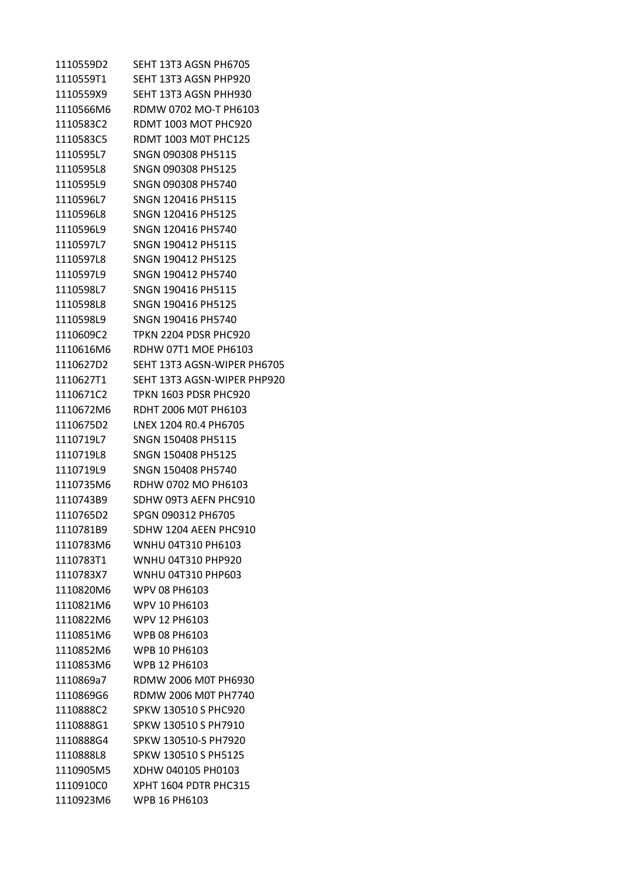| | |
|---|---|
| 1110559D2 | SEHT 13T3 AGSN PH6705 |
| 1110559T1 | SEHT 13T3 AGSN PHP920 |
| 1110559X9 | SEHT 13T3 AGSN PHH930 |
| 1110566M6 | RDMW 0702 MO-T PH6103 |
| 1110583C2 | RDMT 1003 MOT PHC920 |
| 1110583C5 | RDMT 1003 M0T PHC125 |
| 1110595L7 | SNGN 090308 PH5115 |
| 1110595L8 | SNGN 090308 PH5125 |
| 1110595L9 | SNGN 090308 PH5740 |
| 1110596L7 | SNGN 120416 PH5115 |
| 1110596L8 | SNGN 120416 PH5125 |
| 1110596L9 | SNGN 120416 PH5740 |
| 1110597L7 | SNGN 190412 PH5115 |
| 1110597L8 | SNGN 190412 PH5125 |
| 1110597L9 | SNGN 190412 PH5740 |
| 1110598L7 | SNGN 190416 PH5115 |
| 1110598L8 | SNGN 190416 PH5125 |
| 1110598L9 | SNGN 190416 PH5740 |
| 1110609C2 | TPKN 2204 PDSR PHC920 |
| 1110616M6 | RDHW 07T1 MOE PH6103 |
| 1110627D2 | SEHT 13T3 AGSN-WIPER PH6705 |
| 1110627T1 | SEHT 13T3 AGSN-WIPER PHP920 |
| 1110671C2 | TPKN 1603 PDSR PHC920 |
| 1110672M6 | RDHT 2006 M0T PH6103 |
| 1110675D2 | LNEX 1204 R0.4 PH6705 |
| 1110719L7 | SNGN 150408 PH5115 |
| 1110719L8 | SNGN 150408 PH5125 |
| 1110719L9 | SNGN 150408 PH5740 |
| 1110735M6 | RDHW 0702 MO PH6103 |
| 1110743B9 | SDHW 09T3 AEFN PHC910 |
| 1110765D2 | SPGN 090312 PH6705 |
| 1110781B9 | SDHW 1204 AEEN PHC910 |
| 1110783M6 | WNHU 04T310 PH6103 |
| 1110783T1 | WNHU 04T310 PHP920 |
| 1110783X7 | WNHU 04T310 PHP603 |
| 1110820M6 | WPV 08 PH6103 |
| 1110821M6 | WPV 10 PH6103 |
| 1110822M6 | WPV 12 PH6103 |
| 1110851M6 | WPB 08 PH6103 |
| 1110852M6 | WPB 10 PH6103 |
| 1110853M6 | WPB 12 PH6103 |
| 1110869a7 | RDMW 2006 M0T PH6930 |
| 1110869G6 | RDMW 2006 M0T PH7740 |
| 1110888C2 | SPKW 130510 S PHC920 |
| 1110888G1 | SPKW 130510 S PH7910 |
| 1110888G4 | SPKW 130510-S PH7920 |
| 1110888L8 | SPKW 130510 S PH5125 |
| 1110905M5 | XDHW 040105 PH0103 |
| 1110910C0 | XPHT 1604 PDTR PHC315 |
| 1110923M6 | WPB 16 PH6103 |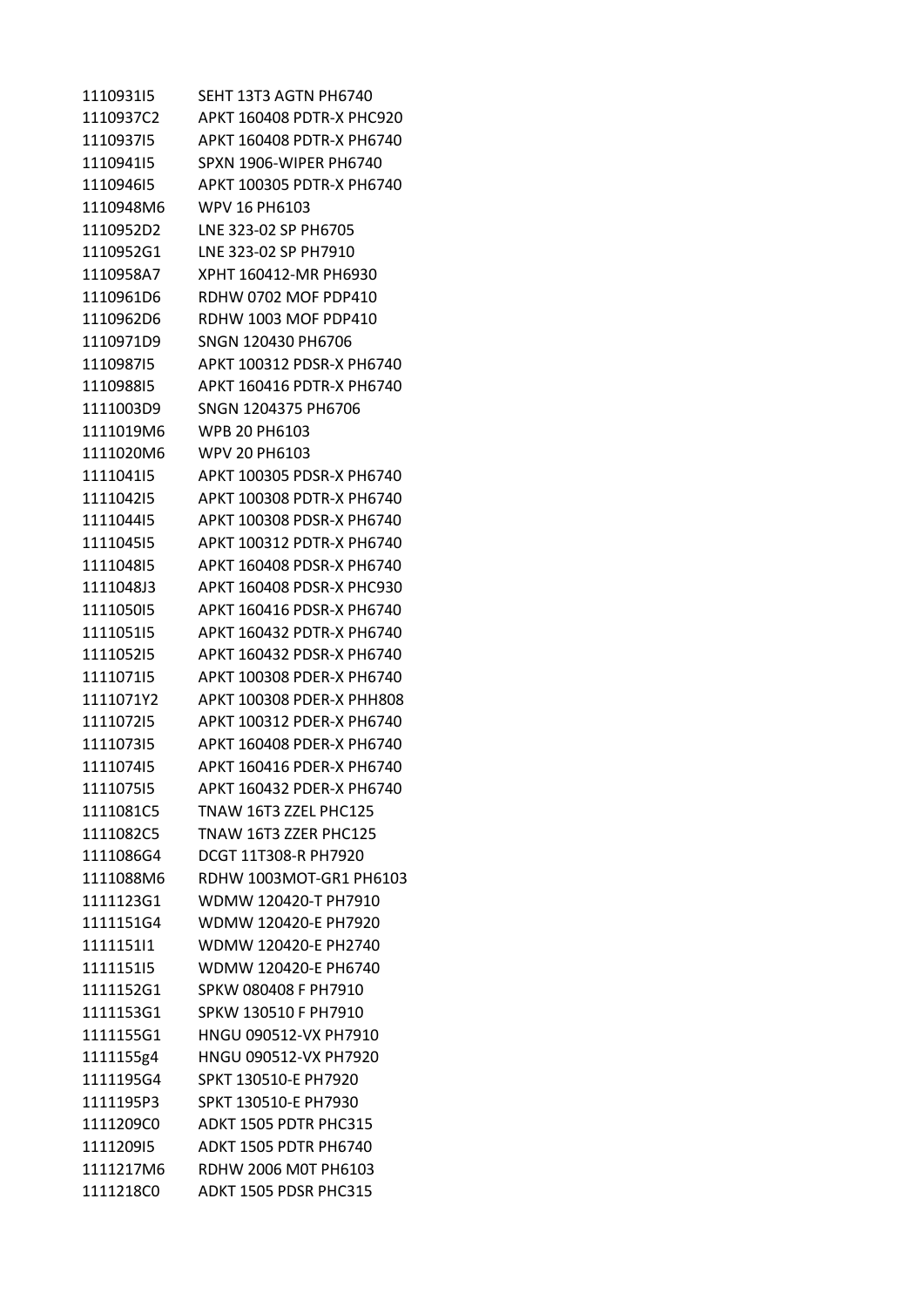| | |
|---|---|
| 1110931I5 | SEHT 13T3 AGTN PH6740 |
| 1110937C2 | APKT 160408 PDTR-X PHC920 |
| 1110937I5 | APKT 160408 PDTR-X PH6740 |
| 1110941I5 | SPXN 1906-WIPER PH6740 |
| 1110946I5 | APKT 100305 PDTR-X PH6740 |
| 1110948M6 | WPV 16 PH6103 |
| 1110952D2 | LNE 323-02 SP PH6705 |
| 1110952G1 | LNE 323-02 SP PH7910 |
| 1110958A7 | XPHT 160412-MR PH6930 |
| 1110961D6 | RDHW 0702 MOF PDP410 |
| 1110962D6 | RDHW 1003 MOF PDP410 |
| 1110971D9 | SNGN 120430 PH6706 |
| 1110987I5 | APKT 100312 PDSR-X PH6740 |
| 1110988I5 | APKT 160416 PDTR-X PH6740 |
| 1111003D9 | SNGN 1204375 PH6706 |
| 1111019M6 | WPB 20 PH6103 |
| 1111020M6 | WPV 20 PH6103 |
| 1111041I5 | APKT 100305 PDSR-X PH6740 |
| 1111042I5 | APKT 100308 PDTR-X PH6740 |
| 1111044I5 | APKT 100308 PDSR-X PH6740 |
| 1111045I5 | APKT 100312 PDTR-X PH6740 |
| 1111048I5 | APKT 160408 PDSR-X PH6740 |
| 1111048J3 | APKT 160408 PDSR-X PHC930 |
| 1111050I5 | APKT 160416 PDSR-X PH6740 |
| 1111051I5 | APKT 160432 PDTR-X PH6740 |
| 1111052I5 | APKT 160432 PDSR-X PH6740 |
| 1111071I5 | APKT 100308 PDER-X PH6740 |
| 1111071Y2 | APKT 100308 PDER-X PHH808 |
| 1111072I5 | APKT 100312 PDER-X PH6740 |
| 1111073I5 | APKT 160408 PDER-X PH6740 |
| 1111074I5 | APKT 160416 PDER-X PH6740 |
| 1111075I5 | APKT 160432 PDER-X PH6740 |
| 1111081C5 | TNAW 16T3 ZZEL PHC125 |
| 1111082C5 | TNAW 16T3 ZZER PHC125 |
| 1111086G4 | DCGT 11T308-R PH7920 |
| 1111088M6 | RDHW 1003MOT-GR1 PH6103 |
| 1111123G1 | WDMW 120420-T PH7910 |
| 1111151G4 | WDMW 120420-E PH7920 |
| 1111151I1 | WDMW 120420-E PH2740 |
| 1111151I5 | WDMW 120420-E PH6740 |
| 1111152G1 | SPKW 080408 F PH7910 |
| 1111153G1 | SPKW 130510 F PH7910 |
| 1111155G1 | HNGU 090512-VX PH7910 |
| 1111155g4 | HNGU 090512-VX PH7920 |
| 1111195G4 | SPKT 130510-E PH7920 |
| 1111195P3 | SPKT 130510-E PH7930 |
| 1111209C0 | ADKT 1505 PDTR PHC315 |
| 1111209I5 | ADKT 1505 PDTR PH6740 |
| 1111217M6 | RDHW 2006 M0T PH6103 |
| 1111218C0 | ADKT 1505 PDSR PHC315 |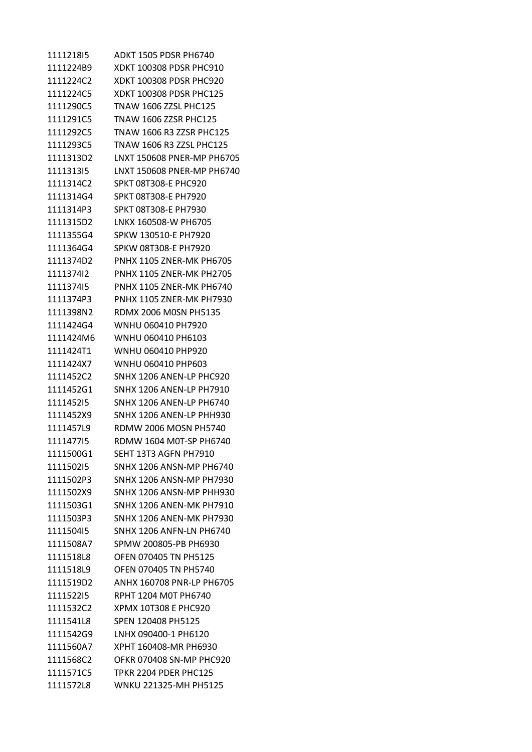| | |
|---|---|
| 1111218I5 | ADKT 1505 PDSR PH6740 |
| 1111224B9 | XDKT 100308 PDSR PHC910 |
| 1111224C2 | XDKT 100308 PDSR PHC920 |
| 1111224C5 | XDKT 100308 PDSR PHC125 |
| 1111290C5 | TNAW 1606 ZZSL PHC125 |
| 1111291C5 | TNAW 1606 ZZSR PHC125 |
| 1111292C5 | TNAW 1606 R3 ZZSR PHC125 |
| 1111293C5 | TNAW 1606 R3 ZZSL PHC125 |
| 1111313D2 | LNXT 150608 PNER-MP PH6705 |
| 1111313I5 | LNXT 150608 PNER-MP PH6740 |
| 1111314C2 | SPKT 08T308-E PHC920 |
| 1111314G4 | SPKT 08T308-E PH7920 |
| 1111314P3 | SPKT 08T308-E PH7930 |
| 1111315D2 | LNKX 160508-W PH6705 |
| 1111355G4 | SPKW 130510-E PH7920 |
| 1111364G4 | SPKW 08T308-E PH7920 |
| 1111374D2 | PNHX 1105 ZNER-MK PH6705 |
| 1111374I2 | PNHX 1105 ZNER-MK PH2705 |
| 1111374I5 | PNHX 1105 ZNER-MK PH6740 |
| 1111374P3 | PNHX 1105 ZNER-MK PH7930 |
| 1111398N2 | RDMX 2006 M0SN PH5135 |
| 1111424G4 | WNHU 060410 PH7920 |
| 1111424M6 | WNHU 060410 PH6103 |
| 1111424T1 | WNHU 060410 PHP920 |
| 1111424X7 | WNHU 060410 PHP603 |
| 1111452C2 | SNHX 1206 ANEN-LP PHC920 |
| 1111452G1 | SNHX 1206 ANEN-LP PH7910 |
| 1111452I5 | SNHX 1206 ANEN-LP PH6740 |
| 1111452X9 | SNHX 1206 ANEN-LP PHH930 |
| 1111457L9 | RDMW 2006 MOSN PH5740 |
| 1111477I5 | RDMW 1604 M0T-SP PH6740 |
| 1111500G1 | SEHT 13T3 AGFN PH7910 |
| 1111502I5 | SNHX 1206 ANSN-MP PH6740 |
| 1111502P3 | SNHX 1206 ANSN-MP PH7930 |
| 1111502X9 | SNHX 1206 ANSN-MP PHH930 |
| 1111503G1 | SNHX 1206 ANEN-MK PH7910 |
| 1111503P3 | SNHX 1206 ANEN-MK PH7930 |
| 1111504I5 | SNHX 1206 ANFN-LN PH6740 |
| 1111508A7 | SPMW 200805-PB PH6930 |
| 1111518L8 | OFEN 070405 TN PH5125 |
| 1111518L9 | OFEN 070405 TN PH5740 |
| 1111519D2 | ANHX 160708 PNR-LP PH6705 |
| 1111522I5 | RPHT 1204 M0T PH6740 |
| 1111532C2 | XPMX 10T308 E PHC920 |
| 1111541L8 | SPEN 120408 PH5125 |
| 1111542G9 | LNHX 090400-1 PH6120 |
| 1111560A7 | XPHT 160408-MR PH6930 |
| 1111568C2 | OFKR 070408 SN-MP PHC920 |
| 1111571C5 | TPKR 2204 PDER PHC125 |
| 1111572L8 | WNKU 221325-MH PH5125 |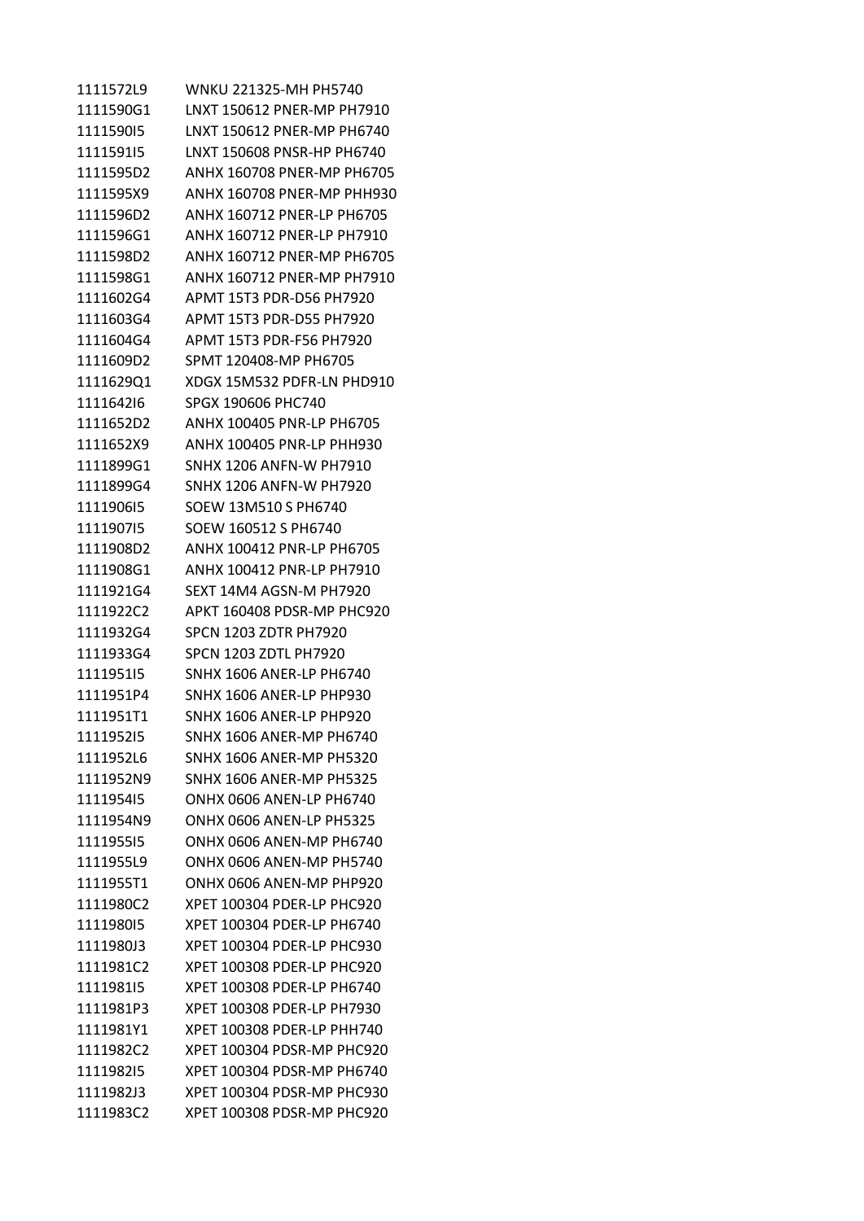| | |
|---|---|
| 1111572L9 | WNKU 221325-MH PH5740 |
| 1111590G1 | LNXT 150612 PNER-MP PH7910 |
| 1111590I5 | LNXT 150612 PNER-MP PH6740 |
| 1111591I5 | LNXT 150608 PNSR-HP PH6740 |
| 1111595D2 | ANHX 160708 PNER-MP PH6705 |
| 1111595X9 | ANHX 160708 PNER-MP PHH930 |
| 1111596D2 | ANHX 160712 PNER-LP PH6705 |
| 1111596G1 | ANHX 160712 PNER-LP PH7910 |
| 1111598D2 | ANHX 160712 PNER-MP PH6705 |
| 1111598G1 | ANHX 160712 PNER-MP PH7910 |
| 1111602G4 | APMT 15T3 PDR-D56 PH7920 |
| 1111603G4 | APMT 15T3 PDR-D55 PH7920 |
| 1111604G4 | APMT 15T3 PDR-F56 PH7920 |
| 1111609D2 | SPMT 120408-MP PH6705 |
| 1111629Q1 | XDGX 15M532 PDFR-LN PHD910 |
| 1111642I6 | SPGX 190606 PHC740 |
| 1111652D2 | ANHX 100405 PNR-LP PH6705 |
| 1111652X9 | ANHX 100405 PNR-LP PHH930 |
| 1111899G1 | SNHX 1206 ANFN-W PH7910 |
| 1111899G4 | SNHX 1206 ANFN-W PH7920 |
| 1111906I5 | SOEW 13M510 S PH6740 |
| 1111907I5 | SOEW 160512 S PH6740 |
| 1111908D2 | ANHX 100412 PNR-LP PH6705 |
| 1111908G1 | ANHX 100412 PNR-LP PH7910 |
| 1111921G4 | SEXT 14M4 AGSN-M PH7920 |
| 1111922C2 | APKT 160408 PDSR-MP PHC920 |
| 1111932G4 | SPCN 1203 ZDTR PH7920 |
| 1111933G4 | SPCN 1203 ZDTL PH7920 |
| 1111951I5 | SNHX 1606 ANER-LP PH6740 |
| 1111951P4 | SNHX 1606 ANER-LP PHP930 |
| 1111951T1 | SNHX 1606 ANER-LP PHP920 |
| 1111952I5 | SNHX 1606 ANER-MP PH6740 |
| 1111952L6 | SNHX 1606 ANER-MP PH5320 |
| 1111952N9 | SNHX 1606 ANER-MP PH5325 |
| 1111954I5 | ONHX 0606 ANEN-LP PH6740 |
| 1111954N9 | ONHX 0606 ANEN-LP PH5325 |
| 1111955I5 | ONHX 0606 ANEN-MP PH6740 |
| 1111955L9 | ONHX 0606 ANEN-MP PH5740 |
| 1111955T1 | ONHX 0606 ANEN-MP PHP920 |
| 1111980C2 | XPET 100304 PDER-LP PHC920 |
| 1111980I5 | XPET 100304 PDER-LP PH6740 |
| 1111980J3 | XPET 100304 PDER-LP PHC930 |
| 1111981C2 | XPET 100308 PDER-LP PHC920 |
| 1111981I5 | XPET 100308 PDER-LP PH6740 |
| 1111981P3 | XPET 100308 PDER-LP PH7930 |
| 1111981Y1 | XPET 100308 PDER-LP PHH740 |
| 1111982C2 | XPET 100304 PDSR-MP PHC920 |
| 1111982I5 | XPET 100304 PDSR-MP PH6740 |
| 1111982J3 | XPET 100304 PDSR-MP PHC930 |
| 1111983C2 | XPET 100308 PDSR-MP PHC920 |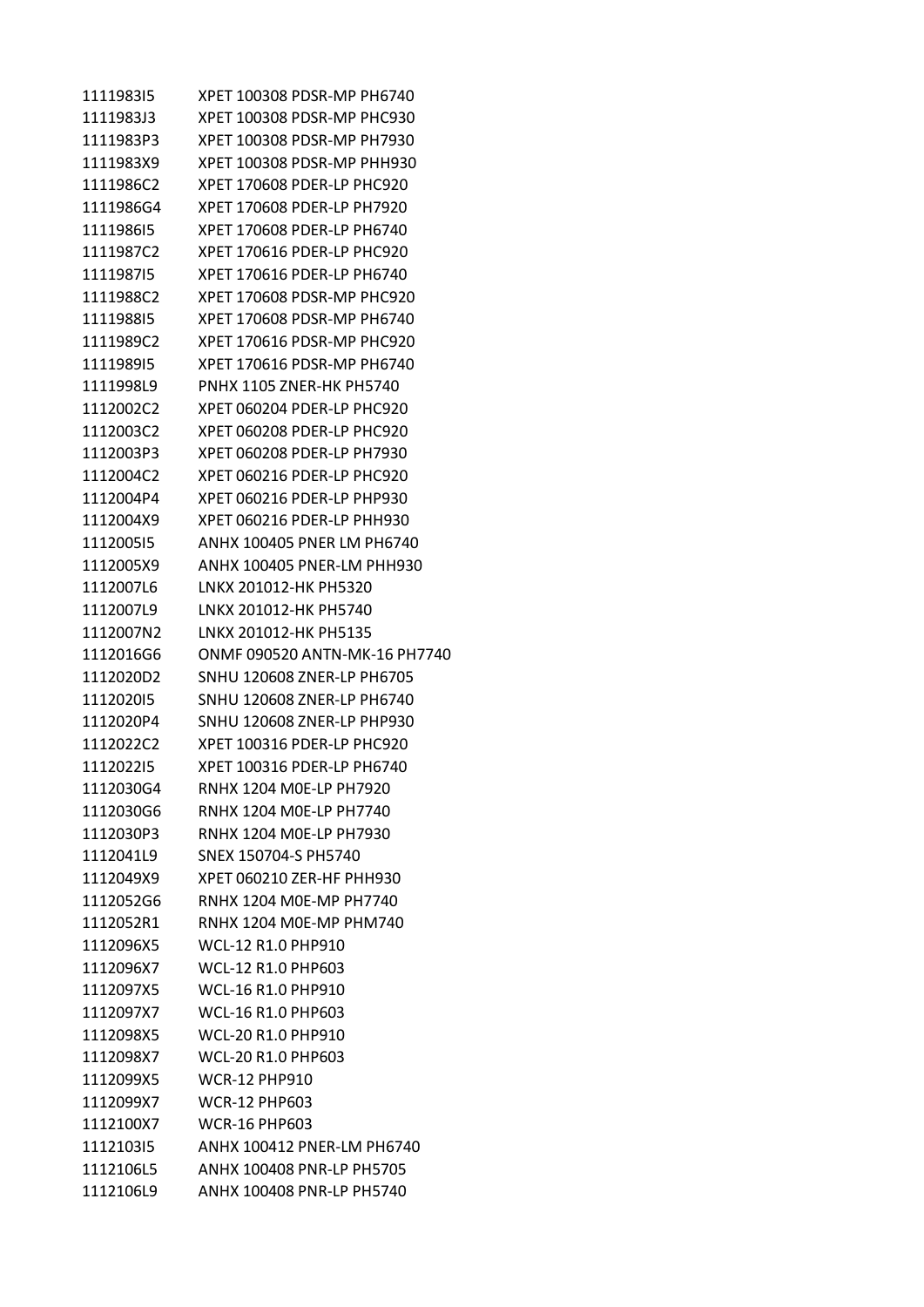| | |
|---|---|
| 1111983I5 | XPET 100308 PDSR-MP PH6740 |
| 1111983J3 | XPET 100308 PDSR-MP PHC930 |
| 1111983P3 | XPET 100308 PDSR-MP PH7930 |
| 1111983X9 | XPET 100308 PDSR-MP PHH930 |
| 1111986C2 | XPET 170608 PDER-LP PHC920 |
| 1111986G4 | XPET 170608 PDER-LP PH7920 |
| 1111986I5 | XPET 170608 PDER-LP PH6740 |
| 1111987C2 | XPET 170616 PDER-LP PHC920 |
| 1111987I5 | XPET 170616 PDER-LP PH6740 |
| 1111988C2 | XPET 170608 PDSR-MP PHC920 |
| 1111988I5 | XPET 170608 PDSR-MP PH6740 |
| 1111989C2 | XPET 170616 PDSR-MP PHC920 |
| 1111989I5 | XPET 170616 PDSR-MP PH6740 |
| 1111998L9 | PNHX 1105 ZNER-HK PH5740 |
| 1112002C2 | XPET 060204 PDER-LP PHC920 |
| 1112003C2 | XPET 060208 PDER-LP PHC920 |
| 1112003P3 | XPET 060208 PDER-LP PH7930 |
| 1112004C2 | XPET 060216 PDER-LP PHC920 |
| 1112004P4 | XPET 060216 PDER-LP PHP930 |
| 1112004X9 | XPET 060216 PDER-LP PHH930 |
| 1112005I5 | ANHX 100405 PNER LM PH6740 |
| 1112005X9 | ANHX 100405 PNER-LM PHH930 |
| 1112007L6 | LNKX 201012-HK PH5320 |
| 1112007L9 | LNKX 201012-HK PH5740 |
| 1112007N2 | LNKX 201012-HK PH5135 |
| 1112016G6 | ONMF 090520 ANTN-MK-16 PH7740 |
| 1112020D2 | SNHU 120608 ZNER-LP PH6705 |
| 1112020I5 | SNHU 120608 ZNER-LP PH6740 |
| 1112020P4 | SNHU 120608 ZNER-LP PHP930 |
| 1112022C2 | XPET 100316 PDER-LP PHC920 |
| 1112022I5 | XPET 100316 PDER-LP PH6740 |
| 1112030G4 | RNHX 1204 M0E-LP PH7920 |
| 1112030G6 | RNHX 1204 M0E-LP PH7740 |
| 1112030P3 | RNHX 1204 M0E-LP PH7930 |
| 1112041L9 | SNEX 150704-S PH5740 |
| 1112049X9 | XPET 060210 ZER-HF PHH930 |
| 1112052G6 | RNHX 1204 M0E-MP PH7740 |
| 1112052R1 | RNHX 1204 M0E-MP PHM740 |
| 1112096X5 | WCL-12 R1.0 PHP910 |
| 1112096X7 | WCL-12 R1.0 PHP603 |
| 1112097X5 | WCL-16 R1.0 PHP910 |
| 1112097X7 | WCL-16 R1.0 PHP603 |
| 1112098X5 | WCL-20 R1.0 PHP910 |
| 1112098X7 | WCL-20 R1.0 PHP603 |
| 1112099X5 | WCR-12 PHP910 |
| 1112099X7 | WCR-12 PHP603 |
| 1112100X7 | WCR-16 PHP603 |
| 1112103I5 | ANHX 100412 PNER-LM PH6740 |
| 1112106L5 | ANHX 100408 PNR-LP PH5705 |
| 1112106L9 | ANHX 100408 PNR-LP PH5740 |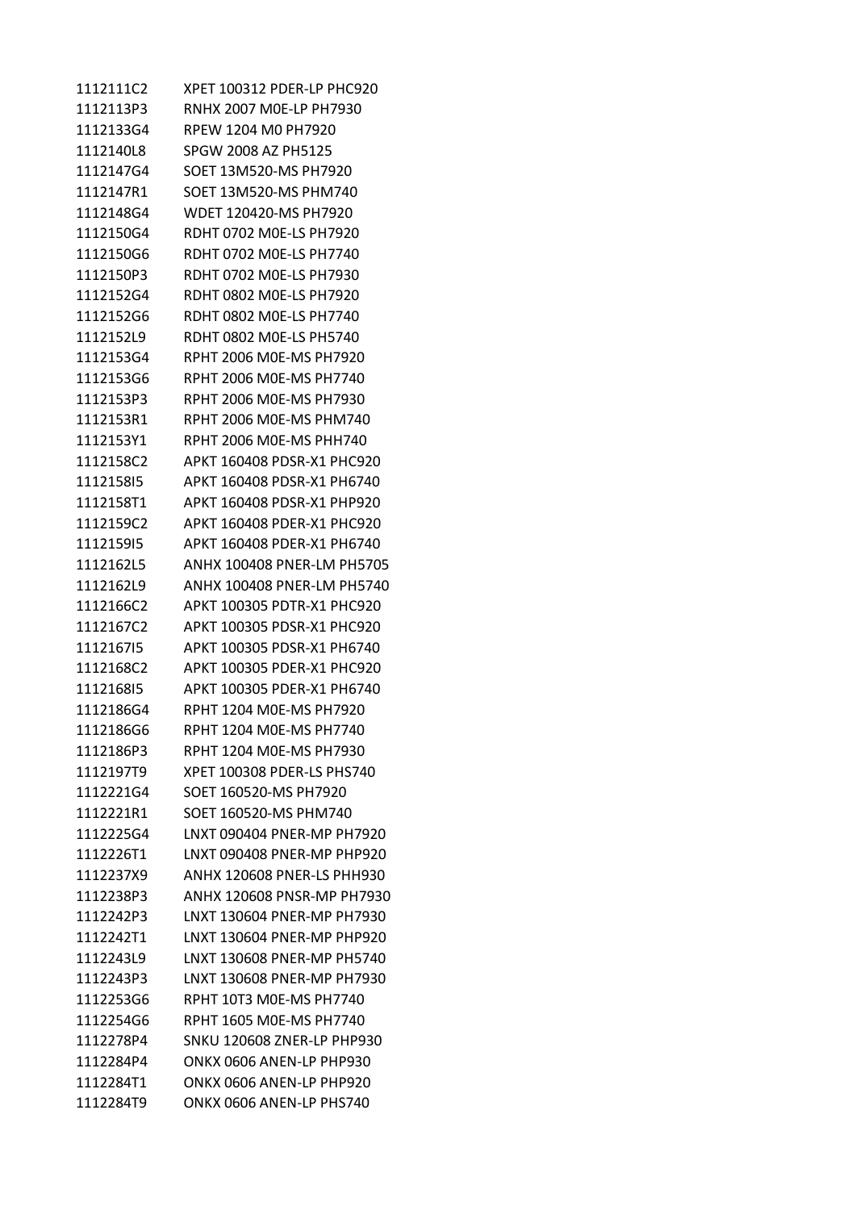| | |
|---|---|
| 1112111C2 | XPET 100312 PDER-LP PHC920 |
| 1112113P3 | RNHX 2007 M0E-LP PH7930 |
| 1112133G4 | RPEW 1204 M0 PH7920 |
| 1112140L8 | SPGW 2008 AZ PH5125 |
| 1112147G4 | SOET 13M520-MS PH7920 |
| 1112147R1 | SOET 13M520-MS PHM740 |
| 1112148G4 | WDET 120420-MS PH7920 |
| 1112150G4 | RDHT 0702 M0E-LS PH7920 |
| 1112150G6 | RDHT 0702 M0E-LS PH7740 |
| 1112150P3 | RDHT 0702 M0E-LS PH7930 |
| 1112152G4 | RDHT 0802 M0E-LS PH7920 |
| 1112152G6 | RDHT 0802 M0E-LS PH7740 |
| 1112152L9 | RDHT 0802 M0E-LS PH5740 |
| 1112153G4 | RPHT 2006 M0E-MS PH7920 |
| 1112153G6 | RPHT 2006 M0E-MS PH7740 |
| 1112153P3 | RPHT 2006 M0E-MS PH7930 |
| 1112153R1 | RPHT 2006 M0E-MS PHM740 |
| 1112153Y1 | RPHT 2006 M0E-MS PHH740 |
| 1112158C2 | APKT 160408 PDSR-X1 PHC920 |
| 1112158I5 | APKT 160408 PDSR-X1 PH6740 |
| 1112158T1 | APKT 160408 PDSR-X1 PHP920 |
| 1112159C2 | APKT 160408 PDER-X1 PHC920 |
| 1112159I5 | APKT 160408 PDER-X1 PH6740 |
| 1112162L5 | ANHX 100408 PNER-LM PH5705 |
| 1112162L9 | ANHX 100408 PNER-LM PH5740 |
| 1112166C2 | APKT 100305 PDTR-X1 PHC920 |
| 1112167C2 | APKT 100305 PDSR-X1 PHC920 |
| 1112167I5 | APKT 100305 PDSR-X1 PH6740 |
| 1112168C2 | APKT 100305 PDER-X1 PHC920 |
| 1112168I5 | APKT 100305 PDER-X1 PH6740 |
| 1112186G4 | RPHT 1204 M0E-MS PH7920 |
| 1112186G6 | RPHT 1204 M0E-MS PH7740 |
| 1112186P3 | RPHT 1204 M0E-MS PH7930 |
| 1112197T9 | XPET 100308 PDER-LS PHS740 |
| 1112221G4 | SOET 160520-MS PH7920 |
| 1112221R1 | SOET 160520-MS PHM740 |
| 1112225G4 | LNXT 090404 PNER-MP PH7920 |
| 1112226T1 | LNXT 090408 PNER-MP PHP920 |
| 1112237X9 | ANHX 120608 PNER-LS PHH930 |
| 1112238P3 | ANHX 120608 PNSR-MP PH7930 |
| 1112242P3 | LNXT 130604 PNER-MP PH7930 |
| 1112242T1 | LNXT 130604 PNER-MP PHP920 |
| 1112243L9 | LNXT 130608 PNER-MP PH5740 |
| 1112243P3 | LNXT 130608 PNER-MP PH7930 |
| 1112253G6 | RPHT 10T3 M0E-MS PH7740 |
| 1112254G6 | RPHT 1605 M0E-MS PH7740 |
| 1112278P4 | SNKU 120608 ZNER-LP PHP930 |
| 1112284P4 | ONKX 0606 ANEN-LP PHP930 |
| 1112284T1 | ONKX 0606 ANEN-LP PHP920 |
| 1112284T9 | ONKX 0606 ANEN-LP PHS740 |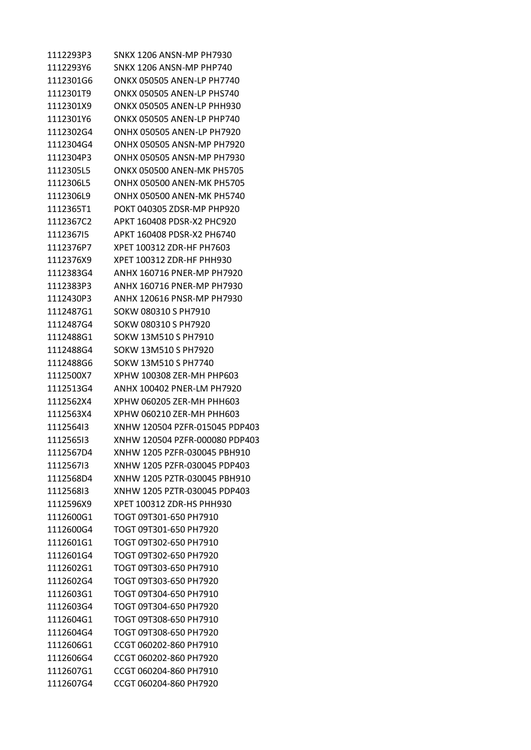| | |
|---|---|
| 1112293P3 | SNKX 1206 ANSN-MP PH7930 |
| 1112293Y6 | SNKX 1206 ANSN-MP PHP740 |
| 1112301G6 | ONKX 050505 ANEN-LP PH7740 |
| 1112301T9 | ONKX 050505 ANEN-LP PHS740 |
| 1112301X9 | ONKX 050505 ANEN-LP PHH930 |
| 1112301Y6 | ONKX 050505 ANEN-LP PHP740 |
| 1112302G4 | ONHX 050505 ANEN-LP PH7920 |
| 1112304G4 | ONHX 050505 ANSN-MP PH7920 |
| 1112304P3 | ONHX 050505 ANSN-MP PH7930 |
| 1112305L5 | ONKX 050500 ANEN-MK PH5705 |
| 1112306L5 | ONHX 050500 ANEN-MK PH5705 |
| 1112306L9 | ONHX 050500 ANEN-MK PH5740 |
| 1112365T1 | POKT 040305 ZDSR-MP PHP920 |
| 1112367C2 | APKT 160408 PDSR-X2 PHC920 |
| 1112367I5 | APKT 160408 PDSR-X2 PH6740 |
| 1112376P7 | XPET 100312 ZDR-HF PH7603 |
| 1112376X9 | XPET 100312 ZDR-HF PHH930 |
| 1112383G4 | ANHX 160716 PNER-MP PH7920 |
| 1112383P3 | ANHX 160716 PNER-MP PH7930 |
| 1112430P3 | ANHX 120616 PNSR-MP PH7930 |
| 1112487G1 | SOKW 080310 S PH7910 |
| 1112487G4 | SOKW 080310 S PH7920 |
| 1112488G1 | SOKW 13M510 S PH7910 |
| 1112488G4 | SOKW 13M510 S PH7920 |
| 1112488G6 | SOKW 13M510 S PH7740 |
| 1112500X7 | XPHW 100308 ZER-MH PHP603 |
| 1112513G4 | ANHX 100402 PNER-LM PH7920 |
| 1112562X4 | XPHW 060205 ZER-MH PHH603 |
| 1112563X4 | XPHW 060210 ZER-MH PHH603 |
| 1112564I3 | XNHW 120504 PZFR-015045 PDP403 |
| 1112565I3 | XNHW 120504 PZFR-000080 PDP403 |
| 1112567D4 | XNHW 1205 PZFR-030045 PBH910 |
| 1112567I3 | XNHW 1205 PZFR-030045 PDP403 |
| 1112568D4 | XNHW 1205 PZTR-030045 PBH910 |
| 1112568I3 | XNHW 1205 PZTR-030045 PDP403 |
| 1112596X9 | XPET 100312 ZDR-HS PHH930 |
| 1112600G1 | TOGT 09T301-650 PH7910 |
| 1112600G4 | TOGT 09T301-650 PH7920 |
| 1112601G1 | TOGT 09T302-650 PH7910 |
| 1112601G4 | TOGT 09T302-650 PH7920 |
| 1112602G1 | TOGT 09T303-650 PH7910 |
| 1112602G4 | TOGT 09T303-650 PH7920 |
| 1112603G1 | TOGT 09T304-650 PH7910 |
| 1112603G4 | TOGT 09T304-650 PH7920 |
| 1112604G1 | TOGT 09T308-650 PH7910 |
| 1112604G4 | TOGT 09T308-650 PH7920 |
| 1112606G1 | CCGT 060202-860 PH7910 |
| 1112606G4 | CCGT 060202-860 PH7920 |
| 1112607G1 | CCGT 060204-860 PH7910 |
| 1112607G4 | CCGT 060204-860 PH7920 |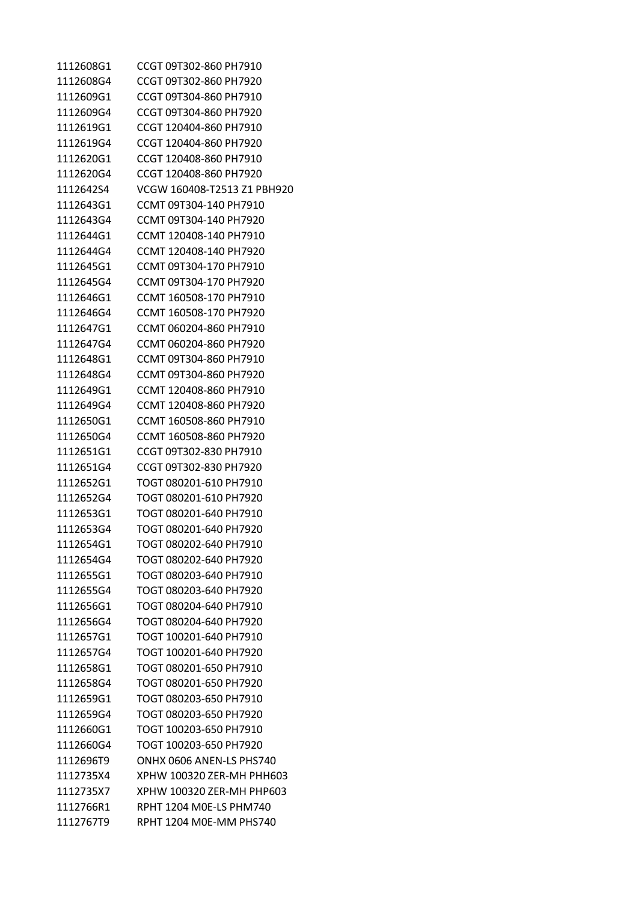| | |
|---|---|
| 1112608G1 | CCGT 09T302-860 PH7910 |
| 1112608G4 | CCGT 09T302-860 PH7920 |
| 1112609G1 | CCGT 09T304-860 PH7910 |
| 1112609G4 | CCGT 09T304-860 PH7920 |
| 1112619G1 | CCGT 120404-860 PH7910 |
| 1112619G4 | CCGT 120404-860 PH7920 |
| 1112620G1 | CCGT 120408-860 PH7910 |
| 1112620G4 | CCGT 120408-860 PH7920 |
| 1112642S4 | VCGW 160408-T2513 Z1 PBH920 |
| 1112643G1 | CCMT 09T304-140 PH7910 |
| 1112643G4 | CCMT 09T304-140 PH7920 |
| 1112644G1 | CCMT 120408-140 PH7910 |
| 1112644G4 | CCMT 120408-140 PH7920 |
| 1112645G1 | CCMT 09T304-170 PH7910 |
| 1112645G4 | CCMT 09T304-170 PH7920 |
| 1112646G1 | CCMT 160508-170 PH7910 |
| 1112646G4 | CCMT 160508-170 PH7920 |
| 1112647G1 | CCMT 060204-860 PH7910 |
| 1112647G4 | CCMT 060204-860 PH7920 |
| 1112648G1 | CCMT 09T304-860 PH7910 |
| 1112648G4 | CCMT 09T304-860 PH7920 |
| 1112649G1 | CCMT 120408-860 PH7910 |
| 1112649G4 | CCMT 120408-860 PH7920 |
| 1112650G1 | CCMT 160508-860 PH7910 |
| 1112650G4 | CCMT 160508-860 PH7920 |
| 1112651G1 | CCGT 09T302-830 PH7910 |
| 1112651G4 | CCGT 09T302-830 PH7920 |
| 1112652G1 | TOGT 080201-610 PH7910 |
| 1112652G4 | TOGT 080201-610 PH7920 |
| 1112653G1 | TOGT 080201-640 PH7910 |
| 1112653G4 | TOGT 080201-640 PH7920 |
| 1112654G1 | TOGT 080202-640 PH7910 |
| 1112654G4 | TOGT 080202-640 PH7920 |
| 1112655G1 | TOGT 080203-640 PH7910 |
| 1112655G4 | TOGT 080203-640 PH7920 |
| 1112656G1 | TOGT 080204-640 PH7910 |
| 1112656G4 | TOGT 080204-640 PH7920 |
| 1112657G1 | TOGT 100201-640 PH7910 |
| 1112657G4 | TOGT 100201-640 PH7920 |
| 1112658G1 | TOGT 080201-650 PH7910 |
| 1112658G4 | TOGT 080201-650 PH7920 |
| 1112659G1 | TOGT 080203-650 PH7910 |
| 1112659G4 | TOGT 080203-650 PH7920 |
| 1112660G1 | TOGT 100203-650 PH7910 |
| 1112660G4 | TOGT 100203-650 PH7920 |
| 1112696T9 | ONHX 0606 ANEN-LS PHS740 |
| 1112735X4 | XPHW 100320 ZER-MH PHH603 |
| 1112735X7 | XPHW 100320 ZER-MH PHP603 |
| 1112766R1 | RPHT 1204 M0E-LS PHM740 |
| 1112767T9 | RPHT 1204 M0E-MM PHS740 |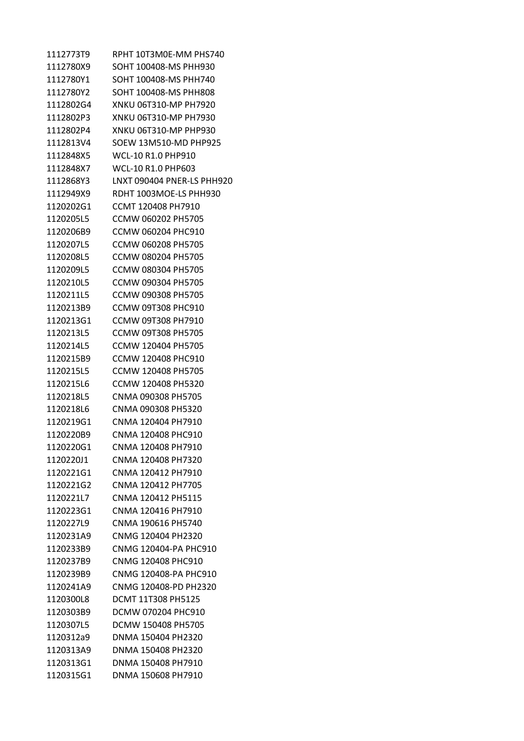| | |
|---|---|
| 1112773T9 | RPHT 10T3M0E-MM PHS740 |
| 1112780X9 | SOHT 100408-MS PHH930 |
| 1112780Y1 | SOHT 100408-MS PHH740 |
| 1112780Y2 | SOHT 100408-MS PHH808 |
| 1112802G4 | XNKU 06T310-MP PH7920 |
| 1112802P3 | XNKU 06T310-MP PH7930 |
| 1112802P4 | XNKU 06T310-MP PHP930 |
| 1112813V4 | SOEW 13M510-MD PHP925 |
| 1112848X5 | WCL-10 R1.0 PHP910 |
| 1112848X7 | WCL-10 R1.0 PHP603 |
| 1112868Y3 | LNXT 090404 PNER-LS PHH920 |
| 1112949X9 | RDHT 1003MOE-LS PHH930 |
| 1120202G1 | CCMT 120408 PH7910 |
| 1120205L5 | CCMW 060202 PH5705 |
| 1120206B9 | CCMW 060204 PHC910 |
| 1120207L5 | CCMW 060208 PH5705 |
| 1120208L5 | CCMW 080204 PH5705 |
| 1120209L5 | CCMW 080304 PH5705 |
| 1120210L5 | CCMW 090304 PH5705 |
| 1120211L5 | CCMW 090308 PH5705 |
| 1120213B9 | CCMW 09T308 PHC910 |
| 1120213G1 | CCMW 09T308 PH7910 |
| 1120213L5 | CCMW 09T308 PH5705 |
| 1120214L5 | CCMW 120404 PH5705 |
| 1120215B9 | CCMW 120408 PHC910 |
| 1120215L5 | CCMW 120408 PH5705 |
| 1120215L6 | CCMW 120408 PH5320 |
| 1120218L5 | CNMA 090308 PH5705 |
| 1120218L6 | CNMA 090308 PH5320 |
| 1120219G1 | CNMA 120404 PH7910 |
| 1120220B9 | CNMA 120408 PHC910 |
| 1120220G1 | CNMA 120408 PH7910 |
| 1120220J1 | CNMA 120408 PH7320 |
| 1120221G1 | CNMA 120412 PH7910 |
| 1120221G2 | CNMA 120412 PH7705 |
| 1120221L7 | CNMA 120412 PH5115 |
| 1120223G1 | CNMA 120416 PH7910 |
| 1120227L9 | CNMA 190616 PH5740 |
| 1120231A9 | CNMG 120404 PH2320 |
| 1120233B9 | CNMG 120404-PA PHC910 |
| 1120237B9 | CNMG 120408 PHC910 |
| 1120239B9 | CNMG 120408-PA PHC910 |
| 1120241A9 | CNMG 120408-PD PH2320 |
| 1120300L8 | DCMT 11T308 PH5125 |
| 1120303B9 | DCMW 070204 PHC910 |
| 1120307L5 | DCMW 150408 PH5705 |
| 1120312a9 | DNMA 150404 PH2320 |
| 1120313A9 | DNMA 150408 PH2320 |
| 1120313G1 | DNMA 150408 PH7910 |
| 1120315G1 | DNMA 150608 PH7910 |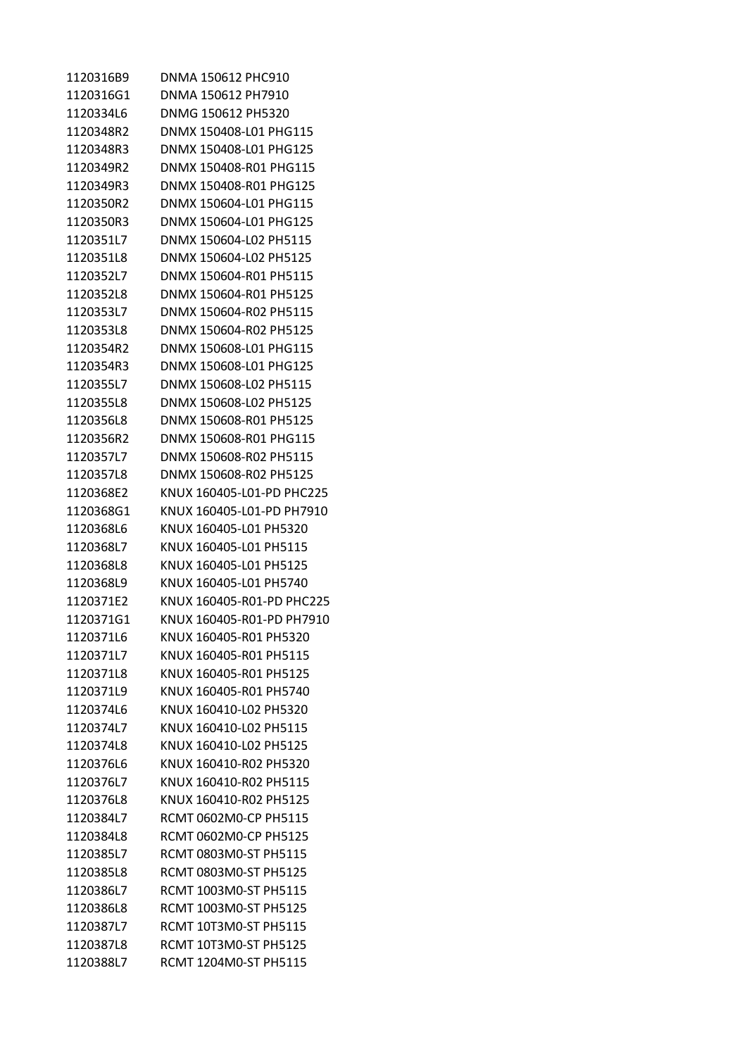| | |
|---|---|
| 1120316B9 | DNMA 150612 PHC910 |
| 1120316G1 | DNMA 150612 PH7910 |
| 1120334L6 | DNMG 150612 PH5320 |
| 1120348R2 | DNMX 150408-L01 PHG115 |
| 1120348R3 | DNMX 150408-L01 PHG125 |
| 1120349R2 | DNMX 150408-R01 PHG115 |
| 1120349R3 | DNMX 150408-R01 PHG125 |
| 1120350R2 | DNMX 150604-L01 PHG115 |
| 1120350R3 | DNMX 150604-L01 PHG125 |
| 1120351L7 | DNMX 150604-L02 PH5115 |
| 1120351L8 | DNMX 150604-L02 PH5125 |
| 1120352L7 | DNMX 150604-R01 PH5115 |
| 1120352L8 | DNMX 150604-R01 PH5125 |
| 1120353L7 | DNMX 150604-R02 PH5115 |
| 1120353L8 | DNMX 150604-R02 PH5125 |
| 1120354R2 | DNMX 150608-L01 PHG115 |
| 1120354R3 | DNMX 150608-L01 PHG125 |
| 1120355L7 | DNMX 150608-L02 PH5115 |
| 1120355L8 | DNMX 150608-L02 PH5125 |
| 1120356L8 | DNMX 150608-R01 PH5125 |
| 1120356R2 | DNMX 150608-R01 PHG115 |
| 1120357L7 | DNMX 150608-R02 PH5115 |
| 1120357L8 | DNMX 150608-R02 PH5125 |
| 1120368E2 | KNUX 160405-L01-PD PHC225 |
| 1120368G1 | KNUX 160405-L01-PD PH7910 |
| 1120368L6 | KNUX 160405-L01 PH5320 |
| 1120368L7 | KNUX 160405-L01 PH5115 |
| 1120368L8 | KNUX 160405-L01 PH5125 |
| 1120368L9 | KNUX 160405-L01 PH5740 |
| 1120371E2 | KNUX 160405-R01-PD PHC225 |
| 1120371G1 | KNUX 160405-R01-PD PH7910 |
| 1120371L6 | KNUX 160405-R01 PH5320 |
| 1120371L7 | KNUX 160405-R01 PH5115 |
| 1120371L8 | KNUX 160405-R01 PH5125 |
| 1120371L9 | KNUX 160405-R01 PH5740 |
| 1120374L6 | KNUX 160410-L02 PH5320 |
| 1120374L7 | KNUX 160410-L02 PH5115 |
| 1120374L8 | KNUX 160410-L02 PH5125 |
| 1120376L6 | KNUX 160410-R02 PH5320 |
| 1120376L7 | KNUX 160410-R02 PH5115 |
| 1120376L8 | KNUX 160410-R02 PH5125 |
| 1120384L7 | RCMT 0602M0-CP PH5115 |
| 1120384L8 | RCMT 0602M0-CP PH5125 |
| 1120385L7 | RCMT 0803M0-ST PH5115 |
| 1120385L8 | RCMT 0803M0-ST PH5125 |
| 1120386L7 | RCMT 1003M0-ST PH5115 |
| 1120386L8 | RCMT 1003M0-ST PH5125 |
| 1120387L7 | RCMT 10T3M0-ST PH5115 |
| 1120387L8 | RCMT 10T3M0-ST PH5125 |
| 1120388L7 | RCMT 1204M0-ST PH5115 |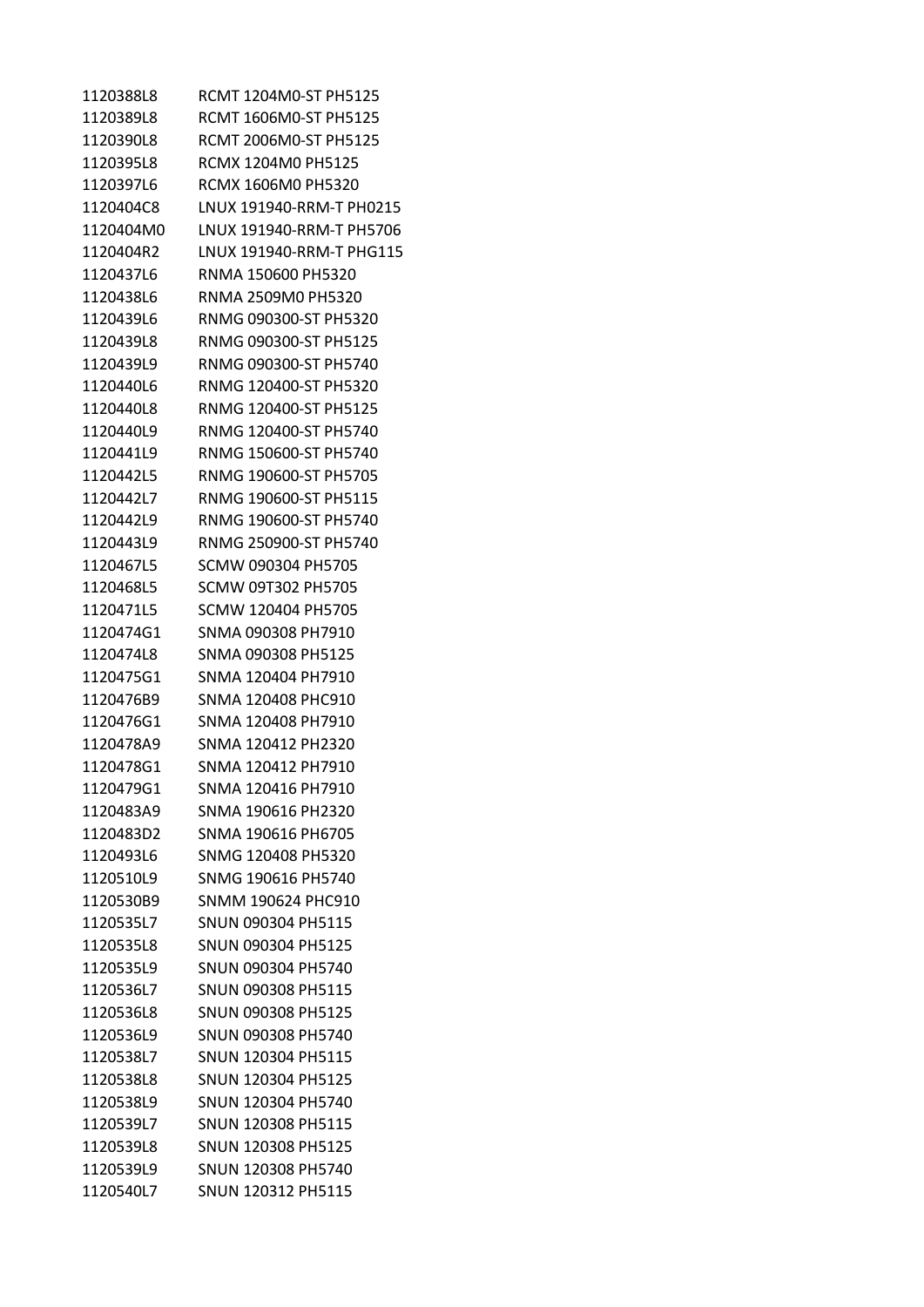| | |
|---|---|
| 1120388L8 | RCMT 1204M0-ST PH5125 |
| 1120389L8 | RCMT 1606M0-ST PH5125 |
| 1120390L8 | RCMT 2006M0-ST PH5125 |
| 1120395L8 | RCMX 1204M0 PH5125 |
| 1120397L6 | RCMX 1606M0 PH5320 |
| 1120404C8 | LNUX 191940-RRM-T PH0215 |
| 1120404M0 | LNUX 191940-RRM-T PH5706 |
| 1120404R2 | LNUX 191940-RRM-T PHG115 |
| 1120437L6 | RNMA 150600 PH5320 |
| 1120438L6 | RNMA 2509M0 PH5320 |
| 1120439L6 | RNMG 090300-ST PH5320 |
| 1120439L8 | RNMG 090300-ST PH5125 |
| 1120439L9 | RNMG 090300-ST PH5740 |
| 1120440L6 | RNMG 120400-ST PH5320 |
| 1120440L8 | RNMG 120400-ST PH5125 |
| 1120440L9 | RNMG 120400-ST PH5740 |
| 1120441L9 | RNMG 150600-ST PH5740 |
| 1120442L5 | RNMG 190600-ST PH5705 |
| 1120442L7 | RNMG 190600-ST PH5115 |
| 1120442L9 | RNMG 190600-ST PH5740 |
| 1120443L9 | RNMG 250900-ST PH5740 |
| 1120467L5 | SCMW 090304 PH5705 |
| 1120468L5 | SCMW 09T302 PH5705 |
| 1120471L5 | SCMW 120404 PH5705 |
| 1120474G1 | SNMA 090308 PH7910 |
| 1120474L8 | SNMA 090308 PH5125 |
| 1120475G1 | SNMA 120404 PH7910 |
| 1120476B9 | SNMA 120408 PHC910 |
| 1120476G1 | SNMA 120408 PH7910 |
| 1120478A9 | SNMA 120412 PH2320 |
| 1120478G1 | SNMA 120412 PH7910 |
| 1120479G1 | SNMA 120416 PH7910 |
| 1120483A9 | SNMA 190616 PH2320 |
| 1120483D2 | SNMA 190616 PH6705 |
| 1120493L6 | SNMG 120408 PH5320 |
| 1120510L9 | SNMG 190616 PH5740 |
| 1120530B9 | SNMM 190624 PHC910 |
| 1120535L7 | SNUN 090304 PH5115 |
| 1120535L8 | SNUN 090304 PH5125 |
| 1120535L9 | SNUN 090304 PH5740 |
| 1120536L7 | SNUN 090308 PH5115 |
| 1120536L8 | SNUN 090308 PH5125 |
| 1120536L9 | SNUN 090308 PH5740 |
| 1120538L7 | SNUN 120304 PH5115 |
| 1120538L8 | SNUN 120304 PH5125 |
| 1120538L9 | SNUN 120304 PH5740 |
| 1120539L7 | SNUN 120308 PH5115 |
| 1120539L8 | SNUN 120308 PH5125 |
| 1120539L9 | SNUN 120308 PH5740 |
| 1120540L7 | SNUN 120312 PH5115 |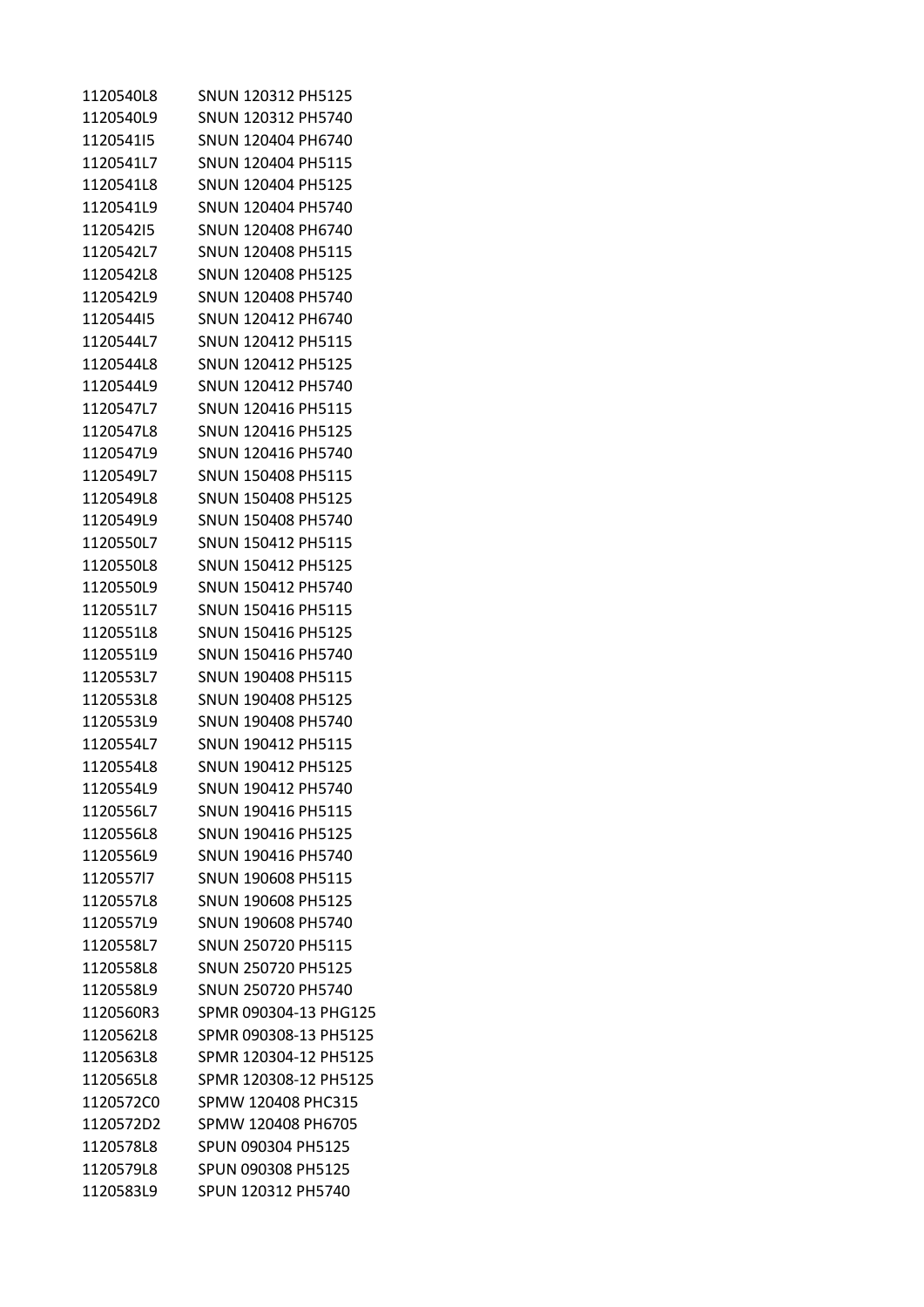| | |
|---|---|
| 1120540L8 | SNUN 120312 PH5125 |
| 1120540L9 | SNUN 120312 PH5740 |
| 1120541I5 | SNUN 120404 PH6740 |
| 1120541L7 | SNUN 120404 PH5115 |
| 1120541L8 | SNUN 120404 PH5125 |
| 1120541L9 | SNUN 120404 PH5740 |
| 1120542I5 | SNUN 120408 PH6740 |
| 1120542L7 | SNUN 120408 PH5115 |
| 1120542L8 | SNUN 120408 PH5125 |
| 1120542L9 | SNUN 120408 PH5740 |
| 1120544I5 | SNUN 120412 PH6740 |
| 1120544L7 | SNUN 120412 PH5115 |
| 1120544L8 | SNUN 120412 PH5125 |
| 1120544L9 | SNUN 120412 PH5740 |
| 1120547L7 | SNUN 120416 PH5115 |
| 1120547L8 | SNUN 120416 PH5125 |
| 1120547L9 | SNUN 120416 PH5740 |
| 1120549L7 | SNUN 150408 PH5115 |
| 1120549L8 | SNUN 150408 PH5125 |
| 1120549L9 | SNUN 150408 PH5740 |
| 1120550L7 | SNUN 150412 PH5115 |
| 1120550L8 | SNUN 150412 PH5125 |
| 1120550L9 | SNUN 150412 PH5740 |
| 1120551L7 | SNUN 150416 PH5115 |
| 1120551L8 | SNUN 150416 PH5125 |
| 1120551L9 | SNUN 150416 PH5740 |
| 1120553L7 | SNUN 190408 PH5115 |
| 1120553L8 | SNUN 190408 PH5125 |
| 1120553L9 | SNUN 190408 PH5740 |
| 1120554L7 | SNUN 190412 PH5115 |
| 1120554L8 | SNUN 190412 PH5125 |
| 1120554L9 | SNUN 190412 PH5740 |
| 1120556L7 | SNUN 190416 PH5115 |
| 1120556L8 | SNUN 190416 PH5125 |
| 1120556L9 | SNUN 190416 PH5740 |
| 1120557l7 | SNUN 190608 PH5115 |
| 1120557L8 | SNUN 190608 PH5125 |
| 1120557L9 | SNUN 190608 PH5740 |
| 1120558L7 | SNUN 250720 PH5115 |
| 1120558L8 | SNUN 250720 PH5125 |
| 1120558L9 | SNUN 250720 PH5740 |
| 1120560R3 | SPMR 090304-13 PHG125 |
| 1120562L8 | SPMR 090308-13 PH5125 |
| 1120563L8 | SPMR 120304-12 PH5125 |
| 1120565L8 | SPMR 120308-12 PH5125 |
| 1120572C0 | SPMW 120408 PHC315 |
| 1120572D2 | SPMW 120408 PH6705 |
| 1120578L8 | SPUN 090304 PH5125 |
| 1120579L8 | SPUN 090308 PH5125 |
| 1120583L9 | SPUN 120312 PH5740 |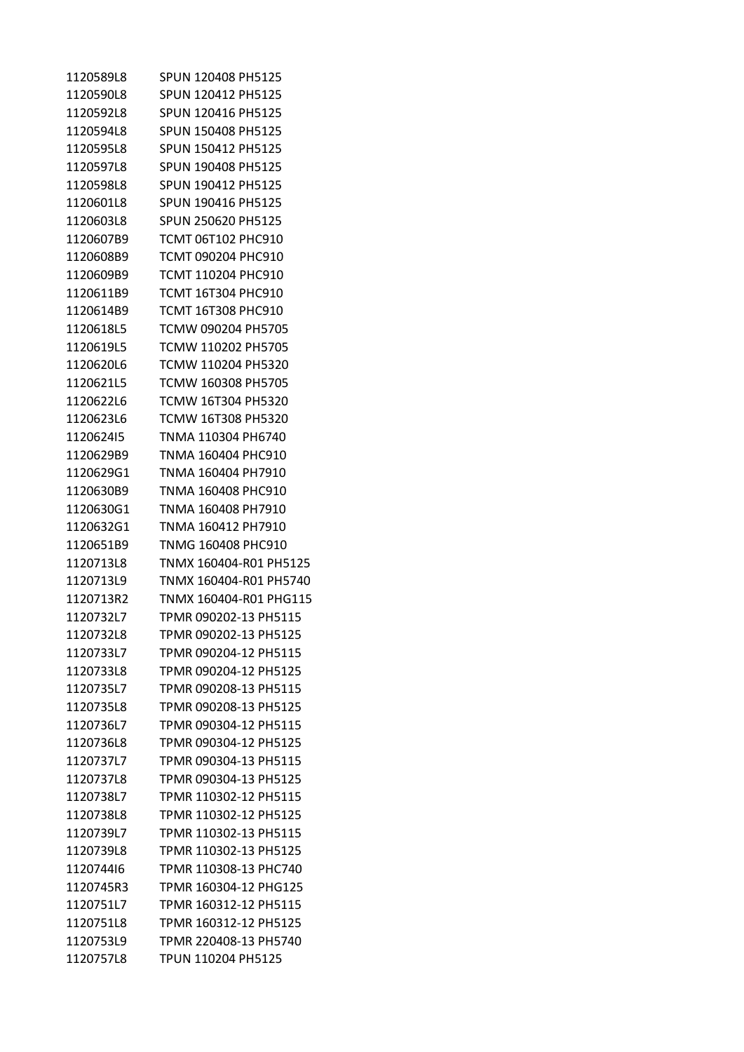| | |
|---|---|
| 1120589L8 | SPUN 120408 PH5125 |
| 1120590L8 | SPUN 120412 PH5125 |
| 1120592L8 | SPUN 120416 PH5125 |
| 1120594L8 | SPUN 150408 PH5125 |
| 1120595L8 | SPUN 150412 PH5125 |
| 1120597L8 | SPUN 190408 PH5125 |
| 1120598L8 | SPUN 190412 PH5125 |
| 1120601L8 | SPUN 190416 PH5125 |
| 1120603L8 | SPUN 250620 PH5125 |
| 1120607B9 | TCMT 06T102 PHC910 |
| 1120608B9 | TCMT 090204 PHC910 |
| 1120609B9 | TCMT 110204 PHC910 |
| 1120611B9 | TCMT 16T304 PHC910 |
| 1120614B9 | TCMT 16T308 PHC910 |
| 1120618L5 | TCMW 090204 PH5705 |
| 1120619L5 | TCMW 110202 PH5705 |
| 1120620L6 | TCMW 110204 PH5320 |
| 1120621L5 | TCMW 160308 PH5705 |
| 1120622L6 | TCMW 16T304 PH5320 |
| 1120623L6 | TCMW 16T308 PH5320 |
| 1120624I5 | TNMA 110304 PH6740 |
| 1120629B9 | TNMA 160404 PHC910 |
| 1120629G1 | TNMA 160404 PH7910 |
| 1120630B9 | TNMA 160408 PHC910 |
| 1120630G1 | TNMA 160408 PH7910 |
| 1120632G1 | TNMA 160412 PH7910 |
| 1120651B9 | TNMG 160408 PHC910 |
| 1120713L8 | TNMX 160404-R01 PH5125 |
| 1120713L9 | TNMX 160404-R01 PH5740 |
| 1120713R2 | TNMX 160404-R01 PHG115 |
| 1120732L7 | TPMR 090202-13 PH5115 |
| 1120732L8 | TPMR 090202-13 PH5125 |
| 1120733L7 | TPMR 090204-12 PH5115 |
| 1120733L8 | TPMR 090204-12 PH5125 |
| 1120735L7 | TPMR 090208-13 PH5115 |
| 1120735L8 | TPMR 090208-13 PH5125 |
| 1120736L7 | TPMR 090304-12 PH5115 |
| 1120736L8 | TPMR 090304-12 PH5125 |
| 1120737L7 | TPMR 090304-13 PH5115 |
| 1120737L8 | TPMR 090304-13 PH5125 |
| 1120738L7 | TPMR 110302-12 PH5115 |
| 1120738L8 | TPMR 110302-12 PH5125 |
| 1120739L7 | TPMR 110302-13 PH5115 |
| 1120739L8 | TPMR 110302-13 PH5125 |
| 1120744I6 | TPMR 110308-13 PHC740 |
| 1120745R3 | TPMR 160304-12 PHG125 |
| 1120751L7 | TPMR 160312-12 PH5115 |
| 1120751L8 | TPMR 160312-12 PH5125 |
| 1120753L9 | TPMR 220408-13 PH5740 |
| 1120757L8 | TPUN 110204 PH5125 |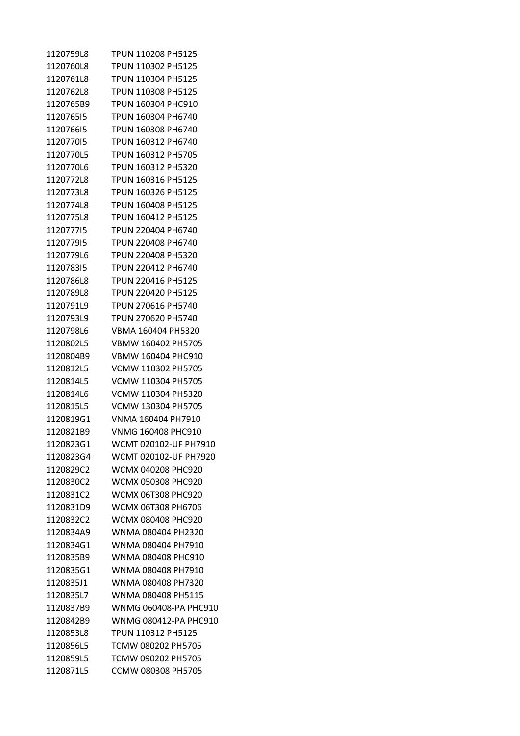| | |
|---|---|
| 1120759L8 | TPUN 110208 PH5125 |
| 1120760L8 | TPUN 110302 PH5125 |
| 1120761L8 | TPUN 110304 PH5125 |
| 1120762L8 | TPUN 110308 PH5125 |
| 1120765B9 | TPUN 160304 PHC910 |
| 1120765I5 | TPUN 160304 PH6740 |
| 1120766I5 | TPUN 160308 PH6740 |
| 1120770I5 | TPUN 160312 PH6740 |
| 1120770L5 | TPUN 160312 PH5705 |
| 1120770L6 | TPUN 160312 PH5320 |
| 1120772L8 | TPUN 160316 PH5125 |
| 1120773L8 | TPUN 160326 PH5125 |
| 1120774L8 | TPUN 160408 PH5125 |
| 1120775L8 | TPUN 160412 PH5125 |
| 1120777I5 | TPUN 220404 PH6740 |
| 1120779I5 | TPUN 220408 PH6740 |
| 1120779L6 | TPUN 220408 PH5320 |
| 1120783I5 | TPUN 220412 PH6740 |
| 1120786L8 | TPUN 220416 PH5125 |
| 1120789L8 | TPUN 220420 PH5125 |
| 1120791L9 | TPUN 270616 PH5740 |
| 1120793L9 | TPUN 270620 PH5740 |
| 1120798L6 | VBMA 160404 PH5320 |
| 1120802L5 | VBMW 160402 PH5705 |
| 1120804B9 | VBMW 160404 PHC910 |
| 1120812L5 | VCMW 110302 PH5705 |
| 1120814L5 | VCMW 110304 PH5705 |
| 1120814L6 | VCMW 110304 PH5320 |
| 1120815L5 | VCMW 130304 PH5705 |
| 1120819G1 | VNMA 160404 PH7910 |
| 1120821B9 | VNMG 160408 PHC910 |
| 1120823G1 | WCMT 020102-UF PH7910 |
| 1120823G4 | WCMT 020102-UF PH7920 |
| 1120829C2 | WCMX 040208 PHC920 |
| 1120830C2 | WCMX 050308 PHC920 |
| 1120831C2 | WCMX 06T308 PHC920 |
| 1120831D9 | WCMX 06T308 PH6706 |
| 1120832C2 | WCMX 080408 PHC920 |
| 1120834A9 | WNMA 080404 PH2320 |
| 1120834G1 | WNMA 080404 PH7910 |
| 1120835B9 | WNMA 080408 PHC910 |
| 1120835G1 | WNMA 080408 PH7910 |
| 1120835J1 | WNMA 080408 PH7320 |
| 1120835L7 | WNMA 080408 PH5115 |
| 1120837B9 | WNMG 060408-PA PHC910 |
| 1120842B9 | WNMG 080412-PA PHC910 |
| 1120853L8 | TPUN 110312 PH5125 |
| 1120856L5 | TCMW 080202 PH5705 |
| 1120859L5 | TCMW 090202 PH5705 |
| 1120871L5 | CCMW 080308 PH5705 |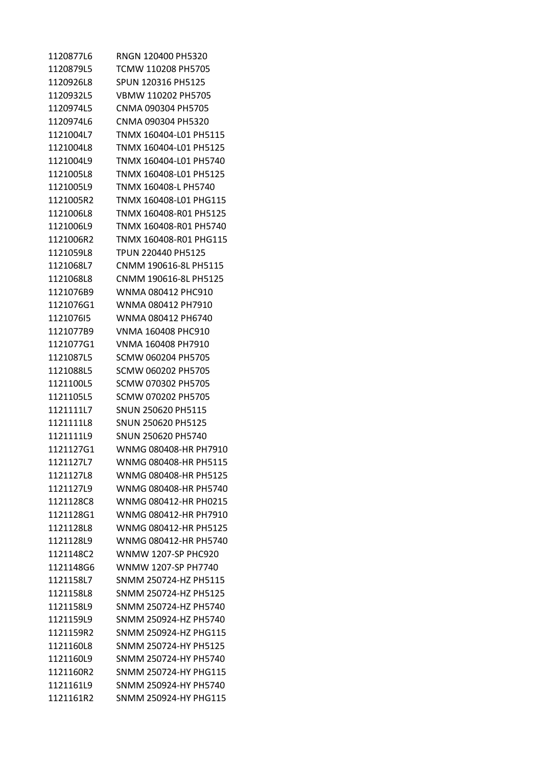| | |
|---|---|
| 1120877L6 | RNGN 120400 PH5320 |
| 1120879L5 | TCMW 110208 PH5705 |
| 1120926L8 | SPUN 120316 PH5125 |
| 1120932L5 | VBMW 110202 PH5705 |
| 1120974L5 | CNMA 090304 PH5705 |
| 1120974L6 | CNMA 090304 PH5320 |
| 1121004L7 | TNMX 160404-L01 PH5115 |
| 1121004L8 | TNMX 160404-L01 PH5125 |
| 1121004L9 | TNMX 160404-L01 PH5740 |
| 1121005L8 | TNMX 160408-L01 PH5125 |
| 1121005L9 | TNMX 160408-L PH5740 |
| 1121005R2 | TNMX 160408-L01 PHG115 |
| 1121006L8 | TNMX 160408-R01 PH5125 |
| 1121006L9 | TNMX 160408-R01 PH5740 |
| 1121006R2 | TNMX 160408-R01 PHG115 |
| 1121059L8 | TPUN 220440 PH5125 |
| 1121068L7 | CNMM 190616-8L PH5115 |
| 1121068L8 | CNMM 190616-8L PH5125 |
| 1121076B9 | WNMA 080412 PHC910 |
| 1121076G1 | WNMA 080412 PH7910 |
| 1121076I5 | WNMA 080412 PH6740 |
| 1121077B9 | VNMA 160408 PHC910 |
| 1121077G1 | VNMA 160408 PH7910 |
| 1121087L5 | SCMW 060204 PH5705 |
| 1121088L5 | SCMW 060202 PH5705 |
| 1121100L5 | SCMW 070302 PH5705 |
| 1121105L5 | SCMW 070202 PH5705 |
| 1121111L7 | SNUN 250620 PH5115 |
| 1121111L8 | SNUN 250620 PH5125 |
| 1121111L9 | SNUN 250620 PH5740 |
| 1121127G1 | WNMG 080408-HR PH7910 |
| 1121127L7 | WNMG 080408-HR PH5115 |
| 1121127L8 | WNMG 080408-HR PH5125 |
| 1121127L9 | WNMG 080408-HR PH5740 |
| 1121128C8 | WNMG 080412-HR PH0215 |
| 1121128G1 | WNMG 080412-HR PH7910 |
| 1121128L8 | WNMG 080412-HR PH5125 |
| 1121128L9 | WNMG 080412-HR PH5740 |
| 1121148C2 | WNMW 1207-SP PHC920 |
| 1121148G6 | WNMW 1207-SP PH7740 |
| 1121158L7 | SNMM 250724-HZ PH5115 |
| 1121158L8 | SNMM 250724-HZ PH5125 |
| 1121158L9 | SNMM 250724-HZ PH5740 |
| 1121159L9 | SNMM 250924-HZ PH5740 |
| 1121159R2 | SNMM 250924-HZ PHG115 |
| 1121160L8 | SNMM 250724-HY PH5125 |
| 1121160L9 | SNMM 250724-HY PH5740 |
| 1121160R2 | SNMM 250724-HY PHG115 |
| 1121161L9 | SNMM 250924-HY PH5740 |
| 1121161R2 | SNMM 250924-HY PHG115 |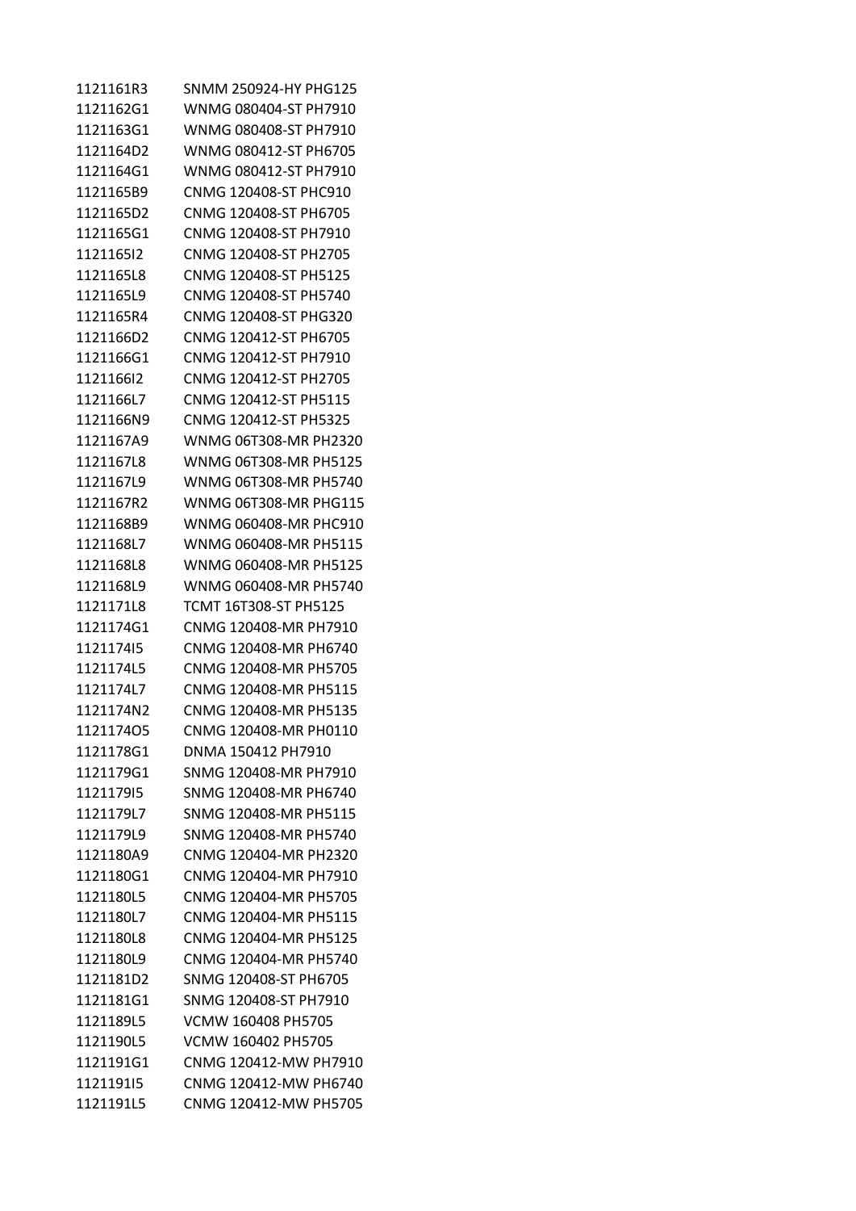| | |
|---|---|
| 1121161R3 | SNMM 250924-HY PHG125 |
| 1121162G1 | WNMG 080404-ST PH7910 |
| 1121163G1 | WNMG 080408-ST PH7910 |
| 1121164D2 | WNMG 080412-ST PH6705 |
| 1121164G1 | WNMG 080412-ST PH7910 |
| 1121165B9 | CNMG 120408-ST PHC910 |
| 1121165D2 | CNMG 120408-ST PH6705 |
| 1121165G1 | CNMG 120408-ST PH7910 |
| 1121165I2 | CNMG 120408-ST PH2705 |
| 1121165L8 | CNMG 120408-ST PH5125 |
| 1121165L9 | CNMG 120408-ST PH5740 |
| 1121165R4 | CNMG 120408-ST PHG320 |
| 1121166D2 | CNMG 120412-ST PH6705 |
| 1121166G1 | CNMG 120412-ST PH7910 |
| 1121166I2 | CNMG 120412-ST PH2705 |
| 1121166L7 | CNMG 120412-ST PH5115 |
| 1121166N9 | CNMG 120412-ST PH5325 |
| 1121167A9 | WNMG 06T308-MR PH2320 |
| 1121167L8 | WNMG 06T308-MR PH5125 |
| 1121167L9 | WNMG 06T308-MR PH5740 |
| 1121167R2 | WNMG 06T308-MR PHG115 |
| 1121168B9 | WNMG 060408-MR PHC910 |
| 1121168L7 | WNMG 060408-MR PH5115 |
| 1121168L8 | WNMG 060408-MR PH5125 |
| 1121168L9 | WNMG 060408-MR PH5740 |
| 1121171L8 | TCMT 16T308-ST PH5125 |
| 1121174G1 | CNMG 120408-MR PH7910 |
| 1121174I5 | CNMG 120408-MR PH6740 |
| 1121174L5 | CNMG 120408-MR PH5705 |
| 1121174L7 | CNMG 120408-MR PH5115 |
| 1121174N2 | CNMG 120408-MR PH5135 |
| 1121174O5 | CNMG 120408-MR PH0110 |
| 1121178G1 | DNMA 150412 PH7910 |
| 1121179G1 | SNMG 120408-MR PH7910 |
| 1121179I5 | SNMG 120408-MR PH6740 |
| 1121179L7 | SNMG 120408-MR PH5115 |
| 1121179L9 | SNMG 120408-MR PH5740 |
| 1121180A9 | CNMG 120404-MR PH2320 |
| 1121180G1 | CNMG 120404-MR PH7910 |
| 1121180L5 | CNMG 120404-MR PH5705 |
| 1121180L7 | CNMG 120404-MR PH5115 |
| 1121180L8 | CNMG 120404-MR PH5125 |
| 1121180L9 | CNMG 120404-MR PH5740 |
| 1121181D2 | SNMG 120408-ST PH6705 |
| 1121181G1 | SNMG 120408-ST PH7910 |
| 1121189L5 | VCMW 160408 PH5705 |
| 1121190L5 | VCMW 160402 PH5705 |
| 1121191G1 | CNMG 120412-MW PH7910 |
| 1121191I5 | CNMG 120412-MW PH6740 |
| 1121191L5 | CNMG 120412-MW PH5705 |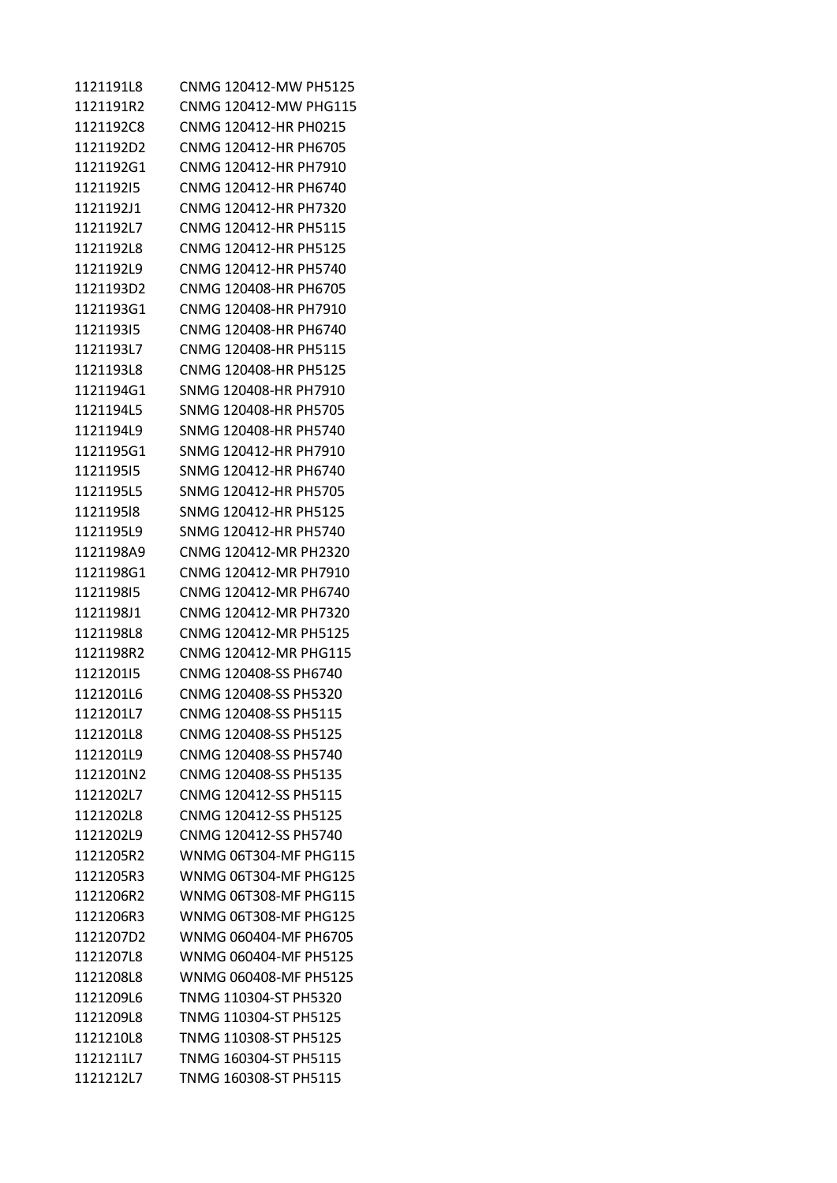| | |
|---|---|
| 1121191L8 | CNMG 120412-MW PH5125 |
| 1121191R2 | CNMG 120412-MW PHG115 |
| 1121192C8 | CNMG 120412-HR PH0215 |
| 1121192D2 | CNMG 120412-HR PH6705 |
| 1121192G1 | CNMG 120412-HR PH7910 |
| 1121192I5 | CNMG 120412-HR PH6740 |
| 1121192J1 | CNMG 120412-HR PH7320 |
| 1121192L7 | CNMG 120412-HR PH5115 |
| 1121192L8 | CNMG 120412-HR PH5125 |
| 1121192L9 | CNMG 120412-HR PH5740 |
| 1121193D2 | CNMG 120408-HR PH6705 |
| 1121193G1 | CNMG 120408-HR PH7910 |
| 1121193I5 | CNMG 120408-HR PH6740 |
| 1121193L7 | CNMG 120408-HR PH5115 |
| 1121193L8 | CNMG 120408-HR PH5125 |
| 1121194G1 | SNMG 120408-HR PH7910 |
| 1121194L5 | SNMG 120408-HR PH5705 |
| 1121194L9 | SNMG 120408-HR PH5740 |
| 1121195G1 | SNMG 120412-HR PH7910 |
| 1121195I5 | SNMG 120412-HR PH6740 |
| 1121195L5 | SNMG 120412-HR PH5705 |
| 1121195I8 | SNMG 120412-HR PH5125 |
| 1121195L9 | SNMG 120412-HR PH5740 |
| 1121198A9 | CNMG 120412-MR PH2320 |
| 1121198G1 | CNMG 120412-MR PH7910 |
| 1121198I5 | CNMG 120412-MR PH6740 |
| 1121198J1 | CNMG 120412-MR PH7320 |
| 1121198L8 | CNMG 120412-MR PH5125 |
| 1121198R2 | CNMG 120412-MR PHG115 |
| 1121201I5 | CNMG 120408-SS PH6740 |
| 1121201L6 | CNMG 120408-SS PH5320 |
| 1121201L7 | CNMG 120408-SS PH5115 |
| 1121201L8 | CNMG 120408-SS PH5125 |
| 1121201L9 | CNMG 120408-SS PH5740 |
| 1121201N2 | CNMG 120408-SS PH5135 |
| 1121202L7 | CNMG 120412-SS PH5115 |
| 1121202L8 | CNMG 120412-SS PH5125 |
| 1121202L9 | CNMG 120412-SS PH5740 |
| 1121205R2 | WNMG 06T304-MF PHG115 |
| 1121205R3 | WNMG 06T304-MF PHG125 |
| 1121206R2 | WNMG 06T308-MF PHG115 |
| 1121206R3 | WNMG 06T308-MF PHG125 |
| 1121207D2 | WNMG 060404-MF PH6705 |
| 1121207L8 | WNMG 060404-MF PH5125 |
| 1121208L8 | WNMG 060408-MF PH5125 |
| 1121209L6 | TNMG 110304-ST PH5320 |
| 1121209L8 | TNMG 110304-ST PH5125 |
| 1121210L8 | TNMG 110308-ST PH5125 |
| 1121211L7 | TNMG 160304-ST PH5115 |
| 1121212L7 | TNMG 160308-ST PH5115 |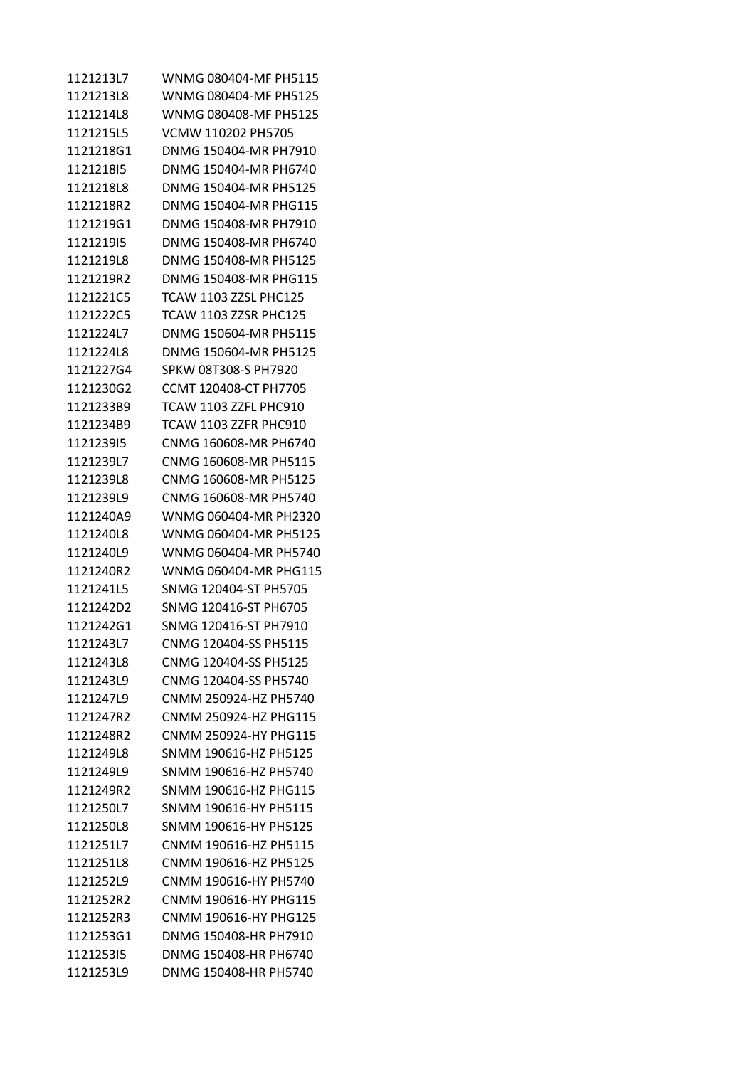| | |
|---|---|
| 1121213L7 | WNMG 080404-MF PH5115 |
| 1121213L8 | WNMG 080404-MF PH5125 |
| 1121214L8 | WNMG 080408-MF PH5125 |
| 1121215L5 | VCMW 110202 PH5705 |
| 1121218G1 | DNMG 150404-MR PH7910 |
| 1121218I5 | DNMG 150404-MR PH6740 |
| 1121218L8 | DNMG 150404-MR PH5125 |
| 1121218R2 | DNMG 150404-MR PHG115 |
| 1121219G1 | DNMG 150408-MR PH7910 |
| 1121219I5 | DNMG 150408-MR PH6740 |
| 1121219L8 | DNMG 150408-MR PH5125 |
| 1121219R2 | DNMG 150408-MR PHG115 |
| 1121221C5 | TCAW 1103 ZZSL PHC125 |
| 1121222C5 | TCAW 1103 ZZSR PHC125 |
| 1121224L7 | DNMG 150604-MR PH5115 |
| 1121224L8 | DNMG 150604-MR PH5125 |
| 1121227G4 | SPKW 08T308-S PH7920 |
| 1121230G2 | CCMT 120408-CT PH7705 |
| 1121233B9 | TCAW 1103 ZZFL PHC910 |
| 1121234B9 | TCAW 1103 ZZFR PHC910 |
| 1121239I5 | CNMG 160608-MR PH6740 |
| 1121239L7 | CNMG 160608-MR PH5115 |
| 1121239L8 | CNMG 160608-MR PH5125 |
| 1121239L9 | CNMG 160608-MR PH5740 |
| 1121240A9 | WNMG 060404-MR PH2320 |
| 1121240L8 | WNMG 060404-MR PH5125 |
| 1121240L9 | WNMG 060404-MR PH5740 |
| 1121240R2 | WNMG 060404-MR PHG115 |
| 1121241L5 | SNMG 120404-ST PH5705 |
| 1121242D2 | SNMG 120416-ST PH6705 |
| 1121242G1 | SNMG 120416-ST PH7910 |
| 1121243L7 | CNMG 120404-SS PH5115 |
| 1121243L8 | CNMG 120404-SS PH5125 |
| 1121243L9 | CNMG 120404-SS PH5740 |
| 1121247L9 | CNMM 250924-HZ PH5740 |
| 1121247R2 | CNMM 250924-HZ PHG115 |
| 1121248R2 | CNMM 250924-HY PHG115 |
| 1121249L8 | SNMM 190616-HZ PH5125 |
| 1121249L9 | SNMM 190616-HZ PH5740 |
| 1121249R2 | SNMM 190616-HZ PHG115 |
| 1121250L7 | SNMM 190616-HY PH5115 |
| 1121250L8 | SNMM 190616-HY PH5125 |
| 1121251L7 | CNMM 190616-HZ PH5115 |
| 1121251L8 | CNMM 190616-HZ PH5125 |
| 1121252L9 | CNMM 190616-HY PH5740 |
| 1121252R2 | CNMM 190616-HY PHG115 |
| 1121252R3 | CNMM 190616-HY PHG125 |
| 1121253G1 | DNMG 150408-HR PH7910 |
| 1121253I5 | DNMG 150408-HR PH6740 |
| 1121253L9 | DNMG 150408-HR PH5740 |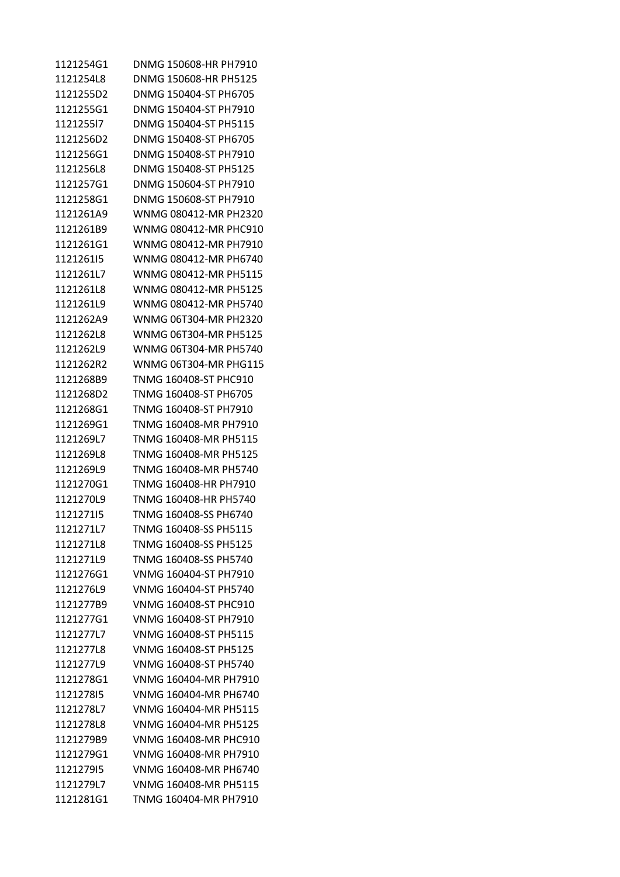| | |
|---|---|
| 1121254G1 | DNMG 150608-HR PH7910 |
| 1121254L8 | DNMG 150608-HR PH5125 |
| 1121255D2 | DNMG 150404-ST PH6705 |
| 1121255G1 | DNMG 150404-ST PH7910 |
| 1121255I7 | DNMG 150404-ST PH5115 |
| 1121256D2 | DNMG 150408-ST PH6705 |
| 1121256G1 | DNMG 150408-ST PH7910 |
| 1121256L8 | DNMG 150408-ST PH5125 |
| 1121257G1 | DNMG 150604-ST PH7910 |
| 1121258G1 | DNMG 150608-ST PH7910 |
| 1121261A9 | WNMG 080412-MR PH2320 |
| 1121261B9 | WNMG 080412-MR PHC910 |
| 1121261G1 | WNMG 080412-MR PH7910 |
| 1121261I5 | WNMG 080412-MR PH6740 |
| 1121261L7 | WNMG 080412-MR PH5115 |
| 1121261L8 | WNMG 080412-MR PH5125 |
| 1121261L9 | WNMG 080412-MR PH5740 |
| 1121262A9 | WNMG 06T304-MR PH2320 |
| 1121262L8 | WNMG 06T304-MR PH5125 |
| 1121262L9 | WNMG 06T304-MR PH5740 |
| 1121262R2 | WNMG 06T304-MR PHG115 |
| 1121268B9 | TNMG 160408-ST PHC910 |
| 1121268D2 | TNMG 160408-ST PH6705 |
| 1121268G1 | TNMG 160408-ST PH7910 |
| 1121269G1 | TNMG 160408-MR PH7910 |
| 1121269L7 | TNMG 160408-MR PH5115 |
| 1121269L8 | TNMG 160408-MR PH5125 |
| 1121269L9 | TNMG 160408-MR PH5740 |
| 1121270G1 | TNMG 160408-HR PH7910 |
| 1121270L9 | TNMG 160408-HR PH5740 |
| 1121271I5 | TNMG 160408-SS PH6740 |
| 1121271L7 | TNMG 160408-SS PH5115 |
| 1121271L8 | TNMG 160408-SS PH5125 |
| 1121271L9 | TNMG 160408-SS PH5740 |
| 1121276G1 | VNMG 160404-ST PH7910 |
| 1121276L9 | VNMG 160404-ST PH5740 |
| 1121277B9 | VNMG 160408-ST PHC910 |
| 1121277G1 | VNMG 160408-ST PH7910 |
| 1121277L7 | VNMG 160408-ST PH5115 |
| 1121277L8 | VNMG 160408-ST PH5125 |
| 1121277L9 | VNMG 160408-ST PH5740 |
| 1121278G1 | VNMG 160404-MR PH7910 |
| 1121278I5 | VNMG 160404-MR PH6740 |
| 1121278L7 | VNMG 160404-MR PH5115 |
| 1121278L8 | VNMG 160404-MR PH5125 |
| 1121279B9 | VNMG 160408-MR PHC910 |
| 1121279G1 | VNMG 160408-MR PH7910 |
| 1121279I5 | VNMG 160408-MR PH6740 |
| 1121279L7 | VNMG 160408-MR PH5115 |
| 1121281G1 | TNMG 160404-MR PH7910 |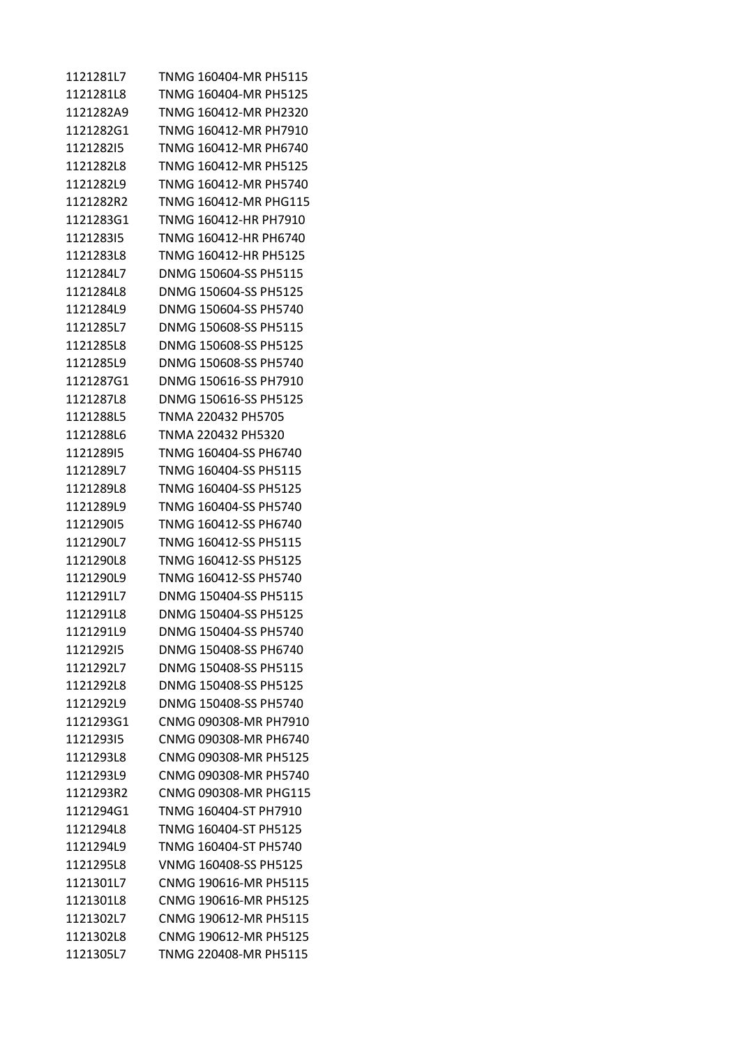| | |
|---|---|
| 1121281L7 | TNMG 160404-MR PH5115 |
| 1121281L8 | TNMG 160404-MR PH5125 |
| 1121282A9 | TNMG 160412-MR PH2320 |
| 1121282G1 | TNMG 160412-MR PH7910 |
| 1121282I5 | TNMG 160412-MR PH6740 |
| 1121282L8 | TNMG 160412-MR PH5125 |
| 1121282L9 | TNMG 160412-MR PH5740 |
| 1121282R2 | TNMG 160412-MR PHG115 |
| 1121283G1 | TNMG 160412-HR PH7910 |
| 1121283I5 | TNMG 160412-HR PH6740 |
| 1121283L8 | TNMG 160412-HR PH5125 |
| 1121284L7 | DNMG 150604-SS PH5115 |
| 1121284L8 | DNMG 150604-SS PH5125 |
| 1121284L9 | DNMG 150604-SS PH5740 |
| 1121285L7 | DNMG 150608-SS PH5115 |
| 1121285L8 | DNMG 150608-SS PH5125 |
| 1121285L9 | DNMG 150608-SS PH5740 |
| 1121287G1 | DNMG 150616-SS PH7910 |
| 1121287L8 | DNMG 150616-SS PH5125 |
| 1121288L5 | TNMA 220432 PH5705 |
| 1121288L6 | TNMA 220432 PH5320 |
| 1121289I5 | TNMG 160404-SS PH6740 |
| 1121289L7 | TNMG 160404-SS PH5115 |
| 1121289L8 | TNMG 160404-SS PH5125 |
| 1121289L9 | TNMG 160404-SS PH5740 |
| 1121290I5 | TNMG 160412-SS PH6740 |
| 1121290L7 | TNMG 160412-SS PH5115 |
| 1121290L8 | TNMG 160412-SS PH5125 |
| 1121290L9 | TNMG 160412-SS PH5740 |
| 1121291L7 | DNMG 150404-SS PH5115 |
| 1121291L8 | DNMG 150404-SS PH5125 |
| 1121291L9 | DNMG 150404-SS PH5740 |
| 1121292I5 | DNMG 150408-SS PH6740 |
| 1121292L7 | DNMG 150408-SS PH5115 |
| 1121292L8 | DNMG 150408-SS PH5125 |
| 1121292L9 | DNMG 150408-SS PH5740 |
| 1121293G1 | CNMG 090308-MR PH7910 |
| 1121293I5 | CNMG 090308-MR PH6740 |
| 1121293L8 | CNMG 090308-MR PH5125 |
| 1121293L9 | CNMG 090308-MR PH5740 |
| 1121293R2 | CNMG 090308-MR PHG115 |
| 1121294G1 | TNMG 160404-ST PH7910 |
| 1121294L8 | TNMG 160404-ST PH5125 |
| 1121294L9 | TNMG 160404-ST PH5740 |
| 1121295L8 | VNMG 160408-SS PH5125 |
| 1121301L7 | CNMG 190616-MR PH5115 |
| 1121301L8 | CNMG 190616-MR PH5125 |
| 1121302L7 | CNMG 190612-MR PH5115 |
| 1121302L8 | CNMG 190612-MR PH5125 |
| 1121305L7 | TNMG 220408-MR PH5115 |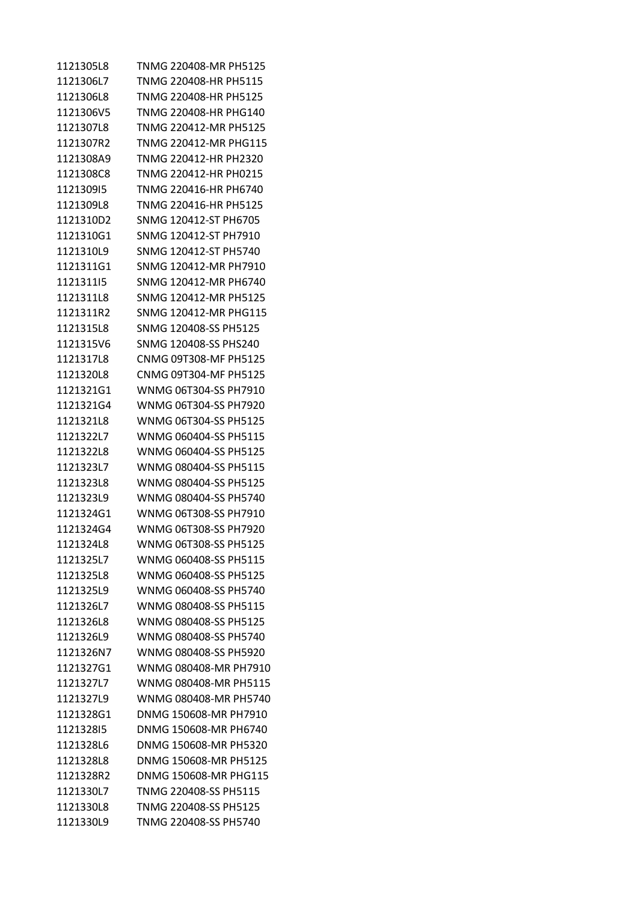| | |
|---|---|
| 1121305L8 | TNMG 220408-MR PH5125 |
| 1121306L7 | TNMG 220408-HR PH5115 |
| 1121306L8 | TNMG 220408-HR PH5125 |
| 1121306V5 | TNMG 220408-HR PHG140 |
| 1121307L8 | TNMG 220412-MR PH5125 |
| 1121307R2 | TNMG 220412-MR PHG115 |
| 1121308A9 | TNMG 220412-HR PH2320 |
| 1121308C8 | TNMG 220412-HR PH0215 |
| 1121309I5 | TNMG 220416-HR PH6740 |
| 1121309L8 | TNMG 220416-HR PH5125 |
| 1121310D2 | SNMG 120412-ST PH6705 |
| 1121310G1 | SNMG 120412-ST PH7910 |
| 1121310L9 | SNMG 120412-ST PH5740 |
| 1121311G1 | SNMG 120412-MR PH7910 |
| 1121311I5 | SNMG 120412-MR PH6740 |
| 1121311L8 | SNMG 120412-MR PH5125 |
| 1121311R2 | SNMG 120412-MR PHG115 |
| 1121315L8 | SNMG 120408-SS PH5125 |
| 1121315V6 | SNMG 120408-SS PHS240 |
| 1121317L8 | CNMG 09T308-MF PH5125 |
| 1121320L8 | CNMG 09T304-MF PH5125 |
| 1121321G1 | WNMG 06T304-SS PH7910 |
| 1121321G4 | WNMG 06T304-SS PH7920 |
| 1121321L8 | WNMG 06T304-SS PH5125 |
| 1121322L7 | WNMG 060404-SS PH5115 |
| 1121322L8 | WNMG 060404-SS PH5125 |
| 1121323L7 | WNMG 080404-SS PH5115 |
| 1121323L8 | WNMG 080404-SS PH5125 |
| 1121323L9 | WNMG 080404-SS PH5740 |
| 1121324G1 | WNMG 06T308-SS PH7910 |
| 1121324G4 | WNMG 06T308-SS PH7920 |
| 1121324L8 | WNMG 06T308-SS PH5125 |
| 1121325L7 | WNMG 060408-SS PH5115 |
| 1121325L8 | WNMG 060408-SS PH5125 |
| 1121325L9 | WNMG 060408-SS PH5740 |
| 1121326L7 | WNMG 080408-SS PH5115 |
| 1121326L8 | WNMG 080408-SS PH5125 |
| 1121326L9 | WNMG 080408-SS PH5740 |
| 1121326N7 | WNMG 080408-SS PH5920 |
| 1121327G1 | WNMG 080408-MR PH7910 |
| 1121327L7 | WNMG 080408-MR PH5115 |
| 1121327L9 | WNMG 080408-MR PH5740 |
| 1121328G1 | DNMG 150608-MR PH7910 |
| 1121328I5 | DNMG 150608-MR PH6740 |
| 1121328L6 | DNMG 150608-MR PH5320 |
| 1121328L8 | DNMG 150608-MR PH5125 |
| 1121328R2 | DNMG 150608-MR PHG115 |
| 1121330L7 | TNMG 220408-SS PH5115 |
| 1121330L8 | TNMG 220408-SS PH5125 |
| 1121330L9 | TNMG 220408-SS PH5740 |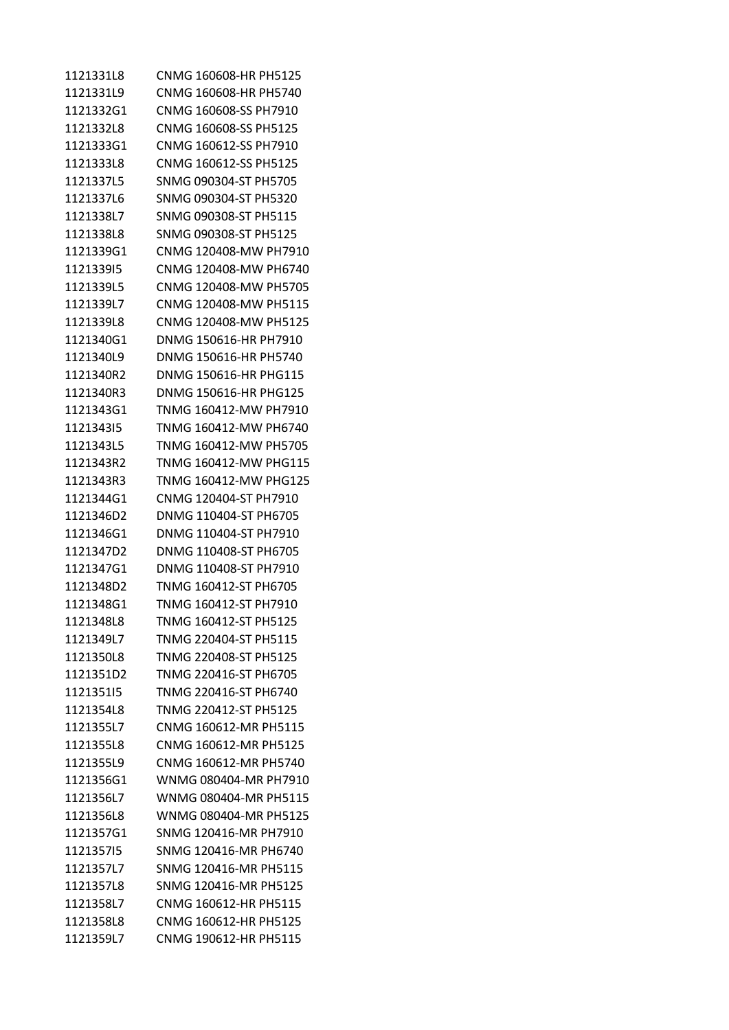| | |
|---|---|
| 1121331L8 | CNMG 160608-HR PH5125 |
| 1121331L9 | CNMG 160608-HR PH5740 |
| 1121332G1 | CNMG 160608-SS PH7910 |
| 1121332L8 | CNMG 160608-SS PH5125 |
| 1121333G1 | CNMG 160612-SS PH7910 |
| 1121333L8 | CNMG 160612-SS PH5125 |
| 1121337L5 | SNMG 090304-ST PH5705 |
| 1121337L6 | SNMG 090304-ST PH5320 |
| 1121338L7 | SNMG 090308-ST PH5115 |
| 1121338L8 | SNMG 090308-ST PH5125 |
| 1121339G1 | CNMG 120408-MW PH7910 |
| 1121339I5 | CNMG 120408-MW PH6740 |
| 1121339L5 | CNMG 120408-MW PH5705 |
| 1121339L7 | CNMG 120408-MW PH5115 |
| 1121339L8 | CNMG 120408-MW PH5125 |
| 1121340G1 | DNMG 150616-HR PH7910 |
| 1121340L9 | DNMG 150616-HR PH5740 |
| 1121340R2 | DNMG 150616-HR PHG115 |
| 1121340R3 | DNMG 150616-HR PHG125 |
| 1121343G1 | TNMG 160412-MW PH7910 |
| 1121343I5 | TNMG 160412-MW PH6740 |
| 1121343L5 | TNMG 160412-MW PH5705 |
| 1121343R2 | TNMG 160412-MW PHG115 |
| 1121343R3 | TNMG 160412-MW PHG125 |
| 1121344G1 | CNMG 120404-ST PH7910 |
| 1121346D2 | DNMG 110404-ST PH6705 |
| 1121346G1 | DNMG 110404-ST PH7910 |
| 1121347D2 | DNMG 110408-ST PH6705 |
| 1121347G1 | DNMG 110408-ST PH7910 |
| 1121348D2 | TNMG 160412-ST PH6705 |
| 1121348G1 | TNMG 160412-ST PH7910 |
| 1121348L8 | TNMG 160412-ST PH5125 |
| 1121349L7 | TNMG 220404-ST PH5115 |
| 1121350L8 | TNMG 220408-ST PH5125 |
| 1121351D2 | TNMG 220416-ST PH6705 |
| 1121351I5 | TNMG 220416-ST PH6740 |
| 1121354L8 | TNMG 220412-ST PH5125 |
| 1121355L7 | CNMG 160612-MR PH5115 |
| 1121355L8 | CNMG 160612-MR PH5125 |
| 1121355L9 | CNMG 160612-MR PH5740 |
| 1121356G1 | WNMG 080404-MR PH7910 |
| 1121356L7 | WNMG 080404-MR PH5115 |
| 1121356L8 | WNMG 080404-MR PH5125 |
| 1121357G1 | SNMG 120416-MR PH7910 |
| 1121357I5 | SNMG 120416-MR PH6740 |
| 1121357L7 | SNMG 120416-MR PH5115 |
| 1121357L8 | SNMG 120416-MR PH5125 |
| 1121358L7 | CNMG 160612-HR PH5115 |
| 1121358L8 | CNMG 160612-HR PH5125 |
| 1121359L7 | CNMG 190612-HR PH5115 |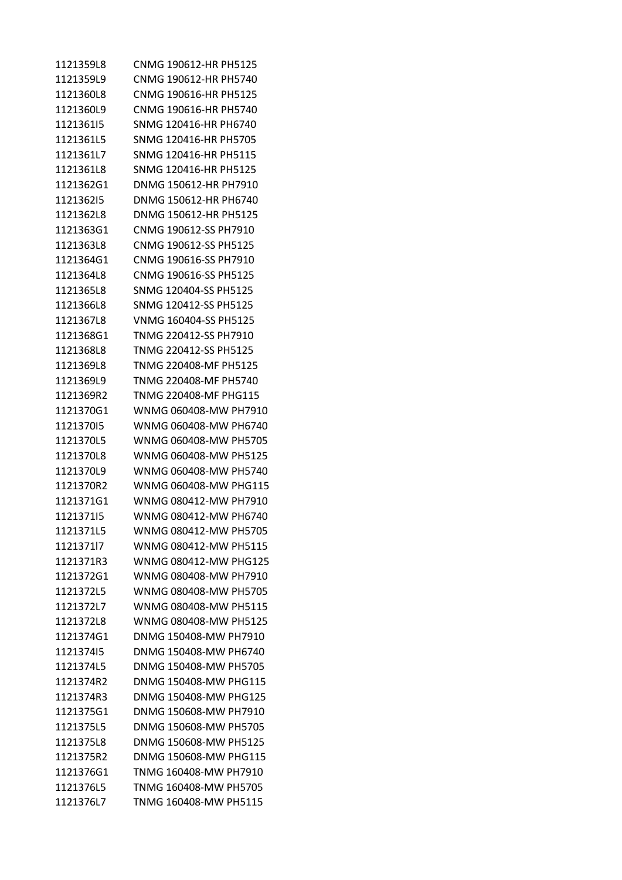| | |
|---|---|
| 1121359L8 | CNMG 190612-HR PH5125 |
| 1121359L9 | CNMG 190612-HR PH5740 |
| 1121360L8 | CNMG 190616-HR PH5125 |
| 1121360L9 | CNMG 190616-HR PH5740 |
| 1121361I5 | SNMG 120416-HR PH6740 |
| 1121361L5 | SNMG 120416-HR PH5705 |
| 1121361L7 | SNMG 120416-HR PH5115 |
| 1121361L8 | SNMG 120416-HR PH5125 |
| 1121362G1 | DNMG 150612-HR PH7910 |
| 1121362I5 | DNMG 150612-HR PH6740 |
| 1121362L8 | DNMG 150612-HR PH5125 |
| 1121363G1 | CNMG 190612-SS PH7910 |
| 1121363L8 | CNMG 190612-SS PH5125 |
| 1121364G1 | CNMG 190616-SS PH7910 |
| 1121364L8 | CNMG 190616-SS PH5125 |
| 1121365L8 | SNMG 120404-SS PH5125 |
| 1121366L8 | SNMG 120412-SS PH5125 |
| 1121367L8 | VNMG 160404-SS PH5125 |
| 1121368G1 | TNMG 220412-SS PH7910 |
| 1121368L8 | TNMG 220412-SS PH5125 |
| 1121369L8 | TNMG 220408-MF PH5125 |
| 1121369L9 | TNMG 220408-MF PH5740 |
| 1121369R2 | TNMG 220408-MF PHG115 |
| 1121370G1 | WNMG 060408-MW PH7910 |
| 1121370I5 | WNMG 060408-MW PH6740 |
| 1121370L5 | WNMG 060408-MW PH5705 |
| 1121370L8 | WNMG 060408-MW PH5125 |
| 1121370L9 | WNMG 060408-MW PH5740 |
| 1121370R2 | WNMG 060408-MW PHG115 |
| 1121371G1 | WNMG 080412-MW PH7910 |
| 1121371I5 | WNMG 080412-MW PH6740 |
| 1121371L5 | WNMG 080412-MW PH5705 |
| 1121371I7 | WNMG 080412-MW PH5115 |
| 1121371R3 | WNMG 080412-MW PHG125 |
| 1121372G1 | WNMG 080408-MW PH7910 |
| 1121372L5 | WNMG 080408-MW PH5705 |
| 1121372L7 | WNMG 080408-MW PH5115 |
| 1121372L8 | WNMG 080408-MW PH5125 |
| 1121374G1 | DNMG 150408-MW PH7910 |
| 1121374I5 | DNMG 150408-MW PH6740 |
| 1121374L5 | DNMG 150408-MW PH5705 |
| 1121374R2 | DNMG 150408-MW PHG115 |
| 1121374R3 | DNMG 150408-MW PHG125 |
| 1121375G1 | DNMG 150608-MW PH7910 |
| 1121375L5 | DNMG 150608-MW PH5705 |
| 1121375L8 | DNMG 150608-MW PH5125 |
| 1121375R2 | DNMG 150608-MW PHG115 |
| 1121376G1 | TNMG 160408-MW PH7910 |
| 1121376L5 | TNMG 160408-MW PH5705 |
| 1121376L7 | TNMG 160408-MW PH5115 |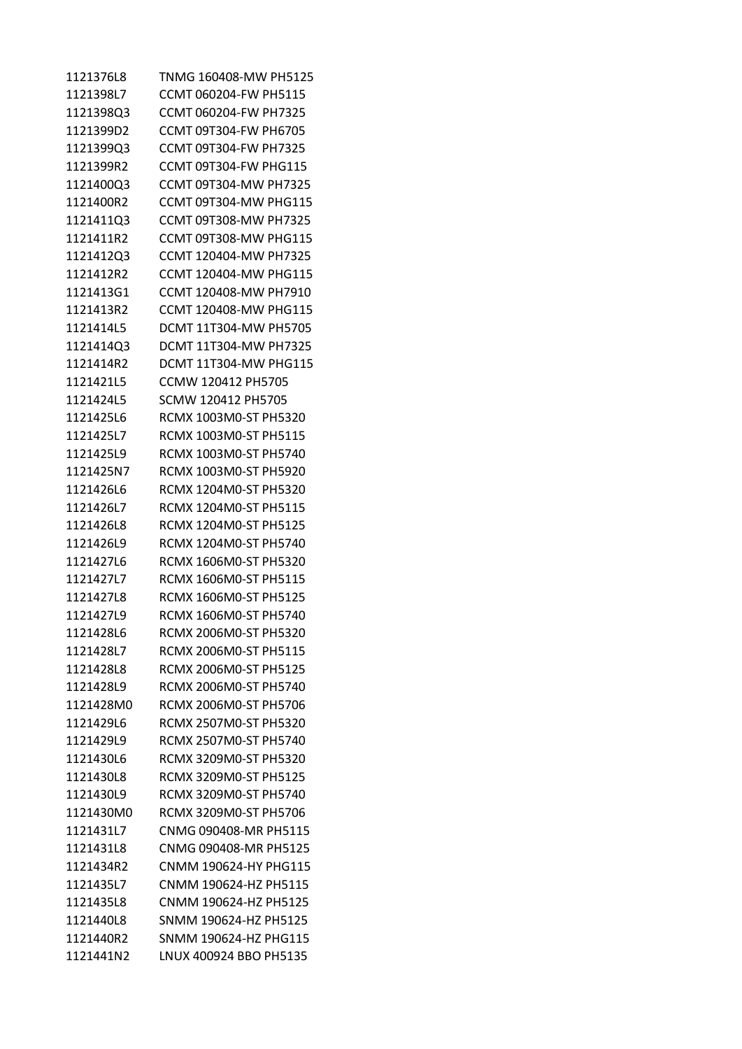| | |
|---|---|
| 1121376L8 | TNMG 160408-MW PH5125 |
| 1121398L7 | CCMT 060204-FW PH5115 |
| 1121398Q3 | CCMT 060204-FW PH7325 |
| 1121399D2 | CCMT 09T304-FW PH6705 |
| 1121399Q3 | CCMT 09T304-FW PH7325 |
| 1121399R2 | CCMT 09T304-FW PHG115 |
| 1121400Q3 | CCMT 09T304-MW PH7325 |
| 1121400R2 | CCMT 09T304-MW PHG115 |
| 1121411Q3 | CCMT 09T308-MW PH7325 |
| 1121411R2 | CCMT 09T308-MW PHG115 |
| 1121412Q3 | CCMT 120404-MW PH7325 |
| 1121412R2 | CCMT 120404-MW PHG115 |
| 1121413G1 | CCMT 120408-MW PH7910 |
| 1121413R2 | CCMT 120408-MW PHG115 |
| 1121414L5 | DCMT 11T304-MW PH5705 |
| 1121414Q3 | DCMT 11T304-MW PH7325 |
| 1121414R2 | DCMT 11T304-MW PHG115 |
| 1121421L5 | CCMW 120412 PH5705 |
| 1121424L5 | SCMW 120412 PH5705 |
| 1121425L6 | RCMX 1003M0-ST PH5320 |
| 1121425L7 | RCMX 1003M0-ST PH5115 |
| 1121425L9 | RCMX 1003M0-ST PH5740 |
| 1121425N7 | RCMX 1003M0-ST PH5920 |
| 1121426L6 | RCMX 1204M0-ST PH5320 |
| 1121426L7 | RCMX 1204M0-ST PH5115 |
| 1121426L8 | RCMX 1204M0-ST PH5125 |
| 1121426L9 | RCMX 1204M0-ST PH5740 |
| 1121427L6 | RCMX 1606M0-ST PH5320 |
| 1121427L7 | RCMX 1606M0-ST PH5115 |
| 1121427L8 | RCMX 1606M0-ST PH5125 |
| 1121427L9 | RCMX 1606M0-ST PH5740 |
| 1121428L6 | RCMX 2006M0-ST PH5320 |
| 1121428L7 | RCMX 2006M0-ST PH5115 |
| 1121428L8 | RCMX 2006M0-ST PH5125 |
| 1121428L9 | RCMX 2006M0-ST PH5740 |
| 1121428M0 | RCMX 2006M0-ST PH5706 |
| 1121429L6 | RCMX 2507M0-ST PH5320 |
| 1121429L9 | RCMX 2507M0-ST PH5740 |
| 1121430L6 | RCMX 3209M0-ST PH5320 |
| 1121430L8 | RCMX 3209M0-ST PH5125 |
| 1121430L9 | RCMX 3209M0-ST PH5740 |
| 1121430M0 | RCMX 3209M0-ST PH5706 |
| 1121431L7 | CNMG 090408-MR PH5115 |
| 1121431L8 | CNMG 090408-MR PH5125 |
| 1121434R2 | CNMM 190624-HY PHG115 |
| 1121435L7 | CNMM 190624-HZ PH5115 |
| 1121435L8 | CNMM 190624-HZ PH5125 |
| 1121440L8 | SNMM 190624-HZ PH5125 |
| 1121440R2 | SNMM 190624-HZ PHG115 |
| 1121441N2 | LNUX 400924 BBO PH5135 |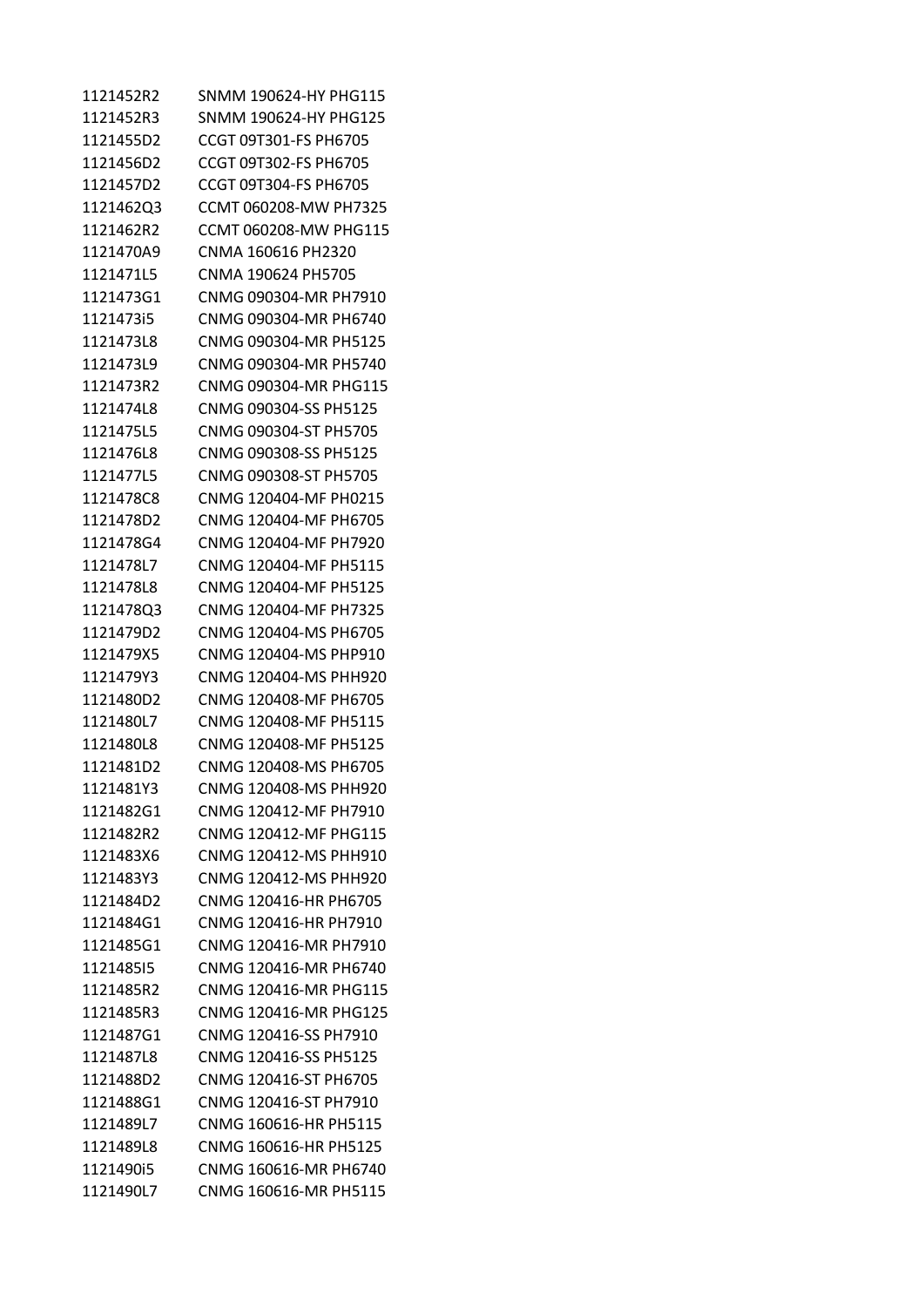| | |
|---|---|
| 1121452R2 | SNMM 190624-HY PHG115 |
| 1121452R3 | SNMM 190624-HY PHG125 |
| 1121455D2 | CCGT 09T301-FS PH6705 |
| 1121456D2 | CCGT 09T302-FS PH6705 |
| 1121457D2 | CCGT 09T304-FS PH6705 |
| 1121462Q3 | CCMT 060208-MW PH7325 |
| 1121462R2 | CCMT 060208-MW PHG115 |
| 1121470A9 | CNMA 160616 PH2320 |
| 1121471L5 | CNMA 190624 PH5705 |
| 1121473G1 | CNMG 090304-MR PH7910 |
| 1121473i5 | CNMG 090304-MR PH6740 |
| 1121473L8 | CNMG 090304-MR PH5125 |
| 1121473L9 | CNMG 090304-MR PH5740 |
| 1121473R2 | CNMG 090304-MR PHG115 |
| 1121474L8 | CNMG 090304-SS PH5125 |
| 1121475L5 | CNMG 090304-ST PH5705 |
| 1121476L8 | CNMG 090308-SS PH5125 |
| 1121477L5 | CNMG 090308-ST PH5705 |
| 1121478C8 | CNMG 120404-MF PH0215 |
| 1121478D2 | CNMG 120404-MF PH6705 |
| 1121478G4 | CNMG 120404-MF PH7920 |
| 1121478L7 | CNMG 120404-MF PH5115 |
| 1121478L8 | CNMG 120404-MF PH5125 |
| 1121478Q3 | CNMG 120404-MF PH7325 |
| 1121479D2 | CNMG 120404-MS PH6705 |
| 1121479X5 | CNMG 120404-MS PHP910 |
| 1121479Y3 | CNMG 120404-MS PHH920 |
| 1121480D2 | CNMG 120408-MF PH6705 |
| 1121480L7 | CNMG 120408-MF PH5115 |
| 1121480L8 | CNMG 120408-MF PH5125 |
| 1121481D2 | CNMG 120408-MS PH6705 |
| 1121481Y3 | CNMG 120408-MS PHH920 |
| 1121482G1 | CNMG 120412-MF PH7910 |
| 1121482R2 | CNMG 120412-MF PHG115 |
| 1121483X6 | CNMG 120412-MS PHH910 |
| 1121483Y3 | CNMG 120412-MS PHH920 |
| 1121484D2 | CNMG 120416-HR PH6705 |
| 1121484G1 | CNMG 120416-HR PH7910 |
| 1121485G1 | CNMG 120416-MR PH7910 |
| 1121485I5 | CNMG 120416-MR PH6740 |
| 1121485R2 | CNMG 120416-MR PHG115 |
| 1121485R3 | CNMG 120416-MR PHG125 |
| 1121487G1 | CNMG 120416-SS PH7910 |
| 1121487L8 | CNMG 120416-SS PH5125 |
| 1121488D2 | CNMG 120416-ST PH6705 |
| 1121488G1 | CNMG 120416-ST PH7910 |
| 1121489L7 | CNMG 160616-HR PH5115 |
| 1121489L8 | CNMG 160616-HR PH5125 |
| 1121490i5 | CNMG 160616-MR PH6740 |
| 1121490L7 | CNMG 160616-MR PH5115 |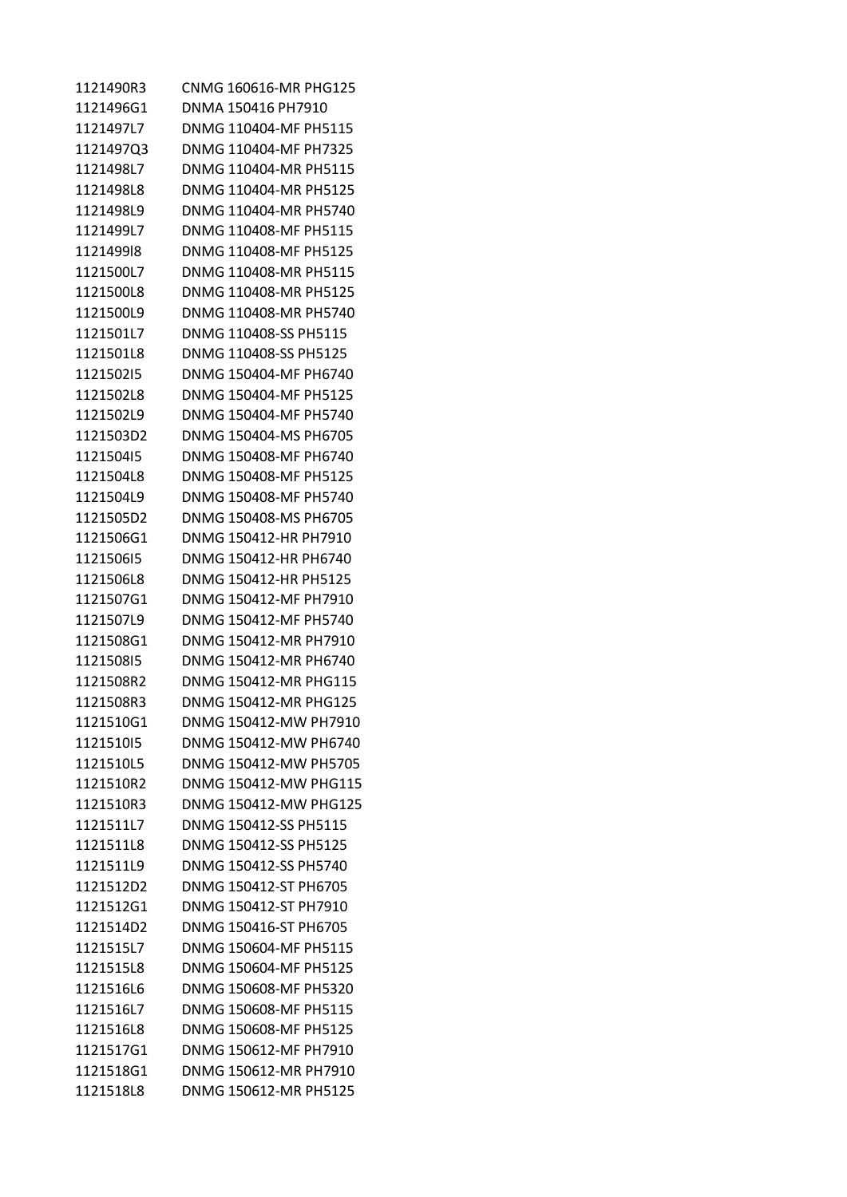| | |
|---|---|
| 1121490R3 | CNMG 160616-MR PHG125 |
| 1121496G1 | DNMA 150416 PH7910 |
| 1121497L7 | DNMG 110404-MF PH5115 |
| 1121497Q3 | DNMG 110404-MF PH7325 |
| 1121498L7 | DNMG 110404-MR PH5115 |
| 1121498L8 | DNMG 110404-MR PH5125 |
| 1121498L9 | DNMG 110404-MR PH5740 |
| 1121499L7 | DNMG 110408-MF PH5115 |
| 1121499l8 | DNMG 110408-MF PH5125 |
| 1121500L7 | DNMG 110408-MR PH5115 |
| 1121500L8 | DNMG 110408-MR PH5125 |
| 1121500L9 | DNMG 110408-MR PH5740 |
| 1121501L7 | DNMG 110408-SS PH5115 |
| 1121501L8 | DNMG 110408-SS PH5125 |
| 1121502I5 | DNMG 150404-MF PH6740 |
| 1121502L8 | DNMG 150404-MF PH5125 |
| 1121502L9 | DNMG 150404-MF PH5740 |
| 1121503D2 | DNMG 150404-MS PH6705 |
| 1121504I5 | DNMG 150408-MF PH6740 |
| 1121504L8 | DNMG 150408-MF PH5125 |
| 1121504L9 | DNMG 150408-MF PH5740 |
| 1121505D2 | DNMG 150408-MS PH6705 |
| 1121506G1 | DNMG 150412-HR PH7910 |
| 1121506I5 | DNMG 150412-HR PH6740 |
| 1121506L8 | DNMG 150412-HR PH5125 |
| 1121507G1 | DNMG 150412-MF PH7910 |
| 1121507L9 | DNMG 150412-MF PH5740 |
| 1121508G1 | DNMG 150412-MR PH7910 |
| 1121508I5 | DNMG 150412-MR PH6740 |
| 1121508R2 | DNMG 150412-MR PHG115 |
| 1121508R3 | DNMG 150412-MR PHG125 |
| 1121510G1 | DNMG 150412-MW PH7910 |
| 1121510I5 | DNMG 150412-MW PH6740 |
| 1121510L5 | DNMG 150412-MW PH5705 |
| 1121510R2 | DNMG 150412-MW PHG115 |
| 1121510R3 | DNMG 150412-MW PHG125 |
| 1121511L7 | DNMG 150412-SS PH5115 |
| 1121511L8 | DNMG 150412-SS PH5125 |
| 1121511L9 | DNMG 150412-SS PH5740 |
| 1121512D2 | DNMG 150412-ST PH6705 |
| 1121512G1 | DNMG 150412-ST PH7910 |
| 1121514D2 | DNMG 150416-ST PH6705 |
| 1121515L7 | DNMG 150604-MF PH5115 |
| 1121515L8 | DNMG 150604-MF PH5125 |
| 1121516L6 | DNMG 150608-MF PH5320 |
| 1121516L7 | DNMG 150608-MF PH5115 |
| 1121516L8 | DNMG 150608-MF PH5125 |
| 1121517G1 | DNMG 150612-MF PH7910 |
| 1121518G1 | DNMG 150612-MR PH7910 |
| 1121518L8 | DNMG 150612-MR PH5125 |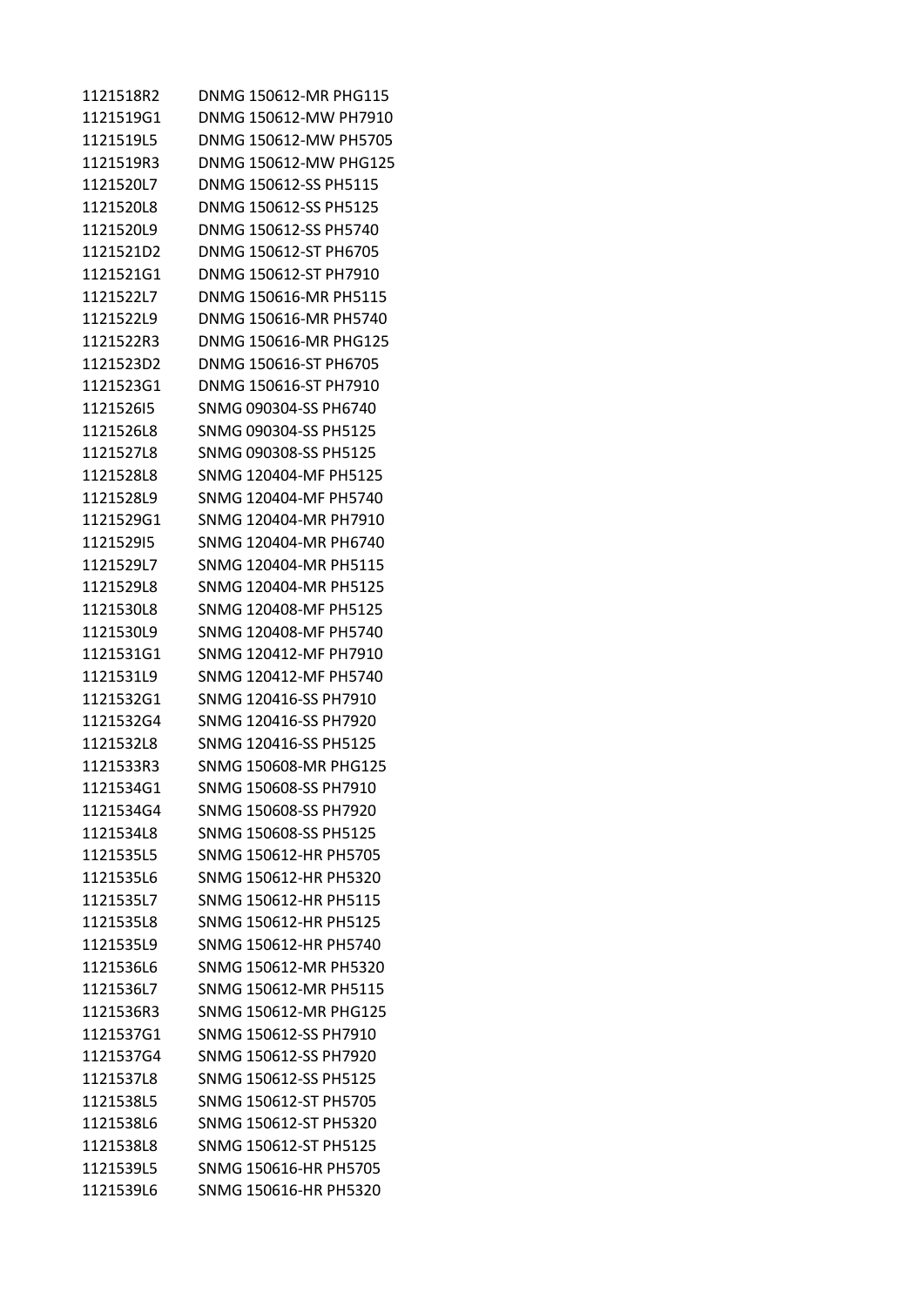| | |
|---|---|
| 1121518R2 | DNMG 150612-MR PHG115 |
| 1121519G1 | DNMG 150612-MW PH7910 |
| 1121519L5 | DNMG 150612-MW PH5705 |
| 1121519R3 | DNMG 150612-MW PHG125 |
| 1121520L7 | DNMG 150612-SS PH5115 |
| 1121520L8 | DNMG 150612-SS PH5125 |
| 1121520L9 | DNMG 150612-SS PH5740 |
| 1121521D2 | DNMG 150612-ST PH6705 |
| 1121521G1 | DNMG 150612-ST PH7910 |
| 1121522L7 | DNMG 150616-MR PH5115 |
| 1121522L9 | DNMG 150616-MR PH5740 |
| 1121522R3 | DNMG 150616-MR PHG125 |
| 1121523D2 | DNMG 150616-ST PH6705 |
| 1121523G1 | DNMG 150616-ST PH7910 |
| 1121526I5 | SNMG 090304-SS PH6740 |
| 1121526L8 | SNMG 090304-SS PH5125 |
| 1121527L8 | SNMG 090308-SS PH5125 |
| 1121528L8 | SNMG 120404-MF PH5125 |
| 1121528L9 | SNMG 120404-MF PH5740 |
| 1121529G1 | SNMG 120404-MR PH7910 |
| 1121529I5 | SNMG 120404-MR PH6740 |
| 1121529L7 | SNMG 120404-MR PH5115 |
| 1121529L8 | SNMG 120404-MR PH5125 |
| 1121530L8 | SNMG 120408-MF PH5125 |
| 1121530L9 | SNMG 120408-MF PH5740 |
| 1121531G1 | SNMG 120412-MF PH7910 |
| 1121531L9 | SNMG 120412-MF PH5740 |
| 1121532G1 | SNMG 120416-SS PH7910 |
| 1121532G4 | SNMG 120416-SS PH7920 |
| 1121532L8 | SNMG 120416-SS PH5125 |
| 1121533R3 | SNMG 150608-MR PHG125 |
| 1121534G1 | SNMG 150608-SS PH7910 |
| 1121534G4 | SNMG 150608-SS PH7920 |
| 1121534L8 | SNMG 150608-SS PH5125 |
| 1121535L5 | SNMG 150612-HR PH5705 |
| 1121535L6 | SNMG 150612-HR PH5320 |
| 1121535L7 | SNMG 150612-HR PH5115 |
| 1121535L8 | SNMG 150612-HR PH5125 |
| 1121535L9 | SNMG 150612-HR PH5740 |
| 1121536L6 | SNMG 150612-MR PH5320 |
| 1121536L7 | SNMG 150612-MR PH5115 |
| 1121536R3 | SNMG 150612-MR PHG125 |
| 1121537G1 | SNMG 150612-SS PH7910 |
| 1121537G4 | SNMG 150612-SS PH7920 |
| 1121537L8 | SNMG 150612-SS PH5125 |
| 1121538L5 | SNMG 150612-ST PH5705 |
| 1121538L6 | SNMG 150612-ST PH5320 |
| 1121538L8 | SNMG 150612-ST PH5125 |
| 1121539L5 | SNMG 150616-HR PH5705 |
| 1121539L6 | SNMG 150616-HR PH5320 |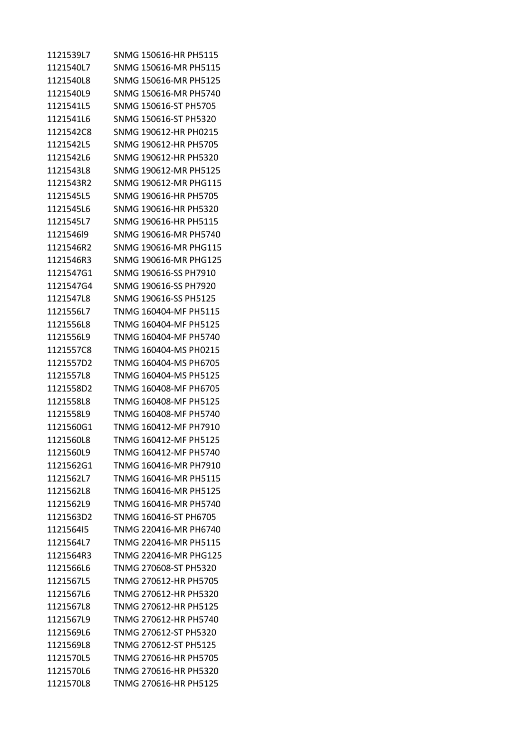| | |
|---|---|
| 1121539L7 | SNMG 150616-HR PH5115 |
| 1121540L7 | SNMG 150616-MR PH5115 |
| 1121540L8 | SNMG 150616-MR PH5125 |
| 1121540L9 | SNMG 150616-MR PH5740 |
| 1121541L5 | SNMG 150616-ST PH5705 |
| 1121541L6 | SNMG 150616-ST PH5320 |
| 1121542C8 | SNMG 190612-HR PH0215 |
| 1121542L5 | SNMG 190612-HR PH5705 |
| 1121542L6 | SNMG 190612-HR PH5320 |
| 1121543L8 | SNMG 190612-MR PH5125 |
| 1121543R2 | SNMG 190612-MR PHG115 |
| 1121545L5 | SNMG 190616-HR PH5705 |
| 1121545L6 | SNMG 190616-HR PH5320 |
| 1121545L7 | SNMG 190616-HR PH5115 |
| 1121546l9 | SNMG 190616-MR PH5740 |
| 1121546R2 | SNMG 190616-MR PHG115 |
| 1121546R3 | SNMG 190616-MR PHG125 |
| 1121547G1 | SNMG 190616-SS PH7910 |
| 1121547G4 | SNMG 190616-SS PH7920 |
| 1121547L8 | SNMG 190616-SS PH5125 |
| 1121556L7 | TNMG 160404-MF PH5115 |
| 1121556L8 | TNMG 160404-MF PH5125 |
| 1121556L9 | TNMG 160404-MF PH5740 |
| 1121557C8 | TNMG 160404-MS PH0215 |
| 1121557D2 | TNMG 160404-MS PH6705 |
| 1121557L8 | TNMG 160404-MS PH5125 |
| 1121558D2 | TNMG 160408-MF PH6705 |
| 1121558L8 | TNMG 160408-MF PH5125 |
| 1121558L9 | TNMG 160408-MF PH5740 |
| 1121560G1 | TNMG 160412-MF PH7910 |
| 1121560L8 | TNMG 160412-MF PH5125 |
| 1121560L9 | TNMG 160412-MF PH5740 |
| 1121562G1 | TNMG 160416-MR PH7910 |
| 1121562L7 | TNMG 160416-MR PH5115 |
| 1121562L8 | TNMG 160416-MR PH5125 |
| 1121562L9 | TNMG 160416-MR PH5740 |
| 1121563D2 | TNMG 160416-ST PH6705 |
| 1121564I5 | TNMG 220416-MR PH6740 |
| 1121564L7 | TNMG 220416-MR PH5115 |
| 1121564R3 | TNMG 220416-MR PHG125 |
| 1121566L6 | TNMG 270608-ST PH5320 |
| 1121567L5 | TNMG 270612-HR PH5705 |
| 1121567L6 | TNMG 270612-HR PH5320 |
| 1121567L8 | TNMG 270612-HR PH5125 |
| 1121567L9 | TNMG 270612-HR PH5740 |
| 1121569L6 | TNMG 270612-ST PH5320 |
| 1121569L8 | TNMG 270612-ST PH5125 |
| 1121570L5 | TNMG 270616-HR PH5705 |
| 1121570L6 | TNMG 270616-HR PH5320 |
| 1121570L8 | TNMG 270616-HR PH5125 |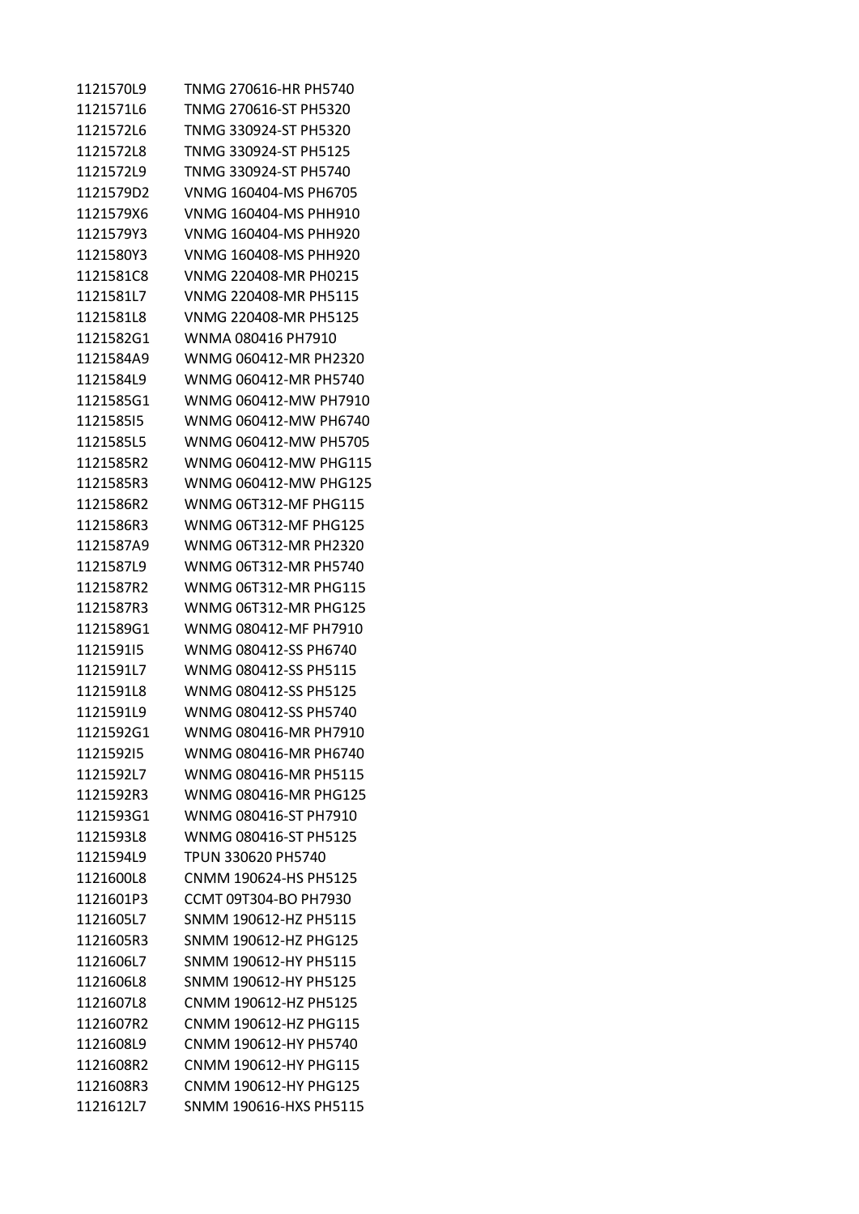| | |
|---|---|
| 1121570L9 | TNMG 270616-HR PH5740 |
| 1121571L6 | TNMG 270616-ST PH5320 |
| 1121572L6 | TNMG 330924-ST PH5320 |
| 1121572L8 | TNMG 330924-ST PH5125 |
| 1121572L9 | TNMG 330924-ST PH5740 |
| 1121579D2 | VNMG 160404-MS PH6705 |
| 1121579X6 | VNMG 160404-MS PHH910 |
| 1121579Y3 | VNMG 160404-MS PHH920 |
| 1121580Y3 | VNMG 160408-MS PHH920 |
| 1121581C8 | VNMG 220408-MR PH0215 |
| 1121581L7 | VNMG 220408-MR PH5115 |
| 1121581L8 | VNMG 220408-MR PH5125 |
| 1121582G1 | WNMA 080416 PH7910 |
| 1121584A9 | WNMG 060412-MR PH2320 |
| 1121584L9 | WNMG 060412-MR PH5740 |
| 1121585G1 | WNMG 060412-MW PH7910 |
| 1121585I5 | WNMG 060412-MW PH6740 |
| 1121585L5 | WNMG 060412-MW PH5705 |
| 1121585R2 | WNMG 060412-MW PHG115 |
| 1121585R3 | WNMG 060412-MW PHG125 |
| 1121586R2 | WNMG 06T312-MF PHG115 |
| 1121586R3 | WNMG 06T312-MF PHG125 |
| 1121587A9 | WNMG 06T312-MR PH2320 |
| 1121587L9 | WNMG 06T312-MR PH5740 |
| 1121587R2 | WNMG 06T312-MR PHG115 |
| 1121587R3 | WNMG 06T312-MR PHG125 |
| 1121589G1 | WNMG 080412-MF PH7910 |
| 1121591I5 | WNMG 080412-SS PH6740 |
| 1121591L7 | WNMG 080412-SS PH5115 |
| 1121591L8 | WNMG 080412-SS PH5125 |
| 1121591L9 | WNMG 080412-SS PH5740 |
| 1121592G1 | WNMG 080416-MR PH7910 |
| 1121592I5 | WNMG 080416-MR PH6740 |
| 1121592L7 | WNMG 080416-MR PH5115 |
| 1121592R3 | WNMG 080416-MR PHG125 |
| 1121593G1 | WNMG 080416-ST PH7910 |
| 1121593L8 | WNMG 080416-ST PH5125 |
| 1121594L9 | TPUN 330620 PH5740 |
| 1121600L8 | CNMM 190624-HS PH5125 |
| 1121601P3 | CCMT 09T304-BO PH7930 |
| 1121605L7 | SNMM 190612-HZ PH5115 |
| 1121605R3 | SNMM 190612-HZ PHG125 |
| 1121606L7 | SNMM 190612-HY PH5115 |
| 1121606L8 | SNMM 190612-HY PH5125 |
| 1121607L8 | CNMM 190612-HZ PH5125 |
| 1121607R2 | CNMM 190612-HZ PHG115 |
| 1121608L9 | CNMM 190612-HY PH5740 |
| 1121608R2 | CNMM 190612-HY PHG115 |
| 1121608R3 | CNMM 190612-HY PHG125 |
| 1121612L7 | SNMM 190616-HXS PH5115 |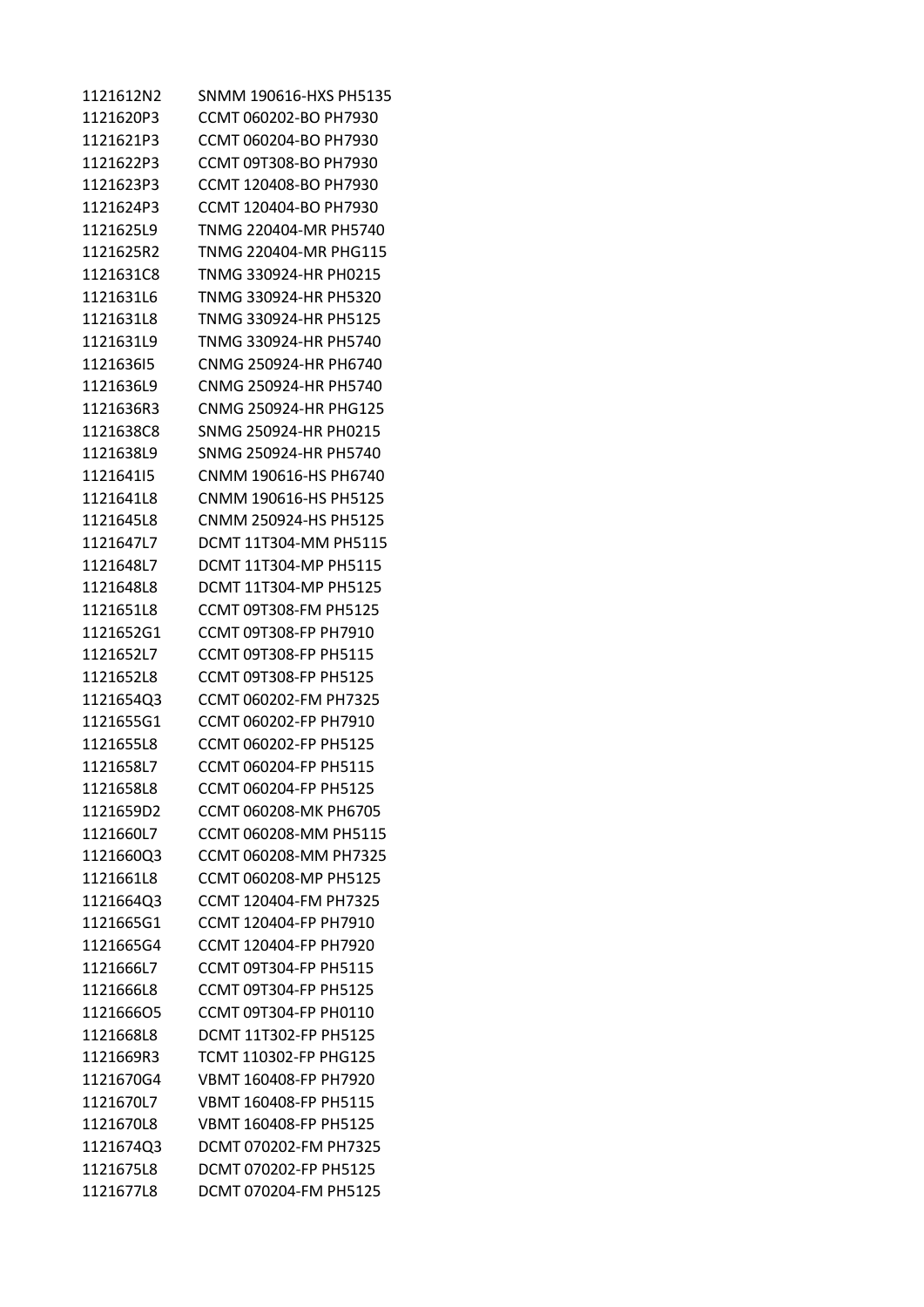| | |
|---|---|
| 1121612N2 | SNMM 190616-HXS PH5135 |
| 1121620P3 | CCMT 060202-BO PH7930 |
| 1121621P3 | CCMT 060204-BO PH7930 |
| 1121622P3 | CCMT 09T308-BO PH7930 |
| 1121623P3 | CCMT 120408-BO PH7930 |
| 1121624P3 | CCMT 120404-BO PH7930 |
| 1121625L9 | TNMG 220404-MR PH5740 |
| 1121625R2 | TNMG 220404-MR PHG115 |
| 1121631C8 | TNMG 330924-HR PH0215 |
| 1121631L6 | TNMG 330924-HR PH5320 |
| 1121631L8 | TNMG 330924-HR PH5125 |
| 1121631L9 | TNMG 330924-HR PH5740 |
| 1121636I5 | CNMG 250924-HR PH6740 |
| 1121636L9 | CNMG 250924-HR PH5740 |
| 1121636R3 | CNMG 250924-HR PHG125 |
| 1121638C8 | SNMG 250924-HR PH0215 |
| 1121638L9 | SNMG 250924-HR PH5740 |
| 1121641I5 | CNMM 190616-HS PH6740 |
| 1121641L8 | CNMM 190616-HS PH5125 |
| 1121645L8 | CNMM 250924-HS PH5125 |
| 1121647L7 | DCMT 11T304-MM PH5115 |
| 1121648L7 | DCMT 11T304-MP PH5115 |
| 1121648L8 | DCMT 11T304-MP PH5125 |
| 1121651L8 | CCMT 09T308-FM PH5125 |
| 1121652G1 | CCMT 09T308-FP PH7910 |
| 1121652L7 | CCMT 09T308-FP PH5115 |
| 1121652L8 | CCMT 09T308-FP PH5125 |
| 1121654Q3 | CCMT 060202-FM PH7325 |
| 1121655G1 | CCMT 060202-FP PH7910 |
| 1121655L8 | CCMT 060202-FP PH5125 |
| 1121658L7 | CCMT 060204-FP PH5115 |
| 1121658L8 | CCMT 060204-FP PH5125 |
| 1121659D2 | CCMT 060208-MK PH6705 |
| 1121660L7 | CCMT 060208-MM PH5115 |
| 1121660Q3 | CCMT 060208-MM PH7325 |
| 1121661L8 | CCMT 060208-MP PH5125 |
| 1121664Q3 | CCMT 120404-FM PH7325 |
| 1121665G1 | CCMT 120404-FP PH7910 |
| 1121665G4 | CCMT 120404-FP PH7920 |
| 1121666L7 | CCMT 09T304-FP PH5115 |
| 1121666L8 | CCMT 09T304-FP PH5125 |
| 1121666O5 | CCMT 09T304-FP PH0110 |
| 1121668L8 | DCMT 11T302-FP PH5125 |
| 1121669R3 | TCMT 110302-FP PHG125 |
| 1121670G4 | VBMT 160408-FP PH7920 |
| 1121670L7 | VBMT 160408-FP PH5115 |
| 1121670L8 | VBMT 160408-FP PH5125 |
| 1121674Q3 | DCMT 070202-FM PH7325 |
| 1121675L8 | DCMT 070202-FP PH5125 |
| 1121677L8 | DCMT 070204-FM PH5125 |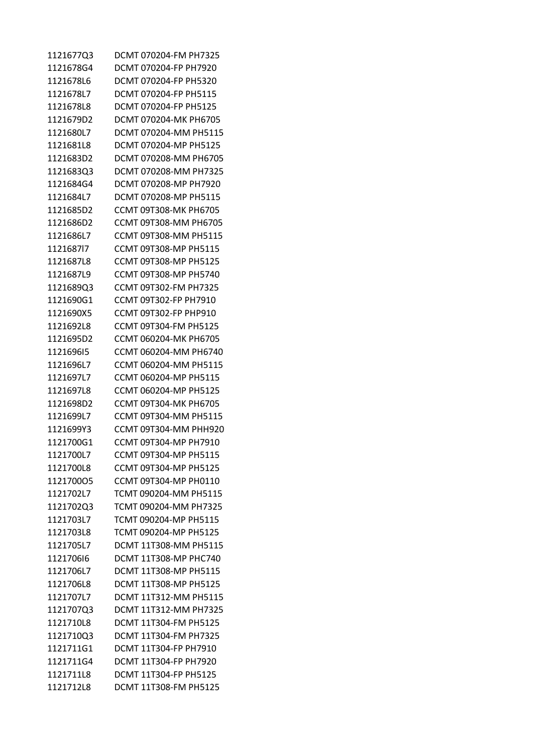| | |
|---|---|
| 1121677Q3 | DCMT 070204-FM PH7325 |
| 1121678G4 | DCMT 070204-FP PH7920 |
| 1121678L6 | DCMT 070204-FP PH5320 |
| 1121678L7 | DCMT 070204-FP PH5115 |
| 1121678L8 | DCMT 070204-FP PH5125 |
| 1121679D2 | DCMT 070204-MK PH6705 |
| 1121680L7 | DCMT 070204-MM PH5115 |
| 1121681L8 | DCMT 070204-MP PH5125 |
| 1121683D2 | DCMT 070208-MM PH6705 |
| 1121683Q3 | DCMT 070208-MM PH7325 |
| 1121684G4 | DCMT 070208-MP PH7920 |
| 1121684L7 | DCMT 070208-MP PH5115 |
| 1121685D2 | CCMT 09T308-MK PH6705 |
| 1121686D2 | CCMT 09T308-MM PH6705 |
| 1121686L7 | CCMT 09T308-MM PH5115 |
| 1121687l7 | CCMT 09T308-MP PH5115 |
| 1121687L8 | CCMT 09T308-MP PH5125 |
| 1121687L9 | CCMT 09T308-MP PH5740 |
| 1121689Q3 | CCMT 09T302-FM PH7325 |
| 1121690G1 | CCMT 09T302-FP PH7910 |
| 1121690X5 | CCMT 09T302-FP PHP910 |
| 1121692L8 | CCMT 09T304-FM PH5125 |
| 1121695D2 | CCMT 060204-MK PH6705 |
| 1121696I5 | CCMT 060204-MM PH6740 |
| 1121696L7 | CCMT 060204-MM PH5115 |
| 1121697L7 | CCMT 060204-MP PH5115 |
| 1121697L8 | CCMT 060204-MP PH5125 |
| 1121698D2 | CCMT 09T304-MK PH6705 |
| 1121699L7 | CCMT 09T304-MM PH5115 |
| 1121699Y3 | CCMT 09T304-MM PHH920 |
| 1121700G1 | CCMT 09T304-MP PH7910 |
| 1121700L7 | CCMT 09T304-MP PH5115 |
| 1121700L8 | CCMT 09T304-MP PH5125 |
| 1121700O5 | CCMT 09T304-MP PH0110 |
| 1121702L7 | TCMT 090204-MM PH5115 |
| 1121702Q3 | TCMT 090204-MM PH7325 |
| 1121703L7 | TCMT 090204-MP PH5115 |
| 1121703L8 | TCMT 090204-MP PH5125 |
| 1121705L7 | DCMT 11T308-MM PH5115 |
| 1121706I6 | DCMT 11T308-MP PHC740 |
| 1121706L7 | DCMT 11T308-MP PH5115 |
| 1121706L8 | DCMT 11T308-MP PH5125 |
| 1121707L7 | DCMT 11T312-MM PH5115 |
| 1121707Q3 | DCMT 11T312-MM PH7325 |
| 1121710L8 | DCMT 11T304-FM PH5125 |
| 1121710Q3 | DCMT 11T304-FM PH7325 |
| 1121711G1 | DCMT 11T304-FP PH7910 |
| 1121711G4 | DCMT 11T304-FP PH7920 |
| 1121711L8 | DCMT 11T304-FP PH5125 |
| 1121712L8 | DCMT 11T308-FM PH5125 |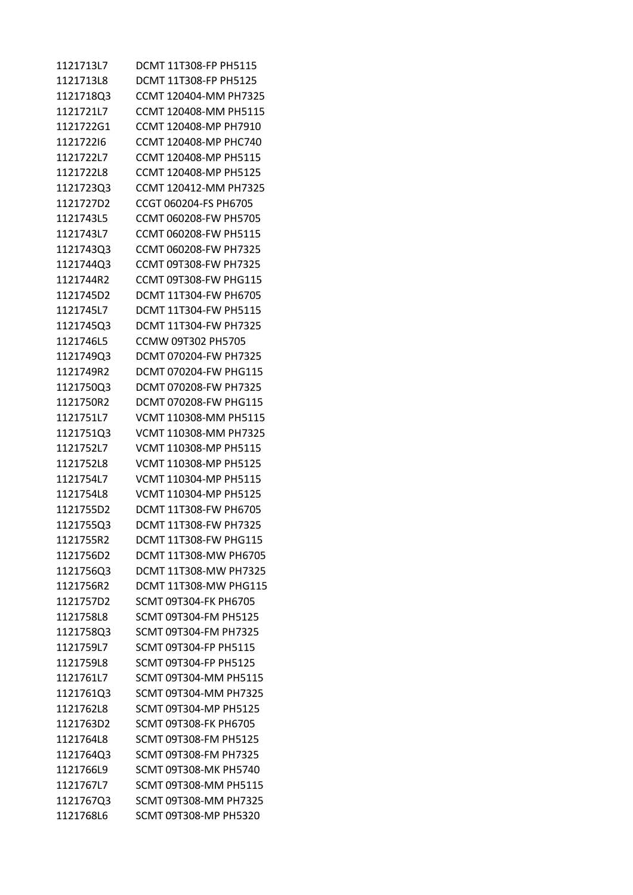| | |
|---|---|
| 1121713L7 | DCMT 11T308-FP PH5115 |
| 1121713L8 | DCMT 11T308-FP PH5125 |
| 1121718Q3 | CCMT 120404-MM PH7325 |
| 1121721L7 | CCMT 120408-MM PH5115 |
| 1121722G1 | CCMT 120408-MP PH7910 |
| 1121722I6 | CCMT 120408-MP PHC740 |
| 1121722L7 | CCMT 120408-MP PH5115 |
| 1121722L8 | CCMT 120408-MP PH5125 |
| 1121723Q3 | CCMT 120412-MM PH7325 |
| 1121727D2 | CCGT 060204-FS PH6705 |
| 1121743L5 | CCMT 060208-FW PH5705 |
| 1121743L7 | CCMT 060208-FW PH5115 |
| 1121743Q3 | CCMT 060208-FW PH7325 |
| 1121744Q3 | CCMT 09T308-FW PH7325 |
| 1121744R2 | CCMT 09T308-FW PHG115 |
| 1121745D2 | DCMT 11T304-FW PH6705 |
| 1121745L7 | DCMT 11T304-FW PH5115 |
| 1121745Q3 | DCMT 11T304-FW PH7325 |
| 1121746L5 | CCMW 09T302 PH5705 |
| 1121749Q3 | DCMT 070204-FW PH7325 |
| 1121749R2 | DCMT 070204-FW PHG115 |
| 1121750Q3 | DCMT 070208-FW PH7325 |
| 1121750R2 | DCMT 070208-FW PHG115 |
| 1121751L7 | VCMT 110308-MM PH5115 |
| 1121751Q3 | VCMT 110308-MM PH7325 |
| 1121752L7 | VCMT 110308-MP PH5115 |
| 1121752L8 | VCMT 110308-MP PH5125 |
| 1121754L7 | VCMT 110304-MP PH5115 |
| 1121754L8 | VCMT 110304-MP PH5125 |
| 1121755D2 | DCMT 11T308-FW PH6705 |
| 1121755Q3 | DCMT 11T308-FW PH7325 |
| 1121755R2 | DCMT 11T308-FW PHG115 |
| 1121756D2 | DCMT 11T308-MW PH6705 |
| 1121756Q3 | DCMT 11T308-MW PH7325 |
| 1121756R2 | DCMT 11T308-MW PHG115 |
| 1121757D2 | SCMT 09T304-FK PH6705 |
| 1121758L8 | SCMT 09T304-FM PH5125 |
| 1121758Q3 | SCMT 09T304-FM PH7325 |
| 1121759L7 | SCMT 09T304-FP PH5115 |
| 1121759L8 | SCMT 09T304-FP PH5125 |
| 1121761L7 | SCMT 09T304-MM PH5115 |
| 1121761Q3 | SCMT 09T304-MM PH7325 |
| 1121762L8 | SCMT 09T304-MP PH5125 |
| 1121763D2 | SCMT 09T308-FK PH6705 |
| 1121764L8 | SCMT 09T308-FM PH5125 |
| 1121764Q3 | SCMT 09T308-FM PH7325 |
| 1121766L9 | SCMT 09T308-MK PH5740 |
| 1121767L7 | SCMT 09T308-MM PH5115 |
| 1121767Q3 | SCMT 09T308-MM PH7325 |
| 1121768L6 | SCMT 09T308-MP PH5320 |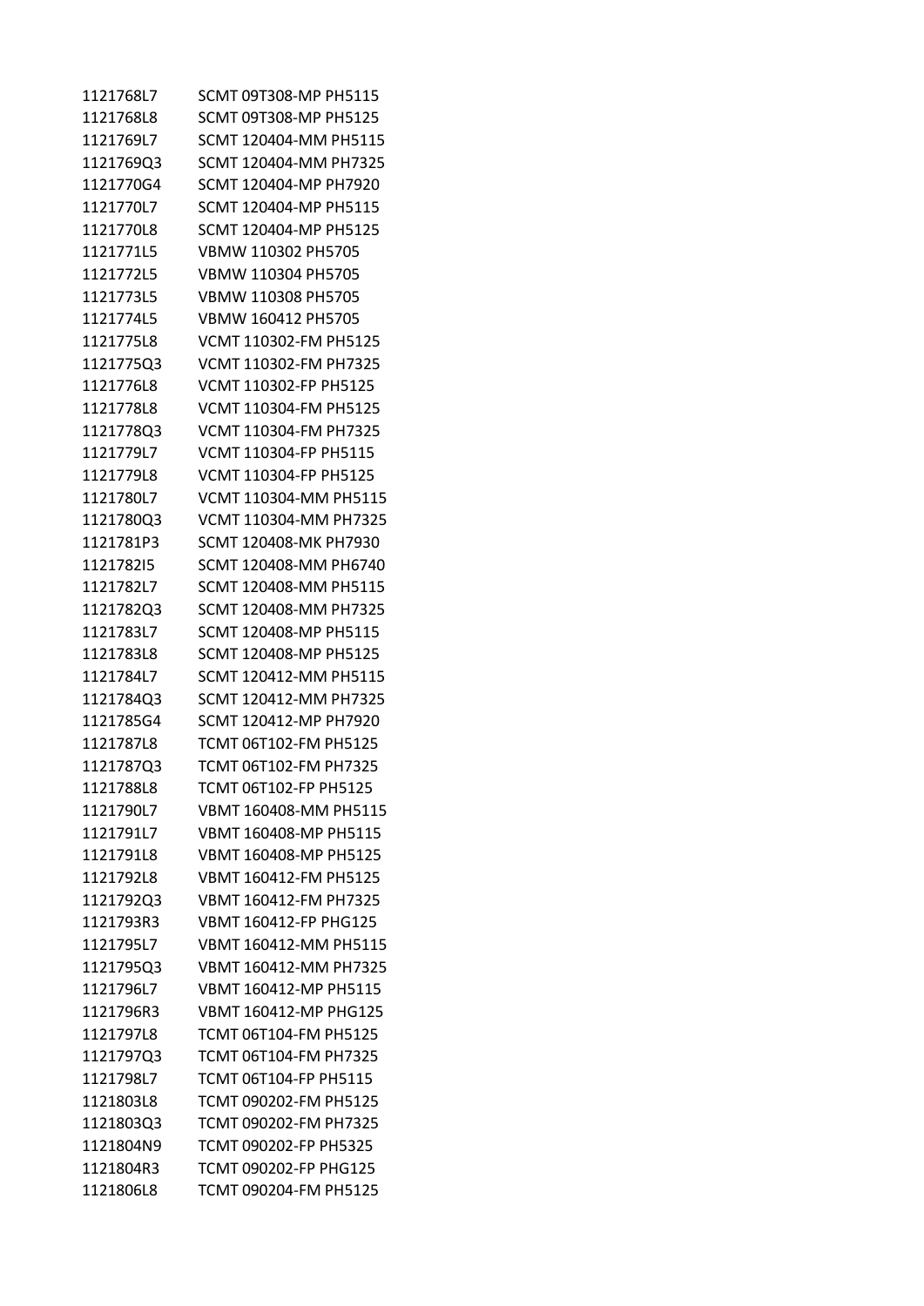| | |
|---|---|
| 1121768L7 | SCMT 09T308-MP PH5115 |
| 1121768L8 | SCMT 09T308-MP PH5125 |
| 1121769L7 | SCMT 120404-MM PH5115 |
| 1121769Q3 | SCMT 120404-MM PH7325 |
| 1121770G4 | SCMT 120404-MP PH7920 |
| 1121770L7 | SCMT 120404-MP PH5115 |
| 1121770L8 | SCMT 120404-MP PH5125 |
| 1121771L5 | VBMW 110302 PH5705 |
| 1121772L5 | VBMW 110304 PH5705 |
| 1121773L5 | VBMW 110308 PH5705 |
| 1121774L5 | VBMW 160412 PH5705 |
| 1121775L8 | VCMT 110302-FM PH5125 |
| 1121775Q3 | VCMT 110302-FM PH7325 |
| 1121776L8 | VCMT 110302-FP PH5125 |
| 1121778L8 | VCMT 110304-FM PH5125 |
| 1121778Q3 | VCMT 110304-FM PH7325 |
| 1121779L7 | VCMT 110304-FP PH5115 |
| 1121779L8 | VCMT 110304-FP PH5125 |
| 1121780L7 | VCMT 110304-MM PH5115 |
| 1121780Q3 | VCMT 110304-MM PH7325 |
| 1121781P3 | SCMT 120408-MK PH7930 |
| 1121782I5 | SCMT 120408-MM PH6740 |
| 1121782L7 | SCMT 120408-MM PH5115 |
| 1121782Q3 | SCMT 120408-MM PH7325 |
| 1121783L7 | SCMT 120408-MP PH5115 |
| 1121783L8 | SCMT 120408-MP PH5125 |
| 1121784L7 | SCMT 120412-MM PH5115 |
| 1121784Q3 | SCMT 120412-MM PH7325 |
| 1121785G4 | SCMT 120412-MP PH7920 |
| 1121787L8 | TCMT 06T102-FM PH5125 |
| 1121787Q3 | TCMT 06T102-FM PH7325 |
| 1121788L8 | TCMT 06T102-FP PH5125 |
| 1121790L7 | VBMT 160408-MM PH5115 |
| 1121791L7 | VBMT 160408-MP PH5115 |
| 1121791L8 | VBMT 160408-MP PH5125 |
| 1121792L8 | VBMT 160412-FM PH5125 |
| 1121792Q3 | VBMT 160412-FM PH7325 |
| 1121793R3 | VBMT 160412-FP PHG125 |
| 1121795L7 | VBMT 160412-MM PH5115 |
| 1121795Q3 | VBMT 160412-MM PH7325 |
| 1121796L7 | VBMT 160412-MP PH5115 |
| 1121796R3 | VBMT 160412-MP PHG125 |
| 1121797L8 | TCMT 06T104-FM PH5125 |
| 1121797Q3 | TCMT 06T104-FM PH7325 |
| 1121798L7 | TCMT 06T104-FP PH5115 |
| 1121803L8 | TCMT 090202-FM PH5125 |
| 1121803Q3 | TCMT 090202-FM PH7325 |
| 1121804N9 | TCMT 090202-FP PH5325 |
| 1121804R3 | TCMT 090202-FP PHG125 |
| 1121806L8 | TCMT 090204-FM PH5125 |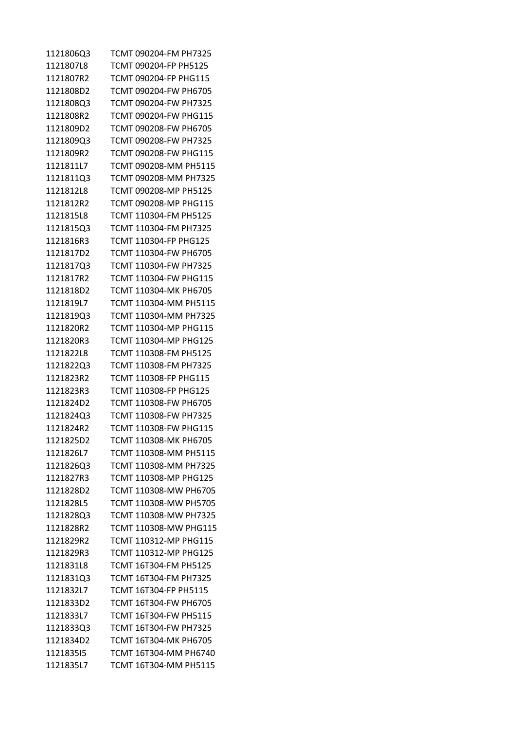| | |
|---|---|
| 1121806Q3 | TCMT 090204-FM PH7325 |
| 1121807L8 | TCMT 090204-FP PH5125 |
| 1121807R2 | TCMT 090204-FP PHG115 |
| 1121808D2 | TCMT 090204-FW PH6705 |
| 1121808Q3 | TCMT 090204-FW PH7325 |
| 1121808R2 | TCMT 090204-FW PHG115 |
| 1121809D2 | TCMT 090208-FW PH6705 |
| 1121809Q3 | TCMT 090208-FW PH7325 |
| 1121809R2 | TCMT 090208-FW PHG115 |
| 1121811L7 | TCMT 090208-MM PH5115 |
| 1121811Q3 | TCMT 090208-MM PH7325 |
| 1121812L8 | TCMT 090208-MP PH5125 |
| 1121812R2 | TCMT 090208-MP PHG115 |
| 1121815L8 | TCMT 110304-FM PH5125 |
| 1121815Q3 | TCMT 110304-FM PH7325 |
| 1121816R3 | TCMT 110304-FP PHG125 |
| 1121817D2 | TCMT 110304-FW PH6705 |
| 1121817Q3 | TCMT 110304-FW PH7325 |
| 1121817R2 | TCMT 110304-FW PHG115 |
| 1121818D2 | TCMT 110304-MK PH6705 |
| 1121819L7 | TCMT 110304-MM PH5115 |
| 1121819Q3 | TCMT 110304-MM PH7325 |
| 1121820R2 | TCMT 110304-MP PHG115 |
| 1121820R3 | TCMT 110304-MP PHG125 |
| 1121822L8 | TCMT 110308-FM PH5125 |
| 1121822Q3 | TCMT 110308-FM PH7325 |
| 1121823R2 | TCMT 110308-FP PHG115 |
| 1121823R3 | TCMT 110308-FP PHG125 |
| 1121824D2 | TCMT 110308-FW PH6705 |
| 1121824Q3 | TCMT 110308-FW PH7325 |
| 1121824R2 | TCMT 110308-FW PHG115 |
| 1121825D2 | TCMT 110308-MK PH6705 |
| 1121826L7 | TCMT 110308-MM PH5115 |
| 1121826Q3 | TCMT 110308-MM PH7325 |
| 1121827R3 | TCMT 110308-MP PHG125 |
| 1121828D2 | TCMT 110308-MW PH6705 |
| 1121828L5 | TCMT 110308-MW PH5705 |
| 1121828Q3 | TCMT 110308-MW PH7325 |
| 1121828R2 | TCMT 110308-MW PHG115 |
| 1121829R2 | TCMT 110312-MP PHG115 |
| 1121829R3 | TCMT 110312-MP PHG125 |
| 1121831L8 | TCMT 16T304-FM PH5125 |
| 1121831Q3 | TCMT 16T304-FM PH7325 |
| 1121832L7 | TCMT 16T304-FP PH5115 |
| 1121833D2 | TCMT 16T304-FW PH6705 |
| 1121833L7 | TCMT 16T304-FW PH5115 |
| 1121833Q3 | TCMT 16T304-FW PH7325 |
| 1121834D2 | TCMT 16T304-MK PH6705 |
| 1121835I5 | TCMT 16T304-MM PH6740 |
| 1121835L7 | TCMT 16T304-MM PH5115 |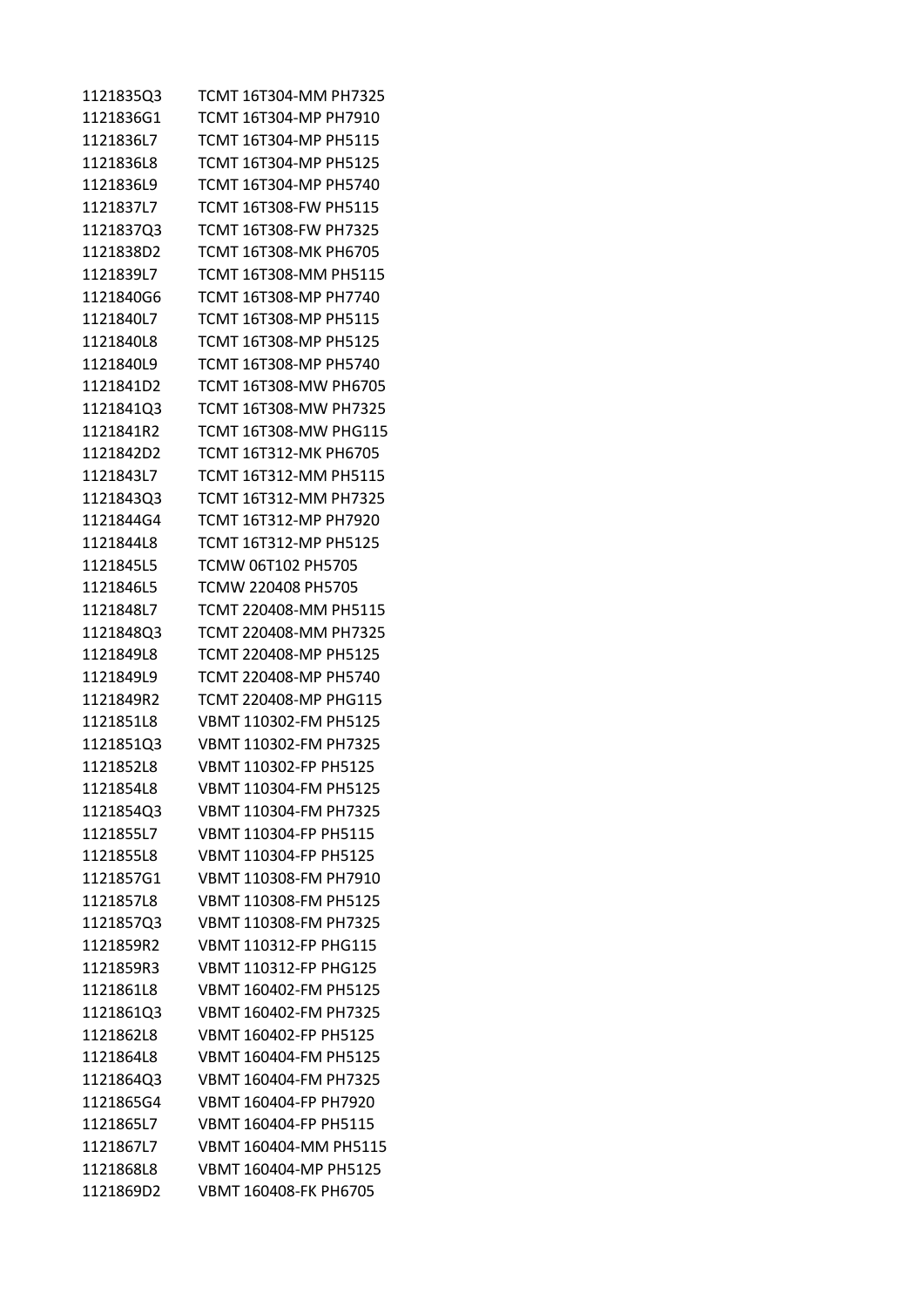| | |
|---|---|
| 1121835Q3 | TCMT 16T304-MM PH7325 |
| 1121836G1 | TCMT 16T304-MP PH7910 |
| 1121836L7 | TCMT 16T304-MP PH5115 |
| 1121836L8 | TCMT 16T304-MP PH5125 |
| 1121836L9 | TCMT 16T304-MP PH5740 |
| 1121837L7 | TCMT 16T308-FW PH5115 |
| 1121837Q3 | TCMT 16T308-FW PH7325 |
| 1121838D2 | TCMT 16T308-MK PH6705 |
| 1121839L7 | TCMT 16T308-MM PH5115 |
| 1121840G6 | TCMT 16T308-MP PH7740 |
| 1121840L7 | TCMT 16T308-MP PH5115 |
| 1121840L8 | TCMT 16T308-MP PH5125 |
| 1121840L9 | TCMT 16T308-MP PH5740 |
| 1121841D2 | TCMT 16T308-MW PH6705 |
| 1121841Q3 | TCMT 16T308-MW PH7325 |
| 1121841R2 | TCMT 16T308-MW PHG115 |
| 1121842D2 | TCMT 16T312-MK PH6705 |
| 1121843L7 | TCMT 16T312-MM PH5115 |
| 1121843Q3 | TCMT 16T312-MM PH7325 |
| 1121844G4 | TCMT 16T312-MP PH7920 |
| 1121844L8 | TCMT 16T312-MP PH5125 |
| 1121845L5 | TCMW 06T102 PH5705 |
| 1121846L5 | TCMW 220408 PH5705 |
| 1121848L7 | TCMT 220408-MM PH5115 |
| 1121848Q3 | TCMT 220408-MM PH7325 |
| 1121849L8 | TCMT 220408-MP PH5125 |
| 1121849L9 | TCMT 220408-MP PH5740 |
| 1121849R2 | TCMT 220408-MP PHG115 |
| 1121851L8 | VBMT 110302-FM PH5125 |
| 1121851Q3 | VBMT 110302-FM PH7325 |
| 1121852L8 | VBMT 110302-FP PH5125 |
| 1121854L8 | VBMT 110304-FM PH5125 |
| 1121854Q3 | VBMT 110304-FM PH7325 |
| 1121855L7 | VBMT 110304-FP PH5115 |
| 1121855L8 | VBMT 110304-FP PH5125 |
| 1121857G1 | VBMT 110308-FM PH7910 |
| 1121857L8 | VBMT 110308-FM PH5125 |
| 1121857Q3 | VBMT 110308-FM PH7325 |
| 1121859R2 | VBMT 110312-FP PHG115 |
| 1121859R3 | VBMT 110312-FP PHG125 |
| 1121861L8 | VBMT 160402-FM PH5125 |
| 1121861Q3 | VBMT 160402-FM PH7325 |
| 1121862L8 | VBMT 160402-FP PH5125 |
| 1121864L8 | VBMT 160404-FM PH5125 |
| 1121864Q3 | VBMT 160404-FM PH7325 |
| 1121865G4 | VBMT 160404-FP PH7920 |
| 1121865L7 | VBMT 160404-FP PH5115 |
| 1121867L7 | VBMT 160404-MM PH5115 |
| 1121868L8 | VBMT 160404-MP PH5125 |
| 1121869D2 | VBMT 160408-FK PH6705 |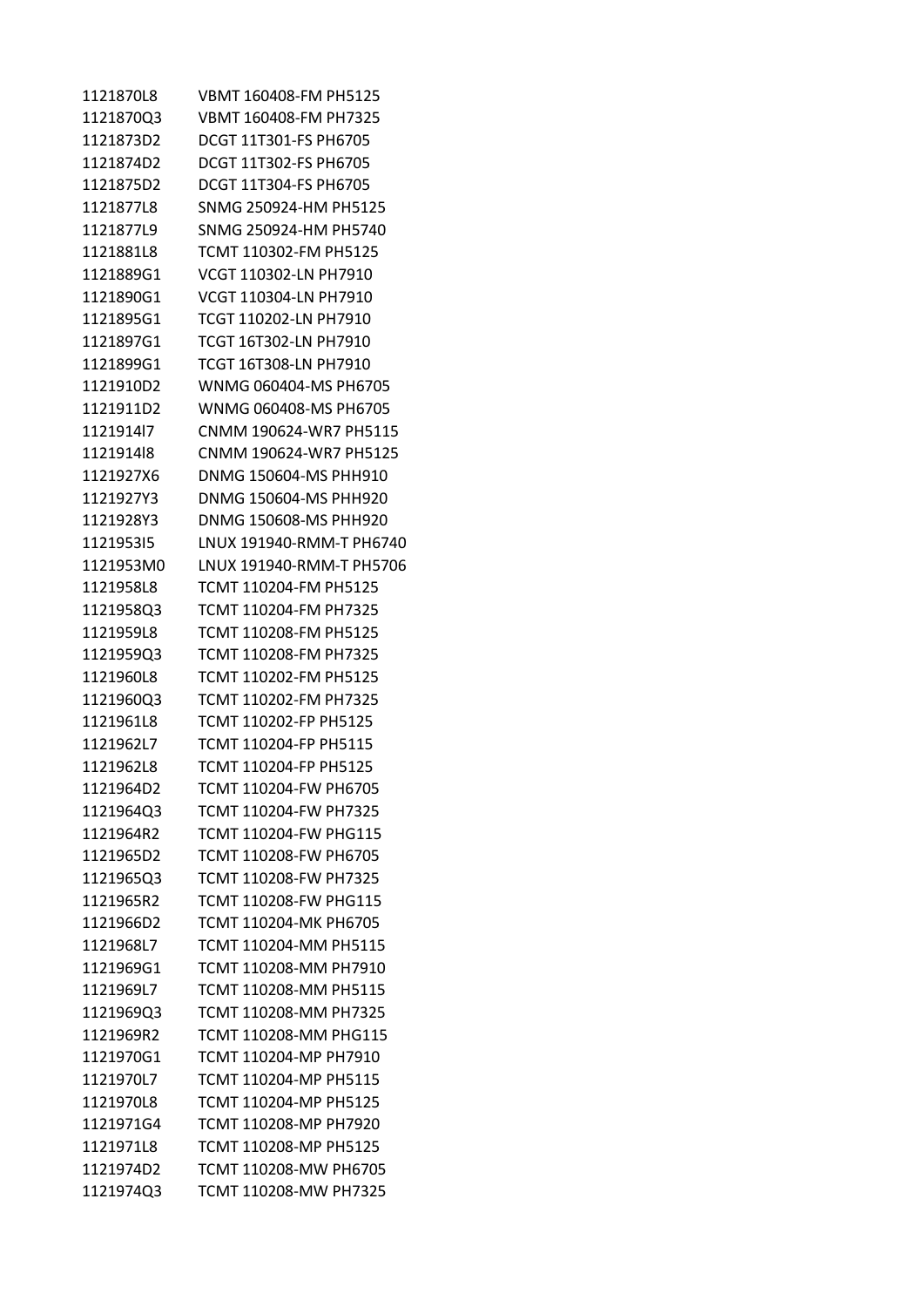| | |
|---|---|
| 1121870L8 | VBMT 160408-FM PH5125 |
| 1121870Q3 | VBMT 160408-FM PH7325 |
| 1121873D2 | DCGT 11T301-FS PH6705 |
| 1121874D2 | DCGT 11T302-FS PH6705 |
| 1121875D2 | DCGT 11T304-FS PH6705 |
| 1121877L8 | SNMG 250924-HM PH5125 |
| 1121877L9 | SNMG 250924-HM PH5740 |
| 1121881L8 | TCMT 110302-FM PH5125 |
| 1121889G1 | VCGT 110302-LN PH7910 |
| 1121890G1 | VCGT 110304-LN PH7910 |
| 1121895G1 | TCGT 110202-LN PH7910 |
| 1121897G1 | TCGT 16T302-LN PH7910 |
| 1121899G1 | TCGT 16T308-LN PH7910 |
| 1121910D2 | WNMG 060404-MS PH6705 |
| 1121911D2 | WNMG 060408-MS PH6705 |
| 1121914I7 | CNMM 190624-WR7 PH5115 |
| 1121914I8 | CNMM 190624-WR7 PH5125 |
| 1121927X6 | DNMG 150604-MS PHH910 |
| 1121927Y3 | DNMG 150604-MS PHH920 |
| 1121928Y3 | DNMG 150608-MS PHH920 |
| 1121953I5 | LNUX 191940-RMM-T PH6740 |
| 1121953M0 | LNUX 191940-RMM-T PH5706 |
| 1121958L8 | TCMT 110204-FM PH5125 |
| 1121958Q3 | TCMT 110204-FM PH7325 |
| 1121959L8 | TCMT 110208-FM PH5125 |
| 1121959Q3 | TCMT 110208-FM PH7325 |
| 1121960L8 | TCMT 110202-FM PH5125 |
| 1121960Q3 | TCMT 110202-FM PH7325 |
| 1121961L8 | TCMT 110202-FP PH5125 |
| 1121962L7 | TCMT 110204-FP PH5115 |
| 1121962L8 | TCMT 110204-FP PH5125 |
| 1121964D2 | TCMT 110204-FW PH6705 |
| 1121964Q3 | TCMT 110204-FW PH7325 |
| 1121964R2 | TCMT 110204-FW PHG115 |
| 1121965D2 | TCMT 110208-FW PH6705 |
| 1121965Q3 | TCMT 110208-FW PH7325 |
| 1121965R2 | TCMT 110208-FW PHG115 |
| 1121966D2 | TCMT 110204-MK PH6705 |
| 1121968L7 | TCMT 110204-MM PH5115 |
| 1121969G1 | TCMT 110208-MM PH7910 |
| 1121969L7 | TCMT 110208-MM PH5115 |
| 1121969Q3 | TCMT 110208-MM PH7325 |
| 1121969R2 | TCMT 110208-MM PHG115 |
| 1121970G1 | TCMT 110204-MP PH7910 |
| 1121970L7 | TCMT 110204-MP PH5115 |
| 1121970L8 | TCMT 110204-MP PH5125 |
| 1121971G4 | TCMT 110208-MP PH7920 |
| 1121971L8 | TCMT 110208-MP PH5125 |
| 1121974D2 | TCMT 110208-MW PH6705 |
| 1121974Q3 | TCMT 110208-MW PH7325 |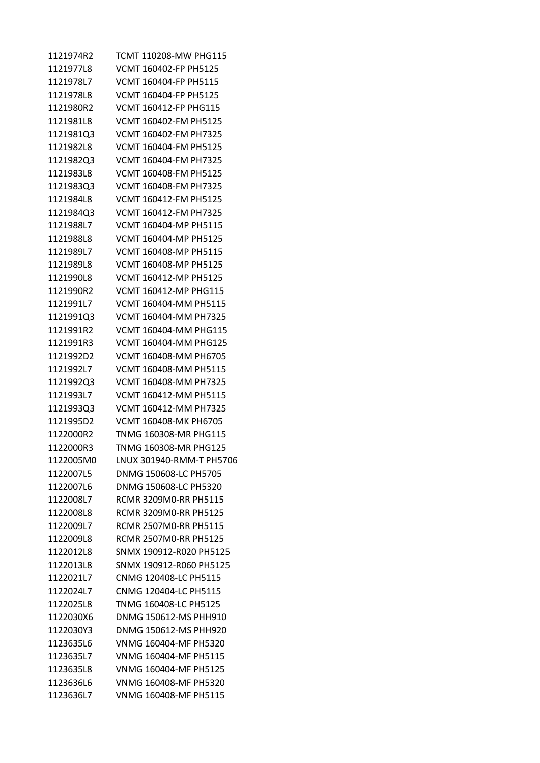| | |
|---|---|
| 1121974R2 | TCMT 110208-MW PHG115 |
| 1121977L8 | VCMT 160402-FP PH5125 |
| 1121978L7 | VCMT 160404-FP PH5115 |
| 1121978L8 | VCMT 160404-FP PH5125 |
| 1121980R2 | VCMT 160412-FP PHG115 |
| 1121981L8 | VCMT 160402-FM PH5125 |
| 1121981Q3 | VCMT 160402-FM PH7325 |
| 1121982L8 | VCMT 160404-FM PH5125 |
| 1121982Q3 | VCMT 160404-FM PH7325 |
| 1121983L8 | VCMT 160408-FM PH5125 |
| 1121983Q3 | VCMT 160408-FM PH7325 |
| 1121984L8 | VCMT 160412-FM PH5125 |
| 1121984Q3 | VCMT 160412-FM PH7325 |
| 1121988L7 | VCMT 160404-MP PH5115 |
| 1121988L8 | VCMT 160404-MP PH5125 |
| 1121989L7 | VCMT 160408-MP PH5115 |
| 1121989L8 | VCMT 160408-MP PH5125 |
| 1121990L8 | VCMT 160412-MP PH5125 |
| 1121990R2 | VCMT 160412-MP PHG115 |
| 1121991L7 | VCMT 160404-MM PH5115 |
| 1121991Q3 | VCMT 160404-MM PH7325 |
| 1121991R2 | VCMT 160404-MM PHG115 |
| 1121991R3 | VCMT 160404-MM PHG125 |
| 1121992D2 | VCMT 160408-MM PH6705 |
| 1121992L7 | VCMT 160408-MM PH5115 |
| 1121992Q3 | VCMT 160408-MM PH7325 |
| 1121993L7 | VCMT 160412-MM PH5115 |
| 1121993Q3 | VCMT 160412-MM PH7325 |
| 1121995D2 | VCMT 160408-MK PH6705 |
| 1122000R2 | TNMG 160308-MR PHG115 |
| 1122000R3 | TNMG 160308-MR PHG125 |
| 1122005M0 | LNUX 301940-RMM-T PH5706 |
| 1122007L5 | DNMG 150608-LC PH5705 |
| 1122007L6 | DNMG 150608-LC PH5320 |
| 1122008L7 | RCMR 3209M0-RR PH5115 |
| 1122008L8 | RCMR 3209M0-RR PH5125 |
| 1122009L7 | RCMR 2507M0-RR PH5115 |
| 1122009L8 | RCMR 2507M0-RR PH5125 |
| 1122012L8 | SNMX 190912-R020 PH5125 |
| 1122013L8 | SNMX 190912-R060 PH5125 |
| 1122021L7 | CNMG 120408-LC PH5115 |
| 1122024L7 | CNMG 120404-LC PH5115 |
| 1122025L8 | TNMG 160408-LC PH5125 |
| 1122030X6 | DNMG 150612-MS PHH910 |
| 1122030Y3 | DNMG 150612-MS PHH920 |
| 1123635L6 | VNMG 160404-MF PH5320 |
| 1123635L7 | VNMG 160404-MF PH5115 |
| 1123635L8 | VNMG 160404-MF PH5125 |
| 1123636L6 | VNMG 160408-MF PH5320 |
| 1123636L7 | VNMG 160408-MF PH5115 |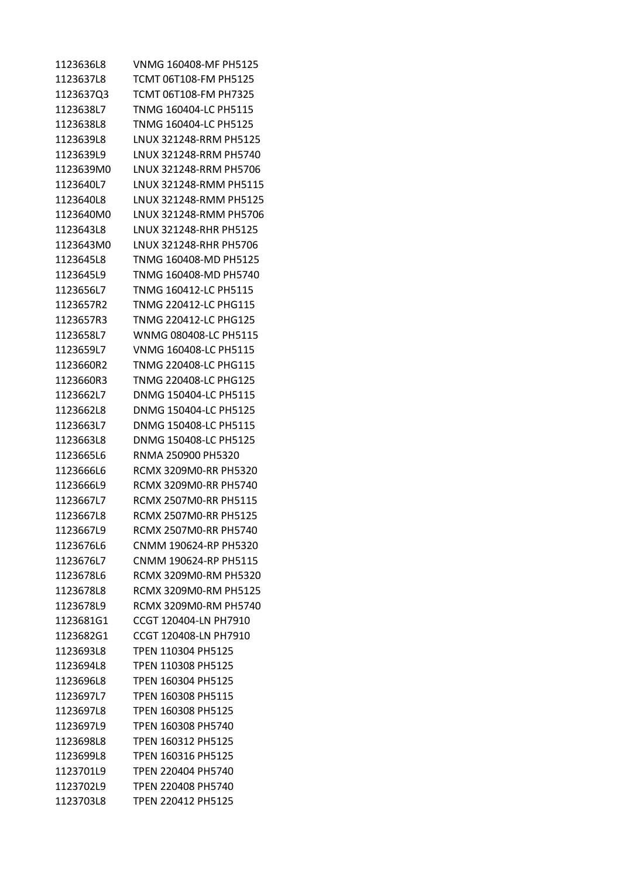| | |
|---|---|
| 1123636L8 | VNMG 160408-MF PH5125 |
| 1123637L8 | TCMT 06T108-FM PH5125 |
| 1123637Q3 | TCMT 06T108-FM PH7325 |
| 1123638L7 | TNMG 160404-LC PH5115 |
| 1123638L8 | TNMG 160404-LC PH5125 |
| 1123639L8 | LNUX 321248-RRM PH5125 |
| 1123639L9 | LNUX 321248-RRM PH5740 |
| 1123639M0 | LNUX 321248-RRM PH5706 |
| 1123640L7 | LNUX 321248-RMM PH5115 |
| 1123640L8 | LNUX 321248-RMM PH5125 |
| 1123640M0 | LNUX 321248-RMM PH5706 |
| 1123643L8 | LNUX 321248-RHR PH5125 |
| 1123643M0 | LNUX 321248-RHR PH5706 |
| 1123645L8 | TNMG 160408-MD PH5125 |
| 1123645L9 | TNMG 160408-MD PH5740 |
| 1123656L7 | TNMG 160412-LC PH5115 |
| 1123657R2 | TNMG 220412-LC PHG115 |
| 1123657R3 | TNMG 220412-LC PHG125 |
| 1123658L7 | WNMG 080408-LC PH5115 |
| 1123659L7 | VNMG 160408-LC PH5115 |
| 1123660R2 | TNMG 220408-LC PHG115 |
| 1123660R3 | TNMG 220408-LC PHG125 |
| 1123662L7 | DNMG 150404-LC PH5115 |
| 1123662L8 | DNMG 150404-LC PH5125 |
| 1123663L7 | DNMG 150408-LC PH5115 |
| 1123663L8 | DNMG 150408-LC PH5125 |
| 1123665L6 | RNMA 250900 PH5320 |
| 1123666L6 | RCMX 3209M0-RR PH5320 |
| 1123666L9 | RCMX 3209M0-RR PH5740 |
| 1123667L7 | RCMX 2507M0-RR PH5115 |
| 1123667L8 | RCMX 2507M0-RR PH5125 |
| 1123667L9 | RCMX 2507M0-RR PH5740 |
| 1123676L6 | CNMM 190624-RP PH5320 |
| 1123676L7 | CNMM 190624-RP PH5115 |
| 1123678L6 | RCMX 3209M0-RM PH5320 |
| 1123678L8 | RCMX 3209M0-RM PH5125 |
| 1123678L9 | RCMX 3209M0-RM PH5740 |
| 1123681G1 | CCGT 120404-LN PH7910 |
| 1123682G1 | CCGT 120408-LN PH7910 |
| 1123693L8 | TPEN 110304 PH5125 |
| 1123694L8 | TPEN 110308 PH5125 |
| 1123696L8 | TPEN 160304 PH5125 |
| 1123697L7 | TPEN 160308 PH5115 |
| 1123697L8 | TPEN 160308 PH5125 |
| 1123697L9 | TPEN 160308 PH5740 |
| 1123698L8 | TPEN 160312 PH5125 |
| 1123699L8 | TPEN 160316 PH5125 |
| 1123701L9 | TPEN 220404 PH5740 |
| 1123702L9 | TPEN 220408 PH5740 |
| 1123703L8 | TPEN 220412 PH5125 |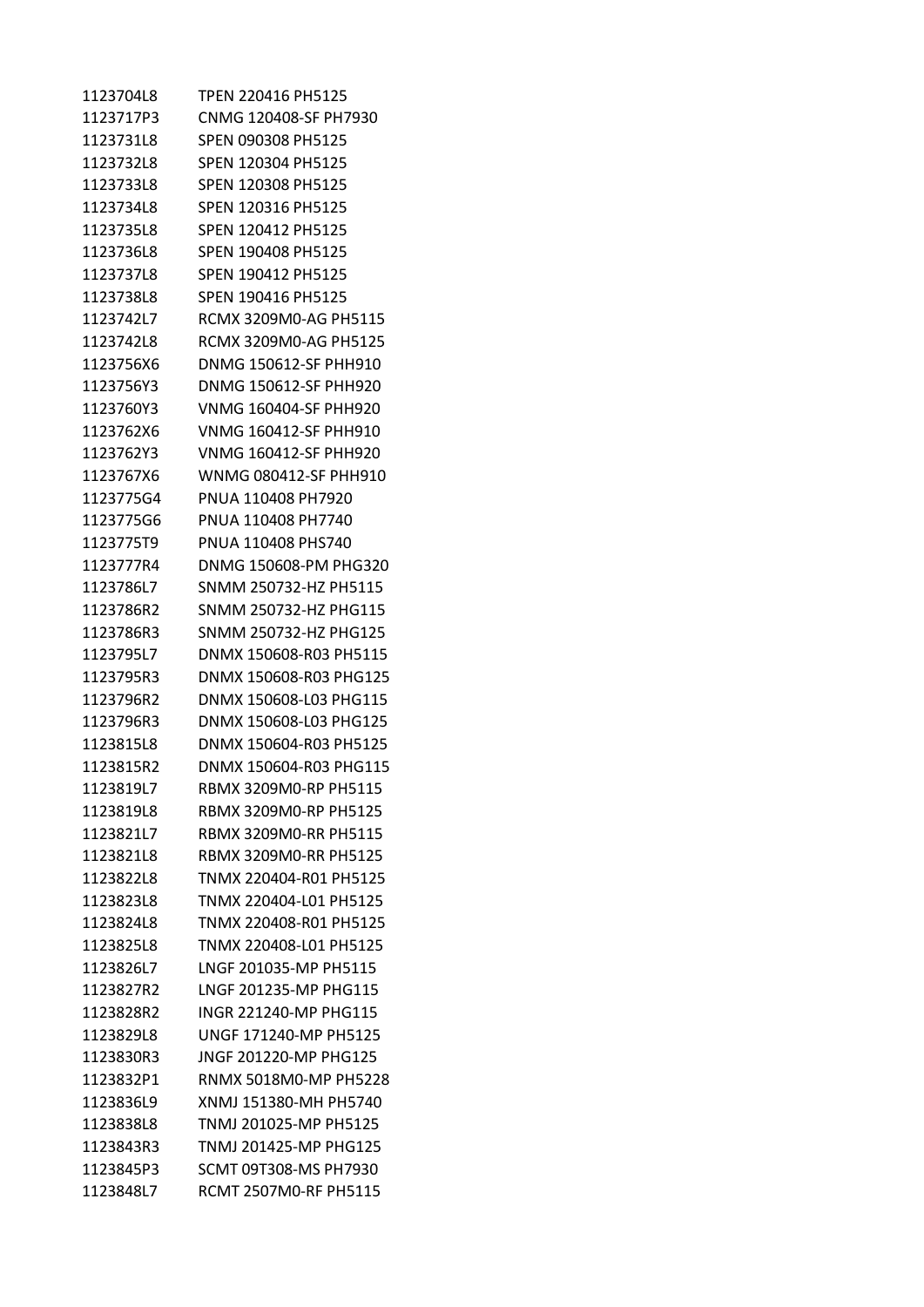| | |
|---|---|
| 1123704L8 | TPEN 220416 PH5125 |
| 1123717P3 | CNMG 120408-SF PH7930 |
| 1123731L8 | SPEN 090308 PH5125 |
| 1123732L8 | SPEN 120304 PH5125 |
| 1123733L8 | SPEN 120308 PH5125 |
| 1123734L8 | SPEN 120316 PH5125 |
| 1123735L8 | SPEN 120412 PH5125 |
| 1123736L8 | SPEN 190408 PH5125 |
| 1123737L8 | SPEN 190412 PH5125 |
| 1123738L8 | SPEN 190416 PH5125 |
| 1123742L7 | RCMX 3209M0-AG PH5115 |
| 1123742L8 | RCMX 3209M0-AG PH5125 |
| 1123756X6 | DNMG 150612-SF PHH910 |
| 1123756Y3 | DNMG 150612-SF PHH920 |
| 1123760Y3 | VNMG 160404-SF PHH920 |
| 1123762X6 | VNMG 160412-SF PHH910 |
| 1123762Y3 | VNMG 160412-SF PHH920 |
| 1123767X6 | WNMG 080412-SF PHH910 |
| 1123775G4 | PNUA 110408 PH7920 |
| 1123775G6 | PNUA 110408 PH7740 |
| 1123775T9 | PNUA 110408 PHS740 |
| 1123777R4 | DNMG 150608-PM PHG320 |
| 1123786L7 | SNMM 250732-HZ PH5115 |
| 1123786R2 | SNMM 250732-HZ PHG115 |
| 1123786R3 | SNMM 250732-HZ PHG125 |
| 1123795L7 | DNMX 150608-R03 PH5115 |
| 1123795R3 | DNMX 150608-R03 PHG125 |
| 1123796R2 | DNMX 150608-L03 PHG115 |
| 1123796R3 | DNMX 150608-L03 PHG125 |
| 1123815L8 | DNMX 150604-R03 PH5125 |
| 1123815R2 | DNMX 150604-R03 PHG115 |
| 1123819L7 | RBMX 3209M0-RP PH5115 |
| 1123819L8 | RBMX 3209M0-RP PH5125 |
| 1123821L7 | RBMX 3209M0-RR PH5115 |
| 1123821L8 | RBMX 3209M0-RR PH5125 |
| 1123822L8 | TNMX 220404-R01 PH5125 |
| 1123823L8 | TNMX 220404-L01 PH5125 |
| 1123824L8 | TNMX 220408-R01 PH5125 |
| 1123825L8 | TNMX 220408-L01 PH5125 |
| 1123826L7 | LNGF 201035-MP PH5115 |
| 1123827R2 | LNGF 201235-MP PHG115 |
| 1123828R2 | INGR 221240-MP PHG115 |
| 1123829L8 | UNGF 171240-MP PH5125 |
| 1123830R3 | JNGF 201220-MP PHG125 |
| 1123832P1 | RNMX 5018M0-MP PH5228 |
| 1123836L9 | XNMJ 151380-MH PH5740 |
| 1123838L8 | TNMJ 201025-MP PH5125 |
| 1123843R3 | TNMJ 201425-MP PHG125 |
| 1123845P3 | SCMT 09T308-MS PH7930 |
| 1123848L7 | RCMT 2507M0-RF PH5115 |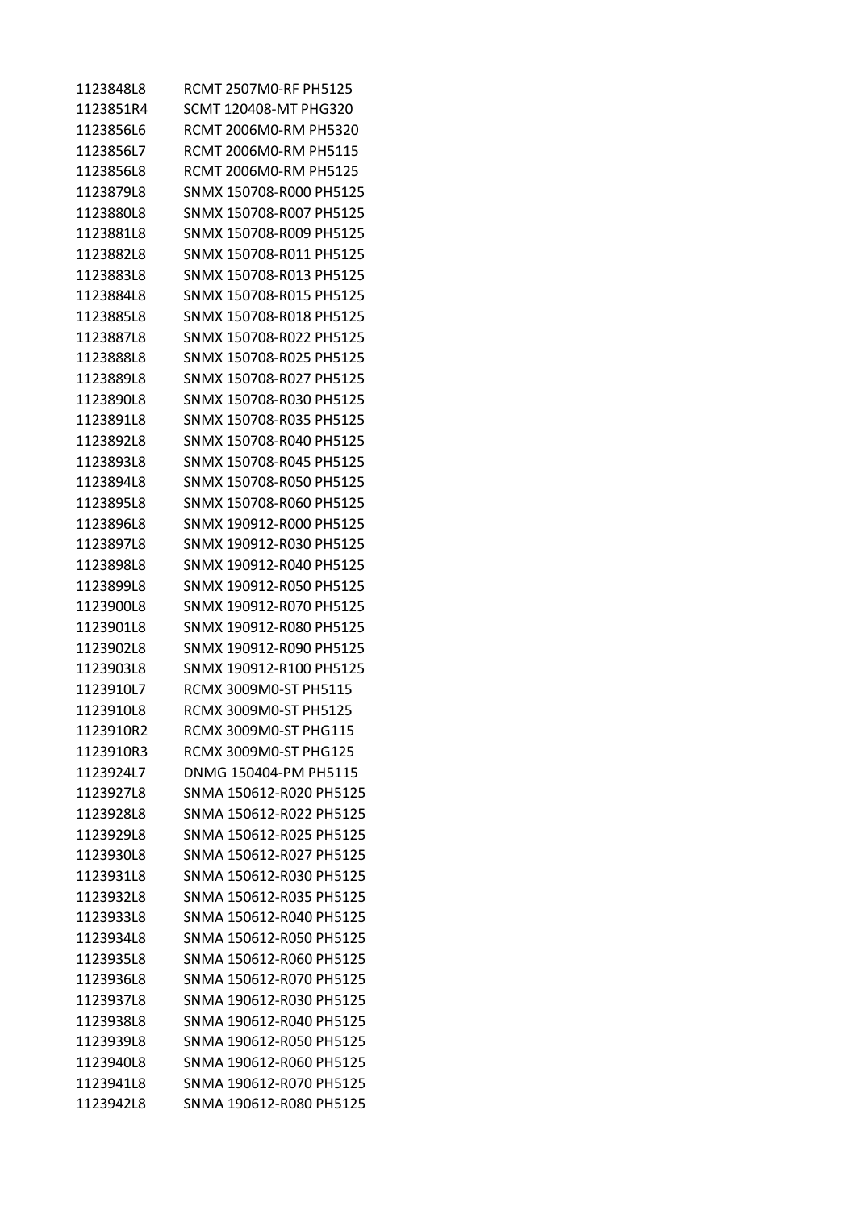| | |
|---|---|
| 1123848L8 | RCMT 2507M0-RF PH5125 |
| 1123851R4 | SCMT 120408-MT PHG320 |
| 1123856L6 | RCMT 2006M0-RM PH5320 |
| 1123856L7 | RCMT 2006M0-RM PH5115 |
| 1123856L8 | RCMT 2006M0-RM PH5125 |
| 1123879L8 | SNMX 150708-R000 PH5125 |
| 1123880L8 | SNMX 150708-R007 PH5125 |
| 1123881L8 | SNMX 150708-R009 PH5125 |
| 1123882L8 | SNMX 150708-R011 PH5125 |
| 1123883L8 | SNMX 150708-R013 PH5125 |
| 1123884L8 | SNMX 150708-R015 PH5125 |
| 1123885L8 | SNMX 150708-R018 PH5125 |
| 1123887L8 | SNMX 150708-R022 PH5125 |
| 1123888L8 | SNMX 150708-R025 PH5125 |
| 1123889L8 | SNMX 150708-R027 PH5125 |
| 1123890L8 | SNMX 150708-R030 PH5125 |
| 1123891L8 | SNMX 150708-R035 PH5125 |
| 1123892L8 | SNMX 150708-R040 PH5125 |
| 1123893L8 | SNMX 150708-R045 PH5125 |
| 1123894L8 | SNMX 150708-R050 PH5125 |
| 1123895L8 | SNMX 150708-R060 PH5125 |
| 1123896L8 | SNMX 190912-R000 PH5125 |
| 1123897L8 | SNMX 190912-R030 PH5125 |
| 1123898L8 | SNMX 190912-R040 PH5125 |
| 1123899L8 | SNMX 190912-R050 PH5125 |
| 1123900L8 | SNMX 190912-R070 PH5125 |
| 1123901L8 | SNMX 190912-R080 PH5125 |
| 1123902L8 | SNMX 190912-R090 PH5125 |
| 1123903L8 | SNMX 190912-R100 PH5125 |
| 1123910L7 | RCMX 3009M0-ST PH5115 |
| 1123910L8 | RCMX 3009M0-ST PH5125 |
| 1123910R2 | RCMX 3009M0-ST PHG115 |
| 1123910R3 | RCMX 3009M0-ST PHG125 |
| 1123924L7 | DNMG 150404-PM PH5115 |
| 1123927L8 | SNMA 150612-R020 PH5125 |
| 1123928L8 | SNMA 150612-R022 PH5125 |
| 1123929L8 | SNMA 150612-R025 PH5125 |
| 1123930L8 | SNMA 150612-R027 PH5125 |
| 1123931L8 | SNMA 150612-R030 PH5125 |
| 1123932L8 | SNMA 150612-R035 PH5125 |
| 1123933L8 | SNMA 150612-R040 PH5125 |
| 1123934L8 | SNMA 150612-R050 PH5125 |
| 1123935L8 | SNMA 150612-R060 PH5125 |
| 1123936L8 | SNMA 150612-R070 PH5125 |
| 1123937L8 | SNMA 190612-R030 PH5125 |
| 1123938L8 | SNMA 190612-R040 PH5125 |
| 1123939L8 | SNMA 190612-R050 PH5125 |
| 1123940L8 | SNMA 190612-R060 PH5125 |
| 1123941L8 | SNMA 190612-R070 PH5125 |
| 1123942L8 | SNMA 190612-R080 PH5125 |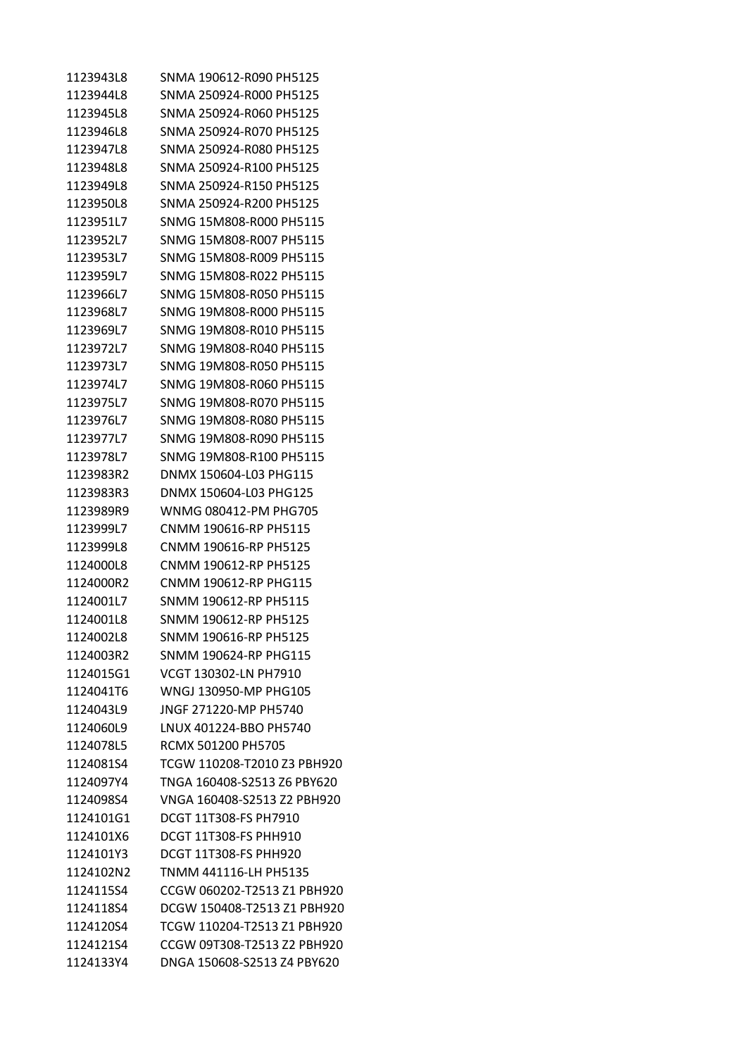| | |
|---|---|
| 1123943L8 | SNMA 190612-R090 PH5125 |
| 1123944L8 | SNMA 250924-R000 PH5125 |
| 1123945L8 | SNMA 250924-R060 PH5125 |
| 1123946L8 | SNMA 250924-R070 PH5125 |
| 1123947L8 | SNMA 250924-R080 PH5125 |
| 1123948L8 | SNMA 250924-R100 PH5125 |
| 1123949L8 | SNMA 250924-R150 PH5125 |
| 1123950L8 | SNMA 250924-R200 PH5125 |
| 1123951L7 | SNMG 15M808-R000 PH5115 |
| 1123952L7 | SNMG 15M808-R007 PH5115 |
| 1123953L7 | SNMG 15M808-R009 PH5115 |
| 1123959L7 | SNMG 15M808-R022 PH5115 |
| 1123966L7 | SNMG 15M808-R050 PH5115 |
| 1123968L7 | SNMG 19M808-R000 PH5115 |
| 1123969L7 | SNMG 19M808-R010 PH5115 |
| 1123972L7 | SNMG 19M808-R040 PH5115 |
| 1123973L7 | SNMG 19M808-R050 PH5115 |
| 1123974L7 | SNMG 19M808-R060 PH5115 |
| 1123975L7 | SNMG 19M808-R070 PH5115 |
| 1123976L7 | SNMG 19M808-R080 PH5115 |
| 1123977L7 | SNMG 19M808-R090 PH5115 |
| 1123978L7 | SNMG 19M808-R100 PH5115 |
| 1123983R2 | DNMX 150604-L03 PHG115 |
| 1123983R3 | DNMX 150604-L03 PHG125 |
| 1123989R9 | WNMG 080412-PM PHG705 |
| 1123999L7 | CNMM 190616-RP PH5115 |
| 1123999L8 | CNMM 190616-RP PH5125 |
| 1124000L8 | CNMM 190612-RP PH5125 |
| 1124000R2 | CNMM 190612-RP PHG115 |
| 1124001L7 | SNMM 190612-RP PH5115 |
| 1124001L8 | SNMM 190612-RP PH5125 |
| 1124002L8 | SNMM 190616-RP PH5125 |
| 1124003R2 | SNMM 190624-RP PHG115 |
| 1124015G1 | VCGT 130302-LN PH7910 |
| 1124041T6 | WNGJ 130950-MP PHG105 |
| 1124043L9 | JNGF 271220-MP PH5740 |
| 1124060L9 | LNUX 401224-BBO PH5740 |
| 1124078L5 | RCMX 501200 PH5705 |
| 1124081S4 | TCGW 110208-T2010 Z3 PBH920 |
| 1124097Y4 | TNGA 160408-S2513 Z6 PBY620 |
| 1124098S4 | VNGA 160408-S2513 Z2 PBH920 |
| 1124101G1 | DCGT 11T308-FS PH7910 |
| 1124101X6 | DCGT 11T308-FS PHH910 |
| 1124101Y3 | DCGT 11T308-FS PHH920 |
| 1124102N2 | TNMM 441116-LH PH5135 |
| 1124115S4 | CCGW 060202-T2513 Z1 PBH920 |
| 1124118S4 | DCGW 150408-T2513 Z1 PBH920 |
| 1124120S4 | TCGW 110204-T2513 Z1 PBH920 |
| 1124121S4 | CCGW 09T308-T2513 Z2 PBH920 |
| 1124133Y4 | DNGA 150608-S2513 Z4 PBY620 |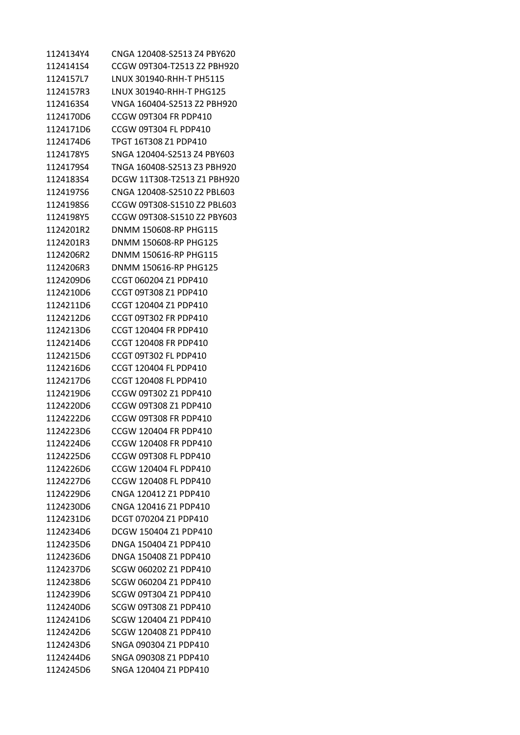| | |
|---|---|
| 1124134Y4 | CNGA 120408-S2513 Z4 PBY620 |
| 1124141S4 | CCGW 09T304-T2513 Z2 PBH920 |
| 1124157L7 | LNUX 301940-RHH-T PH5115 |
| 1124157R3 | LNUX 301940-RHH-T PHG125 |
| 1124163S4 | VNGA 160404-S2513 Z2 PBH920 |
| 1124170D6 | CCGW 09T304 FR PDP410 |
| 1124171D6 | CCGW 09T304 FL PDP410 |
| 1124174D6 | TPGT 16T308 Z1 PDP410 |
| 1124178Y5 | SNGA 120404-S2513 Z4 PBY603 |
| 1124179S4 | TNGA 160408-S2513 Z3 PBH920 |
| 1124183S4 | DCGW 11T308-T2513 Z1 PBH920 |
| 1124197S6 | CNGA 120408-S2510 Z2 PBL603 |
| 1124198S6 | CCGW 09T308-S1510 Z2 PBL603 |
| 1124198Y5 | CCGW 09T308-S1510 Z2 PBY603 |
| 1124201R2 | DNMM 150608-RP PHG115 |
| 1124201R3 | DNMM 150608-RP PHG125 |
| 1124206R2 | DNMM 150616-RP PHG115 |
| 1124206R3 | DNMM 150616-RP PHG125 |
| 1124209D6 | CCGT 060204 Z1 PDP410 |
| 1124210D6 | CCGT 09T308 Z1 PDP410 |
| 1124211D6 | CCGT 120404 Z1 PDP410 |
| 1124212D6 | CCGT 09T302 FR PDP410 |
| 1124213D6 | CCGT 120404 FR PDP410 |
| 1124214D6 | CCGT 120408 FR PDP410 |
| 1124215D6 | CCGT 09T302 FL PDP410 |
| 1124216D6 | CCGT 120404 FL PDP410 |
| 1124217D6 | CCGT 120408 FL PDP410 |
| 1124219D6 | CCGW 09T302 Z1 PDP410 |
| 1124220D6 | CCGW 09T308 Z1 PDP410 |
| 1124222D6 | CCGW 09T308 FR PDP410 |
| 1124223D6 | CCGW 120404 FR PDP410 |
| 1124224D6 | CCGW 120408 FR PDP410 |
| 1124225D6 | CCGW 09T308 FL PDP410 |
| 1124226D6 | CCGW 120404 FL PDP410 |
| 1124227D6 | CCGW 120408 FL PDP410 |
| 1124229D6 | CNGA 120412 Z1 PDP410 |
| 1124230D6 | CNGA 120416 Z1 PDP410 |
| 1124231D6 | DCGT 070204 Z1 PDP410 |
| 1124234D6 | DCGW 150404 Z1 PDP410 |
| 1124235D6 | DNGA 150404 Z1 PDP410 |
| 1124236D6 | DNGA 150408 Z1 PDP410 |
| 1124237D6 | SCGW 060202 Z1 PDP410 |
| 1124238D6 | SCGW 060204 Z1 PDP410 |
| 1124239D6 | SCGW 09T304 Z1 PDP410 |
| 1124240D6 | SCGW 09T308 Z1 PDP410 |
| 1124241D6 | SCGW 120404 Z1 PDP410 |
| 1124242D6 | SCGW 120408 Z1 PDP410 |
| 1124243D6 | SNGA 090304 Z1 PDP410 |
| 1124244D6 | SNGA 090308 Z1 PDP410 |
| 1124245D6 | SNGA 120404 Z1 PDP410 |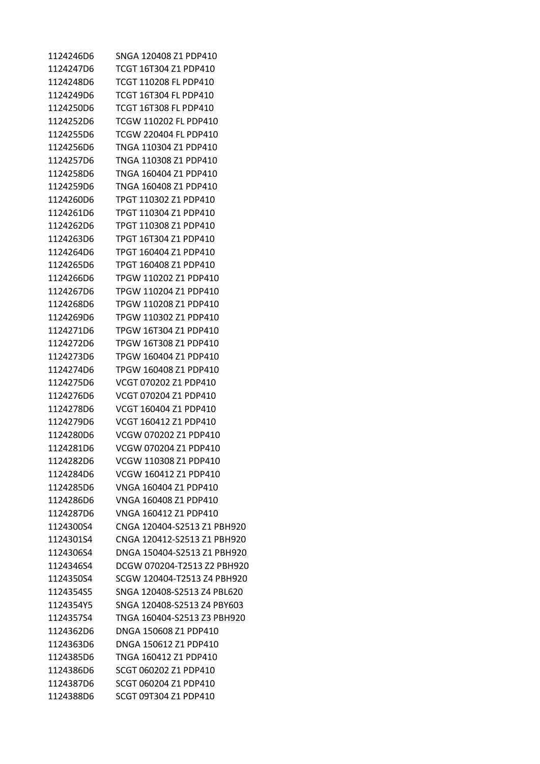| | |
|---|---|
| 1124246D6 | SNGA 120408 Z1 PDP410 |
| 1124247D6 | TCGT 16T304 Z1 PDP410 |
| 1124248D6 | TCGT 110208 FL PDP410 |
| 1124249D6 | TCGT 16T304 FL PDP410 |
| 1124250D6 | TCGT 16T308 FL PDP410 |
| 1124252D6 | TCGW 110202 FL PDP410 |
| 1124255D6 | TCGW 220404 FL PDP410 |
| 1124256D6 | TNGA 110304 Z1 PDP410 |
| 1124257D6 | TNGA 110308 Z1 PDP410 |
| 1124258D6 | TNGA 160404 Z1 PDP410 |
| 1124259D6 | TNGA 160408 Z1 PDP410 |
| 1124260D6 | TPGT 110302 Z1 PDP410 |
| 1124261D6 | TPGT 110304 Z1 PDP410 |
| 1124262D6 | TPGT 110308 Z1 PDP410 |
| 1124263D6 | TPGT 16T304 Z1 PDP410 |
| 1124264D6 | TPGT 160404 Z1 PDP410 |
| 1124265D6 | TPGT 160408 Z1 PDP410 |
| 1124266D6 | TPGW 110202 Z1 PDP410 |
| 1124267D6 | TPGW 110204 Z1 PDP410 |
| 1124268D6 | TPGW 110208 Z1 PDP410 |
| 1124269D6 | TPGW 110302 Z1 PDP410 |
| 1124271D6 | TPGW 16T304 Z1 PDP410 |
| 1124272D6 | TPGW 16T308 Z1 PDP410 |
| 1124273D6 | TPGW 160404 Z1 PDP410 |
| 1124274D6 | TPGW 160408 Z1 PDP410 |
| 1124275D6 | VCGT 070202 Z1 PDP410 |
| 1124276D6 | VCGT 070204 Z1 PDP410 |
| 1124278D6 | VCGT 160404 Z1 PDP410 |
| 1124279D6 | VCGT 160412 Z1 PDP410 |
| 1124280D6 | VCGW 070202 Z1 PDP410 |
| 1124281D6 | VCGW 070204 Z1 PDP410 |
| 1124282D6 | VCGW 110308 Z1 PDP410 |
| 1124284D6 | VCGW 160412 Z1 PDP410 |
| 1124285D6 | VNGA 160404 Z1 PDP410 |
| 1124286D6 | VNGA 160408 Z1 PDP410 |
| 1124287D6 | VNGA 160412 Z1 PDP410 |
| 1124300S4 | CNGA 120404-S2513 Z1 PBH920 |
| 1124301S4 | CNGA 120412-S2513 Z1 PBH920 |
| 1124306S4 | DNGA 150404-S2513 Z1 PBH920 |
| 1124346S4 | DCGW 070204-T2513 Z2 PBH920 |
| 1124350S4 | SCGW 120404-T2513 Z4 PBH920 |
| 1124354S5 | SNGA 120408-S2513 Z4 PBL620 |
| 1124354Y5 | SNGA 120408-S2513 Z4 PBY603 |
| 1124357S4 | TNGA 160404-S2513 Z3 PBH920 |
| 1124362D6 | DNGA 150608 Z1 PDP410 |
| 1124363D6 | DNGA 150612 Z1 PDP410 |
| 1124385D6 | TNGA 160412 Z1 PDP410 |
| 1124386D6 | SCGT 060202 Z1 PDP410 |
| 1124387D6 | SCGT 060204 Z1 PDP410 |
| 1124388D6 | SCGT 09T304 Z1 PDP410 |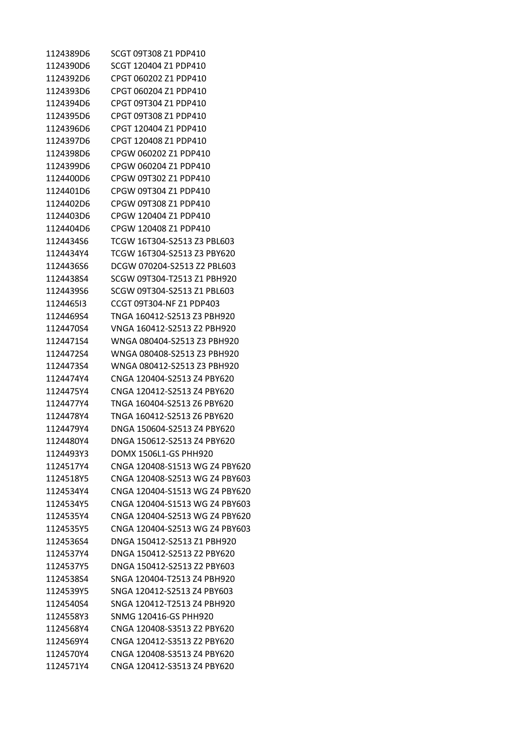| | |
|---|---|
| 1124389D6 | SCGT 09T308 Z1 PDP410 |
| 1124390D6 | SCGT 120404 Z1 PDP410 |
| 1124392D6 | CPGT 060202 Z1 PDP410 |
| 1124393D6 | CPGT 060204 Z1 PDP410 |
| 1124394D6 | CPGT 09T304 Z1 PDP410 |
| 1124395D6 | CPGT 09T308 Z1 PDP410 |
| 1124396D6 | CPGT 120404 Z1 PDP410 |
| 1124397D6 | CPGT 120408 Z1 PDP410 |
| 1124398D6 | CPGW 060202 Z1 PDP410 |
| 1124399D6 | CPGW 060204 Z1 PDP410 |
| 1124400D6 | CPGW 09T302 Z1 PDP410 |
| 1124401D6 | CPGW 09T304 Z1 PDP410 |
| 1124402D6 | CPGW 09T308 Z1 PDP410 |
| 1124403D6 | CPGW 120404 Z1 PDP410 |
| 1124404D6 | CPGW 120408 Z1 PDP410 |
| 1124434S6 | TCGW 16T304-S2513 Z3 PBL603 |
| 1124434Y4 | TCGW 16T304-S2513 Z3 PBY620 |
| 1124436S6 | DCGW 070204-S2513 Z2 PBL603 |
| 1124438S4 | SCGW 09T304-T2513 Z1 PBH920 |
| 1124439S6 | SCGW 09T304-S2513 Z1 PBL603 |
| 1124465I3 | CCGT 09T304-NF Z1 PDP403 |
| 1124469S4 | TNGA 160412-S2513 Z3 PBH920 |
| 1124470S4 | VNGA 160412-S2513 Z2 PBH920 |
| 1124471S4 | WNGA 080404-S2513 Z3 PBH920 |
| 1124472S4 | WNGA 080408-S2513 Z3 PBH920 |
| 1124473S4 | WNGA 080412-S2513 Z3 PBH920 |
| 1124474Y4 | CNGA 120404-S2513 Z4 PBY620 |
| 1124475Y4 | CNGA 120412-S2513 Z4 PBY620 |
| 1124477Y4 | TNGA 160404-S2513 Z6 PBY620 |
| 1124478Y4 | TNGA 160412-S2513 Z6 PBY620 |
| 1124479Y4 | DNGA 150604-S2513 Z4 PBY620 |
| 1124480Y4 | DNGA 150612-S2513 Z4 PBY620 |
| 1124493Y3 | DOMX 1506L1-GS PHH920 |
| 1124517Y4 | CNGA 120408-S1513 WG Z4 PBY620 |
| 1124518Y5 | CNGA 120408-S2513 WG Z4 PBY603 |
| 1124534Y4 | CNGA 120404-S1513 WG Z4 PBY620 |
| 1124534Y5 | CNGA 120404-S1513 WG Z4 PBY603 |
| 1124535Y4 | CNGA 120404-S2513 WG Z4 PBY620 |
| 1124535Y5 | CNGA 120404-S2513 WG Z4 PBY603 |
| 1124536S4 | DNGA 150412-S2513 Z1 PBH920 |
| 1124537Y4 | DNGA 150412-S2513 Z2 PBY620 |
| 1124537Y5 | DNGA 150412-S2513 Z2 PBY603 |
| 1124538S4 | SNGA 120404-T2513 Z4 PBH920 |
| 1124539Y5 | SNGA 120412-S2513 Z4 PBY603 |
| 1124540S4 | SNGA 120412-T2513 Z4 PBH920 |
| 1124558Y3 | SNMG 120416-GS PHH920 |
| 1124568Y4 | CNGA 120408-S3513 Z2 PBY620 |
| 1124569Y4 | CNGA 120412-S3513 Z2 PBY620 |
| 1124570Y4 | CNGA 120408-S3513 Z4 PBY620 |
| 1124571Y4 | CNGA 120412-S3513 Z4 PBY620 |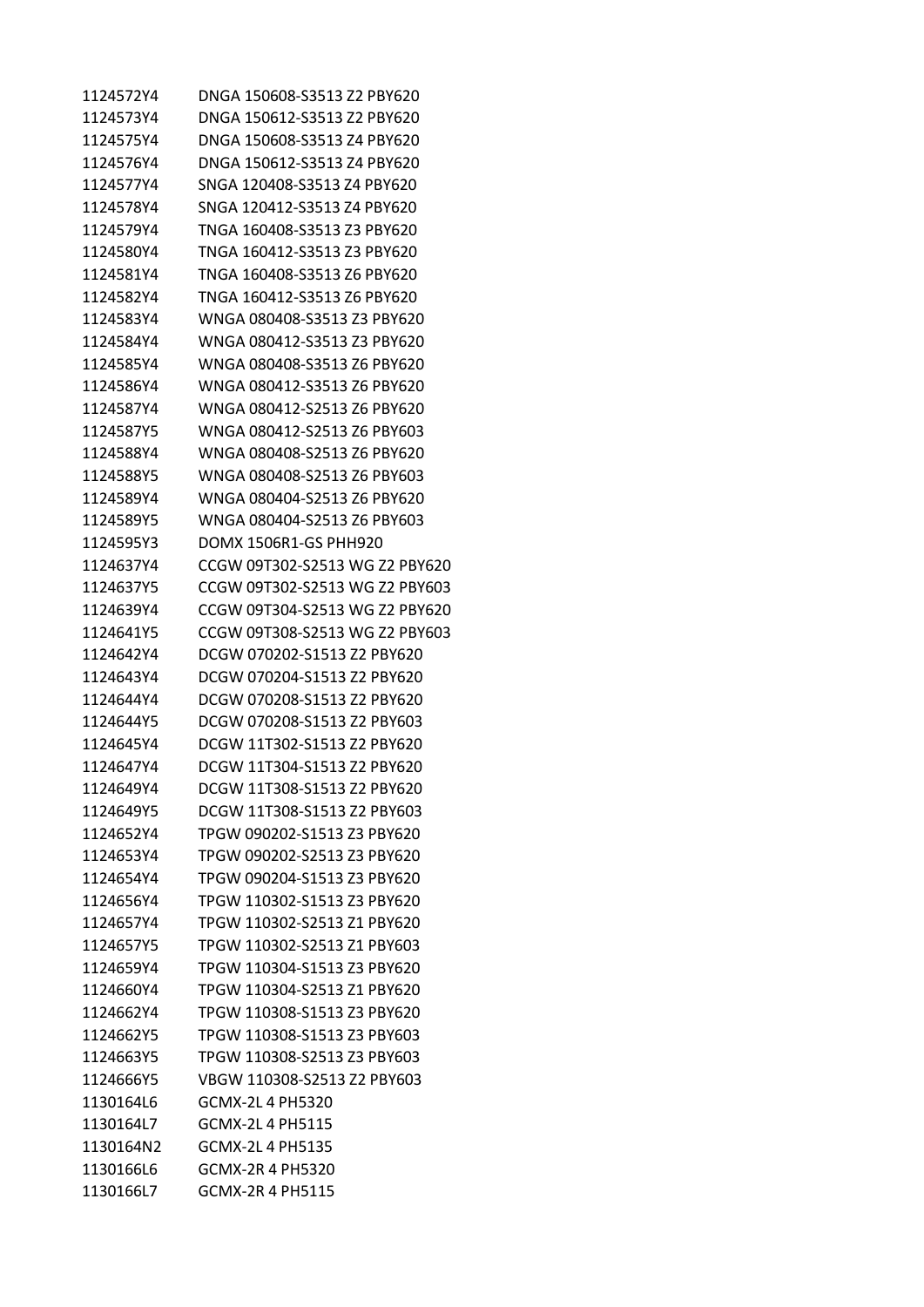| | |
|---|---|
| 1124572Y4 | DNGA 150608-S3513 Z2 PBY620 |
| 1124573Y4 | DNGA 150612-S3513 Z2 PBY620 |
| 1124575Y4 | DNGA 150608-S3513 Z4 PBY620 |
| 1124576Y4 | DNGA 150612-S3513 Z4 PBY620 |
| 1124577Y4 | SNGA 120408-S3513 Z4 PBY620 |
| 1124578Y4 | SNGA 120412-S3513 Z4 PBY620 |
| 1124579Y4 | TNGA 160408-S3513 Z3 PBY620 |
| 1124580Y4 | TNGA 160412-S3513 Z3 PBY620 |
| 1124581Y4 | TNGA 160408-S3513 Z6 PBY620 |
| 1124582Y4 | TNGA 160412-S3513 Z6 PBY620 |
| 1124583Y4 | WNGA 080408-S3513 Z3 PBY620 |
| 1124584Y4 | WNGA 080412-S3513 Z3 PBY620 |
| 1124585Y4 | WNGA 080408-S3513 Z6 PBY620 |
| 1124586Y4 | WNGA 080412-S3513 Z6 PBY620 |
| 1124587Y4 | WNGA 080412-S2513 Z6 PBY620 |
| 1124587Y5 | WNGA 080412-S2513 Z6 PBY603 |
| 1124588Y4 | WNGA 080408-S2513 Z6 PBY620 |
| 1124588Y5 | WNGA 080408-S2513 Z6 PBY603 |
| 1124589Y4 | WNGA 080404-S2513 Z6 PBY620 |
| 1124589Y5 | WNGA 080404-S2513 Z6 PBY603 |
| 1124595Y3 | DOMX 1506R1-GS PHH920 |
| 1124637Y4 | CCGW 09T302-S2513 WG Z2 PBY620 |
| 1124637Y5 | CCGW 09T302-S2513 WG Z2 PBY603 |
| 1124639Y4 | CCGW 09T304-S2513 WG Z2 PBY620 |
| 1124641Y5 | CCGW 09T308-S2513 WG Z2 PBY603 |
| 1124642Y4 | DCGW 070202-S1513 Z2 PBY620 |
| 1124643Y4 | DCGW 070204-S1513 Z2 PBY620 |
| 1124644Y4 | DCGW 070208-S1513 Z2 PBY620 |
| 1124644Y5 | DCGW 070208-S1513 Z2 PBY603 |
| 1124645Y4 | DCGW 11T302-S1513 Z2 PBY620 |
| 1124647Y4 | DCGW 11T304-S1513 Z2 PBY620 |
| 1124649Y4 | DCGW 11T308-S1513 Z2 PBY620 |
| 1124649Y5 | DCGW 11T308-S1513 Z2 PBY603 |
| 1124652Y4 | TPGW 090202-S1513 Z3 PBY620 |
| 1124653Y4 | TPGW 090202-S2513 Z3 PBY620 |
| 1124654Y4 | TPGW 090204-S1513 Z3 PBY620 |
| 1124656Y4 | TPGW 110302-S1513 Z3 PBY620 |
| 1124657Y4 | TPGW 110302-S2513 Z1 PBY620 |
| 1124657Y5 | TPGW 110302-S2513 Z1 PBY603 |
| 1124659Y4 | TPGW 110304-S1513 Z3 PBY620 |
| 1124660Y4 | TPGW 110304-S2513 Z1 PBY620 |
| 1124662Y4 | TPGW 110308-S1513 Z3 PBY620 |
| 1124662Y5 | TPGW 110308-S1513 Z3 PBY603 |
| 1124663Y5 | TPGW 110308-S2513 Z3 PBY603 |
| 1124666Y5 | VBGW 110308-S2513 Z2 PBY603 |
| 1130164L6 | GCMX-2L 4 PH5320 |
| 1130164L7 | GCMX-2L 4 PH5115 |
| 1130164N2 | GCMX-2L 4 PH5135 |
| 1130166L6 | GCMX-2R 4 PH5320 |
| 1130166L7 | GCMX-2R 4 PH5115 |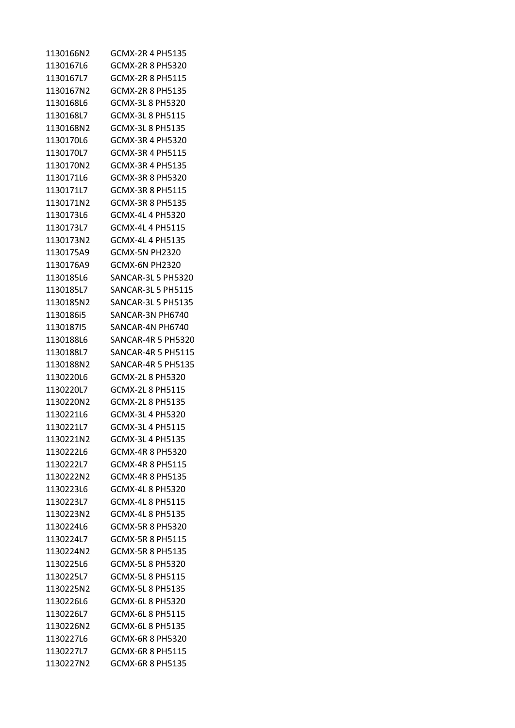| | |
|---|---|
| 1130166N2 | GCMX-2R 4 PH5135 |
| 1130167L6 | GCMX-2R 8 PH5320 |
| 1130167L7 | GCMX-2R 8 PH5115 |
| 1130167N2 | GCMX-2R 8 PH5135 |
| 1130168L6 | GCMX-3L 8 PH5320 |
| 1130168L7 | GCMX-3L 8 PH5115 |
| 1130168N2 | GCMX-3L 8 PH5135 |
| 1130170L6 | GCMX-3R 4 PH5320 |
| 1130170L7 | GCMX-3R 4 PH5115 |
| 1130170N2 | GCMX-3R 4 PH5135 |
| 1130171L6 | GCMX-3R 8 PH5320 |
| 1130171L7 | GCMX-3R 8 PH5115 |
| 1130171N2 | GCMX-3R 8 PH5135 |
| 1130173L6 | GCMX-4L 4 PH5320 |
| 1130173L7 | GCMX-4L 4 PH5115 |
| 1130173N2 | GCMX-4L 4 PH5135 |
| 1130175A9 | GCMX-5N PH2320 |
| 1130176A9 | GCMX-6N PH2320 |
| 1130185L6 | SANCAR-3L 5 PH5320 |
| 1130185L7 | SANCAR-3L 5 PH5115 |
| 1130185N2 | SANCAR-3L 5 PH5135 |
| 1130186i5 | SANCAR-3N PH6740 |
| 1130187I5 | SANCAR-4N PH6740 |
| 1130188L6 | SANCAR-4R 5 PH5320 |
| 1130188L7 | SANCAR-4R 5 PH5115 |
| 1130188N2 | SANCAR-4R 5 PH5135 |
| 1130220L6 | GCMX-2L 8 PH5320 |
| 1130220L7 | GCMX-2L 8 PH5115 |
| 1130220N2 | GCMX-2L 8 PH5135 |
| 1130221L6 | GCMX-3L 4 PH5320 |
| 1130221L7 | GCMX-3L 4 PH5115 |
| 1130221N2 | GCMX-3L 4 PH5135 |
| 1130222L6 | GCMX-4R 8 PH5320 |
| 1130222L7 | GCMX-4R 8 PH5115 |
| 1130222N2 | GCMX-4R 8 PH5135 |
| 1130223L6 | GCMX-4L 8 PH5320 |
| 1130223L7 | GCMX-4L 8 PH5115 |
| 1130223N2 | GCMX-4L 8 PH5135 |
| 1130224L6 | GCMX-5R 8 PH5320 |
| 1130224L7 | GCMX-5R 8 PH5115 |
| 1130224N2 | GCMX-5R 8 PH5135 |
| 1130225L6 | GCMX-5L 8 PH5320 |
| 1130225L7 | GCMX-5L 8 PH5115 |
| 1130225N2 | GCMX-5L 8 PH5135 |
| 1130226L6 | GCMX-6L 8 PH5320 |
| 1130226L7 | GCMX-6L 8 PH5115 |
| 1130226N2 | GCMX-6L 8 PH5135 |
| 1130227L6 | GCMX-6R 8 PH5320 |
| 1130227L7 | GCMX-6R 8 PH5115 |
| 1130227N2 | GCMX-6R 8 PH5135 |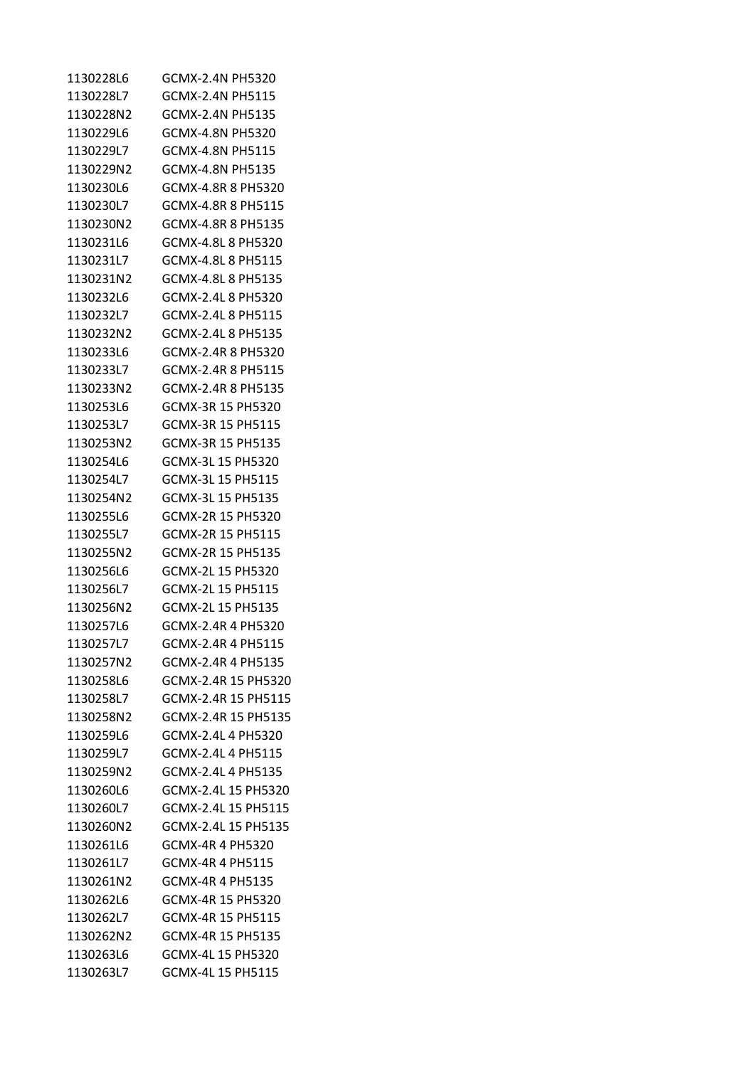| | |
|---|---|
| 1130228L6 | GCMX-2.4N PH5320 |
| 1130228L7 | GCMX-2.4N PH5115 |
| 1130228N2 | GCMX-2.4N PH5135 |
| 1130229L6 | GCMX-4.8N PH5320 |
| 1130229L7 | GCMX-4.8N PH5115 |
| 1130229N2 | GCMX-4.8N PH5135 |
| 1130230L6 | GCMX-4.8R 8 PH5320 |
| 1130230L7 | GCMX-4.8R 8 PH5115 |
| 1130230N2 | GCMX-4.8R 8 PH5135 |
| 1130231L6 | GCMX-4.8L 8 PH5320 |
| 1130231L7 | GCMX-4.8L 8 PH5115 |
| 1130231N2 | GCMX-4.8L 8 PH5135 |
| 1130232L6 | GCMX-2.4L 8 PH5320 |
| 1130232L7 | GCMX-2.4L 8 PH5115 |
| 1130232N2 | GCMX-2.4L 8 PH5135 |
| 1130233L6 | GCMX-2.4R 8 PH5320 |
| 1130233L7 | GCMX-2.4R 8 PH5115 |
| 1130233N2 | GCMX-2.4R 8 PH5135 |
| 1130253L6 | GCMX-3R 15 PH5320 |
| 1130253L7 | GCMX-3R 15 PH5115 |
| 1130253N2 | GCMX-3R 15 PH5135 |
| 1130254L6 | GCMX-3L 15 PH5320 |
| 1130254L7 | GCMX-3L 15 PH5115 |
| 1130254N2 | GCMX-3L 15 PH5135 |
| 1130255L6 | GCMX-2R 15 PH5320 |
| 1130255L7 | GCMX-2R 15 PH5115 |
| 1130255N2 | GCMX-2R 15 PH5135 |
| 1130256L6 | GCMX-2L 15 PH5320 |
| 1130256L7 | GCMX-2L 15 PH5115 |
| 1130256N2 | GCMX-2L 15 PH5135 |
| 1130257L6 | GCMX-2.4R 4 PH5320 |
| 1130257L7 | GCMX-2.4R 4 PH5115 |
| 1130257N2 | GCMX-2.4R 4 PH5135 |
| 1130258L6 | GCMX-2.4R 15 PH5320 |
| 1130258L7 | GCMX-2.4R 15 PH5115 |
| 1130258N2 | GCMX-2.4R 15 PH5135 |
| 1130259L6 | GCMX-2.4L 4 PH5320 |
| 1130259L7 | GCMX-2.4L 4 PH5115 |
| 1130259N2 | GCMX-2.4L 4 PH5135 |
| 1130260L6 | GCMX-2.4L 15 PH5320 |
| 1130260L7 | GCMX-2.4L 15 PH5115 |
| 1130260N2 | GCMX-2.4L 15 PH5135 |
| 1130261L6 | GCMX-4R 4 PH5320 |
| 1130261L7 | GCMX-4R 4 PH5115 |
| 1130261N2 | GCMX-4R 4 PH5135 |
| 1130262L6 | GCMX-4R 15 PH5320 |
| 1130262L7 | GCMX-4R 15 PH5115 |
| 1130262N2 | GCMX-4R 15 PH5135 |
| 1130263L6 | GCMX-4L 15 PH5320 |
| 1130263L7 | GCMX-4L 15 PH5115 |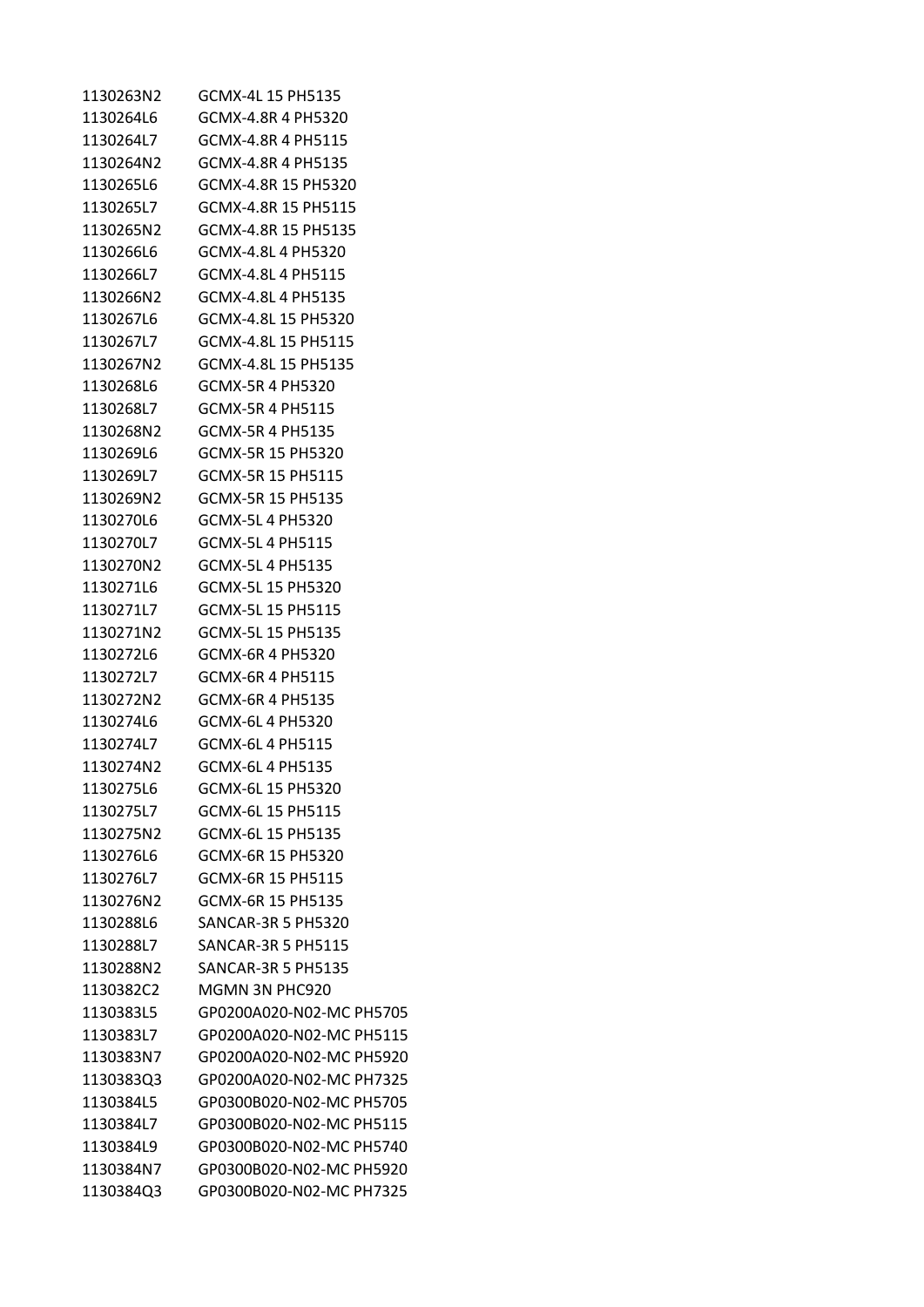| | |
|---|---|
| 1130263N2 | GCMX-4L 15 PH5135 |
| 1130264L6 | GCMX-4.8R 4 PH5320 |
| 1130264L7 | GCMX-4.8R 4 PH5115 |
| 1130264N2 | GCMX-4.8R 4 PH5135 |
| 1130265L6 | GCMX-4.8R 15 PH5320 |
| 1130265L7 | GCMX-4.8R 15 PH5115 |
| 1130265N2 | GCMX-4.8R 15 PH5135 |
| 1130266L6 | GCMX-4.8L 4 PH5320 |
| 1130266L7 | GCMX-4.8L 4 PH5115 |
| 1130266N2 | GCMX-4.8L 4 PH5135 |
| 1130267L6 | GCMX-4.8L 15 PH5320 |
| 1130267L7 | GCMX-4.8L 15 PH5115 |
| 1130267N2 | GCMX-4.8L 15 PH5135 |
| 1130268L6 | GCMX-5R 4 PH5320 |
| 1130268L7 | GCMX-5R 4 PH5115 |
| 1130268N2 | GCMX-5R 4 PH5135 |
| 1130269L6 | GCMX-5R 15 PH5320 |
| 1130269L7 | GCMX-5R 15 PH5115 |
| 1130269N2 | GCMX-5R 15 PH5135 |
| 1130270L6 | GCMX-5L 4 PH5320 |
| 1130270L7 | GCMX-5L 4 PH5115 |
| 1130270N2 | GCMX-5L 4 PH5135 |
| 1130271L6 | GCMX-5L 15 PH5320 |
| 1130271L7 | GCMX-5L 15 PH5115 |
| 1130271N2 | GCMX-5L 15 PH5135 |
| 1130272L6 | GCMX-6R 4 PH5320 |
| 1130272L7 | GCMX-6R 4 PH5115 |
| 1130272N2 | GCMX-6R 4 PH5135 |
| 1130274L6 | GCMX-6L 4 PH5320 |
| 1130274L7 | GCMX-6L 4 PH5115 |
| 1130274N2 | GCMX-6L 4 PH5135 |
| 1130275L6 | GCMX-6L 15 PH5320 |
| 1130275L7 | GCMX-6L 15 PH5115 |
| 1130275N2 | GCMX-6L 15 PH5135 |
| 1130276L6 | GCMX-6R 15 PH5320 |
| 1130276L7 | GCMX-6R 15 PH5115 |
| 1130276N2 | GCMX-6R 15 PH5135 |
| 1130288L6 | SANCAR-3R 5 PH5320 |
| 1130288L7 | SANCAR-3R 5 PH5115 |
| 1130288N2 | SANCAR-3R 5 PH5135 |
| 1130382C2 | MGMN 3N PHC920 |
| 1130383L5 | GP0200A020-N02-MC PH5705 |
| 1130383L7 | GP0200A020-N02-MC PH5115 |
| 1130383N7 | GP0200A020-N02-MC PH5920 |
| 1130383Q3 | GP0200A020-N02-MC PH7325 |
| 1130384L5 | GP0300B020-N02-MC PH5705 |
| 1130384L7 | GP0300B020-N02-MC PH5115 |
| 1130384L9 | GP0300B020-N02-MC PH5740 |
| 1130384N7 | GP0300B020-N02-MC PH5920 |
| 1130384Q3 | GP0300B020-N02-MC PH7325 |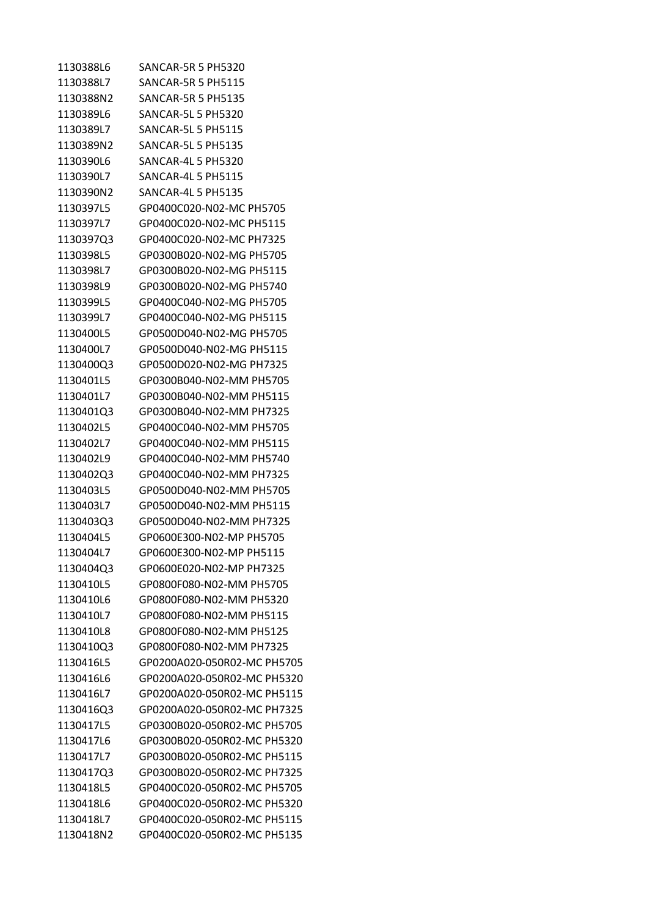| | |
|---|---|
| 1130388L6 | SANCAR-5R 5 PH5320 |
| 1130388L7 | SANCAR-5R 5 PH5115 |
| 1130388N2 | SANCAR-5R 5 PH5135 |
| 1130389L6 | SANCAR-5L 5 PH5320 |
| 1130389L7 | SANCAR-5L 5 PH5115 |
| 1130389N2 | SANCAR-5L 5 PH5135 |
| 1130390L6 | SANCAR-4L 5 PH5320 |
| 1130390L7 | SANCAR-4L 5 PH5115 |
| 1130390N2 | SANCAR-4L 5 PH5135 |
| 1130397L5 | GP0400C020-N02-MC PH5705 |
| 1130397L7 | GP0400C020-N02-MC PH5115 |
| 1130397Q3 | GP0400C020-N02-MC PH7325 |
| 1130398L5 | GP0300B020-N02-MG PH5705 |
| 1130398L7 | GP0300B020-N02-MG PH5115 |
| 1130398L9 | GP0300B020-N02-MG PH5740 |
| 1130399L5 | GP0400C040-N02-MG PH5705 |
| 1130399L7 | GP0400C040-N02-MG PH5115 |
| 1130400L5 | GP0500D040-N02-MG PH5705 |
| 1130400L7 | GP0500D040-N02-MG PH5115 |
| 1130400Q3 | GP0500D020-N02-MG PH7325 |
| 1130401L5 | GP0300B040-N02-MM PH5705 |
| 1130401L7 | GP0300B040-N02-MM PH5115 |
| 1130401Q3 | GP0300B040-N02-MM PH7325 |
| 1130402L5 | GP0400C040-N02-MM PH5705 |
| 1130402L7 | GP0400C040-N02-MM PH5115 |
| 1130402L9 | GP0400C040-N02-MM PH5740 |
| 1130402Q3 | GP0400C040-N02-MM PH7325 |
| 1130403L5 | GP0500D040-N02-MM PH5705 |
| 1130403L7 | GP0500D040-N02-MM PH5115 |
| 1130403Q3 | GP0500D040-N02-MM PH7325 |
| 1130404L5 | GP0600E300-N02-MP PH5705 |
| 1130404L7 | GP0600E300-N02-MP PH5115 |
| 1130404Q3 | GP0600E020-N02-MP PH7325 |
| 1130410L5 | GP0800F080-N02-MM PH5705 |
| 1130410L6 | GP0800F080-N02-MM PH5320 |
| 1130410L7 | GP0800F080-N02-MM PH5115 |
| 1130410L8 | GP0800F080-N02-MM PH5125 |
| 1130410Q3 | GP0800F080-N02-MM PH7325 |
| 1130416L5 | GP0200A020-050R02-MC PH5705 |
| 1130416L6 | GP0200A020-050R02-MC PH5320 |
| 1130416L7 | GP0200A020-050R02-MC PH5115 |
| 1130416Q3 | GP0200A020-050R02-MC PH7325 |
| 1130417L5 | GP0300B020-050R02-MC PH5705 |
| 1130417L6 | GP0300B020-050R02-MC PH5320 |
| 1130417L7 | GP0300B020-050R02-MC PH5115 |
| 1130417Q3 | GP0300B020-050R02-MC PH7325 |
| 1130418L5 | GP0400C020-050R02-MC PH5705 |
| 1130418L6 | GP0400C020-050R02-MC PH5320 |
| 1130418L7 | GP0400C020-050R02-MC PH5115 |
| 1130418N2 | GP0400C020-050R02-MC PH5135 |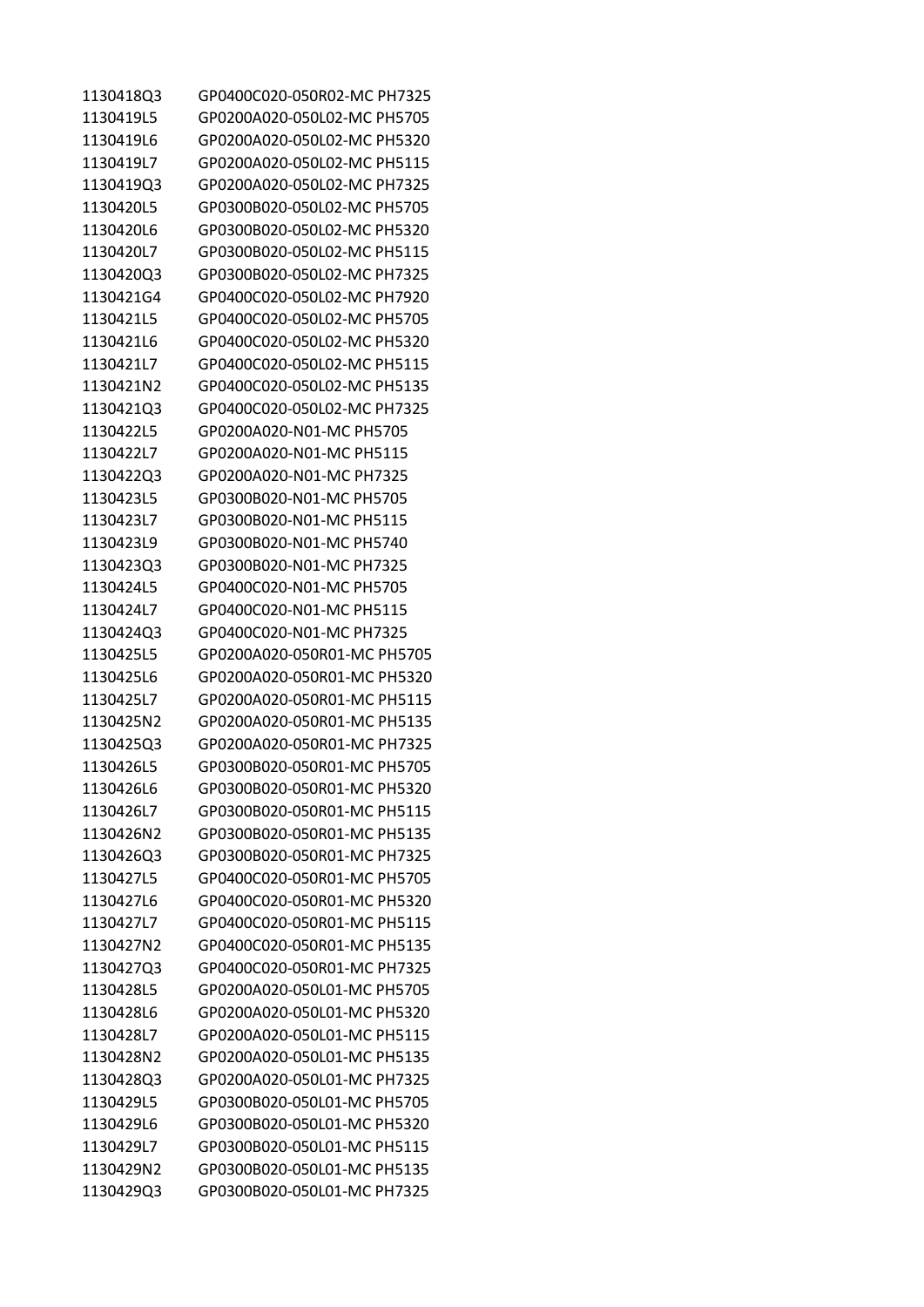| | |
|---|---|
| 1130418Q3 | GP0400C020-050R02-MC PH7325 |
| 1130419L5 | GP0200A020-050L02-MC PH5705 |
| 1130419L6 | GP0200A020-050L02-MC PH5320 |
| 1130419L7 | GP0200A020-050L02-MC PH5115 |
| 1130419Q3 | GP0200A020-050L02-MC PH7325 |
| 1130420L5 | GP0300B020-050L02-MC PH5705 |
| 1130420L6 | GP0300B020-050L02-MC PH5320 |
| 1130420L7 | GP0300B020-050L02-MC PH5115 |
| 1130420Q3 | GP0300B020-050L02-MC PH7325 |
| 1130421G4 | GP0400C020-050L02-MC PH7920 |
| 1130421L5 | GP0400C020-050L02-MC PH5705 |
| 1130421L6 | GP0400C020-050L02-MC PH5320 |
| 1130421L7 | GP0400C020-050L02-MC PH5115 |
| 1130421N2 | GP0400C020-050L02-MC PH5135 |
| 1130421Q3 | GP0400C020-050L02-MC PH7325 |
| 1130422L5 | GP0200A020-N01-MC PH5705 |
| 1130422L7 | GP0200A020-N01-MC PH5115 |
| 1130422Q3 | GP0200A020-N01-MC PH7325 |
| 1130423L5 | GP0300B020-N01-MC PH5705 |
| 1130423L7 | GP0300B020-N01-MC PH5115 |
| 1130423L9 | GP0300B020-N01-MC PH5740 |
| 1130423Q3 | GP0300B020-N01-MC PH7325 |
| 1130424L5 | GP0400C020-N01-MC PH5705 |
| 1130424L7 | GP0400C020-N01-MC PH5115 |
| 1130424Q3 | GP0400C020-N01-MC PH7325 |
| 1130425L5 | GP0200A020-050R01-MC PH5705 |
| 1130425L6 | GP0200A020-050R01-MC PH5320 |
| 1130425L7 | GP0200A020-050R01-MC PH5115 |
| 1130425N2 | GP0200A020-050R01-MC PH5135 |
| 1130425Q3 | GP0200A020-050R01-MC PH7325 |
| 1130426L5 | GP0300B020-050R01-MC PH5705 |
| 1130426L6 | GP0300B020-050R01-MC PH5320 |
| 1130426L7 | GP0300B020-050R01-MC PH5115 |
| 1130426N2 | GP0300B020-050R01-MC PH5135 |
| 1130426Q3 | GP0300B020-050R01-MC PH7325 |
| 1130427L5 | GP0400C020-050R01-MC PH5705 |
| 1130427L6 | GP0400C020-050R01-MC PH5320 |
| 1130427L7 | GP0400C020-050R01-MC PH5115 |
| 1130427N2 | GP0400C020-050R01-MC PH5135 |
| 1130427Q3 | GP0400C020-050R01-MC PH7325 |
| 1130428L5 | GP0200A020-050L01-MC PH5705 |
| 1130428L6 | GP0200A020-050L01-MC PH5320 |
| 1130428L7 | GP0200A020-050L01-MC PH5115 |
| 1130428N2 | GP0200A020-050L01-MC PH5135 |
| 1130428Q3 | GP0200A020-050L01-MC PH7325 |
| 1130429L5 | GP0300B020-050L01-MC PH5705 |
| 1130429L6 | GP0300B020-050L01-MC PH5320 |
| 1130429L7 | GP0300B020-050L01-MC PH5115 |
| 1130429N2 | GP0300B020-050L01-MC PH5135 |
| 1130429Q3 | GP0300B020-050L01-MC PH7325 |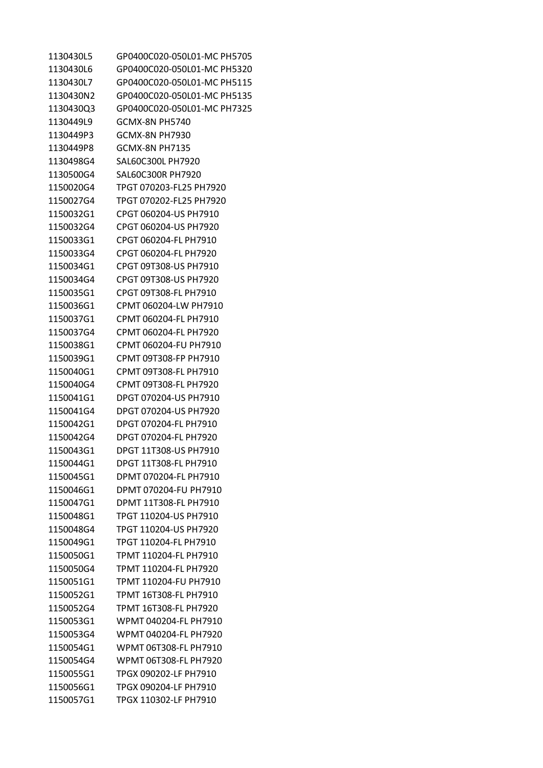| | |
|---|---|
| 1130430L5 | GP0400C020-050L01-MC PH5705 |
| 1130430L6 | GP0400C020-050L01-MC PH5320 |
| 1130430L7 | GP0400C020-050L01-MC PH5115 |
| 1130430N2 | GP0400C020-050L01-MC PH5135 |
| 1130430Q3 | GP0400C020-050L01-MC PH7325 |
| 1130449L9 | GCMX-8N PH5740 |
| 1130449P3 | GCMX-8N PH7930 |
| 1130449P8 | GCMX-8N PH7135 |
| 1130498G4 | SAL60C300L PH7920 |
| 1130500G4 | SAL60C300R PH7920 |
| 1150020G4 | TPGT 070203-FL25 PH7920 |
| 1150027G4 | TPGT 070202-FL25 PH7920 |
| 1150032G1 | CPGT 060204-US PH7910 |
| 1150032G4 | CPGT 060204-US PH7920 |
| 1150033G1 | CPGT 060204-FL PH7910 |
| 1150033G4 | CPGT 060204-FL PH7920 |
| 1150034G1 | CPGT 09T308-US PH7910 |
| 1150034G4 | CPGT 09T308-US PH7920 |
| 1150035G1 | CPGT 09T308-FL PH7910 |
| 1150036G1 | CPMT 060204-LW PH7910 |
| 1150037G1 | CPMT 060204-FL PH7910 |
| 1150037G4 | CPMT 060204-FL PH7920 |
| 1150038G1 | CPMT 060204-FU PH7910 |
| 1150039G1 | CPMT 09T308-FP PH7910 |
| 1150040G1 | CPMT 09T308-FL PH7910 |
| 1150040G4 | CPMT 09T308-FL PH7920 |
| 1150041G1 | DPGT 070204-US PH7910 |
| 1150041G4 | DPGT 070204-US PH7920 |
| 1150042G1 | DPGT 070204-FL PH7910 |
| 1150042G4 | DPGT 070204-FL PH7920 |
| 1150043G1 | DPGT 11T308-US PH7910 |
| 1150044G1 | DPGT 11T308-FL PH7910 |
| 1150045G1 | DPMT 070204-FL PH7910 |
| 1150046G1 | DPMT 070204-FU PH7910 |
| 1150047G1 | DPMT 11T308-FL PH7910 |
| 1150048G1 | TPGT 110204-US PH7910 |
| 1150048G4 | TPGT 110204-US PH7920 |
| 1150049G1 | TPGT 110204-FL PH7910 |
| 1150050G1 | TPMT 110204-FL PH7910 |
| 1150050G4 | TPMT 110204-FL PH7920 |
| 1150051G1 | TPMT 110204-FU PH7910 |
| 1150052G1 | TPMT 16T308-FL PH7910 |
| 1150052G4 | TPMT 16T308-FL PH7920 |
| 1150053G1 | WPMT 040204-FL PH7910 |
| 1150053G4 | WPMT 040204-FL PH7920 |
| 1150054G1 | WPMT 06T308-FL PH7910 |
| 1150054G4 | WPMT 06T308-FL PH7920 |
| 1150055G1 | TPGX 090202-LF PH7910 |
| 1150056G1 | TPGX 090204-LF PH7910 |
| 1150057G1 | TPGX 110302-LF PH7910 |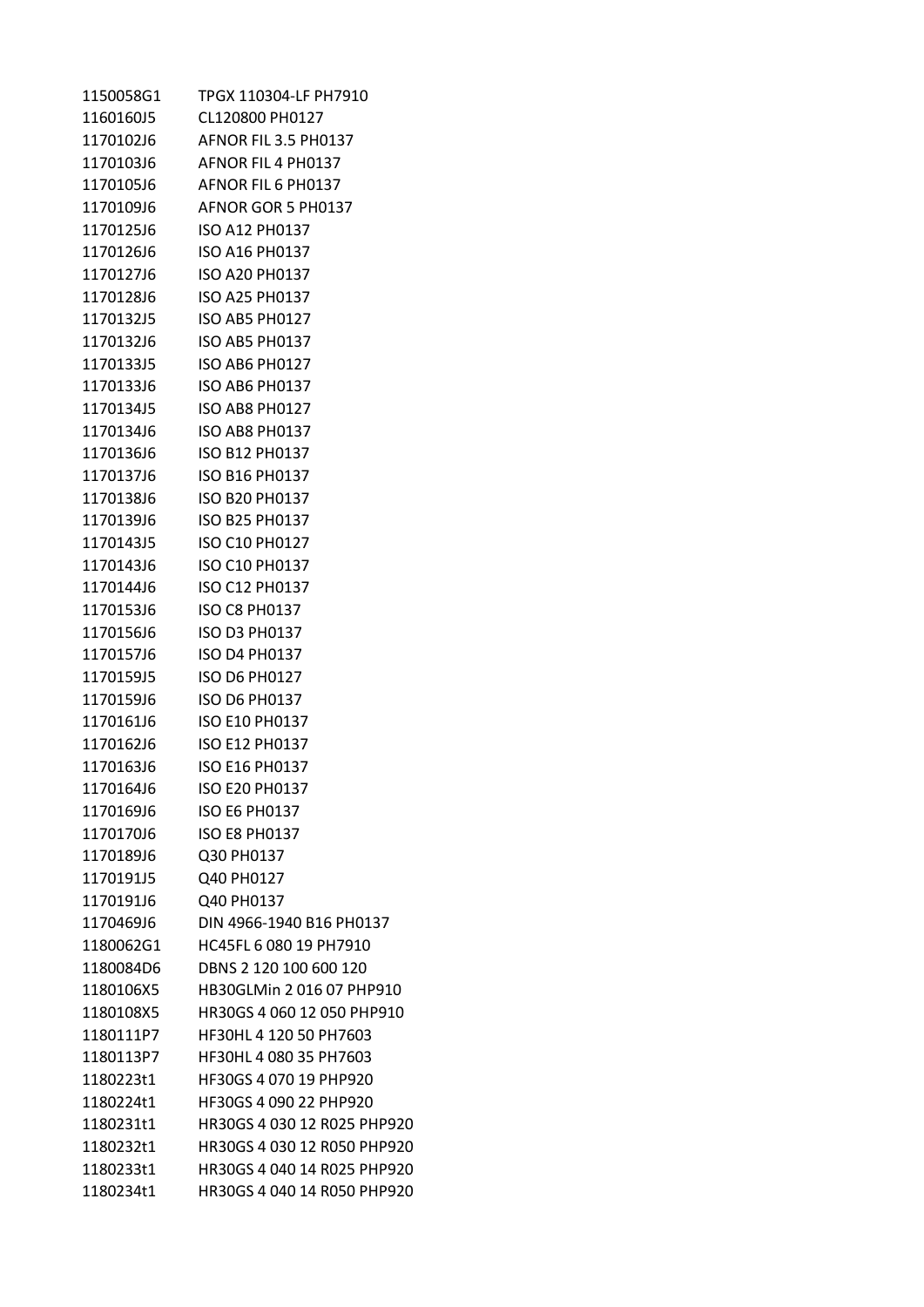| | |
|---|---|
| 1150058G1 | TPGX 110304-LF PH7910 |
| 1160160J5 | CL120800 PH0127 |
| 1170102J6 | AFNOR FIL 3.5 PH0137 |
| 1170103J6 | AFNOR FIL 4 PH0137 |
| 1170105J6 | AFNOR FIL 6 PH0137 |
| 1170109J6 | AFNOR GOR 5 PH0137 |
| 1170125J6 | ISO A12 PH0137 |
| 1170126J6 | ISO A16 PH0137 |
| 1170127J6 | ISO A20 PH0137 |
| 1170128J6 | ISO A25 PH0137 |
| 1170132J5 | ISO AB5 PH0127 |
| 1170132J6 | ISO AB5 PH0137 |
| 1170133J5 | ISO AB6 PH0127 |
| 1170133J6 | ISO AB6 PH0137 |
| 1170134J5 | ISO AB8 PH0127 |
| 1170134J6 | ISO AB8 PH0137 |
| 1170136J6 | ISO B12 PH0137 |
| 1170137J6 | ISO B16 PH0137 |
| 1170138J6 | ISO B20 PH0137 |
| 1170139J6 | ISO B25 PH0137 |
| 1170143J5 | ISO C10 PH0127 |
| 1170143J6 | ISO C10 PH0137 |
| 1170144J6 | ISO C12 PH0137 |
| 1170153J6 | ISO C8 PH0137 |
| 1170156J6 | ISO D3 PH0137 |
| 1170157J6 | ISO D4 PH0137 |
| 1170159J5 | ISO D6 PH0127 |
| 1170159J6 | ISO D6 PH0137 |
| 1170161J6 | ISO E10 PH0137 |
| 1170162J6 | ISO E12 PH0137 |
| 1170163J6 | ISO E16 PH0137 |
| 1170164J6 | ISO E20 PH0137 |
| 1170169J6 | ISO E6 PH0137 |
| 1170170J6 | ISO E8 PH0137 |
| 1170189J6 | Q30 PH0137 |
| 1170191J5 | Q40 PH0127 |
| 1170191J6 | Q40 PH0137 |
| 1170469J6 | DIN 4966-1940 B16 PH0137 |
| 1180062G1 | HC45FL 6 080 19 PH7910 |
| 1180084D6 | DBNS 2 120 100 600 120 |
| 1180106X5 | HB30GLMin 2 016 07 PHP910 |
| 1180108X5 | HR30GS 4 060 12 050 PHP910 |
| 1180111P7 | HF30HL 4 120 50 PH7603 |
| 1180113P7 | HF30HL 4 080 35 PH7603 |
| 1180223t1 | HF30GS 4 070 19 PHP920 |
| 1180224t1 | HF30GS 4 090 22 PHP920 |
| 1180231t1 | HR30GS 4 030 12 R025 PHP920 |
| 1180232t1 | HR30GS 4 030 12 R050 PHP920 |
| 1180233t1 | HR30GS 4 040 14 R025 PHP920 |
| 1180234t1 | HR30GS 4 040 14 R050 PHP920 |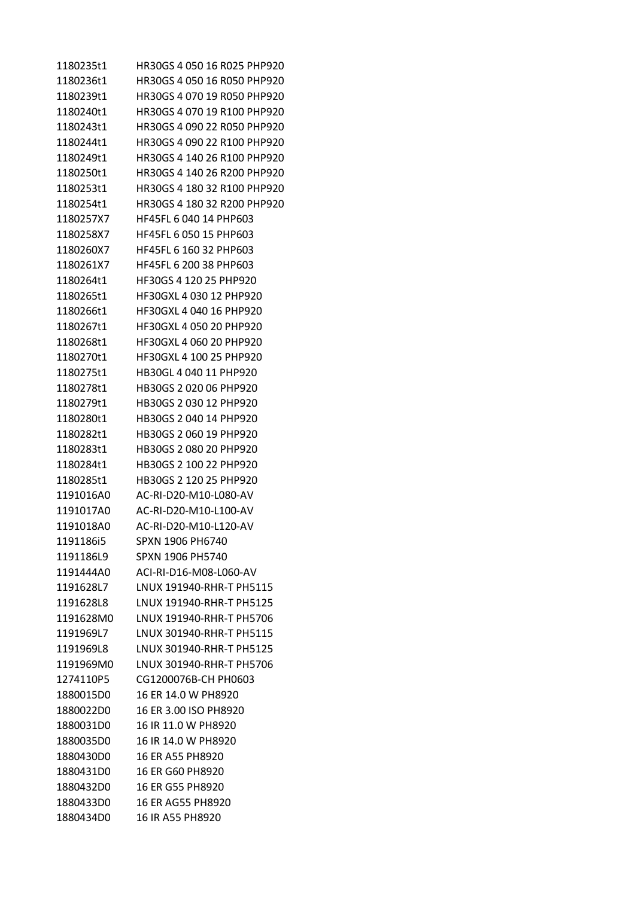| | |
|---|---|
| 1180235t1 | HR30GS 4 050 16 R025 PHP920 |
| 1180236t1 | HR30GS 4 050 16 R050 PHP920 |
| 1180239t1 | HR30GS 4 070 19 R050 PHP920 |
| 1180240t1 | HR30GS 4 070 19 R100 PHP920 |
| 1180243t1 | HR30GS 4 090 22 R050 PHP920 |
| 1180244t1 | HR30GS 4 090 22 R100 PHP920 |
| 1180249t1 | HR30GS 4 140 26 R100 PHP920 |
| 1180250t1 | HR30GS 4 140 26 R200 PHP920 |
| 1180253t1 | HR30GS 4 180 32 R100 PHP920 |
| 1180254t1 | HR30GS 4 180 32 R200 PHP920 |
| 1180257X7 | HF45FL 6 040 14 PHP603 |
| 1180258X7 | HF45FL 6 050 15 PHP603 |
| 1180260X7 | HF45FL 6 160 32 PHP603 |
| 1180261X7 | HF45FL 6 200 38 PHP603 |
| 1180264t1 | HF30GS 4 120 25 PHP920 |
| 1180265t1 | HF30GXL 4 030 12 PHP920 |
| 1180266t1 | HF30GXL 4 040 16 PHP920 |
| 1180267t1 | HF30GXL 4 050 20 PHP920 |
| 1180268t1 | HF30GXL 4 060 20 PHP920 |
| 1180270t1 | HF30GXL 4 100 25 PHP920 |
| 1180275t1 | HB30GL 4 040 11 PHP920 |
| 1180278t1 | HB30GS 2 020 06 PHP920 |
| 1180279t1 | HB30GS 2 030 12 PHP920 |
| 1180280t1 | HB30GS 2 040 14 PHP920 |
| 1180282t1 | HB30GS 2 060 19 PHP920 |
| 1180283t1 | HB30GS 2 080 20 PHP920 |
| 1180284t1 | HB30GS 2 100 22 PHP920 |
| 1180285t1 | HB30GS 2 120 25 PHP920 |
| 1191016A0 | AC-RI-D20-M10-L080-AV |
| 1191017A0 | AC-RI-D20-M10-L100-AV |
| 1191018A0 | AC-RI-D20-M10-L120-AV |
| 1191186i5 | SPXN 1906 PH6740 |
| 1191186L9 | SPXN 1906 PH5740 |
| 1191444A0 | ACI-RI-D16-M08-L060-AV |
| 1191628L7 | LNUX 191940-RHR-T PH5115 |
| 1191628L8 | LNUX 191940-RHR-T PH5125 |
| 1191628M0 | LNUX 191940-RHR-T PH5706 |
| 1191969L7 | LNUX 301940-RHR-T PH5115 |
| 1191969L8 | LNUX 301940-RHR-T PH5125 |
| 1191969M0 | LNUX 301940-RHR-T PH5706 |
| 1274110P5 | CG1200076B-CH PH0603 |
| 1880015D0 | 16 ER 14.0 W PH8920 |
| 1880022D0 | 16 ER 3.00 ISO PH8920 |
| 1880031D0 | 16 IR 11.0 W PH8920 |
| 1880035D0 | 16 IR 14.0 W PH8920 |
| 1880430D0 | 16 ER A55 PH8920 |
| 1880431D0 | 16 ER G60 PH8920 |
| 1880432D0 | 16 ER G55 PH8920 |
| 1880433D0 | 16 ER AG55 PH8920 |
| 1880434D0 | 16 IR A55 PH8920 |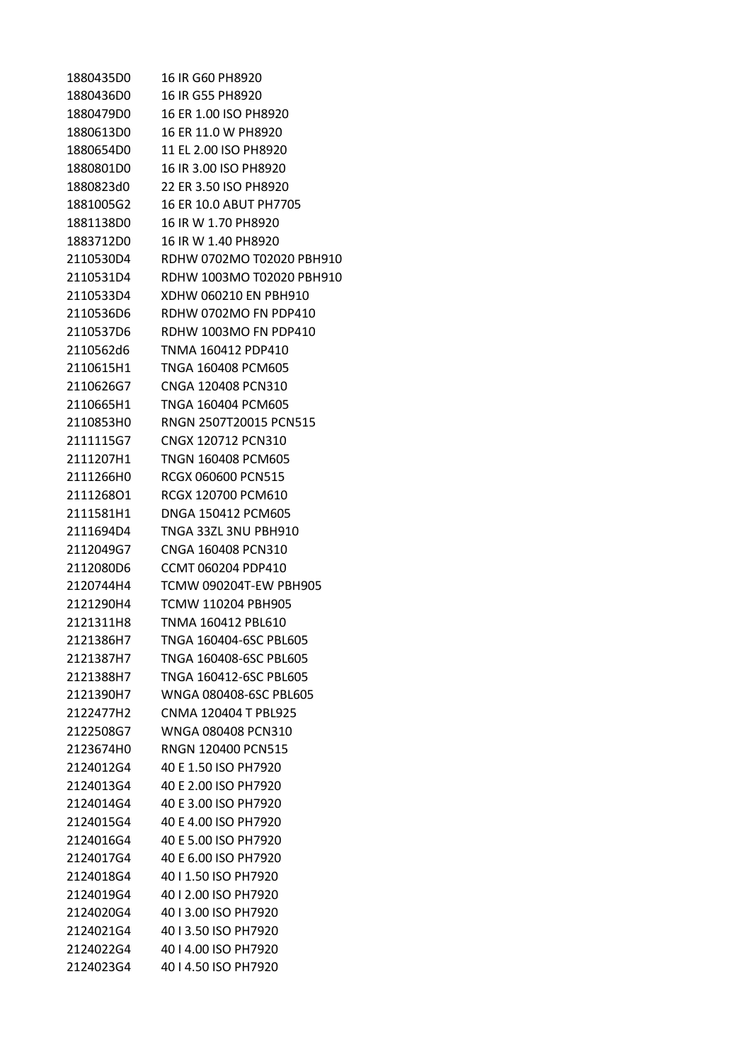| | |
|---|---|
| 1880435D0 | 16 IR G60 PH8920 |
| 1880436D0 | 16 IR G55 PH8920 |
| 1880479D0 | 16 ER 1.00 ISO PH8920 |
| 1880613D0 | 16 ER 11.0 W PH8920 |
| 1880654D0 | 11 EL 2.00 ISO PH8920 |
| 1880801D0 | 16 IR 3.00 ISO PH8920 |
| 1880823d0 | 22 ER 3.50 ISO PH8920 |
| 1881005G2 | 16 ER 10.0 ABUT PH7705 |
| 1881138D0 | 16 IR W 1.70 PH8920 |
| 1883712D0 | 16 IR W 1.40 PH8920 |
| 2110530D4 | RDHW 0702MO T02020 PBH910 |
| 2110531D4 | RDHW 1003MO T02020 PBH910 |
| 2110533D4 | XDHW 060210 EN PBH910 |
| 2110536D6 | RDHW 0702MO FN PDP410 |
| 2110537D6 | RDHW 1003MO FN PDP410 |
| 2110562d6 | TNMA 160412 PDP410 |
| 2110615H1 | TNGA 160408 PCM605 |
| 2110626G7 | CNGA 120408 PCN310 |
| 2110665H1 | TNGA 160404 PCM605 |
| 2110853H0 | RNGN 2507T20015 PCN515 |
| 2111115G7 | CNGX 120712 PCN310 |
| 2111207H1 | TNGN 160408 PCM605 |
| 2111266H0 | RCGX 060600 PCN515 |
| 2111268O1 | RCGX 120700 PCM610 |
| 2111581H1 | DNGA 150412 PCM605 |
| 2111694D4 | TNGA 33ZL 3NU PBH910 |
| 2112049G7 | CNGA 160408 PCN310 |
| 2112080D6 | CCMT 060204 PDP410 |
| 2120744H4 | TCMW 090204T-EW PBH905 |
| 2121290H4 | TCMW 110204 PBH905 |
| 2121311H8 | TNMA 160412 PBL610 |
| 2121386H7 | TNGA 160404-6SC PBL605 |
| 2121387H7 | TNGA 160408-6SC PBL605 |
| 2121388H7 | TNGA 160412-6SC PBL605 |
| 2121390H7 | WNGA 080408-6SC PBL605 |
| 2122477H2 | CNMA 120404 T PBL925 |
| 2122508G7 | WNGA 080408 PCN310 |
| 2123674H0 | RNGN 120400 PCN515 |
| 2124012G4 | 40 E 1.50 ISO PH7920 |
| 2124013G4 | 40 E 2.00 ISO PH7920 |
| 2124014G4 | 40 E 3.00 ISO PH7920 |
| 2124015G4 | 40 E 4.00 ISO PH7920 |
| 2124016G4 | 40 E 5.00 ISO PH7920 |
| 2124017G4 | 40 E 6.00 ISO PH7920 |
| 2124018G4 | 40 I 1.50 ISO PH7920 |
| 2124019G4 | 40 I 2.00 ISO PH7920 |
| 2124020G4 | 40 I 3.00 ISO PH7920 |
| 2124021G4 | 40 I 3.50 ISO PH7920 |
| 2124022G4 | 40 I 4.00 ISO PH7920 |
| 2124023G4 | 40 I 4.50 ISO PH7920 |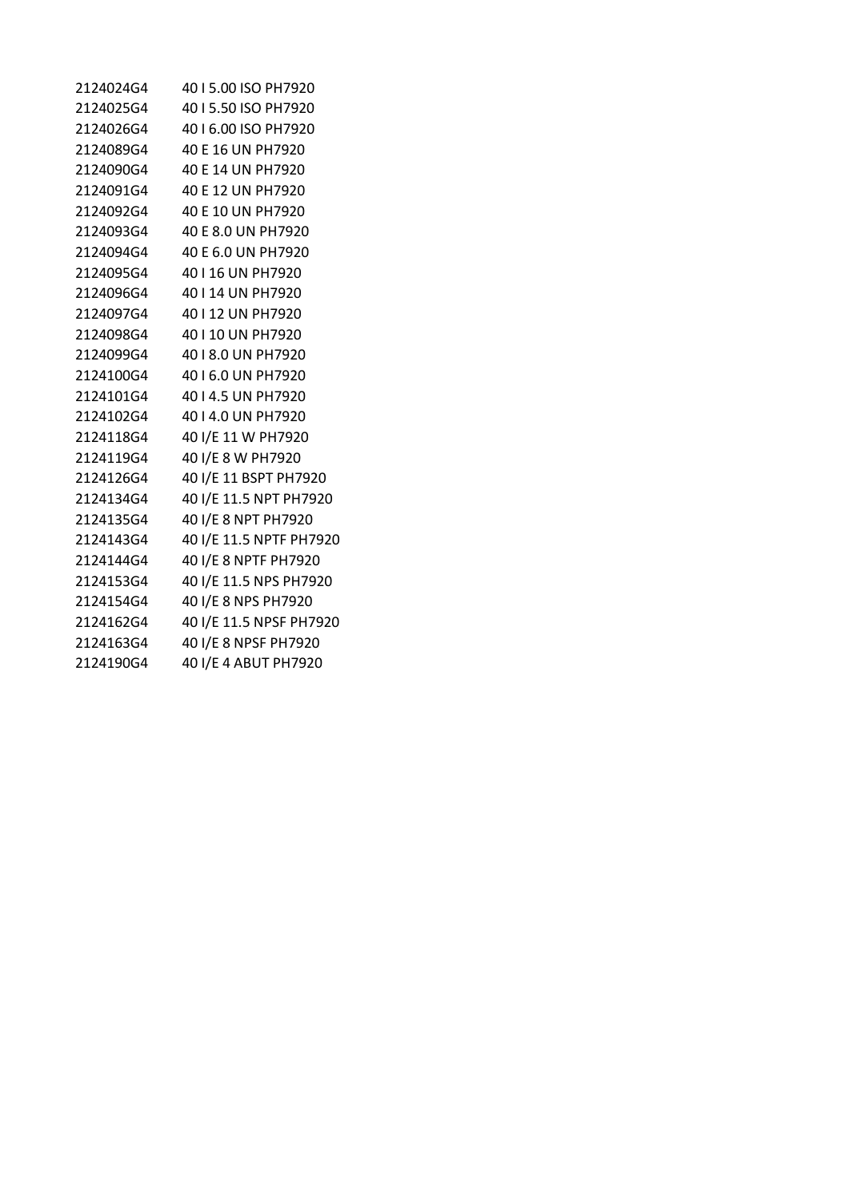| | |
|---|---|
| 2124024G4 | 40 I 5.00 ISO PH7920 |
| 2124025G4 | 40 I 5.50 ISO PH7920 |
| 2124026G4 | 40 I 6.00 ISO PH7920 |
| 2124089G4 | 40 E 16 UN PH7920 |
| 2124090G4 | 40 E 14 UN PH7920 |
| 2124091G4 | 40 E 12 UN PH7920 |
| 2124092G4 | 40 E 10 UN PH7920 |
| 2124093G4 | 40 E 8.0 UN PH7920 |
| 2124094G4 | 40 E 6.0 UN PH7920 |
| 2124095G4 | 40 I 16 UN PH7920 |
| 2124096G4 | 40 I 14 UN PH7920 |
| 2124097G4 | 40 I 12 UN PH7920 |
| 2124098G4 | 40 I 10 UN PH7920 |
| 2124099G4 | 40 I 8.0 UN PH7920 |
| 2124100G4 | 40 I 6.0 UN PH7920 |
| 2124101G4 | 40 I 4.5 UN PH7920 |
| 2124102G4 | 40 I 4.0 UN PH7920 |
| 2124118G4 | 40 I/E 11 W PH7920 |
| 2124119G4 | 40 I/E 8 W PH7920 |
| 2124126G4 | 40 I/E 11 BSPT PH7920 |
| 2124134G4 | 40 I/E 11.5 NPT PH7920 |
| 2124135G4 | 40 I/E 8 NPT PH7920 |
| 2124143G4 | 40 I/E 11.5 NPTF PH7920 |
| 2124144G4 | 40 I/E 8 NPTF PH7920 |
| 2124153G4 | 40 I/E 11.5 NPS PH7920 |
| 2124154G4 | 40 I/E 8 NPS PH7920 |
| 2124162G4 | 40 I/E 11.5 NPSF PH7920 |
| 2124163G4 | 40 I/E 8 NPSF PH7920 |
| 2124190G4 | 40 I/E 4 ABUT PH7920 |